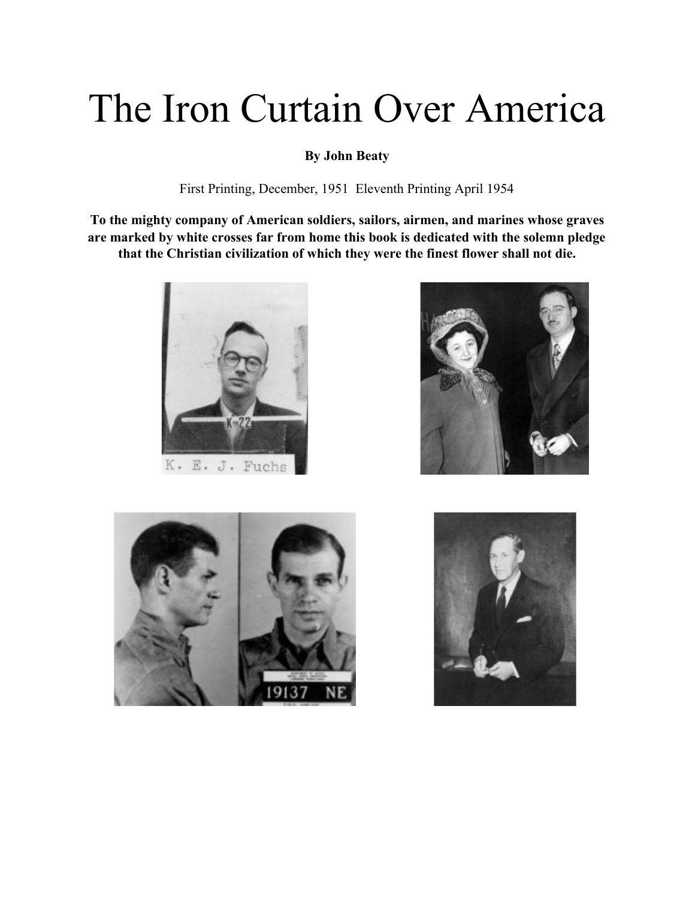# The Iron Curtain Over America

**By John Beaty**

First Printing, December, 1951 Eleventh Printing April 1954

**To the mighty company of American soldiers, sailors, airmen, and marines whose graves are marked by white crosses far from home this book is dedicated with the solemn pledge that the Christian civilization of which they were the finest flower shall not die.**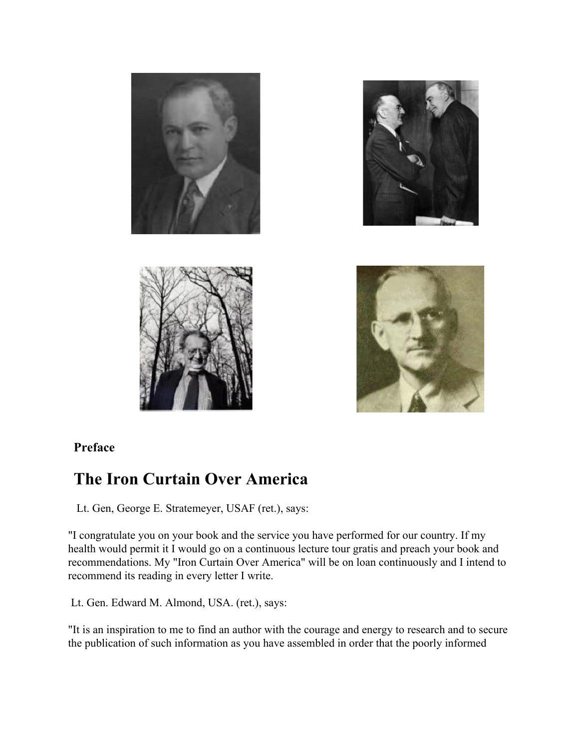**Preface**

# The Iron Curtain Over America

Lt. Gen, George E. Stratemeyer, USAF (ret.), says:

"I congratulate you on your book and the service you have performed for our country. If my health would permit it I would go on a continuous lecture tour gratis and preach your book and recommendations. My "Iron Curtain Over America" will be on loan continuously and I intend to recommend its reading in every letter I write.

Lt. Gen. Edward M. Almond, USA. (ret.), says:

"It is an inspiration to me to find an author with the courage and energy to research and to secure the publication of such information as you have assembled in order that the poorly informed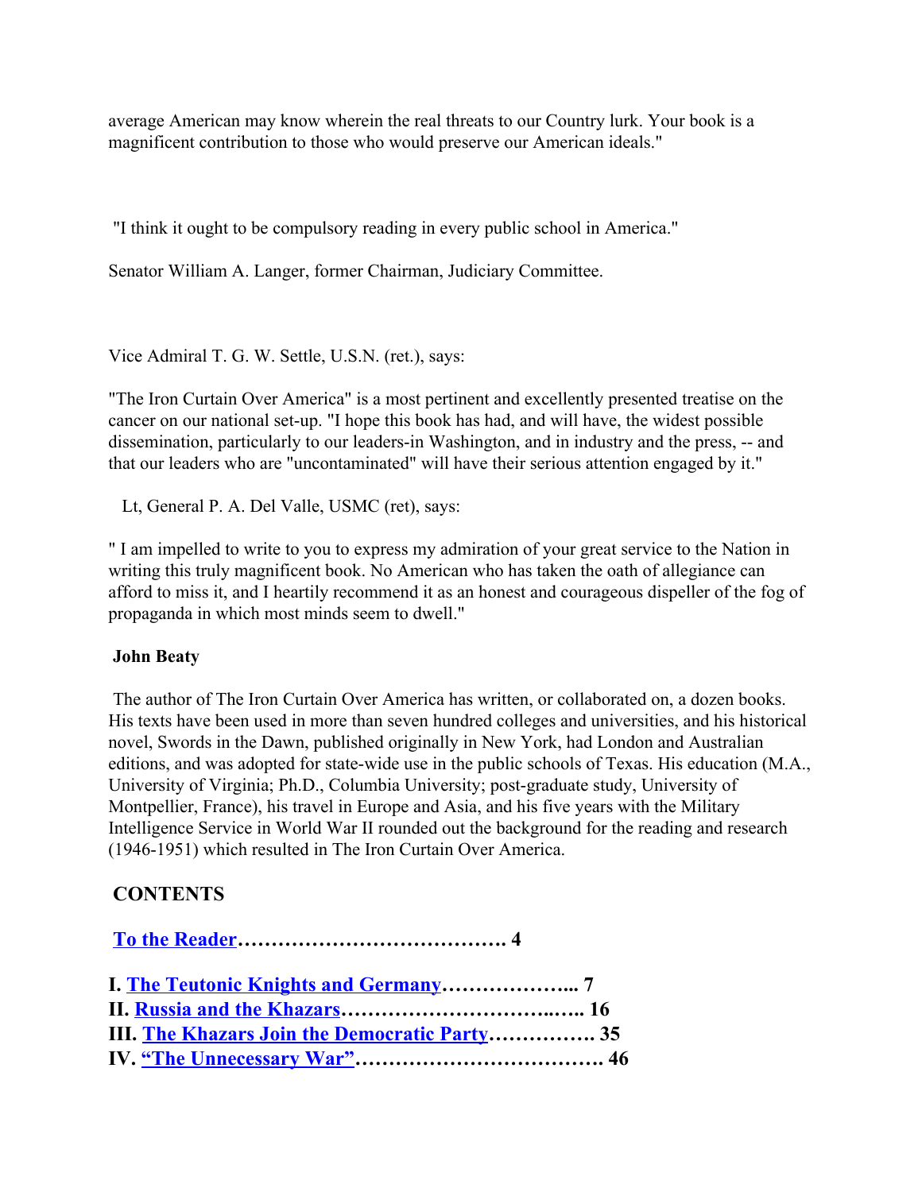average American may know wherein the real threats to our Country lurk. Your book is a magnificent contribution to those who would preserve our American ideals."

"I think it ought to be compulsory reading in every public school in America."

Senator William A. Langer, former Chairman, Judiciary Committee.

Vice Admiral T. G. W. Settle, U.S.N. (ret.), says:

"The Iron Curtain Over America" is a most pertinent and excellently presented treatise on the cancer on our national set-up. "I hope this book has had, and will have, the widest possible dissemination, particularly to our leaders-in Washington, and in industry and the press, -- and that our leaders who are "uncontaminated" will have their serious attention engaged by it."

Lt, General P. A. Del Valle, USMC (ret), says:

" I am impelled to write to you to express my admiration of your great service to the Nation in writing this truly magnificent book. No American who has taken the oath of allegiance can afford to miss it, and I heartily recommend it as an honest and courageous dispeller of the fog of propaganda in which most minds seem to dwell."

**John Beaty**

The author of The Iron Curtain Over America has written, or collaborated on, a dozen books. His texts have been used in more than seven hundred colleges and universities, and his historical novel, Swords in the Dawn, published originally in New York, had London and Australian editions, and was adopted for state-wide use in the public schools of Texas. His education (M.A., University of Virginia; Ph.D., Columbia University; post-graduate study, University of Montpellier, France), his travel in Europe and Asia, and his five years with the Military Intelligence Service in World War II rounded out the background for the reading and research (1946-1951) which resulted in The Iron Curtain Over America.

## CONTENTS

**To the Reader…………………………………. 4**

**I. The Teutonic Knights and Germany……………….. 7**
**II. Russia and the Khazars……………………….….. 16**
**III. The Khazars Join the Democratic Party……………. 35**
**IV. "The Unnecessary War"………………………………. 46**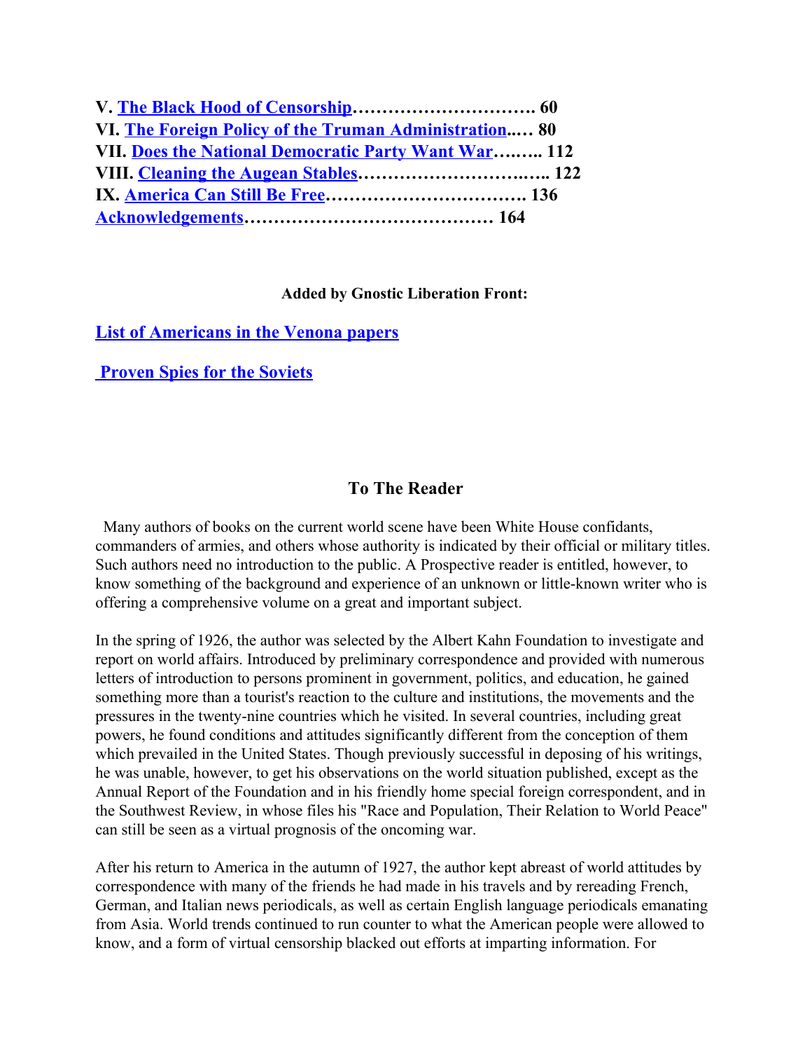**V. The Black Hood of Censorship………………………… 60**
**VI. The Foreign Policy of the Truman Administration..… 80**
**VII. Does the National Democratic Party Want War…..….. 112**
**VIII. Cleaning the Augean Stables……………………..….. 122**
**IX. America Can Still Be Free……………………………. 136**
**Acknowledgements…………………………………… 164**

**Added by Gnostic Liberation Front:**

**List of Americans in the Venona papers**

**Proven Spies for the Soviets**

## To The Reader

Many authors of books on the current world scene have been White House confidants, commanders of armies, and others whose authority is indicated by their official or military titles. Such authors need no introduction to the public. A Prospective reader is entitled, however, to know something of the background and experience of an unknown or little-known writer who is offering a comprehensive volume on a great and important subject.

In the spring of 1926, the author was selected by the Albert Kahn Foundation to investigate and report on world affairs. Introduced by preliminary correspondence and provided with numerous letters of introduction to persons prominent in government, politics, and education, he gained something more than a tourist's reaction to the culture and institutions, the movements and the pressures in the twenty-nine countries which he visited. In several countries, including great powers, he found conditions and attitudes significantly different from the conception of them which prevailed in the United States. Though previously successful in deposing of his writings, he was unable, however, to get his observations on the world situation published, except as the Annual Report of the Foundation and in his friendly home special foreign correspondent, and in the Southwest Review, in whose files his "Race and Population, Their Relation to World Peace" can still be seen as a virtual prognosis of the oncoming war.

After his return to America in the autumn of 1927, the author kept abreast of world attitudes by correspondence with many of the friends he had made in his travels and by rereading French, German, and Italian news periodicals, as well as certain English language periodicals emanating from Asia. World trends continued to run counter to what the American people were allowed to know, and a form of virtual censorship blacked out efforts at imparting information. For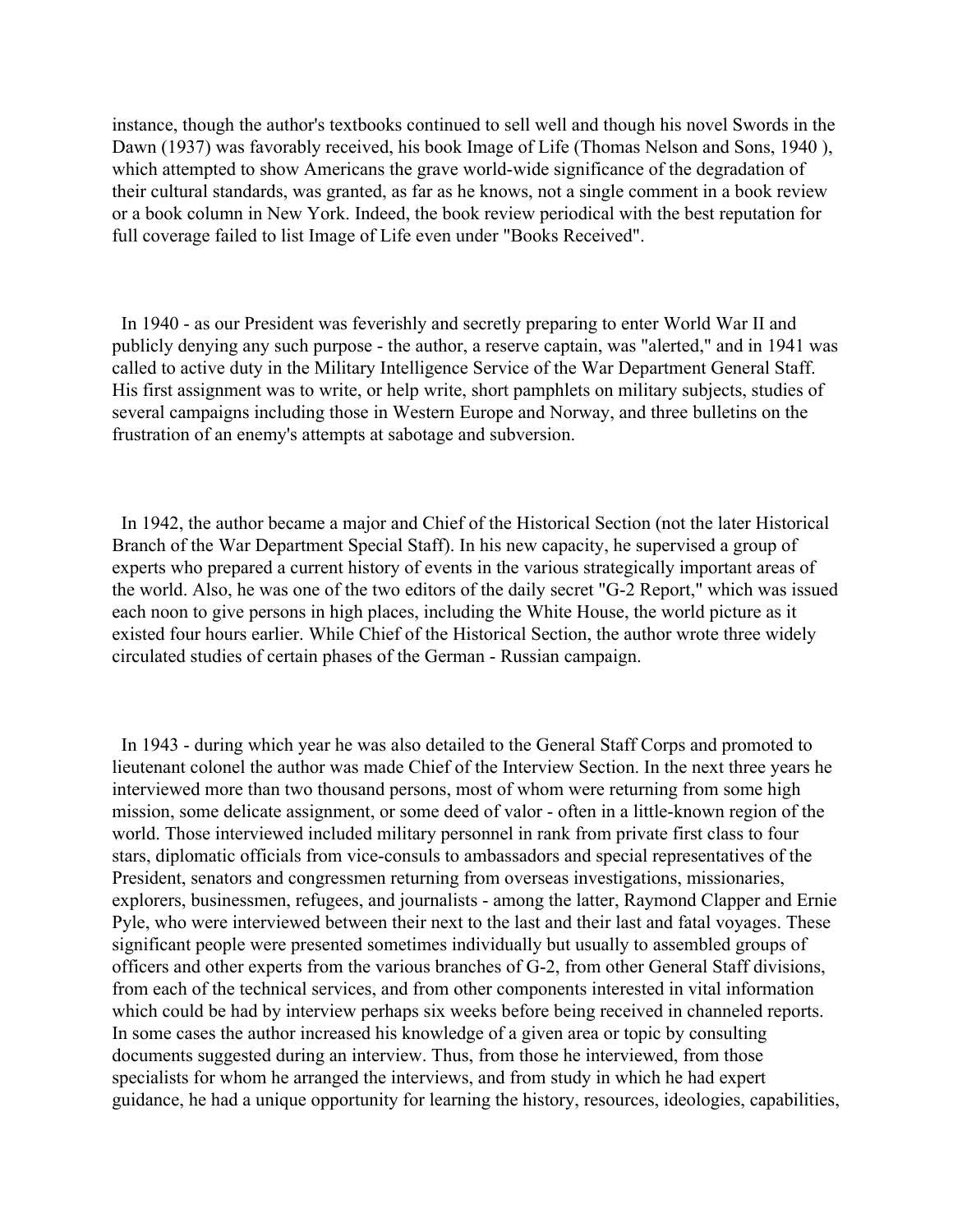instance, though the author's textbooks continued to sell well and though his novel Swords in the Dawn (1937) was favorably received, his book Image of Life (Thomas Nelson and Sons, 1940 ), which attempted to show Americans the grave world-wide significance of the degradation of their cultural standards, was granted, as far as he knows, not a single comment in a book review or a book column in New York. Indeed, the book review periodical with the best reputation for full coverage failed to list Image of Life even under "Books Received".

In 1940 - as our President was feverishly and secretly preparing to enter World War II and publicly denying any such purpose - the author, a reserve captain, was "alerted," and in 1941 was called to active duty in the Military Intelligence Service of the War Department General Staff. His first assignment was to write, or help write, short pamphlets on military subjects, studies of several campaigns including those in Western Europe and Norway, and three bulletins on the frustration of an enemy's attempts at sabotage and subversion.

In 1942, the author became a major and Chief of the Historical Section (not the later Historical Branch of the War Department Special Staff). In his new capacity, he supervised a group of experts who prepared a current history of events in the various strategically important areas of the world. Also, he was one of the two editors of the daily secret "G-2 Report," which was issued each noon to give persons in high places, including the White House, the world picture as it existed four hours earlier. While Chief of the Historical Section, the author wrote three widely circulated studies of certain phases of the German - Russian campaign.

In 1943 - during which year he was also detailed to the General Staff Corps and promoted to lieutenant colonel the author was made Chief of the Interview Section. In the next three years he interviewed more than two thousand persons, most of whom were returning from some high mission, some delicate assignment, or some deed of valor - often in a little-known region of the world. Those interviewed included military personnel in rank from private first class to four stars, diplomatic officials from vice-consuls to ambassadors and special representatives of the President, senators and congressmen returning from overseas investigations, missionaries, explorers, businessmen, refugees, and journalists - among the latter, Raymond Clapper and Ernie Pyle, who were interviewed between their next to the last and their last and fatal voyages. These significant people were presented sometimes individually but usually to assembled groups of officers and other experts from the various branches of G-2, from other General Staff divisions, from each of the technical services, and from other components interested in vital information which could be had by interview perhaps six weeks before being received in channeled reports. In some cases the author increased his knowledge of a given area or topic by consulting documents suggested during an interview. Thus, from those he interviewed, from those specialists for whom he arranged the interviews, and from study in which he had expert guidance, he had a unique opportunity for learning the history, resources, ideologies, capabilities,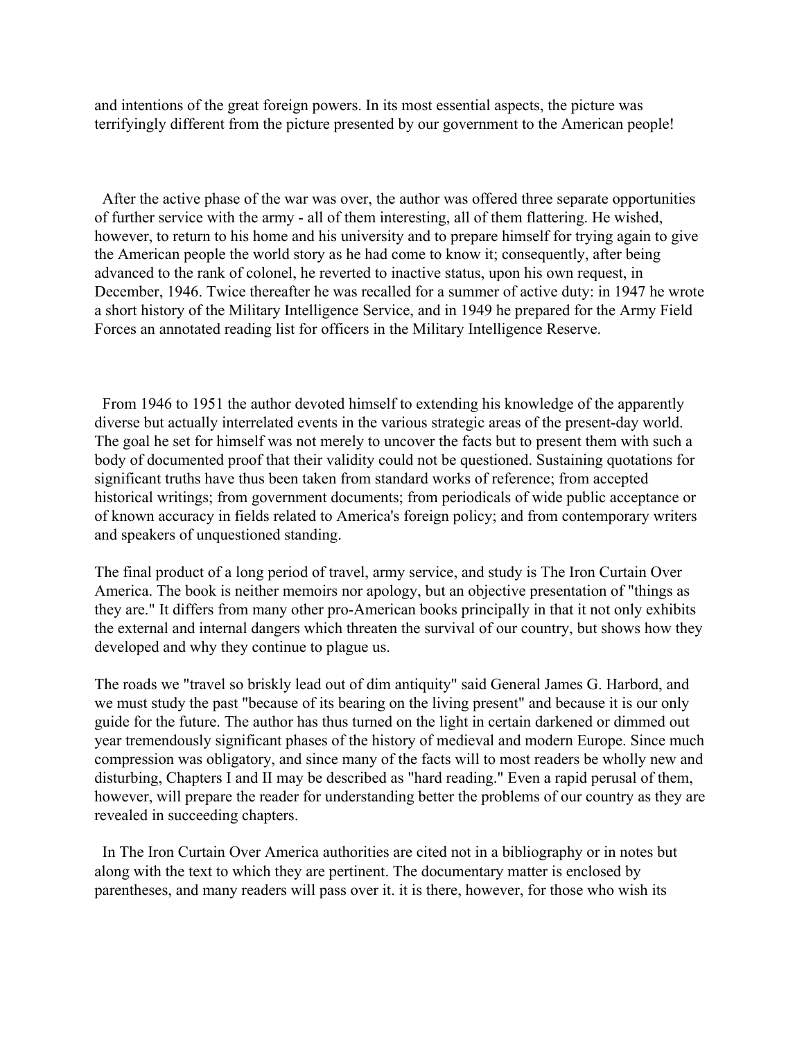and intentions of the great foreign powers. In its most essential aspects, the picture was terrifyingly different from the picture presented by our government to the American people!

After the active phase of the war was over, the author was offered three separate opportunities of further service with the army - all of them interesting, all of them flattering. He wished, however, to return to his home and his university and to prepare himself for trying again to give the American people the world story as he had come to know it; consequently, after being advanced to the rank of colonel, he reverted to inactive status, upon his own request, in December, 1946. Twice thereafter he was recalled for a summer of active duty: in 1947 he wrote a short history of the Military Intelligence Service, and in 1949 he prepared for the Army Field Forces an annotated reading list for officers in the Military Intelligence Reserve.

From 1946 to 1951 the author devoted himself to extending his knowledge of the apparently diverse but actually interrelated events in the various strategic areas of the present-day world. The goal he set for himself was not merely to uncover the facts but to present them with such a body of documented proof that their validity could not be questioned. Sustaining quotations for significant truths have thus been taken from standard works of reference; from accepted historical writings; from government documents; from periodicals of wide public acceptance or of known accuracy in fields related to America's foreign policy; and from contemporary writers and speakers of unquestioned standing.

The final product of a long period of travel, army service, and study is The Iron Curtain Over America. The book is neither memoirs nor apology, but an objective presentation of "things as they are." It differs from many other pro-American books principally in that it not only exhibits the external and internal dangers which threaten the survival of our country, but shows how they developed and why they continue to plague us.

The roads we "travel so briskly lead out of dim antiquity" said General James G. Harbord, and we must study the past "because of its bearing on the living present" and because it is our only guide for the future. The author has thus turned on the light in certain darkened or dimmed out year tremendously significant phases of the history of medieval and modern Europe. Since much compression was obligatory, and since many of the facts will to most readers be wholly new and disturbing, Chapters I and II may be described as "hard reading." Even a rapid perusal of them, however, will prepare the reader for understanding better the problems of our country as they are revealed in succeeding chapters.

In The Iron Curtain Over America authorities are cited not in a bibliography or in notes but along with the text to which they are pertinent. The documentary matter is enclosed by parentheses, and many readers will pass over it. it is there, however, for those who wish its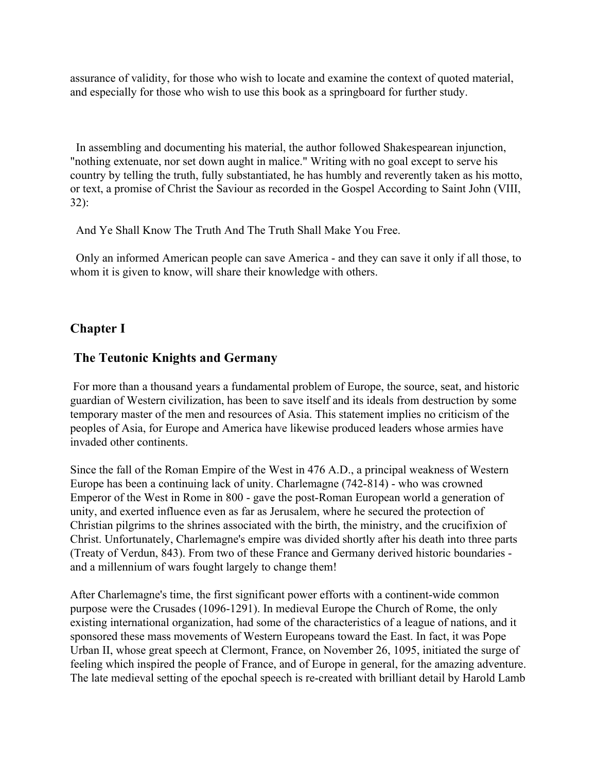assurance of validity, for those who wish to locate and examine the context of quoted material, and especially for those who wish to use this book as a springboard for further study.

In assembling and documenting his material, the author followed Shakespearean injunction, "nothing extenuate, nor set down aught in malice." Writing with no goal except to serve his country by telling the truth, fully substantiated, he has humbly and reverently taken as his motto, or text, a promise of Christ the Saviour as recorded in the Gospel According to Saint John (VIII, 32):

And Ye Shall Know The Truth And The Truth Shall Make You Free.

Only an informed American people can save America - and they can save it only if all those, to whom it is given to know, will share their knowledge with others.

## Chapter I

### The Teutonic Knights and Germany

For more than a thousand years a fundamental problem of Europe, the source, seat, and historic guardian of Western civilization, has been to save itself and its ideals from destruction by some temporary master of the men and resources of Asia. This statement implies no criticism of the peoples of Asia, for Europe and America have likewise produced leaders whose armies have invaded other continents.

Since the fall of the Roman Empire of the West in 476 A.D., a principal weakness of Western Europe has been a continuing lack of unity. Charlemagne (742-814) - who was crowned Emperor of the West in Rome in 800 - gave the post-Roman European world a generation of unity, and exerted influence even as far as Jerusalem, where he secured the protection of Christian pilgrims to the shrines associated with the birth, the ministry, and the crucifixion of Christ. Unfortunately, Charlemagne's empire was divided shortly after his death into three parts (Treaty of Verdun, 843). From two of these France and Germany derived historic boundaries - and a millennium of wars fought largely to change them!

After Charlemagne's time, the first significant power efforts with a continent-wide common purpose were the Crusades (1096-1291). In medieval Europe the Church of Rome, the only existing international organization, had some of the characteristics of a league of nations, and it sponsored these mass movements of Western Europeans toward the East. In fact, it was Pope Urban II, whose great speech at Clermont, France, on November 26, 1095, initiated the surge of feeling which inspired the people of France, and of Europe in general, for the amazing adventure. The late medieval setting of the epochal speech is re-created with brilliant detail by Harold Lamb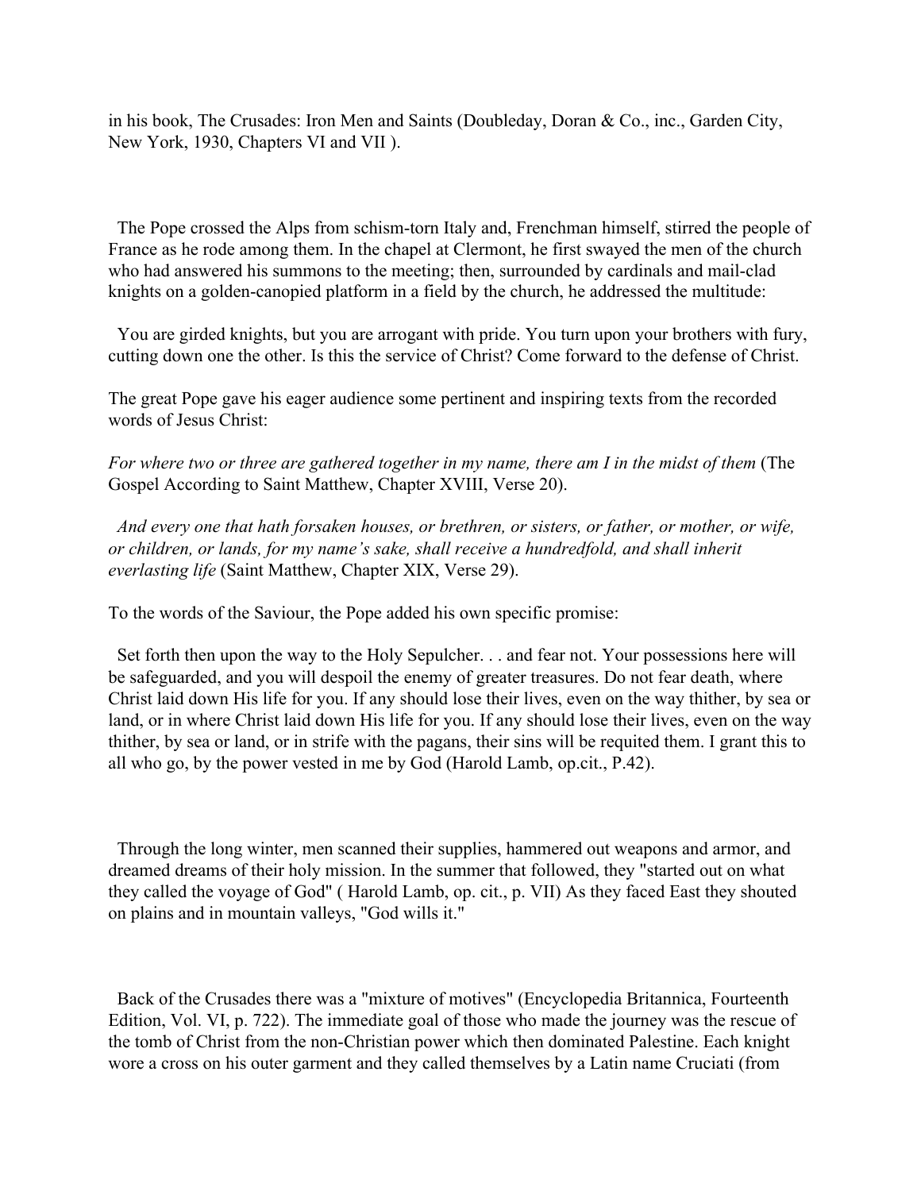in his book, The Crusades: Iron Men and Saints (Doubleday, Doran & Co., inc., Garden City, New York, 1930, Chapters VI and VII ).

The Pope crossed the Alps from schism-torn Italy and, Frenchman himself, stirred the people of France as he rode among them. In the chapel at Clermont, he first swayed the men of the church who had answered his summons to the meeting; then, surrounded by cardinals and mail-clad knights on a golden-canopied platform in a field by the church, he addressed the multitude:

You are girded knights, but you are arrogant with pride. You turn upon your brothers with fury, cutting down one the other. Is this the service of Christ? Come forward to the defense of Christ.

The great Pope gave his eager audience some pertinent and inspiring texts from the recorded words of Jesus Christ:

*For where two or three are gathered together in my name, there am I in the midst of them* (The Gospel According to Saint Matthew, Chapter XVIII, Verse 20).

*And every one that hath forsaken houses, or brethren, or sisters, or father, or mother, or wife, or children, or lands, for my name's sake, shall receive a hundredfold, and shall inherit everlasting life* (Saint Matthew, Chapter XIX, Verse 29).

To the words of the Saviour, the Pope added his own specific promise:

Set forth then upon the way to the Holy Sepulcher. . . and fear not. Your possessions here will be safeguarded, and you will despoil the enemy of greater treasures. Do not fear death, where Christ laid down His life for you. If any should lose their lives, even on the way thither, by sea or land, or in where Christ laid down His life for you. If any should lose their lives, even on the way thither, by sea or land, or in strife with the pagans, their sins will be requited them. I grant this to all who go, by the power vested in me by God (Harold Lamb, op.cit., P.42).

Through the long winter, men scanned their supplies, hammered out weapons and armor, and dreamed dreams of their holy mission. In the summer that followed, they "started out on what they called the voyage of God" ( Harold Lamb, op. cit., p. VII) As they faced East they shouted on plains and in mountain valleys, "God wills it."

Back of the Crusades there was a "mixture of motives" (Encyclopedia Britannica, Fourteenth Edition, Vol. VI, p. 722). The immediate goal of those who made the journey was the rescue of the tomb of Christ from the non-Christian power which then dominated Palestine. Each knight wore a cross on his outer garment and they called themselves by a Latin name Cruciati (from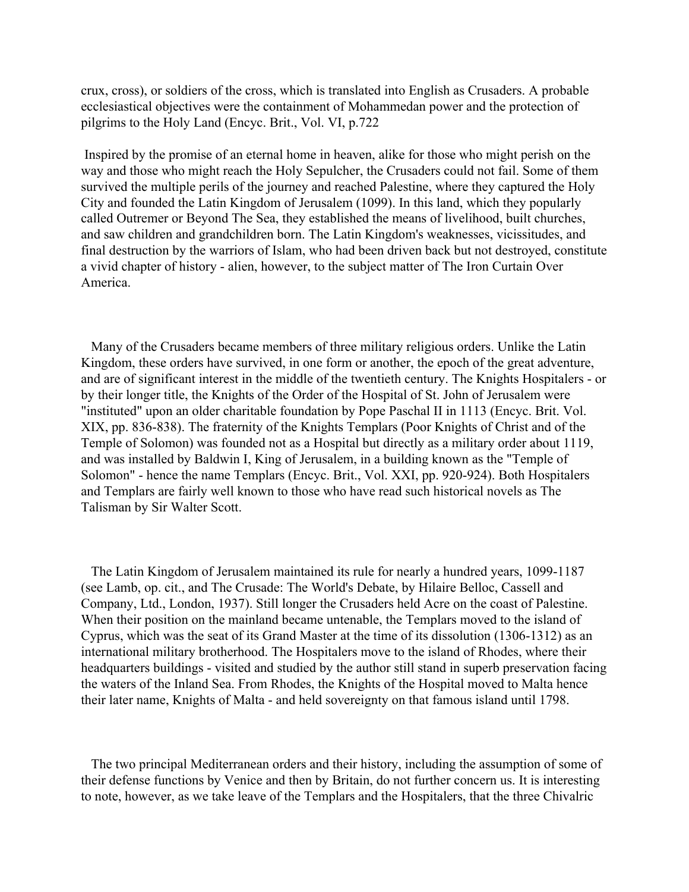crux, cross), or soldiers of the cross, which is translated into English as Crusaders. A probable ecclesiastical objectives were the containment of Mohammedan power and the protection of pilgrims to the Holy Land (Encyc. Brit., Vol. VI, p.722

Inspired by the promise of an eternal home in heaven, alike for those who might perish on the way and those who might reach the Holy Sepulcher, the Crusaders could not fail. Some of them survived the multiple perils of the journey and reached Palestine, where they captured the Holy City and founded the Latin Kingdom of Jerusalem (1099). In this land, which they popularly called Outremer or Beyond The Sea, they established the means of livelihood, built churches, and saw children and grandchildren born. The Latin Kingdom's weaknesses, vicissitudes, and final destruction by the warriors of Islam, who had been driven back but not destroyed, constitute a vivid chapter of history - alien, however, to the subject matter of The Iron Curtain Over America.

Many of the Crusaders became members of three military religious orders. Unlike the Latin Kingdom, these orders have survived, in one form or another, the epoch of the great adventure, and are of significant interest in the middle of the twentieth century. The Knights Hospitalers - or by their longer title, the Knights of the Order of the Hospital of St. John of Jerusalem were "instituted" upon an older charitable foundation by Pope Paschal II in 1113 (Encyc. Brit. Vol. XIX, pp. 836-838). The fraternity of the Knights Templars (Poor Knights of Christ and of the Temple of Solomon) was founded not as a Hospital but directly as a military order about 1119, and was installed by Baldwin I, King of Jerusalem, in a building known as the "Temple of Solomon" - hence the name Templars (Encyc. Brit., Vol. XXI, pp. 920-924). Both Hospitalers and Templars are fairly well known to those who have read such historical novels as The Talisman by Sir Walter Scott.

The Latin Kingdom of Jerusalem maintained its rule for nearly a hundred years, 1099-1187 (see Lamb, op. cit., and The Crusade: The World's Debate, by Hilaire Belloc, Cassell and Company, Ltd., London, 1937). Still longer the Crusaders held Acre on the coast of Palestine. When their position on the mainland became untenable, the Templars moved to the island of Cyprus, which was the seat of its Grand Master at the time of its dissolution (1306-1312) as an international military brotherhood. The Hospitalers move to the island of Rhodes, where their headquarters buildings - visited and studied by the author still stand in superb preservation facing the waters of the Inland Sea. From Rhodes, the Knights of the Hospital moved to Malta hence their later name, Knights of Malta - and held sovereignty on that famous island until 1798.

The two principal Mediterranean orders and their history, including the assumption of some of their defense functions by Venice and then by Britain, do not further concern us. It is interesting to note, however, as we take leave of the Templars and the Hospitalers, that the three Chivalric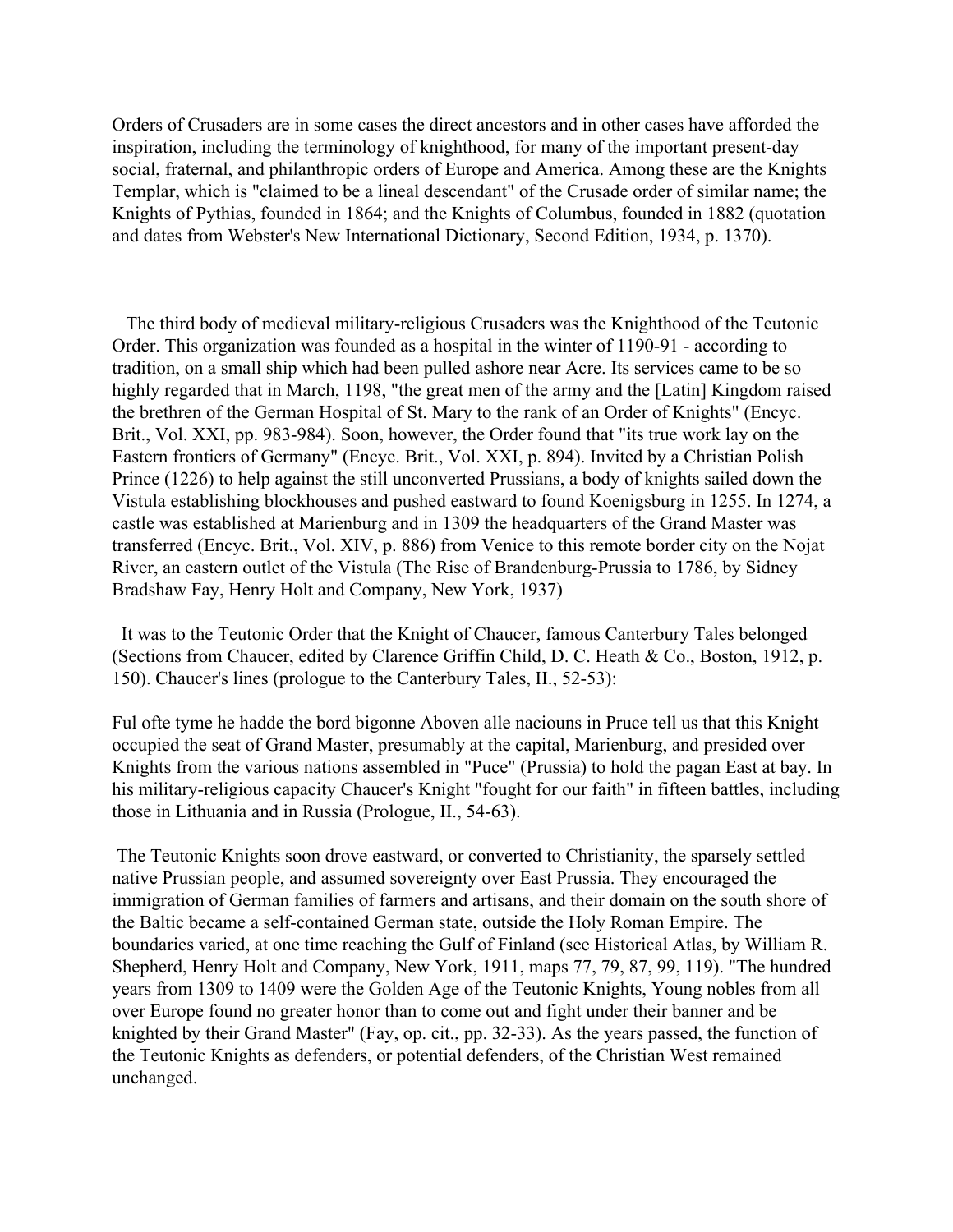Orders of Crusaders are in some cases the direct ancestors and in other cases have afforded the inspiration, including the terminology of knighthood, for many of the important present-day social, fraternal, and philanthropic orders of Europe and America. Among these are the Knights Templar, which is "claimed to be a lineal descendant" of the Crusade order of similar name; the Knights of Pythias, founded in 1864; and the Knights of Columbus, founded in 1882 (quotation and dates from Webster's New International Dictionary, Second Edition, 1934, p. 1370).

The third body of medieval military-religious Crusaders was the Knighthood of the Teutonic Order. This organization was founded as a hospital in the winter of 1190-91 - according to tradition, on a small ship which had been pulled ashore near Acre. Its services came to be so highly regarded that in March, 1198, "the great men of the army and the [Latin] Kingdom raised the brethren of the German Hospital of St. Mary to the rank of an Order of Knights" (Encyc. Brit., Vol. XXI, pp. 983-984). Soon, however, the Order found that "its true work lay on the Eastern frontiers of Germany" (Encyc. Brit., Vol. XXI, p. 894). Invited by a Christian Polish Prince (1226) to help against the still unconverted Prussians, a body of knights sailed down the Vistula establishing blockhouses and pushed eastward to found Koenigsburg in 1255. In 1274, a castle was established at Marienburg and in 1309 the headquarters of the Grand Master was transferred (Encyc. Brit., Vol. XIV, p. 886) from Venice to this remote border city on the Nojat River, an eastern outlet of the Vistula (The Rise of Brandenburg-Prussia to 1786, by Sidney Bradshaw Fay, Henry Holt and Company, New York, 1937)

It was to the Teutonic Order that the Knight of Chaucer, famous Canterbury Tales belonged (Sections from Chaucer, edited by Clarence Griffin Child, D. C. Heath & Co., Boston, 1912, p. 150). Chaucer's lines (prologue to the Canterbury Tales, II., 52-53):

Ful ofte tyme he hadde the bord bigonne Aboven alle naciouns in Pruce tell us that this Knight occupied the seat of Grand Master, presumably at the capital, Marienburg, and presided over Knights from the various nations assembled in "Puce" (Prussia) to hold the pagan East at bay. In his military-religious capacity Chaucer's Knight "fought for our faith" in fifteen battles, including those in Lithuania and in Russia (Prologue, II., 54-63).

The Teutonic Knights soon drove eastward, or converted to Christianity, the sparsely settled native Prussian people, and assumed sovereignty over East Prussia. They encouraged the immigration of German families of farmers and artisans, and their domain on the south shore of the Baltic became a self-contained German state, outside the Holy Roman Empire. The boundaries varied, at one time reaching the Gulf of Finland (see Historical Atlas, by William R. Shepherd, Henry Holt and Company, New York, 1911, maps 77, 79, 87, 99, 119). "The hundred years from 1309 to 1409 were the Golden Age of the Teutonic Knights, Young nobles from all over Europe found no greater honor than to come out and fight under their banner and be knighted by their Grand Master" (Fay, op. cit., pp. 32-33). As the years passed, the function of the Teutonic Knights as defenders, or potential defenders, of the Christian West remained unchanged.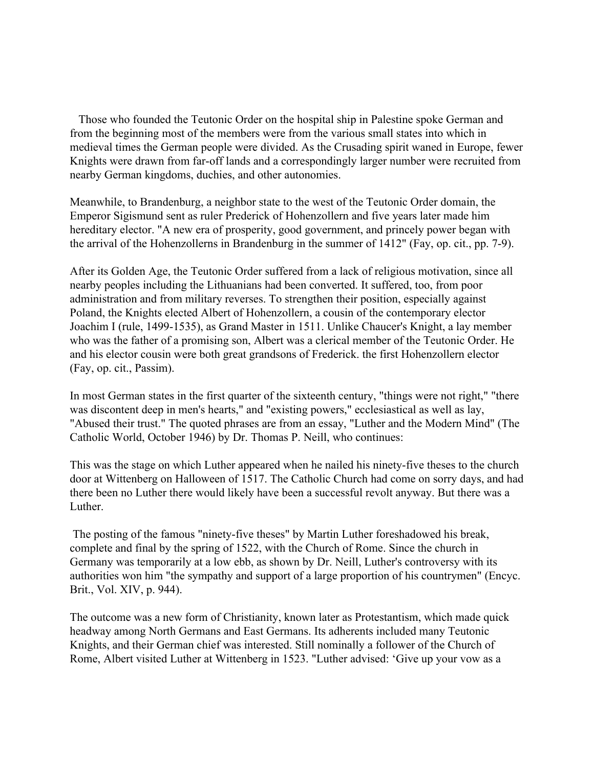Those who founded the Teutonic Order on the hospital ship in Palestine spoke German and from the beginning most of the members were from the various small states into which in medieval times the German people were divided. As the Crusading spirit waned in Europe, fewer Knights were drawn from far-off lands and a correspondingly larger number were recruited from nearby German kingdoms, duchies, and other autonomies.

Meanwhile, to Brandenburg, a neighbor state to the west of the Teutonic Order domain, the Emperor Sigismund sent as ruler Prederick of Hohenzollern and five years later made him hereditary elector. "A new era of prosperity, good government, and princely power began with the arrival of the Hohenzollerns in Brandenburg in the summer of 1412" (Fay, op. cit., pp. 7-9).

After its Golden Age, the Teutonic Order suffered from a lack of religious motivation, since all nearby peoples including the Lithuanians had been converted. It suffered, too, from poor administration and from military reverses. To strengthen their position, especially against Poland, the Knights elected Albert of Hohenzollern, a cousin of the contemporary elector Joachim I (rule, 1499-1535), as Grand Master in 1511. Unlike Chaucer's Knight, a lay member who was the father of a promising son, Albert was a clerical member of the Teutonic Order. He and his elector cousin were both great grandsons of Frederick. the first Hohenzollern elector (Fay, op. cit., Passim).

In most German states in the first quarter of the sixteenth century, "things were not right," "there was discontent deep in men's hearts," and "existing powers," ecclesiastical as well as lay, "Abused their trust." The quoted phrases are from an essay, "Luther and the Modern Mind" (The Catholic World, October 1946) by Dr. Thomas P. Neill, who continues:

This was the stage on which Luther appeared when he nailed his ninety-five theses to the church door at Wittenberg on Halloween of 1517. The Catholic Church had come on sorry days, and had there been no Luther there would likely have been a successful revolt anyway. But there was a Luther.

The posting of the famous "ninety-five theses" by Martin Luther foreshadowed his break, complete and final by the spring of 1522, with the Church of Rome. Since the church in Germany was temporarily at a low ebb, as shown by Dr. Neill, Luther's controversy with its authorities won him "the sympathy and support of a large proportion of his countrymen" (Encyc. Brit., Vol. XIV, p. 944).

The outcome was a new form of Christianity, known later as Protestantism, which made quick headway among North Germans and East Germans. Its adherents included many Teutonic Knights, and their German chief was interested. Still nominally a follower of the Church of Rome, Albert visited Luther at Wittenberg in 1523. "Luther advised: 'Give up your vow as a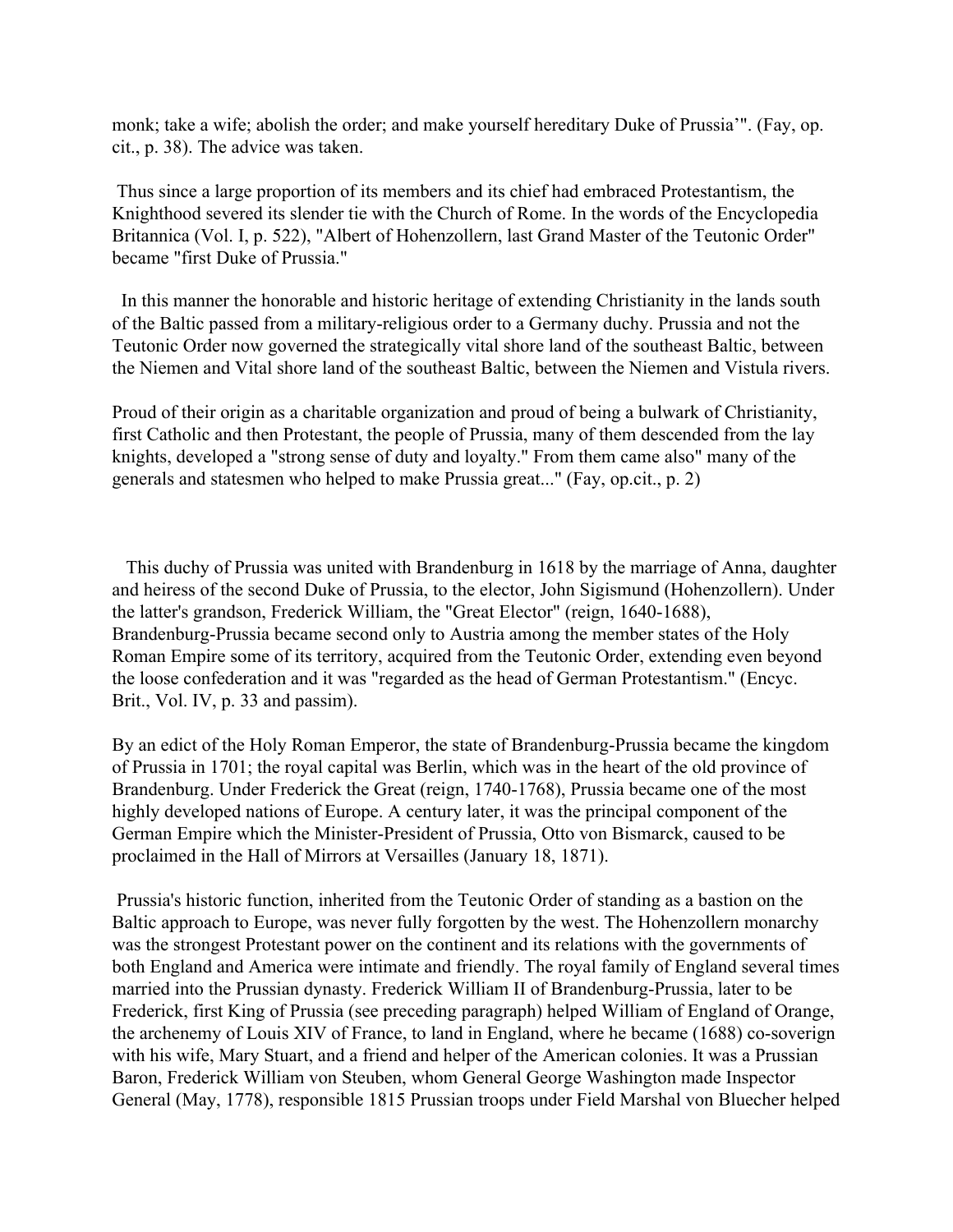monk; take a wife; abolish the order; and make yourself hereditary Duke of Prussia'". (Fay, op. cit., p. 38). The advice was taken.

Thus since a large proportion of its members and its chief had embraced Protestantism, the Knighthood severed its slender tie with the Church of Rome. In the words of the Encyclopedia Britannica (Vol. I, p. 522), "Albert of Hohenzollern, last Grand Master of the Teutonic Order" became "first Duke of Prussia."

In this manner the honorable and historic heritage of extending Christianity in the lands south of the Baltic passed from a military-religious order to a Germany duchy. Prussia and not the Teutonic Order now governed the strategically vital shore land of the southeast Baltic, between the Niemen and Vital shore land of the southeast Baltic, between the Niemen and Vistula rivers.

Proud of their origin as a charitable organization and proud of being a bulwark of Christianity, first Catholic and then Protestant, the people of Prussia, many of them descended from the lay knights, developed a "strong sense of duty and loyalty." From them came also" many of the generals and statesmen who helped to make Prussia great..." (Fay, op.cit., p. 2)

This duchy of Prussia was united with Brandenburg in 1618 by the marriage of Anna, daughter and heiress of the second Duke of Prussia, to the elector, John Sigismund (Hohenzollern). Under the latter's grandson, Frederick William, the "Great Elector" (reign, 1640-1688), Brandenburg-Prussia became second only to Austria among the member states of the Holy Roman Empire some of its territory, acquired from the Teutonic Order, extending even beyond the loose confederation and it was "regarded as the head of German Protestantism." (Encyc. Brit., Vol. IV, p. 33 and passim).

By an edict of the Holy Roman Emperor, the state of Brandenburg-Prussia became the kingdom of Prussia in 1701; the royal capital was Berlin, which was in the heart of the old province of Brandenburg. Under Frederick the Great (reign, 1740-1768), Prussia became one of the most highly developed nations of Europe. A century later, it was the principal component of the German Empire which the Minister-President of Prussia, Otto von Bismarck, caused to be proclaimed in the Hall of Mirrors at Versailles (January 18, 1871).

Prussia's historic function, inherited from the Teutonic Order of standing as a bastion on the Baltic approach to Europe, was never fully forgotten by the west. The Hohenzollern monarchy was the strongest Protestant power on the continent and its relations with the governments of both England and America were intimate and friendly. The royal family of England several times married into the Prussian dynasty. Frederick William II of Brandenburg-Prussia, later to be Frederick, first King of Prussia (see preceding paragraph) helped William of England of Orange, the archenemy of Louis XIV of France, to land in England, where he became (1688) co-soverign with his wife, Mary Stuart, and a friend and helper of the American colonies. It was a Prussian Baron, Frederick William von Steuben, whom General George Washington made Inspector General (May, 1778), responsible 1815 Prussian troops under Field Marshal von Bluecher helped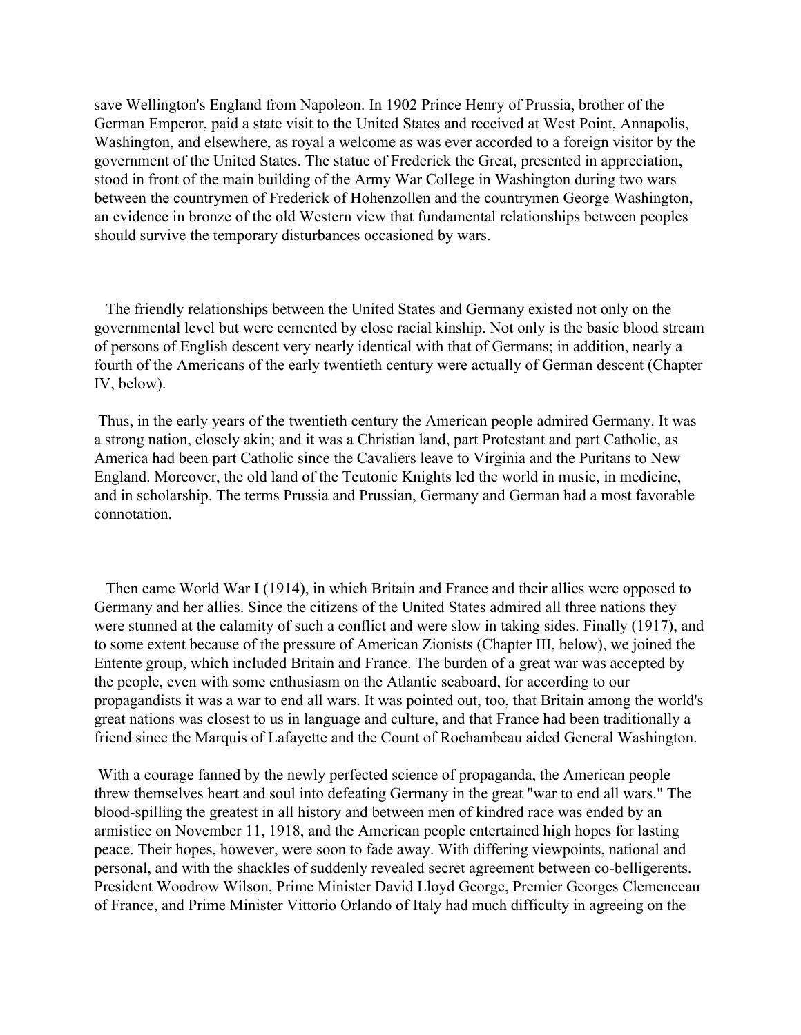save Wellington's England from Napoleon. In 1902 Prince Henry of Prussia, brother of the German Emperor, paid a state visit to the United States and received at West Point, Annapolis, Washington, and elsewhere, as royal a welcome as was ever accorded to a foreign visitor by the government of the United States. The statue of Frederick the Great, presented in appreciation, stood in front of the main building of the Army War College in Washington during two wars between the countrymen of Frederick of Hohenzollen and the countrymen George Washington, an evidence in bronze of the old Western view that fundamental relationships between peoples should survive the temporary disturbances occasioned by wars.

The friendly relationships between the United States and Germany existed not only on the governmental level but were cemented by close racial kinship. Not only is the basic blood stream of persons of English descent very nearly identical with that of Germans; in addition, nearly a fourth of the Americans of the early twentieth century were actually of German descent (Chapter IV, below).

Thus, in the early years of the twentieth century the American people admired Germany. It was a strong nation, closely akin; and it was a Christian land, part Protestant and part Catholic, as America had been part Catholic since the Cavaliers leave to Virginia and the Puritans to New England. Moreover, the old land of the Teutonic Knights led the world in music, in medicine, and in scholarship. The terms Prussia and Prussian, Germany and German had a most favorable connotation.

Then came World War I (1914), in which Britain and France and their allies were opposed to Germany and her allies. Since the citizens of the United States admired all three nations they were stunned at the calamity of such a conflict and were slow in taking sides. Finally (1917), and to some extent because of the pressure of American Zionists (Chapter III, below), we joined the Entente group, which included Britain and France. The burden of a great war was accepted by the people, even with some enthusiasm on the Atlantic seaboard, for according to our propagandists it was a war to end all wars. It was pointed out, too, that Britain among the world's great nations was closest to us in language and culture, and that France had been traditionally a friend since the Marquis of Lafayette and the Count of Rochambeau aided General Washington.

With a courage fanned by the newly perfected science of propaganda, the American people threw themselves heart and soul into defeating Germany in the great "war to end all wars." The blood-spilling the greatest in all history and between men of kindred race was ended by an armistice on November 11, 1918, and the American people entertained high hopes for lasting peace. Their hopes, however, were soon to fade away. With differing viewpoints, national and personal, and with the shackles of suddenly revealed secret agreement between co-belligerents. President Woodrow Wilson, Prime Minister David Lloyd George, Premier Georges Clemenceau of France, and Prime Minister Vittorio Orlando of Italy had much difficulty in agreeing on the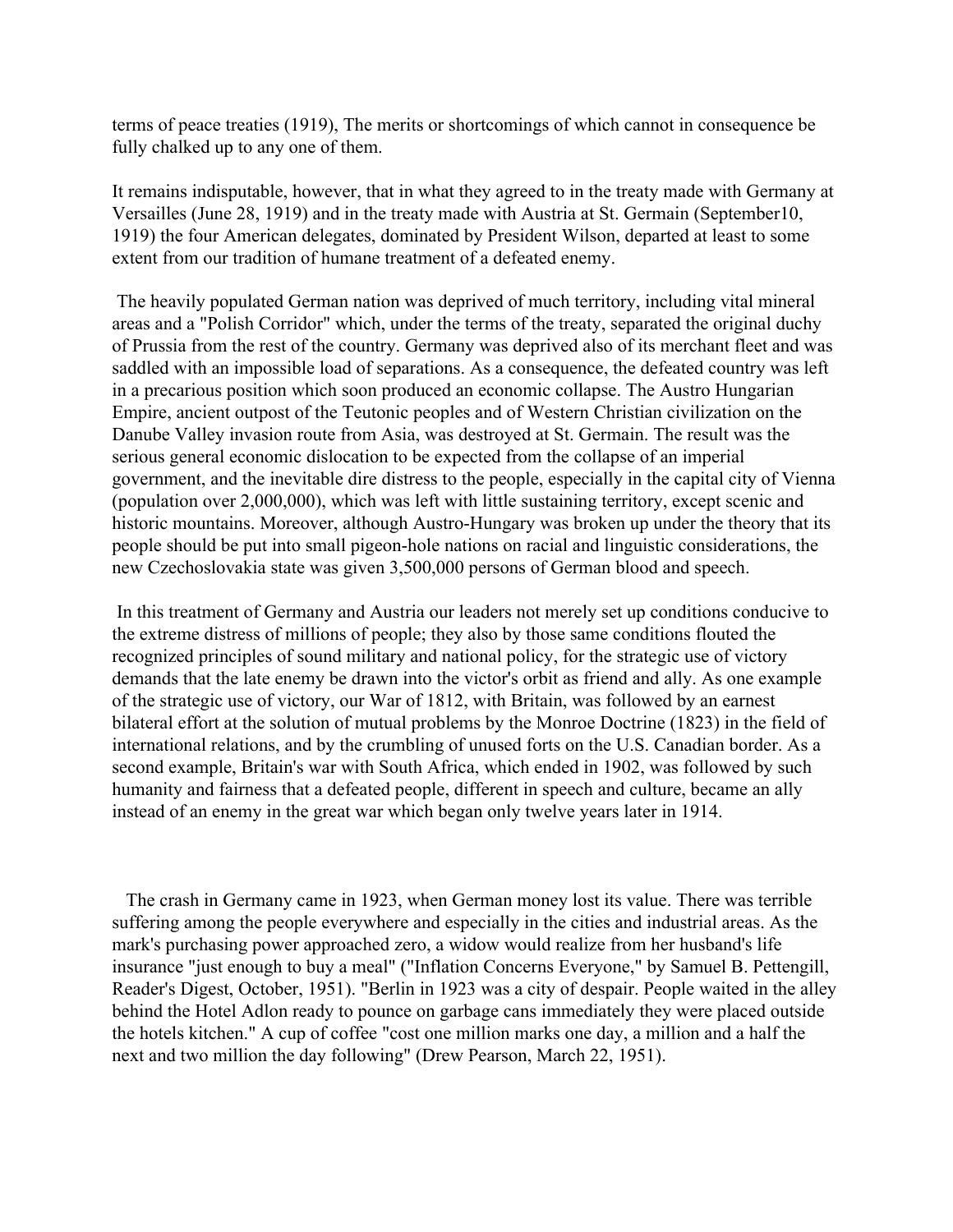terms of peace treaties (1919), The merits or shortcomings of which cannot in consequence be fully chalked up to any one of them.

It remains indisputable, however, that in what they agreed to in the treaty made with Germany at Versailles (June 28, 1919) and in the treaty made with Austria at St. Germain (September10, 1919) the four American delegates, dominated by President Wilson, departed at least to some extent from our tradition of humane treatment of a defeated enemy.

The heavily populated German nation was deprived of much territory, including vital mineral areas and a "Polish Corridor" which, under the terms of the treaty, separated the original duchy of Prussia from the rest of the country. Germany was deprived also of its merchant fleet and was saddled with an impossible load of separations. As a consequence, the defeated country was left in a precarious position which soon produced an economic collapse. The Austro Hungarian Empire, ancient outpost of the Teutonic peoples and of Western Christian civilization on the Danube Valley invasion route from Asia, was destroyed at St. Germain. The result was the serious general economic dislocation to be expected from the collapse of an imperial government, and the inevitable dire distress to the people, especially in the capital city of Vienna (population over 2,000,000), which was left with little sustaining territory, except scenic and historic mountains. Moreover, although Austro-Hungary was broken up under the theory that its people should be put into small pigeon-hole nations on racial and linguistic considerations, the new Czechoslovakia state was given 3,500,000 persons of German blood and speech.

In this treatment of Germany and Austria our leaders not merely set up conditions conducive to the extreme distress of millions of people; they also by those same conditions flouted the recognized principles of sound military and national policy, for the strategic use of victory demands that the late enemy be drawn into the victor's orbit as friend and ally. As one example of the strategic use of victory, our War of 1812, with Britain, was followed by an earnest bilateral effort at the solution of mutual problems by the Monroe Doctrine (1823) in the field of international relations, and by the crumbling of unused forts on the U.S. Canadian border. As a second example, Britain's war with South Africa, which ended in 1902, was followed by such humanity and fairness that a defeated people, different in speech and culture, became an ally instead of an enemy in the great war which began only twelve years later in 1914.

The crash in Germany came in 1923, when German money lost its value. There was terrible suffering among the people everywhere and especially in the cities and industrial areas. As the mark's purchasing power approached zero, a widow would realize from her husband's life insurance "just enough to buy a meal" ("Inflation Concerns Everyone," by Samuel B. Pettengill, Reader's Digest, October, 1951). "Berlin in 1923 was a city of despair. People waited in the alley behind the Hotel Adlon ready to pounce on garbage cans immediately they were placed outside the hotels kitchen." A cup of coffee "cost one million marks one day, a million and a half the next and two million the day following" (Drew Pearson, March 22, 1951).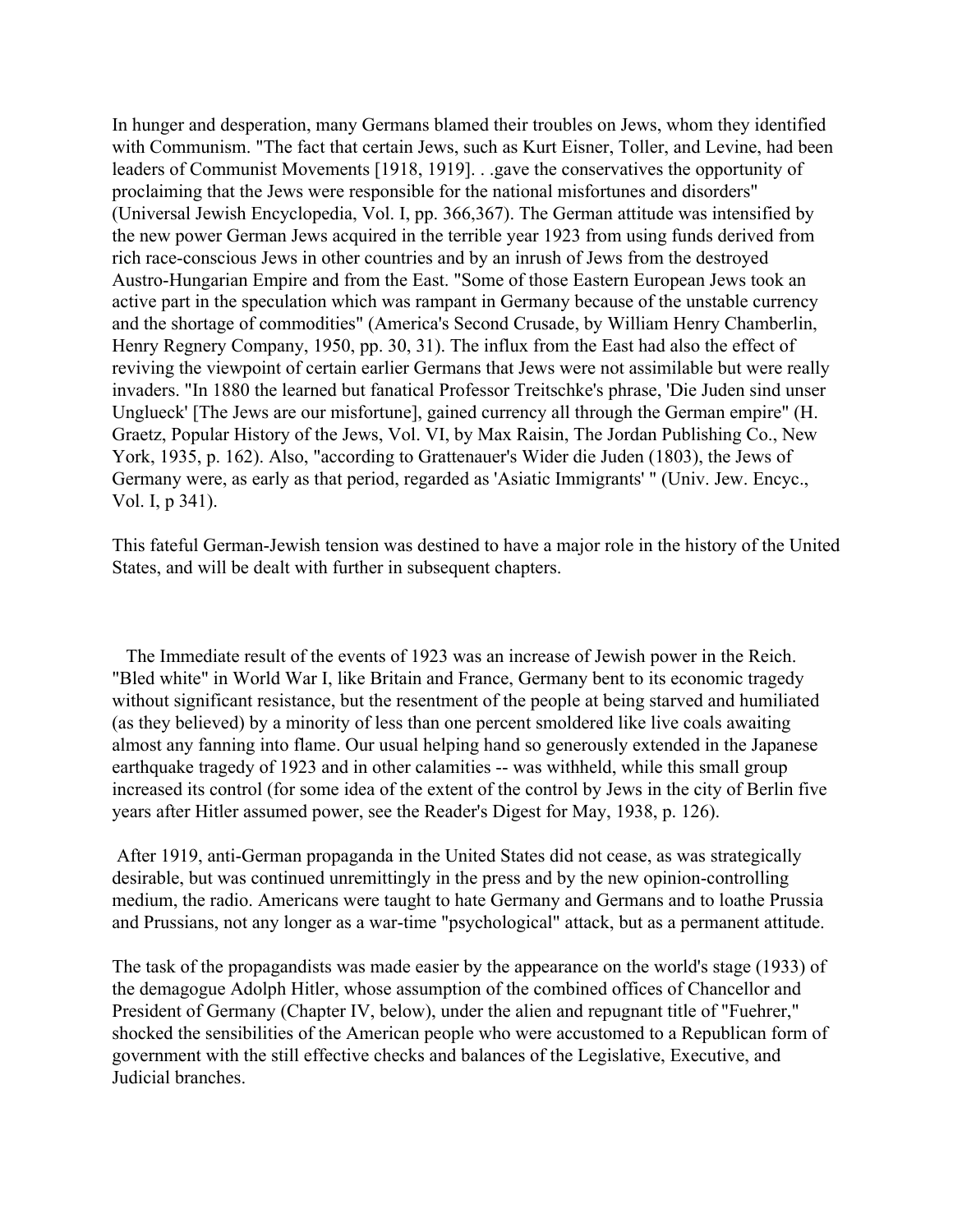In hunger and desperation, many Germans blamed their troubles on Jews, whom they identified with Communism. "The fact that certain Jews, such as Kurt Eisner, Toller, and Levine, had been leaders of Communist Movements [1918, 1919]. . .gave the conservatives the opportunity of proclaiming that the Jews were responsible for the national misfortunes and disorders" (Universal Jewish Encyclopedia, Vol. I, pp. 366,367). The German attitude was intensified by the new power German Jews acquired in the terrible year 1923 from using funds derived from rich race-conscious Jews in other countries and by an inrush of Jews from the destroyed Austro-Hungarian Empire and from the East. "Some of those Eastern European Jews took an active part in the speculation which was rampant in Germany because of the unstable currency and the shortage of commodities" (America's Second Crusade, by William Henry Chamberlin, Henry Regnery Company, 1950, pp. 30, 31). The influx from the East had also the effect of reviving the viewpoint of certain earlier Germans that Jews were not assimilable but were really invaders. "In 1880 the learned but fanatical Professor Treitschke's phrase, 'Die Juden sind unser Unglueck' [The Jews are our misfortune], gained currency all through the German empire" (H. Graetz, Popular History of the Jews, Vol. VI, by Max Raisin, The Jordan Publishing Co., New York, 1935, p. 162). Also, "according to Grattenauer's Wider die Juden (1803), the Jews of Germany were, as early as that period, regarded as 'Asiatic Immigrants' " (Univ. Jew. Encyc., Vol. I, p 341).

This fateful German-Jewish tension was destined to have a major role in the history of the United States, and will be dealt with further in subsequent chapters.

The Immediate result of the events of 1923 was an increase of Jewish power in the Reich. "Bled white" in World War I, like Britain and France, Germany bent to its economic tragedy without significant resistance, but the resentment of the people at being starved and humiliated (as they believed) by a minority of less than one percent smoldered like live coals awaiting almost any fanning into flame. Our usual helping hand so generously extended in the Japanese earthquake tragedy of 1923 and in other calamities -- was withheld, while this small group increased its control (for some idea of the extent of the control by Jews in the city of Berlin five years after Hitler assumed power, see the Reader's Digest for May, 1938, p. 126).

After 1919, anti-German propaganda in the United States did not cease, as was strategically desirable, but was continued unremittingly in the press and by the new opinion-controlling medium, the radio. Americans were taught to hate Germany and Germans and to loathe Prussia and Prussians, not any longer as a war-time "psychological" attack, but as a permanent attitude.

The task of the propagandists was made easier by the appearance on the world's stage (1933) of the demagogue Adolph Hitler, whose assumption of the combined offices of Chancellor and President of Germany (Chapter IV, below), under the alien and repugnant title of "Fuehrer," shocked the sensibilities of the American people who were accustomed to a Republican form of government with the still effective checks and balances of the Legislative, Executive, and Judicial branches.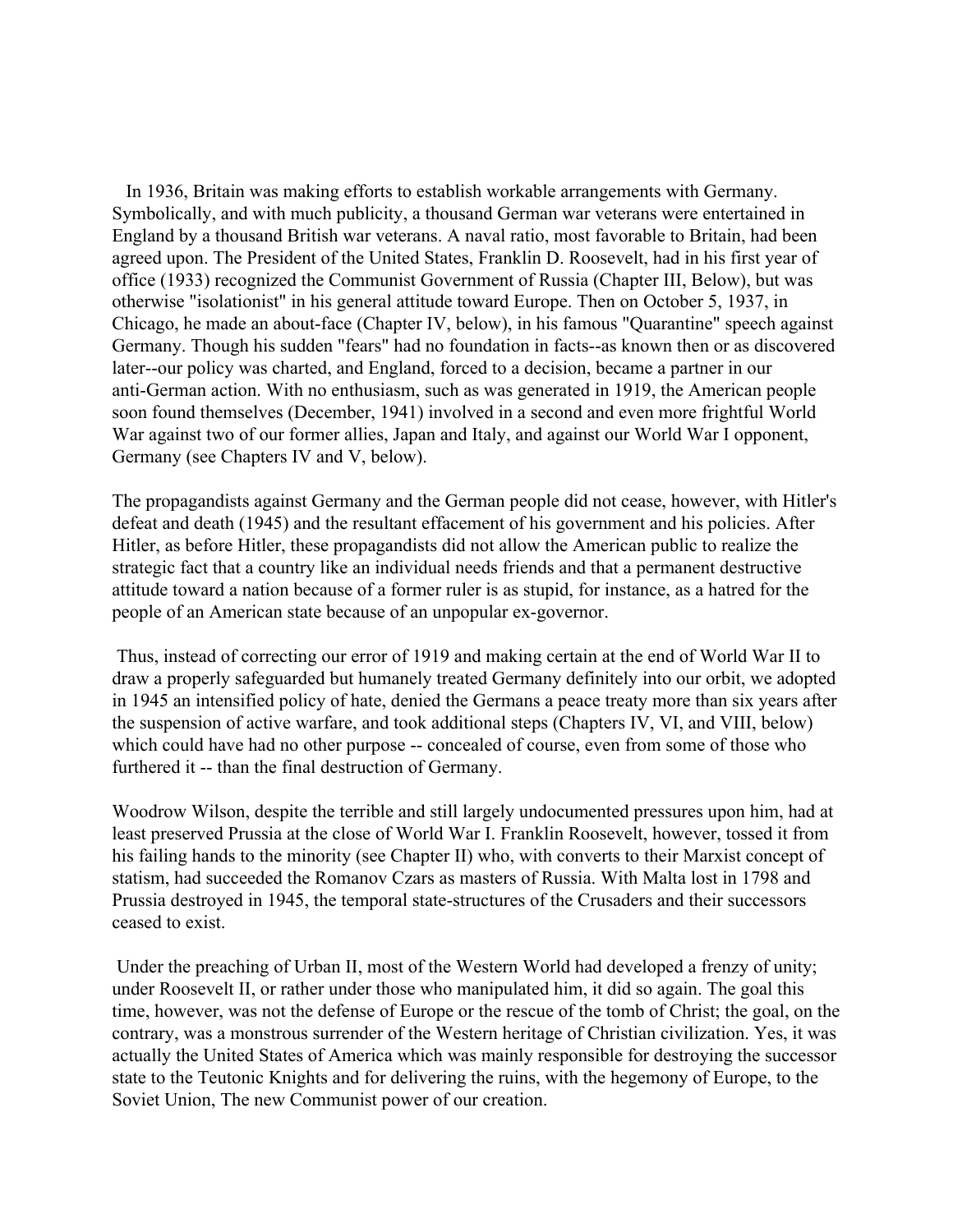In 1936, Britain was making efforts to establish workable arrangements with Germany. Symbolically, and with much publicity, a thousand German war veterans were entertained in England by a thousand British war veterans. A naval ratio, most favorable to Britain, had been agreed upon. The President of the United States, Franklin D. Roosevelt, had in his first year of office (1933) recognized the Communist Government of Russia (Chapter III, Below), but was otherwise "isolationist" in his general attitude toward Europe. Then on October 5, 1937, in Chicago, he made an about-face (Chapter IV, below), in his famous "Quarantine" speech against Germany. Though his sudden "fears" had no foundation in facts--as known then or as discovered later--our policy was charted, and England, forced to a decision, became a partner in our anti-German action. With no enthusiasm, such as was generated in 1919, the American people soon found themselves (December, 1941) involved in a second and even more frightful World War against two of our former allies, Japan and Italy, and against our World War I opponent, Germany (see Chapters IV and V, below).

The propagandists against Germany and the German people did not cease, however, with Hitler's defeat and death (1945) and the resultant effacement of his government and his policies. After Hitler, as before Hitler, these propagandists did not allow the American public to realize the strategic fact that a country like an individual needs friends and that a permanent destructive attitude toward a nation because of a former ruler is as stupid, for instance, as a hatred for the people of an American state because of an unpopular ex-governor.

Thus, instead of correcting our error of 1919 and making certain at the end of World War II to draw a properly safeguarded but humanely treated Germany definitely into our orbit, we adopted in 1945 an intensified policy of hate, denied the Germans a peace treaty more than six years after the suspension of active warfare, and took additional steps (Chapters IV, VI, and VIII, below) which could have had no other purpose -- concealed of course, even from some of those who furthered it -- than the final destruction of Germany.

Woodrow Wilson, despite the terrible and still largely undocumented pressures upon him, had at least preserved Prussia at the close of World War I. Franklin Roosevelt, however, tossed it from his failing hands to the minority (see Chapter II) who, with converts to their Marxist concept of statism, had succeeded the Romanov Czars as masters of Russia. With Malta lost in 1798 and Prussia destroyed in 1945, the temporal state-structures of the Crusaders and their successors ceased to exist.

Under the preaching of Urban II, most of the Western World had developed a frenzy of unity; under Roosevelt II, or rather under those who manipulated him, it did so again. The goal this time, however, was not the defense of Europe or the rescue of the tomb of Christ; the goal, on the contrary, was a monstrous surrender of the Western heritage of Christian civilization. Yes, it was actually the United States of America which was mainly responsible for destroying the successor state to the Teutonic Knights and for delivering the ruins, with the hegemony of Europe, to the Soviet Union, The new Communist power of our creation.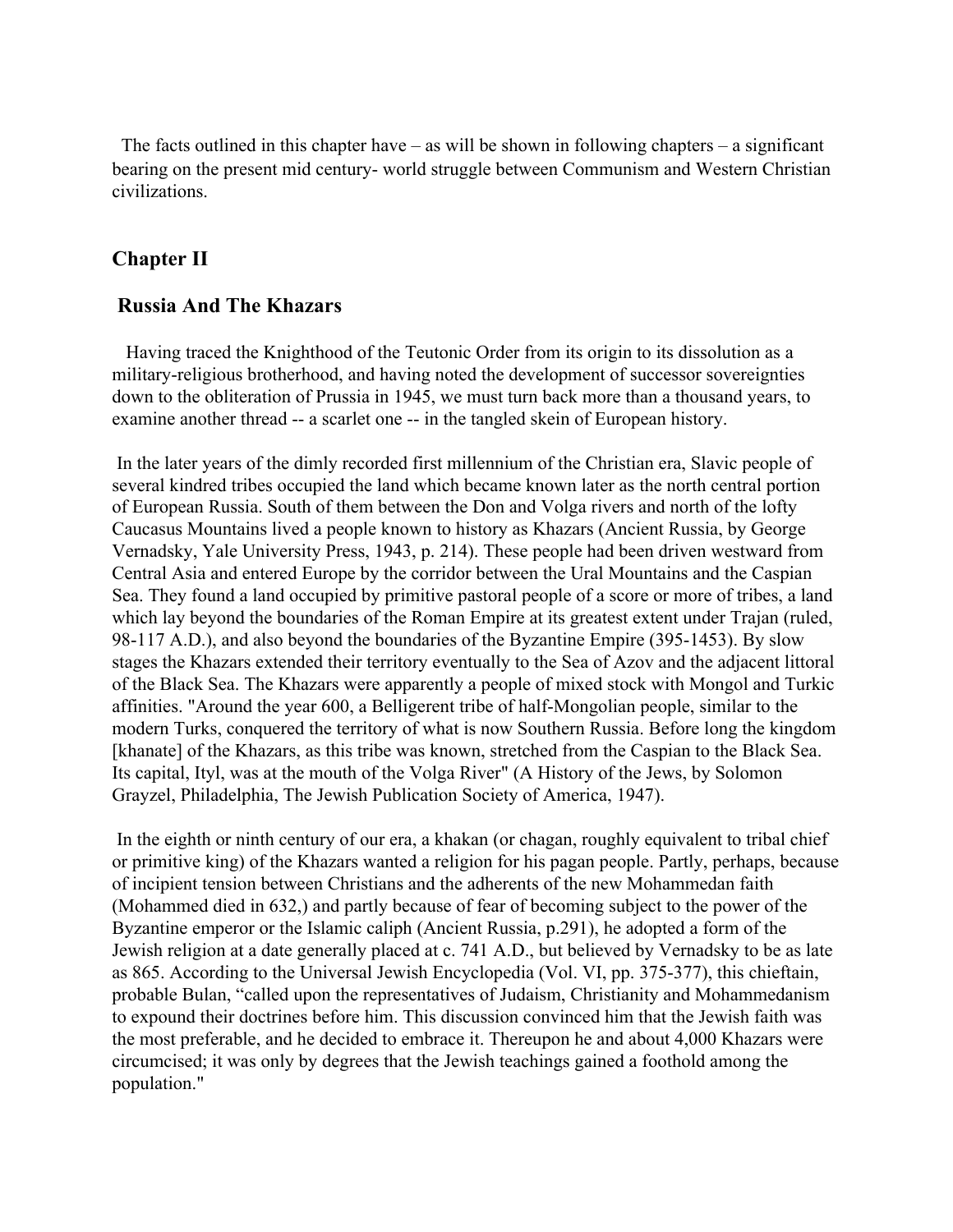The facts outlined in this chapter have – as will be shown in following chapters – a significant bearing on the present mid century- world struggle between Communism and Western Christian civilizations.

## Chapter II

## Russia And The Khazars

Having traced the Knighthood of the Teutonic Order from its origin to its dissolution as a military-religious brotherhood, and having noted the development of successor sovereignties down to the obliteration of Prussia in 1945, we must turn back more than a thousand years, to examine another thread -- a scarlet one -- in the tangled skein of European history.

In the later years of the dimly recorded first millennium of the Christian era, Slavic people of several kindred tribes occupied the land which became known later as the north central portion of European Russia. South of them between the Don and Volga rivers and north of the lofty Caucasus Mountains lived a people known to history as Khazars (Ancient Russia, by George Vernadsky, Yale University Press, 1943, p. 214). These people had been driven westward from Central Asia and entered Europe by the corridor between the Ural Mountains and the Caspian Sea. They found a land occupied by primitive pastoral people of a score or more of tribes, a land which lay beyond the boundaries of the Roman Empire at its greatest extent under Trajan (ruled, 98-117 A.D.), and also beyond the boundaries of the Byzantine Empire (395-1453). By slow stages the Khazars extended their territory eventually to the Sea of Azov and the adjacent littoral of the Black Sea. The Khazars were apparently a people of mixed stock with Mongol and Turkic affinities. "Around the year 600, a Belligerent tribe of half-Mongolian people, similar to the modern Turks, conquered the territory of what is now Southern Russia. Before long the kingdom [khanate] of the Khazars, as this tribe was known, stretched from the Caspian to the Black Sea. Its capital, Ityl, was at the mouth of the Volga River" (A History of the Jews, by Solomon Grayzel, Philadelphia, The Jewish Publication Society of America, 1947).

In the eighth or ninth century of our era, a khakan (or chagan, roughly equivalent to tribal chief or primitive king) of the Khazars wanted a religion for his pagan people. Partly, perhaps, because of incipient tension between Christians and the adherents of the new Mohammedan faith (Mohammed died in 632,) and partly because of fear of becoming subject to the power of the Byzantine emperor or the Islamic caliph (Ancient Russia, p.291), he adopted a form of the Jewish religion at a date generally placed at c. 741 A.D., but believed by Vernadsky to be as late as 865. According to the Universal Jewish Encyclopedia (Vol. VI, pp. 375-377), this chieftain, probable Bulan, "called upon the representatives of Judaism, Christianity and Mohammedanism to expound their doctrines before him. This discussion convinced him that the Jewish faith was the most preferable, and he decided to embrace it. Thereupon he and about 4,000 Khazars were circumcised; it was only by degrees that the Jewish teachings gained a foothold among the population."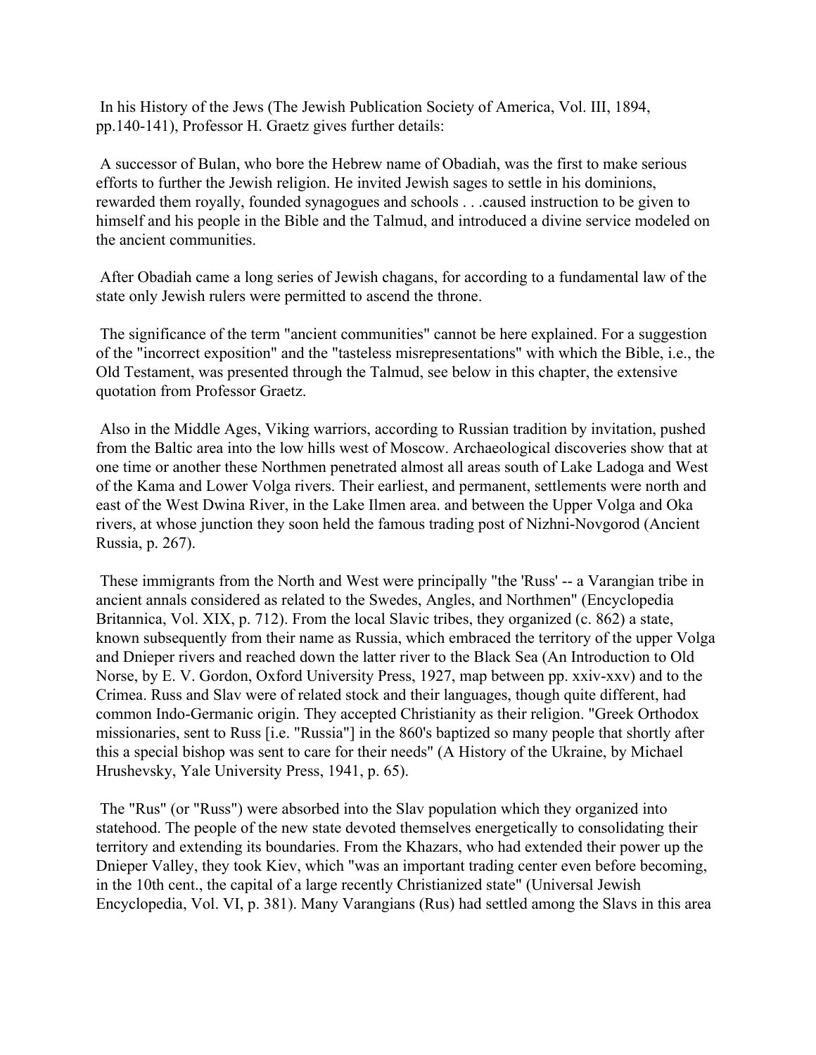In his History of the Jews (The Jewish Publication Society of America, Vol. III, 1894, pp.140-141), Professor H. Graetz gives further details:

A successor of Bulan, who bore the Hebrew name of Obadiah, was the first to make serious efforts to further the Jewish religion. He invited Jewish sages to settle in his dominions, rewarded them royally, founded synagogues and schools . . .caused instruction to be given to himself and his people in the Bible and the Talmud, and introduced a divine service modeled on the ancient communities.

After Obadiah came a long series of Jewish chagans, for according to a fundamental law of the state only Jewish rulers were permitted to ascend the throne.

The significance of the term "ancient communities" cannot be here explained. For a suggestion of the "incorrect exposition" and the "tasteless misrepresentations" with which the Bible, i.e., the Old Testament, was presented through the Talmud, see below in this chapter, the extensive quotation from Professor Graetz.

Also in the Middle Ages, Viking warriors, according to Russian tradition by invitation, pushed from the Baltic area into the low hills west of Moscow. Archaeological discoveries show that at one time or another these Northmen penetrated almost all areas south of Lake Ladoga and West of the Kama and Lower Volga rivers. Their earliest, and permanent, settlements were north and east of the West Dwina River, in the Lake Ilmen area. and between the Upper Volga and Oka rivers, at whose junction they soon held the famous trading post of Nizhni-Novgorod (Ancient Russia, p. 267).

These immigrants from the North and West were principally "the 'Russ' -- a Varangian tribe in ancient annals considered as related to the Swedes, Angles, and Northmen" (Encyclopedia Britannica, Vol. XIX, p. 712). From the local Slavic tribes, they organized (c. 862) a state, known subsequently from their name as Russia, which embraced the territory of the upper Volga and Dnieper rivers and reached down the latter river to the Black Sea (An Introduction to Old Norse, by E. V. Gordon, Oxford University Press, 1927, map between pp. xxiv-xxv) and to the Crimea. Russ and Slav were of related stock and their languages, though quite different, had common Indo-Germanic origin. They accepted Christianity as their religion. "Greek Orthodox missionaries, sent to Russ [i.e. "Russia"] in the 860's baptized so many people that shortly after this a special bishop was sent to care for their needs" (A History of the Ukraine, by Michael Hrushevsky, Yale University Press, 1941, p. 65).

The "Rus" (or "Russ") were absorbed into the Slav population which they organized into statehood. The people of the new state devoted themselves energetically to consolidating their territory and extending its boundaries. From the Khazars, who had extended their power up the Dnieper Valley, they took Kiev, which "was an important trading center even before becoming, in the 10th cent., the capital of a large recently Christianized state" (Universal Jewish Encyclopedia, Vol. VI, p. 381). Many Varangians (Rus) had settled among the Slavs in this area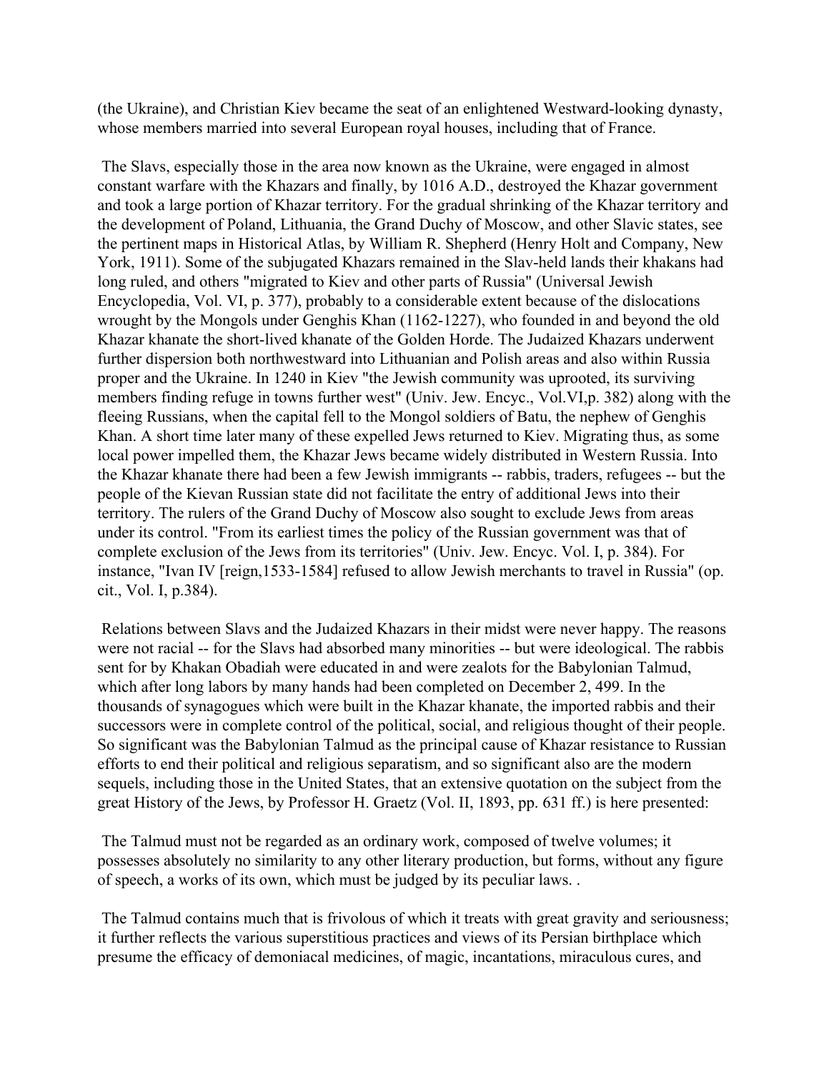(the Ukraine), and Christian Kiev became the seat of an enlightened Westward-looking dynasty, whose members married into several European royal houses, including that of France.

The Slavs, especially those in the area now known as the Ukraine, were engaged in almost constant warfare with the Khazars and finally, by 1016 A.D., destroyed the Khazar government and took a large portion of Khazar territory. For the gradual shrinking of the Khazar territory and the development of Poland, Lithuania, the Grand Duchy of Moscow, and other Slavic states, see the pertinent maps in Historical Atlas, by William R. Shepherd (Henry Holt and Company, New York, 1911). Some of the subjugated Khazars remained in the Slav-held lands their khakans had long ruled, and others "migrated to Kiev and other parts of Russia" (Universal Jewish Encyclopedia, Vol. VI, p. 377), probably to a considerable extent because of the dislocations wrought by the Mongols under Genghis Khan (1162-1227), who founded in and beyond the old Khazar khanate the short-lived khanate of the Golden Horde. The Judaized Khazars underwent further dispersion both northwestward into Lithuanian and Polish areas and also within Russia proper and the Ukraine. In 1240 in Kiev "the Jewish community was uprooted, its surviving members finding refuge in towns further west" (Univ. Jew. Encyc., Vol.VI,p. 382) along with the fleeing Russians, when the capital fell to the Mongol soldiers of Batu, the nephew of Genghis Khan. A short time later many of these expelled Jews returned to Kiev. Migrating thus, as some local power impelled them, the Khazar Jews became widely distributed in Western Russia. Into the Khazar khanate there had been a few Jewish immigrants -- rabbis, traders, refugees -- but the people of the Kievan Russian state did not facilitate the entry of additional Jews into their territory. The rulers of the Grand Duchy of Moscow also sought to exclude Jews from areas under its control. "From its earliest times the policy of the Russian government was that of complete exclusion of the Jews from its territories" (Univ. Jew. Encyc. Vol. I, p. 384). For instance, "Ivan IV [reign,1533-1584] refused to allow Jewish merchants to travel in Russia" (op. cit., Vol. I, p.384).

Relations between Slavs and the Judaized Khazars in their midst were never happy. The reasons were not racial -- for the Slavs had absorbed many minorities -- but were ideological. The rabbis sent for by Khakan Obadiah were educated in and were zealots for the Babylonian Talmud, which after long labors by many hands had been completed on December 2, 499. In the thousands of synagogues which were built in the Khazar khanate, the imported rabbis and their successors were in complete control of the political, social, and religious thought of their people. So significant was the Babylonian Talmud as the principal cause of Khazar resistance to Russian efforts to end their political and religious separatism, and so significant also are the modern sequels, including those in the United States, that an extensive quotation on the subject from the great History of the Jews, by Professor H. Graetz (Vol. II, 1893, pp. 631 ff.) is here presented:

The Talmud must not be regarded as an ordinary work, composed of twelve volumes; it possesses absolutely no similarity to any other literary production, but forms, without any figure of speech, a works of its own, which must be judged by its peculiar laws. .

The Talmud contains much that is frivolous of which it treats with great gravity and seriousness; it further reflects the various superstitious practices and views of its Persian birthplace which presume the efficacy of demoniacal medicines, of magic, incantations, miraculous cures, and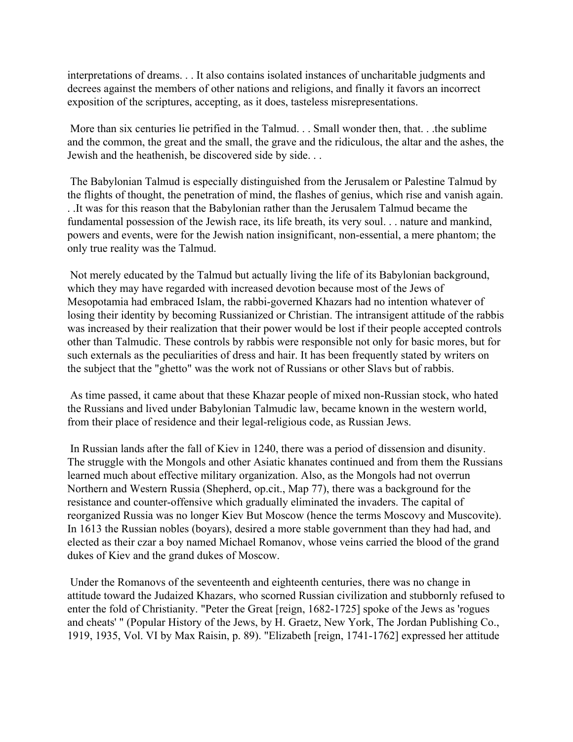interpretations of dreams. . . It also contains isolated instances of uncharitable judgments and decrees against the members of other nations and religions, and finally it favors an incorrect exposition of the scriptures, accepting, as it does, tasteless misrepresentations.

More than six centuries lie petrified in the Talmud. . . Small wonder then, that. . .the sublime and the common, the great and the small, the grave and the ridiculous, the altar and the ashes, the Jewish and the heathenish, be discovered side by side. . .

The Babylonian Talmud is especially distinguished from the Jerusalem or Palestine Talmud by the flights of thought, the penetration of mind, the flashes of genius, which rise and vanish again. . .It was for this reason that the Babylonian rather than the Jerusalem Talmud became the fundamental possession of the Jewish race, its life breath, its very soul. . . nature and mankind, powers and events, were for the Jewish nation insignificant, non-essential, a mere phantom; the only true reality was the Talmud.

Not merely educated by the Talmud but actually living the life of its Babylonian background, which they may have regarded with increased devotion because most of the Jews of Mesopotamia had embraced Islam, the rabbi-governed Khazars had no intention whatever of losing their identity by becoming Russianized or Christian. The intransigent attitude of the rabbis was increased by their realization that their power would be lost if their people accepted controls other than Talmudic. These controls by rabbis were responsible not only for basic mores, but for such externals as the peculiarities of dress and hair. It has been frequently stated by writers on the subject that the "ghetto" was the work not of Russians or other Slavs but of rabbis.

As time passed, it came about that these Khazar people of mixed non-Russian stock, who hated the Russians and lived under Babylonian Talmudic law, became known in the western world, from their place of residence and their legal-religious code, as Russian Jews.

In Russian lands after the fall of Kiev in 1240, there was a period of dissension and disunity. The struggle with the Mongols and other Asiatic khanates continued and from them the Russians learned much about effective military organization. Also, as the Mongols had not overrun Northern and Western Russia (Shepherd, op.cit., Map 77), there was a background for the resistance and counter-offensive which gradually eliminated the invaders. The capital of reorganized Russia was no longer Kiev But Moscow (hence the terms Moscovy and Muscovite). In 1613 the Russian nobles (boyars), desired a more stable government than they had had, and elected as their czar a boy named Michael Romanov, whose veins carried the blood of the grand dukes of Kiev and the grand dukes of Moscow.

Under the Romanovs of the seventeenth and eighteenth centuries, there was no change in attitude toward the Judaized Khazars, who scorned Russian civilization and stubbornly refused to enter the fold of Christianity. "Peter the Great [reign, 1682-1725] spoke of the Jews as 'rogues and cheats' " (Popular History of the Jews, by H. Graetz, New York, The Jordan Publishing Co., 1919, 1935, Vol. VI by Max Raisin, p. 89). "Elizabeth [reign, 1741-1762] expressed her attitude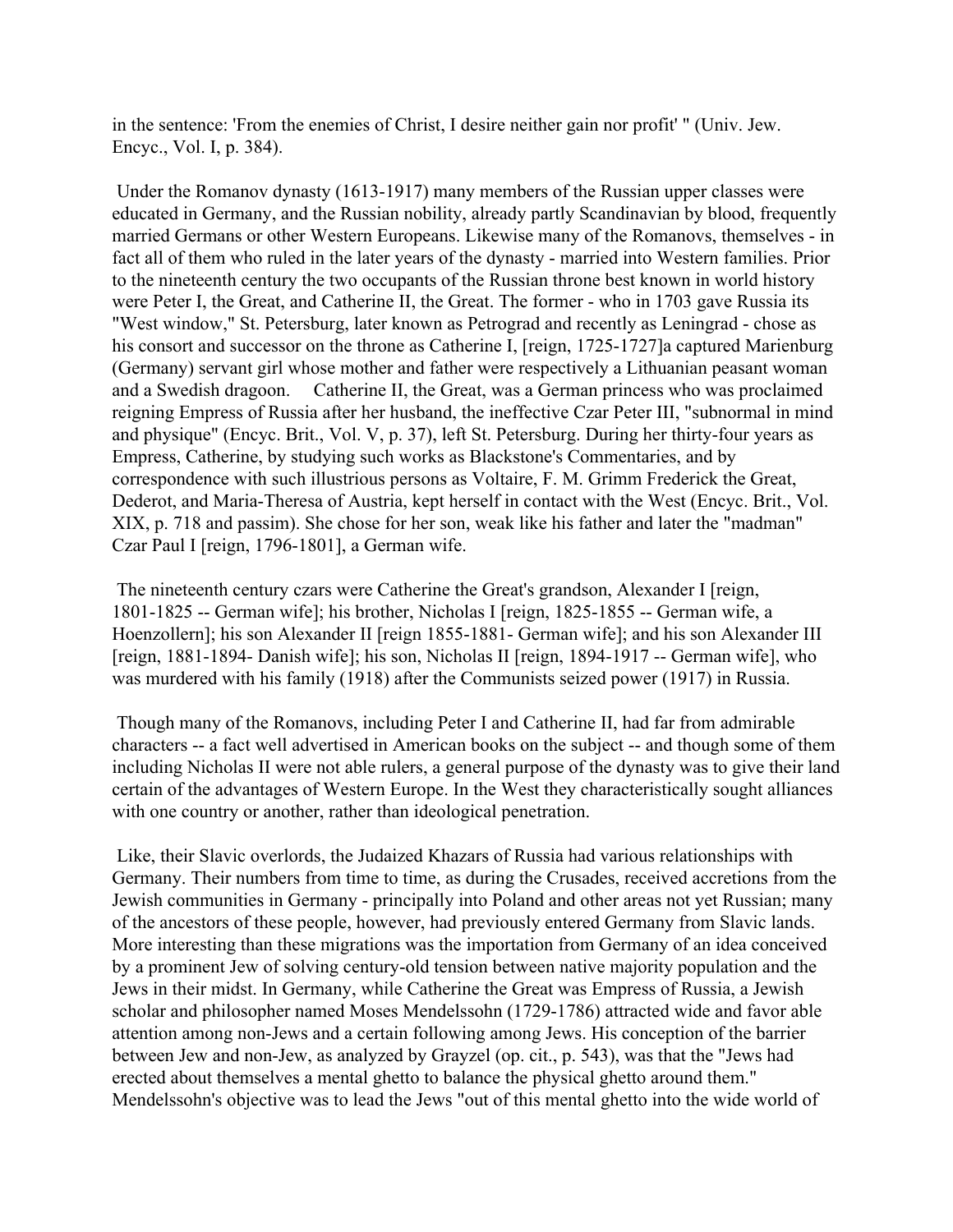in the sentence: 'From the enemies of Christ, I desire neither gain nor profit' " (Univ. Jew. Encyc., Vol. I, p. 384).

Under the Romanov dynasty (1613-1917) many members of the Russian upper classes were educated in Germany, and the Russian nobility, already partly Scandinavian by blood, frequently married Germans or other Western Europeans. Likewise many of the Romanovs, themselves - in fact all of them who ruled in the later years of the dynasty - married into Western families. Prior to the nineteenth century the two occupants of the Russian throne best known in world history were Peter I, the Great, and Catherine II, the Great. The former - who in 1703 gave Russia its "West window," St. Petersburg, later known as Petrograd and recently as Leningrad - chose as his consort and successor on the throne as Catherine I, [reign, 1725-1727]a captured Marienburg (Germany) servant girl whose mother and father were respectively a Lithuanian peasant woman and a Swedish dragoon. Catherine II, the Great, was a German princess who was proclaimed reigning Empress of Russia after her husband, the ineffective Czar Peter III, "subnormal in mind and physique" (Encyc. Brit., Vol. V, p. 37), left St. Petersburg. During her thirty-four years as Empress, Catherine, by studying such works as Blackstone's Commentaries, and by correspondence with such illustrious persons as Voltaire, F. M. Grimm Frederick the Great, Dederot, and Maria-Theresa of Austria, kept herself in contact with the West (Encyc. Brit., Vol. XIX, p. 718 and passim). She chose for her son, weak like his father and later the "madman" Czar Paul I [reign, 1796-1801], a German wife.

The nineteenth century czars were Catherine the Great's grandson, Alexander I [reign, 1801-1825 -- German wife]; his brother, Nicholas I [reign, 1825-1855 -- German wife, a Hoenzollern]; his son Alexander II [reign 1855-1881- German wife]; and his son Alexander III [reign, 1881-1894- Danish wife]; his son, Nicholas II [reign, 1894-1917 -- German wife], who was murdered with his family (1918) after the Communists seized power (1917) in Russia.

Though many of the Romanovs, including Peter I and Catherine II, had far from admirable characters -- a fact well advertised in American books on the subject -- and though some of them including Nicholas II were not able rulers, a general purpose of the dynasty was to give their land certain of the advantages of Western Europe. In the West they characteristically sought alliances with one country or another, rather than ideological penetration.

Like, their Slavic overlords, the Judaized Khazars of Russia had various relationships with Germany. Their numbers from time to time, as during the Crusades, received accretions from the Jewish communities in Germany - principally into Poland and other areas not yet Russian; many of the ancestors of these people, however, had previously entered Germany from Slavic lands. More interesting than these migrations was the importation from Germany of an idea conceived by a prominent Jew of solving century-old tension between native majority population and the Jews in their midst. In Germany, while Catherine the Great was Empress of Russia, a Jewish scholar and philosopher named Moses Mendelssohn (1729-1786) attracted wide and favor able attention among non-Jews and a certain following among Jews. His conception of the barrier between Jew and non-Jew, as analyzed by Grayzel (op. cit., p. 543), was that the "Jews had erected about themselves a mental ghetto to balance the physical ghetto around them." Mendelssohn's objective was to lead the Jews "out of this mental ghetto into the wide world of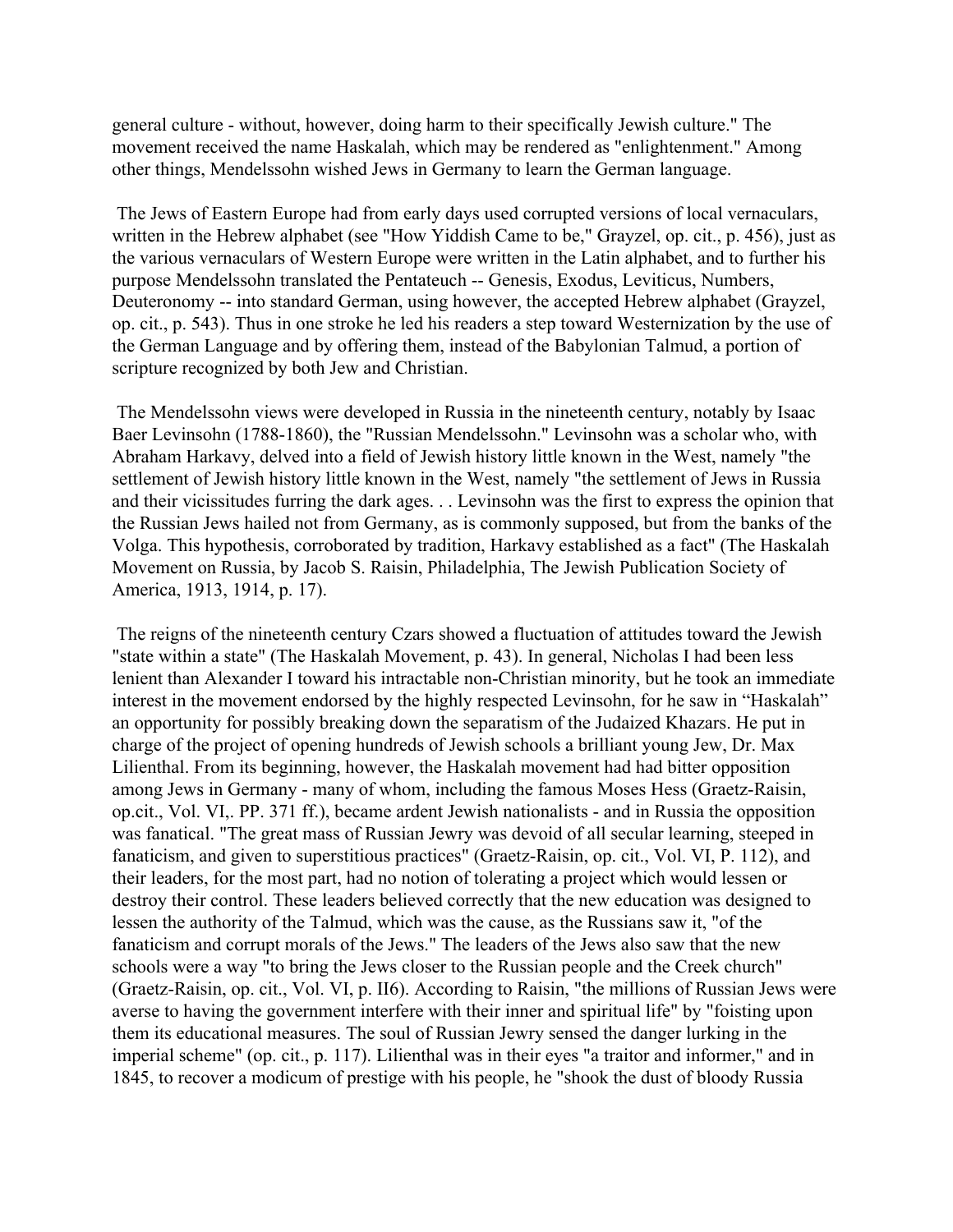general culture - without, however, doing harm to their specifically Jewish culture." The movement received the name Haskalah, which may be rendered as "enlightenment." Among other things, Mendelssohn wished Jews in Germany to learn the German language.

The Jews of Eastern Europe had from early days used corrupted versions of local vernaculars, written in the Hebrew alphabet (see "How Yiddish Came to be," Grayzel, op. cit., p. 456), just as the various vernaculars of Western Europe were written in the Latin alphabet, and to further his purpose Mendelssohn translated the Pentateuch -- Genesis, Exodus, Leviticus, Numbers, Deuteronomy -- into standard German, using however, the accepted Hebrew alphabet (Grayzel, op. cit., p. 543). Thus in one stroke he led his readers a step toward Westernization by the use of the German Language and by offering them, instead of the Babylonian Talmud, a portion of scripture recognized by both Jew and Christian.

The Mendelssohn views were developed in Russia in the nineteenth century, notably by Isaac Baer Levinsohn (1788-1860), the "Russian Mendelssohn." Levinsohn was a scholar who, with Abraham Harkavy, delved into a field of Jewish history little known in the West, namely "the settlement of Jewish history little known in the West, namely "the settlement of Jews in Russia and their vicissitudes furring the dark ages. . . Levinsohn was the first to express the opinion that the Russian Jews hailed not from Germany, as is commonly supposed, but from the banks of the Volga. This hypothesis, corroborated by tradition, Harkavy established as a fact" (The Haskalah Movement on Russia, by Jacob S. Raisin, Philadelphia, The Jewish Publication Society of America, 1913, 1914, p. 17).

The reigns of the nineteenth century Czars showed a fluctuation of attitudes toward the Jewish "state within a state" (The Haskalah Movement, p. 43). In general, Nicholas I had been less lenient than Alexander I toward his intractable non-Christian minority, but he took an immediate interest in the movement endorsed by the highly respected Levinsohn, for he saw in "Haskalah" an opportunity for possibly breaking down the separatism of the Judaized Khazars. He put in charge of the project of opening hundreds of Jewish schools a brilliant young Jew, Dr. Max Lilienthal. From its beginning, however, the Haskalah movement had had bitter opposition among Jews in Germany - many of whom, including the famous Moses Hess (Graetz-Raisin, op.cit., Vol. VI,. PP. 371 ff.), became ardent Jewish nationalists - and in Russia the opposition was fanatical. "The great mass of Russian Jewry was devoid of all secular learning, steeped in fanaticism, and given to superstitious practices" (Graetz-Raisin, op. cit., Vol. VI, P. 112), and their leaders, for the most part, had no notion of tolerating a project which would lessen or destroy their control. These leaders believed correctly that the new education was designed to lessen the authority of the Talmud, which was the cause, as the Russians saw it, "of the fanaticism and corrupt morals of the Jews." The leaders of the Jews also saw that the new schools were a way "to bring the Jews closer to the Russian people and the Creek church" (Graetz-Raisin, op. cit., Vol. VI, p. II6). According to Raisin, "the millions of Russian Jews were averse to having the government interfere with their inner and spiritual life" by "foisting upon them its educational measures. The soul of Russian Jewry sensed the danger lurking in the imperial scheme" (op. cit., p. 117). Lilienthal was in their eyes "a traitor and informer," and in 1845, to recover a modicum of prestige with his people, he "shook the dust of bloody Russia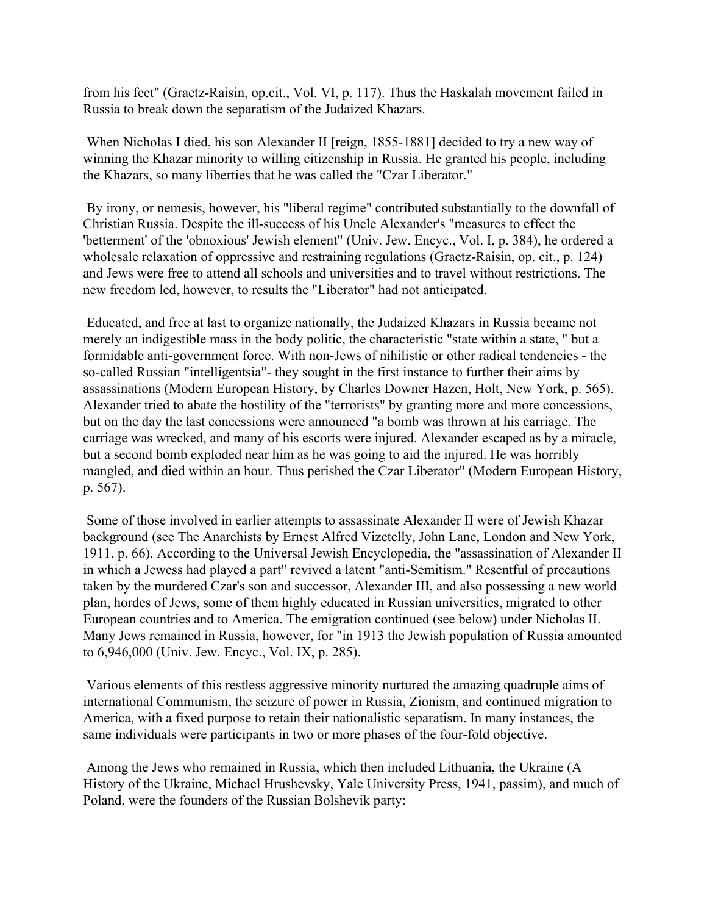from his feet" (Graetz-Raisin, op.cit., Vol. VI, p. 117). Thus the Haskalah movement failed in Russia to break down the separatism of the Judaized Khazars.

When Nicholas I died, his son Alexander II [reign, 1855-1881] decided to try a new way of winning the Khazar minority to willing citizenship in Russia. He granted his people, including the Khazars, so many liberties that he was called the "Czar Liberator."

By irony, or nemesis, however, his "liberal regime" contributed substantially to the downfall of Christian Russia. Despite the ill-success of his Uncle Alexander's "measures to effect the 'betterment' of the 'obnoxious' Jewish element" (Univ. Jew. Encyc., Vol. I, p. 384), he ordered a wholesale relaxation of oppressive and restraining regulations (Graetz-Raisin, op. cit., p. 124) and Jews were free to attend all schools and universities and to travel without restrictions. The new freedom led, however, to results the "Liberator" had not anticipated.

Educated, and free at last to organize nationally, the Judaized Khazars in Russia became not merely an indigestible mass in the body politic, the characteristic "state within a state, " but a formidable anti-government force. With non-Jews of nihilistic or other radical tendencies - the so-called Russian "intelligentsia"- they sought in the first instance to further their aims by assassinations (Modern European History, by Charles Downer Hazen, Holt, New York, p. 565). Alexander tried to abate the hostility of the "terrorists" by granting more and more concessions, but on the day the last concessions were announced "a bomb was thrown at his carriage. The carriage was wrecked, and many of his escorts were injured. Alexander escaped as by a miracle, but a second bomb exploded near him as he was going to aid the injured. He was horribly mangled, and died within an hour. Thus perished the Czar Liberator" (Modern European History, p. 567).

Some of those involved in earlier attempts to assassinate Alexander II were of Jewish Khazar background (see The Anarchists by Ernest Alfred Vizetelly, John Lane, London and New York, 1911, p. 66). According to the Universal Jewish Encyclopedia, the "assassination of Alexander II in which a Jewess had played a part" revived a latent "anti-Semitism." Resentful of precautions taken by the murdered Czar's son and successor, Alexander III, and also possessing a new world plan, hordes of Jews, some of them highly educated in Russian universities, migrated to other European countries and to America. The emigration continued (see below) under Nicholas II. Many Jews remained in Russia, however, for "in 1913 the Jewish population of Russia amounted to 6,946,000 (Univ. Jew. Encyc., Vol. IX, p. 285).

Various elements of this restless aggressive minority nurtured the amazing quadruple aims of international Communism, the seizure of power in Russia, Zionism, and continued migration to America, with a fixed purpose to retain their nationalistic separatism. In many instances, the same individuals were participants in two or more phases of the four-fold objective.

Among the Jews who remained in Russia, which then included Lithuania, the Ukraine (A History of the Ukraine, Michael Hrushevsky, Yale University Press, 1941, passim), and much of Poland, were the founders of the Russian Bolshevik party: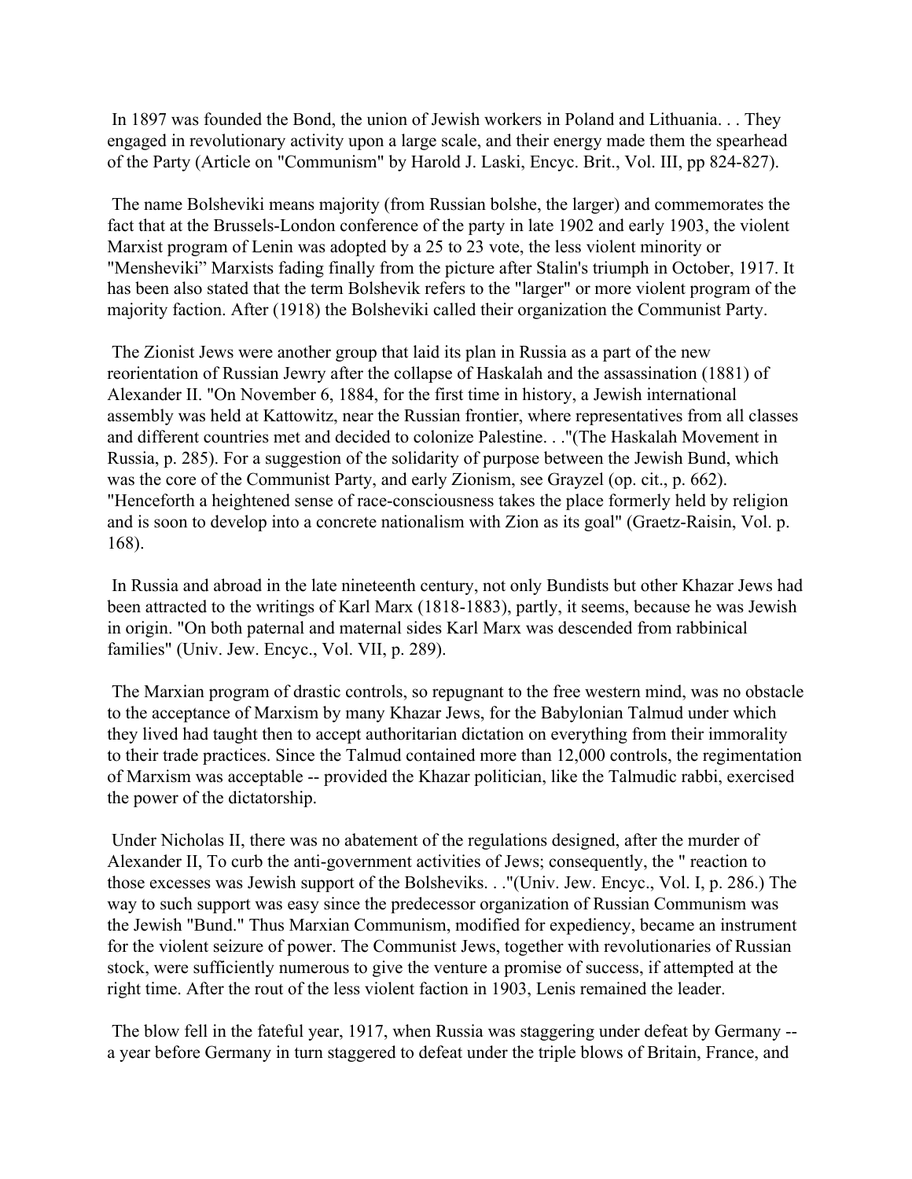In 1897 was founded the Bond, the union of Jewish workers in Poland and Lithuania. . . They engaged in revolutionary activity upon a large scale, and their energy made them the spearhead of the Party (Article on "Communism" by Harold J. Laski, Encyc. Brit., Vol. III, pp 824-827).

The name Bolsheviki means majority (from Russian bolshe, the larger) and commemorates the fact that at the Brussels-London conference of the party in late 1902 and early 1903, the violent Marxist program of Lenin was adopted by a 25 to 23 vote, the less violent minority or "Mensheviki" Marxists fading finally from the picture after Stalin's triumph in October, 1917. It has been also stated that the term Bolshevik refers to the "larger" or more violent program of the majority faction. After (1918) the Bolsheviki called their organization the Communist Party.

The Zionist Jews were another group that laid its plan in Russia as a part of the new reorientation of Russian Jewry after the collapse of Haskalah and the assassination (1881) of Alexander II. "On November 6, 1884, for the first time in history, a Jewish international assembly was held at Kattowitz, near the Russian frontier, where representatives from all classes and different countries met and decided to colonize Palestine. . ."(The Haskalah Movement in Russia, p. 285). For a suggestion of the solidarity of purpose between the Jewish Bund, which was the core of the Communist Party, and early Zionism, see Grayzel (op. cit., p. 662). "Henceforth a heightened sense of race-consciousness takes the place formerly held by religion and is soon to develop into a concrete nationalism with Zion as its goal" (Graetz-Raisin, Vol. p. 168).

In Russia and abroad in the late nineteenth century, not only Bundists but other Khazar Jews had been attracted to the writings of Karl Marx (1818-1883), partly, it seems, because he was Jewish in origin. "On both paternal and maternal sides Karl Marx was descended from rabbinical families" (Univ. Jew. Encyc., Vol. VII, p. 289).

The Marxian program of drastic controls, so repugnant to the free western mind, was no obstacle to the acceptance of Marxism by many Khazar Jews, for the Babylonian Talmud under which they lived had taught then to accept authoritarian dictation on everything from their immorality to their trade practices. Since the Talmud contained more than 12,000 controls, the regimentation of Marxism was acceptable -- provided the Khazar politician, like the Talmudic rabbi, exercised the power of the dictatorship.

Under Nicholas II, there was no abatement of the regulations designed, after the murder of Alexander II, To curb the anti-government activities of Jews; consequently, the " reaction to those excesses was Jewish support of the Bolsheviks. . ."(Univ. Jew. Encyc., Vol. I, p. 286.) The way to such support was easy since the predecessor organization of Russian Communism was the Jewish "Bund." Thus Marxian Communism, modified for expediency, became an instrument for the violent seizure of power. The Communist Jews, together with revolutionaries of Russian stock, were sufficiently numerous to give the venture a promise of success, if attempted at the right time. After the rout of the less violent faction in 1903, Lenis remained the leader.

The blow fell in the fateful year, 1917, when Russia was staggering under defeat by Germany -- a year before Germany in turn staggered to defeat under the triple blows of Britain, France, and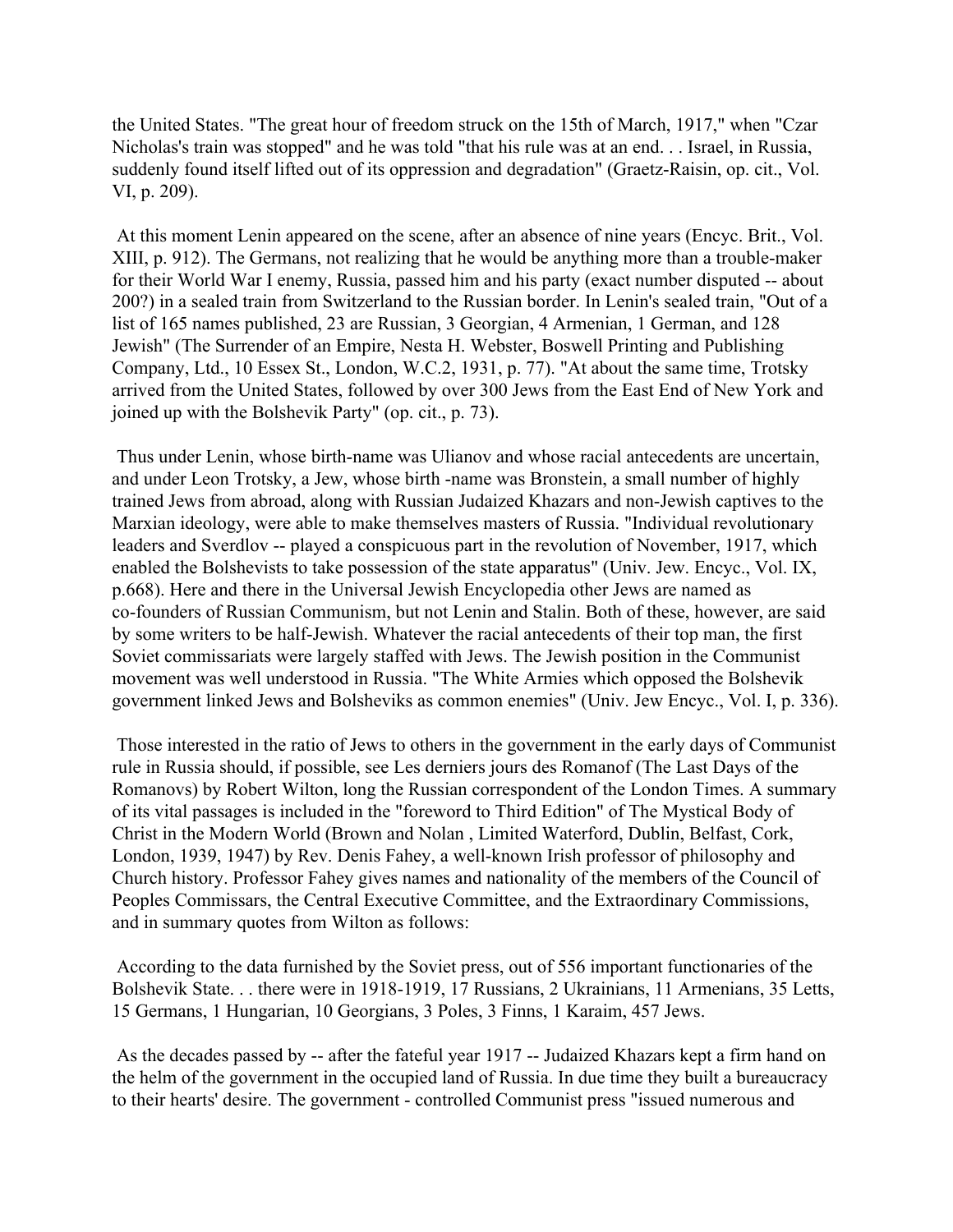the United States. "The great hour of freedom struck on the 15th of March, 1917," when "Czar Nicholas's train was stopped" and he was told "that his rule was at an end. . . Israel, in Russia, suddenly found itself lifted out of its oppression and degradation" (Graetz-Raisin, op. cit., Vol. VI, p. 209).

At this moment Lenin appeared on the scene, after an absence of nine years (Encyc. Brit., Vol. XIII, p. 912). The Germans, not realizing that he would be anything more than a trouble-maker for their World War I enemy, Russia, passed him and his party (exact number disputed -- about 200?) in a sealed train from Switzerland to the Russian border. In Lenin's sealed train, "Out of a list of 165 names published, 23 are Russian, 3 Georgian, 4 Armenian, 1 German, and 128 Jewish" (The Surrender of an Empire, Nesta H. Webster, Boswell Printing and Publishing Company, Ltd., 10 Essex St., London, W.C.2, 1931, p. 77). "At about the same time, Trotsky arrived from the United States, followed by over 300 Jews from the East End of New York and joined up with the Bolshevik Party" (op. cit., p. 73).

Thus under Lenin, whose birth-name was Ulianov and whose racial antecedents are uncertain, and under Leon Trotsky, a Jew, whose birth -name was Bronstein, a small number of highly trained Jews from abroad, along with Russian Judaized Khazars and non-Jewish captives to the Marxian ideology, were able to make themselves masters of Russia. "Individual revolutionary leaders and Sverdlov -- played a conspicuous part in the revolution of November, 1917, which enabled the Bolshevists to take possession of the state apparatus" (Univ. Jew. Encyc., Vol. IX, p.668). Here and there in the Universal Jewish Encyclopedia other Jews are named as co-founders of Russian Communism, but not Lenin and Stalin. Both of these, however, are said by some writers to be half-Jewish. Whatever the racial antecedents of their top man, the first Soviet commissariats were largely staffed with Jews. The Jewish position in the Communist movement was well understood in Russia. "The White Armies which opposed the Bolshevik government linked Jews and Bolsheviks as common enemies" (Univ. Jew Encyc., Vol. I, p. 336).

Those interested in the ratio of Jews to others in the government in the early days of Communist rule in Russia should, if possible, see Les derniers jours des Romanof (The Last Days of the Romanovs) by Robert Wilton, long the Russian correspondent of the London Times. A summary of its vital passages is included in the "foreword to Third Edition" of The Mystical Body of Christ in the Modern World (Brown and Nolan , Limited Waterford, Dublin, Belfast, Cork, London, 1939, 1947) by Rev. Denis Fahey, a well-known Irish professor of philosophy and Church history. Professor Fahey gives names and nationality of the members of the Council of Peoples Commissars, the Central Executive Committee, and the Extraordinary Commissions, and in summary quotes from Wilton as follows:

According to the data furnished by the Soviet press, out of 556 important functionaries of the Bolshevik State. . . there were in 1918-1919, 17 Russians, 2 Ukrainians, 11 Armenians, 35 Letts, 15 Germans, 1 Hungarian, 10 Georgians, 3 Poles, 3 Finns, 1 Karaim, 457 Jews.

As the decades passed by -- after the fateful year 1917 -- Judaized Khazars kept a firm hand on the helm of the government in the occupied land of Russia. In due time they built a bureaucracy to their hearts' desire. The government - controlled Communist press "issued numerous and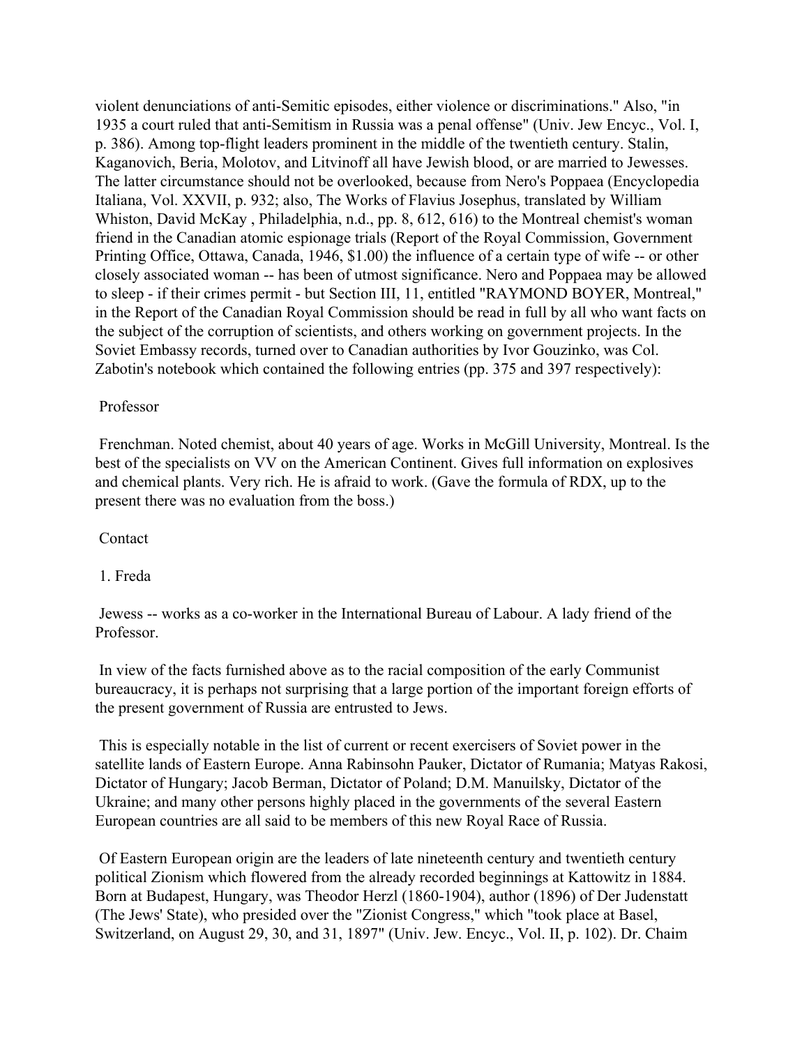violent denunciations of anti-Semitic episodes, either violence or discriminations." Also, "in 1935 a court ruled that anti-Semitism in Russia was a penal offense" (Univ. Jew Encyc., Vol. I, p. 386). Among top-flight leaders prominent in the middle of the twentieth century. Stalin, Kaganovich, Beria, Molotov, and Litvinoff all have Jewish blood, or are married to Jewesses. The latter circumstance should not be overlooked, because from Nero's Poppaea (Encyclopedia Italiana, Vol. XXVII, p. 932; also, The Works of Flavius Josephus, translated by William Whiston, David McKay , Philadelphia, n.d., pp. 8, 612, 616) to the Montreal chemist's woman friend in the Canadian atomic espionage trials (Report of the Royal Commission, Government Printing Office, Ottawa, Canada, 1946, $1.00) the influence of a certain type of wife -- or other closely associated woman -- has been of utmost significance. Nero and Poppaea may be allowed to sleep - if their crimes permit - but Section III, 11, entitled "RAYMOND BOYER, Montreal," in the Report of the Canadian Royal Commission should be read in full by all who want facts on the subject of the corruption of scientists, and others working on government projects. In the Soviet Embassy records, turned over to Canadian authorities by Ivor Gouzinko, was Col. Zabotin's notebook which contained the following entries (pp. 375 and 397 respectively):

Professor

Frenchman. Noted chemist, about 40 years of age. Works in McGill University, Montreal. Is the best of the specialists on VV on the American Continent. Gives full information on explosives and chemical plants. Very rich. He is afraid to work. (Gave the formula of RDX, up to the present there was no evaluation from the boss.)

Contact

1. Freda

Jewess -- works as a co-worker in the International Bureau of Labour. A lady friend of the Professor.

In view of the facts furnished above as to the racial composition of the early Communist bureaucracy, it is perhaps not surprising that a large portion of the important foreign efforts of the present government of Russia are entrusted to Jews.

This is especially notable in the list of current or recent exercisers of Soviet power in the satellite lands of Eastern Europe. Anna Rabinsohn Pauker, Dictator of Rumania; Matyas Rakosi, Dictator of Hungary; Jacob Berman, Dictator of Poland; D.M. Manuilsky, Dictator of the Ukraine; and many other persons highly placed in the governments of the several Eastern European countries are all said to be members of this new Royal Race of Russia.

Of Eastern European origin are the leaders of late nineteenth century and twentieth century political Zionism which flowered from the already recorded beginnings at Kattowitz in 1884. Born at Budapest, Hungary, was Theodor Herzl (1860-1904), author (1896) of Der Judenstatt (The Jews' State), who presided over the "Zionist Congress," which "took place at Basel, Switzerland, on August 29, 30, and 31, 1897" (Univ. Jew. Encyc., Vol. II, p. 102). Dr. Chaim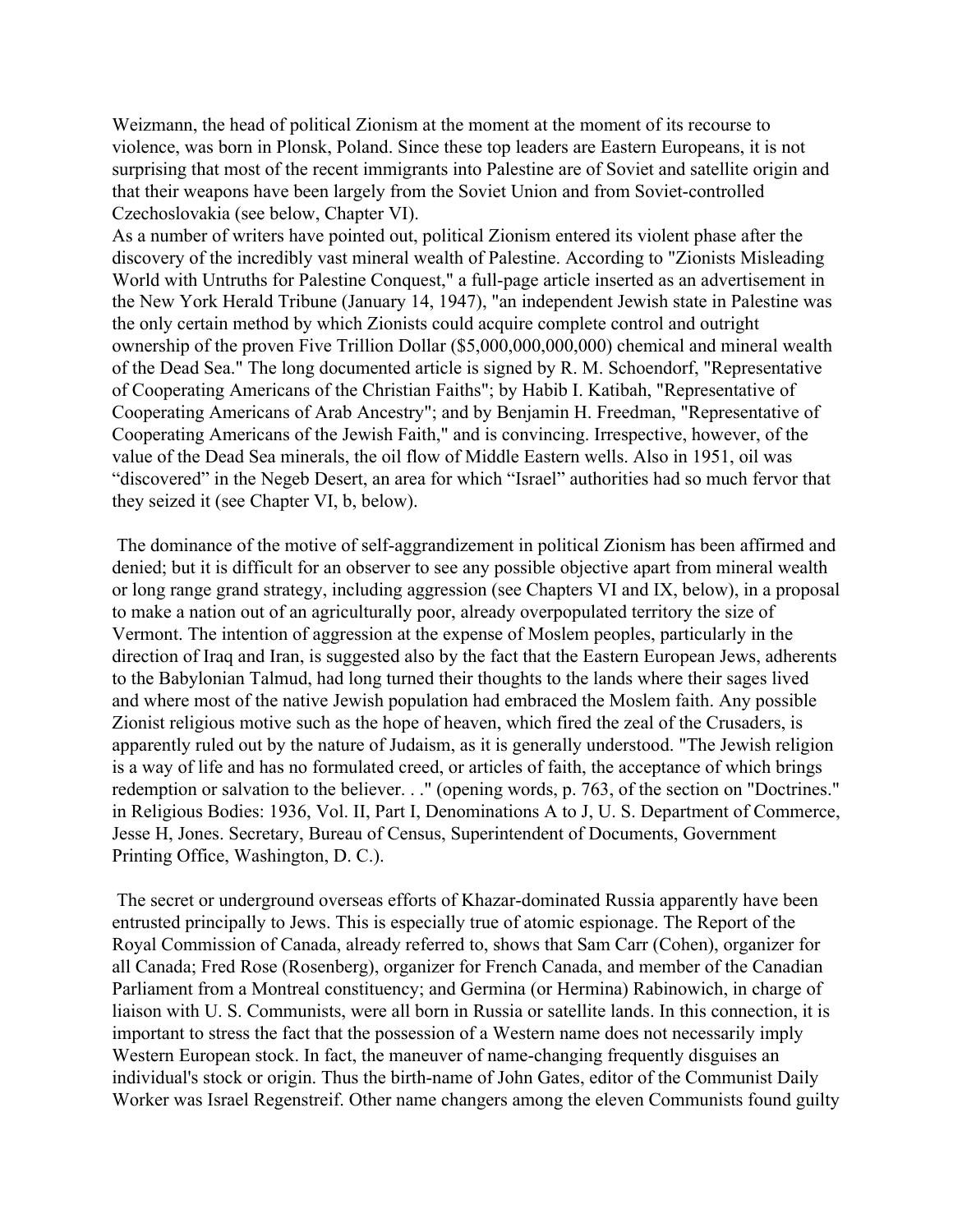Weizmann, the head of political Zionism at the moment at the moment of its recourse to violence, was born in Plonsk, Poland. Since these top leaders are Eastern Europeans, it is not surprising that most of the recent immigrants into Palestine are of Soviet and satellite origin and that their weapons have been largely from the Soviet Union and from Soviet-controlled Czechoslovakia (see below, Chapter VI).

As a number of writers have pointed out, political Zionism entered its violent phase after the discovery of the incredibly vast mineral wealth of Palestine. According to "Zionists Misleading World with Untruths for Palestine Conquest," a full-page article inserted as an advertisement in the New York Herald Tribune (January 14, 1947), "an independent Jewish state in Palestine was the only certain method by which Zionists could acquire complete control and outright ownership of the proven Five Trillion Dollar ($5,000,000,000,000) chemical and mineral wealth of the Dead Sea." The long documented article is signed by R. M. Schoendorf, "Representative of Cooperating Americans of the Christian Faiths"; by Habib I. Katibah, "Representative of Cooperating Americans of Arab Ancestry"; and by Benjamin H. Freedman, "Representative of Cooperating Americans of the Jewish Faith," and is convincing. Irrespective, however, of the value of the Dead Sea minerals, the oil flow of Middle Eastern wells. Also in 1951, oil was "discovered" in the Negeb Desert, an area for which "Israel" authorities had so much fervor that they seized it (see Chapter VI, b, below).

The dominance of the motive of self-aggrandizement in political Zionism has been affirmed and denied; but it is difficult for an observer to see any possible objective apart from mineral wealth or long range grand strategy, including aggression (see Chapters VI and IX, below), in a proposal to make a nation out of an agriculturally poor, already overpopulated territory the size of Vermont. The intention of aggression at the expense of Moslem peoples, particularly in the direction of Iraq and Iran, is suggested also by the fact that the Eastern European Jews, adherents to the Babylonian Talmud, had long turned their thoughts to the lands where their sages lived and where most of the native Jewish population had embraced the Moslem faith. Any possible Zionist religious motive such as the hope of heaven, which fired the zeal of the Crusaders, is apparently ruled out by the nature of Judaism, as it is generally understood. "The Jewish religion is a way of life and has no formulated creed, or articles of faith, the acceptance of which brings redemption or salvation to the believer. . ." (opening words, p. 763, of the section on "Doctrines." in Religious Bodies: 1936, Vol. II, Part I, Denominations A to J, U. S. Department of Commerce, Jesse H, Jones. Secretary, Bureau of Census, Superintendent of Documents, Government Printing Office, Washington, D. C.).

The secret or underground overseas efforts of Khazar-dominated Russia apparently have been entrusted principally to Jews. This is especially true of atomic espionage. The Report of the Royal Commission of Canada, already referred to, shows that Sam Carr (Cohen), organizer for all Canada; Fred Rose (Rosenberg), organizer for French Canada, and member of the Canadian Parliament from a Montreal constituency; and Germina (or Hermina) Rabinowich, in charge of liaison with U. S. Communists, were all born in Russia or satellite lands. In this connection, it is important to stress the fact that the possession of a Western name does not necessarily imply Western European stock. In fact, the maneuver of name-changing frequently disguises an individual's stock or origin. Thus the birth-name of John Gates, editor of the Communist Daily Worker was Israel Regenstreif. Other name changers among the eleven Communists found guilty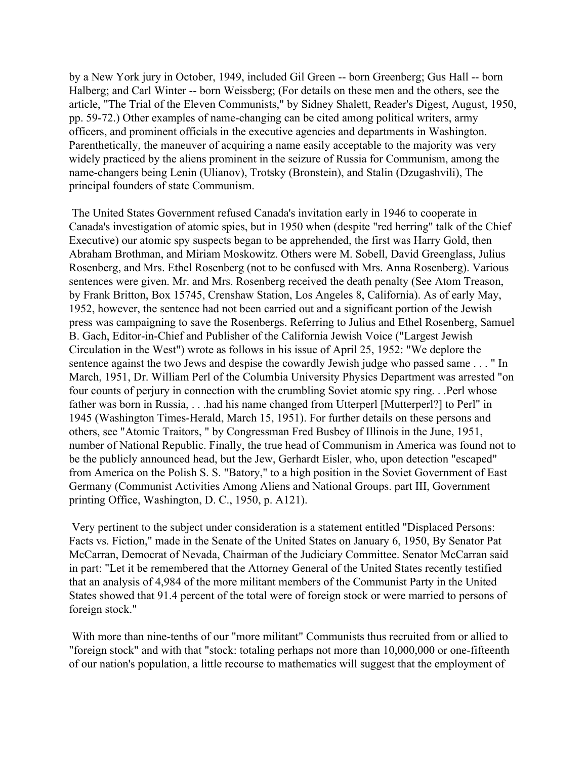by a New York jury in October, 1949, included Gil Green -- born Greenberg; Gus Hall -- born Halberg; and Carl Winter -- born Weissberg; (For details on these men and the others, see the article, "The Trial of the Eleven Communists," by Sidney Shalett, Reader's Digest, August, 1950, pp. 59-72.) Other examples of name-changing can be cited among political writers, army officers, and prominent officials in the executive agencies and departments in Washington. Parenthetically, the maneuver of acquiring a name easily acceptable to the majority was very widely practiced by the aliens prominent in the seizure of Russia for Communism, among the name-changers being Lenin (Ulianov), Trotsky (Bronstein), and Stalin (Dzugashvili), The principal founders of state Communism.

The United States Government refused Canada's invitation early in 1946 to cooperate in Canada's investigation of atomic spies, but in 1950 when (despite "red herring" talk of the Chief Executive) our atomic spy suspects began to be apprehended, the first was Harry Gold, then Abraham Brothman, and Miriam Moskowitz. Others were M. Sobell, David Greenglass, Julius Rosenberg, and Mrs. Ethel Rosenberg (not to be confused with Mrs. Anna Rosenberg). Various sentences were given. Mr. and Mrs. Rosenberg received the death penalty (See Atom Treason, by Frank Britton, Box 15745, Crenshaw Station, Los Angeles 8, California). As of early May, 1952, however, the sentence had not been carried out and a significant portion of the Jewish press was campaigning to save the Rosenbergs. Referring to Julius and Ethel Rosenberg, Samuel B. Gach, Editor-in-Chief and Publisher of the California Jewish Voice ("Largest Jewish Circulation in the West") wrote as follows in his issue of April 25, 1952: "We deplore the sentence against the two Jews and despise the cowardly Jewish judge who passed same . . . " In March, 1951, Dr. William Perl of the Columbia University Physics Department was arrested "on four counts of perjury in connection with the crumbling Soviet atomic spy ring. . .Perl whose father was born in Russia, . . .had his name changed from Utterperl [Mutterperl?] to Perl" in 1945 (Washington Times-Herald, March 15, 1951). For further details on these persons and others, see "Atomic Traitors, " by Congressman Fred Busbey of Illinois in the June, 1951, number of National Republic. Finally, the true head of Communism in America was found not to be the publicly announced head, but the Jew, Gerhardt Eisler, who, upon detection "escaped" from America on the Polish S. S. "Batory," to a high position in the Soviet Government of East Germany (Communist Activities Among Aliens and National Groups. part III, Government printing Office, Washington, D. C., 1950, p. A121).

Very pertinent to the subject under consideration is a statement entitled "Displaced Persons: Facts vs. Fiction," made in the Senate of the United States on January 6, 1950, By Senator Pat McCarran, Democrat of Nevada, Chairman of the Judiciary Committee. Senator McCarran said in part: "Let it be remembered that the Attorney General of the United States recently testified that an analysis of 4,984 of the more militant members of the Communist Party in the United States showed that 91.4 percent of the total were of foreign stock or were married to persons of foreign stock."

With more than nine-tenths of our "more militant" Communists thus recruited from or allied to "foreign stock" and with that "stock: totaling perhaps not more than 10,000,000 or one-fifteenth of our nation's population, a little recourse to mathematics will suggest that the employment of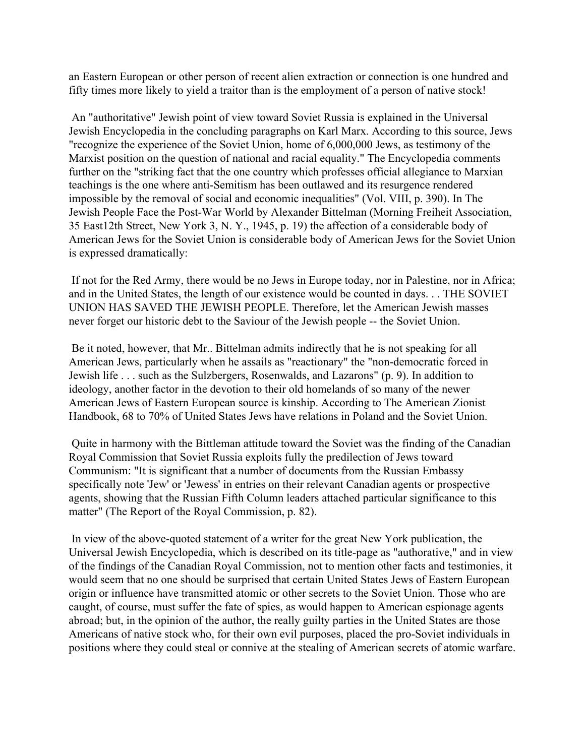an Eastern European or other person of recent alien extraction or connection is one hundred and fifty times more likely to yield a traitor than is the employment of a person of native stock!

An "authoritative" Jewish point of view toward Soviet Russia is explained in the Universal Jewish Encyclopedia in the concluding paragraphs on Karl Marx. According to this source, Jews "recognize the experience of the Soviet Union, home of 6,000,000 Jews, as testimony of the Marxist position on the question of national and racial equality." The Encyclopedia comments further on the "striking fact that the one country which professes official allegiance to Marxian teachings is the one where anti-Semitism has been outlawed and its resurgence rendered impossible by the removal of social and economic inequalities" (Vol. VIII, p. 390). In The Jewish People Face the Post-War World by Alexander Bittelman (Morning Freiheit Association, 35 East12th Street, New York 3, N. Y., 1945, p. 19) the affection of a considerable body of American Jews for the Soviet Union is considerable body of American Jews for the Soviet Union is expressed dramatically:

If not for the Red Army, there would be no Jews in Europe today, nor in Palestine, nor in Africa; and in the United States, the length of our existence would be counted in days. . . THE SOVIET UNION HAS SAVED THE JEWISH PEOPLE. Therefore, let the American Jewish masses never forget our historic debt to the Saviour of the Jewish people -- the Soviet Union.

Be it noted, however, that Mr.. Bittelman admits indirectly that he is not speaking for all American Jews, particularly when he assails as "reactionary" the "non-democratic forced in Jewish life . . . such as the Sulzbergers, Rosenwalds, and Lazarons" (p. 9). In addition to ideology, another factor in the devotion to their old homelands of so many of the newer American Jews of Eastern European source is kinship. According to The American Zionist Handbook, 68 to 70% of United States Jews have relations in Poland and the Soviet Union.

Quite in harmony with the Bittleman attitude toward the Soviet was the finding of the Canadian Royal Commission that Soviet Russia exploits fully the predilection of Jews toward Communism: "It is significant that a number of documents from the Russian Embassy specifically note 'Jew' or 'Jewess' in entries on their relevant Canadian agents or prospective agents, showing that the Russian Fifth Column leaders attached particular significance to this matter" (The Report of the Royal Commission, p. 82).

In view of the above-quoted statement of a writer for the great New York publication, the Universal Jewish Encyclopedia, which is described on its title-page as "authorative," and in view of the findings of the Canadian Royal Commission, not to mention other facts and testimonies, it would seem that no one should be surprised that certain United States Jews of Eastern European origin or influence have transmitted atomic or other secrets to the Soviet Union. Those who are caught, of course, must suffer the fate of spies, as would happen to American espionage agents abroad; but, in the opinion of the author, the really guilty parties in the United States are those Americans of native stock who, for their own evil purposes, placed the pro-Soviet individuals in positions where they could steal or connive at the stealing of American secrets of atomic warfare.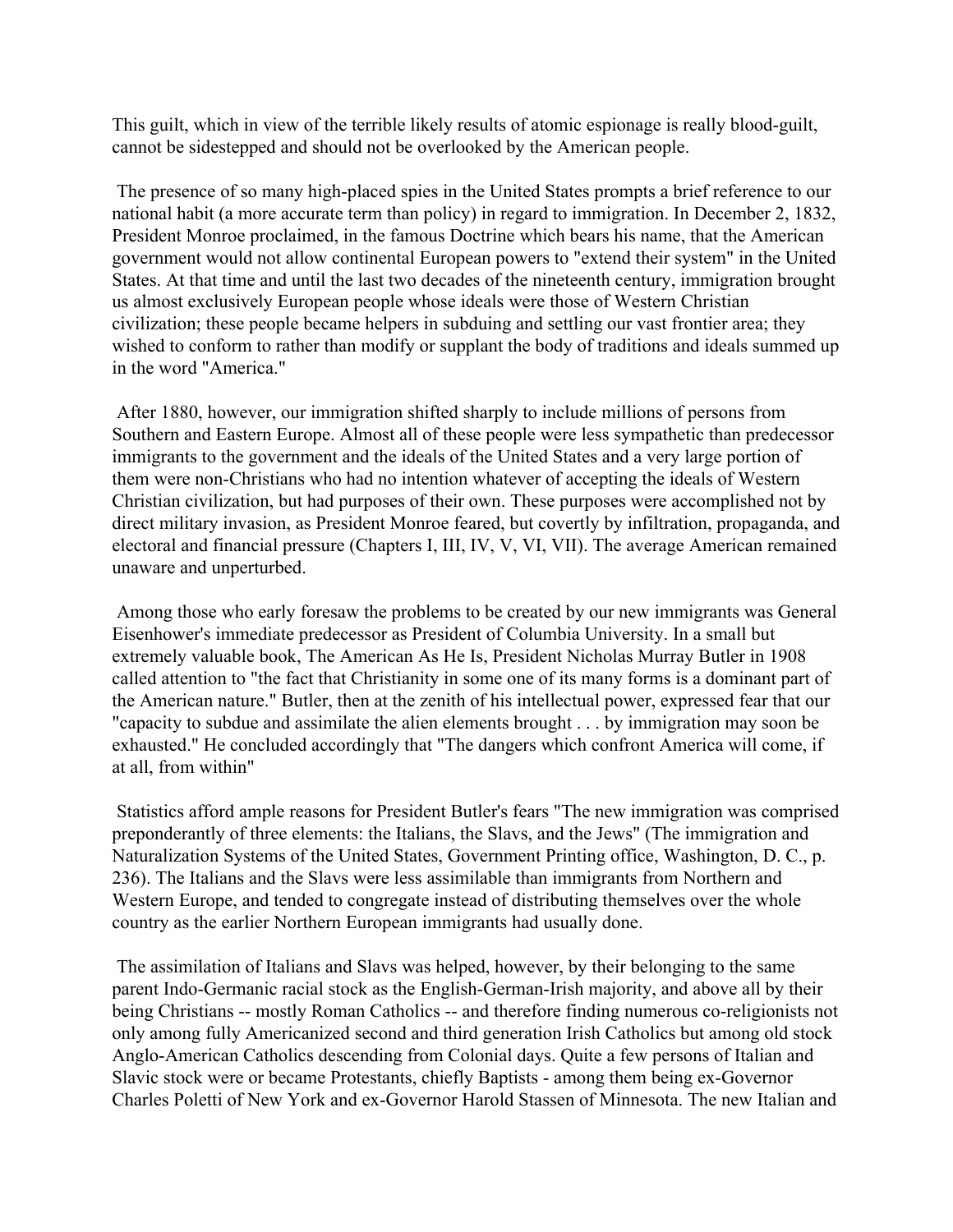This guilt, which in view of the terrible likely results of atomic espionage is really blood-guilt, cannot be sidestepped and should not be overlooked by the American people.

The presence of so many high-placed spies in the United States prompts a brief reference to our national habit (a more accurate term than policy) in regard to immigration. In December 2, 1832, President Monroe proclaimed, in the famous Doctrine which bears his name, that the American government would not allow continental European powers to "extend their system" in the United States. At that time and until the last two decades of the nineteenth century, immigration brought us almost exclusively European people whose ideals were those of Western Christian civilization; these people became helpers in subduing and settling our vast frontier area; they wished to conform to rather than modify or supplant the body of traditions and ideals summed up in the word "America."

After 1880, however, our immigration shifted sharply to include millions of persons from Southern and Eastern Europe. Almost all of these people were less sympathetic than predecessor immigrants to the government and the ideals of the United States and a very large portion of them were non-Christians who had no intention whatever of accepting the ideals of Western Christian civilization, but had purposes of their own. These purposes were accomplished not by direct military invasion, as President Monroe feared, but covertly by infiltration, propaganda, and electoral and financial pressure (Chapters I, III, IV, V, VI, VII). The average American remained unaware and unperturbed.

Among those who early foresaw the problems to be created by our new immigrants was General Eisenhower's immediate predecessor as President of Columbia University. In a small but extremely valuable book, The American As He Is, President Nicholas Murray Butler in 1908 called attention to "the fact that Christianity in some one of its many forms is a dominant part of the American nature." Butler, then at the zenith of his intellectual power, expressed fear that our "capacity to subdue and assimilate the alien elements brought . . . by immigration may soon be exhausted." He concluded accordingly that "The dangers which confront America will come, if at all, from within"

Statistics afford ample reasons for President Butler's fears "The new immigration was comprised preponderantly of three elements: the Italians, the Slavs, and the Jews" (The immigration and Naturalization Systems of the United States, Government Printing office, Washington, D. C., p. 236). The Italians and the Slavs were less assimilable than immigrants from Northern and Western Europe, and tended to congregate instead of distributing themselves over the whole country as the earlier Northern European immigrants had usually done.

The assimilation of Italians and Slavs was helped, however, by their belonging to the same parent Indo-Germanic racial stock as the English-German-Irish majority, and above all by their being Christians -- mostly Roman Catholics -- and therefore finding numerous co-religionists not only among fully Americanized second and third generation Irish Catholics but among old stock Anglo-American Catholics descending from Colonial days. Quite a few persons of Italian and Slavic stock were or became Protestants, chiefly Baptists - among them being ex-Governor Charles Poletti of New York and ex-Governor Harold Stassen of Minnesota. The new Italian and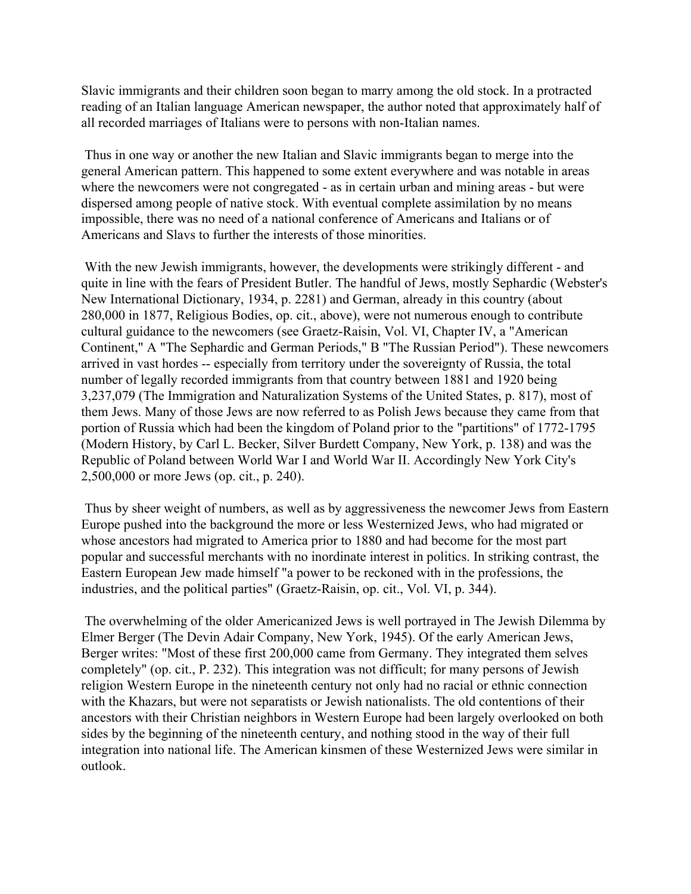Slavic immigrants and their children soon began to marry among the old stock. In a protracted reading of an Italian language American newspaper, the author noted that approximately half of all recorded marriages of Italians were to persons with non-Italian names.

Thus in one way or another the new Italian and Slavic immigrants began to merge into the general American pattern. This happened to some extent everywhere and was notable in areas where the newcomers were not congregated - as in certain urban and mining areas - but were dispersed among people of native stock. With eventual complete assimilation by no means impossible, there was no need of a national conference of Americans and Italians or of Americans and Slavs to further the interests of those minorities.

With the new Jewish immigrants, however, the developments were strikingly different - and quite in line with the fears of President Butler. The handful of Jews, mostly Sephardic (Webster's New International Dictionary, 1934, p. 2281) and German, already in this country (about 280,000 in 1877, Religious Bodies, op. cit., above), were not numerous enough to contribute cultural guidance to the newcomers (see Graetz-Raisin, Vol. VI, Chapter IV, a "American Continent," A "The Sephardic and German Periods," B "The Russian Period"). These newcomers arrived in vast hordes -- especially from territory under the sovereignty of Russia, the total number of legally recorded immigrants from that country between 1881 and 1920 being 3,237,079 (The Immigration and Naturalization Systems of the United States, p. 817), most of them Jews. Many of those Jews are now referred to as Polish Jews because they came from that portion of Russia which had been the kingdom of Poland prior to the "partitions" of 1772-1795 (Modern History, by Carl L. Becker, Silver Burdett Company, New York, p. 138) and was the Republic of Poland between World War I and World War II. Accordingly New York City's 2,500,000 or more Jews (op. cit., p. 240).

Thus by sheer weight of numbers, as well as by aggressiveness the newcomer Jews from Eastern Europe pushed into the background the more or less Westernized Jews, who had migrated or whose ancestors had migrated to America prior to 1880 and had become for the most part popular and successful merchants with no inordinate interest in politics. In striking contrast, the Eastern European Jew made himself "a power to be reckoned with in the professions, the industries, and the political parties" (Graetz-Raisin, op. cit., Vol. VI, p. 344).

The overwhelming of the older Americanized Jews is well portrayed in The Jewish Dilemma by Elmer Berger (The Devin Adair Company, New York, 1945). Of the early American Jews, Berger writes: "Most of these first 200,000 came from Germany. They integrated them selves completely" (op. cit., P. 232). This integration was not difficult; for many persons of Jewish religion Western Europe in the nineteenth century not only had no racial or ethnic connection with the Khazars, but were not separatists or Jewish nationalists. The old contentions of their ancestors with their Christian neighbors in Western Europe had been largely overlooked on both sides by the beginning of the nineteenth century, and nothing stood in the way of their full integration into national life. The American kinsmen of these Westernized Jews were similar in outlook.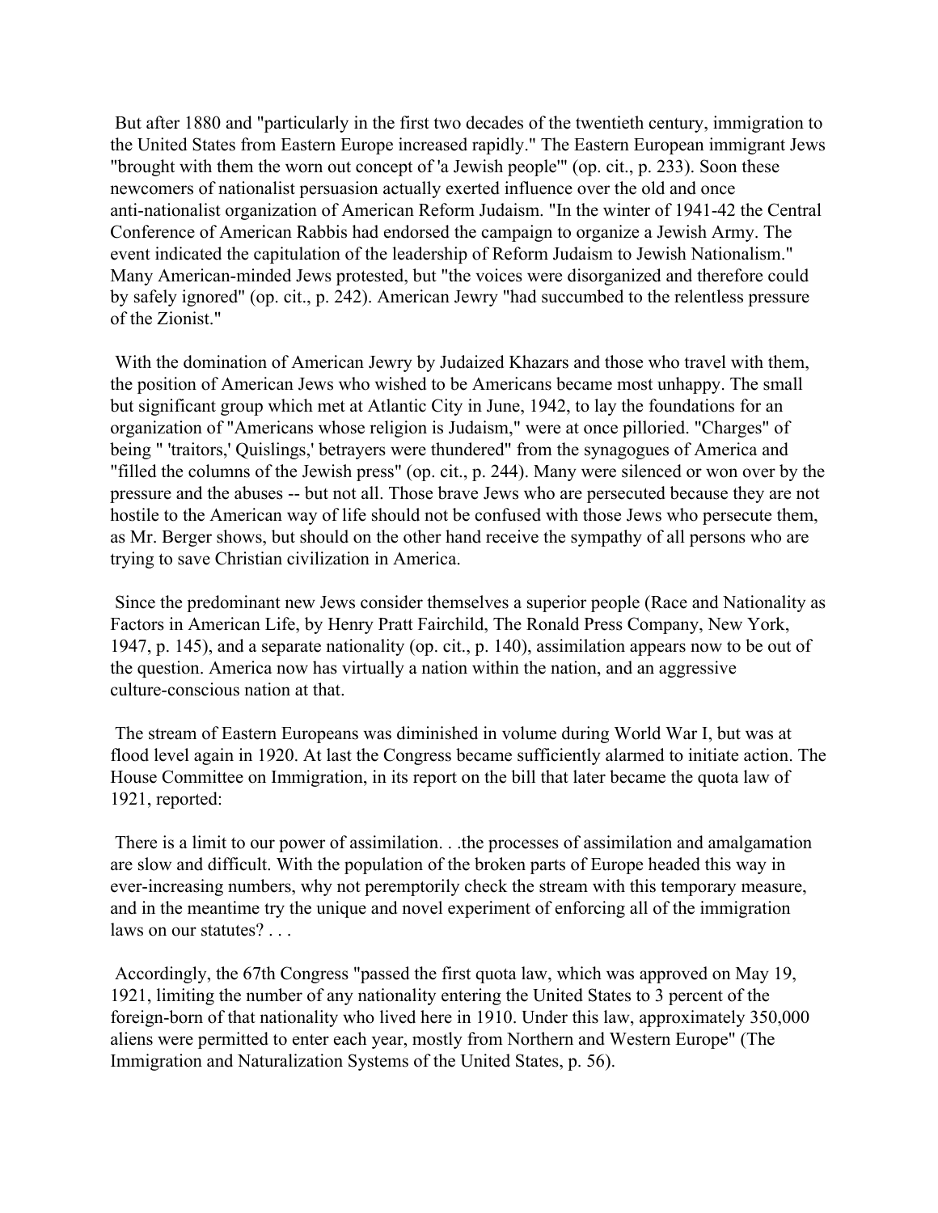But after 1880 and "particularly in the first two decades of the twentieth century, immigration to the United States from Eastern Europe increased rapidly." The Eastern European immigrant Jews "brought with them the worn out concept of 'a Jewish people'" (op. cit., p. 233). Soon these newcomers of nationalist persuasion actually exerted influence over the old and once anti-nationalist organization of American Reform Judaism. "In the winter of 1941-42 the Central Conference of American Rabbis had endorsed the campaign to organize a Jewish Army. The event indicated the capitulation of the leadership of Reform Judaism to Jewish Nationalism." Many American-minded Jews protested, but "the voices were disorganized and therefore could by safely ignored" (op. cit., p. 242). American Jewry "had succumbed to the relentless pressure of the Zionist."

With the domination of American Jewry by Judaized Khazars and those who travel with them, the position of American Jews who wished to be Americans became most unhappy. The small but significant group which met at Atlantic City in June, 1942, to lay the foundations for an organization of "Americans whose religion is Judaism," were at once pilloried. "Charges" of being " 'traitors,' Quislings,' betrayers were thundered" from the synagogues of America and "filled the columns of the Jewish press" (op. cit., p. 244). Many were silenced or won over by the pressure and the abuses -- but not all. Those brave Jews who are persecuted because they are not hostile to the American way of life should not be confused with those Jews who persecute them, as Mr. Berger shows, but should on the other hand receive the sympathy of all persons who are trying to save Christian civilization in America.

Since the predominant new Jews consider themselves a superior people (Race and Nationality as Factors in American Life, by Henry Pratt Fairchild, The Ronald Press Company, New York, 1947, p. 145), and a separate nationality (op. cit., p. 140), assimilation appears now to be out of the question. America now has virtually a nation within the nation, and an aggressive culture-conscious nation at that.

The stream of Eastern Europeans was diminished in volume during World War I, but was at flood level again in 1920. At last the Congress became sufficiently alarmed to initiate action. The House Committee on Immigration, in its report on the bill that later became the quota law of 1921, reported:

There is a limit to our power of assimilation. . .the processes of assimilation and amalgamation are slow and difficult. With the population of the broken parts of Europe headed this way in ever-increasing numbers, why not peremptorily check the stream with this temporary measure, and in the meantime try the unique and novel experiment of enforcing all of the immigration laws on our statutes? . . .

Accordingly, the 67th Congress "passed the first quota law, which was approved on May 19, 1921, limiting the number of any nationality entering the United States to 3 percent of the foreign-born of that nationality who lived here in 1910. Under this law, approximately 350,000 aliens were permitted to enter each year, mostly from Northern and Western Europe" (The Immigration and Naturalization Systems of the United States, p. 56).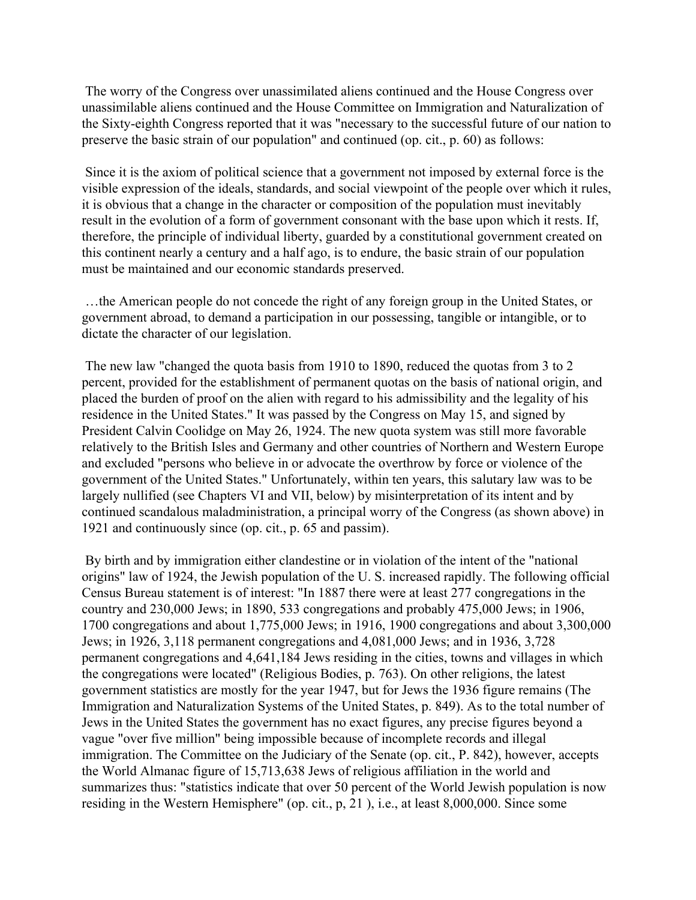The worry of the Congress over unassimilated aliens continued and the House Congress over unassimilable aliens continued and the House Committee on Immigration and Naturalization of the Sixty-eighth Congress reported that it was "necessary to the successful future of our nation to preserve the basic strain of our population" and continued (op. cit., p. 60) as follows:

Since it is the axiom of political science that a government not imposed by external force is the visible expression of the ideals, standards, and social viewpoint of the people over which it rules, it is obvious that a change in the character or composition of the population must inevitably result in the evolution of a form of government consonant with the base upon which it rests. If, therefore, the principle of individual liberty, guarded by a constitutional government created on this continent nearly a century and a half ago, is to endure, the basic strain of our population must be maintained and our economic standards preserved.

…the American people do not concede the right of any foreign group in the United States, or government abroad, to demand a participation in our possessing, tangible or intangible, or to dictate the character of our legislation.

The new law "changed the quota basis from 1910 to 1890, reduced the quotas from 3 to 2 percent, provided for the establishment of permanent quotas on the basis of national origin, and placed the burden of proof on the alien with regard to his admissibility and the legality of his residence in the United States." It was passed by the Congress on May 15, and signed by President Calvin Coolidge on May 26, 1924. The new quota system was still more favorable relatively to the British Isles and Germany and other countries of Northern and Western Europe and excluded "persons who believe in or advocate the overthrow by force or violence of the government of the United States." Unfortunately, within ten years, this salutary law was to be largely nullified (see Chapters VI and VII, below) by misinterpretation of its intent and by continued scandalous maladministration, a principal worry of the Congress (as shown above) in 1921 and continuously since (op. cit., p. 65 and passim).

By birth and by immigration either clandestine or in violation of the intent of the "national origins" law of 1924, the Jewish population of the U. S. increased rapidly. The following official Census Bureau statement is of interest: "In 1887 there were at least 277 congregations in the country and 230,000 Jews; in 1890, 533 congregations and probably 475,000 Jews; in 1906, 1700 congregations and about 1,775,000 Jews; in 1916, 1900 congregations and about 3,300,000 Jews; in 1926, 3,118 permanent congregations and 4,081,000 Jews; and in 1936, 3,728 permanent congregations and 4,641,184 Jews residing in the cities, towns and villages in which the congregations were located" (Religious Bodies, p. 763). On other religions, the latest government statistics are mostly for the year 1947, but for Jews the 1936 figure remains (The Immigration and Naturalization Systems of the United States, p. 849). As to the total number of Jews in the United States the government has no exact figures, any precise figures beyond a vague "over five million" being impossible because of incomplete records and illegal immigration. The Committee on the Judiciary of the Senate (op. cit., P. 842), however, accepts the World Almanac figure of 15,713,638 Jews of religious affiliation in the world and summarizes thus: "statistics indicate that over 50 percent of the World Jewish population is now residing in the Western Hemisphere" (op. cit., p, 21 ), i.e., at least 8,000,000. Since some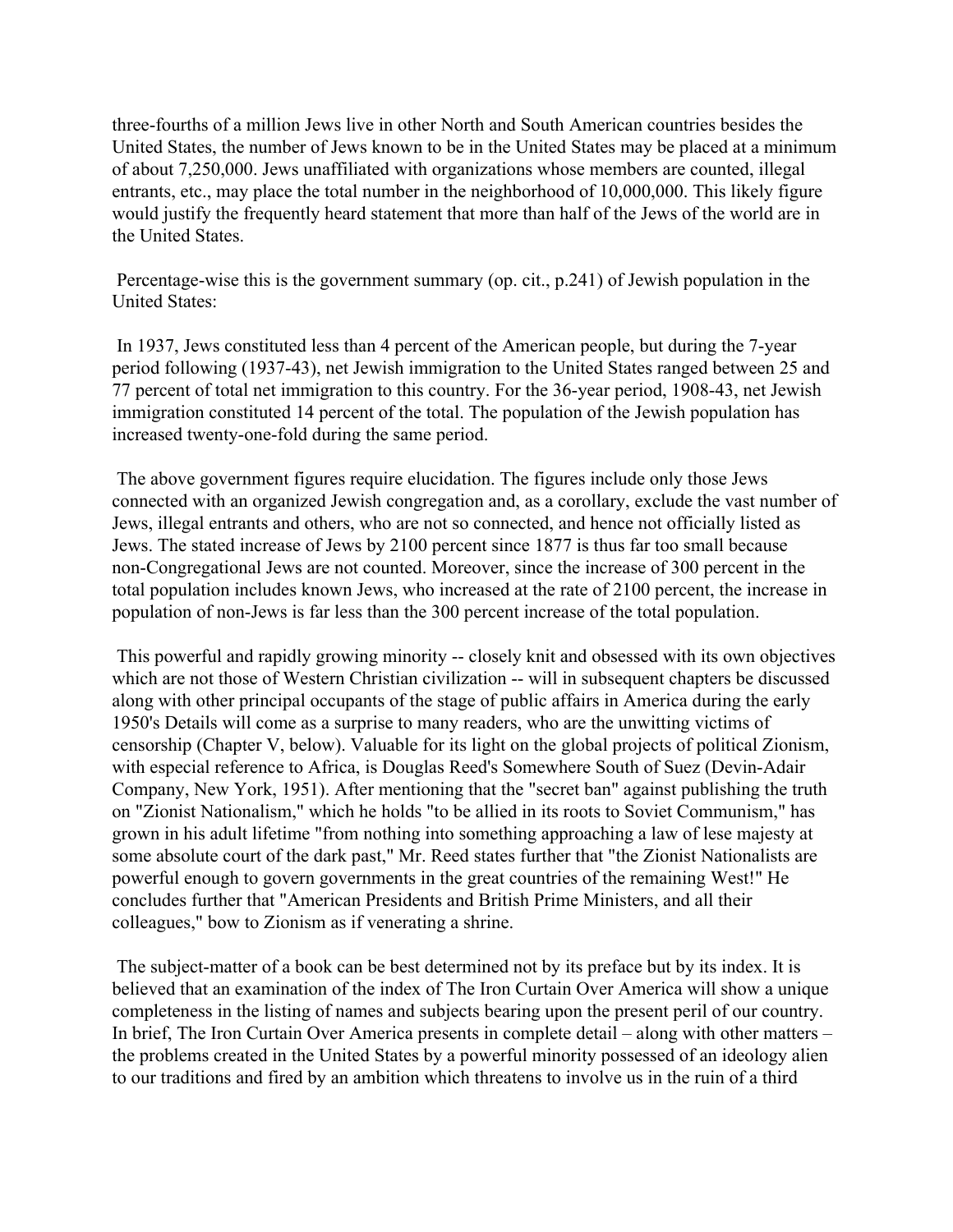three-fourths of a million Jews live in other North and South American countries besides the United States, the number of Jews known to be in the United States may be placed at a minimum of about 7,250,000. Jews unaffiliated with organizations whose members are counted, illegal entrants, etc., may place the total number in the neighborhood of 10,000,000. This likely figure would justify the frequently heard statement that more than half of the Jews of the world are in the United States.

Percentage-wise this is the government summary (op. cit., p.241) of Jewish population in the United States:

In 1937, Jews constituted less than 4 percent of the American people, but during the 7-year period following (1937-43), net Jewish immigration to the United States ranged between 25 and 77 percent of total net immigration to this country. For the 36-year period, 1908-43, net Jewish immigration constituted 14 percent of the total. The population of the Jewish population has increased twenty-one-fold during the same period.

The above government figures require elucidation. The figures include only those Jews connected with an organized Jewish congregation and, as a corollary, exclude the vast number of Jews, illegal entrants and others, who are not so connected, and hence not officially listed as Jews. The stated increase of Jews by 2100 percent since 1877 is thus far too small because non-Congregational Jews are not counted. Moreover, since the increase of 300 percent in the total population includes known Jews, who increased at the rate of 2100 percent, the increase in population of non-Jews is far less than the 300 percent increase of the total population.

This powerful and rapidly growing minority -- closely knit and obsessed with its own objectives which are not those of Western Christian civilization -- will in subsequent chapters be discussed along with other principal occupants of the stage of public affairs in America during the early 1950's Details will come as a surprise to many readers, who are the unwitting victims of censorship (Chapter V, below). Valuable for its light on the global projects of political Zionism, with especial reference to Africa, is Douglas Reed's Somewhere South of Suez (Devin-Adair Company, New York, 1951). After mentioning that the "secret ban" against publishing the truth on "Zionist Nationalism," which he holds "to be allied in its roots to Soviet Communism," has grown in his adult lifetime "from nothing into something approaching a law of lese majesty at some absolute court of the dark past," Mr. Reed states further that "the Zionist Nationalists are powerful enough to govern governments in the great countries of the remaining West!" He concludes further that "American Presidents and British Prime Ministers, and all their colleagues," bow to Zionism as if venerating a shrine.

The subject-matter of a book can be best determined not by its preface but by its index. It is believed that an examination of the index of The Iron Curtain Over America will show a unique completeness in the listing of names and subjects bearing upon the present peril of our country. In brief, The Iron Curtain Over America presents in complete detail – along with other matters – the problems created in the United States by a powerful minority possessed of an ideology alien to our traditions and fired by an ambition which threatens to involve us in the ruin of a third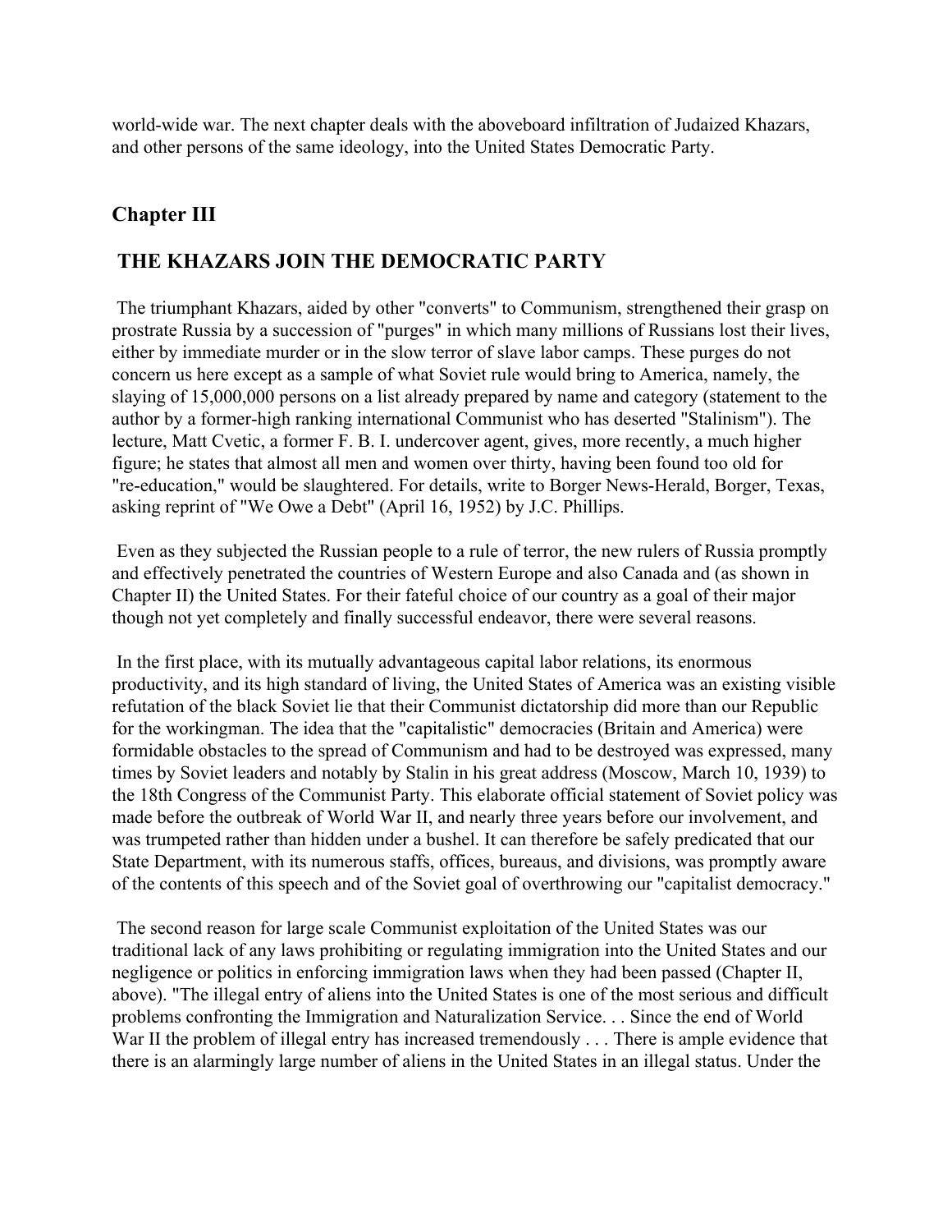world-wide war. The next chapter deals with the aboveboard infiltration of Judaized Khazars, and other persons of the same ideology, into the United States Democratic Party.

## Chapter III

## THE KHAZARS JOIN THE DEMOCRATIC PARTY

The triumphant Khazars, aided by other "converts" to Communism, strengthened their grasp on prostrate Russia by a succession of "purges" in which many millions of Russians lost their lives, either by immediate murder or in the slow terror of slave labor camps. These purges do not concern us here except as a sample of what Soviet rule would bring to America, namely, the slaying of 15,000,000 persons on a list already prepared by name and category (statement to the author by a former-high ranking international Communist who has deserted "Stalinism"). The lecture, Matt Cvetic, a former F. B. I. undercover agent, gives, more recently, a much higher figure; he states that almost all men and women over thirty, having been found too old for "re-education," would be slaughtered. For details, write to Borger News-Herald, Borger, Texas, asking reprint of "We Owe a Debt" (April 16, 1952) by J.C. Phillips.

Even as they subjected the Russian people to a rule of terror, the new rulers of Russia promptly and effectively penetrated the countries of Western Europe and also Canada and (as shown in Chapter II) the United States. For their fateful choice of our country as a goal of their major though not yet completely and finally successful endeavor, there were several reasons.

In the first place, with its mutually advantageous capital labor relations, its enormous productivity, and its high standard of living, the United States of America was an existing visible refutation of the black Soviet lie that their Communist dictatorship did more than our Republic for the workingman. The idea that the "capitalistic" democracies (Britain and America) were formidable obstacles to the spread of Communism and had to be destroyed was expressed, many times by Soviet leaders and notably by Stalin in his great address (Moscow, March 10, 1939) to the 18th Congress of the Communist Party. This elaborate official statement of Soviet policy was made before the outbreak of World War II, and nearly three years before our involvement, and was trumpeted rather than hidden under a bushel. It can therefore be safely predicated that our State Department, with its numerous staffs, offices, bureaus, and divisions, was promptly aware of the contents of this speech and of the Soviet goal of overthrowing our "capitalist democracy."

The second reason for large scale Communist exploitation of the United States was our traditional lack of any laws prohibiting or regulating immigration into the United States and our negligence or politics in enforcing immigration laws when they had been passed (Chapter II, above). "The illegal entry of aliens into the United States is one of the most serious and difficult problems confronting the Immigration and Naturalization Service. . . Since the end of World War II the problem of illegal entry has increased tremendously . . . There is ample evidence that there is an alarmingly large number of aliens in the United States in an illegal status. Under the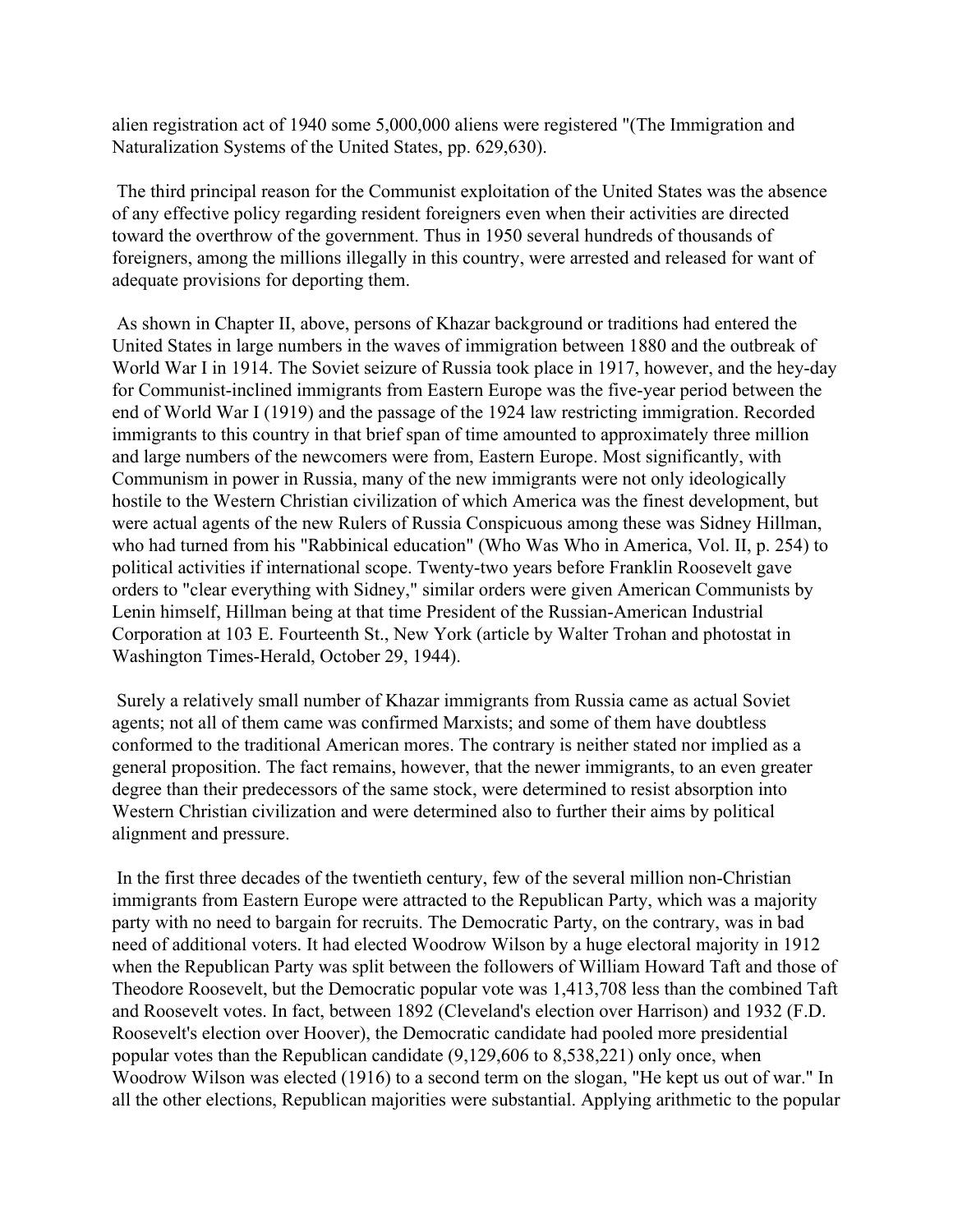alien registration act of 1940 some 5,000,000 aliens were registered "(The Immigration and Naturalization Systems of the United States, pp. 629,630).

The third principal reason for the Communist exploitation of the United States was the absence of any effective policy regarding resident foreigners even when their activities are directed toward the overthrow of the government. Thus in 1950 several hundreds of thousands of foreigners, among the millions illegally in this country, were arrested and released for want of adequate provisions for deporting them.

As shown in Chapter II, above, persons of Khazar background or traditions had entered the United States in large numbers in the waves of immigration between 1880 and the outbreak of World War I in 1914. The Soviet seizure of Russia took place in 1917, however, and the hey-day for Communist-inclined immigrants from Eastern Europe was the five-year period between the end of World War I (1919) and the passage of the 1924 law restricting immigration. Recorded immigrants to this country in that brief span of time amounted to approximately three million and large numbers of the newcomers were from, Eastern Europe. Most significantly, with Communism in power in Russia, many of the new immigrants were not only ideologically hostile to the Western Christian civilization of which America was the finest development, but were actual agents of the new Rulers of Russia Conspicuous among these was Sidney Hillman, who had turned from his "Rabbinical education" (Who Was Who in America, Vol. II, p. 254) to political activities if international scope. Twenty-two years before Franklin Roosevelt gave orders to "clear everything with Sidney," similar orders were given American Communists by Lenin himself, Hillman being at that time President of the Russian-American Industrial Corporation at 103 E. Fourteenth St., New York (article by Walter Trohan and photostat in Washington Times-Herald, October 29, 1944).

Surely a relatively small number of Khazar immigrants from Russia came as actual Soviet agents; not all of them came was confirmed Marxists; and some of them have doubtless conformed to the traditional American mores. The contrary is neither stated nor implied as a general proposition. The fact remains, however, that the newer immigrants, to an even greater degree than their predecessors of the same stock, were determined to resist absorption into Western Christian civilization and were determined also to further their aims by political alignment and pressure.

In the first three decades of the twentieth century, few of the several million non-Christian immigrants from Eastern Europe were attracted to the Republican Party, which was a majority party with no need to bargain for recruits. The Democratic Party, on the contrary, was in bad need of additional voters. It had elected Woodrow Wilson by a huge electoral majority in 1912 when the Republican Party was split between the followers of William Howard Taft and those of Theodore Roosevelt, but the Democratic popular vote was 1,413,708 less than the combined Taft and Roosevelt votes. In fact, between 1892 (Cleveland's election over Harrison) and 1932 (F.D. Roosevelt's election over Hoover), the Democratic candidate had pooled more presidential popular votes than the Republican candidate (9,129,606 to 8,538,221) only once, when Woodrow Wilson was elected (1916) to a second term on the slogan, "He kept us out of war." In all the other elections, Republican majorities were substantial. Applying arithmetic to the popular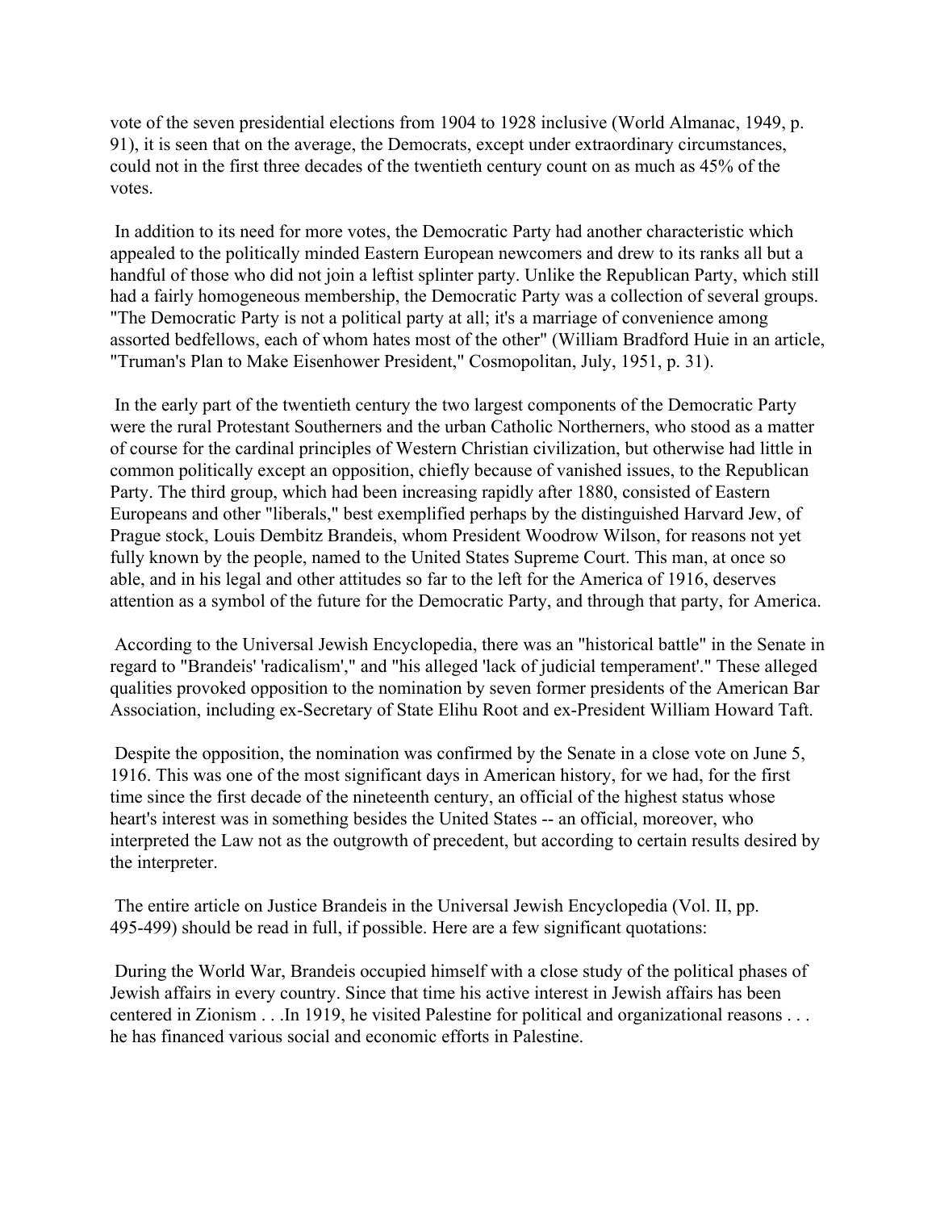vote of the seven presidential elections from 1904 to 1928 inclusive (World Almanac, 1949, p. 91), it is seen that on the average, the Democrats, except under extraordinary circumstances, could not in the first three decades of the twentieth century count on as much as 45% of the votes.

In addition to its need for more votes, the Democratic Party had another characteristic which appealed to the politically minded Eastern European newcomers and drew to its ranks all but a handful of those who did not join a leftist splinter party. Unlike the Republican Party, which still had a fairly homogeneous membership, the Democratic Party was a collection of several groups. "The Democratic Party is not a political party at all; it's a marriage of convenience among assorted bedfellows, each of whom hates most of the other" (William Bradford Huie in an article, "Truman's Plan to Make Eisenhower President," Cosmopolitan, July, 1951, p. 31).

In the early part of the twentieth century the two largest components of the Democratic Party were the rural Protestant Southerners and the urban Catholic Northerners, who stood as a matter of course for the cardinal principles of Western Christian civilization, but otherwise had little in common politically except an opposition, chiefly because of vanished issues, to the Republican Party. The third group, which had been increasing rapidly after 1880, consisted of Eastern Europeans and other "liberals," best exemplified perhaps by the distinguished Harvard Jew, of Prague stock, Louis Dembitz Brandeis, whom President Woodrow Wilson, for reasons not yet fully known by the people, named to the United States Supreme Court. This man, at once so able, and in his legal and other attitudes so far to the left for the America of 1916, deserves attention as a symbol of the future for the Democratic Party, and through that party, for America.

According to the Universal Jewish Encyclopedia, there was an "historical battle" in the Senate in regard to "Brandeis' 'radicalism'," and "his alleged 'lack of judicial temperament'." These alleged qualities provoked opposition to the nomination by seven former presidents of the American Bar Association, including ex-Secretary of State Elihu Root and ex-President William Howard Taft.

Despite the opposition, the nomination was confirmed by the Senate in a close vote on June 5, 1916. This was one of the most significant days in American history, for we had, for the first time since the first decade of the nineteenth century, an official of the highest status whose heart's interest was in something besides the United States -- an official, moreover, who interpreted the Law not as the outgrowth of precedent, but according to certain results desired by the interpreter.

The entire article on Justice Brandeis in the Universal Jewish Encyclopedia (Vol. II, pp. 495-499) should be read in full, if possible. Here are a few significant quotations:

During the World War, Brandeis occupied himself with a close study of the political phases of Jewish affairs in every country. Since that time his active interest in Jewish affairs has been centered in Zionism . . .In 1919, he visited Palestine for political and organizational reasons . . . he has financed various social and economic efforts in Palestine.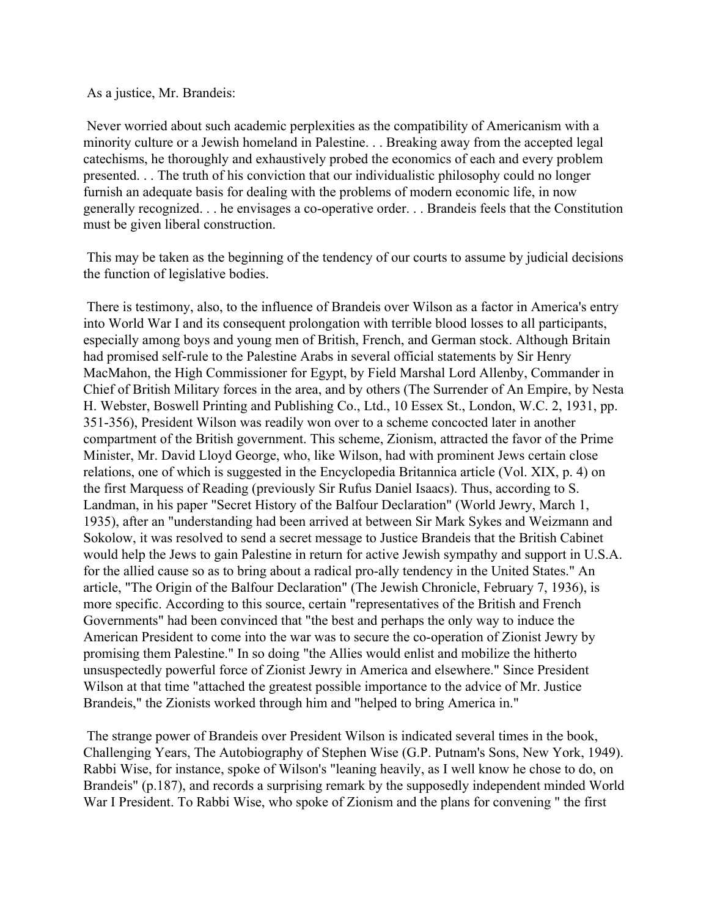As a justice, Mr. Brandeis:

Never worried about such academic perplexities as the compatibility of Americanism with a minority culture or a Jewish homeland in Palestine. . . Breaking away from the accepted legal catechisms, he thoroughly and exhaustively probed the economics of each and every problem presented. . . The truth of his conviction that our individualistic philosophy could no longer furnish an adequate basis for dealing with the problems of modern economic life, in now generally recognized. . . he envisages a co-operative order. . . Brandeis feels that the Constitution must be given liberal construction.

This may be taken as the beginning of the tendency of our courts to assume by judicial decisions the function of legislative bodies.

There is testimony, also, to the influence of Brandeis over Wilson as a factor in America's entry into World War I and its consequent prolongation with terrible blood losses to all participants, especially among boys and young men of British, French, and German stock. Although Britain had promised self-rule to the Palestine Arabs in several official statements by Sir Henry MacMahon, the High Commissioner for Egypt, by Field Marshal Lord Allenby, Commander in Chief of British Military forces in the area, and by others (The Surrender of An Empire, by Nesta H. Webster, Boswell Printing and Publishing Co., Ltd., 10 Essex St., London, W.C. 2, 1931, pp. 351-356), President Wilson was readily won over to a scheme concocted later in another compartment of the British government. This scheme, Zionism, attracted the favor of the Prime Minister, Mr. David Lloyd George, who, like Wilson, had with prominent Jews certain close relations, one of which is suggested in the Encyclopedia Britannica article (Vol. XIX, p. 4) on the first Marquess of Reading (previously Sir Rufus Daniel Isaacs). Thus, according to S. Landman, in his paper "Secret History of the Balfour Declaration" (World Jewry, March 1, 1935), after an "understanding had been arrived at between Sir Mark Sykes and Weizmann and Sokolow, it was resolved to send a secret message to Justice Brandeis that the British Cabinet would help the Jews to gain Palestine in return for active Jewish sympathy and support in U.S.A. for the allied cause so as to bring about a radical pro-ally tendency in the United States." An article, "The Origin of the Balfour Declaration" (The Jewish Chronicle, February 7, 1936), is more specific. According to this source, certain "representatives of the British and French Governments" had been convinced that "the best and perhaps the only way to induce the American President to come into the war was to secure the co-operation of Zionist Jewry by promising them Palestine." In so doing "the Allies would enlist and mobilize the hitherto unsuspectedly powerful force of Zionist Jewry in America and elsewhere." Since President Wilson at that time "attached the greatest possible importance to the advice of Mr. Justice Brandeis," the Zionists worked through him and "helped to bring America in."

The strange power of Brandeis over President Wilson is indicated several times in the book, Challenging Years, The Autobiography of Stephen Wise (G.P. Putnam's Sons, New York, 1949). Rabbi Wise, for instance, spoke of Wilson's "leaning heavily, as I well know he chose to do, on Brandeis" (p.187), and records a surprising remark by the supposedly independent minded World War I President. To Rabbi Wise, who spoke of Zionism and the plans for convening " the first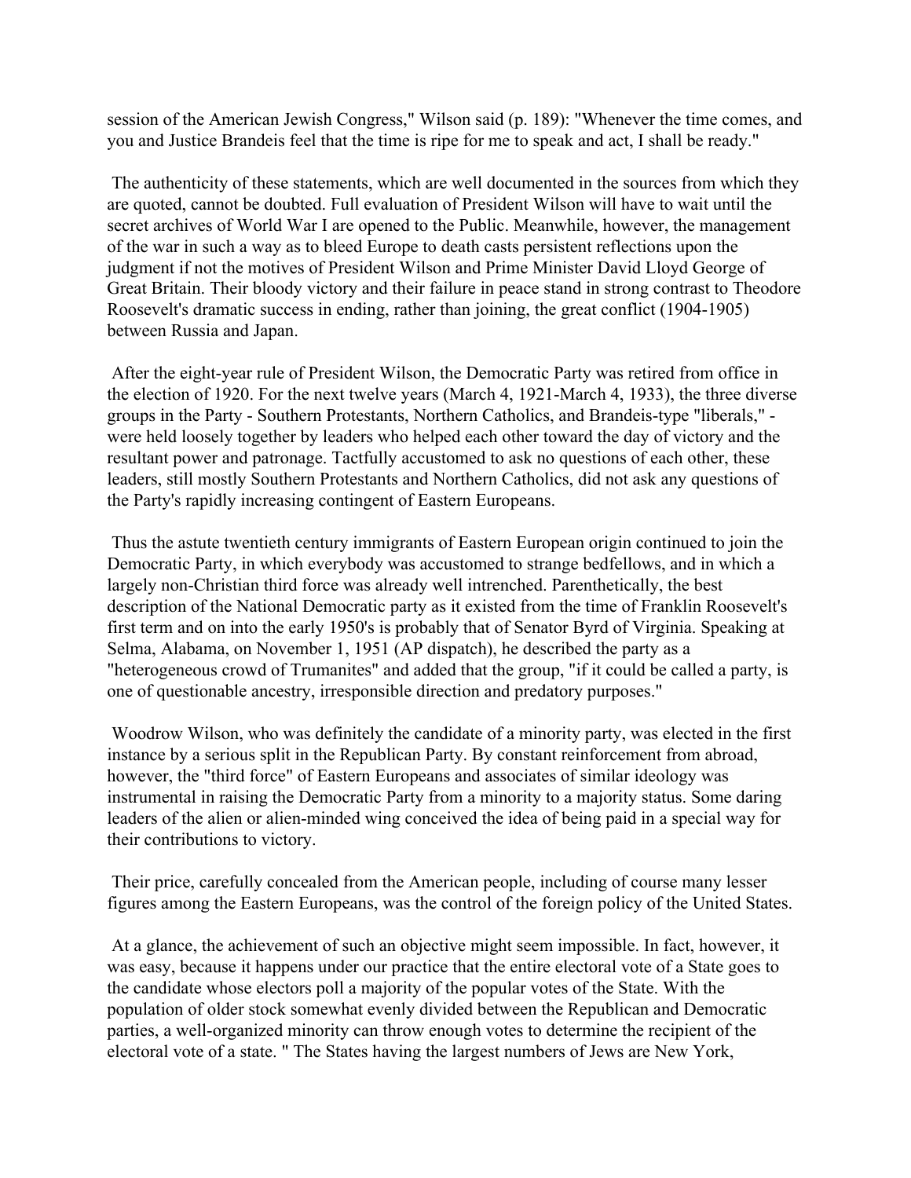session of the American Jewish Congress," Wilson said (p. 189): "Whenever the time comes, and you and Justice Brandeis feel that the time is ripe for me to speak and act, I shall be ready."

The authenticity of these statements, which are well documented in the sources from which they are quoted, cannot be doubted. Full evaluation of President Wilson will have to wait until the secret archives of World War I are opened to the Public. Meanwhile, however, the management of the war in such a way as to bleed Europe to death casts persistent reflections upon the judgment if not the motives of President Wilson and Prime Minister David Lloyd George of Great Britain. Their bloody victory and their failure in peace stand in strong contrast to Theodore Roosevelt's dramatic success in ending, rather than joining, the great conflict (1904-1905) between Russia and Japan.

After the eight-year rule of President Wilson, the Democratic Party was retired from office in the election of 1920. For the next twelve years (March 4, 1921-March 4, 1933), the three diverse groups in the Party - Southern Protestants, Northern Catholics, and Brandeis-type "liberals," - were held loosely together by leaders who helped each other toward the day of victory and the resultant power and patronage. Tactfully accustomed to ask no questions of each other, these leaders, still mostly Southern Protestants and Northern Catholics, did not ask any questions of the Party's rapidly increasing contingent of Eastern Europeans.

Thus the astute twentieth century immigrants of Eastern European origin continued to join the Democratic Party, in which everybody was accustomed to strange bedfellows, and in which a largely non-Christian third force was already well intrenched. Parenthetically, the best description of the National Democratic party as it existed from the time of Franklin Roosevelt's first term and on into the early 1950's is probably that of Senator Byrd of Virginia. Speaking at Selma, Alabama, on November 1, 1951 (AP dispatch), he described the party as a "heterogeneous crowd of Trumanites" and added that the group, "if it could be called a party, is one of questionable ancestry, irresponsible direction and predatory purposes."

Woodrow Wilson, who was definitely the candidate of a minority party, was elected in the first instance by a serious split in the Republican Party. By constant reinforcement from abroad, however, the "third force" of Eastern Europeans and associates of similar ideology was instrumental in raising the Democratic Party from a minority to a majority status. Some daring leaders of the alien or alien-minded wing conceived the idea of being paid in a special way for their contributions to victory.

Their price, carefully concealed from the American people, including of course many lesser figures among the Eastern Europeans, was the control of the foreign policy of the United States.

At a glance, the achievement of such an objective might seem impossible. In fact, however, it was easy, because it happens under our practice that the entire electoral vote of a State goes to the candidate whose electors poll a majority of the popular votes of the State. With the population of older stock somewhat evenly divided between the Republican and Democratic parties, a well-organized minority can throw enough votes to determine the recipient of the electoral vote of a state. " The States having the largest numbers of Jews are New York,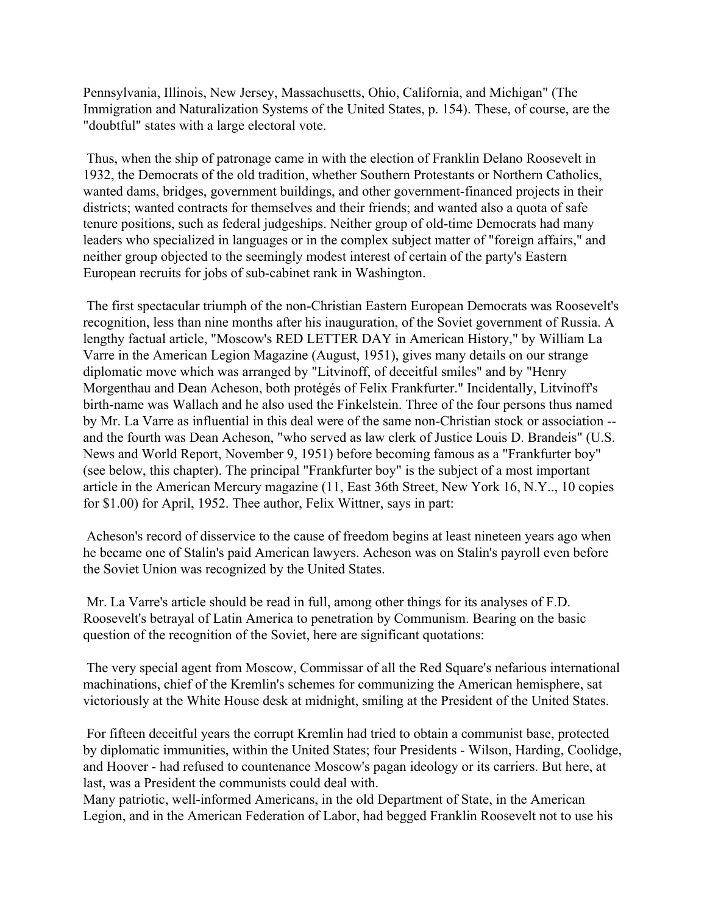Pennsylvania, Illinois, New Jersey, Massachusetts, Ohio, California, and Michigan" (The Immigration and Naturalization Systems of the United States, p. 154). These, of course, are the "doubtful" states with a large electoral vote.

Thus, when the ship of patronage came in with the election of Franklin Delano Roosevelt in 1932, the Democrats of the old tradition, whether Southern Protestants or Northern Catholics, wanted dams, bridges, government buildings, and other government-financed projects in their districts; wanted contracts for themselves and their friends; and wanted also a quota of safe tenure positions, such as federal judgeships. Neither group of old-time Democrats had many leaders who specialized in languages or in the complex subject matter of "foreign affairs," and neither group objected to the seemingly modest interest of certain of the party's Eastern European recruits for jobs of sub-cabinet rank in Washington.

The first spectacular triumph of the non-Christian Eastern European Democrats was Roosevelt's recognition, less than nine months after his inauguration, of the Soviet government of Russia. A lengthy factual article, "Moscow's RED LETTER DAY in American History," by William La Varre in the American Legion Magazine (August, 1951), gives many details on our strange diplomatic move which was arranged by "Litvinoff, of deceitful smiles" and by "Henry Morgenthau and Dean Acheson, both protégés of Felix Frankfurter." Incidentally, Litvinoff's birth-name was Wallach and he also used the Finkelstein. Three of the four persons thus named by Mr. La Varre as influential in this deal were of the same non-Christian stock or association -- and the fourth was Dean Acheson, "who served as law clerk of Justice Louis D. Brandeis" (U.S. News and World Report, November 9, 1951) before becoming famous as a "Frankfurter boy" (see below, this chapter). The principal "Frankfurter boy" is the subject of a most important article in the American Mercury magazine (11, East 36th Street, New York 16, N.Y.., 10 copies for $1.00) for April, 1952. Thee author, Felix Wittner, says in part:

Acheson's record of disservice to the cause of freedom begins at least nineteen years ago when he became one of Stalin's paid American lawyers. Acheson was on Stalin's payroll even before the Soviet Union was recognized by the United States.

Mr. La Varre's article should be read in full, among other things for its analyses of F.D. Roosevelt's betrayal of Latin America to penetration by Communism. Bearing on the basic question of the recognition of the Soviet, here are significant quotations:

The very special agent from Moscow, Commissar of all the Red Square's nefarious international machinations, chief of the Kremlin's schemes for communizing the American hemisphere, sat victoriously at the White House desk at midnight, smiling at the President of the United States.

For fifteen deceitful years the corrupt Kremlin had tried to obtain a communist base, protected by diplomatic immunities, within the United States; four Presidents - Wilson, Harding, Coolidge, and Hoover - had refused to countenance Moscow's pagan ideology or its carriers. But here, at last, was a President the communists could deal with.

Many patriotic, well-informed Americans, in the old Department of State, in the American Legion, and in the American Federation of Labor, had begged Franklin Roosevelt not to use his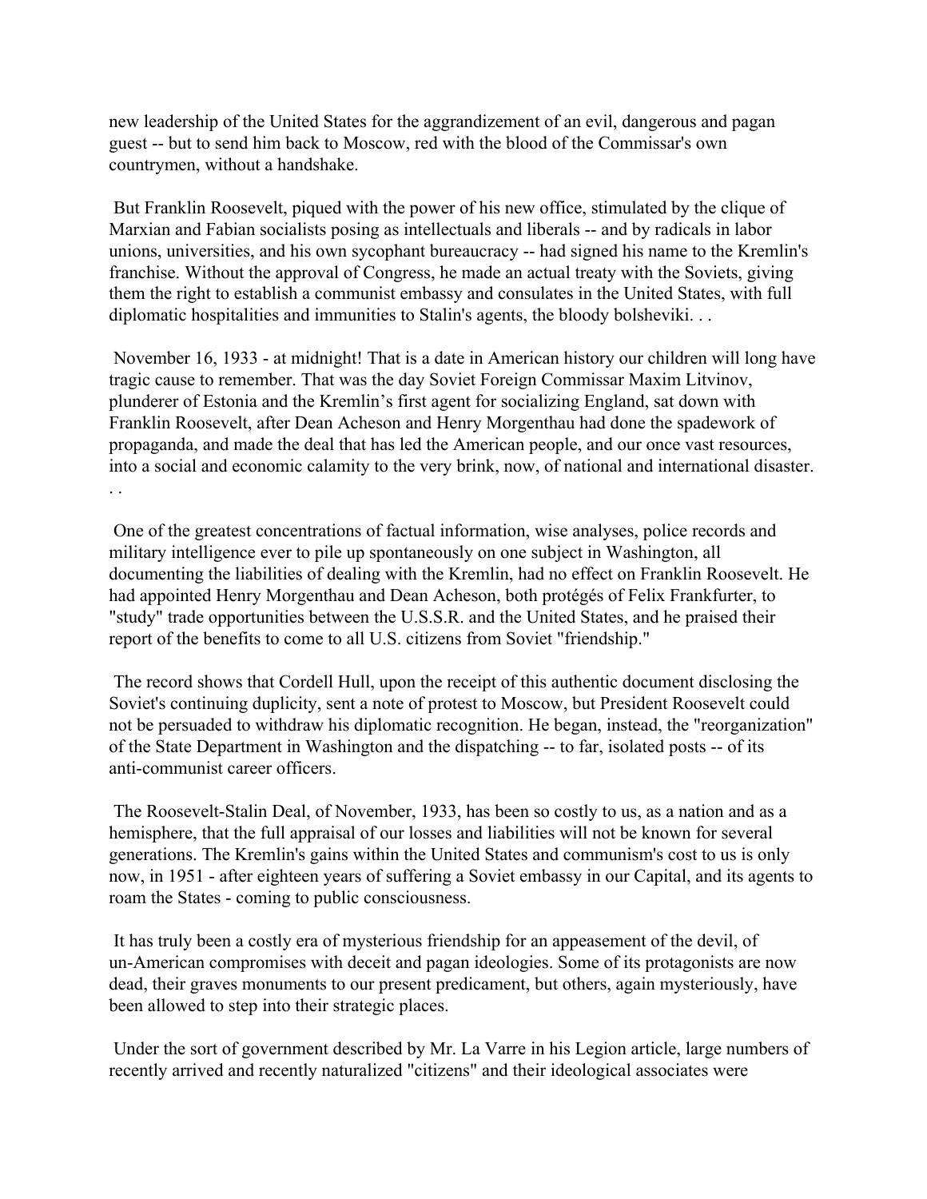new leadership of the United States for the aggrandizement of an evil, dangerous and pagan guest -- but to send him back to Moscow, red with the blood of the Commissar's own countrymen, without a handshake.

But Franklin Roosevelt, piqued with the power of his new office, stimulated by the clique of Marxian and Fabian socialists posing as intellectuals and liberals -- and by radicals in labor unions, universities, and his own sycophant bureaucracy -- had signed his name to the Kremlin's franchise. Without the approval of Congress, he made an actual treaty with the Soviets, giving them the right to establish a communist embassy and consulates in the United States, with full diplomatic hospitalities and immunities to Stalin's agents, the bloody bolsheviki. . .

November 16, 1933 - at midnight! That is a date in American history our children will long have tragic cause to remember. That was the day Soviet Foreign Commissar Maxim Litvinov, plunderer of Estonia and the Kremlin's first agent for socializing England, sat down with Franklin Roosevelt, after Dean Acheson and Henry Morgenthau had done the spadework of propaganda, and made the deal that has led the American people, and our once vast resources, into a social and economic calamity to the very brink, now, of national and international disaster. . .

One of the greatest concentrations of factual information, wise analyses, police records and military intelligence ever to pile up spontaneously on one subject in Washington, all documenting the liabilities of dealing with the Kremlin, had no effect on Franklin Roosevelt. He had appointed Henry Morgenthau and Dean Acheson, both protégés of Felix Frankfurter, to "study" trade opportunities between the U.S.S.R. and the United States, and he praised their report of the benefits to come to all U.S. citizens from Soviet "friendship."

The record shows that Cordell Hull, upon the receipt of this authentic document disclosing the Soviet's continuing duplicity, sent a note of protest to Moscow, but President Roosevelt could not be persuaded to withdraw his diplomatic recognition. He began, instead, the "reorganization" of the State Department in Washington and the dispatching -- to far, isolated posts -- of its anti-communist career officers.

The Roosevelt-Stalin Deal, of November, 1933, has been so costly to us, as a nation and as a hemisphere, that the full appraisal of our losses and liabilities will not be known for several generations. The Kremlin's gains within the United States and communism's cost to us is only now, in 1951 - after eighteen years of suffering a Soviet embassy in our Capital, and its agents to roam the States - coming to public consciousness.

It has truly been a costly era of mysterious friendship for an appeasement of the devil, of un-American compromises with deceit and pagan ideologies. Some of its protagonists are now dead, their graves monuments to our present predicament, but others, again mysteriously, have been allowed to step into their strategic places.

Under the sort of government described by Mr. La Varre in his Legion article, large numbers of recently arrived and recently naturalized "citizens" and their ideological associates were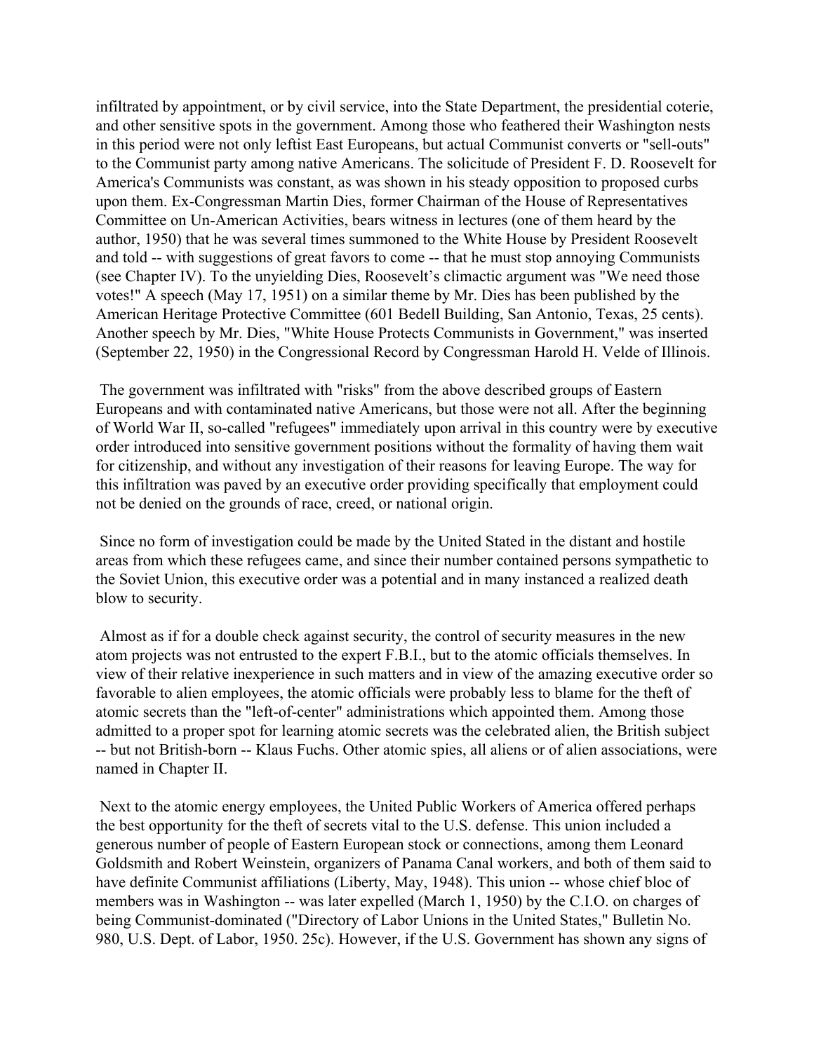infiltrated by appointment, or by civil service, into the State Department, the presidential coterie, and other sensitive spots in the government. Among those who feathered their Washington nests in this period were not only leftist East Europeans, but actual Communist converts or "sell-outs" to the Communist party among native Americans. The solicitude of President F. D. Roosevelt for America's Communists was constant, as was shown in his steady opposition to proposed curbs upon them. Ex-Congressman Martin Dies, former Chairman of the House of Representatives Committee on Un-American Activities, bears witness in lectures (one of them heard by the author, 1950) that he was several times summoned to the White House by President Roosevelt and told -- with suggestions of great favors to come -- that he must stop annoying Communists (see Chapter IV). To the unyielding Dies, Roosevelt's climactic argument was "We need those votes!" A speech (May 17, 1951) on a similar theme by Mr. Dies has been published by the American Heritage Protective Committee (601 Bedell Building, San Antonio, Texas, 25 cents). Another speech by Mr. Dies, "White House Protects Communists in Government," was inserted (September 22, 1950) in the Congressional Record by Congressman Harold H. Velde of Illinois.

The government was infiltrated with "risks" from the above described groups of Eastern Europeans and with contaminated native Americans, but those were not all. After the beginning of World War II, so-called "refugees" immediately upon arrival in this country were by executive order introduced into sensitive government positions without the formality of having them wait for citizenship, and without any investigation of their reasons for leaving Europe. The way for this infiltration was paved by an executive order providing specifically that employment could not be denied on the grounds of race, creed, or national origin.

Since no form of investigation could be made by the United Stated in the distant and hostile areas from which these refugees came, and since their number contained persons sympathetic to the Soviet Union, this executive order was a potential and in many instanced a realized death blow to security.

Almost as if for a double check against security, the control of security measures in the new atom projects was not entrusted to the expert F.B.I., but to the atomic officials themselves. In view of their relative inexperience in such matters and in view of the amazing executive order so favorable to alien employees, the atomic officials were probably less to blame for the theft of atomic secrets than the "left-of-center" administrations which appointed them. Among those admitted to a proper spot for learning atomic secrets was the celebrated alien, the British subject -- but not British-born -- Klaus Fuchs. Other atomic spies, all aliens or of alien associations, were named in Chapter II.

Next to the atomic energy employees, the United Public Workers of America offered perhaps the best opportunity for the theft of secrets vital to the U.S. defense. This union included a generous number of people of Eastern European stock or connections, among them Leonard Goldsmith and Robert Weinstein, organizers of Panama Canal workers, and both of them said to have definite Communist affiliations (Liberty, May, 1948). This union -- whose chief bloc of members was in Washington -- was later expelled (March 1, 1950) by the C.I.O. on charges of being Communist-dominated ("Directory of Labor Unions in the United States," Bulletin No. 980, U.S. Dept. of Labor, 1950. 25c). However, if the U.S. Government has shown any signs of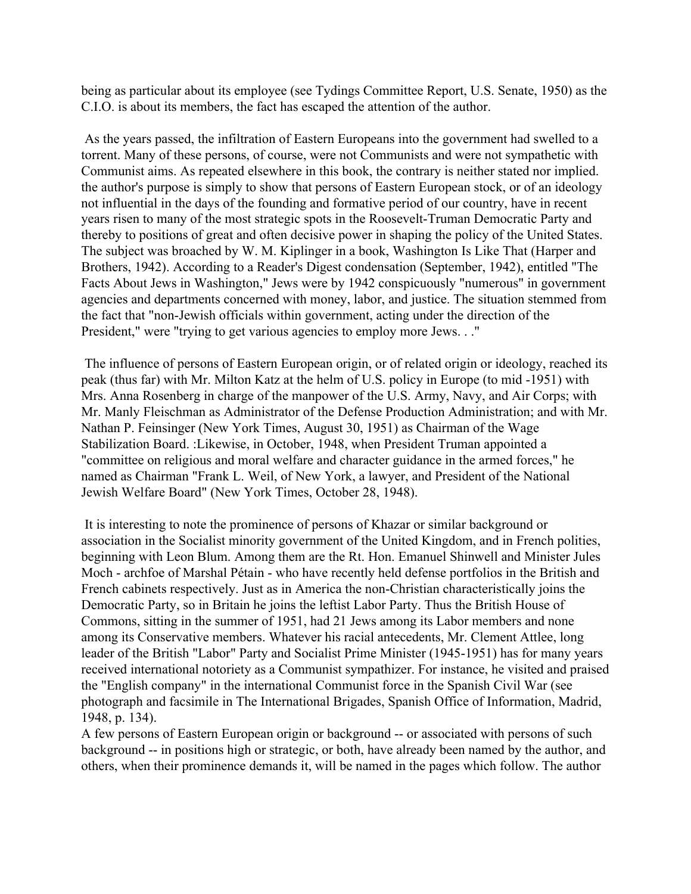being as particular about its employee (see Tydings Committee Report, U.S. Senate, 1950) as the C.I.O. is about its members, the fact has escaped the attention of the author.

As the years passed, the infiltration of Eastern Europeans into the government had swelled to a torrent. Many of these persons, of course, were not Communists and were not sympathetic with Communist aims. As repeated elsewhere in this book, the contrary is neither stated nor implied. the author's purpose is simply to show that persons of Eastern European stock, or of an ideology not influential in the days of the founding and formative period of our country, have in recent years risen to many of the most strategic spots in the Roosevelt-Truman Democratic Party and thereby to positions of great and often decisive power in shaping the policy of the United States. The subject was broached by W. M. Kiplinger in a book, Washington Is Like That (Harper and Brothers, 1942). According to a Reader's Digest condensation (September, 1942), entitled "The Facts About Jews in Washington," Jews were by 1942 conspicuously "numerous" in government agencies and departments concerned with money, labor, and justice. The situation stemmed from the fact that "non-Jewish officials within government, acting under the direction of the President," were "trying to get various agencies to employ more Jews. . ."

The influence of persons of Eastern European origin, or of related origin or ideology, reached its peak (thus far) with Mr. Milton Katz at the helm of U.S. policy in Europe (to mid -1951) with Mrs. Anna Rosenberg in charge of the manpower of the U.S. Army, Navy, and Air Corps; with Mr. Manly Fleischman as Administrator of the Defense Production Administration; and with Mr. Nathan P. Feinsinger (New York Times, August 30, 1951) as Chairman of the Wage Stabilization Board. :Likewise, in October, 1948, when President Truman appointed a "committee on religious and moral welfare and character guidance in the armed forces," he named as Chairman "Frank L. Weil, of New York, a lawyer, and President of the National Jewish Welfare Board" (New York Times, October 28, 1948).

It is interesting to note the prominence of persons of Khazar or similar background or association in the Socialist minority government of the United Kingdom, and in French polities, beginning with Leon Blum. Among them are the Rt. Hon. Emanuel Shinwell and Minister Jules Moch - archfoe of Marshal Pétain - who have recently held defense portfolios in the British and French cabinets respectively. Just as in America the non-Christian characteristically joins the Democratic Party, so in Britain he joins the leftist Labor Party. Thus the British House of Commons, sitting in the summer of 1951, had 21 Jews among its Labor members and none among its Conservative members. Whatever his racial antecedents, Mr. Clement Attlee, long leader of the British "Labor" Party and Socialist Prime Minister (1945-1951) has for many years received international notoriety as a Communist sympathizer. For instance, he visited and praised the "English company" in the international Communist force in the Spanish Civil War (see photograph and facsimile in The International Brigades, Spanish Office of Information, Madrid, 1948, p. 134).

A few persons of Eastern European origin or background -- or associated with persons of such background -- in positions high or strategic, or both, have already been named by the author, and others, when their prominence demands it, will be named in the pages which follow. The author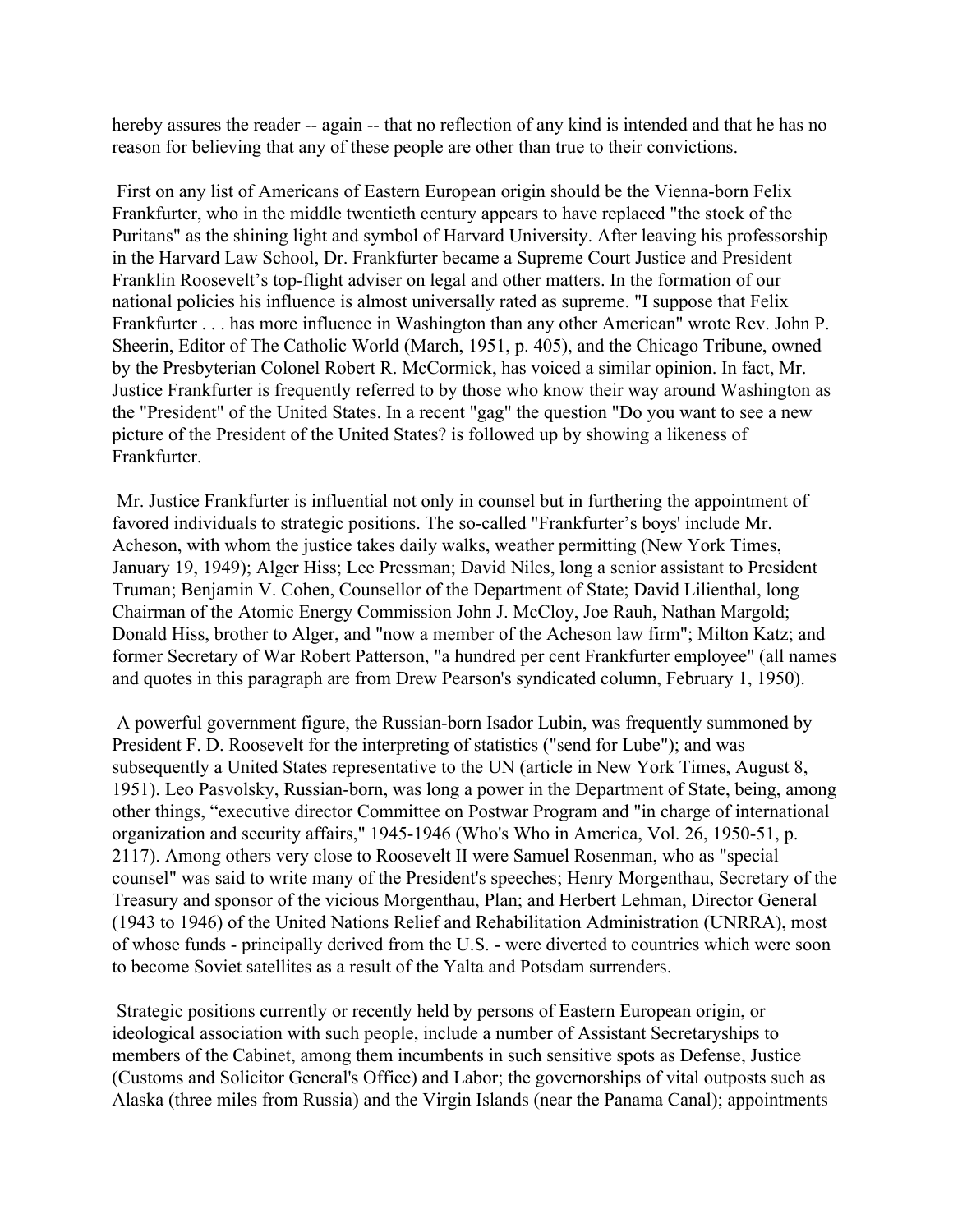hereby assures the reader -- again -- that no reflection of any kind is intended and that he has no reason for believing that any of these people are other than true to their convictions.

First on any list of Americans of Eastern European origin should be the Vienna-born Felix Frankfurter, who in the middle twentieth century appears to have replaced "the stock of the Puritans" as the shining light and symbol of Harvard University. After leaving his professorship in the Harvard Law School, Dr. Frankfurter became a Supreme Court Justice and President Franklin Roosevelt's top-flight adviser on legal and other matters. In the formation of our national policies his influence is almost universally rated as supreme. "I suppose that Felix Frankfurter . . . has more influence in Washington than any other American" wrote Rev. John P. Sheerin, Editor of The Catholic World (March, 1951, p. 405), and the Chicago Tribune, owned by the Presbyterian Colonel Robert R. McCormick, has voiced a similar opinion. In fact, Mr. Justice Frankfurter is frequently referred to by those who know their way around Washington as the "President" of the United States. In a recent "gag" the question "Do you want to see a new picture of the President of the United States? is followed up by showing a likeness of Frankfurter.

Mr. Justice Frankfurter is influential not only in counsel but in furthering the appointment of favored individuals to strategic positions. The so-called "Frankfurter's boys' include Mr. Acheson, with whom the justice takes daily walks, weather permitting (New York Times, January 19, 1949); Alger Hiss; Lee Pressman; David Niles, long a senior assistant to President Truman; Benjamin V. Cohen, Counsellor of the Department of State; David Lilienthal, long Chairman of the Atomic Energy Commission John J. McCloy, Joe Rauh, Nathan Margold; Donald Hiss, brother to Alger, and "now a member of the Acheson law firm"; Milton Katz; and former Secretary of War Robert Patterson, "a hundred per cent Frankfurter employee" (all names and quotes in this paragraph are from Drew Pearson's syndicated column, February 1, 1950).

A powerful government figure, the Russian-born Isador Lubin, was frequently summoned by President F. D. Roosevelt for the interpreting of statistics ("send for Lube"); and was subsequently a United States representative to the UN (article in New York Times, August 8, 1951). Leo Pasvolsky, Russian-born, was long a power in the Department of State, being, among other things, "executive director Committee on Postwar Program and "in charge of international organization and security affairs," 1945-1946 (Who's Who in America, Vol. 26, 1950-51, p. 2117). Among others very close to Roosevelt II were Samuel Rosenman, who as "special counsel" was said to write many of the President's speeches; Henry Morgenthau, Secretary of the Treasury and sponsor of the vicious Morgenthau, Plan; and Herbert Lehman, Director General (1943 to 1946) of the United Nations Relief and Rehabilitation Administration (UNRRA), most of whose funds - principally derived from the U.S. - were diverted to countries which were soon to become Soviet satellites as a result of the Yalta and Potsdam surrenders.

Strategic positions currently or recently held by persons of Eastern European origin, or ideological association with such people, include a number of Assistant Secretaryships to members of the Cabinet, among them incumbents in such sensitive spots as Defense, Justice (Customs and Solicitor General's Office) and Labor; the governorships of vital outposts such as Alaska (three miles from Russia) and the Virgin Islands (near the Panama Canal); appointments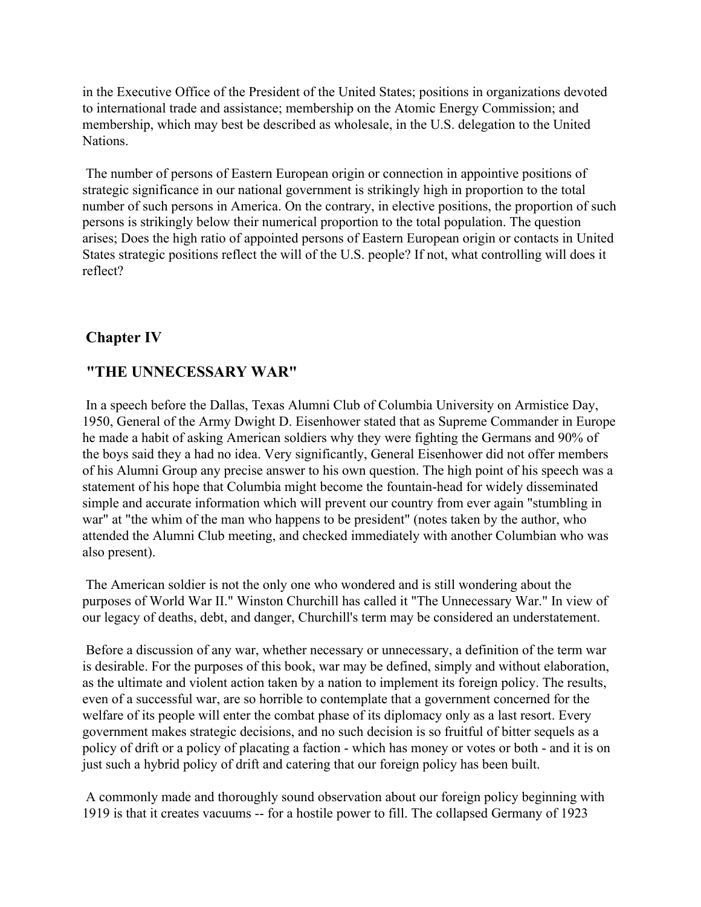in the Executive Office of the President of the United States; positions in organizations devoted to international trade and assistance; membership on the Atomic Energy Commission; and membership, which may best be described as wholesale, in the U.S. delegation to the United Nations.

The number of persons of Eastern European origin or connection in appointive positions of strategic significance in our national government is strikingly high in proportion to the total number of such persons in America. On the contrary, in elective positions, the proportion of such persons is strikingly below their numerical proportion to the total population. The question arises; Does the high ratio of appointed persons of Eastern European origin or contacts in United States strategic positions reflect the will of the U.S. people? If not, what controlling will does it reflect?

## Chapter IV

## "THE UNNECESSARY WAR"

In a speech before the Dallas, Texas Alumni Club of Columbia University on Armistice Day, 1950, General of the Army Dwight D. Eisenhower stated that as Supreme Commander in Europe he made a habit of asking American soldiers why they were fighting the Germans and 90% of the boys said they a had no idea. Very significantly, General Eisenhower did not offer members of his Alumni Group any precise answer to his own question. The high point of his speech was a statement of his hope that Columbia might become the fountain-head for widely disseminated simple and accurate information which will prevent our country from ever again "stumbling in war" at "the whim of the man who happens to be president" (notes taken by the author, who attended the Alumni Club meeting, and checked immediately with another Columbian who was also present).

The American soldier is not the only one who wondered and is still wondering about the purposes of World War II." Winston Churchill has called it "The Unnecessary War." In view of our legacy of deaths, debt, and danger, Churchill's term may be considered an understatement.

Before a discussion of any war, whether necessary or unnecessary, a definition of the term war is desirable. For the purposes of this book, war may be defined, simply and without elaboration, as the ultimate and violent action taken by a nation to implement its foreign policy. The results, even of a successful war, are so horrible to contemplate that a government concerned for the welfare of its people will enter the combat phase of its diplomacy only as a last resort. Every government makes strategic decisions, and no such decision is so fruitful of bitter sequels as a policy of drift or a policy of placating a faction - which has money or votes or both - and it is on just such a hybrid policy of drift and catering that our foreign policy has been built.

A commonly made and thoroughly sound observation about our foreign policy beginning with 1919 is that it creates vacuums -- for a hostile power to fill. The collapsed Germany of 1923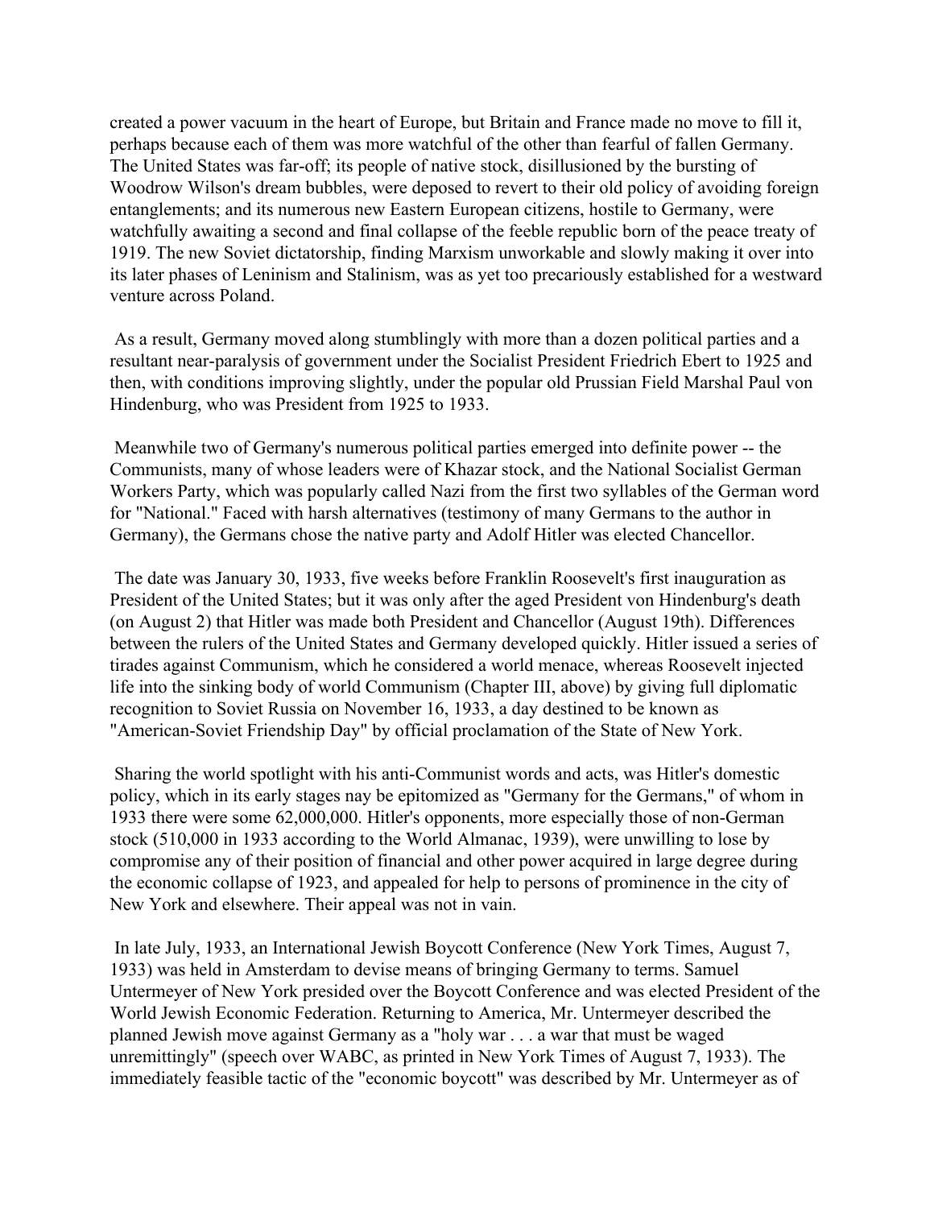created a power vacuum in the heart of Europe, but Britain and France made no move to fill it, perhaps because each of them was more watchful of the other than fearful of fallen Germany. The United States was far-off; its people of native stock, disillusioned by the bursting of Woodrow Wilson's dream bubbles, were deposed to revert to their old policy of avoiding foreign entanglements; and its numerous new Eastern European citizens, hostile to Germany, were watchfully awaiting a second and final collapse of the feeble republic born of the peace treaty of 1919. The new Soviet dictatorship, finding Marxism unworkable and slowly making it over into its later phases of Leninism and Stalinism, was as yet too precariously established for a westward venture across Poland.

As a result, Germany moved along stumblingly with more than a dozen political parties and a resultant near-paralysis of government under the Socialist President Friedrich Ebert to 1925 and then, with conditions improving slightly, under the popular old Prussian Field Marshal Paul von Hindenburg, who was President from 1925 to 1933.

Meanwhile two of Germany's numerous political parties emerged into definite power -- the Communists, many of whose leaders were of Khazar stock, and the National Socialist German Workers Party, which was popularly called Nazi from the first two syllables of the German word for "National." Faced with harsh alternatives (testimony of many Germans to the author in Germany), the Germans chose the native party and Adolf Hitler was elected Chancellor.

The date was January 30, 1933, five weeks before Franklin Roosevelt's first inauguration as President of the United States; but it was only after the aged President von Hindenburg's death (on August 2) that Hitler was made both President and Chancellor (August 19th). Differences between the rulers of the United States and Germany developed quickly. Hitler issued a series of tirades against Communism, which he considered a world menace, whereas Roosevelt injected life into the sinking body of world Communism (Chapter III, above) by giving full diplomatic recognition to Soviet Russia on November 16, 1933, a day destined to be known as "American-Soviet Friendship Day" by official proclamation of the State of New York.

Sharing the world spotlight with his anti-Communist words and acts, was Hitler's domestic policy, which in its early stages nay be epitomized as "Germany for the Germans," of whom in 1933 there were some 62,000,000. Hitler's opponents, more especially those of non-German stock (510,000 in 1933 according to the World Almanac, 1939), were unwilling to lose by compromise any of their position of financial and other power acquired in large degree during the economic collapse of 1923, and appealed for help to persons of prominence in the city of New York and elsewhere. Their appeal was not in vain.

In late July, 1933, an International Jewish Boycott Conference (New York Times, August 7, 1933) was held in Amsterdam to devise means of bringing Germany to terms. Samuel Untermeyer of New York presided over the Boycott Conference and was elected President of the World Jewish Economic Federation. Returning to America, Mr. Untermeyer described the planned Jewish move against Germany as a "holy war . . . a war that must be waged unremittingly" (speech over WABC, as printed in New York Times of August 7, 1933). The immediately feasible tactic of the "economic boycott" was described by Mr. Untermeyer as of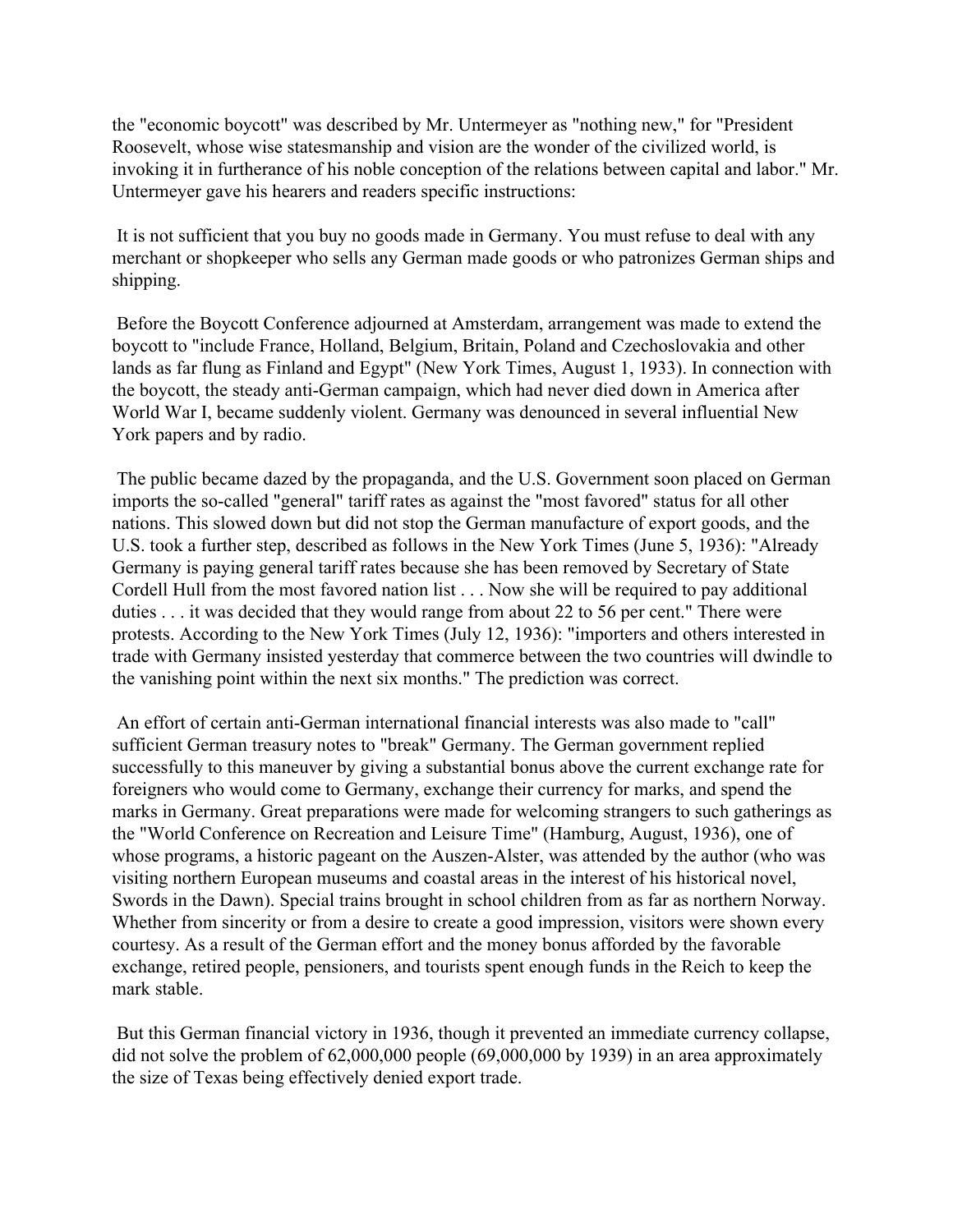the "economic boycott" was described by Mr. Untermeyer as "nothing new," for "President Roosevelt, whose wise statesmanship and vision are the wonder of the civilized world, is invoking it in furtherance of his noble conception of the relations between capital and labor." Mr. Untermeyer gave his hearers and readers specific instructions:

It is not sufficient that you buy no goods made in Germany. You must refuse to deal with any merchant or shopkeeper who sells any German made goods or who patronizes German ships and shipping.

Before the Boycott Conference adjourned at Amsterdam, arrangement was made to extend the boycott to "include France, Holland, Belgium, Britain, Poland and Czechoslovakia and other lands as far flung as Finland and Egypt" (New York Times, August 1, 1933). In connection with the boycott, the steady anti-German campaign, which had never died down in America after World War I, became suddenly violent. Germany was denounced in several influential New York papers and by radio.

The public became dazed by the propaganda, and the U.S. Government soon placed on German imports the so-called "general" tariff rates as against the "most favored" status for all other nations. This slowed down but did not stop the German manufacture of export goods, and the U.S. took a further step, described as follows in the New York Times (June 5, 1936): "Already Germany is paying general tariff rates because she has been removed by Secretary of State Cordell Hull from the most favored nation list . . . Now she will be required to pay additional duties . . . it was decided that they would range from about 22 to 56 per cent." There were protests. According to the New York Times (July 12, 1936): "importers and others interested in trade with Germany insisted yesterday that commerce between the two countries will dwindle to the vanishing point within the next six months." The prediction was correct.

An effort of certain anti-German international financial interests was also made to "call" sufficient German treasury notes to "break" Germany. The German government replied successfully to this maneuver by giving a substantial bonus above the current exchange rate for foreigners who would come to Germany, exchange their currency for marks, and spend the marks in Germany. Great preparations were made for welcoming strangers to such gatherings as the "World Conference on Recreation and Leisure Time" (Hamburg, August, 1936), one of whose programs, a historic pageant on the Auszen-Alster, was attended by the author (who was visiting northern European museums and coastal areas in the interest of his historical novel, Swords in the Dawn). Special trains brought in school children from as far as northern Norway. Whether from sincerity or from a desire to create a good impression, visitors were shown every courtesy. As a result of the German effort and the money bonus afforded by the favorable exchange, retired people, pensioners, and tourists spent enough funds in the Reich to keep the mark stable.

But this German financial victory in 1936, though it prevented an immediate currency collapse, did not solve the problem of 62,000,000 people (69,000,000 by 1939) in an area approximately the size of Texas being effectively denied export trade.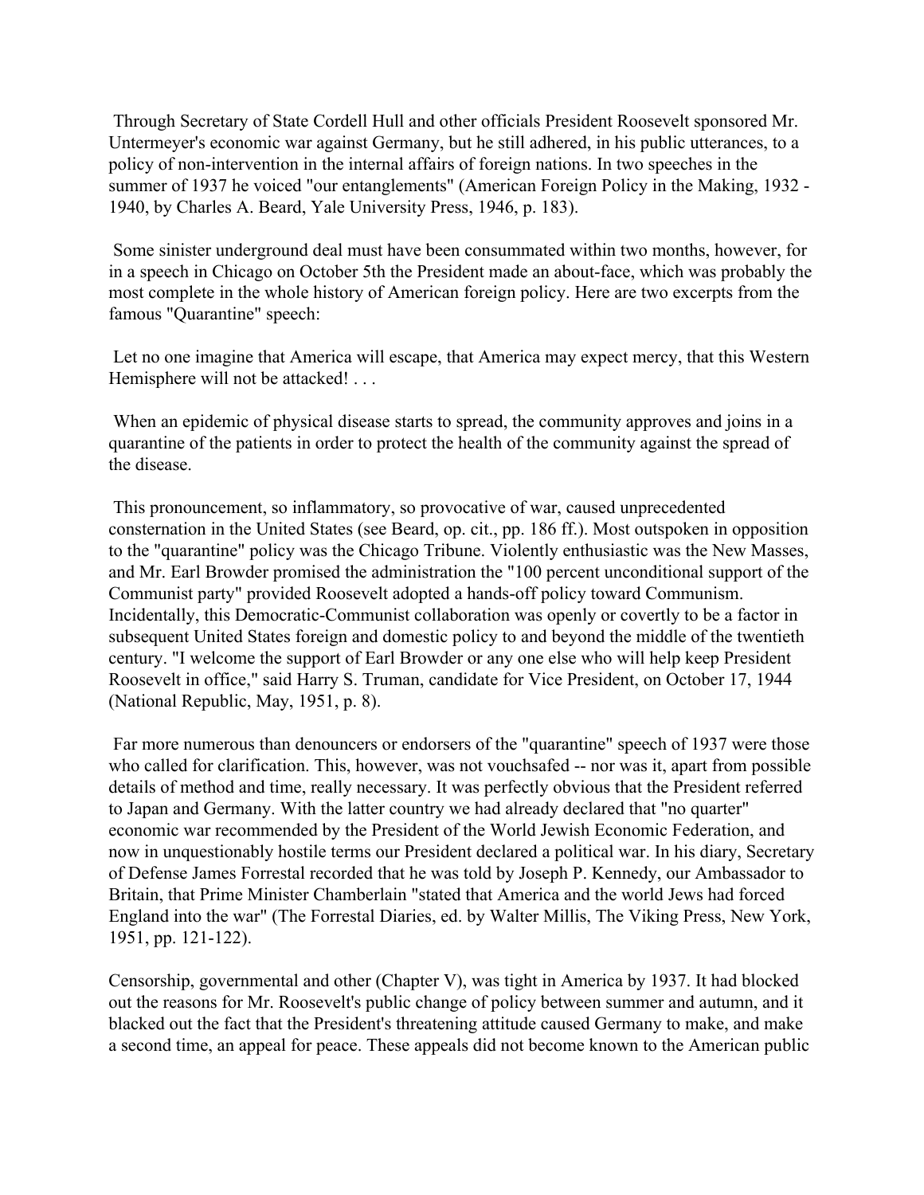Through Secretary of State Cordell Hull and other officials President Roosevelt sponsored Mr. Untermeyer's economic war against Germany, but he still adhered, in his public utterances, to a policy of non-intervention in the internal affairs of foreign nations. In two speeches in the summer of 1937 he voiced "our entanglements" (American Foreign Policy in the Making, 1932 - 1940, by Charles A. Beard, Yale University Press, 1946, p. 183).

Some sinister underground deal must have been consummated within two months, however, for in a speech in Chicago on October 5th the President made an about-face, which was probably the most complete in the whole history of American foreign policy. Here are two excerpts from the famous "Quarantine" speech:

Let no one imagine that America will escape, that America may expect mercy, that this Western Hemisphere will not be attacked! . . .

When an epidemic of physical disease starts to spread, the community approves and joins in a quarantine of the patients in order to protect the health of the community against the spread of the disease.

This pronouncement, so inflammatory, so provocative of war, caused unprecedented consternation in the United States (see Beard, op. cit., pp. 186 ff.). Most outspoken in opposition to the "quarantine" policy was the Chicago Tribune. Violently enthusiastic was the New Masses, and Mr. Earl Browder promised the administration the "100 percent unconditional support of the Communist party" provided Roosevelt adopted a hands-off policy toward Communism. Incidentally, this Democratic-Communist collaboration was openly or covertly to be a factor in subsequent United States foreign and domestic policy to and beyond the middle of the twentieth century. "I welcome the support of Earl Browder or any one else who will help keep President Roosevelt in office," said Harry S. Truman, candidate for Vice President, on October 17, 1944 (National Republic, May, 1951, p. 8).

Far more numerous than denouncers or endorsers of the "quarantine" speech of 1937 were those who called for clarification. This, however, was not vouchsafed -- nor was it, apart from possible details of method and time, really necessary. It was perfectly obvious that the President referred to Japan and Germany. With the latter country we had already declared that "no quarter" economic war recommended by the President of the World Jewish Economic Federation, and now in unquestionably hostile terms our President declared a political war. In his diary, Secretary of Defense James Forrestal recorded that he was told by Joseph P. Kennedy, our Ambassador to Britain, that Prime Minister Chamberlain "stated that America and the world Jews had forced England into the war" (The Forrestal Diaries, ed. by Walter Millis, The Viking Press, New York, 1951, pp. 121-122).

Censorship, governmental and other (Chapter V), was tight in America by 1937. It had blocked out the reasons for Mr. Roosevelt's public change of policy between summer and autumn, and it blacked out the fact that the President's threatening attitude caused Germany to make, and make a second time, an appeal for peace. These appeals did not become known to the American public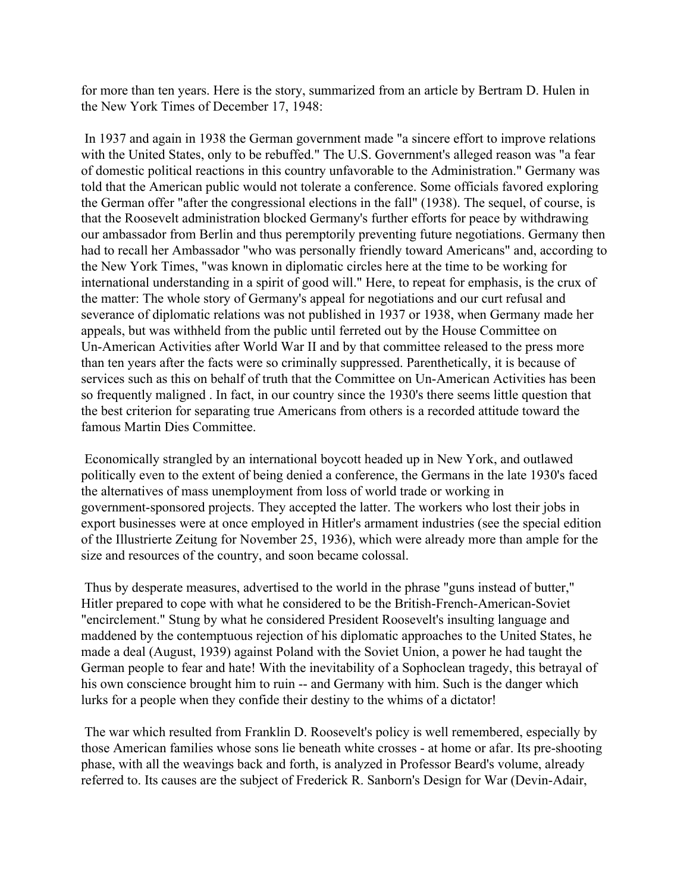for more than ten years. Here is the story, summarized from an article by Bertram D. Hulen in the New York Times of December 17, 1948:

In 1937 and again in 1938 the German government made "a sincere effort to improve relations with the United States, only to be rebuffed." The U.S. Government's alleged reason was "a fear of domestic political reactions in this country unfavorable to the Administration." Germany was told that the American public would not tolerate a conference. Some officials favored exploring the German offer "after the congressional elections in the fall" (1938). The sequel, of course, is that the Roosevelt administration blocked Germany's further efforts for peace by withdrawing our ambassador from Berlin and thus peremptorily preventing future negotiations. Germany then had to recall her Ambassador "who was personally friendly toward Americans" and, according to the New York Times, "was known in diplomatic circles here at the time to be working for international understanding in a spirit of good will." Here, to repeat for emphasis, is the crux of the matter: The whole story of Germany's appeal for negotiations and our curt refusal and severance of diplomatic relations was not published in 1937 or 1938, when Germany made her appeals, but was withheld from the public until ferreted out by the House Committee on Un-American Activities after World War II and by that committee released to the press more than ten years after the facts were so criminally suppressed. Parenthetically, it is because of services such as this on behalf of truth that the Committee on Un-American Activities has been so frequently maligned . In fact, in our country since the 1930's there seems little question that the best criterion for separating true Americans from others is a recorded attitude toward the famous Martin Dies Committee.

Economically strangled by an international boycott headed up in New York, and outlawed politically even to the extent of being denied a conference, the Germans in the late 1930's faced the alternatives of mass unemployment from loss of world trade or working in government-sponsored projects. They accepted the latter. The workers who lost their jobs in export businesses were at once employed in Hitler's armament industries (see the special edition of the Illustrierte Zeitung for November 25, 1936), which were already more than ample for the size and resources of the country, and soon became colossal.

Thus by desperate measures, advertised to the world in the phrase "guns instead of butter," Hitler prepared to cope with what he considered to be the British-French-American-Soviet "encirclement." Stung by what he considered President Roosevelt's insulting language and maddened by the contemptuous rejection of his diplomatic approaches to the United States, he made a deal (August, 1939) against Poland with the Soviet Union, a power he had taught the German people to fear and hate! With the inevitability of a Sophoclean tragedy, this betrayal of his own conscience brought him to ruin -- and Germany with him. Such is the danger which lurks for a people when they confide their destiny to the whims of a dictator!

The war which resulted from Franklin D. Roosevelt's policy is well remembered, especially by those American families whose sons lie beneath white crosses - at home or afar. Its pre-shooting phase, with all the weavings back and forth, is analyzed in Professor Beard's volume, already referred to. Its causes are the subject of Frederick R. Sanborn's Design for War (Devin-Adair,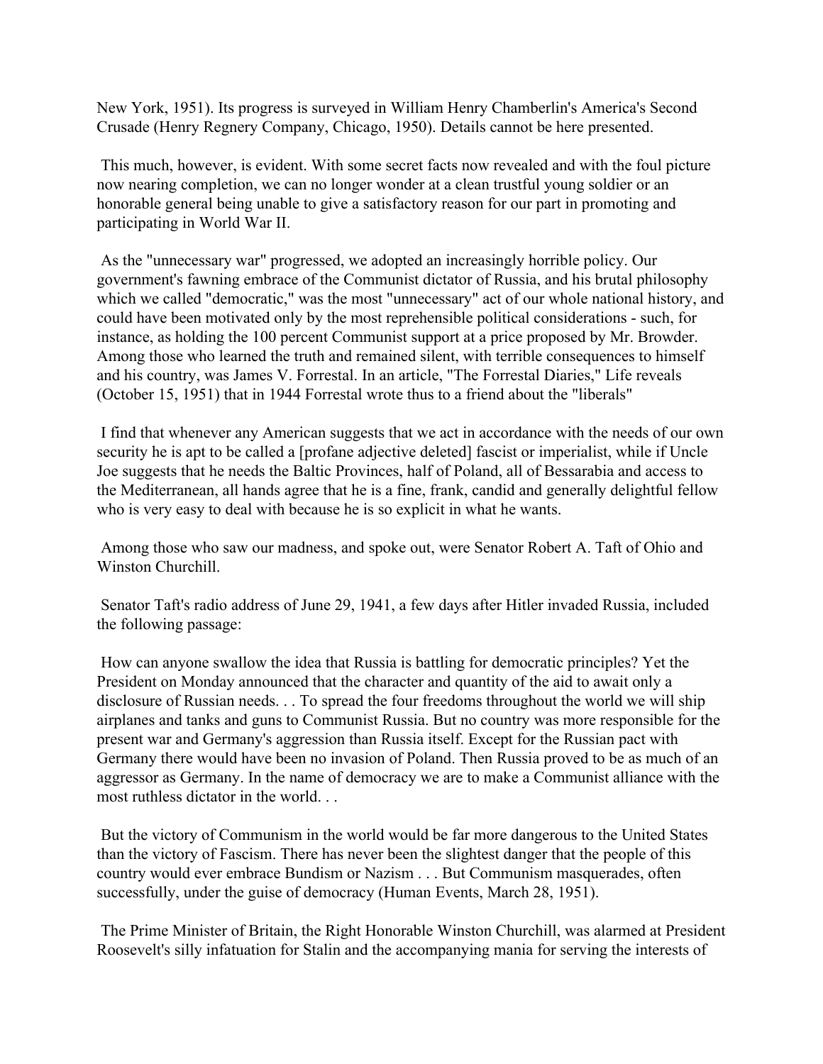New York, 1951). Its progress is surveyed in William Henry Chamberlin's America's Second Crusade (Henry Regnery Company, Chicago, 1950). Details cannot be here presented.

This much, however, is evident. With some secret facts now revealed and with the foul picture now nearing completion, we can no longer wonder at a clean trustful young soldier or an honorable general being unable to give a satisfactory reason for our part in promoting and participating in World War II.

As the "unnecessary war" progressed, we adopted an increasingly horrible policy. Our government's fawning embrace of the Communist dictator of Russia, and his brutal philosophy which we called "democratic," was the most "unnecessary" act of our whole national history, and could have been motivated only by the most reprehensible political considerations - such, for instance, as holding the 100 percent Communist support at a price proposed by Mr. Browder. Among those who learned the truth and remained silent, with terrible consequences to himself and his country, was James V. Forrestal. In an article, "The Forrestal Diaries," Life reveals (October 15, 1951) that in 1944 Forrestal wrote thus to a friend about the "liberals"

I find that whenever any American suggests that we act in accordance with the needs of our own security he is apt to be called a [profane adjective deleted] fascist or imperialist, while if Uncle Joe suggests that he needs the Baltic Provinces, half of Poland, all of Bessarabia and access to the Mediterranean, all hands agree that he is a fine, frank, candid and generally delightful fellow who is very easy to deal with because he is so explicit in what he wants.

Among those who saw our madness, and spoke out, were Senator Robert A. Taft of Ohio and Winston Churchill.

Senator Taft's radio address of June 29, 1941, a few days after Hitler invaded Russia, included the following passage:

How can anyone swallow the idea that Russia is battling for democratic principles? Yet the President on Monday announced that the character and quantity of the aid to await only a disclosure of Russian needs. . . To spread the four freedoms throughout the world we will ship airplanes and tanks and guns to Communist Russia. But no country was more responsible for the present war and Germany's aggression than Russia itself. Except for the Russian pact with Germany there would have been no invasion of Poland. Then Russia proved to be as much of an aggressor as Germany. In the name of democracy we are to make a Communist alliance with the most ruthless dictator in the world. . .

But the victory of Communism in the world would be far more dangerous to the United States than the victory of Fascism. There has never been the slightest danger that the people of this country would ever embrace Bundism or Nazism . . . But Communism masquerades, often successfully, under the guise of democracy (Human Events, March 28, 1951).

The Prime Minister of Britain, the Right Honorable Winston Churchill, was alarmed at President Roosevelt's silly infatuation for Stalin and the accompanying mania for serving the interests of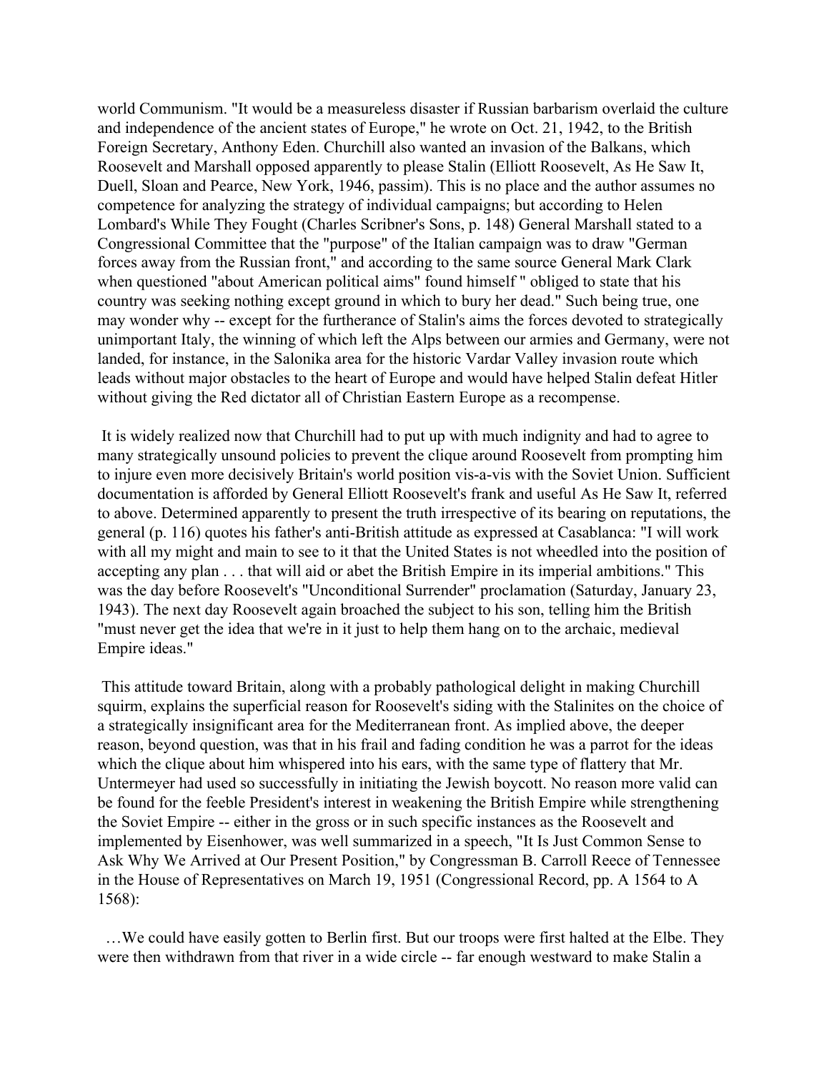world Communism. "It would be a measureless disaster if Russian barbarism overlaid the culture and independence of the ancient states of Europe," he wrote on Oct. 21, 1942, to the British Foreign Secretary, Anthony Eden. Churchill also wanted an invasion of the Balkans, which Roosevelt and Marshall opposed apparently to please Stalin (Elliott Roosevelt, As He Saw It, Duell, Sloan and Pearce, New York, 1946, passim). This is no place and the author assumes no competence for analyzing the strategy of individual campaigns; but according to Helen Lombard's While They Fought (Charles Scribner's Sons, p. 148) General Marshall stated to a Congressional Committee that the "purpose" of the Italian campaign was to draw "German forces away from the Russian front," and according to the same source General Mark Clark when questioned "about American political aims" found himself " obliged to state that his country was seeking nothing except ground in which to bury her dead." Such being true, one may wonder why -- except for the furtherance of Stalin's aims the forces devoted to strategically unimportant Italy, the winning of which left the Alps between our armies and Germany, were not landed, for instance, in the Salonika area for the historic Vardar Valley invasion route which leads without major obstacles to the heart of Europe and would have helped Stalin defeat Hitler without giving the Red dictator all of Christian Eastern Europe as a recompense.

It is widely realized now that Churchill had to put up with much indignity and had to agree to many strategically unsound policies to prevent the clique around Roosevelt from prompting him to injure even more decisively Britain's world position vis-a-vis with the Soviet Union. Sufficient documentation is afforded by General Elliott Roosevelt's frank and useful As He Saw It, referred to above. Determined apparently to present the truth irrespective of its bearing on reputations, the general (p. 116) quotes his father's anti-British attitude as expressed at Casablanca: "I will work with all my might and main to see to it that the United States is not wheedled into the position of accepting any plan . . . that will aid or abet the British Empire in its imperial ambitions." This was the day before Roosevelt's "Unconditional Surrender" proclamation (Saturday, January 23, 1943). The next day Roosevelt again broached the subject to his son, telling him the British "must never get the idea that we're in it just to help them hang on to the archaic, medieval Empire ideas."

This attitude toward Britain, along with a probably pathological delight in making Churchill squirm, explains the superficial reason for Roosevelt's siding with the Stalinites on the choice of a strategically insignificant area for the Mediterranean front. As implied above, the deeper reason, beyond question, was that in his frail and fading condition he was a parrot for the ideas which the clique about him whispered into his ears, with the same type of flattery that Mr. Untermeyer had used so successfully in initiating the Jewish boycott. No reason more valid can be found for the feeble President's interest in weakening the British Empire while strengthening the Soviet Empire -- either in the gross or in such specific instances as the Roosevelt and implemented by Eisenhower, was well summarized in a speech, "It Is Just Common Sense to Ask Why We Arrived at Our Present Position," by Congressman B. Carroll Reece of Tennessee in the House of Representatives on March 19, 1951 (Congressional Record, pp. A 1564 to A 1568):

…We could have easily gotten to Berlin first. But our troops were first halted at the Elbe. They were then withdrawn from that river in a wide circle -- far enough westward to make Stalin a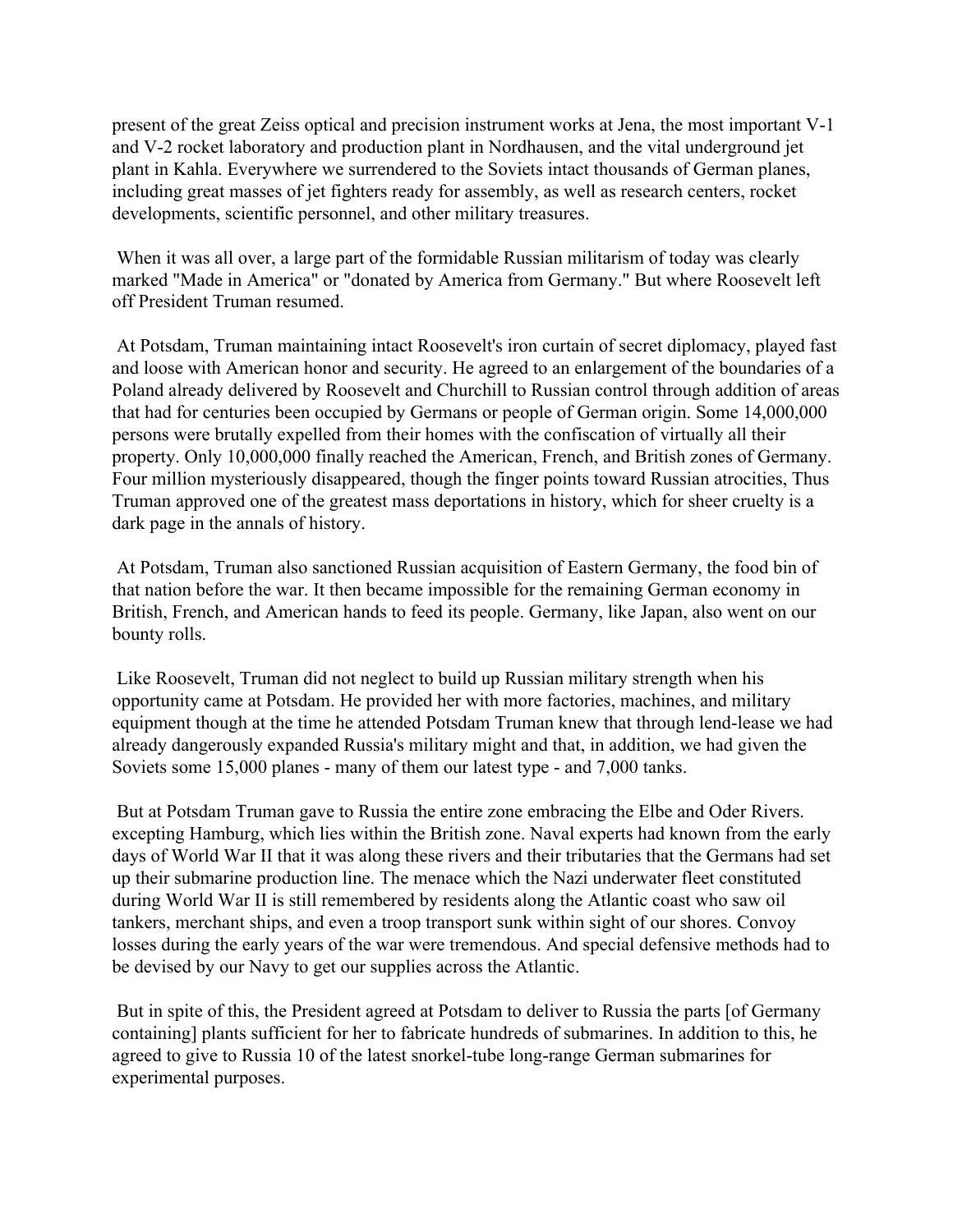present of the great Zeiss optical and precision instrument works at Jena, the most important V-1 and V-2 rocket laboratory and production plant in Nordhausen, and the vital underground jet plant in Kahla. Everywhere we surrendered to the Soviets intact thousands of German planes, including great masses of jet fighters ready for assembly, as well as research centers, rocket developments, scientific personnel, and other military treasures.

When it was all over, a large part of the formidable Russian militarism of today was clearly marked "Made in America" or "donated by America from Germany." But where Roosevelt left off President Truman resumed.

At Potsdam, Truman maintaining intact Roosevelt's iron curtain of secret diplomacy, played fast and loose with American honor and security. He agreed to an enlargement of the boundaries of a Poland already delivered by Roosevelt and Churchill to Russian control through addition of areas that had for centuries been occupied by Germans or people of German origin. Some 14,000,000 persons were brutally expelled from their homes with the confiscation of virtually all their property. Only 10,000,000 finally reached the American, French, and British zones of Germany. Four million mysteriously disappeared, though the finger points toward Russian atrocities, Thus Truman approved one of the greatest mass deportations in history, which for sheer cruelty is a dark page in the annals of history.

At Potsdam, Truman also sanctioned Russian acquisition of Eastern Germany, the food bin of that nation before the war. It then became impossible for the remaining German economy in British, French, and American hands to feed its people. Germany, like Japan, also went on our bounty rolls.

Like Roosevelt, Truman did not neglect to build up Russian military strength when his opportunity came at Potsdam. He provided her with more factories, machines, and military equipment though at the time he attended Potsdam Truman knew that through lend-lease we had already dangerously expanded Russia's military might and that, in addition, we had given the Soviets some 15,000 planes - many of them our latest type - and 7,000 tanks.

But at Potsdam Truman gave to Russia the entire zone embracing the Elbe and Oder Rivers. excepting Hamburg, which lies within the British zone. Naval experts had known from the early days of World War II that it was along these rivers and their tributaries that the Germans had set up their submarine production line. The menace which the Nazi underwater fleet constituted during World War II is still remembered by residents along the Atlantic coast who saw oil tankers, merchant ships, and even a troop transport sunk within sight of our shores. Convoy losses during the early years of the war were tremendous. And special defensive methods had to be devised by our Navy to get our supplies across the Atlantic.

But in spite of this, the President agreed at Potsdam to deliver to Russia the parts [of Germany containing] plants sufficient for her to fabricate hundreds of submarines. In addition to this, he agreed to give to Russia 10 of the latest snorkel-tube long-range German submarines for experimental purposes.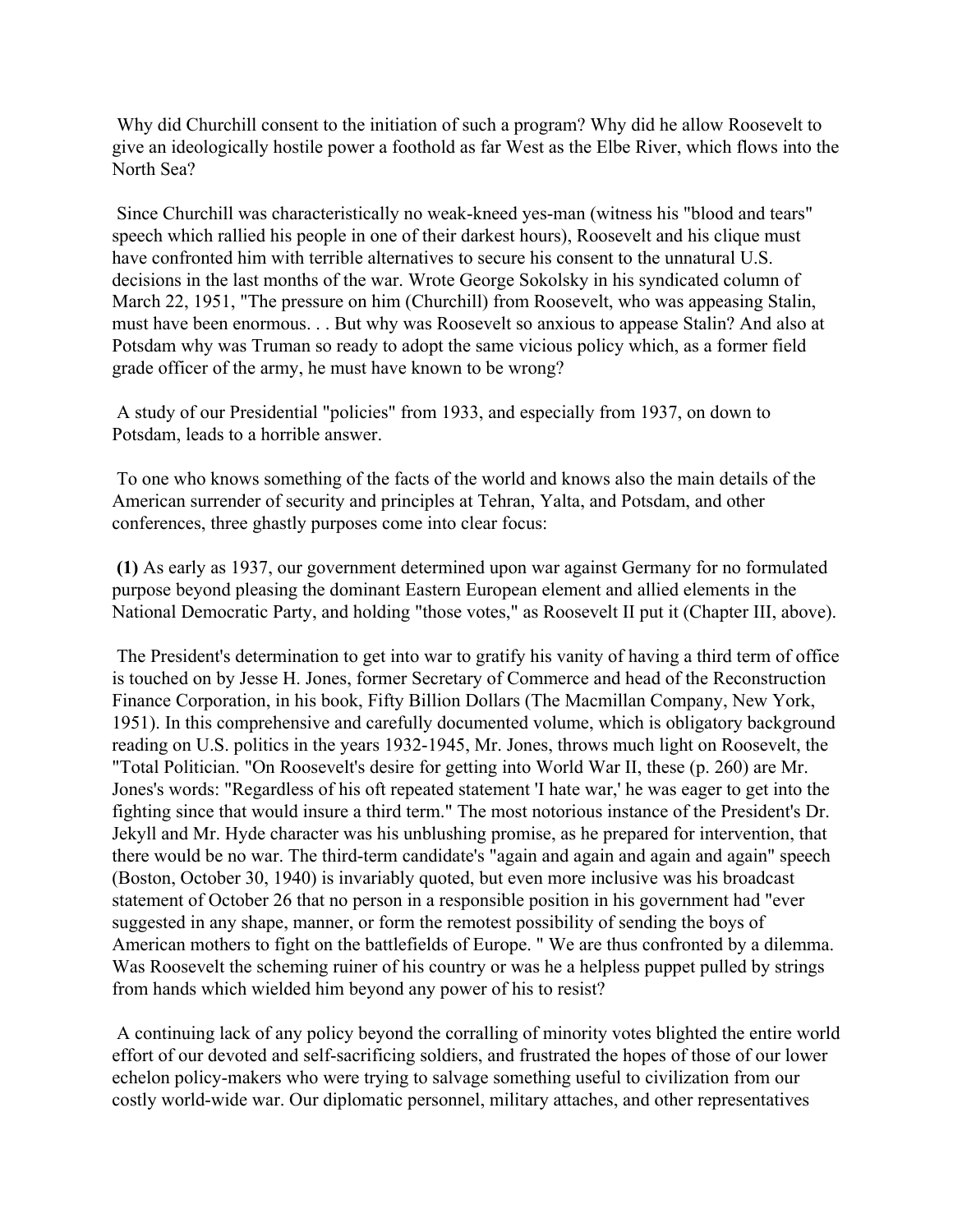Why did Churchill consent to the initiation of such a program? Why did he allow Roosevelt to give an ideologically hostile power a foothold as far West as the Elbe River, which flows into the North Sea?

Since Churchill was characteristically no weak-kneed yes-man (witness his "blood and tears" speech which rallied his people in one of their darkest hours), Roosevelt and his clique must have confronted him with terrible alternatives to secure his consent to the unnatural U.S. decisions in the last months of the war. Wrote George Sokolsky in his syndicated column of March 22, 1951, "The pressure on him (Churchill) from Roosevelt, who was appeasing Stalin, must have been enormous. . . But why was Roosevelt so anxious to appease Stalin? And also at Potsdam why was Truman so ready to adopt the same vicious policy which, as a former field grade officer of the army, he must have known to be wrong?

A study of our Presidential "policies" from 1933, and especially from 1937, on down to Potsdam, leads to a horrible answer.

To one who knows something of the facts of the world and knows also the main details of the American surrender of security and principles at Tehran, Yalta, and Potsdam, and other conferences, three ghastly purposes come into clear focus:

**(1)** As early as 1937, our government determined upon war against Germany for no formulated purpose beyond pleasing the dominant Eastern European element and allied elements in the National Democratic Party, and holding "those votes," as Roosevelt II put it (Chapter III, above).

The President's determination to get into war to gratify his vanity of having a third term of office is touched on by Jesse H. Jones, former Secretary of Commerce and head of the Reconstruction Finance Corporation, in his book, Fifty Billion Dollars (The Macmillan Company, New York, 1951). In this comprehensive and carefully documented volume, which is obligatory background reading on U.S. politics in the years 1932-1945, Mr. Jones, throws much light on Roosevelt, the "Total Politician. "On Roosevelt's desire for getting into World War II, these (p. 260) are Mr. Jones's words: "Regardless of his oft repeated statement 'I hate war,' he was eager to get into the fighting since that would insure a third term." The most notorious instance of the President's Dr. Jekyll and Mr. Hyde character was his unblushing promise, as he prepared for intervention, that there would be no war. The third-term candidate's "again and again and again and again" speech (Boston, October 30, 1940) is invariably quoted, but even more inclusive was his broadcast statement of October 26 that no person in a responsible position in his government had "ever suggested in any shape, manner, or form the remotest possibility of sending the boys of American mothers to fight on the battlefields of Europe. " We are thus confronted by a dilemma. Was Roosevelt the scheming ruiner of his country or was he a helpless puppet pulled by strings from hands which wielded him beyond any power of his to resist?

A continuing lack of any policy beyond the corralling of minority votes blighted the entire world effort of our devoted and self-sacrificing soldiers, and frustrated the hopes of those of our lower echelon policy-makers who were trying to salvage something useful to civilization from our costly world-wide war. Our diplomatic personnel, military attaches, and other representatives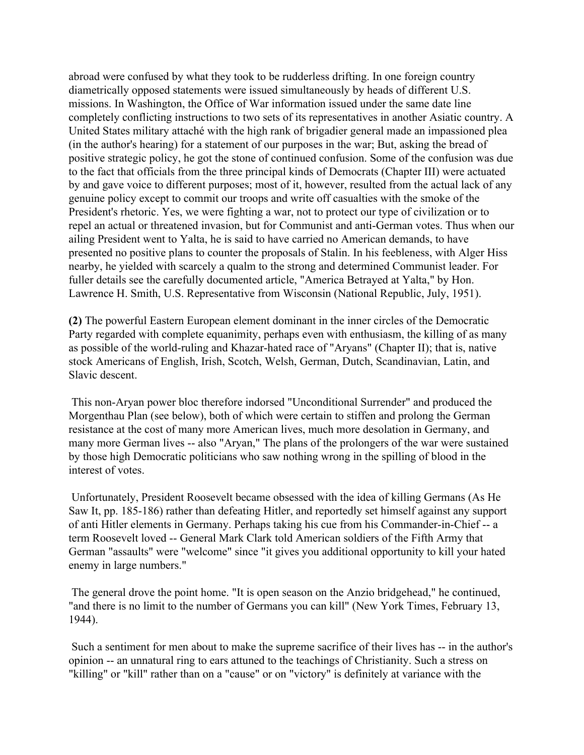abroad were confused by what they took to be rudderless drifting. In one foreign country diametrically opposed statements were issued simultaneously by heads of different U.S. missions. In Washington, the Office of War information issued under the same date line completely conflicting instructions to two sets of its representatives in another Asiatic country. A United States military attaché with the high rank of brigadier general made an impassioned plea (in the author's hearing) for a statement of our purposes in the war; But, asking the bread of positive strategic policy, he got the stone of continued confusion. Some of the confusion was due to the fact that officials from the three principal kinds of Democrats (Chapter III) were actuated by and gave voice to different purposes; most of it, however, resulted from the actual lack of any genuine policy except to commit our troops and write off casualties with the smoke of the President's rhetoric. Yes, we were fighting a war, not to protect our type of civilization or to repel an actual or threatened invasion, but for Communist and anti-German votes. Thus when our ailing President went to Yalta, he is said to have carried no American demands, to have presented no positive plans to counter the proposals of Stalin. In his feebleness, with Alger Hiss nearby, he yielded with scarcely a qualm to the strong and determined Communist leader. For fuller details see the carefully documented article, "America Betrayed at Yalta," by Hon. Lawrence H. Smith, U.S. Representative from Wisconsin (National Republic, July, 1951).

**(2)** The powerful Eastern European element dominant in the inner circles of the Democratic Party regarded with complete equanimity, perhaps even with enthusiasm, the killing of as many as possible of the world-ruling and Khazar-hated race of "Aryans" (Chapter II); that is, native stock Americans of English, Irish, Scotch, Welsh, German, Dutch, Scandinavian, Latin, and Slavic descent.

This non-Aryan power bloc therefore indorsed "Unconditional Surrender" and produced the Morgenthau Plan (see below), both of which were certain to stiffen and prolong the German resistance at the cost of many more American lives, much more desolation in Germany, and many more German lives -- also "Aryan," The plans of the prolongers of the war were sustained by those high Democratic politicians who saw nothing wrong in the spilling of blood in the interest of votes.

Unfortunately, President Roosevelt became obsessed with the idea of killing Germans (As He Saw It, pp. 185-186) rather than defeating Hitler, and reportedly set himself against any support of anti Hitler elements in Germany. Perhaps taking his cue from his Commander-in-Chief -- a term Roosevelt loved -- General Mark Clark told American soldiers of the Fifth Army that German "assaults" were "welcome" since "it gives you additional opportunity to kill your hated enemy in large numbers."

The general drove the point home. "It is open season on the Anzio bridgehead," he continued, "and there is no limit to the number of Germans you can kill" (New York Times, February 13, 1944).

Such a sentiment for men about to make the supreme sacrifice of their lives has -- in the author's opinion -- an unnatural ring to ears attuned to the teachings of Christianity. Such a stress on "killing" or "kill" rather than on a "cause" or on "victory" is definitely at variance with the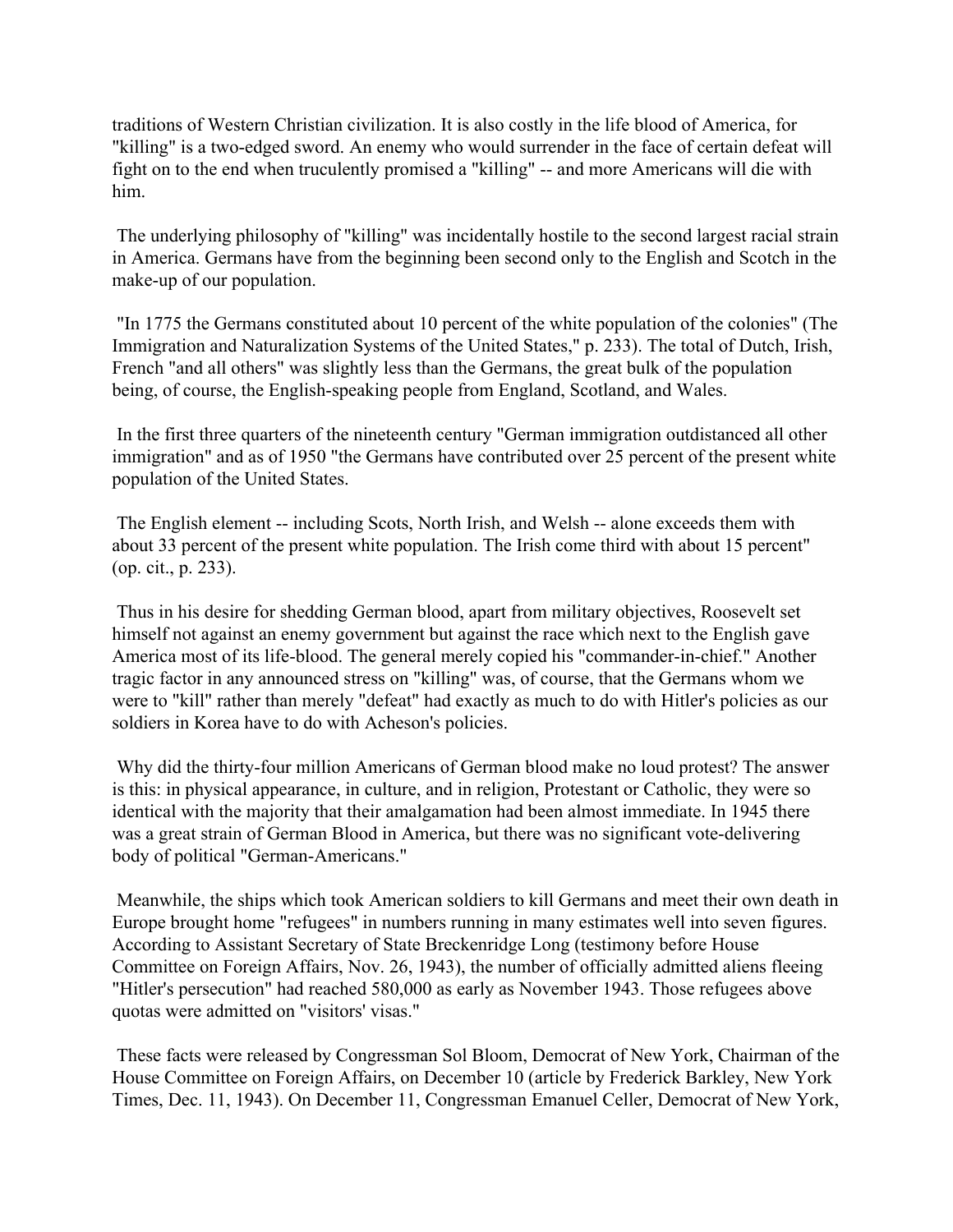traditions of Western Christian civilization. It is also costly in the life blood of America, for "killing" is a two-edged sword. An enemy who would surrender in the face of certain defeat will fight on to the end when truculently promised a "killing" -- and more Americans will die with him.

The underlying philosophy of "killing" was incidentally hostile to the second largest racial strain in America. Germans have from the beginning been second only to the English and Scotch in the make-up of our population.

"In 1775 the Germans constituted about 10 percent of the white population of the colonies" (The Immigration and Naturalization Systems of the United States," p. 233). The total of Dutch, Irish, French "and all others" was slightly less than the Germans, the great bulk of the population being, of course, the English-speaking people from England, Scotland, and Wales.

In the first three quarters of the nineteenth century "German immigration outdistanced all other immigration" and as of 1950 "the Germans have contributed over 25 percent of the present white population of the United States.

The English element -- including Scots, North Irish, and Welsh -- alone exceeds them with about 33 percent of the present white population. The Irish come third with about 15 percent" (op. cit., p. 233).

Thus in his desire for shedding German blood, apart from military objectives, Roosevelt set himself not against an enemy government but against the race which next to the English gave America most of its life-blood. The general merely copied his "commander-in-chief." Another tragic factor in any announced stress on "killing" was, of course, that the Germans whom we were to "kill" rather than merely "defeat" had exactly as much to do with Hitler's policies as our soldiers in Korea have to do with Acheson's policies.

Why did the thirty-four million Americans of German blood make no loud protest? The answer is this: in physical appearance, in culture, and in religion, Protestant or Catholic, they were so identical with the majority that their amalgamation had been almost immediate. In 1945 there was a great strain of German Blood in America, but there was no significant vote-delivering body of political "German-Americans."

Meanwhile, the ships which took American soldiers to kill Germans and meet their own death in Europe brought home "refugees" in numbers running in many estimates well into seven figures. According to Assistant Secretary of State Breckenridge Long (testimony before House Committee on Foreign Affairs, Nov. 26, 1943), the number of officially admitted aliens fleeing "Hitler's persecution" had reached 580,000 as early as November 1943. Those refugees above quotas were admitted on "visitors' visas."

These facts were released by Congressman Sol Bloom, Democrat of New York, Chairman of the House Committee on Foreign Affairs, on December 10 (article by Frederick Barkley, New York Times, Dec. 11, 1943). On December 11, Congressman Emanuel Celler, Democrat of New York,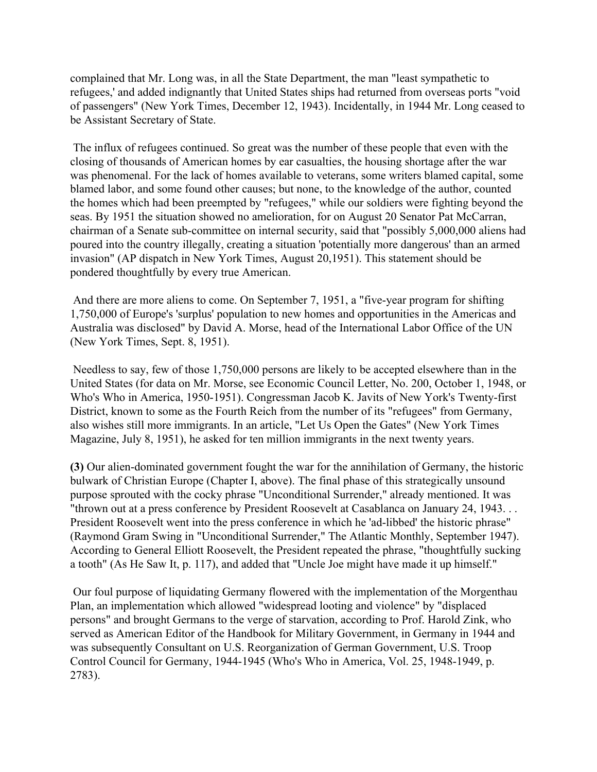complained that Mr. Long was, in all the State Department, the man "least sympathetic to refugees,' and added indignantly that United States ships had returned from overseas ports "void of passengers" (New York Times, December 12, 1943). Incidentally, in 1944 Mr. Long ceased to be Assistant Secretary of State.

The influx of refugees continued. So great was the number of these people that even with the closing of thousands of American homes by ear casualties, the housing shortage after the war was phenomenal. For the lack of homes available to veterans, some writers blamed capital, some blamed labor, and some found other causes; but none, to the knowledge of the author, counted the homes which had been preempted by "refugees," while our soldiers were fighting beyond the seas. By 1951 the situation showed no amelioration, for on August 20 Senator Pat McCarran, chairman of a Senate sub-committee on internal security, said that "possibly 5,000,000 aliens had poured into the country illegally, creating a situation 'potentially more dangerous' than an armed invasion" (AP dispatch in New York Times, August 20,1951). This statement should be pondered thoughtfully by every true American.

And there are more aliens to come. On September 7, 1951, a "five-year program for shifting 1,750,000 of Europe's 'surplus' population to new homes and opportunities in the Americas and Australia was disclosed" by David A. Morse, head of the International Labor Office of the UN (New York Times, Sept. 8, 1951).

Needless to say, few of those 1,750,000 persons are likely to be accepted elsewhere than in the United States (for data on Mr. Morse, see Economic Council Letter, No. 200, October 1, 1948, or Who's Who in America, 1950-1951). Congressman Jacob K. Javits of New York's Twenty-first District, known to some as the Fourth Reich from the number of its "refugees" from Germany, also wishes still more immigrants. In an article, "Let Us Open the Gates" (New York Times Magazine, July 8, 1951), he asked for ten million immigrants in the next twenty years.

**(3)** Our alien-dominated government fought the war for the annihilation of Germany, the historic bulwark of Christian Europe (Chapter I, above). The final phase of this strategically unsound purpose sprouted with the cocky phrase "Unconditional Surrender," already mentioned. It was "thrown out at a press conference by President Roosevelt at Casablanca on January 24, 1943. . . President Roosevelt went into the press conference in which he 'ad-libbed' the historic phrase" (Raymond Gram Swing in "Unconditional Surrender," The Atlantic Monthly, September 1947). According to General Elliott Roosevelt, the President repeated the phrase, "thoughtfully sucking a tooth" (As He Saw It, p. 117), and added that "Uncle Joe might have made it up himself."

Our foul purpose of liquidating Germany flowered with the implementation of the Morgenthau Plan, an implementation which allowed "widespread looting and violence" by "displaced persons" and brought Germans to the verge of starvation, according to Prof. Harold Zink, who served as American Editor of the Handbook for Military Government, in Germany in 1944 and was subsequently Consultant on U.S. Reorganization of German Government, U.S. Troop Control Council for Germany, 1944-1945 (Who's Who in America, Vol. 25, 1948-1949, p. 2783).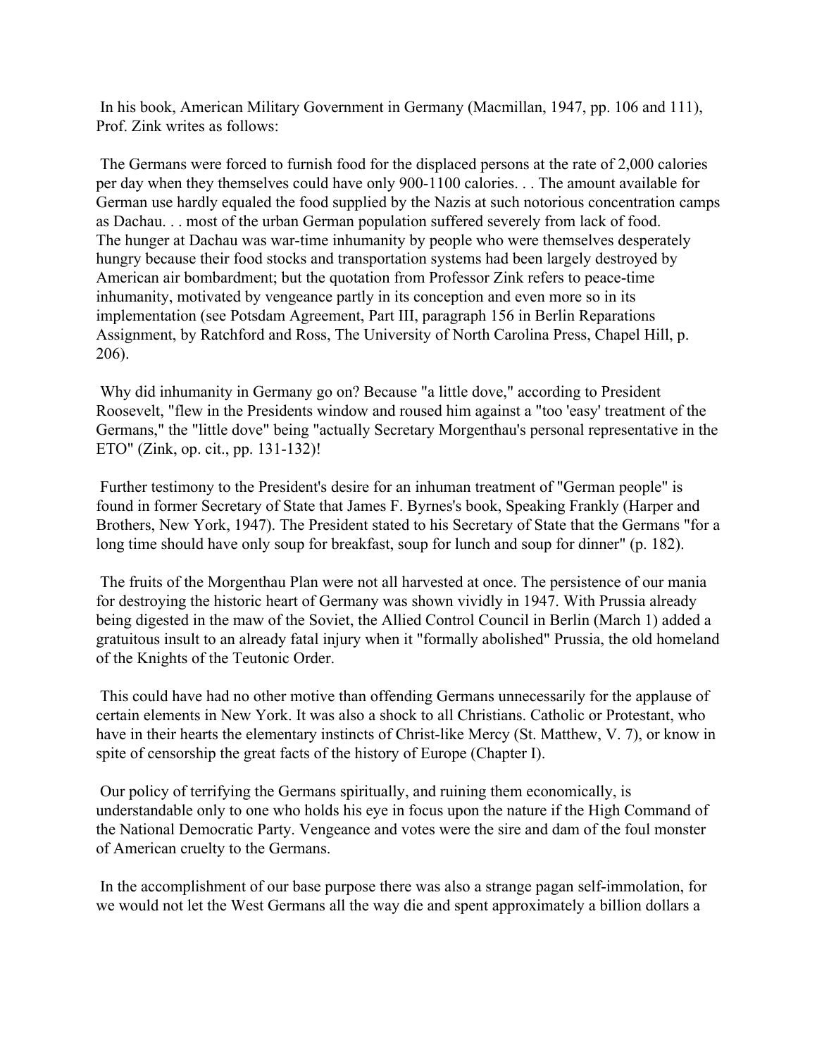In his book, American Military Government in Germany (Macmillan, 1947, pp. 106 and 111), Prof. Zink writes as follows:

The Germans were forced to furnish food for the displaced persons at the rate of 2,000 calories per day when they themselves could have only 900-1100 calories. . . The amount available for German use hardly equaled the food supplied by the Nazis at such notorious concentration camps as Dachau. . . most of the urban German population suffered severely from lack of food.
The hunger at Dachau was war-time inhumanity by people who were themselves desperately hungry because their food stocks and transportation systems had been largely destroyed by American air bombardment; but the quotation from Professor Zink refers to peace-time inhumanity, motivated by vengeance partly in its conception and even more so in its implementation (see Potsdam Agreement, Part III, paragraph 156 in Berlin Reparations Assignment, by Ratchford and Ross, The University of North Carolina Press, Chapel Hill, p. 206).

Why did inhumanity in Germany go on? Because "a little dove," according to President Roosevelt, "flew in the Presidents window and roused him against a "too 'easy' treatment of the Germans," the "little dove" being "actually Secretary Morgenthau's personal representative in the ETO" (Zink, op. cit., pp. 131-132)!

Further testimony to the President's desire for an inhuman treatment of "German people" is found in former Secretary of State that James F. Byrnes's book, Speaking Frankly (Harper and Brothers, New York, 1947). The President stated to his Secretary of State that the Germans "for a long time should have only soup for breakfast, soup for lunch and soup for dinner" (p. 182).

The fruits of the Morgenthau Plan were not all harvested at once. The persistence of our mania for destroying the historic heart of Germany was shown vividly in 1947. With Prussia already being digested in the maw of the Soviet, the Allied Control Council in Berlin (March 1) added a gratuitous insult to an already fatal injury when it "formally abolished" Prussia, the old homeland of the Knights of the Teutonic Order.

This could have had no other motive than offending Germans unnecessarily for the applause of certain elements in New York. It was also a shock to all Christians. Catholic or Protestant, who have in their hearts the elementary instincts of Christ-like Mercy (St. Matthew, V. 7), or know in spite of censorship the great facts of the history of Europe (Chapter I).

Our policy of terrifying the Germans spiritually, and ruining them economically, is understandable only to one who holds his eye in focus upon the nature if the High Command of the National Democratic Party. Vengeance and votes were the sire and dam of the foul monster of American cruelty to the Germans.

In the accomplishment of our base purpose there was also a strange pagan self-immolation, for we would not let the West Germans all the way die and spent approximately a billion dollars a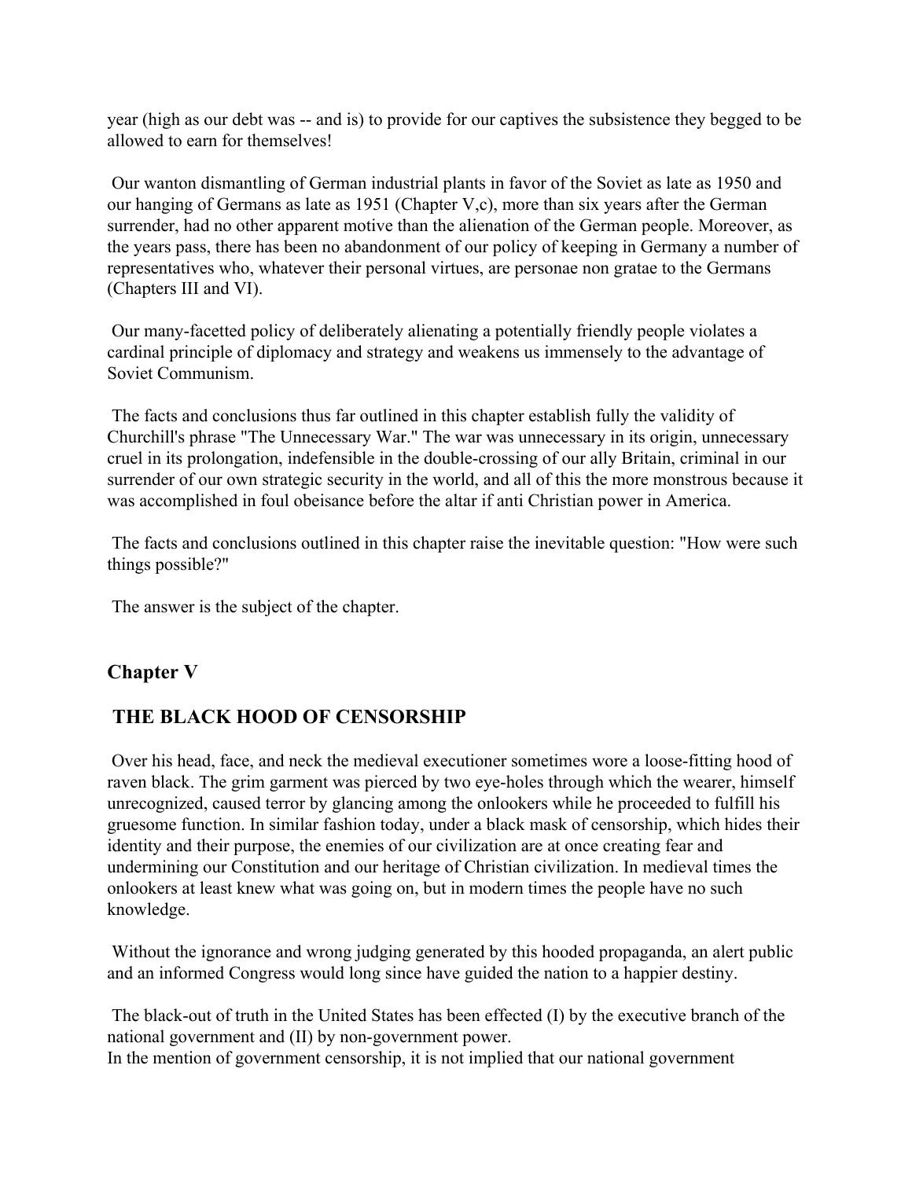year (high as our debt was -- and is) to provide for our captives the subsistence they begged to be allowed to earn for themselves!

Our wanton dismantling of German industrial plants in favor of the Soviet as late as 1950 and our hanging of Germans as late as 1951 (Chapter V,c), more than six years after the German surrender, had no other apparent motive than the alienation of the German people. Moreover, as the years pass, there has been no abandonment of our policy of keeping in Germany a number of representatives who, whatever their personal virtues, are personae non gratae to the Germans (Chapters III and VI).

Our many-facetted policy of deliberately alienating a potentially friendly people violates a cardinal principle of diplomacy and strategy and weakens us immensely to the advantage of Soviet Communism.

The facts and conclusions thus far outlined in this chapter establish fully the validity of Churchill's phrase "The Unnecessary War." The war was unnecessary in its origin, unnecessary cruel in its prolongation, indefensible in the double-crossing of our ally Britain, criminal in our surrender of our own strategic security in the world, and all of this the more monstrous because it was accomplished in foul obeisance before the altar if anti Christian power in America.

The facts and conclusions outlined in this chapter raise the inevitable question: "How were such things possible?"

The answer is the subject of the chapter.

## Chapter V

## THE BLACK HOOD OF CENSORSHIP

Over his head, face, and neck the medieval executioner sometimes wore a loose-fitting hood of raven black. The grim garment was pierced by two eye-holes through which the wearer, himself unrecognized, caused terror by glancing among the onlookers while he proceeded to fulfill his gruesome function. In similar fashion today, under a black mask of censorship, which hides their identity and their purpose, the enemies of our civilization are at once creating fear and undermining our Constitution and our heritage of Christian civilization. In medieval times the onlookers at least knew what was going on, but in modern times the people have no such knowledge.

Without the ignorance and wrong judging generated by this hooded propaganda, an alert public and an informed Congress would long since have guided the nation to a happier destiny.

The black-out of truth in the United States has been effected (I) by the executive branch of the national government and (II) by non-government power.
In the mention of government censorship, it is not implied that our national government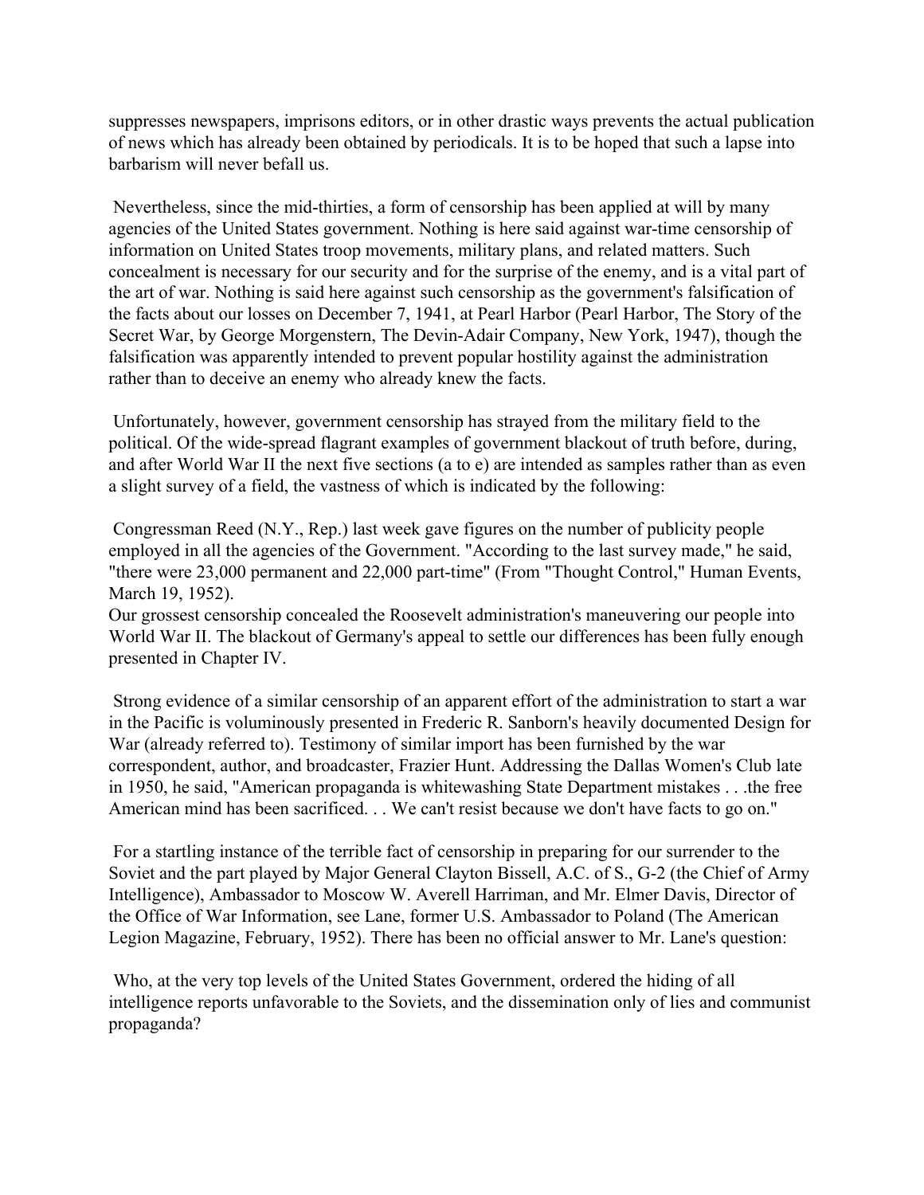suppresses newspapers, imprisons editors, or in other drastic ways prevents the actual publication of news which has already been obtained by periodicals. It is to be hoped that such a lapse into barbarism will never befall us.

Nevertheless, since the mid-thirties, a form of censorship has been applied at will by many agencies of the United States government. Nothing is here said against war-time censorship of information on United States troop movements, military plans, and related matters. Such concealment is necessary for our security and for the surprise of the enemy, and is a vital part of the art of war. Nothing is said here against such censorship as the government's falsification of the facts about our losses on December 7, 1941, at Pearl Harbor (Pearl Harbor, The Story of the Secret War, by George Morgenstern, The Devin-Adair Company, New York, 1947), though the falsification was apparently intended to prevent popular hostility against the administration rather than to deceive an enemy who already knew the facts.

Unfortunately, however, government censorship has strayed from the military field to the political. Of the wide-spread flagrant examples of government blackout of truth before, during, and after World War II the next five sections (a to e) are intended as samples rather than as even a slight survey of a field, the vastness of which is indicated by the following:

Congressman Reed (N.Y., Rep.) last week gave figures on the number of publicity people employed in all the agencies of the Government. "According to the last survey made," he said, "there were 23,000 permanent and 22,000 part-time" (From "Thought Control," Human Events, March 19, 1952).

Our grossest censorship concealed the Roosevelt administration's maneuvering our people into World War II. The blackout of Germany's appeal to settle our differences has been fully enough presented in Chapter IV.

Strong evidence of a similar censorship of an apparent effort of the administration to start a war in the Pacific is voluminously presented in Frederic R. Sanborn's heavily documented Design for War (already referred to). Testimony of similar import has been furnished by the war correspondent, author, and broadcaster, Frazier Hunt. Addressing the Dallas Women's Club late in 1950, he said, "American propaganda is whitewashing State Department mistakes . . .the free American mind has been sacrificed. . . We can't resist because we don't have facts to go on."

For a startling instance of the terrible fact of censorship in preparing for our surrender to the Soviet and the part played by Major General Clayton Bissell, A.C. of S., G-2 (the Chief of Army Intelligence), Ambassador to Moscow W. Averell Harriman, and Mr. Elmer Davis, Director of the Office of War Information, see Lane, former U.S. Ambassador to Poland (The American Legion Magazine, February, 1952). There has been no official answer to Mr. Lane's question:

Who, at the very top levels of the United States Government, ordered the hiding of all intelligence reports unfavorable to the Soviets, and the dissemination only of lies and communist propaganda?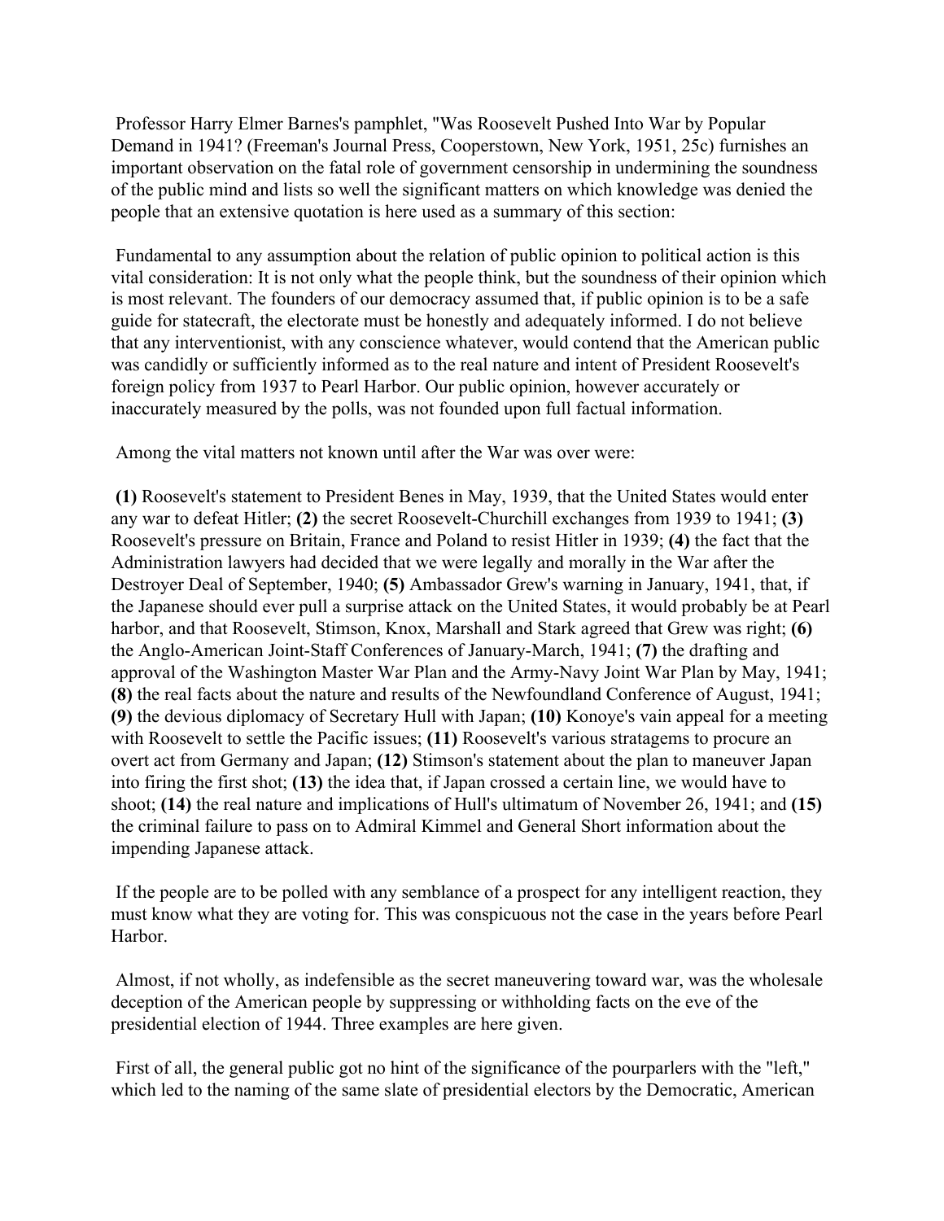Professor Harry Elmer Barnes's pamphlet, "Was Roosevelt Pushed Into War by Popular Demand in 1941? (Freeman's Journal Press, Cooperstown, New York, 1951, 25c) furnishes an important observation on the fatal role of government censorship in undermining the soundness of the public mind and lists so well the significant matters on which knowledge was denied the people that an extensive quotation is here used as a summary of this section:

Fundamental to any assumption about the relation of public opinion to political action is this vital consideration: It is not only what the people think, but the soundness of their opinion which is most relevant. The founders of our democracy assumed that, if public opinion is to be a safe guide for statecraft, the electorate must be honestly and adequately informed. I do not believe that any interventionist, with any conscience whatever, would contend that the American public was candidly or sufficiently informed as to the real nature and intent of President Roosevelt's foreign policy from 1937 to Pearl Harbor. Our public opinion, however accurately or inaccurately measured by the polls, was not founded upon full factual information.

Among the vital matters not known until after the War was over were:

**(1)** Roosevelt's statement to President Benes in May, 1939, that the United States would enter any war to defeat Hitler; **(2)** the secret Roosevelt-Churchill exchanges from 1939 to 1941; **(3)** Roosevelt's pressure on Britain, France and Poland to resist Hitler in 1939; **(4)** the fact that the Administration lawyers had decided that we were legally and morally in the War after the Destroyer Deal of September, 1940; **(5)** Ambassador Grew's warning in January, 1941, that, if the Japanese should ever pull a surprise attack on the United States, it would probably be at Pearl harbor, and that Roosevelt, Stimson, Knox, Marshall and Stark agreed that Grew was right; **(6)** the Anglo-American Joint-Staff Conferences of January-March, 1941; **(7)** the drafting and approval of the Washington Master War Plan and the Army-Navy Joint War Plan by May, 1941; **(8)** the real facts about the nature and results of the Newfoundland Conference of August, 1941; **(9)** the devious diplomacy of Secretary Hull with Japan; **(10)** Konoye's vain appeal for a meeting with Roosevelt to settle the Pacific issues; **(11)** Roosevelt's various stratagems to procure an overt act from Germany and Japan; **(12)** Stimson's statement about the plan to maneuver Japan into firing the first shot; **(13)** the idea that, if Japan crossed a certain line, we would have to shoot; **(14)** the real nature and implications of Hull's ultimatum of November 26, 1941; and **(15)** the criminal failure to pass on to Admiral Kimmel and General Short information about the impending Japanese attack.

If the people are to be polled with any semblance of a prospect for any intelligent reaction, they must know what they are voting for. This was conspicuous not the case in the years before Pearl Harbor.

Almost, if not wholly, as indefensible as the secret maneuvering toward war, was the wholesale deception of the American people by suppressing or withholding facts on the eve of the presidential election of 1944. Three examples are here given.

First of all, the general public got no hint of the significance of the pourparlers with the "left," which led to the naming of the same slate of presidential electors by the Democratic, American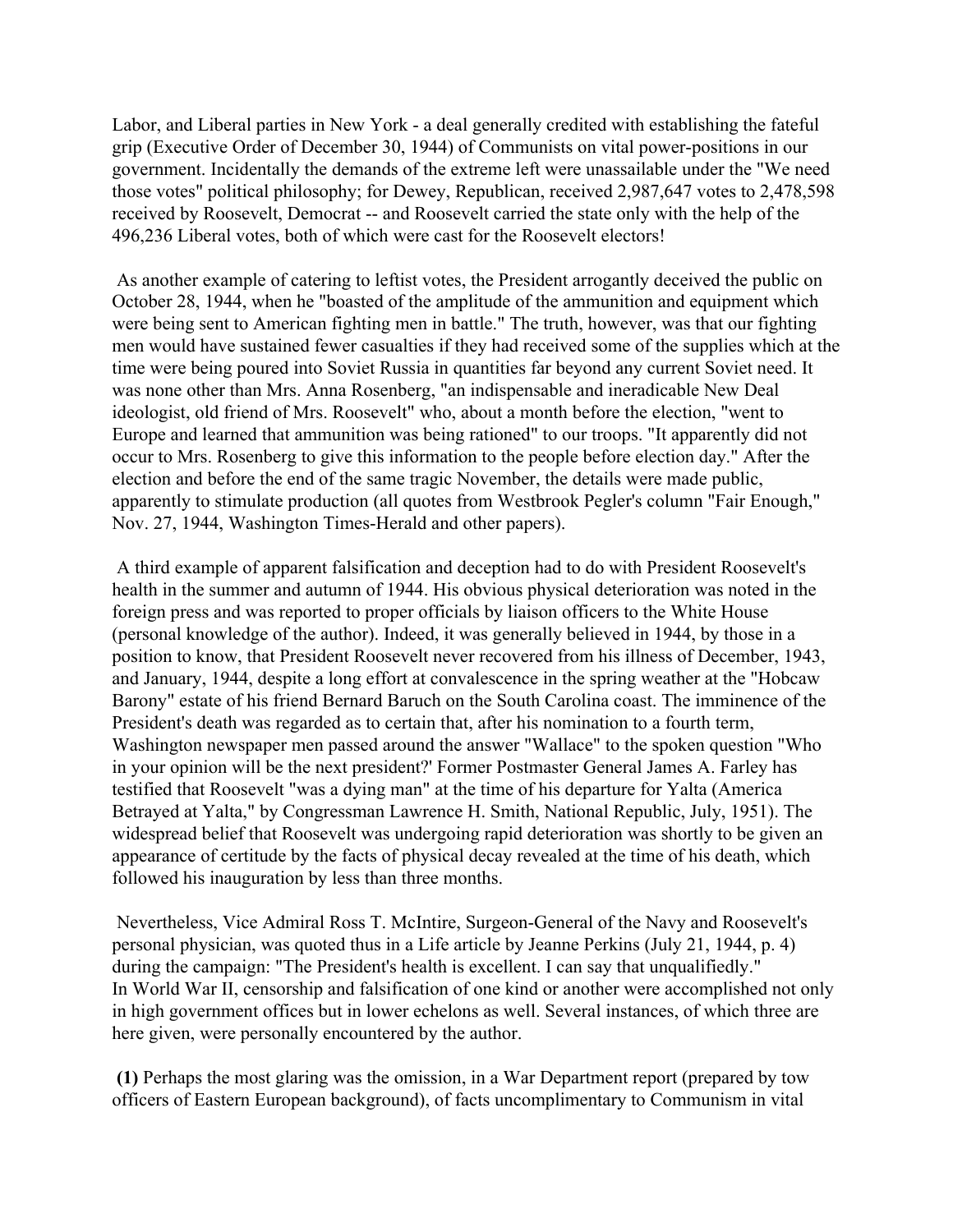Labor, and Liberal parties in New York - a deal generally credited with establishing the fateful grip (Executive Order of December 30, 1944) of Communists on vital power-positions in our government. Incidentally the demands of the extreme left were unassailable under the "We need those votes" political philosophy; for Dewey, Republican, received 2,987,647 votes to 2,478,598 received by Roosevelt, Democrat -- and Roosevelt carried the state only with the help of the 496,236 Liberal votes, both of which were cast for the Roosevelt electors!

As another example of catering to leftist votes, the President arrogantly deceived the public on October 28, 1944, when he "boasted of the amplitude of the ammunition and equipment which were being sent to American fighting men in battle." The truth, however, was that our fighting men would have sustained fewer casualties if they had received some of the supplies which at the time were being poured into Soviet Russia in quantities far beyond any current Soviet need. It was none other than Mrs. Anna Rosenberg, "an indispensable and ineradicable New Deal ideologist, old friend of Mrs. Roosevelt" who, about a month before the election, "went to Europe and learned that ammunition was being rationed" to our troops. "It apparently did not occur to Mrs. Rosenberg to give this information to the people before election day." After the election and before the end of the same tragic November, the details were made public, apparently to stimulate production (all quotes from Westbrook Pegler's column "Fair Enough," Nov. 27, 1944, Washington Times-Herald and other papers).

A third example of apparent falsification and deception had to do with President Roosevelt's health in the summer and autumn of 1944. His obvious physical deterioration was noted in the foreign press and was reported to proper officials by liaison officers to the White House (personal knowledge of the author). Indeed, it was generally believed in 1944, by those in a position to know, that President Roosevelt never recovered from his illness of December, 1943, and January, 1944, despite a long effort at convalescence in the spring weather at the "Hobcaw Barony" estate of his friend Bernard Baruch on the South Carolina coast. The imminence of the President's death was regarded as to certain that, after his nomination to a fourth term, Washington newspaper men passed around the answer "Wallace" to the spoken question "Who in your opinion will be the next president?' Former Postmaster General James A. Farley has testified that Roosevelt "was a dying man" at the time of his departure for Yalta (America Betrayed at Yalta," by Congressman Lawrence H. Smith, National Republic, July, 1951). The widespread belief that Roosevelt was undergoing rapid deterioration was shortly to be given an appearance of certitude by the facts of physical decay revealed at the time of his death, which followed his inauguration by less than three months.

Nevertheless, Vice Admiral Ross T. McIntire, Surgeon-General of the Navy and Roosevelt's personal physician, was quoted thus in a Life article by Jeanne Perkins (July 21, 1944, p. 4) during the campaign: "The President's health is excellent. I can say that unqualifiedly."
In World War II, censorship and falsification of one kind or another were accomplished not only in high government offices but in lower echelons as well. Several instances, of which three are here given, were personally encountered by the author.

**(1)** Perhaps the most glaring was the omission, in a War Department report (prepared by tow officers of Eastern European background), of facts uncomplimentary to Communism in vital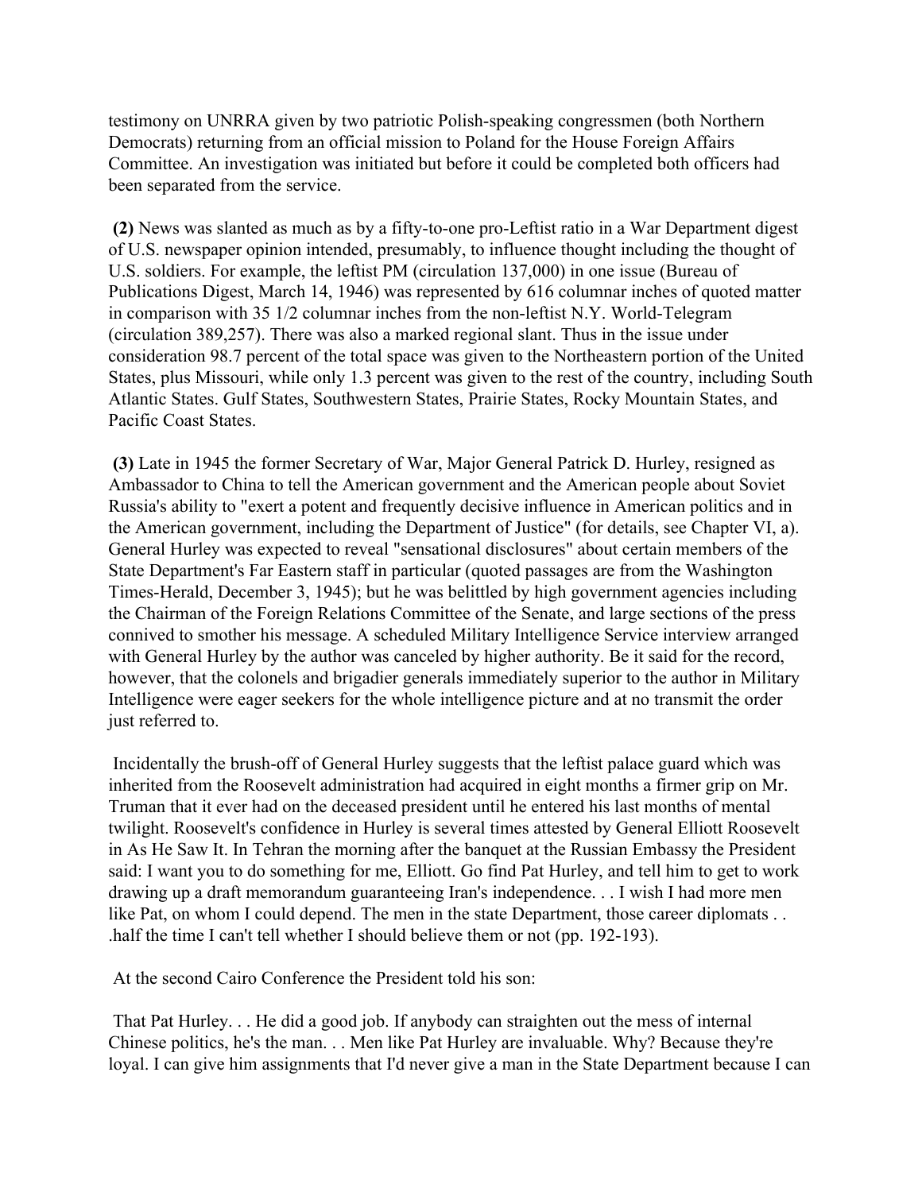testimony on UNRRA given by two patriotic Polish-speaking congressmen (both Northern Democrats) returning from an official mission to Poland for the House Foreign Affairs Committee. An investigation was initiated but before it could be completed both officers had been separated from the service.

**(2)** News was slanted as much as by a fifty-to-one pro-Leftist ratio in a War Department digest of U.S. newspaper opinion intended, presumably, to influence thought including the thought of U.S. soldiers. For example, the leftist PM (circulation 137,000) in one issue (Bureau of Publications Digest, March 14, 1946) was represented by 616 columnar inches of quoted matter in comparison with 35 1/2 columnar inches from the non-leftist N.Y. World-Telegram (circulation 389,257). There was also a marked regional slant. Thus in the issue under consideration 98.7 percent of the total space was given to the Northeastern portion of the United States, plus Missouri, while only 1.3 percent was given to the rest of the country, including South Atlantic States. Gulf States, Southwestern States, Prairie States, Rocky Mountain States, and Pacific Coast States.

**(3)** Late in 1945 the former Secretary of War, Major General Patrick D. Hurley, resigned as Ambassador to China to tell the American government and the American people about Soviet Russia's ability to "exert a potent and frequently decisive influence in American politics and in the American government, including the Department of Justice" (for details, see Chapter VI, a). General Hurley was expected to reveal "sensational disclosures" about certain members of the State Department's Far Eastern staff in particular (quoted passages are from the Washington Times-Herald, December 3, 1945); but he was belittled by high government agencies including the Chairman of the Foreign Relations Committee of the Senate, and large sections of the press connived to smother his message. A scheduled Military Intelligence Service interview arranged with General Hurley by the author was canceled by higher authority. Be it said for the record, however, that the colonels and brigadier generals immediately superior to the author in Military Intelligence were eager seekers for the whole intelligence picture and at no transmit the order just referred to.

Incidentally the brush-off of General Hurley suggests that the leftist palace guard which was inherited from the Roosevelt administration had acquired in eight months a firmer grip on Mr. Truman that it ever had on the deceased president until he entered his last months of mental twilight. Roosevelt's confidence in Hurley is several times attested by General Elliott Roosevelt in As He Saw It. In Tehran the morning after the banquet at the Russian Embassy the President said: I want you to do something for me, Elliott. Go find Pat Hurley, and tell him to get to work drawing up a draft memorandum guaranteeing Iran's independence. . . I wish I had more men like Pat, on whom I could depend. The men in the state Department, those career diplomats . . .half the time I can't tell whether I should believe them or not (pp. 192-193).

At the second Cairo Conference the President told his son:

That Pat Hurley. . . He did a good job. If anybody can straighten out the mess of internal Chinese politics, he's the man. . . Men like Pat Hurley are invaluable. Why? Because they're loyal. I can give him assignments that I'd never give a man in the State Department because I can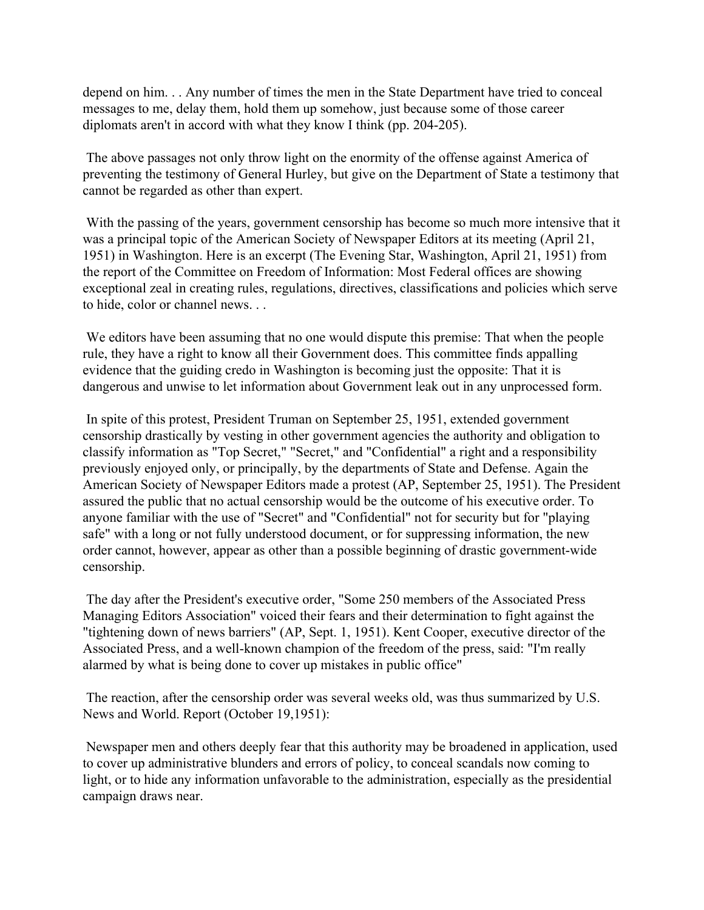depend on him. . . Any number of times the men in the State Department have tried to conceal messages to me, delay them, hold them up somehow, just because some of those career diplomats aren't in accord with what they know I think (pp. 204-205).

The above passages not only throw light on the enormity of the offense against America of preventing the testimony of General Hurley, but give on the Department of State a testimony that cannot be regarded as other than expert.

With the passing of the years, government censorship has become so much more intensive that it was a principal topic of the American Society of Newspaper Editors at its meeting (April 21, 1951) in Washington. Here is an excerpt (The Evening Star, Washington, April 21, 1951) from the report of the Committee on Freedom of Information: Most Federal offices are showing exceptional zeal in creating rules, regulations, directives, classifications and policies which serve to hide, color or channel news. . .

We editors have been assuming that no one would dispute this premise: That when the people rule, they have a right to know all their Government does. This committee finds appalling evidence that the guiding credo in Washington is becoming just the opposite: That it is dangerous and unwise to let information about Government leak out in any unprocessed form.

In spite of this protest, President Truman on September 25, 1951, extended government censorship drastically by vesting in other government agencies the authority and obligation to classify information as "Top Secret," "Secret," and "Confidential" a right and a responsibility previously enjoyed only, or principally, by the departments of State and Defense. Again the American Society of Newspaper Editors made a protest (AP, September 25, 1951). The President assured the public that no actual censorship would be the outcome of his executive order. To anyone familiar with the use of "Secret" and "Confidential" not for security but for "playing safe" with a long or not fully understood document, or for suppressing information, the new order cannot, however, appear as other than a possible beginning of drastic government-wide censorship.

The day after the President's executive order, "Some 250 members of the Associated Press Managing Editors Association" voiced their fears and their determination to fight against the "tightening down of news barriers" (AP, Sept. 1, 1951). Kent Cooper, executive director of the Associated Press, and a well-known champion of the freedom of the press, said: "I'm really alarmed by what is being done to cover up mistakes in public office"

The reaction, after the censorship order was several weeks old, was thus summarized by U.S. News and World. Report (October 19,1951):

Newspaper men and others deeply fear that this authority may be broadened in application, used to cover up administrative blunders and errors of policy, to conceal scandals now coming to light, or to hide any information unfavorable to the administration, especially as the presidential campaign draws near.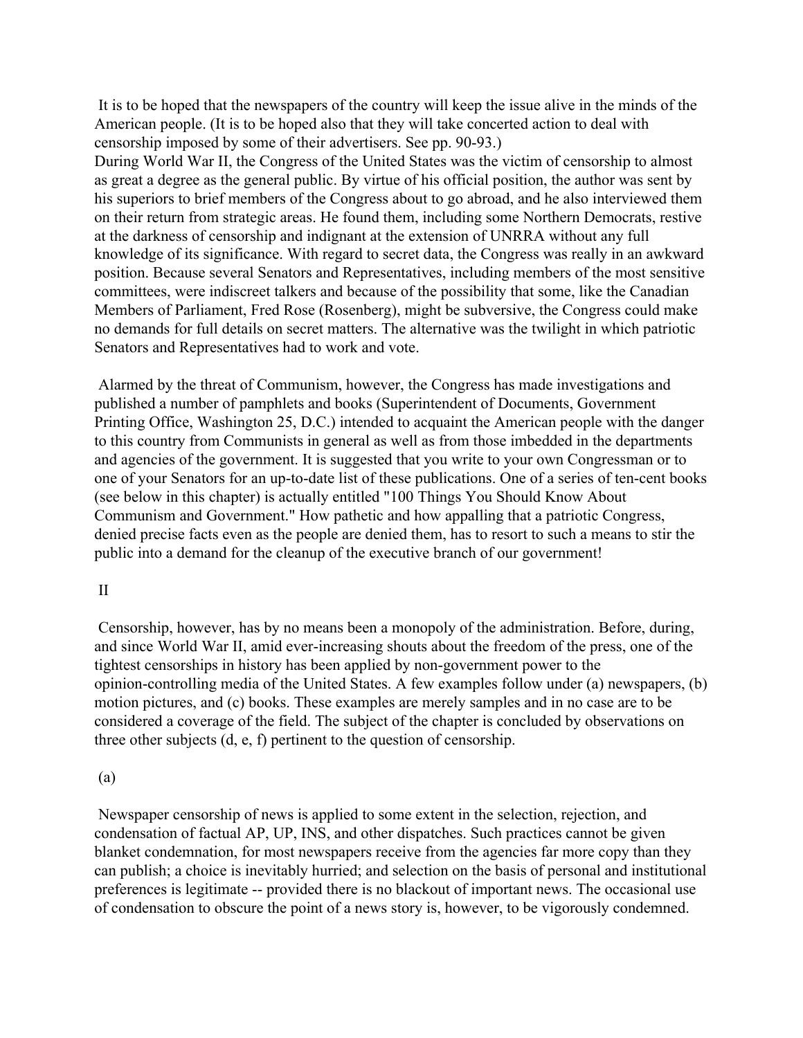It is to be hoped that the newspapers of the country will keep the issue alive in the minds of the American people. (It is to be hoped also that they will take concerted action to deal with censorship imposed by some of their advertisers. See pp. 90-93.)

During World War II, the Congress of the United States was the victim of censorship to almost as great a degree as the general public. By virtue of his official position, the author was sent by his superiors to brief members of the Congress about to go abroad, and he also interviewed them on their return from strategic areas. He found them, including some Northern Democrats, restive at the darkness of censorship and indignant at the extension of UNRRA without any full knowledge of its significance. With regard to secret data, the Congress was really in an awkward position. Because several Senators and Representatives, including members of the most sensitive committees, were indiscreet talkers and because of the possibility that some, like the Canadian Members of Parliament, Fred Rose (Rosenberg), might be subversive, the Congress could make no demands for full details on secret matters. The alternative was the twilight in which patriotic Senators and Representatives had to work and vote.

Alarmed by the threat of Communism, however, the Congress has made investigations and published a number of pamphlets and books (Superintendent of Documents, Government Printing Office, Washington 25, D.C.) intended to acquaint the American people with the danger to this country from Communists in general as well as from those imbedded in the departments and agencies of the government. It is suggested that you write to your own Congressman or to one of your Senators for an up-to-date list of these publications. One of a series of ten-cent books (see below in this chapter) is actually entitled "100 Things You Should Know About Communism and Government." How pathetic and how appalling that a patriotic Congress, denied precise facts even as the people are denied them, has to resort to such a means to stir the public into a demand for the cleanup of the executive branch of our government!

## II

Censorship, however, has by no means been a monopoly of the administration. Before, during, and since World War II, amid ever-increasing shouts about the freedom of the press, one of the tightest censorships in history has been applied by non-government power to the opinion-controlling media of the United States. A few examples follow under (a) newspapers, (b) motion pictures, and (c) books. These examples are merely samples and in no case are to be considered a coverage of the field. The subject of the chapter is concluded by observations on three other subjects (d, e, f) pertinent to the question of censorship.

### (a)

Newspaper censorship of news is applied to some extent in the selection, rejection, and condensation of factual AP, UP, INS, and other dispatches. Such practices cannot be given blanket condemnation, for most newspapers receive from the agencies far more copy than they can publish; a choice is inevitably hurried; and selection on the basis of personal and institutional preferences is legitimate -- provided there is no blackout of important news. The occasional use of condensation to obscure the point of a news story is, however, to be vigorously condemned.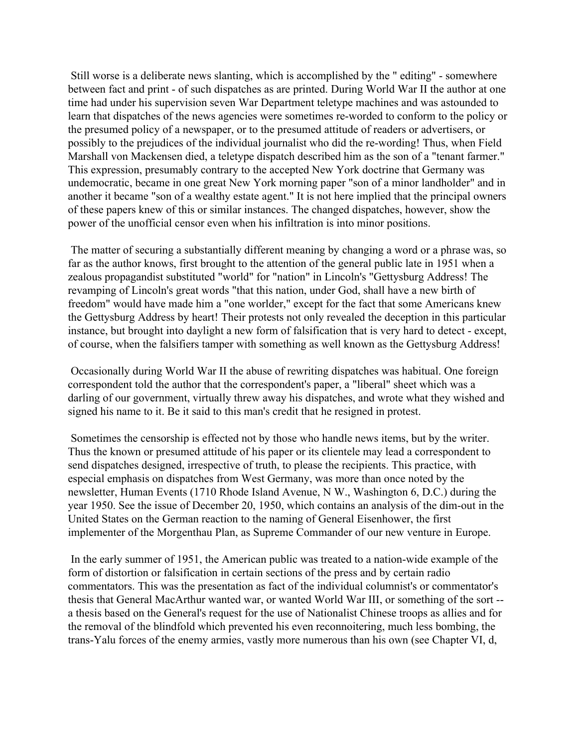Still worse is a deliberate news slanting, which is accomplished by the " editing" - somewhere between fact and print - of such dispatches as are printed. During World War II the author at one time had under his supervision seven War Department teletype machines and was astounded to learn that dispatches of the news agencies were sometimes re-worded to conform to the policy or the presumed policy of a newspaper, or to the presumed attitude of readers or advertisers, or possibly to the prejudices of the individual journalist who did the re-wording! Thus, when Field Marshall von Mackensen died, a teletype dispatch described him as the son of a "tenant farmer." This expression, presumably contrary to the accepted New York doctrine that Germany was undemocratic, became in one great New York morning paper "son of a minor landholder" and in another it became "son of a wealthy estate agent." It is not here implied that the principal owners of these papers knew of this or similar instances. The changed dispatches, however, show the power of the unofficial censor even when his infiltration is into minor positions.

The matter of securing a substantially different meaning by changing a word or a phrase was, so far as the author knows, first brought to the attention of the general public late in 1951 when a zealous propagandist substituted "world" for "nation" in Lincoln's "Gettysburg Address! The revamping of Lincoln's great words "that this nation, under God, shall have a new birth of freedom" would have made him a "one worlder," except for the fact that some Americans knew the Gettysburg Address by heart! Their protests not only revealed the deception in this particular instance, but brought into daylight a new form of falsification that is very hard to detect - except, of course, when the falsifiers tamper with something as well known as the Gettysburg Address!

Occasionally during World War II the abuse of rewriting dispatches was habitual. One foreign correspondent told the author that the correspondent's paper, a "liberal" sheet which was a darling of our government, virtually threw away his dispatches, and wrote what they wished and signed his name to it. Be it said to this man's credit that he resigned in protest.

Sometimes the censorship is effected not by those who handle news items, but by the writer. Thus the known or presumed attitude of his paper or its clientele may lead a correspondent to send dispatches designed, irrespective of truth, to please the recipients. This practice, with especial emphasis on dispatches from West Germany, was more than once noted by the newsletter, Human Events (1710 Rhode Island Avenue, N W., Washington 6, D.C.) during the year 1950. See the issue of December 20, 1950, which contains an analysis of the dim-out in the United States on the German reaction to the naming of General Eisenhower, the first implementer of the Morgenthau Plan, as Supreme Commander of our new venture in Europe.

In the early summer of 1951, the American public was treated to a nation-wide example of the form of distortion or falsification in certain sections of the press and by certain radio commentators. This was the presentation as fact of the individual columnist's or commentator's thesis that General MacArthur wanted war, or wanted World War III, or something of the sort -- a thesis based on the General's request for the use of Nationalist Chinese troops as allies and for the removal of the blindfold which prevented his even reconnoitering, much less bombing, the trans-Yalu forces of the enemy armies, vastly more numerous than his own (see Chapter VI, d,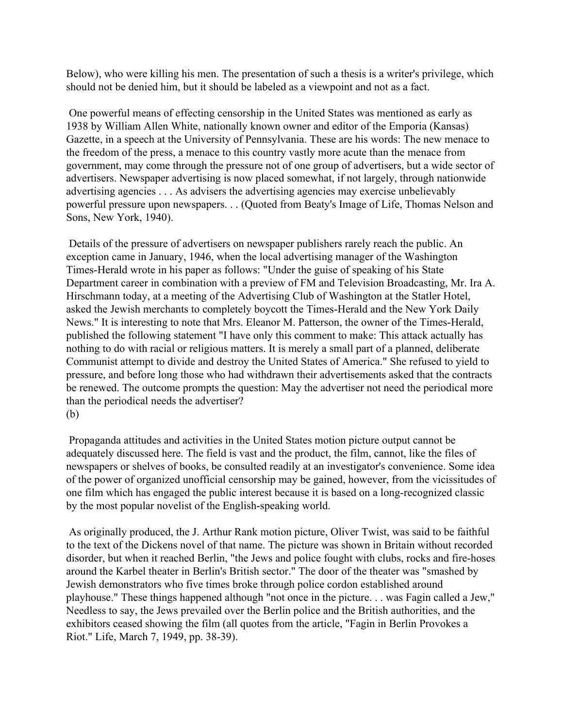Below), who were killing his men. The presentation of such a thesis is a writer's privilege, which should not be denied him, but it should be labeled as a viewpoint and not as a fact.

One powerful means of effecting censorship in the United States was mentioned as early as 1938 by William Allen White, nationally known owner and editor of the Emporia (Kansas) Gazette, in a speech at the University of Pennsylvania. These are his words: The new menace to the freedom of the press, a menace to this country vastly more acute than the menace from government, may come through the pressure not of one group of advertisers, but a wide sector of advertisers. Newspaper advertising is now placed somewhat, if not largely, through nationwide advertising agencies . . . As advisers the advertising agencies may exercise unbelievably powerful pressure upon newspapers. . . (Quoted from Beaty's Image of Life, Thomas Nelson and Sons, New York, 1940).

Details of the pressure of advertisers on newspaper publishers rarely reach the public. An exception came in January, 1946, when the local advertising manager of the Washington Times-Herald wrote in his paper as follows: "Under the guise of speaking of his State Department career in combination with a preview of FM and Television Broadcasting, Mr. Ira A. Hirschmann today, at a meeting of the Advertising Club of Washington at the Statler Hotel, asked the Jewish merchants to completely boycott the Times-Herald and the New York Daily News." It is interesting to note that Mrs. Eleanor M. Patterson, the owner of the Times-Herald, published the following statement "I have only this comment to make: This attack actually has nothing to do with racial or religious matters. It is merely a small part of a planned, deliberate Communist attempt to divide and destroy the United States of America." She refused to yield to pressure, and before long those who had withdrawn their advertisements asked that the contracts be renewed. The outcome prompts the question: May the advertiser not need the periodical more than the periodical needs the advertiser?

(b)

Propaganda attitudes and activities in the United States motion picture output cannot be adequately discussed here. The field is vast and the product, the film, cannot, like the files of newspapers or shelves of books, be consulted readily at an investigator's convenience. Some idea of the power of organized unofficial censorship may be gained, however, from the vicissitudes of one film which has engaged the public interest because it is based on a long-recognized classic by the most popular novelist of the English-speaking world.

As originally produced, the J. Arthur Rank motion picture, Oliver Twist, was said to be faithful to the text of the Dickens novel of that name. The picture was shown in Britain without recorded disorder, but when it reached Berlin, "the Jews and police fought with clubs, rocks and fire-hoses around the Karbel theater in Berlin's British sector." The door of the theater was "smashed by Jewish demonstrators who five times broke through police cordon established around playhouse." These things happened although "not once in the picture. . . was Fagin called a Jew," Needless to say, the Jews prevailed over the Berlin police and the British authorities, and the exhibitors ceased showing the film (all quotes from the article, "Fagin in Berlin Provokes a Riot." Life, March 7, 1949, pp. 38-39).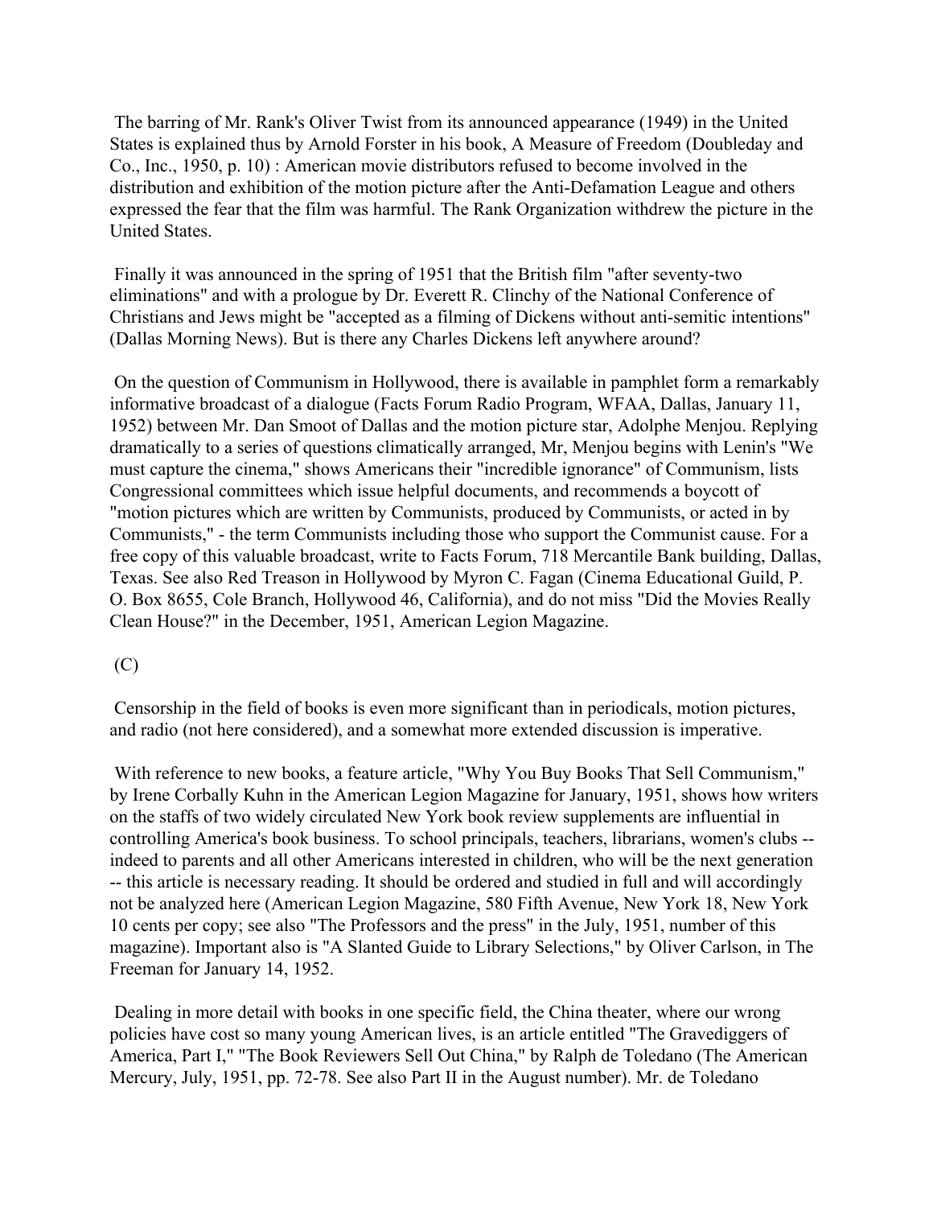The barring of Mr. Rank's Oliver Twist from its announced appearance (1949) in the United States is explained thus by Arnold Forster in his book, A Measure of Freedom (Doubleday and Co., Inc., 1950, p. 10) : American movie distributors refused to become involved in the distribution and exhibition of the motion picture after the Anti-Defamation League and others expressed the fear that the film was harmful. The Rank Organization withdrew the picture in the United States.

Finally it was announced in the spring of 1951 that the British film "after seventy-two eliminations" and with a prologue by Dr. Everett R. Clinchy of the National Conference of Christians and Jews might be "accepted as a filming of Dickens without anti-semitic intentions" (Dallas Morning News). But is there any Charles Dickens left anywhere around?

On the question of Communism in Hollywood, there is available in pamphlet form a remarkably informative broadcast of a dialogue (Facts Forum Radio Program, WFAA, Dallas, January 11, 1952) between Mr. Dan Smoot of Dallas and the motion picture star, Adolphe Menjou. Replying dramatically to a series of questions climatically arranged, Mr, Menjou begins with Lenin's "We must capture the cinema," shows Americans their "incredible ignorance" of Communism, lists Congressional committees which issue helpful documents, and recommends a boycott of "motion pictures which are written by Communists, produced by Communists, or acted in by Communists," - the term Communists including those who support the Communist cause. For a free copy of this valuable broadcast, write to Facts Forum, 718 Mercantile Bank building, Dallas, Texas. See also Red Treason in Hollywood by Myron C. Fagan (Cinema Educational Guild, P. O. Box 8655, Cole Branch, Hollywood 46, California), and do not miss "Did the Movies Really Clean House?" in the December, 1951, American Legion Magazine.

(C)

Censorship in the field of books is even more significant than in periodicals, motion pictures, and radio (not here considered), and a somewhat more extended discussion is imperative.

With reference to new books, a feature article, "Why You Buy Books That Sell Communism," by Irene Corbally Kuhn in the American Legion Magazine for January, 1951, shows how writers on the staffs of two widely circulated New York book review supplements are influential in controlling America's book business. To school principals, teachers, librarians, women's clubs -- indeed to parents and all other Americans interested in children, who will be the next generation -- this article is necessary reading. It should be ordered and studied in full and will accordingly not be analyzed here (American Legion Magazine, 580 Fifth Avenue, New York 18, New York 10 cents per copy; see also "The Professors and the press" in the July, 1951, number of this magazine). Important also is "A Slanted Guide to Library Selections," by Oliver Carlson, in The Freeman for January 14, 1952.

Dealing in more detail with books in one specific field, the China theater, where our wrong policies have cost so many young American lives, is an article entitled "The Gravediggers of America, Part I," "The Book Reviewers Sell Out China," by Ralph de Toledano (The American Mercury, July, 1951, pp. 72-78. See also Part II in the August number). Mr. de Toledano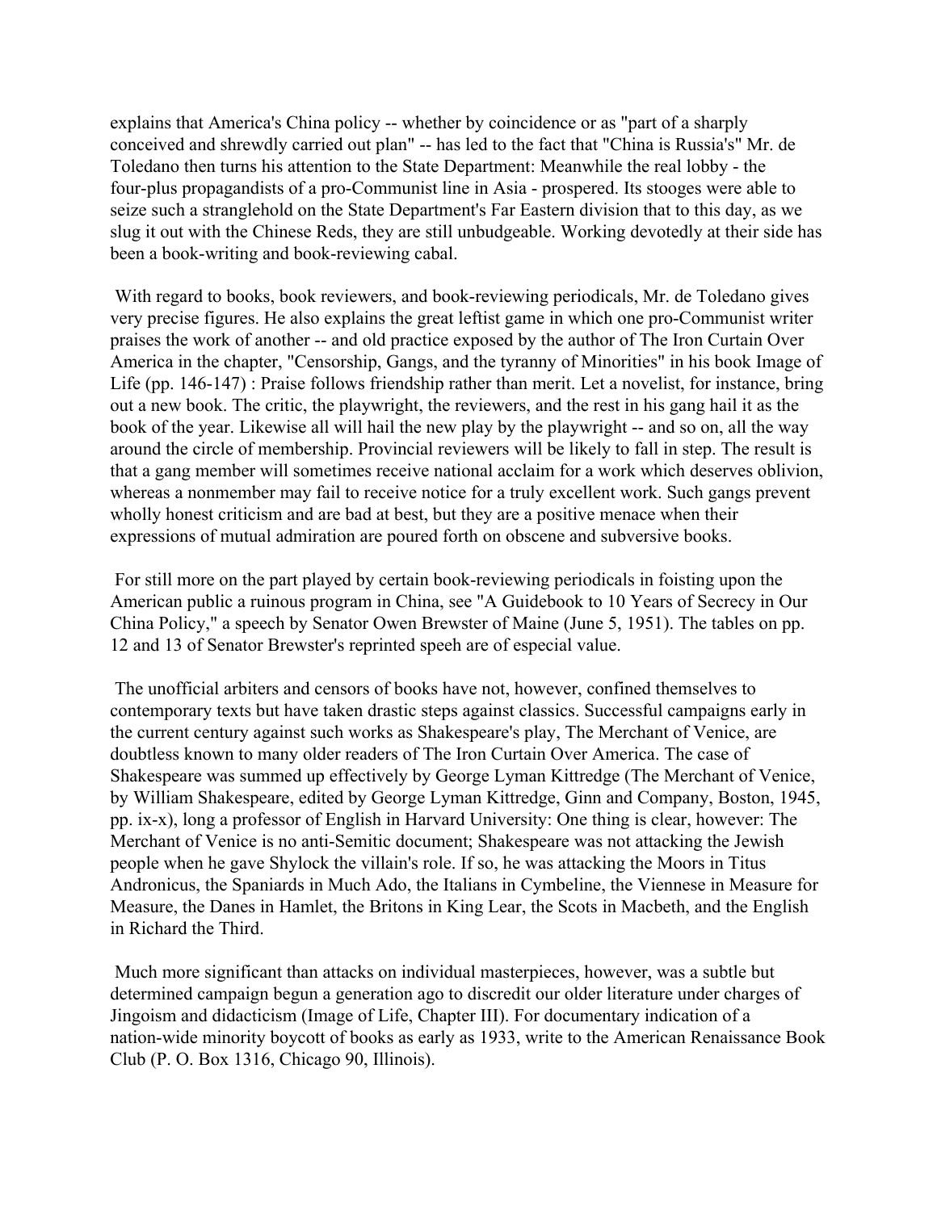explains that America's China policy -- whether by coincidence or as "part of a sharply conceived and shrewdly carried out plan" -- has led to the fact that "China is Russia's" Mr. de Toledano then turns his attention to the State Department: Meanwhile the real lobby - the four-plus propagandists of a pro-Communist line in Asia - prospered. Its stooges were able to seize such a stranglehold on the State Department's Far Eastern division that to this day, as we slug it out with the Chinese Reds, they are still unbudgeable. Working devotedly at their side has been a book-writing and book-reviewing cabal.

With regard to books, book reviewers, and book-reviewing periodicals, Mr. de Toledano gives very precise figures. He also explains the great leftist game in which one pro-Communist writer praises the work of another -- and old practice exposed by the author of The Iron Curtain Over America in the chapter, "Censorship, Gangs, and the tyranny of Minorities" in his book Image of Life (pp. 146-147) : Praise follows friendship rather than merit. Let a novelist, for instance, bring out a new book. The critic, the playwright, the reviewers, and the rest in his gang hail it as the book of the year. Likewise all will hail the new play by the playwright -- and so on, all the way around the circle of membership. Provincial reviewers will be likely to fall in step. The result is that a gang member will sometimes receive national acclaim for a work which deserves oblivion, whereas a nonmember may fail to receive notice for a truly excellent work. Such gangs prevent wholly honest criticism and are bad at best, but they are a positive menace when their expressions of mutual admiration are poured forth on obscene and subversive books.

For still more on the part played by certain book-reviewing periodicals in foisting upon the American public a ruinous program in China, see "A Guidebook to 10 Years of Secrecy in Our China Policy," a speech by Senator Owen Brewster of Maine (June 5, 1951). The tables on pp. 12 and 13 of Senator Brewster's reprinted speeh are of especial value.

The unofficial arbiters and censors of books have not, however, confined themselves to contemporary texts but have taken drastic steps against classics. Successful campaigns early in the current century against such works as Shakespeare's play, The Merchant of Venice, are doubtless known to many older readers of The Iron Curtain Over America. The case of Shakespeare was summed up effectively by George Lyman Kittredge (The Merchant of Venice, by William Shakespeare, edited by George Lyman Kittredge, Ginn and Company, Boston, 1945, pp. ix-x), long a professor of English in Harvard University: One thing is clear, however: The Merchant of Venice is no anti-Semitic document; Shakespeare was not attacking the Jewish people when he gave Shylock the villain's role. If so, he was attacking the Moors in Titus Andronicus, the Spaniards in Much Ado, the Italians in Cymbeline, the Viennese in Measure for Measure, the Danes in Hamlet, the Britons in King Lear, the Scots in Macbeth, and the English in Richard the Third.

Much more significant than attacks on individual masterpieces, however, was a subtle but determined campaign begun a generation ago to discredit our older literature under charges of Jingoism and didacticism (Image of Life, Chapter III). For documentary indication of a nation-wide minority boycott of books as early as 1933, write to the American Renaissance Book Club (P. O. Box 1316, Chicago 90, Illinois).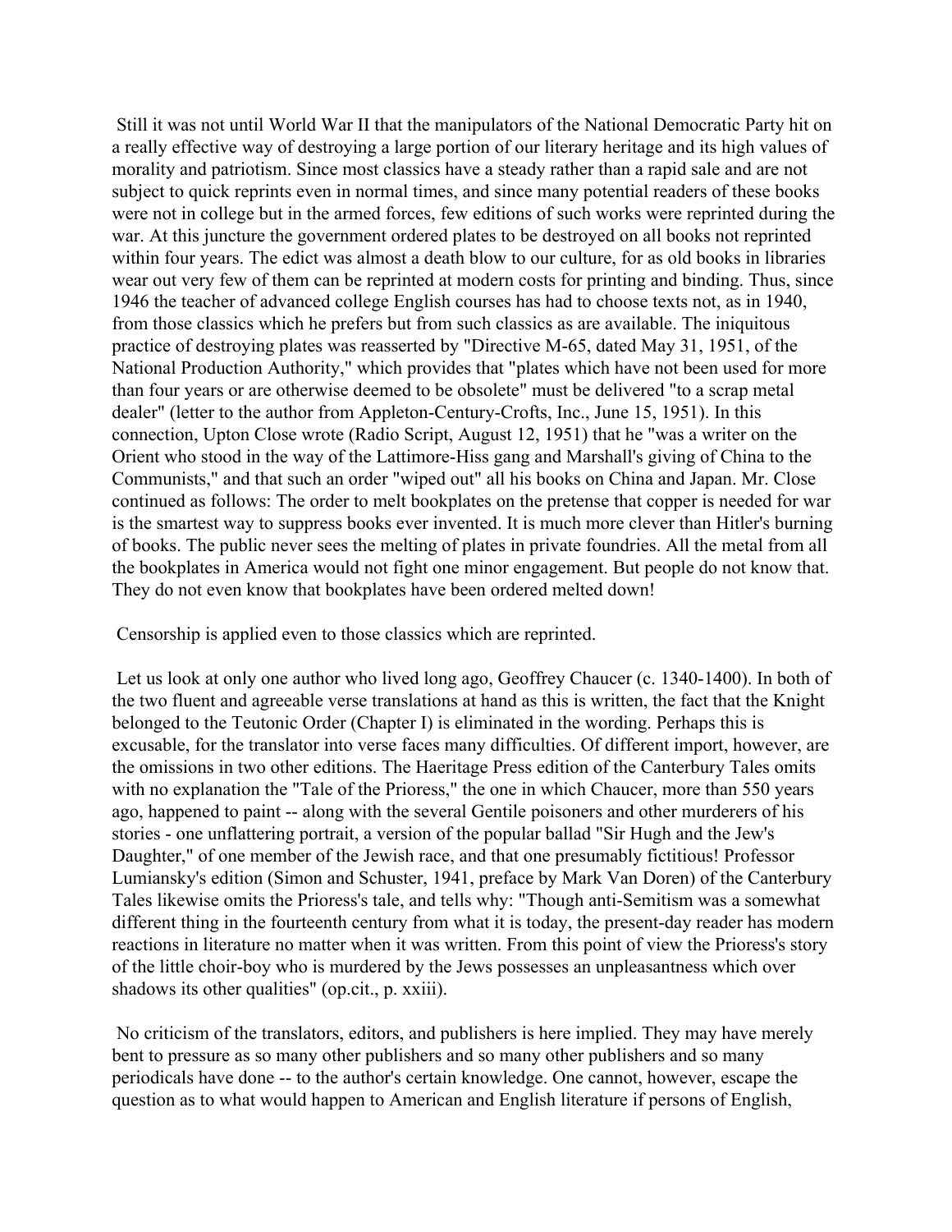Still it was not until World War II that the manipulators of the National Democratic Party hit on a really effective way of destroying a large portion of our literary heritage and its high values of morality and patriotism. Since most classics have a steady rather than a rapid sale and are not subject to quick reprints even in normal times, and since many potential readers of these books were not in college but in the armed forces, few editions of such works were reprinted during the war. At this juncture the government ordered plates to be destroyed on all books not reprinted within four years. The edict was almost a death blow to our culture, for as old books in libraries wear out very few of them can be reprinted at modern costs for printing and binding. Thus, since 1946 the teacher of advanced college English courses has had to choose texts not, as in 1940, from those classics which he prefers but from such classics as are available. The iniquitous practice of destroying plates was reasserted by "Directive M-65, dated May 31, 1951, of the National Production Authority," which provides that "plates which have not been used for more than four years or are otherwise deemed to be obsolete" must be delivered "to a scrap metal dealer" (letter to the author from Appleton-Century-Crofts, Inc., June 15, 1951). In this connection, Upton Close wrote (Radio Script, August 12, 1951) that he "was a writer on the Orient who stood in the way of the Lattimore-Hiss gang and Marshall's giving of China to the Communists," and that such an order "wiped out" all his books on China and Japan. Mr. Close continued as follows: The order to melt bookplates on the pretense that copper is needed for war is the smartest way to suppress books ever invented. It is much more clever than Hitler's burning of books. The public never sees the melting of plates in private foundries. All the metal from all the bookplates in America would not fight one minor engagement. But people do not know that. They do not even know that bookplates have been ordered melted down!

Censorship is applied even to those classics which are reprinted.

Let us look at only one author who lived long ago, Geoffrey Chaucer (c. 1340-1400). In both of the two fluent and agreeable verse translations at hand as this is written, the fact that the Knight belonged to the Teutonic Order (Chapter I) is eliminated in the wording. Perhaps this is excusable, for the translator into verse faces many difficulties. Of different import, however, are the omissions in two other editions. The Haeritage Press edition of the Canterbury Tales omits with no explanation the "Tale of the Prioress," the one in which Chaucer, more than 550 years ago, happened to paint -- along with the several Gentile poisoners and other murderers of his stories - one unflattering portrait, a version of the popular ballad "Sir Hugh and the Jew's Daughter," of one member of the Jewish race, and that one presumably fictitious! Professor Lumiansky's edition (Simon and Schuster, 1941, preface by Mark Van Doren) of the Canterbury Tales likewise omits the Prioress's tale, and tells why: "Though anti-Semitism was a somewhat different thing in the fourteenth century from what it is today, the present-day reader has modern reactions in literature no matter when it was written. From this point of view the Prioress's story of the little choir-boy who is murdered by the Jews possesses an unpleasantness which over shadows its other qualities" (op.cit., p. xxiii).

No criticism of the translators, editors, and publishers is here implied. They may have merely bent to pressure as so many other publishers and so many other publishers and so many periodicals have done -- to the author's certain knowledge. One cannot, however, escape the question as to what would happen to American and English literature if persons of English,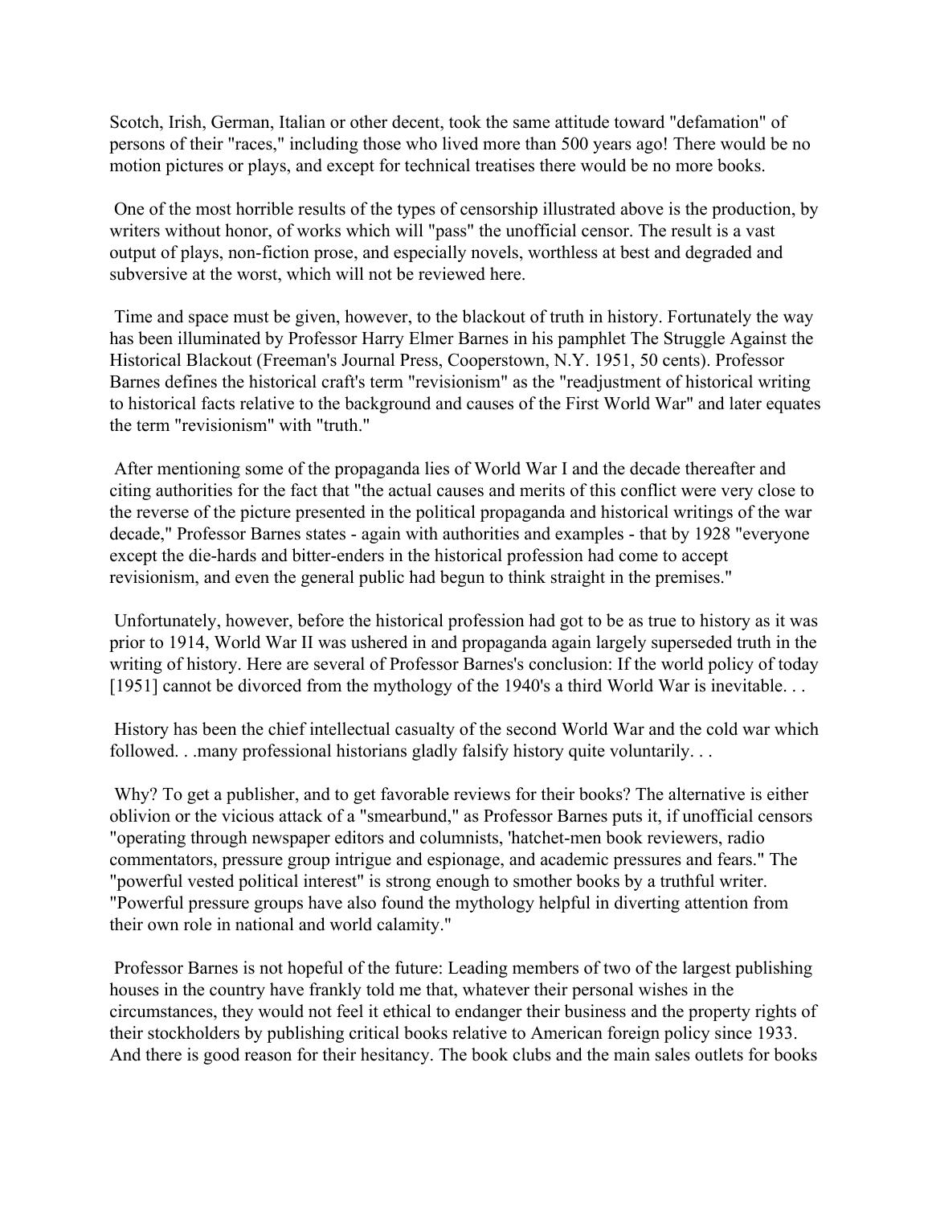Scotch, Irish, German, Italian or other decent, took the same attitude toward "defamation" of persons of their "races," including those who lived more than 500 years ago! There would be no motion pictures or plays, and except for technical treatises there would be no more books.

One of the most horrible results of the types of censorship illustrated above is the production, by writers without honor, of works which will "pass" the unofficial censor. The result is a vast output of plays, non-fiction prose, and especially novels, worthless at best and degraded and subversive at the worst, which will not be reviewed here.

Time and space must be given, however, to the blackout of truth in history. Fortunately the way has been illuminated by Professor Harry Elmer Barnes in his pamphlet The Struggle Against the Historical Blackout (Freeman's Journal Press, Cooperstown, N.Y. 1951, 50 cents). Professor Barnes defines the historical craft's term "revisionism" as the "readjustment of historical writing to historical facts relative to the background and causes of the First World War" and later equates the term "revisionism" with "truth."

After mentioning some of the propaganda lies of World War I and the decade thereafter and citing authorities for the fact that "the actual causes and merits of this conflict were very close to the reverse of the picture presented in the political propaganda and historical writings of the war decade," Professor Barnes states - again with authorities and examples - that by 1928 "everyone except the die-hards and bitter-enders in the historical profession had come to accept revisionism, and even the general public had begun to think straight in the premises."

Unfortunately, however, before the historical profession had got to be as true to history as it was prior to 1914, World War II was ushered in and propaganda again largely superseded truth in the writing of history. Here are several of Professor Barnes's conclusion: If the world policy of today [1951] cannot be divorced from the mythology of the 1940's a third World War is inevitable. . .

History has been the chief intellectual casualty of the second World War and the cold war which followed. . .many professional historians gladly falsify history quite voluntarily. . .

Why? To get a publisher, and to get favorable reviews for their books? The alternative is either oblivion or the vicious attack of a "smearbund," as Professor Barnes puts it, if unofficial censors "operating through newspaper editors and columnists, 'hatchet-men book reviewers, radio commentators, pressure group intrigue and espionage, and academic pressures and fears." The "powerful vested political interest" is strong enough to smother books by a truthful writer. "Powerful pressure groups have also found the mythology helpful in diverting attention from their own role in national and world calamity."

Professor Barnes is not hopeful of the future: Leading members of two of the largest publishing houses in the country have frankly told me that, whatever their personal wishes in the circumstances, they would not feel it ethical to endanger their business and the property rights of their stockholders by publishing critical books relative to American foreign policy since 1933. And there is good reason for their hesitancy. The book clubs and the main sales outlets for books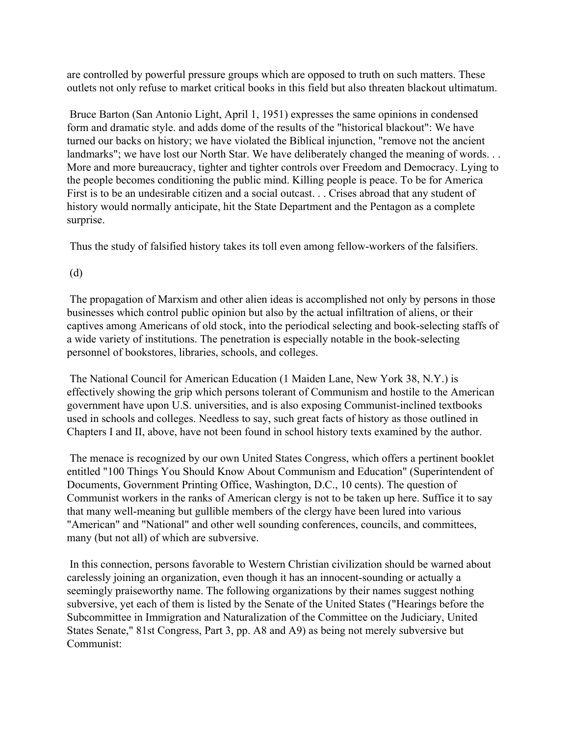are controlled by powerful pressure groups which are opposed to truth on such matters. These outlets not only refuse to market critical books in this field but also threaten blackout ultimatum.

Bruce Barton (San Antonio Light, April 1, 1951) expresses the same opinions in condensed form and dramatic style. and adds dome of the results of the "historical blackout": We have turned our backs on history; we have violated the Biblical injunction, "remove not the ancient landmarks"; we have lost our North Star. We have deliberately changed the meaning of words. . . More and more bureaucracy, tighter and tighter controls over Freedom and Democracy. Lying to the people becomes conditioning the public mind. Killing people is peace. To be for America First is to be an undesirable citizen and a social outcast. . . Crises abroad that any student of history would normally anticipate, hit the State Department and the Pentagon as a complete surprise.

Thus the study of falsified history takes its toll even among fellow-workers of the falsifiers.

(d)

The propagation of Marxism and other alien ideas is accomplished not only by persons in those businesses which control public opinion but also by the actual infiltration of aliens, or their captives among Americans of old stock, into the periodical selecting and book-selecting staffs of a wide variety of institutions. The penetration is especially notable in the book-selecting personnel of bookstores, libraries, schools, and colleges.

The National Council for American Education (1 Maiden Lane, New York 38, N.Y.) is effectively showing the grip which persons tolerant of Communism and hostile to the American government have upon U.S. universities, and is also exposing Communist-inclined textbooks used in schools and colleges. Needless to say, such great facts of history as those outlined in Chapters I and II, above, have not been found in school history texts examined by the author.

The menace is recognized by our own United States Congress, which offers a pertinent booklet entitled "100 Things You Should Know About Communism and Education" (Superintendent of Documents, Government Printing Office, Washington, D.C., 10 cents). The question of Communist workers in the ranks of American clergy is not to be taken up here. Suffice it to say that many well-meaning but gullible members of the clergy have been lured into various "American" and "National" and other well sounding conferences, councils, and committees, many (but not all) of which are subversive.

In this connection, persons favorable to Western Christian civilization should be warned about carelessly joining an organization, even though it has an innocent-sounding or actually a seemingly praiseworthy name. The following organizations by their names suggest nothing subversive, yet each of them is listed by the Senate of the United States ("Hearings before the Subcommittee in Immigration and Naturalization of the Committee on the Judiciary, United States Senate," 81st Congress, Part 3, pp. A8 and A9) as being not merely subversive but Communist: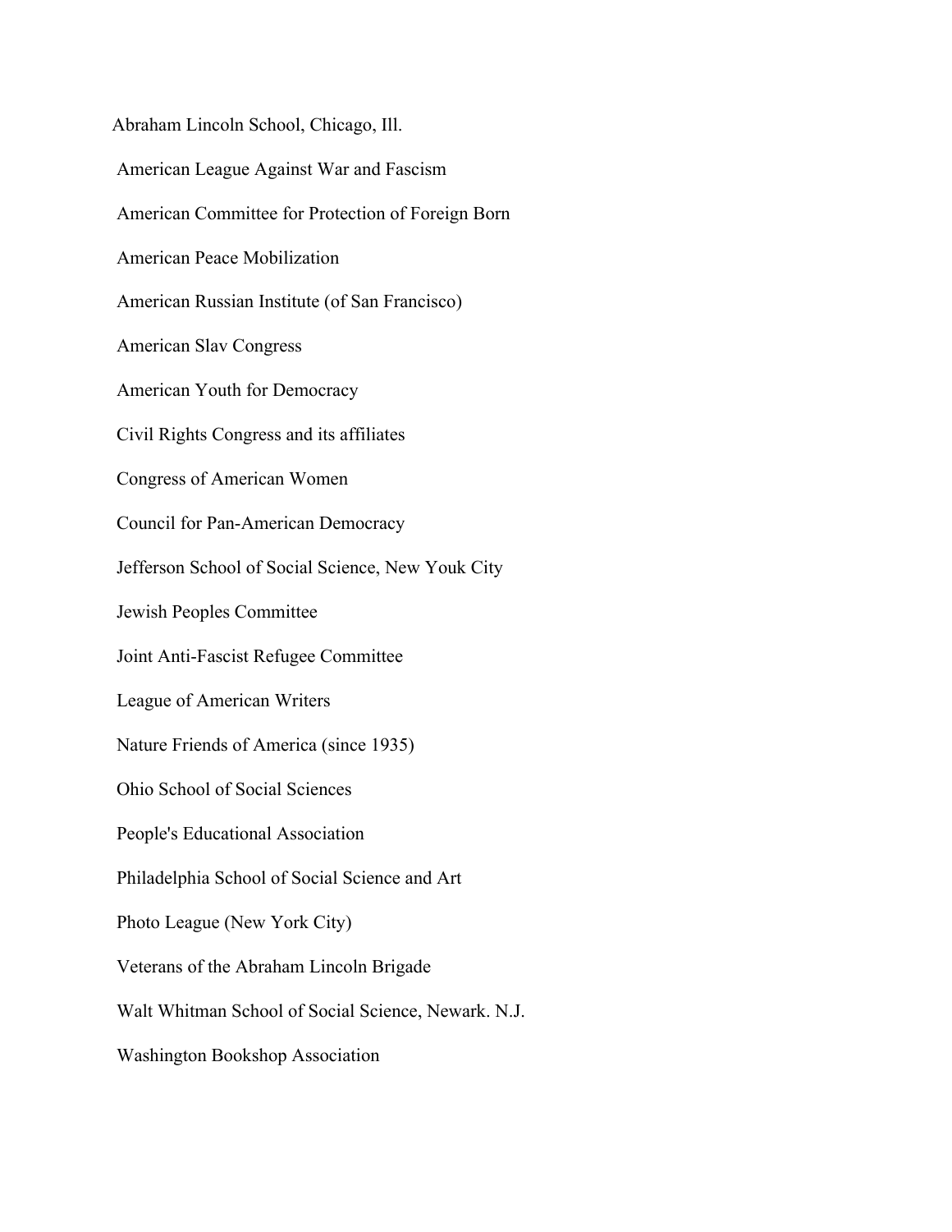Abraham Lincoln School, Chicago, Ill.

American League Against War and Fascism

American Committee for Protection of Foreign Born

American Peace Mobilization

American Russian Institute (of San Francisco)

American Slav Congress

American Youth for Democracy

Civil Rights Congress and its affiliates

Congress of American Women

Council for Pan-American Democracy

Jefferson School of Social Science, New Youk City

Jewish Peoples Committee

Joint Anti-Fascist Refugee Committee

League of American Writers

Nature Friends of America (since 1935)

Ohio School of Social Sciences

People's Educational Association

Philadelphia School of Social Science and Art

Photo League (New York City)

Veterans of the Abraham Lincoln Brigade

Walt Whitman School of Social Science, Newark. N.J.

Washington Bookshop Association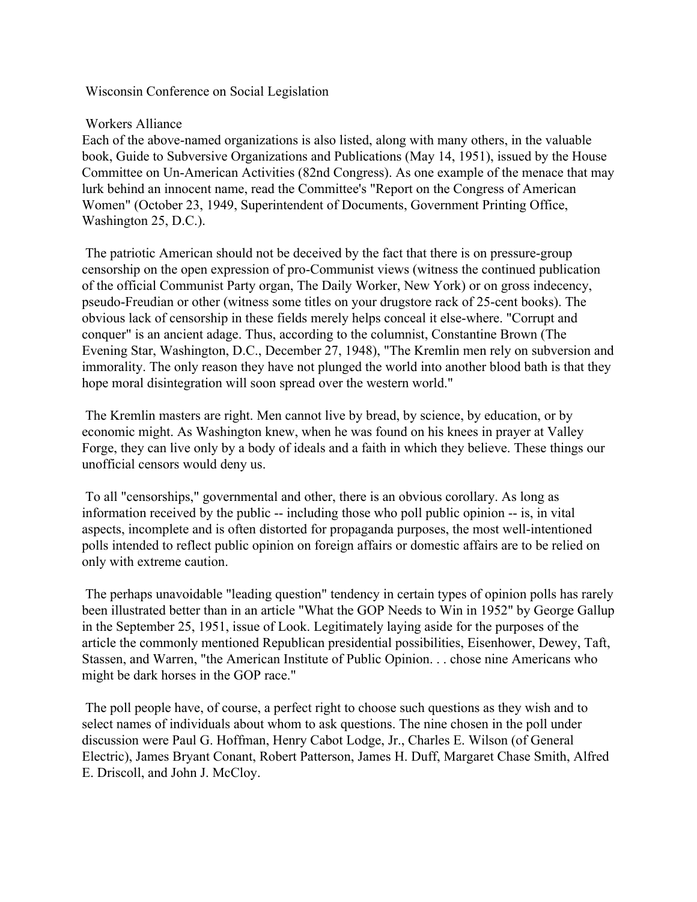Wisconsin Conference on Social Legislation

Workers Alliance

Each of the above-named organizations is also listed, along with many others, in the valuable book, Guide to Subversive Organizations and Publications (May 14, 1951), issued by the House Committee on Un-American Activities (82nd Congress). As one example of the menace that may lurk behind an innocent name, read the Committee's "Report on the Congress of American Women" (October 23, 1949, Superintendent of Documents, Government Printing Office, Washington 25, D.C.).

The patriotic American should not be deceived by the fact that there is on pressure-group censorship on the open expression of pro-Communist views (witness the continued publication of the official Communist Party organ, The Daily Worker, New York) or on gross indecency, pseudo-Freudian or other (witness some titles on your drugstore rack of 25-cent books). The obvious lack of censorship in these fields merely helps conceal it else-where. "Corrupt and conquer" is an ancient adage. Thus, according to the columnist, Constantine Brown (The Evening Star, Washington, D.C., December 27, 1948), "The Kremlin men rely on subversion and immorality. The only reason they have not plunged the world into another blood bath is that they hope moral disintegration will soon spread over the western world."

The Kremlin masters are right. Men cannot live by bread, by science, by education, or by economic might. As Washington knew, when he was found on his knees in prayer at Valley Forge, they can live only by a body of ideals and a faith in which they believe. These things our unofficial censors would deny us.

To all "censorships," governmental and other, there is an obvious corollary. As long as information received by the public -- including those who poll public opinion -- is, in vital aspects, incomplete and is often distorted for propaganda purposes, the most well-intentioned polls intended to reflect public opinion on foreign affairs or domestic affairs are to be relied on only with extreme caution.

The perhaps unavoidable "leading question" tendency in certain types of opinion polls has rarely been illustrated better than in an article "What the GOP Needs to Win in 1952" by George Gallup in the September 25, 1951, issue of Look. Legitimately laying aside for the purposes of the article the commonly mentioned Republican presidential possibilities, Eisenhower, Dewey, Taft, Stassen, and Warren, "the American Institute of Public Opinion. . . chose nine Americans who might be dark horses in the GOP race."

The poll people have, of course, a perfect right to choose such questions as they wish and to select names of individuals about whom to ask questions. The nine chosen in the poll under discussion were Paul G. Hoffman, Henry Cabot Lodge, Jr., Charles E. Wilson (of General Electric), James Bryant Conant, Robert Patterson, James H. Duff, Margaret Chase Smith, Alfred E. Driscoll, and John J. McCloy.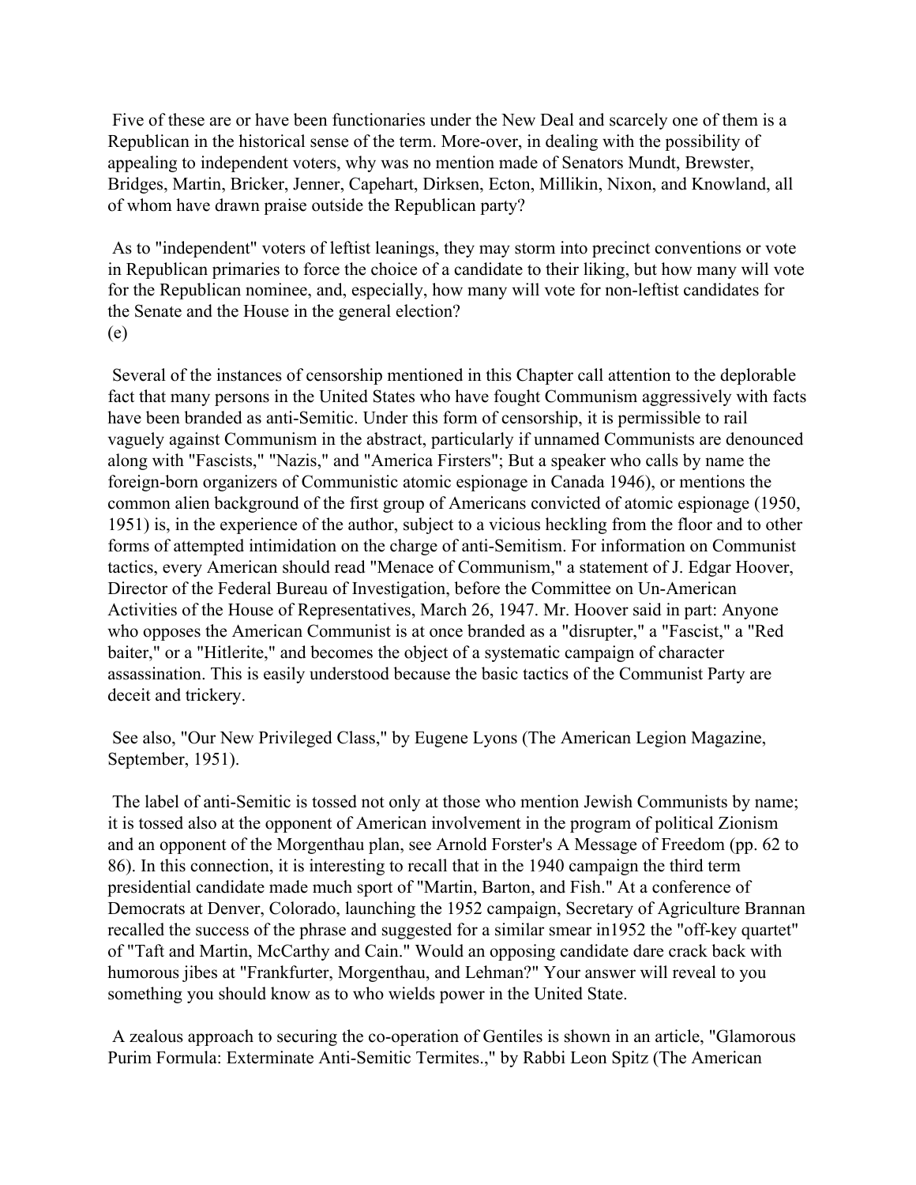Five of these are or have been functionaries under the New Deal and scarcely one of them is a Republican in the historical sense of the term. More-over, in dealing with the possibility of appealing to independent voters, why was no mention made of Senators Mundt, Brewster, Bridges, Martin, Bricker, Jenner, Capehart, Dirksen, Ecton, Millikin, Nixon, and Knowland, all of whom have drawn praise outside the Republican party?

As to "independent" voters of leftist leanings, they may storm into precinct conventions or vote in Republican primaries to force the choice of a candidate to their liking, but how many will vote for the Republican nominee, and, especially, how many will vote for non-leftist candidates for the Senate and the House in the general election?

(e)

Several of the instances of censorship mentioned in this Chapter call attention to the deplorable fact that many persons in the United States who have fought Communism aggressively with facts have been branded as anti-Semitic. Under this form of censorship, it is permissible to rail vaguely against Communism in the abstract, particularly if unnamed Communists are denounced along with "Fascists," "Nazis," and "America Firsters"; But a speaker who calls by name the foreign-born organizers of Communistic atomic espionage in Canada 1946), or mentions the common alien background of the first group of Americans convicted of atomic espionage (1950, 1951) is, in the experience of the author, subject to a vicious heckling from the floor and to other forms of attempted intimidation on the charge of anti-Semitism. For information on Communist tactics, every American should read "Menace of Communism," a statement of J. Edgar Hoover, Director of the Federal Bureau of Investigation, before the Committee on Un-American Activities of the House of Representatives, March 26, 1947. Mr. Hoover said in part: Anyone who opposes the American Communist is at once branded as a "disrupter," a "Fascist," a "Red baiter," or a "Hitlerite," and becomes the object of a systematic campaign of character assassination. This is easily understood because the basic tactics of the Communist Party are deceit and trickery.

See also, "Our New Privileged Class," by Eugene Lyons (The American Legion Magazine, September, 1951).

The label of anti-Semitic is tossed not only at those who mention Jewish Communists by name; it is tossed also at the opponent of American involvement in the program of political Zionism and an opponent of the Morgenthau plan, see Arnold Forster's A Message of Freedom (pp. 62 to 86). In this connection, it is interesting to recall that in the 1940 campaign the third term presidential candidate made much sport of "Martin, Barton, and Fish." At a conference of Democrats at Denver, Colorado, launching the 1952 campaign, Secretary of Agriculture Brannan recalled the success of the phrase and suggested for a similar smear in1952 the "off-key quartet" of "Taft and Martin, McCarthy and Cain." Would an opposing candidate dare crack back with humorous jibes at "Frankfurter, Morgenthau, and Lehman?" Your answer will reveal to you something you should know as to who wields power in the United State.

A zealous approach to securing the co-operation of Gentiles is shown in an article, "Glamorous Purim Formula: Exterminate Anti-Semitic Termites.," by Rabbi Leon Spitz (The American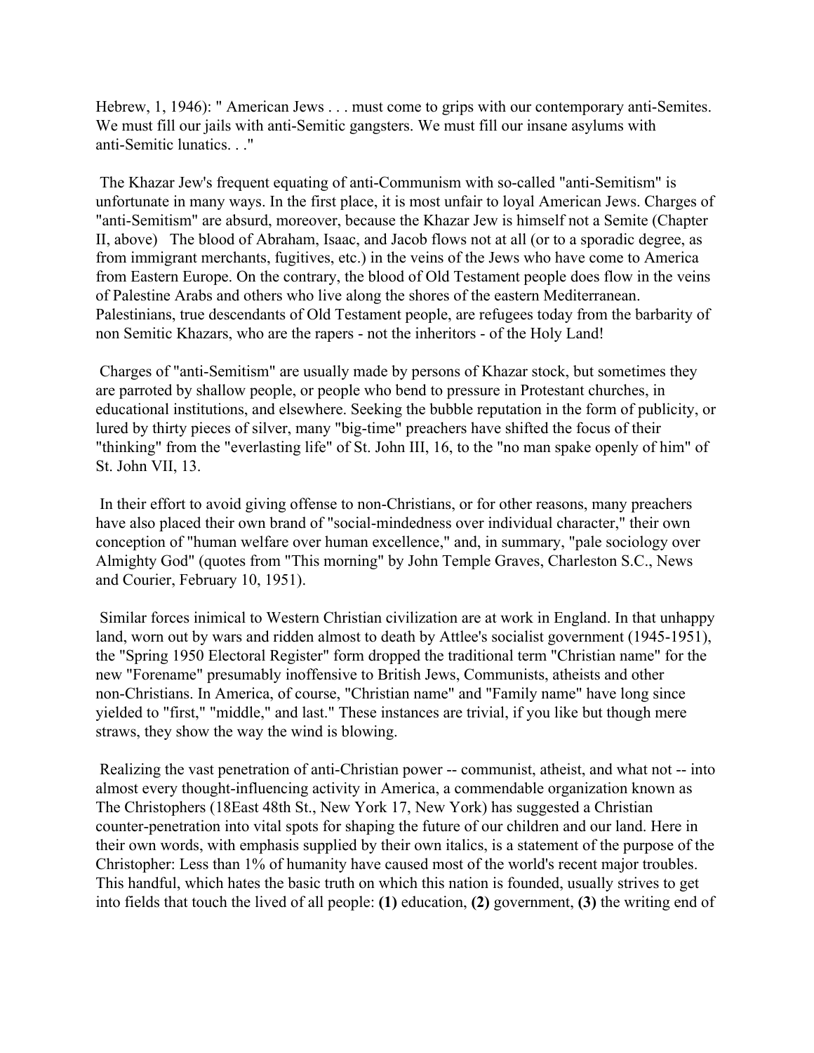Hebrew, 1, 1946): " American Jews . . . must come to grips with our contemporary anti-Semites. We must fill our jails with anti-Semitic gangsters. We must fill our insane asylums with anti-Semitic lunatics. . ."

The Khazar Jew's frequent equating of anti-Communism with so-called "anti-Semitism" is unfortunate in many ways. In the first place, it is most unfair to loyal American Jews. Charges of "anti-Semitism" are absurd, moreover, because the Khazar Jew is himself not a Semite (Chapter II, above) The blood of Abraham, Isaac, and Jacob flows not at all (or to a sporadic degree, as from immigrant merchants, fugitives, etc.) in the veins of the Jews who have come to America from Eastern Europe. On the contrary, the blood of Old Testament people does flow in the veins of Palestine Arabs and others who live along the shores of the eastern Mediterranean. Palestinians, true descendants of Old Testament people, are refugees today from the barbarity of non Semitic Khazars, who are the rapers - not the inheritors - of the Holy Land!

Charges of "anti-Semitism" are usually made by persons of Khazar stock, but sometimes they are parroted by shallow people, or people who bend to pressure in Protestant churches, in educational institutions, and elsewhere. Seeking the bubble reputation in the form of publicity, or lured by thirty pieces of silver, many "big-time" preachers have shifted the focus of their "thinking" from the "everlasting life" of St. John III, 16, to the "no man spake openly of him" of St. John VII, 13.

In their effort to avoid giving offense to non-Christians, or for other reasons, many preachers have also placed their own brand of "social-mindedness over individual character," their own conception of "human welfare over human excellence," and, in summary, "pale sociology over Almighty God" (quotes from "This morning" by John Temple Graves, Charleston S.C., News and Courier, February 10, 1951).

Similar forces inimical to Western Christian civilization are at work in England. In that unhappy land, worn out by wars and ridden almost to death by Attlee's socialist government (1945-1951), the "Spring 1950 Electoral Register" form dropped the traditional term "Christian name" for the new "Forename" presumably inoffensive to British Jews, Communists, atheists and other non-Christians. In America, of course, "Christian name" and "Family name" have long since yielded to "first," "middle," and last." These instances are trivial, if you like but though mere straws, they show the way the wind is blowing.

Realizing the vast penetration of anti-Christian power -- communist, atheist, and what not -- into almost every thought-influencing activity in America, a commendable organization known as The Christophers (18East 48th St., New York 17, New York) has suggested a Christian counter-penetration into vital spots for shaping the future of our children and our land. Here in their own words, with emphasis supplied by their own italics, is a statement of the purpose of the Christopher: Less than 1% of humanity have caused most of the world's recent major troubles. This handful, which hates the basic truth on which this nation is founded, usually strives to get into fields that touch the lived of all people: **(1)** education, **(2)** government, **(3)** the writing end of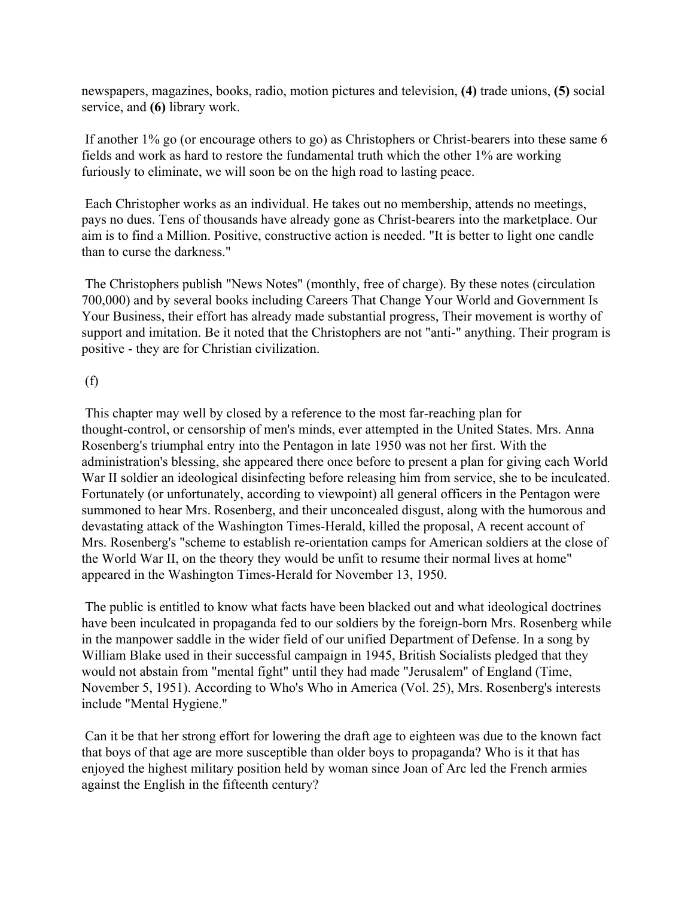newspapers, magazines, books, radio, motion pictures and television, **(4)** trade unions, **(5)** social service, and **(6)** library work.

If another 1% go (or encourage others to go) as Christophers or Christ-bearers into these same 6 fields and work as hard to restore the fundamental truth which the other 1% are working furiously to eliminate, we will soon be on the high road to lasting peace.

Each Christopher works as an individual. He takes out no membership, attends no meetings, pays no dues. Tens of thousands have already gone as Christ-bearers into the marketplace. Our aim is to find a Million. Positive, constructive action is needed. "It is better to light one candle than to curse the darkness."

The Christophers publish "News Notes" (monthly, free of charge). By these notes (circulation 700,000) and by several books including Careers That Change Your World and Government Is Your Business, their effort has already made substantial progress, Their movement is worthy of support and imitation. Be it noted that the Christophers are not "anti-" anything. Their program is positive - they are for Christian civilization.

(f)

This chapter may well by closed by a reference to the most far-reaching plan for thought-control, or censorship of men's minds, ever attempted in the United States. Mrs. Anna Rosenberg's triumphal entry into the Pentagon in late 1950 was not her first. With the administration's blessing, she appeared there once before to present a plan for giving each World War II soldier an ideological disinfecting before releasing him from service, she to be inculcated. Fortunately (or unfortunately, according to viewpoint) all general officers in the Pentagon were summoned to hear Mrs. Rosenberg, and their unconcealed disgust, along with the humorous and devastating attack of the Washington Times-Herald, killed the proposal, A recent account of Mrs. Rosenberg's "scheme to establish re-orientation camps for American soldiers at the close of the World War II, on the theory they would be unfit to resume their normal lives at home" appeared in the Washington Times-Herald for November 13, 1950.

The public is entitled to know what facts have been blacked out and what ideological doctrines have been inculcated in propaganda fed to our soldiers by the foreign-born Mrs. Rosenberg while in the manpower saddle in the wider field of our unified Department of Defense. In a song by William Blake used in their successful campaign in 1945, British Socialists pledged that they would not abstain from "mental fight" until they had made "Jerusalem" of England (Time, November 5, 1951). According to Who's Who in America (Vol. 25), Mrs. Rosenberg's interests include "Mental Hygiene."

Can it be that her strong effort for lowering the draft age to eighteen was due to the known fact that boys of that age are more susceptible than older boys to propaganda? Who is it that has enjoyed the highest military position held by woman since Joan of Arc led the French armies against the English in the fifteenth century?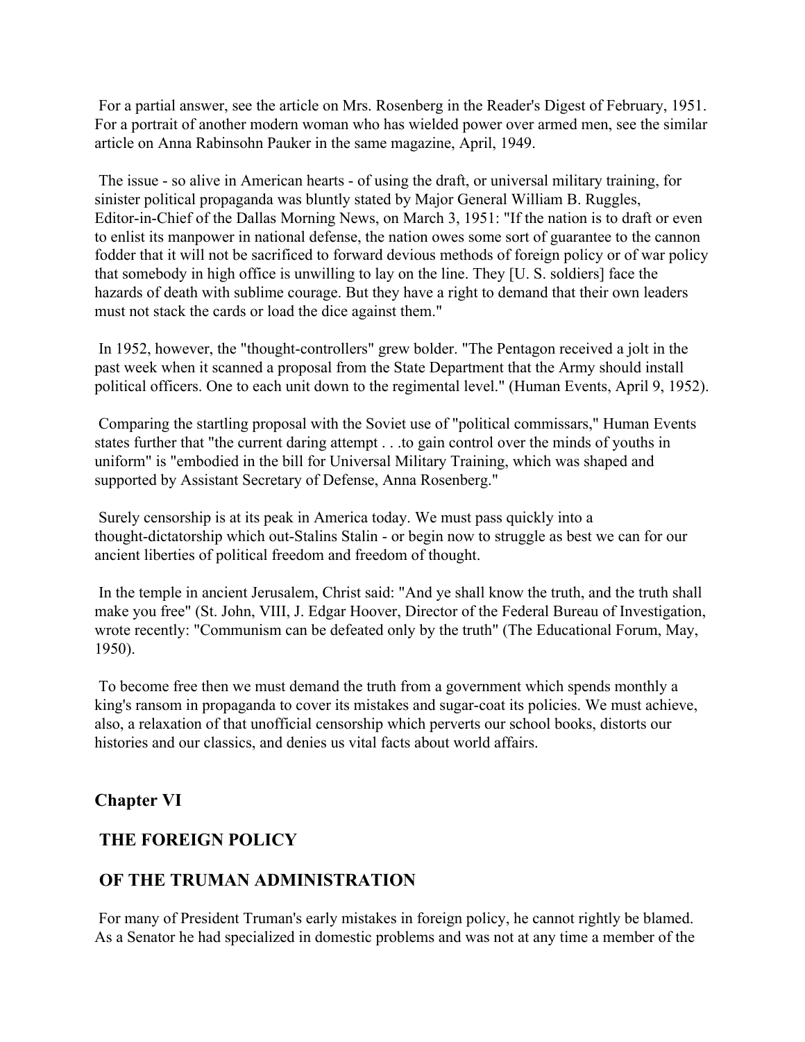For a partial answer, see the article on Mrs. Rosenberg in the Reader's Digest of February, 1951. For a portrait of another modern woman who has wielded power over armed men, see the similar article on Anna Rabinsohn Pauker in the same magazine, April, 1949.

The issue - so alive in American hearts - of using the draft, or universal military training, for sinister political propaganda was bluntly stated by Major General William B. Ruggles, Editor-in-Chief of the Dallas Morning News, on March 3, 1951: "If the nation is to draft or even to enlist its manpower in national defense, the nation owes some sort of guarantee to the cannon fodder that it will not be sacrificed to forward devious methods of foreign policy or of war policy that somebody in high office is unwilling to lay on the line. They [U. S. soldiers] face the hazards of death with sublime courage. But they have a right to demand that their own leaders must not stack the cards or load the dice against them."

In 1952, however, the "thought-controllers" grew bolder. "The Pentagon received a jolt in the past week when it scanned a proposal from the State Department that the Army should install political officers. One to each unit down to the regimental level." (Human Events, April 9, 1952).

Comparing the startling proposal with the Soviet use of "political commissars," Human Events states further that "the current daring attempt . . .to gain control over the minds of youths in uniform" is "embodied in the bill for Universal Military Training, which was shaped and supported by Assistant Secretary of Defense, Anna Rosenberg."

Surely censorship is at its peak in America today. We must pass quickly into a thought-dictatorship which out-Stalins Stalin - or begin now to struggle as best we can for our ancient liberties of political freedom and freedom of thought.

In the temple in ancient Jerusalem, Christ said: "And ye shall know the truth, and the truth shall make you free" (St. John, VIII, J. Edgar Hoover, Director of the Federal Bureau of Investigation, wrote recently: "Communism can be defeated only by the truth" (The Educational Forum, May, 1950).

To become free then we must demand the truth from a government which spends monthly a king's ransom in propaganda to cover its mistakes and sugar-coat its policies. We must achieve, also, a relaxation of that unofficial censorship which perverts our school books, distorts our histories and our classics, and denies us vital facts about world affairs.

## Chapter VI

## THE FOREIGN POLICY

## OF THE TRUMAN ADMINISTRATION

For many of President Truman's early mistakes in foreign policy, he cannot rightly be blamed. As a Senator he had specialized in domestic problems and was not at any time a member of the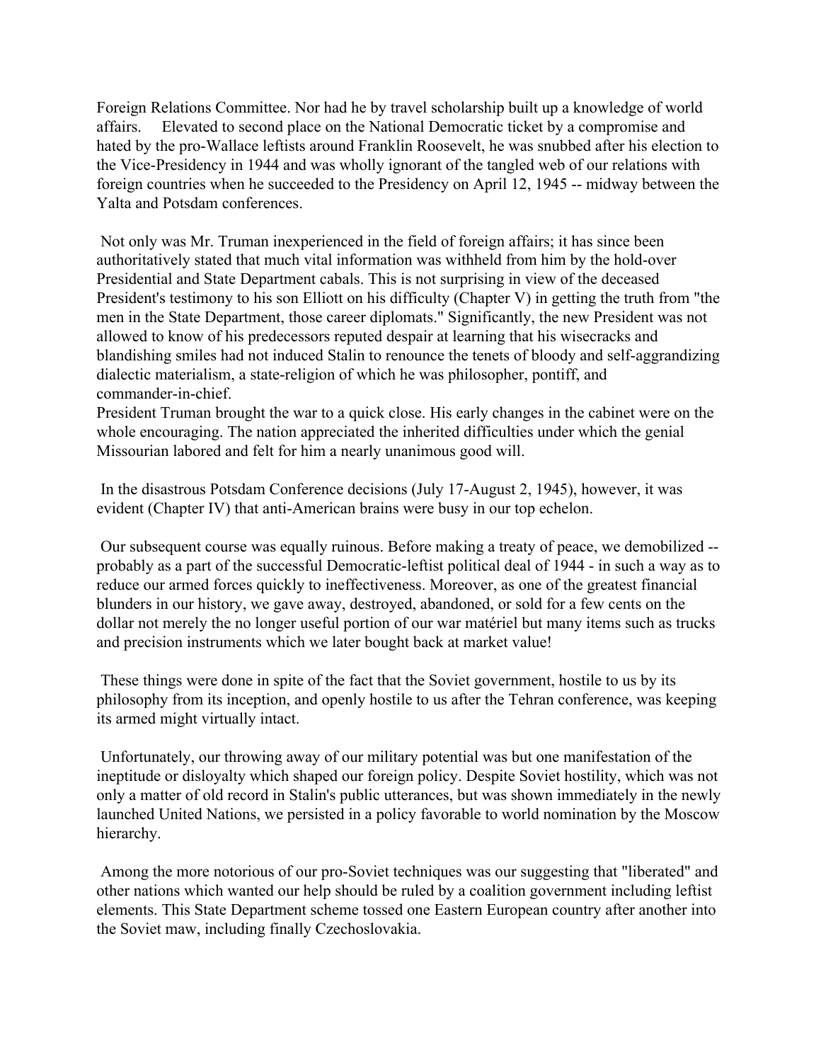Foreign Relations Committee. Nor had he by travel scholarship built up a knowledge of world affairs. Elevated to second place on the National Democratic ticket by a compromise and hated by the pro-Wallace leftists around Franklin Roosevelt, he was snubbed after his election to the Vice-Presidency in 1944 and was wholly ignorant of the tangled web of our relations with foreign countries when he succeeded to the Presidency on April 12, 1945 -- midway between the Yalta and Potsdam conferences.

Not only was Mr. Truman inexperienced in the field of foreign affairs; it has since been authoritatively stated that much vital information was withheld from him by the hold-over Presidential and State Department cabals. This is not surprising in view of the deceased President's testimony to his son Elliott on his difficulty (Chapter V) in getting the truth from "the men in the State Department, those career diplomats." Significantly, the new President was not allowed to know of his predecessors reputed despair at learning that his wisecracks and blandishing smiles had not induced Stalin to renounce the tenets of bloody and self-aggrandizing dialectic materialism, a state-religion of which he was philosopher, pontiff, and commander-in-chief.

President Truman brought the war to a quick close. His early changes in the cabinet were on the whole encouraging. The nation appreciated the inherited difficulties under which the genial Missourian labored and felt for him a nearly unanimous good will.

In the disastrous Potsdam Conference decisions (July 17-August 2, 1945), however, it was evident (Chapter IV) that anti-American brains were busy in our top echelon.

Our subsequent course was equally ruinous. Before making a treaty of peace, we demobilized -- probably as a part of the successful Democratic-leftist political deal of 1944 - in such a way as to reduce our armed forces quickly to ineffectiveness. Moreover, as one of the greatest financial blunders in our history, we gave away, destroyed, abandoned, or sold for a few cents on the dollar not merely the no longer useful portion of our war matériel but many items such as trucks and precision instruments which we later bought back at market value!

These things were done in spite of the fact that the Soviet government, hostile to us by its philosophy from its inception, and openly hostile to us after the Tehran conference, was keeping its armed might virtually intact.

Unfortunately, our throwing away of our military potential was but one manifestation of the ineptitude or disloyalty which shaped our foreign policy. Despite Soviet hostility, which was not only a matter of old record in Stalin's public utterances, but was shown immediately in the newly launched United Nations, we persisted in a policy favorable to world nomination by the Moscow hierarchy.

Among the more notorious of our pro-Soviet techniques was our suggesting that "liberated" and other nations which wanted our help should be ruled by a coalition government including leftist elements. This State Department scheme tossed one Eastern European country after another into the Soviet maw, including finally Czechoslovakia.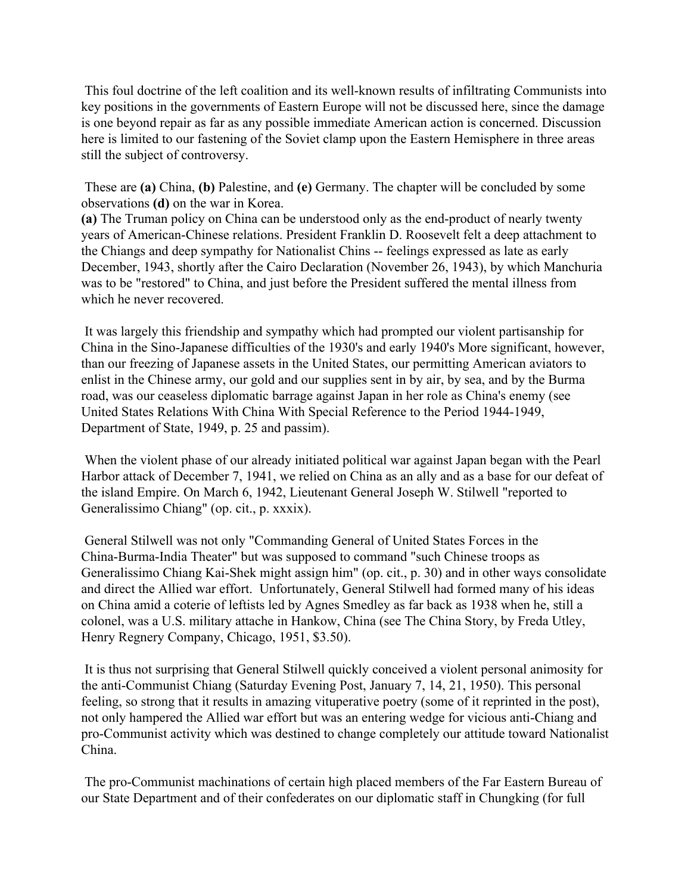This foul doctrine of the left coalition and its well-known results of infiltrating Communists into key positions in the governments of Eastern Europe will not be discussed here, since the damage is one beyond repair as far as any possible immediate American action is concerned. Discussion here is limited to our fastening of the Soviet clamp upon the Eastern Hemisphere in three areas still the subject of controversy.

These are **(a)** China, **(b)** Palestine, and **(e)** Germany. The chapter will be concluded by some observations **(d)** on the war in Korea.

**(a)** The Truman policy on China can be understood only as the end-product of nearly twenty years of American-Chinese relations. President Franklin D. Roosevelt felt a deep attachment to the Chiangs and deep sympathy for Nationalist Chins -- feelings expressed as late as early December, 1943, shortly after the Cairo Declaration (November 26, 1943), by which Manchuria was to be "restored" to China, and just before the President suffered the mental illness from which he never recovered.

It was largely this friendship and sympathy which had prompted our violent partisanship for China in the Sino-Japanese difficulties of the 1930's and early 1940's More significant, however, than our freezing of Japanese assets in the United States, our permitting American aviators to enlist in the Chinese army, our gold and our supplies sent in by air, by sea, and by the Burma road, was our ceaseless diplomatic barrage against Japan in her role as China's enemy (see United States Relations With China With Special Reference to the Period 1944-1949, Department of State, 1949, p. 25 and passim).

When the violent phase of our already initiated political war against Japan began with the Pearl Harbor attack of December 7, 1941, we relied on China as an ally and as a base for our defeat of the island Empire. On March 6, 1942, Lieutenant General Joseph W. Stilwell "reported to Generalissimo Chiang" (op. cit., p. xxxix).

General Stilwell was not only "Commanding General of United States Forces in the China-Burma-India Theater" but was supposed to command "such Chinese troops as Generalissimo Chiang Kai-Shek might assign him" (op. cit., p. 30) and in other ways consolidate and direct the Allied war effort. Unfortunately, General Stilwell had formed many of his ideas on China amid a coterie of leftists led by Agnes Smedley as far back as 1938 when he, still a colonel, was a U.S. military attache in Hankow, China (see The China Story, by Freda Utley, Henry Regnery Company, Chicago, 1951, $3.50).

It is thus not surprising that General Stilwell quickly conceived a violent personal animosity for the anti-Communist Chiang (Saturday Evening Post, January 7, 14, 21, 1950). This personal feeling, so strong that it results in amazing vituperative poetry (some of it reprinted in the post), not only hampered the Allied war effort but was an entering wedge for vicious anti-Chiang and pro-Communist activity which was destined to change completely our attitude toward Nationalist China.

The pro-Communist machinations of certain high placed members of the Far Eastern Bureau of our State Department and of their confederates on our diplomatic staff in Chungking (for full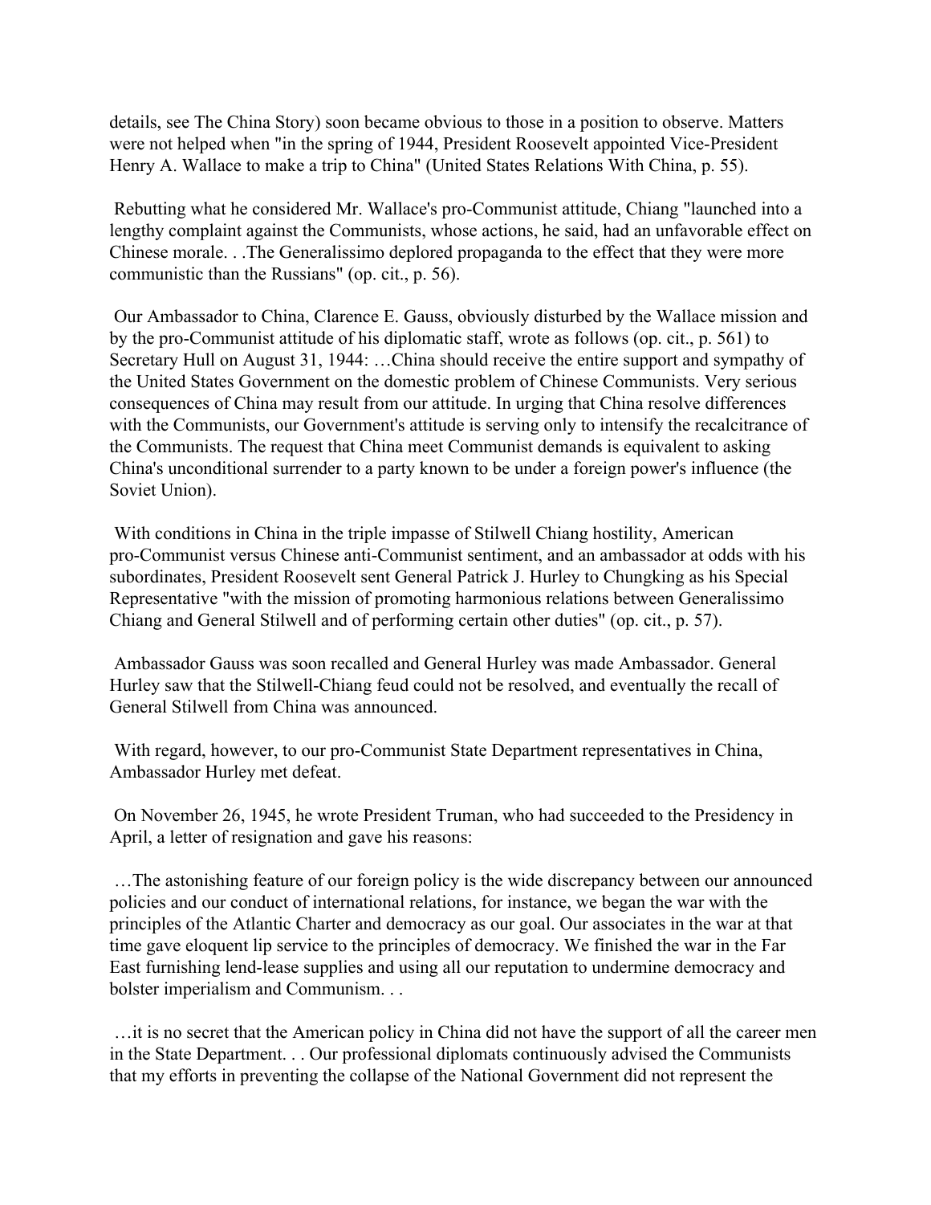details, see The China Story) soon became obvious to those in a position to observe. Matters were not helped when "in the spring of 1944, President Roosevelt appointed Vice-President Henry A. Wallace to make a trip to China" (United States Relations With China, p. 55).

Rebutting what he considered Mr. Wallace's pro-Communist attitude, Chiang "launched into a lengthy complaint against the Communists, whose actions, he said, had an unfavorable effect on Chinese morale. . .The Generalissimo deplored propaganda to the effect that they were more communistic than the Russians" (op. cit., p. 56).

Our Ambassador to China, Clarence E. Gauss, obviously disturbed by the Wallace mission and by the pro-Communist attitude of his diplomatic staff, wrote as follows (op. cit., p. 561) to Secretary Hull on August 31, 1944: …China should receive the entire support and sympathy of the United States Government on the domestic problem of Chinese Communists. Very serious consequences of China may result from our attitude. In urging that China resolve differences with the Communists, our Government's attitude is serving only to intensify the recalcitrance of the Communists. The request that China meet Communist demands is equivalent to asking China's unconditional surrender to a party known to be under a foreign power's influence (the Soviet Union).

With conditions in China in the triple impasse of Stilwell Chiang hostility, American pro-Communist versus Chinese anti-Communist sentiment, and an ambassador at odds with his subordinates, President Roosevelt sent General Patrick J. Hurley to Chungking as his Special Representative "with the mission of promoting harmonious relations between Generalissimo Chiang and General Stilwell and of performing certain other duties" (op. cit., p. 57).

Ambassador Gauss was soon recalled and General Hurley was made Ambassador. General Hurley saw that the Stilwell-Chiang feud could not be resolved, and eventually the recall of General Stilwell from China was announced.

With regard, however, to our pro-Communist State Department representatives in China, Ambassador Hurley met defeat.

On November 26, 1945, he wrote President Truman, who had succeeded to the Presidency in April, a letter of resignation and gave his reasons:

…The astonishing feature of our foreign policy is the wide discrepancy between our announced policies and our conduct of international relations, for instance, we began the war with the principles of the Atlantic Charter and democracy as our goal. Our associates in the war at that time gave eloquent lip service to the principles of democracy. We finished the war in the Far East furnishing lend-lease supplies and using all our reputation to undermine democracy and bolster imperialism and Communism. . .

…it is no secret that the American policy in China did not have the support of all the career men in the State Department. . . Our professional diplomats continuously advised the Communists that my efforts in preventing the collapse of the National Government did not represent the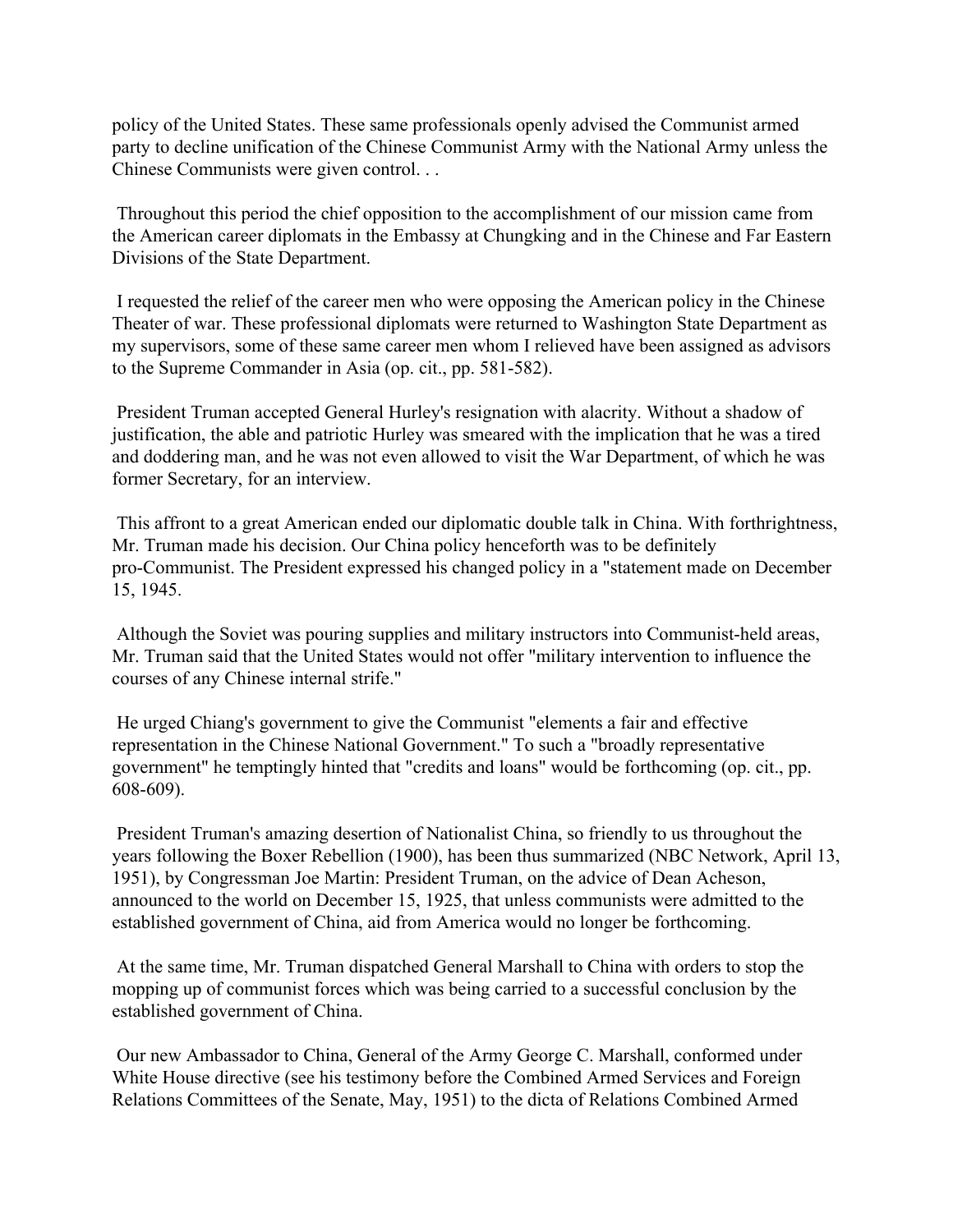policy of the United States. These same professionals openly advised the Communist armed party to decline unification of the Chinese Communist Army with the National Army unless the Chinese Communists were given control. . .

Throughout this period the chief opposition to the accomplishment of our mission came from the American career diplomats in the Embassy at Chungking and in the Chinese and Far Eastern Divisions of the State Department.

I requested the relief of the career men who were opposing the American policy in the Chinese Theater of war. These professional diplomats were returned to Washington State Department as my supervisors, some of these same career men whom I relieved have been assigned as advisors to the Supreme Commander in Asia (op. cit., pp. 581-582).

President Truman accepted General Hurley's resignation with alacrity. Without a shadow of justification, the able and patriotic Hurley was smeared with the implication that he was a tired and doddering man, and he was not even allowed to visit the War Department, of which he was former Secretary, for an interview.

This affront to a great American ended our diplomatic double talk in China. With forthrightness, Mr. Truman made his decision. Our China policy henceforth was to be definitely pro-Communist. The President expressed his changed policy in a "statement made on December 15, 1945.

Although the Soviet was pouring supplies and military instructors into Communist-held areas, Mr. Truman said that the United States would not offer "military intervention to influence the courses of any Chinese internal strife."

He urged Chiang's government to give the Communist "elements a fair and effective representation in the Chinese National Government." To such a "broadly representative government" he temptingly hinted that "credits and loans" would be forthcoming (op. cit., pp. 608-609).

President Truman's amazing desertion of Nationalist China, so friendly to us throughout the years following the Boxer Rebellion (1900), has been thus summarized (NBC Network, April 13, 1951), by Congressman Joe Martin: President Truman, on the advice of Dean Acheson, announced to the world on December 15, 1925, that unless communists were admitted to the established government of China, aid from America would no longer be forthcoming.

At the same time, Mr. Truman dispatched General Marshall to China with orders to stop the mopping up of communist forces which was being carried to a successful conclusion by the established government of China.

Our new Ambassador to China, General of the Army George C. Marshall, conformed under White House directive (see his testimony before the Combined Armed Services and Foreign Relations Committees of the Senate, May, 1951) to the dicta of Relations Combined Armed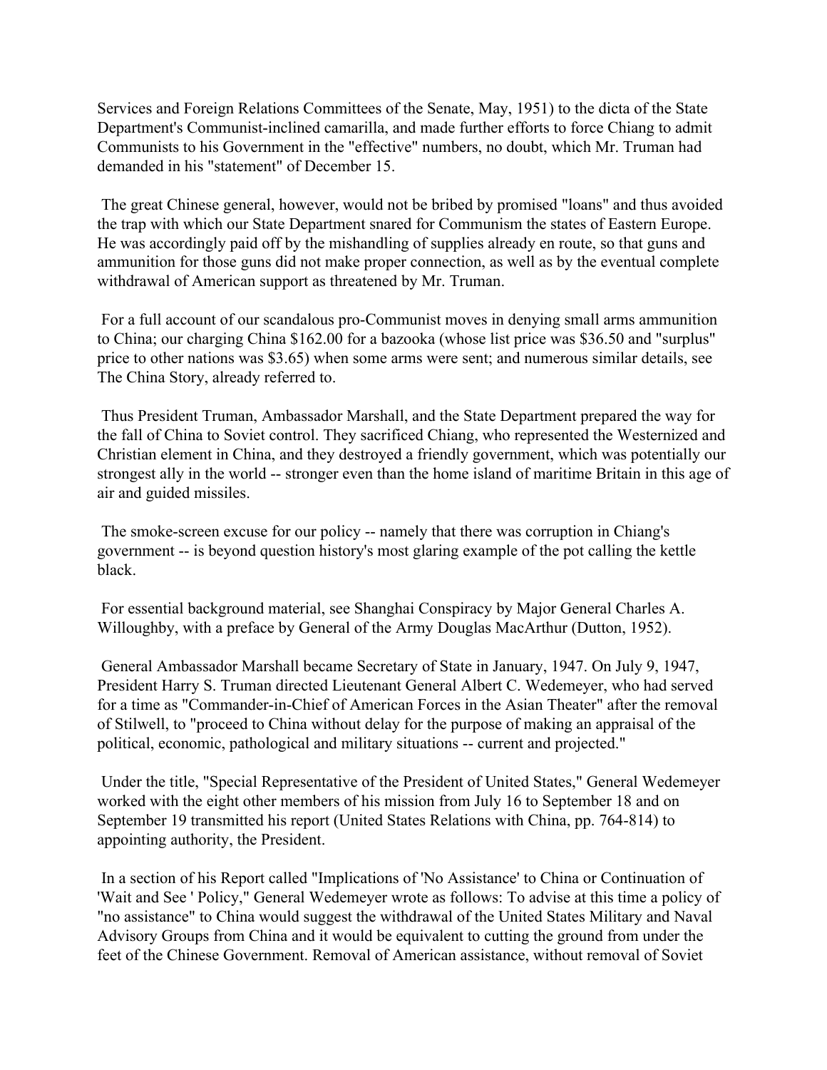Services and Foreign Relations Committees of the Senate, May, 1951) to the dicta of the State Department's Communist-inclined camarilla, and made further efforts to force Chiang to admit Communists to his Government in the "effective" numbers, no doubt, which Mr. Truman had demanded in his "statement" of December 15.

The great Chinese general, however, would not be bribed by promised "loans" and thus avoided the trap with which our State Department snared for Communism the states of Eastern Europe. He was accordingly paid off by the mishandling of supplies already en route, so that guns and ammunition for those guns did not make proper connection, as well as by the eventual complete withdrawal of American support as threatened by Mr. Truman.

For a full account of our scandalous pro-Communist moves in denying small arms ammunition to China; our charging China $162.00 for a bazooka (whose list price was $36.50 and "surplus" price to other nations was $3.65) when some arms were sent; and numerous similar details, see The China Story, already referred to.

Thus President Truman, Ambassador Marshall, and the State Department prepared the way for the fall of China to Soviet control. They sacrificed Chiang, who represented the Westernized and Christian element in China, and they destroyed a friendly government, which was potentially our strongest ally in the world -- stronger even than the home island of maritime Britain in this age of air and guided missiles.

The smoke-screen excuse for our policy -- namely that there was corruption in Chiang's government -- is beyond question history's most glaring example of the pot calling the kettle black.

For essential background material, see Shanghai Conspiracy by Major General Charles A. Willoughby, with a preface by General of the Army Douglas MacArthur (Dutton, 1952).

General Ambassador Marshall became Secretary of State in January, 1947. On July 9, 1947, President Harry S. Truman directed Lieutenant General Albert C. Wedemeyer, who had served for a time as "Commander-in-Chief of American Forces in the Asian Theater" after the removal of Stilwell, to "proceed to China without delay for the purpose of making an appraisal of the political, economic, pathological and military situations -- current and projected."

Under the title, "Special Representative of the President of United States," General Wedemeyer worked with the eight other members of his mission from July 16 to September 18 and on September 19 transmitted his report (United States Relations with China, pp. 764-814) to appointing authority, the President.

In a section of his Report called "Implications of 'No Assistance' to China or Continuation of 'Wait and See ' Policy," General Wedemeyer wrote as follows: To advise at this time a policy of "no assistance" to China would suggest the withdrawal of the United States Military and Naval Advisory Groups from China and it would be equivalent to cutting the ground from under the feet of the Chinese Government. Removal of American assistance, without removal of Soviet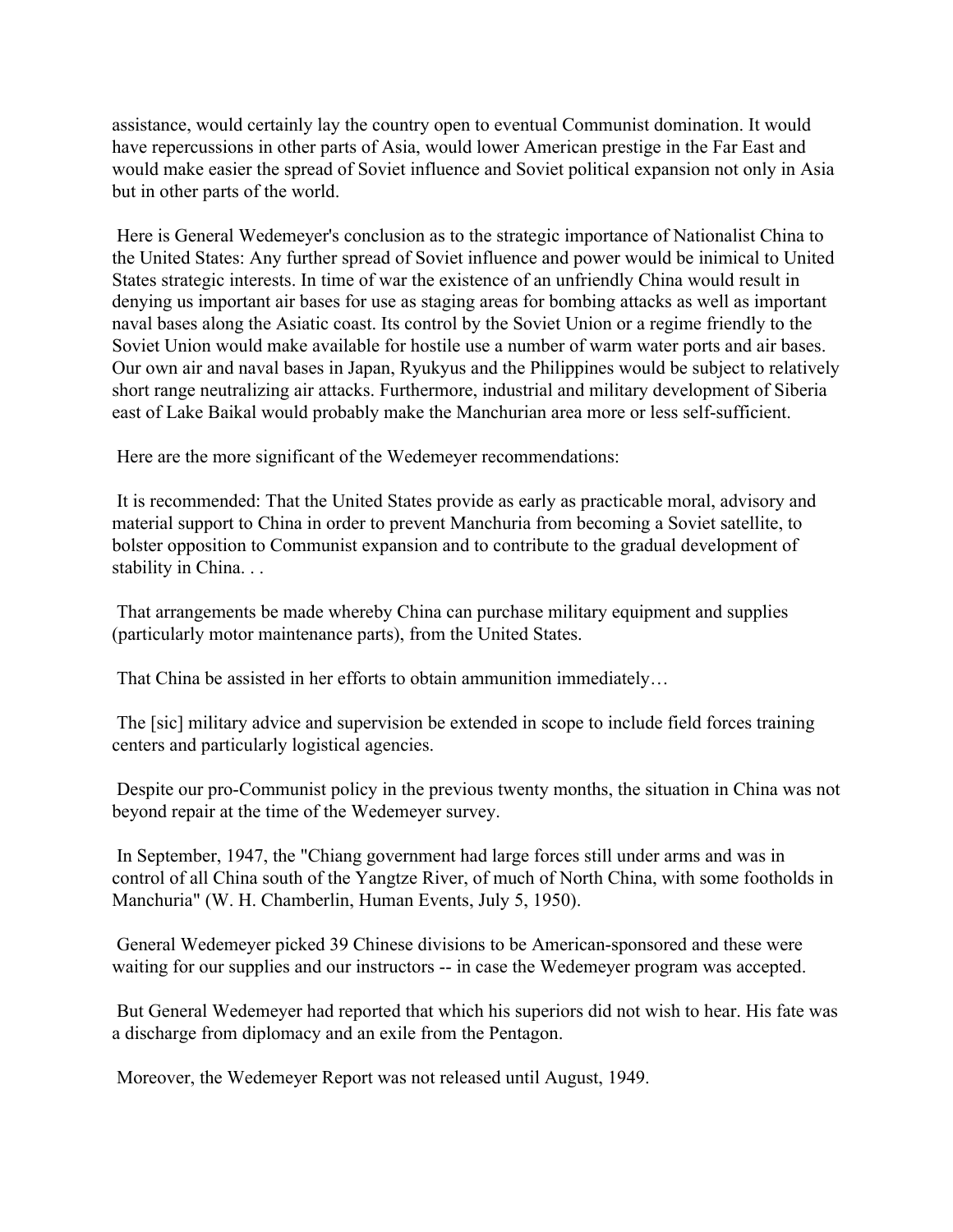assistance, would certainly lay the country open to eventual Communist domination. It would have repercussions in other parts of Asia, would lower American prestige in the Far East and would make easier the spread of Soviet influence and Soviet political expansion not only in Asia but in other parts of the world.

Here is General Wedemeyer's conclusion as to the strategic importance of Nationalist China to the United States: Any further spread of Soviet influence and power would be inimical to United States strategic interests. In time of war the existence of an unfriendly China would result in denying us important air bases for use as staging areas for bombing attacks as well as important naval bases along the Asiatic coast. Its control by the Soviet Union or a regime friendly to the Soviet Union would make available for hostile use a number of warm water ports and air bases. Our own air and naval bases in Japan, Ryukyus and the Philippines would be subject to relatively short range neutralizing air attacks. Furthermore, industrial and military development of Siberia east of Lake Baikal would probably make the Manchurian area more or less self-sufficient.

Here are the more significant of the Wedemeyer recommendations:

It is recommended: That the United States provide as early as practicable moral, advisory and material support to China in order to prevent Manchuria from becoming a Soviet satellite, to bolster opposition to Communist expansion and to contribute to the gradual development of stability in China. . .

That arrangements be made whereby China can purchase military equipment and supplies (particularly motor maintenance parts), from the United States.

That China be assisted in her efforts to obtain ammunition immediately…

The [sic] military advice and supervision be extended in scope to include field forces training centers and particularly logistical agencies.

Despite our pro-Communist policy in the previous twenty months, the situation in China was not beyond repair at the time of the Wedemeyer survey.

In September, 1947, the "Chiang government had large forces still under arms and was in control of all China south of the Yangtze River, of much of North China, with some footholds in Manchuria" (W. H. Chamberlin, Human Events, July 5, 1950).

General Wedemeyer picked 39 Chinese divisions to be American-sponsored and these were waiting for our supplies and our instructors -- in case the Wedemeyer program was accepted.

But General Wedemeyer had reported that which his superiors did not wish to hear. His fate was a discharge from diplomacy and an exile from the Pentagon.

Moreover, the Wedemeyer Report was not released until August, 1949.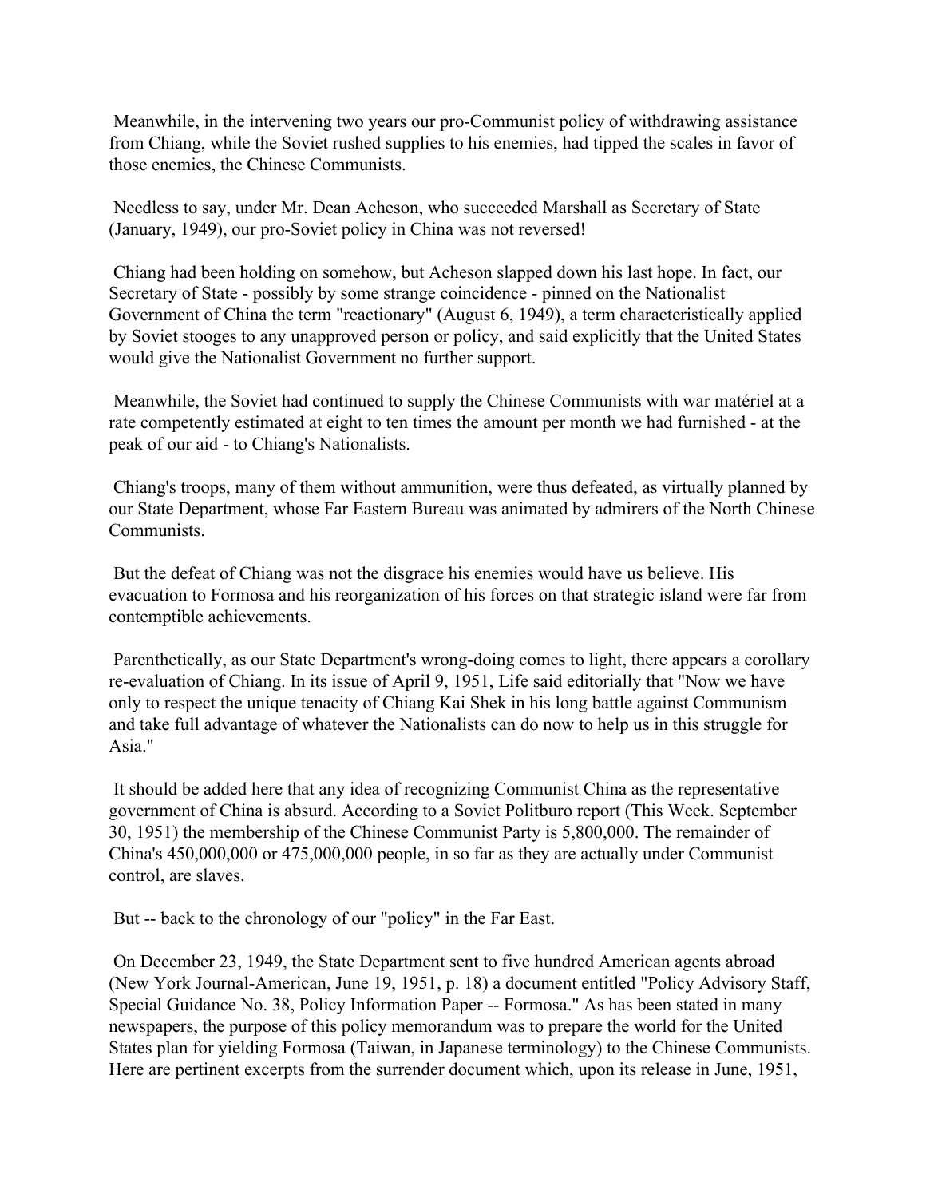Meanwhile, in the intervening two years our pro-Communist policy of withdrawing assistance from Chiang, while the Soviet rushed supplies to his enemies, had tipped the scales in favor of those enemies, the Chinese Communists.

Needless to say, under Mr. Dean Acheson, who succeeded Marshall as Secretary of State (January, 1949), our pro-Soviet policy in China was not reversed!

Chiang had been holding on somehow, but Acheson slapped down his last hope. In fact, our Secretary of State - possibly by some strange coincidence - pinned on the Nationalist Government of China the term "reactionary" (August 6, 1949), a term characteristically applied by Soviet stooges to any unapproved person or policy, and said explicitly that the United States would give the Nationalist Government no further support.

Meanwhile, the Soviet had continued to supply the Chinese Communists with war matériel at a rate competently estimated at eight to ten times the amount per month we had furnished - at the peak of our aid - to Chiang's Nationalists.

Chiang's troops, many of them without ammunition, were thus defeated, as virtually planned by our State Department, whose Far Eastern Bureau was animated by admirers of the North Chinese Communists.

But the defeat of Chiang was not the disgrace his enemies would have us believe. His evacuation to Formosa and his reorganization of his forces on that strategic island were far from contemptible achievements.

Parenthetically, as our State Department's wrong-doing comes to light, there appears a corollary re-evaluation of Chiang. In its issue of April 9, 1951, Life said editorially that "Now we have only to respect the unique tenacity of Chiang Kai Shek in his long battle against Communism and take full advantage of whatever the Nationalists can do now to help us in this struggle for Asia."

It should be added here that any idea of recognizing Communist China as the representative government of China is absurd. According to a Soviet Politburo report (This Week. September 30, 1951) the membership of the Chinese Communist Party is 5,800,000. The remainder of China's 450,000,000 or 475,000,000 people, in so far as they are actually under Communist control, are slaves.

But -- back to the chronology of our "policy" in the Far East.

On December 23, 1949, the State Department sent to five hundred American agents abroad (New York Journal-American, June 19, 1951, p. 18) a document entitled "Policy Advisory Staff, Special Guidance No. 38, Policy Information Paper -- Formosa." As has been stated in many newspapers, the purpose of this policy memorandum was to prepare the world for the United States plan for yielding Formosa (Taiwan, in Japanese terminology) to the Chinese Communists. Here are pertinent excerpts from the surrender document which, upon its release in June, 1951,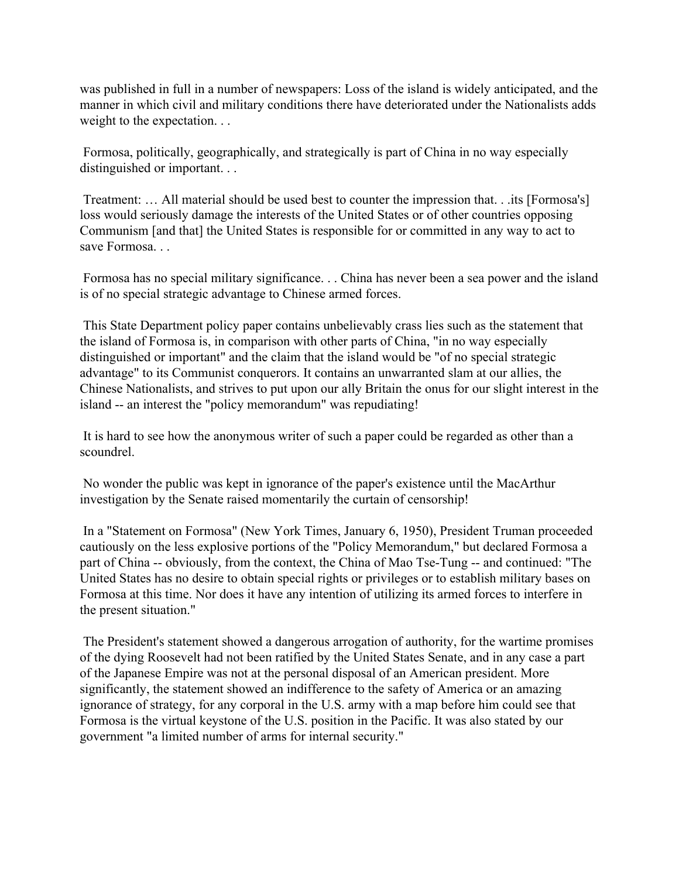was published in full in a number of newspapers: Loss of the island is widely anticipated, and the manner in which civil and military conditions there have deteriorated under the Nationalists adds weight to the expectation. . .

Formosa, politically, geographically, and strategically is part of China in no way especially distinguished or important. . .

Treatment: … All material should be used best to counter the impression that. . .its [Formosa's] loss would seriously damage the interests of the United States or of other countries opposing Communism [and that] the United States is responsible for or committed in any way to act to save Formosa. . .

Formosa has no special military significance. . . China has never been a sea power and the island is of no special strategic advantage to Chinese armed forces.

This State Department policy paper contains unbelievably crass lies such as the statement that the island of Formosa is, in comparison with other parts of China, "in no way especially distinguished or important" and the claim that the island would be "of no special strategic advantage" to its Communist conquerors. It contains an unwarranted slam at our allies, the Chinese Nationalists, and strives to put upon our ally Britain the onus for our slight interest in the island -- an interest the "policy memorandum" was repudiating!

It is hard to see how the anonymous writer of such a paper could be regarded as other than a scoundrel.

No wonder the public was kept in ignorance of the paper's existence until the MacArthur investigation by the Senate raised momentarily the curtain of censorship!

In a "Statement on Formosa" (New York Times, January 6, 1950), President Truman proceeded cautiously on the less explosive portions of the "Policy Memorandum," but declared Formosa a part of China -- obviously, from the context, the China of Mao Tse-Tung -- and continued: "The United States has no desire to obtain special rights or privileges or to establish military bases on Formosa at this time. Nor does it have any intention of utilizing its armed forces to interfere in the present situation."

The President's statement showed a dangerous arrogation of authority, for the wartime promises of the dying Roosevelt had not been ratified by the United States Senate, and in any case a part of the Japanese Empire was not at the personal disposal of an American president. More significantly, the statement showed an indifference to the safety of America or an amazing ignorance of strategy, for any corporal in the U.S. army with a map before him could see that Formosa is the virtual keystone of the U.S. position in the Pacific. It was also stated by our government "a limited number of arms for internal security."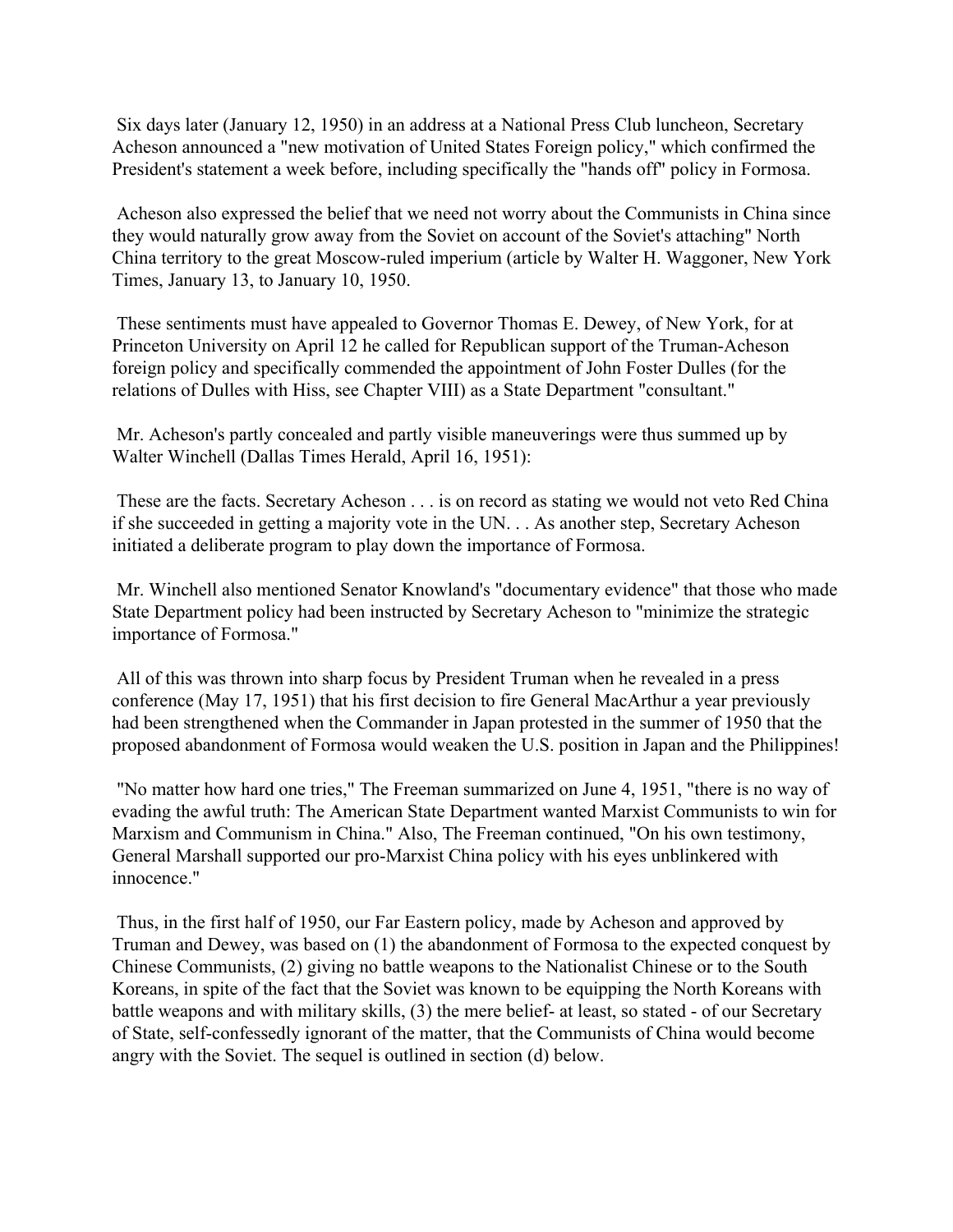Six days later (January 12, 1950) in an address at a National Press Club luncheon, Secretary Acheson announced a "new motivation of United States Foreign policy," which confirmed the President's statement a week before, including specifically the "hands off" policy in Formosa.

Acheson also expressed the belief that we need not worry about the Communists in China since they would naturally grow away from the Soviet on account of the Soviet's attaching" North China territory to the great Moscow-ruled imperium (article by Walter H. Waggoner, New York Times, January 13, to January 10, 1950.

These sentiments must have appealed to Governor Thomas E. Dewey, of New York, for at Princeton University on April 12 he called for Republican support of the Truman-Acheson foreign policy and specifically commended the appointment of John Foster Dulles (for the relations of Dulles with Hiss, see Chapter VIII) as a State Department "consultant."

Mr. Acheson's partly concealed and partly visible maneuverings were thus summed up by Walter Winchell (Dallas Times Herald, April 16, 1951):

These are the facts. Secretary Acheson . . . is on record as stating we would not veto Red China if she succeeded in getting a majority vote in the UN. . . As another step, Secretary Acheson initiated a deliberate program to play down the importance of Formosa.

Mr. Winchell also mentioned Senator Knowland's "documentary evidence" that those who made State Department policy had been instructed by Secretary Acheson to "minimize the strategic importance of Formosa."

All of this was thrown into sharp focus by President Truman when he revealed in a press conference (May 17, 1951) that his first decision to fire General MacArthur a year previously had been strengthened when the Commander in Japan protested in the summer of 1950 that the proposed abandonment of Formosa would weaken the U.S. position in Japan and the Philippines!

"No matter how hard one tries," The Freeman summarized on June 4, 1951, "there is no way of evading the awful truth: The American State Department wanted Marxist Communists to win for Marxism and Communism in China." Also, The Freeman continued, "On his own testimony, General Marshall supported our pro-Marxist China policy with his eyes unblinkered with innocence."

Thus, in the first half of 1950, our Far Eastern policy, made by Acheson and approved by Truman and Dewey, was based on (1) the abandonment of Formosa to the expected conquest by Chinese Communists, (2) giving no battle weapons to the Nationalist Chinese or to the South Koreans, in spite of the fact that the Soviet was known to be equipping the North Koreans with battle weapons and with military skills, (3) the mere belief- at least, so stated - of our Secretary of State, self-confessedly ignorant of the matter, that the Communists of China would become angry with the Soviet. The sequel is outlined in section (d) below.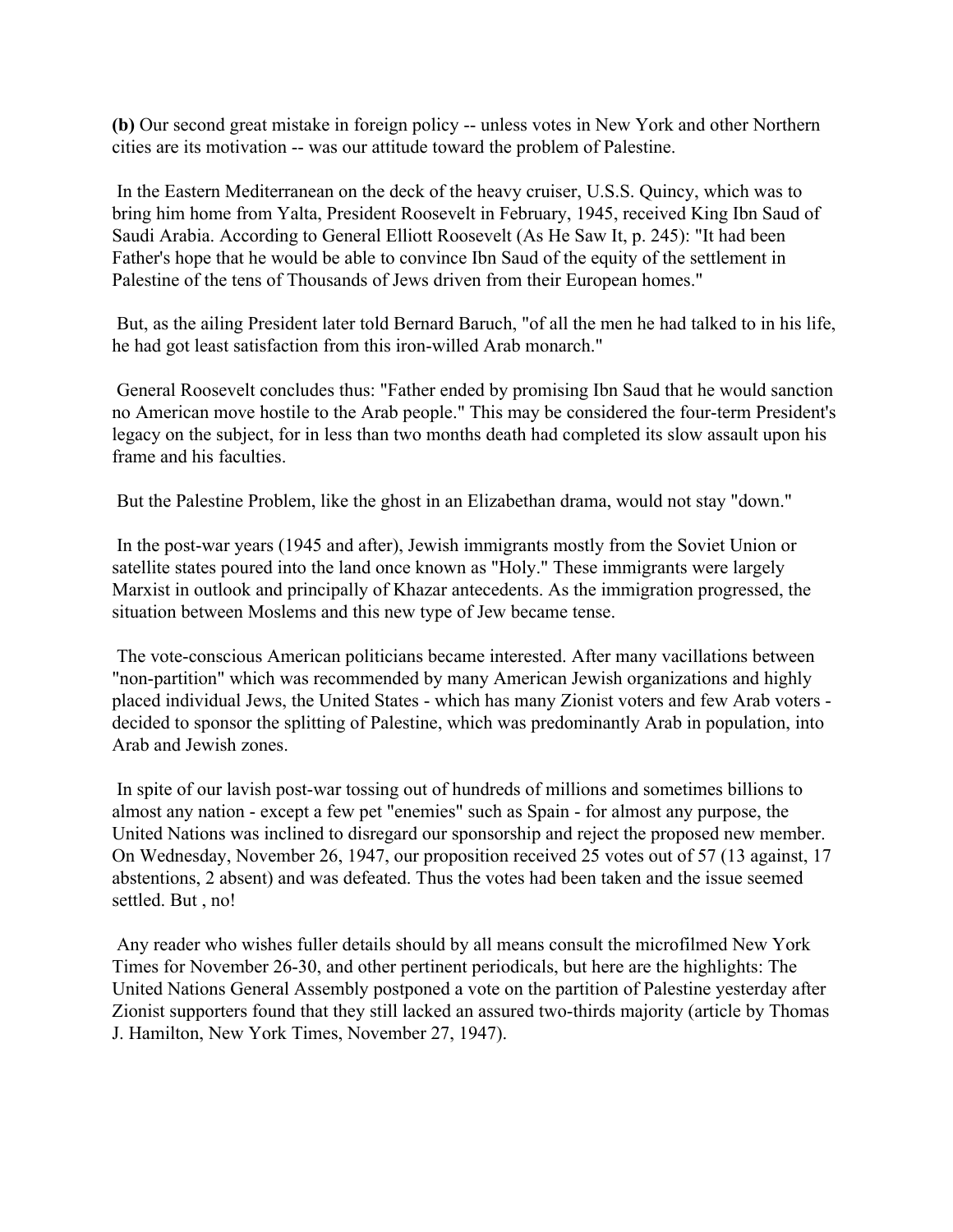**(b)** Our second great mistake in foreign policy -- unless votes in New York and other Northern cities are its motivation -- was our attitude toward the problem of Palestine.

In the Eastern Mediterranean on the deck of the heavy cruiser, U.S.S. Quincy, which was to bring him home from Yalta, President Roosevelt in February, 1945, received King Ibn Saud of Saudi Arabia. According to General Elliott Roosevelt (As He Saw It, p. 245): "It had been Father's hope that he would be able to convince Ibn Saud of the equity of the settlement in Palestine of the tens of Thousands of Jews driven from their European homes."

But, as the ailing President later told Bernard Baruch, "of all the men he had talked to in his life, he had got least satisfaction from this iron-willed Arab monarch."

General Roosevelt concludes thus: "Father ended by promising Ibn Saud that he would sanction no American move hostile to the Arab people." This may be considered the four-term President's legacy on the subject, for in less than two months death had completed its slow assault upon his frame and his faculties.

But the Palestine Problem, like the ghost in an Elizabethan drama, would not stay "down."

In the post-war years (1945 and after), Jewish immigrants mostly from the Soviet Union or satellite states poured into the land once known as "Holy." These immigrants were largely Marxist in outlook and principally of Khazar antecedents. As the immigration progressed, the situation between Moslems and this new type of Jew became tense.

The vote-conscious American politicians became interested. After many vacillations between "non-partition" which was recommended by many American Jewish organizations and highly placed individual Jews, the United States - which has many Zionist voters and few Arab voters - decided to sponsor the splitting of Palestine, which was predominantly Arab in population, into Arab and Jewish zones.

In spite of our lavish post-war tossing out of hundreds of millions and sometimes billions to almost any nation - except a few pet "enemies" such as Spain - for almost any purpose, the United Nations was inclined to disregard our sponsorship and reject the proposed new member. On Wednesday, November 26, 1947, our proposition received 25 votes out of 57 (13 against, 17 abstentions, 2 absent) and was defeated. Thus the votes had been taken and the issue seemed settled. But , no!

Any reader who wishes fuller details should by all means consult the microfilmed New York Times for November 26-30, and other pertinent periodicals, but here are the highlights: The United Nations General Assembly postponed a vote on the partition of Palestine yesterday after Zionist supporters found that they still lacked an assured two-thirds majority (article by Thomas J. Hamilton, New York Times, November 27, 1947).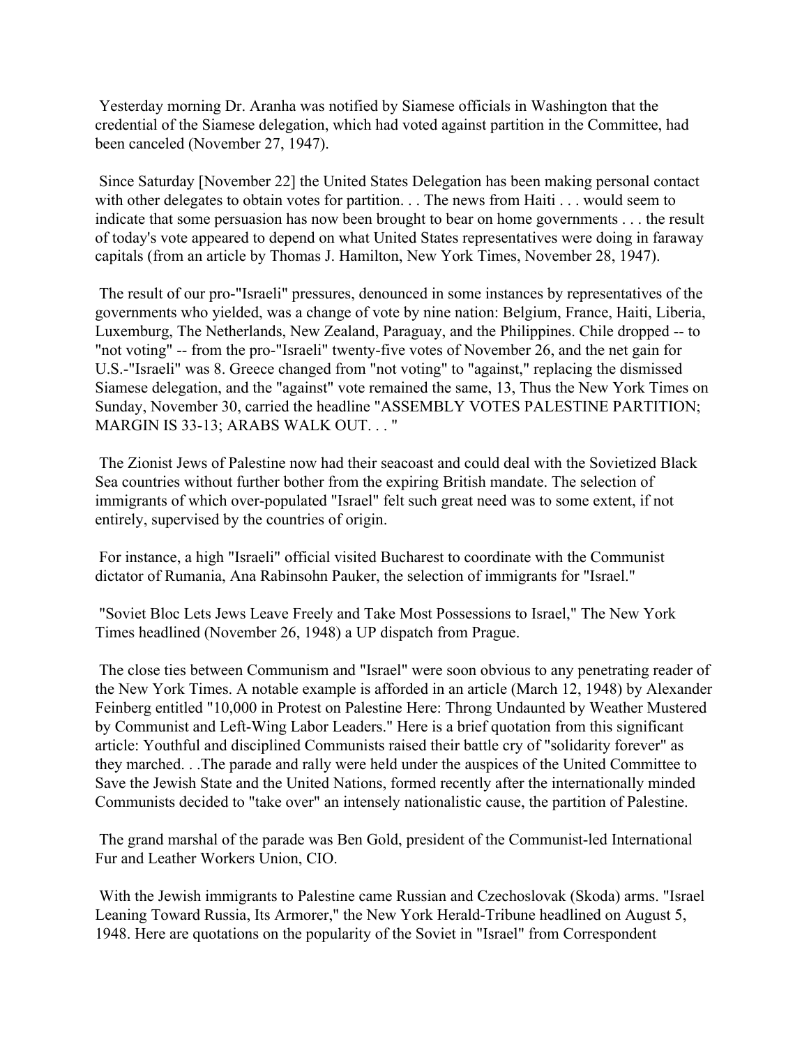Yesterday morning Dr. Aranha was notified by Siamese officials in Washington that the credential of the Siamese delegation, which had voted against partition in the Committee, had been canceled (November 27, 1947).

Since Saturday [November 22] the United States Delegation has been making personal contact with other delegates to obtain votes for partition. . . The news from Haiti . . . would seem to indicate that some persuasion has now been brought to bear on home governments . . . the result of today's vote appeared to depend on what United States representatives were doing in faraway capitals (from an article by Thomas J. Hamilton, New York Times, November 28, 1947).

The result of our pro-"Israeli" pressures, denounced in some instances by representatives of the governments who yielded, was a change of vote by nine nation: Belgium, France, Haiti, Liberia, Luxemburg, The Netherlands, New Zealand, Paraguay, and the Philippines. Chile dropped -- to "not voting" -- from the pro-"Israeli" twenty-five votes of November 26, and the net gain for U.S.-"Israeli" was 8. Greece changed from "not voting" to "against," replacing the dismissed Siamese delegation, and the "against" vote remained the same, 13, Thus the New York Times on Sunday, November 30, carried the headline "ASSEMBLY VOTES PALESTINE PARTITION; MARGIN IS 33-13; ARABS WALK OUT. . . "

The Zionist Jews of Palestine now had their seacoast and could deal with the Sovietized Black Sea countries without further bother from the expiring British mandate. The selection of immigrants of which over-populated "Israel" felt such great need was to some extent, if not entirely, supervised by the countries of origin.

For instance, a high "Israeli" official visited Bucharest to coordinate with the Communist dictator of Rumania, Ana Rabinsohn Pauker, the selection of immigrants for "Israel."

"Soviet Bloc Lets Jews Leave Freely and Take Most Possessions to Israel," The New York Times headlined (November 26, 1948) a UP dispatch from Prague.

The close ties between Communism and "Israel" were soon obvious to any penetrating reader of the New York Times. A notable example is afforded in an article (March 12, 1948) by Alexander Feinberg entitled "10,000 in Protest on Palestine Here: Throng Undaunted by Weather Mustered by Communist and Left-Wing Labor Leaders." Here is a brief quotation from this significant article: Youthful and disciplined Communists raised their battle cry of "solidarity forever" as they marched. . .The parade and rally were held under the auspices of the United Committee to Save the Jewish State and the United Nations, formed recently after the internationally minded Communists decided to "take over" an intensely nationalistic cause, the partition of Palestine.

The grand marshal of the parade was Ben Gold, president of the Communist-led International Fur and Leather Workers Union, CIO.

With the Jewish immigrants to Palestine came Russian and Czechoslovak (Skoda) arms. "Israel Leaning Toward Russia, Its Armorer," the New York Herald-Tribune headlined on August 5, 1948. Here are quotations on the popularity of the Soviet in "Israel" from Correspondent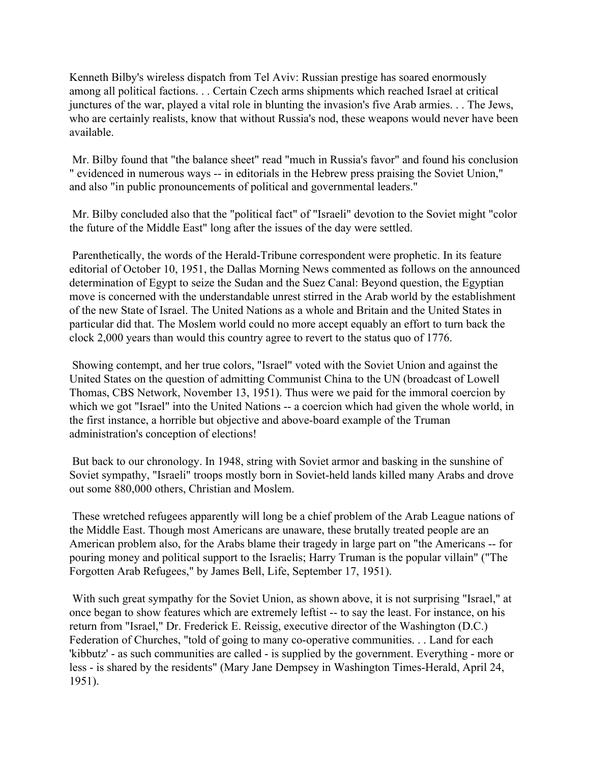Kenneth Bilby's wireless dispatch from Tel Aviv: Russian prestige has soared enormously among all political factions. . . Certain Czech arms shipments which reached Israel at critical junctures of the war, played a vital role in blunting the invasion's five Arab armies. . . The Jews, who are certainly realists, know that without Russia's nod, these weapons would never have been available.

Mr. Bilby found that "the balance sheet" read "much in Russia's favor" and found his conclusion " evidenced in numerous ways -- in editorials in the Hebrew press praising the Soviet Union," and also "in public pronouncements of political and governmental leaders."

Mr. Bilby concluded also that the "political fact" of "Israeli" devotion to the Soviet might "color the future of the Middle East" long after the issues of the day were settled.

Parenthetically, the words of the Herald-Tribune correspondent were prophetic. In its feature editorial of October 10, 1951, the Dallas Morning News commented as follows on the announced determination of Egypt to seize the Sudan and the Suez Canal: Beyond question, the Egyptian move is concerned with the understandable unrest stirred in the Arab world by the establishment of the new State of Israel. The United Nations as a whole and Britain and the United States in particular did that. The Moslem world could no more accept equably an effort to turn back the clock 2,000 years than would this country agree to revert to the status quo of 1776.

Showing contempt, and her true colors, "Israel" voted with the Soviet Union and against the United States on the question of admitting Communist China to the UN (broadcast of Lowell Thomas, CBS Network, November 13, 1951). Thus were we paid for the immoral coercion by which we got "Israel" into the United Nations -- a coercion which had given the whole world, in the first instance, a horrible but objective and above-board example of the Truman administration's conception of elections!

But back to our chronology. In 1948, string with Soviet armor and basking in the sunshine of Soviet sympathy, "Israeli" troops mostly born in Soviet-held lands killed many Arabs and drove out some 880,000 others, Christian and Moslem.

These wretched refugees apparently will long be a chief problem of the Arab League nations of the Middle East. Though most Americans are unaware, these brutally treated people are an American problem also, for the Arabs blame their tragedy in large part on "the Americans -- for pouring money and political support to the Israelis; Harry Truman is the popular villain" ("The Forgotten Arab Refugees," by James Bell, Life, September 17, 1951).

With such great sympathy for the Soviet Union, as shown above, it is not surprising "Israel," at once began to show features which are extremely leftist -- to say the least. For instance, on his return from "Israel," Dr. Frederick E. Reissig, executive director of the Washington (D.C.) Federation of Churches, "told of going to many co-operative communities. . . Land for each 'kibbutz' - as such communities are called - is supplied by the government. Everything - more or less - is shared by the residents" (Mary Jane Dempsey in Washington Times-Herald, April 24, 1951).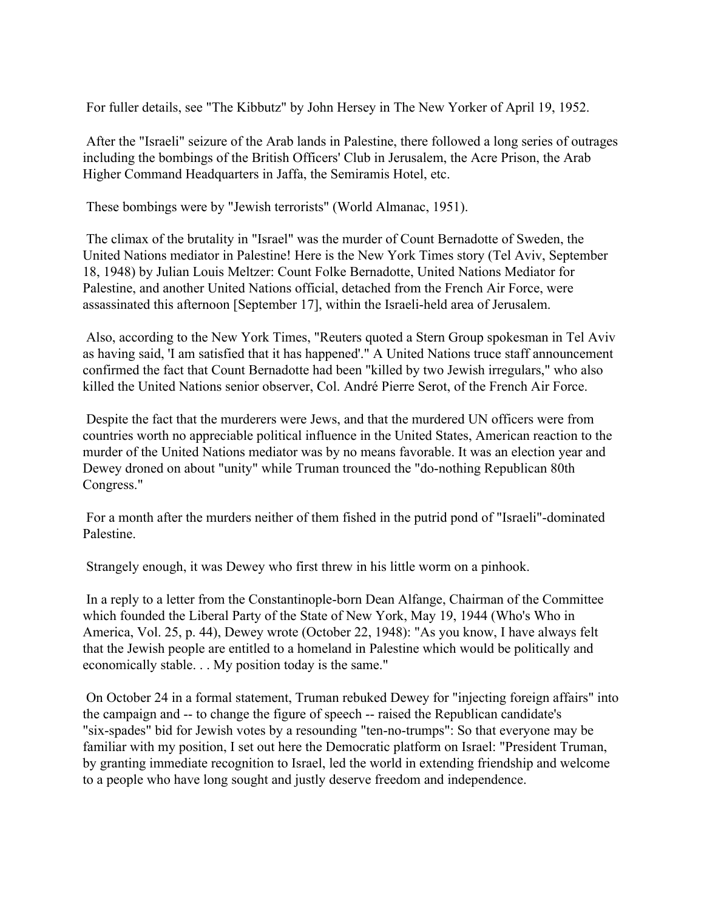For fuller details, see "The Kibbutz" by John Hersey in The New Yorker of April 19, 1952.

After the "Israeli" seizure of the Arab lands in Palestine, there followed a long series of outrages including the bombings of the British Officers' Club in Jerusalem, the Acre Prison, the Arab Higher Command Headquarters in Jaffa, the Semiramis Hotel, etc.

These bombings were by "Jewish terrorists" (World Almanac, 1951).

The climax of the brutality in "Israel" was the murder of Count Bernadotte of Sweden, the United Nations mediator in Palestine! Here is the New York Times story (Tel Aviv, September 18, 1948) by Julian Louis Meltzer: Count Folke Bernadotte, United Nations Mediator for Palestine, and another United Nations official, detached from the French Air Force, were assassinated this afternoon [September 17], within the Israeli-held area of Jerusalem.

Also, according to the New York Times, "Reuters quoted a Stern Group spokesman in Tel Aviv as having said, 'I am satisfied that it has happened'." A United Nations truce staff announcement confirmed the fact that Count Bernadotte had been "killed by two Jewish irregulars," who also killed the United Nations senior observer, Col. André Pierre Serot, of the French Air Force.

Despite the fact that the murderers were Jews, and that the murdered UN officers were from countries worth no appreciable political influence in the United States, American reaction to the murder of the United Nations mediator was by no means favorable. It was an election year and Dewey droned on about "unity" while Truman trounced the "do-nothing Republican 80th Congress."

For a month after the murders neither of them fished in the putrid pond of "Israeli"-dominated Palestine.

Strangely enough, it was Dewey who first threw in his little worm on a pinhook.

In a reply to a letter from the Constantinople-born Dean Alfange, Chairman of the Committee which founded the Liberal Party of the State of New York, May 19, 1944 (Who's Who in America, Vol. 25, p. 44), Dewey wrote (October 22, 1948): "As you know, I have always felt that the Jewish people are entitled to a homeland in Palestine which would be politically and economically stable. . . My position today is the same."

On October 24 in a formal statement, Truman rebuked Dewey for "injecting foreign affairs" into the campaign and -- to change the figure of speech -- raised the Republican candidate's "six-spades" bid for Jewish votes by a resounding "ten-no-trumps": So that everyone may be familiar with my position, I set out here the Democratic platform on Israel: "President Truman, by granting immediate recognition to Israel, led the world in extending friendship and welcome to a people who have long sought and justly deserve freedom and independence.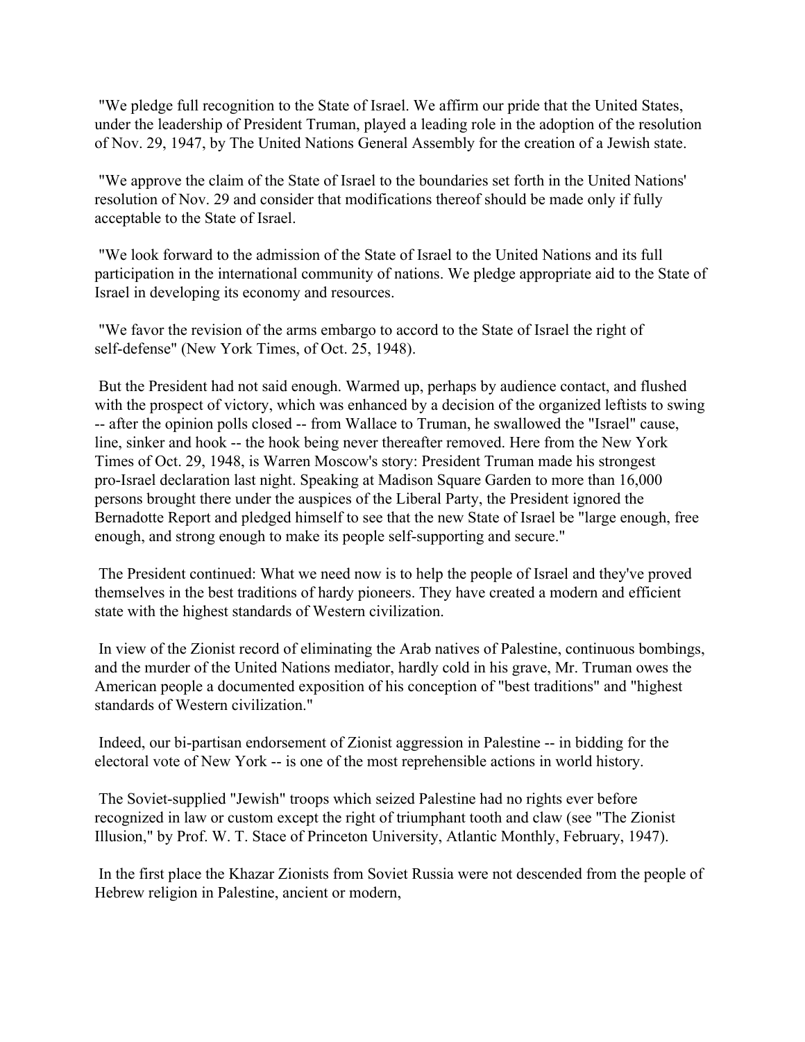"We pledge full recognition to the State of Israel. We affirm our pride that the United States, under the leadership of President Truman, played a leading role in the adoption of the resolution of Nov. 29, 1947, by The United Nations General Assembly for the creation of a Jewish state.

"We approve the claim of the State of Israel to the boundaries set forth in the United Nations' resolution of Nov. 29 and consider that modifications thereof should be made only if fully acceptable to the State of Israel.

"We look forward to the admission of the State of Israel to the United Nations and its full participation in the international community of nations. We pledge appropriate aid to the State of Israel in developing its economy and resources.

"We favor the revision of the arms embargo to accord to the State of Israel the right of self-defense" (New York Times, of Oct. 25, 1948).

But the President had not said enough. Warmed up, perhaps by audience contact, and flushed with the prospect of victory, which was enhanced by a decision of the organized leftists to swing -- after the opinion polls closed -- from Wallace to Truman, he swallowed the "Israel" cause, line, sinker and hook -- the hook being never thereafter removed. Here from the New York Times of Oct. 29, 1948, is Warren Moscow's story: President Truman made his strongest pro-Israel declaration last night. Speaking at Madison Square Garden to more than 16,000 persons brought there under the auspices of the Liberal Party, the President ignored the Bernadotte Report and pledged himself to see that the new State of Israel be "large enough, free enough, and strong enough to make its people self-supporting and secure."

The President continued: What we need now is to help the people of Israel and they've proved themselves in the best traditions of hardy pioneers. They have created a modern and efficient state with the highest standards of Western civilization.

In view of the Zionist record of eliminating the Arab natives of Palestine, continuous bombings, and the murder of the United Nations mediator, hardly cold in his grave, Mr. Truman owes the American people a documented exposition of his conception of "best traditions" and "highest standards of Western civilization."

Indeed, our bi-partisan endorsement of Zionist aggression in Palestine -- in bidding for the electoral vote of New York -- is one of the most reprehensible actions in world history.

The Soviet-supplied "Jewish" troops which seized Palestine had no rights ever before recognized in law or custom except the right of triumphant tooth and claw (see "The Zionist Illusion," by Prof. W. T. Stace of Princeton University, Atlantic Monthly, February, 1947).

In the first place the Khazar Zionists from Soviet Russia were not descended from the people of Hebrew religion in Palestine, ancient or modern,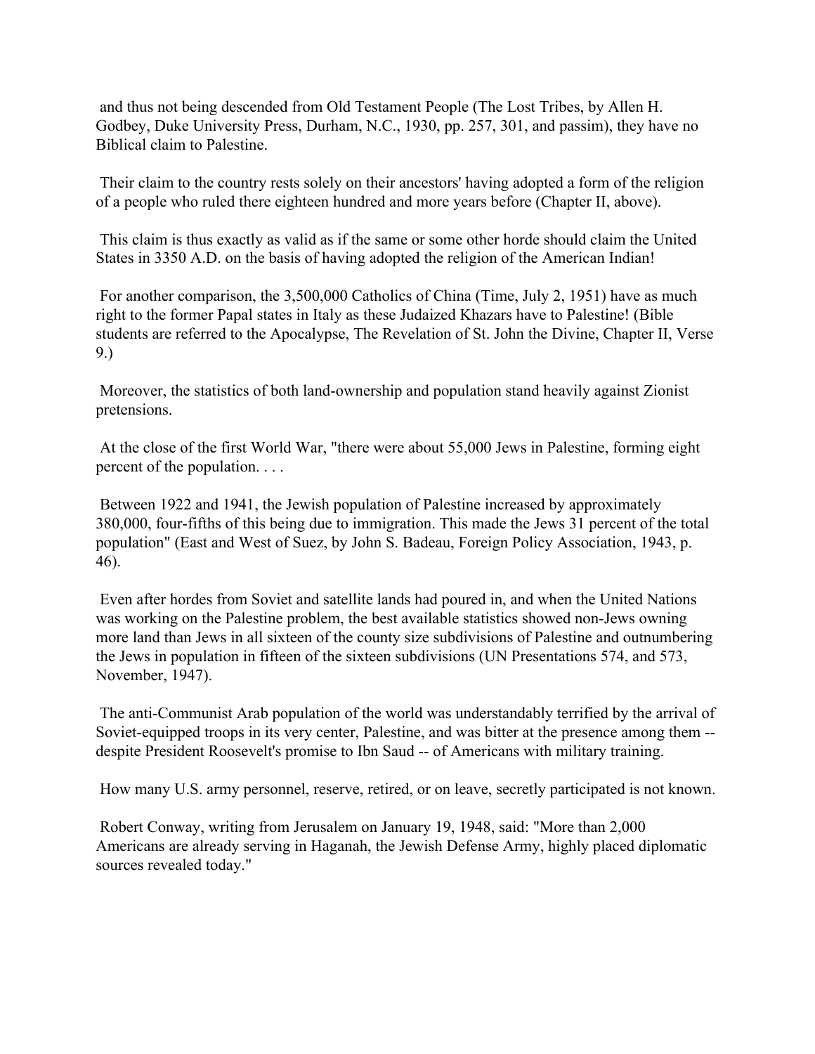and thus not being descended from Old Testament People (The Lost Tribes, by Allen H. Godbey, Duke University Press, Durham, N.C., 1930, pp. 257, 301, and passim), they have no Biblical claim to Palestine.

Their claim to the country rests solely on their ancestors' having adopted a form of the religion of a people who ruled there eighteen hundred and more years before (Chapter II, above).

This claim is thus exactly as valid as if the same or some other horde should claim the United States in 3350 A.D. on the basis of having adopted the religion of the American Indian!

For another comparison, the 3,500,000 Catholics of China (Time, July 2, 1951) have as much right to the former Papal states in Italy as these Judaized Khazars have to Palestine! (Bible students are referred to the Apocalypse, The Revelation of St. John the Divine, Chapter II, Verse 9.)

Moreover, the statistics of both land-ownership and population stand heavily against Zionist pretensions.

At the close of the first World War, "there were about 55,000 Jews in Palestine, forming eight percent of the population. . . .

Between 1922 and 1941, the Jewish population of Palestine increased by approximately 380,000, four-fifths of this being due to immigration. This made the Jews 31 percent of the total population" (East and West of Suez, by John S. Badeau, Foreign Policy Association, 1943, p. 46).

Even after hordes from Soviet and satellite lands had poured in, and when the United Nations was working on the Palestine problem, the best available statistics showed non-Jews owning more land than Jews in all sixteen of the county size subdivisions of Palestine and outnumbering the Jews in population in fifteen of the sixteen subdivisions (UN Presentations 574, and 573, November, 1947).

The anti-Communist Arab population of the world was understandably terrified by the arrival of Soviet-equipped troops in its very center, Palestine, and was bitter at the presence among them -- despite President Roosevelt's promise to Ibn Saud -- of Americans with military training.

How many U.S. army personnel, reserve, retired, or on leave, secretly participated is not known.

Robert Conway, writing from Jerusalem on January 19, 1948, said: "More than 2,000 Americans are already serving in Haganah, the Jewish Defense Army, highly placed diplomatic sources revealed today."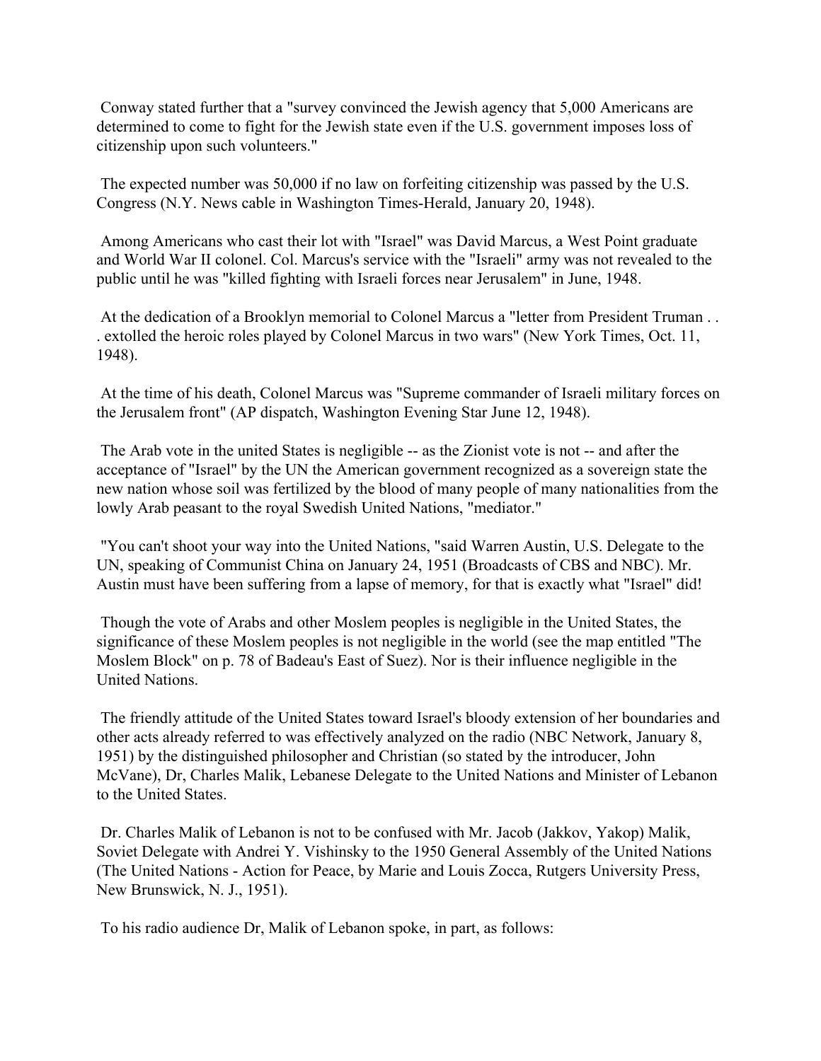Conway stated further that a "survey convinced the Jewish agency that 5,000 Americans are determined to come to fight for the Jewish state even if the U.S. government imposes loss of citizenship upon such volunteers."

The expected number was 50,000 if no law on forfeiting citizenship was passed by the U.S. Congress (N.Y. News cable in Washington Times-Herald, January 20, 1948).

Among Americans who cast their lot with "Israel" was David Marcus, a West Point graduate and World War II colonel. Col. Marcus's service with the "Israeli" army was not revealed to the public until he was "killed fighting with Israeli forces near Jerusalem" in June, 1948.

At the dedication of a Brooklyn memorial to Colonel Marcus a "letter from President Truman . . . extolled the heroic roles played by Colonel Marcus in two wars" (New York Times, Oct. 11, 1948).

At the time of his death, Colonel Marcus was "Supreme commander of Israeli military forces on the Jerusalem front" (AP dispatch, Washington Evening Star June 12, 1948).

The Arab vote in the united States is negligible -- as the Zionist vote is not -- and after the acceptance of "Israel" by the UN the American government recognized as a sovereign state the new nation whose soil was fertilized by the blood of many people of many nationalities from the lowly Arab peasant to the royal Swedish United Nations, "mediator."

"You can't shoot your way into the United Nations, "said Warren Austin, U.S. Delegate to the UN, speaking of Communist China on January 24, 1951 (Broadcasts of CBS and NBC). Mr. Austin must have been suffering from a lapse of memory, for that is exactly what "Israel" did!

Though the vote of Arabs and other Moslem peoples is negligible in the United States, the significance of these Moslem peoples is not negligible in the world (see the map entitled "The Moslem Block" on p. 78 of Badeau's East of Suez). Nor is their influence negligible in the United Nations.

The friendly attitude of the United States toward Israel's bloody extension of her boundaries and other acts already referred to was effectively analyzed on the radio (NBC Network, January 8, 1951) by the distinguished philosopher and Christian (so stated by the introducer, John McVane), Dr, Charles Malik, Lebanese Delegate to the United Nations and Minister of Lebanon to the United States.

Dr. Charles Malik of Lebanon is not to be confused with Mr. Jacob (Jakkov, Yakop) Malik, Soviet Delegate with Andrei Y. Vishinsky to the 1950 General Assembly of the United Nations (The United Nations - Action for Peace, by Marie and Louis Zocca, Rutgers University Press, New Brunswick, N. J., 1951).

To his radio audience Dr, Malik of Lebanon spoke, in part, as follows: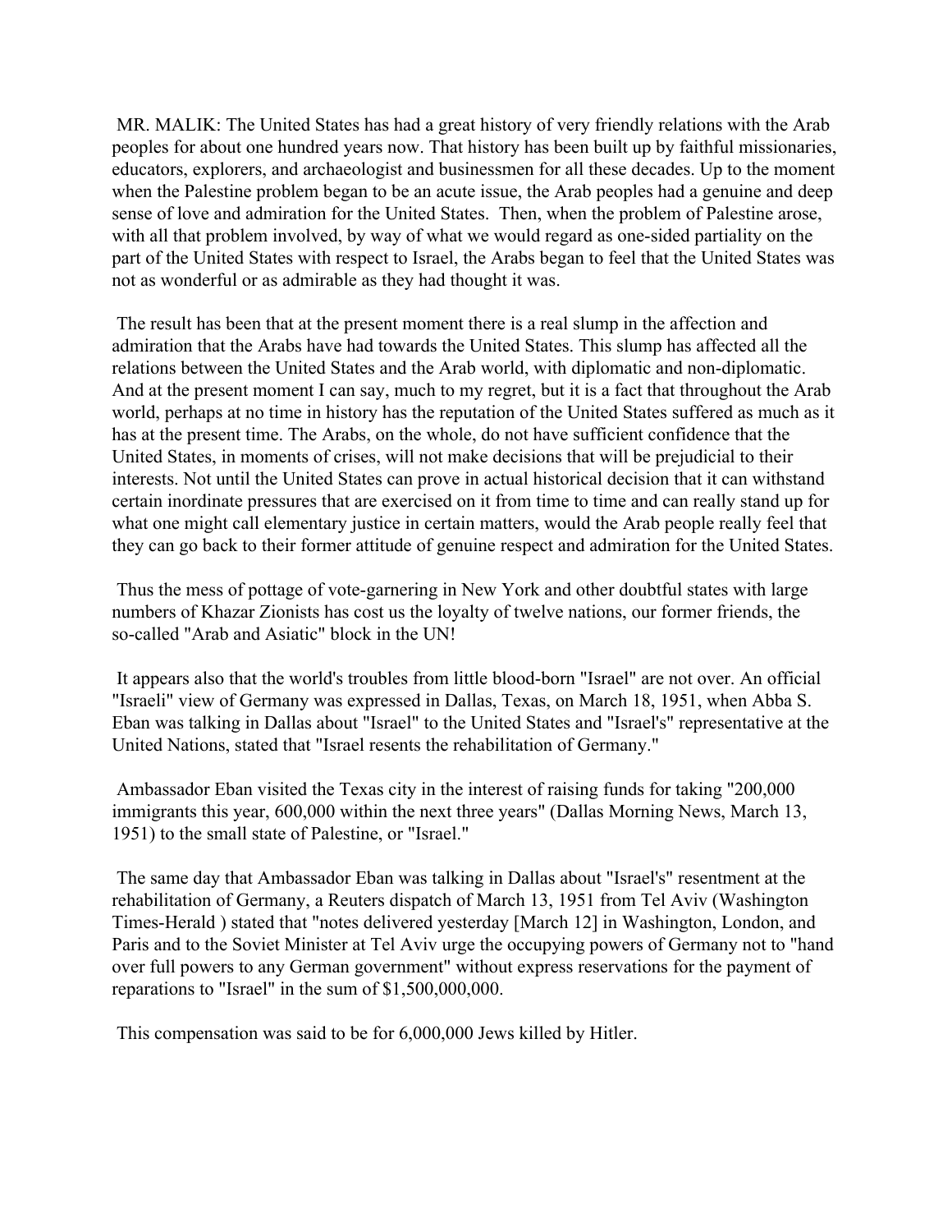MR. MALIK: The United States has had a great history of very friendly relations with the Arab peoples for about one hundred years now. That history has been built up by faithful missionaries, educators, explorers, and archaeologist and businessmen for all these decades. Up to the moment when the Palestine problem began to be an acute issue, the Arab peoples had a genuine and deep sense of love and admiration for the United States. Then, when the problem of Palestine arose, with all that problem involved, by way of what we would regard as one-sided partiality on the part of the United States with respect to Israel, the Arabs began to feel that the United States was not as wonderful or as admirable as they had thought it was.

The result has been that at the present moment there is a real slump in the affection and admiration that the Arabs have had towards the United States. This slump has affected all the relations between the United States and the Arab world, with diplomatic and non-diplomatic. And at the present moment I can say, much to my regret, but it is a fact that throughout the Arab world, perhaps at no time in history has the reputation of the United States suffered as much as it has at the present time. The Arabs, on the whole, do not have sufficient confidence that the United States, in moments of crises, will not make decisions that will be prejudicial to their interests. Not until the United States can prove in actual historical decision that it can withstand certain inordinate pressures that are exercised on it from time to time and can really stand up for what one might call elementary justice in certain matters, would the Arab people really feel that they can go back to their former attitude of genuine respect and admiration for the United States.

Thus the mess of pottage of vote-garnering in New York and other doubtful states with large numbers of Khazar Zionists has cost us the loyalty of twelve nations, our former friends, the so-called "Arab and Asiatic" block in the UN!

It appears also that the world's troubles from little blood-born "Israel" are not over. An official "Israeli" view of Germany was expressed in Dallas, Texas, on March 18, 1951, when Abba S. Eban was talking in Dallas about "Israel" to the United States and "Israel's" representative at the United Nations, stated that "Israel resents the rehabilitation of Germany."

Ambassador Eban visited the Texas city in the interest of raising funds for taking "200,000 immigrants this year, 600,000 within the next three years" (Dallas Morning News, March 13, 1951) to the small state of Palestine, or "Israel."

The same day that Ambassador Eban was talking in Dallas about "Israel's" resentment at the rehabilitation of Germany, a Reuters dispatch of March 13, 1951 from Tel Aviv (Washington Times-Herald ) stated that "notes delivered yesterday [March 12] in Washington, London, and Paris and to the Soviet Minister at Tel Aviv urge the occupying powers of Germany not to "hand over full powers to any German government" without express reservations for the payment of reparations to "Israel" in the sum of $1,500,000,000.

This compensation was said to be for 6,000,000 Jews killed by Hitler.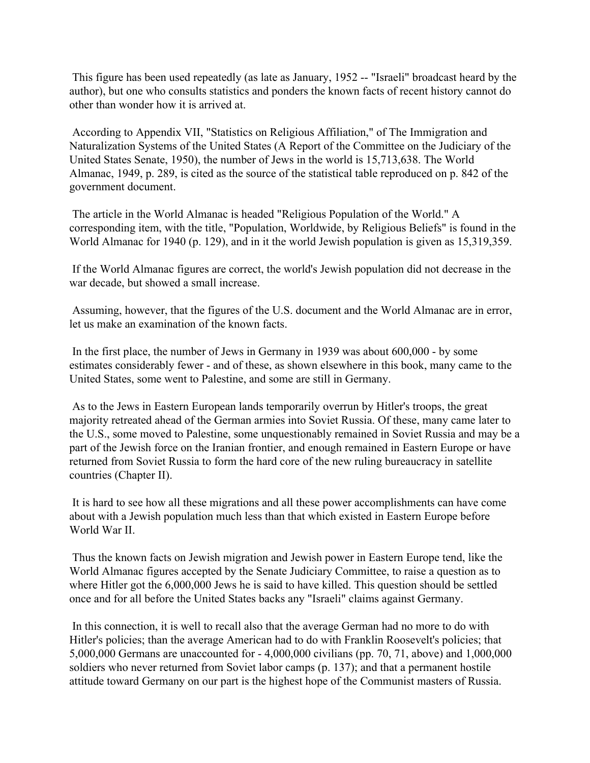This figure has been used repeatedly (as late as January, 1952 -- "Israeli" broadcast heard by the author), but one who consults statistics and ponders the known facts of recent history cannot do other than wonder how it is arrived at.

According to Appendix VII, "Statistics on Religious Affiliation," of The Immigration and Naturalization Systems of the United States (A Report of the Committee on the Judiciary of the United States Senate, 1950), the number of Jews in the world is 15,713,638. The World Almanac, 1949, p. 289, is cited as the source of the statistical table reproduced on p. 842 of the government document.

The article in the World Almanac is headed "Religious Population of the World." A corresponding item, with the title, "Population, Worldwide, by Religious Beliefs" is found in the World Almanac for 1940 (p. 129), and in it the world Jewish population is given as 15,319,359.

If the World Almanac figures are correct, the world's Jewish population did not decrease in the war decade, but showed a small increase.

Assuming, however, that the figures of the U.S. document and the World Almanac are in error, let us make an examination of the known facts.

In the first place, the number of Jews in Germany in 1939 was about 600,000 - by some estimates considerably fewer - and of these, as shown elsewhere in this book, many came to the United States, some went to Palestine, and some are still in Germany.

As to the Jews in Eastern European lands temporarily overrun by Hitler's troops, the great majority retreated ahead of the German armies into Soviet Russia. Of these, many came later to the U.S., some moved to Palestine, some unquestionably remained in Soviet Russia and may be a part of the Jewish force on the Iranian frontier, and enough remained in Eastern Europe or have returned from Soviet Russia to form the hard core of the new ruling bureaucracy in satellite countries (Chapter II).

It is hard to see how all these migrations and all these power accomplishments can have come about with a Jewish population much less than that which existed in Eastern Europe before World War II.

Thus the known facts on Jewish migration and Jewish power in Eastern Europe tend, like the World Almanac figures accepted by the Senate Judiciary Committee, to raise a question as to where Hitler got the 6,000,000 Jews he is said to have killed. This question should be settled once and for all before the United States backs any "Israeli" claims against Germany.

In this connection, it is well to recall also that the average German had no more to do with Hitler's policies; than the average American had to do with Franklin Roosevelt's policies; that 5,000,000 Germans are unaccounted for - 4,000,000 civilians (pp. 70, 71, above) and 1,000,000 soldiers who never returned from Soviet labor camps (p. 137); and that a permanent hostile attitude toward Germany on our part is the highest hope of the Communist masters of Russia.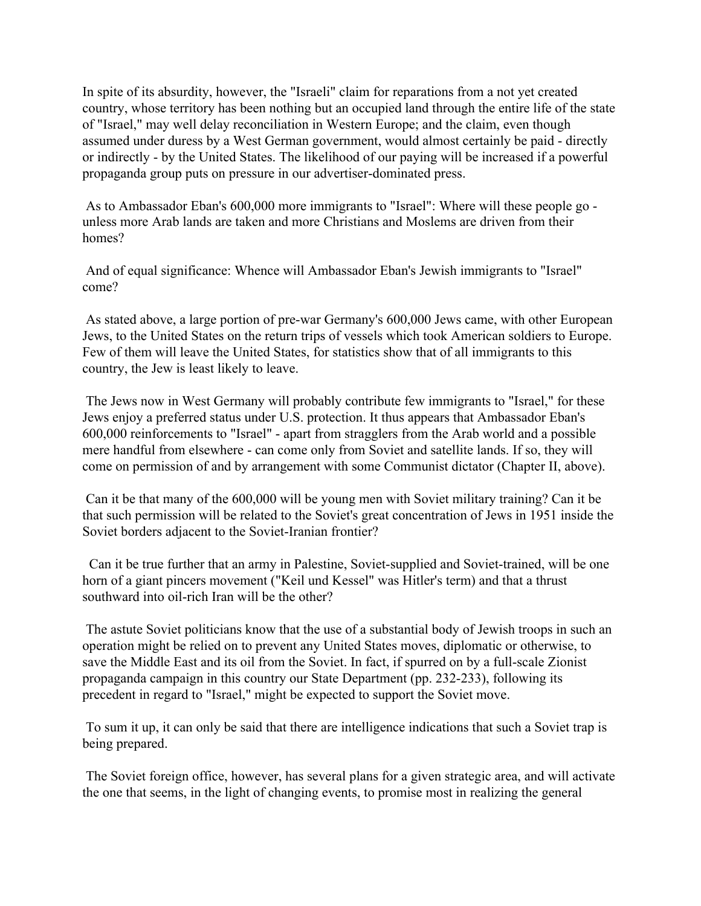In spite of its absurdity, however, the "Israeli" claim for reparations from a not yet created country, whose territory has been nothing but an occupied land through the entire life of the state of "Israel," may well delay reconciliation in Western Europe; and the claim, even though assumed under duress by a West German government, would almost certainly be paid - directly or indirectly - by the United States. The likelihood of our paying will be increased if a powerful propaganda group puts on pressure in our advertiser-dominated press.

As to Ambassador Eban's 600,000 more immigrants to "Israel": Where will these people go - unless more Arab lands are taken and more Christians and Moslems are driven from their homes?

And of equal significance: Whence will Ambassador Eban's Jewish immigrants to "Israel" come?

As stated above, a large portion of pre-war Germany's 600,000 Jews came, with other European Jews, to the United States on the return trips of vessels which took American soldiers to Europe. Few of them will leave the United States, for statistics show that of all immigrants to this country, the Jew is least likely to leave.

The Jews now in West Germany will probably contribute few immigrants to "Israel," for these Jews enjoy a preferred status under U.S. protection. It thus appears that Ambassador Eban's 600,000 reinforcements to "Israel" - apart from stragglers from the Arab world and a possible mere handful from elsewhere - can come only from Soviet and satellite lands. If so, they will come on permission of and by arrangement with some Communist dictator (Chapter II, above).

Can it be that many of the 600,000 will be young men with Soviet military training? Can it be that such permission will be related to the Soviet's great concentration of Jews in 1951 inside the Soviet borders adjacent to the Soviet-Iranian frontier?

Can it be true further that an army in Palestine, Soviet-supplied and Soviet-trained, will be one horn of a giant pincers movement ("Keil und Kessel" was Hitler's term) and that a thrust southward into oil-rich Iran will be the other?

The astute Soviet politicians know that the use of a substantial body of Jewish troops in such an operation might be relied on to prevent any United States moves, diplomatic or otherwise, to save the Middle East and its oil from the Soviet. In fact, if spurred on by a full-scale Zionist propaganda campaign in this country our State Department (pp. 232-233), following its precedent in regard to "Israel," might be expected to support the Soviet move.

To sum it up, it can only be said that there are intelligence indications that such a Soviet trap is being prepared.

The Soviet foreign office, however, has several plans for a given strategic area, and will activate the one that seems, in the light of changing events, to promise most in realizing the general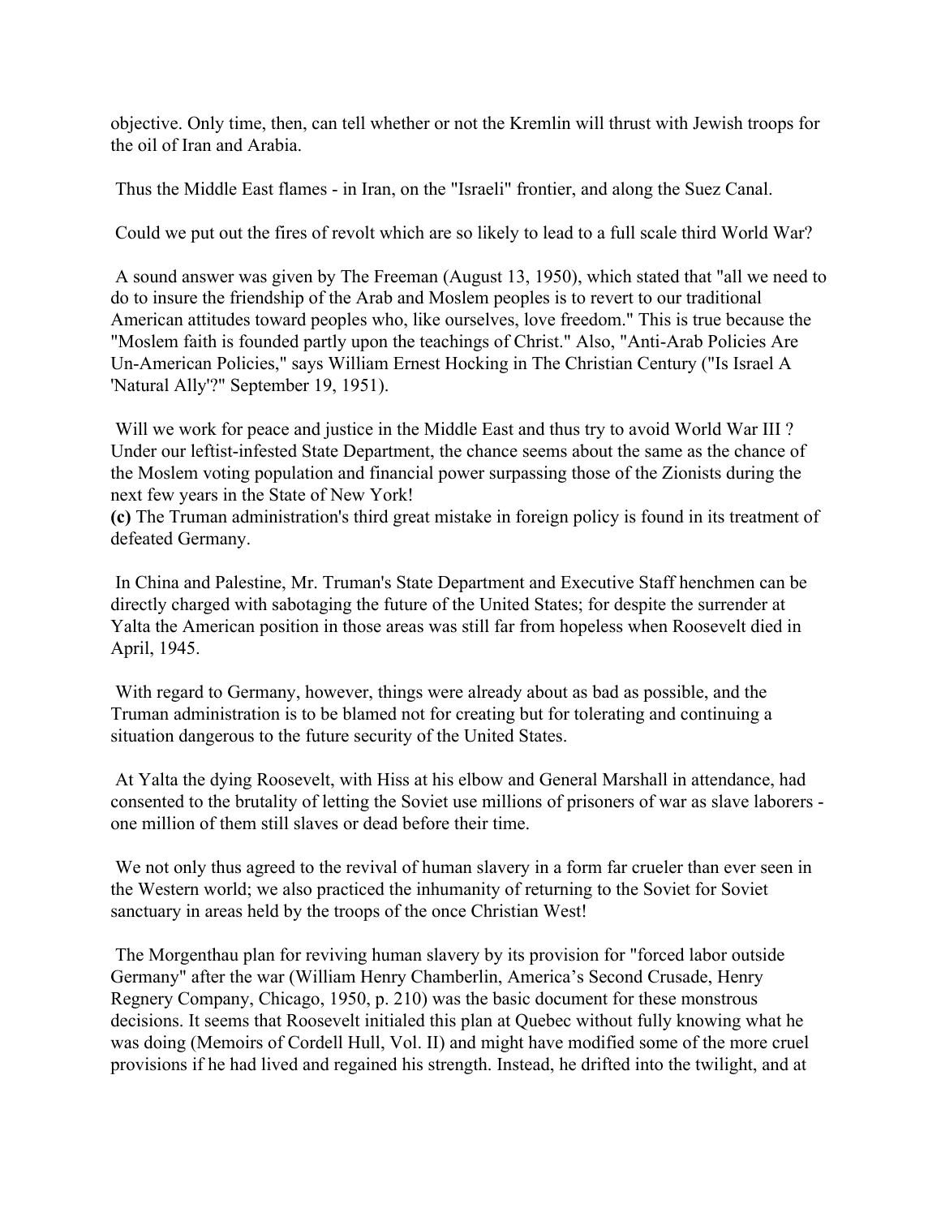objective. Only time, then, can tell whether or not the Kremlin will thrust with Jewish troops for the oil of Iran and Arabia.

Thus the Middle East flames - in Iran, on the "Israeli" frontier, and along the Suez Canal.

Could we put out the fires of revolt which are so likely to lead to a full scale third World War?

A sound answer was given by The Freeman (August 13, 1950), which stated that "all we need to do to insure the friendship of the Arab and Moslem peoples is to revert to our traditional American attitudes toward peoples who, like ourselves, love freedom." This is true because the "Moslem faith is founded partly upon the teachings of Christ." Also, "Anti-Arab Policies Are Un-American Policies," says William Ernest Hocking in The Christian Century ("Is Israel A 'Natural Ally'?" September 19, 1951).

Will we work for peace and justice in the Middle East and thus try to avoid World War III ? Under our leftist-infested State Department, the chance seems about the same as the chance of the Moslem voting population and financial power surpassing those of the Zionists during the next few years in the State of New York!

**(c)** The Truman administration's third great mistake in foreign policy is found in its treatment of defeated Germany.

In China and Palestine, Mr. Truman's State Department and Executive Staff henchmen can be directly charged with sabotaging the future of the United States; for despite the surrender at Yalta the American position in those areas was still far from hopeless when Roosevelt died in April, 1945.

With regard to Germany, however, things were already about as bad as possible, and the Truman administration is to be blamed not for creating but for tolerating and continuing a situation dangerous to the future security of the United States.

At Yalta the dying Roosevelt, with Hiss at his elbow and General Marshall in attendance, had consented to the brutality of letting the Soviet use millions of prisoners of war as slave laborers - one million of them still slaves or dead before their time.

We not only thus agreed to the revival of human slavery in a form far crueler than ever seen in the Western world; we also practiced the inhumanity of returning to the Soviet for Soviet sanctuary in areas held by the troops of the once Christian West!

The Morgenthau plan for reviving human slavery by its provision for "forced labor outside Germany" after the war (William Henry Chamberlin, America's Second Crusade, Henry Regnery Company, Chicago, 1950, p. 210) was the basic document for these monstrous decisions. It seems that Roosevelt initialed this plan at Quebec without fully knowing what he was doing (Memoirs of Cordell Hull, Vol. II) and might have modified some of the more cruel provisions if he had lived and regained his strength. Instead, he drifted into the twilight, and at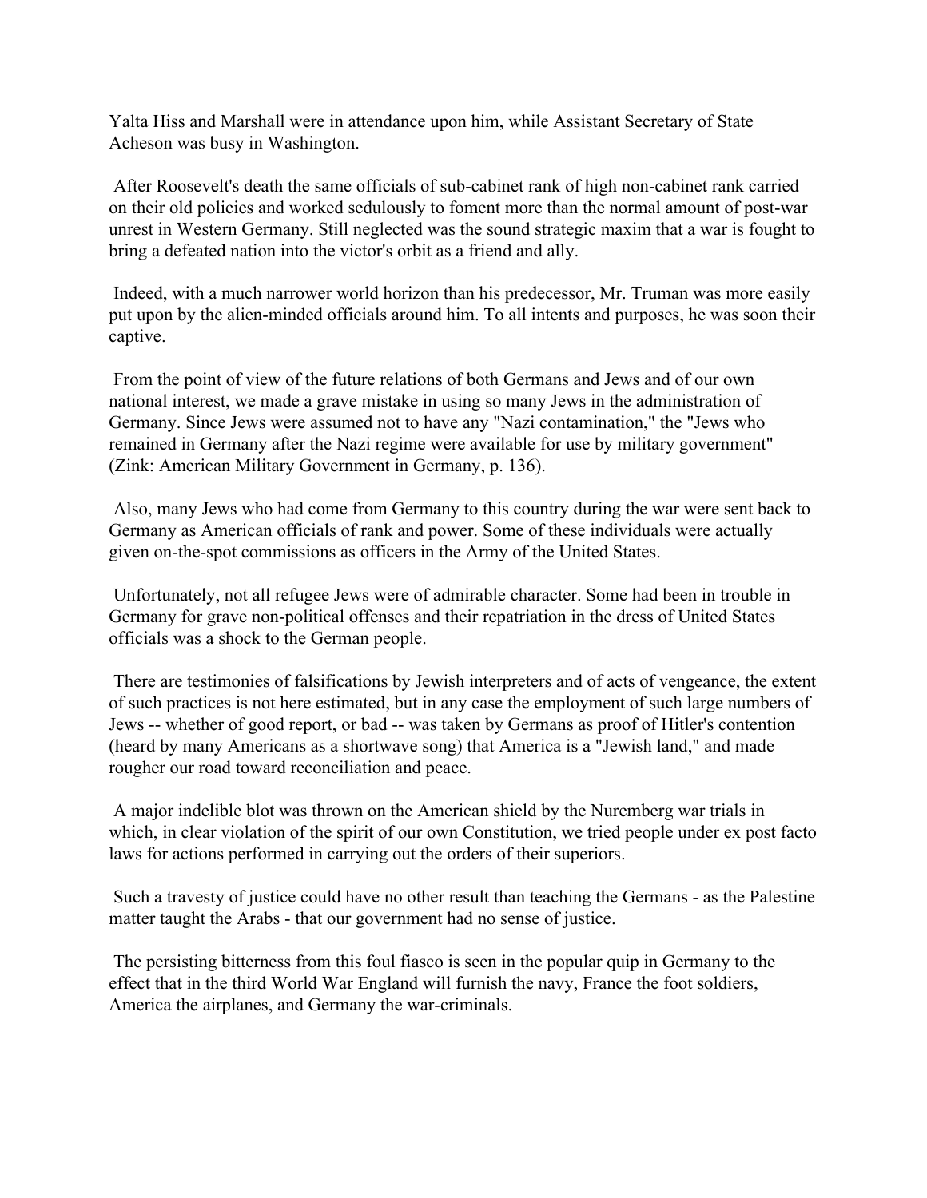Yalta Hiss and Marshall were in attendance upon him, while Assistant Secretary of State Acheson was busy in Washington.

After Roosevelt's death the same officials of sub-cabinet rank of high non-cabinet rank carried on their old policies and worked sedulously to foment more than the normal amount of post-war unrest in Western Germany. Still neglected was the sound strategic maxim that a war is fought to bring a defeated nation into the victor's orbit as a friend and ally.

Indeed, with a much narrower world horizon than his predecessor, Mr. Truman was more easily put upon by the alien-minded officials around him. To all intents and purposes, he was soon their captive.

From the point of view of the future relations of both Germans and Jews and of our own national interest, we made a grave mistake in using so many Jews in the administration of Germany. Since Jews were assumed not to have any "Nazi contamination," the "Jews who remained in Germany after the Nazi regime were available for use by military government" (Zink: American Military Government in Germany, p. 136).

Also, many Jews who had come from Germany to this country during the war were sent back to Germany as American officials of rank and power. Some of these individuals were actually given on-the-spot commissions as officers in the Army of the United States.

Unfortunately, not all refugee Jews were of admirable character. Some had been in trouble in Germany for grave non-political offenses and their repatriation in the dress of United States officials was a shock to the German people.

There are testimonies of falsifications by Jewish interpreters and of acts of vengeance, the extent of such practices is not here estimated, but in any case the employment of such large numbers of Jews -- whether of good report, or bad -- was taken by Germans as proof of Hitler's contention (heard by many Americans as a shortwave song) that America is a "Jewish land," and made rougher our road toward reconciliation and peace.

A major indelible blot was thrown on the American shield by the Nuremberg war trials in which, in clear violation of the spirit of our own Constitution, we tried people under ex post facto laws for actions performed in carrying out the orders of their superiors.

Such a travesty of justice could have no other result than teaching the Germans - as the Palestine matter taught the Arabs - that our government had no sense of justice.

The persisting bitterness from this foul fiasco is seen in the popular quip in Germany to the effect that in the third World War England will furnish the navy, France the foot soldiers, America the airplanes, and Germany the war-criminals.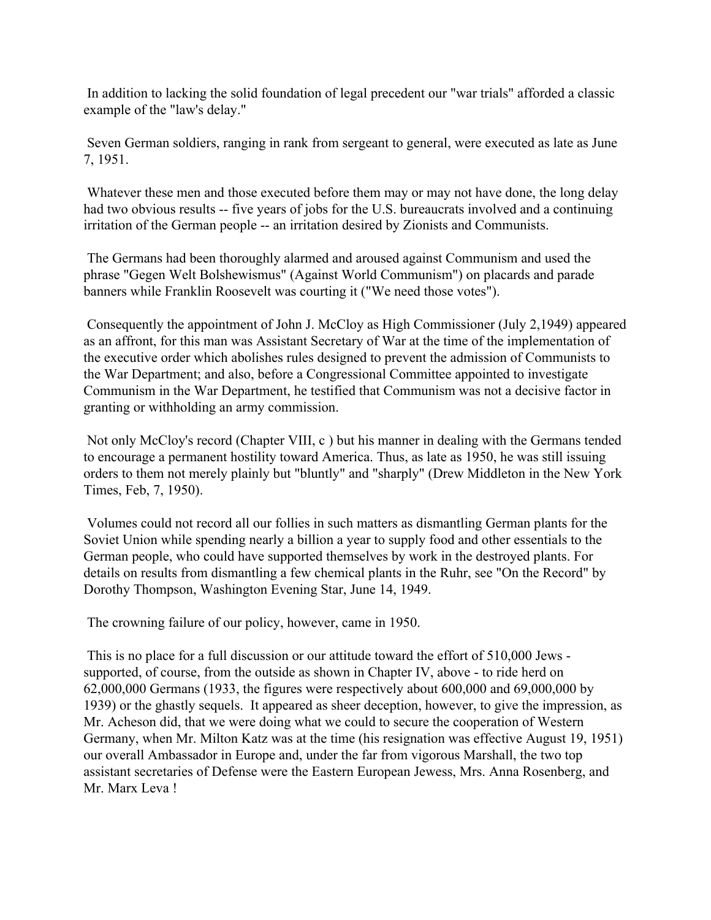In addition to lacking the solid foundation of legal precedent our "war trials" afforded a classic example of the "law's delay."

Seven German soldiers, ranging in rank from sergeant to general, were executed as late as June 7, 1951.

Whatever these men and those executed before them may or may not have done, the long delay had two obvious results -- five years of jobs for the U.S. bureaucrats involved and a continuing irritation of the German people -- an irritation desired by Zionists and Communists.

The Germans had been thoroughly alarmed and aroused against Communism and used the phrase "Gegen Welt Bolshewismus" (Against World Communism") on placards and parade banners while Franklin Roosevelt was courting it ("We need those votes").

Consequently the appointment of John J. McCloy as High Commissioner (July 2,1949) appeared as an affront, for this man was Assistant Secretary of War at the time of the implementation of the executive order which abolishes rules designed to prevent the admission of Communists to the War Department; and also, before a Congressional Committee appointed to investigate Communism in the War Department, he testified that Communism was not a decisive factor in granting or withholding an army commission.

Not only McCloy's record (Chapter VIII, c ) but his manner in dealing with the Germans tended to encourage a permanent hostility toward America. Thus, as late as 1950, he was still issuing orders to them not merely plainly but "bluntly" and "sharply" (Drew Middleton in the New York Times, Feb, 7, 1950).

Volumes could not record all our follies in such matters as dismantling German plants for the Soviet Union while spending nearly a billion a year to supply food and other essentials to the German people, who could have supported themselves by work in the destroyed plants. For details on results from dismantling a few chemical plants in the Ruhr, see "On the Record" by Dorothy Thompson, Washington Evening Star, June 14, 1949.

The crowning failure of our policy, however, came in 1950.

This is no place for a full discussion or our attitude toward the effort of 510,000 Jews - supported, of course, from the outside as shown in Chapter IV, above - to ride herd on 62,000,000 Germans (1933, the figures were respectively about 600,000 and 69,000,000 by 1939) or the ghastly sequels. It appeared as sheer deception, however, to give the impression, as Mr. Acheson did, that we were doing what we could to secure the cooperation of Western Germany, when Mr. Milton Katz was at the time (his resignation was effective August 19, 1951) our overall Ambassador in Europe and, under the far from vigorous Marshall, the two top assistant secretaries of Defense were the Eastern European Jewess, Mrs. Anna Rosenberg, and Mr. Marx Leva !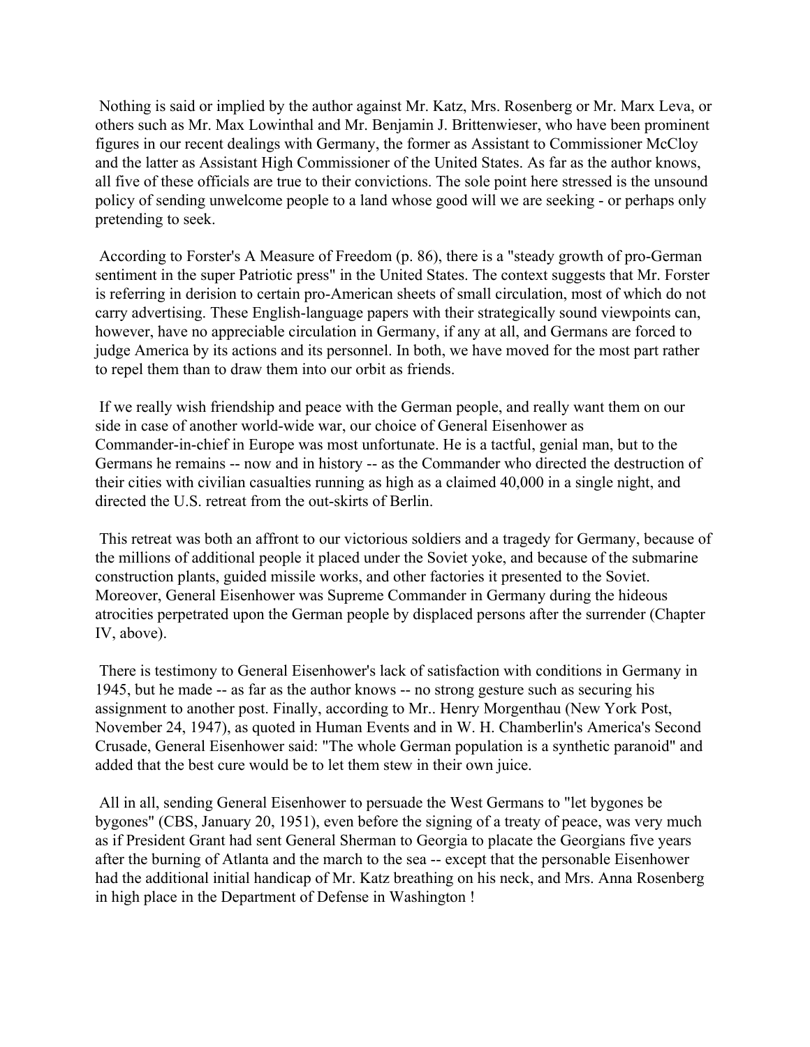Nothing is said or implied by the author against Mr. Katz, Mrs. Rosenberg or Mr. Marx Leva, or others such as Mr. Max Lowinthal and Mr. Benjamin J. Brittenwieser, who have been prominent figures in our recent dealings with Germany, the former as Assistant to Commissioner McCloy and the latter as Assistant High Commissioner of the United States. As far as the author knows, all five of these officials are true to their convictions. The sole point here stressed is the unsound policy of sending unwelcome people to a land whose good will we are seeking - or perhaps only pretending to seek.

According to Forster's A Measure of Freedom (p. 86), there is a "steady growth of pro-German sentiment in the super Patriotic press" in the United States. The context suggests that Mr. Forster is referring in derision to certain pro-American sheets of small circulation, most of which do not carry advertising. These English-language papers with their strategically sound viewpoints can, however, have no appreciable circulation in Germany, if any at all, and Germans are forced to judge America by its actions and its personnel. In both, we have moved for the most part rather to repel them than to draw them into our orbit as friends.

If we really wish friendship and peace with the German people, and really want them on our side in case of another world-wide war, our choice of General Eisenhower as Commander-in-chief in Europe was most unfortunate. He is a tactful, genial man, but to the Germans he remains -- now and in history -- as the Commander who directed the destruction of their cities with civilian casualties running as high as a claimed 40,000 in a single night, and directed the U.S. retreat from the out-skirts of Berlin.

This retreat was both an affront to our victorious soldiers and a tragedy for Germany, because of the millions of additional people it placed under the Soviet yoke, and because of the submarine construction plants, guided missile works, and other factories it presented to the Soviet. Moreover, General Eisenhower was Supreme Commander in Germany during the hideous atrocities perpetrated upon the German people by displaced persons after the surrender (Chapter IV, above).

There is testimony to General Eisenhower's lack of satisfaction with conditions in Germany in 1945, but he made -- as far as the author knows -- no strong gesture such as securing his assignment to another post. Finally, according to Mr.. Henry Morgenthau (New York Post, November 24, 1947), as quoted in Human Events and in W. H. Chamberlin's America's Second Crusade, General Eisenhower said: "The whole German population is a synthetic paranoid" and added that the best cure would be to let them stew in their own juice.

All in all, sending General Eisenhower to persuade the West Germans to "let bygones be bygones" (CBS, January 20, 1951), even before the signing of a treaty of peace, was very much as if President Grant had sent General Sherman to Georgia to placate the Georgians five years after the burning of Atlanta and the march to the sea -- except that the personable Eisenhower had the additional initial handicap of Mr. Katz breathing on his neck, and Mrs. Anna Rosenberg in high place in the Department of Defense in Washington !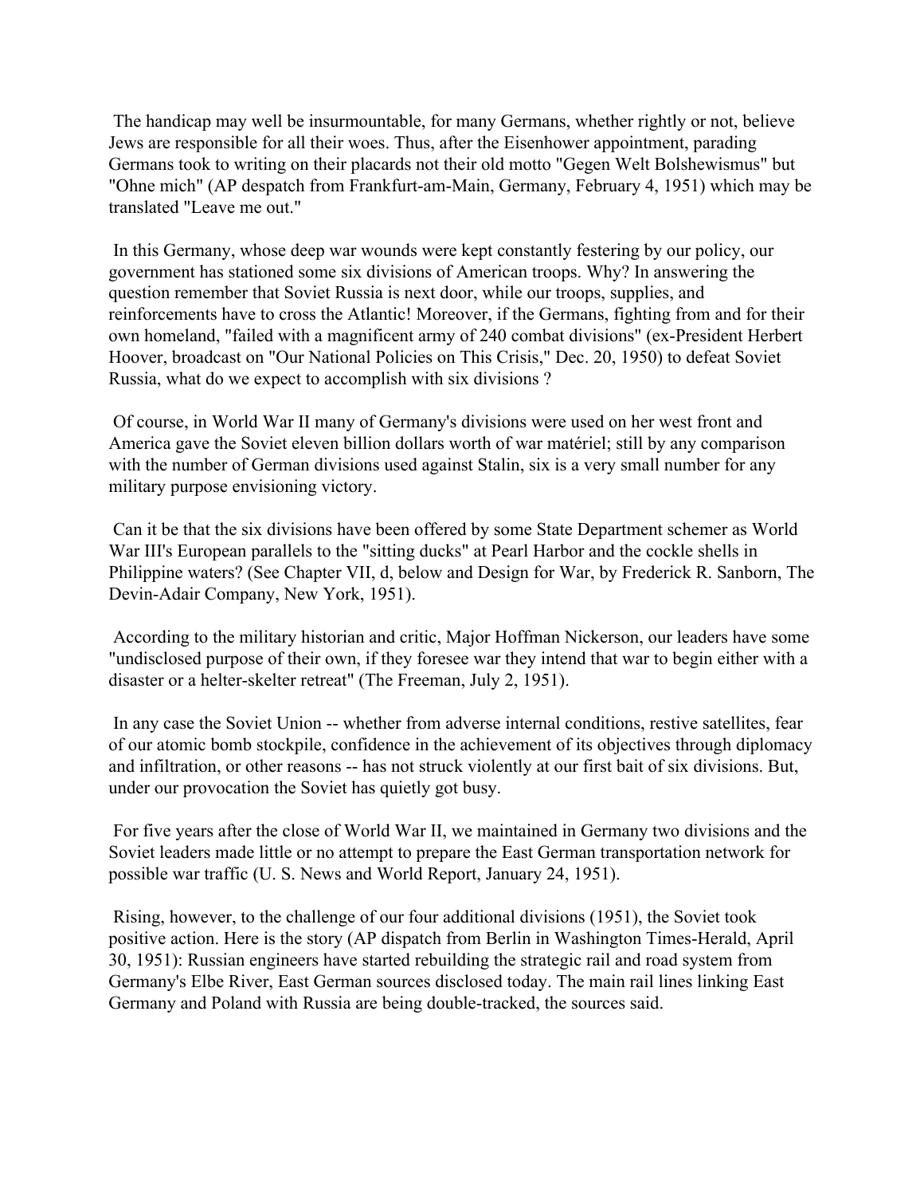The handicap may well be insurmountable, for many Germans, whether rightly or not, believe Jews are responsible for all their woes. Thus, after the Eisenhower appointment, parading Germans took to writing on their placards not their old motto "Gegen Welt Bolshewismus" but "Ohne mich" (AP despatch from Frankfurt-am-Main, Germany, February 4, 1951) which may be translated "Leave me out."

In this Germany, whose deep war wounds were kept constantly festering by our policy, our government has stationed some six divisions of American troops. Why? In answering the question remember that Soviet Russia is next door, while our troops, supplies, and reinforcements have to cross the Atlantic! Moreover, if the Germans, fighting from and for their own homeland, "failed with a magnificent army of 240 combat divisions" (ex-President Herbert Hoover, broadcast on "Our National Policies on This Crisis," Dec. 20, 1950) to defeat Soviet Russia, what do we expect to accomplish with six divisions ?

Of course, in World War II many of Germany's divisions were used on her west front and America gave the Soviet eleven billion dollars worth of war matériel; still by any comparison with the number of German divisions used against Stalin, six is a very small number for any military purpose envisioning victory.

Can it be that the six divisions have been offered by some State Department schemer as World War III's European parallels to the "sitting ducks" at Pearl Harbor and the cockle shells in Philippine waters? (See Chapter VII, d, below and Design for War, by Frederick R. Sanborn, The Devin-Adair Company, New York, 1951).

According to the military historian and critic, Major Hoffman Nickerson, our leaders have some "undisclosed purpose of their own, if they foresee war they intend that war to begin either with a disaster or a helter-skelter retreat" (The Freeman, July 2, 1951).

In any case the Soviet Union -- whether from adverse internal conditions, restive satellites, fear of our atomic bomb stockpile, confidence in the achievement of its objectives through diplomacy and infiltration, or other reasons -- has not struck violently at our first bait of six divisions. But, under our provocation the Soviet has quietly got busy.

For five years after the close of World War II, we maintained in Germany two divisions and the Soviet leaders made little or no attempt to prepare the East German transportation network for possible war traffic (U. S. News and World Report, January 24, 1951).

Rising, however, to the challenge of our four additional divisions (1951), the Soviet took positive action. Here is the story (AP dispatch from Berlin in Washington Times-Herald, April 30, 1951): Russian engineers have started rebuilding the strategic rail and road system from Germany's Elbe River, East German sources disclosed today. The main rail lines linking East Germany and Poland with Russia are being double-tracked, the sources said.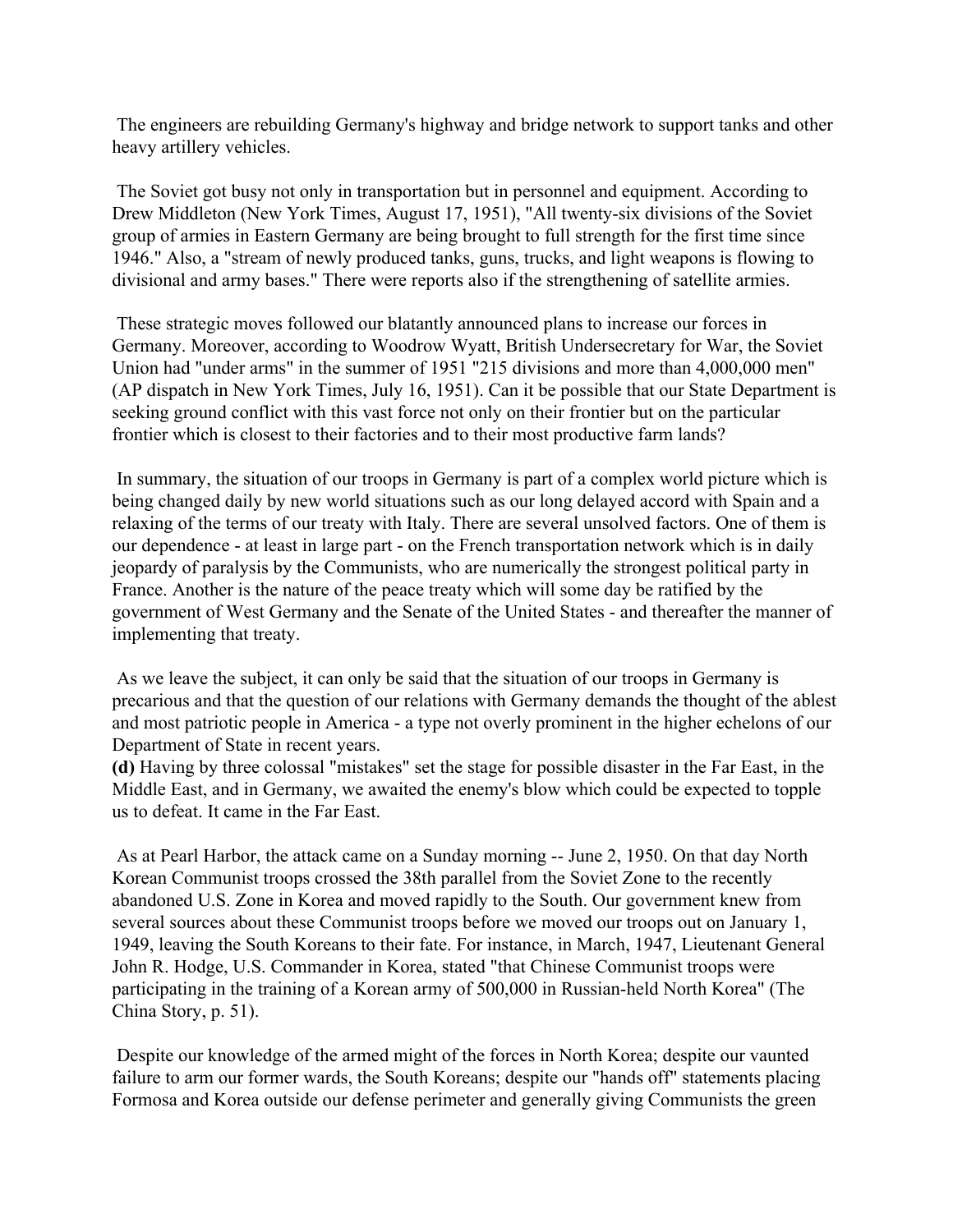The engineers are rebuilding Germany's highway and bridge network to support tanks and other heavy artillery vehicles.

The Soviet got busy not only in transportation but in personnel and equipment. According to Drew Middleton (New York Times, August 17, 1951), "All twenty-six divisions of the Soviet group of armies in Eastern Germany are being brought to full strength for the first time since 1946." Also, a "stream of newly produced tanks, guns, trucks, and light weapons is flowing to divisional and army bases." There were reports also if the strengthening of satellite armies.

These strategic moves followed our blatantly announced plans to increase our forces in Germany. Moreover, according to Woodrow Wyatt, British Undersecretary for War, the Soviet Union had "under arms" in the summer of 1951 "215 divisions and more than 4,000,000 men" (AP dispatch in New York Times, July 16, 1951). Can it be possible that our State Department is seeking ground conflict with this vast force not only on their frontier but on the particular frontier which is closest to their factories and to their most productive farm lands?

In summary, the situation of our troops in Germany is part of a complex world picture which is being changed daily by new world situations such as our long delayed accord with Spain and a relaxing of the terms of our treaty with Italy. There are several unsolved factors. One of them is our dependence - at least in large part - on the French transportation network which is in daily jeopardy of paralysis by the Communists, who are numerically the strongest political party in France. Another is the nature of the peace treaty which will some day be ratified by the government of West Germany and the Senate of the United States - and thereafter the manner of implementing that treaty.

As we leave the subject, it can only be said that the situation of our troops in Germany is precarious and that the question of our relations with Germany demands the thought of the ablest and most patriotic people in America - a type not overly prominent in the higher echelons of our Department of State in recent years.

**(d)** Having by three colossal "mistakes" set the stage for possible disaster in the Far East, in the Middle East, and in Germany, we awaited the enemy's blow which could be expected to topple us to defeat. It came in the Far East.

As at Pearl Harbor, the attack came on a Sunday morning -- June 2, 1950. On that day North Korean Communist troops crossed the 38th parallel from the Soviet Zone to the recently abandoned U.S. Zone in Korea and moved rapidly to the South. Our government knew from several sources about these Communist troops before we moved our troops out on January 1, 1949, leaving the South Koreans to their fate. For instance, in March, 1947, Lieutenant General John R. Hodge, U.S. Commander in Korea, stated "that Chinese Communist troops were participating in the training of a Korean army of 500,000 in Russian-held North Korea" (The China Story, p. 51).

Despite our knowledge of the armed might of the forces in North Korea; despite our vaunted failure to arm our former wards, the South Koreans; despite our "hands off" statements placing Formosa and Korea outside our defense perimeter and generally giving Communists the green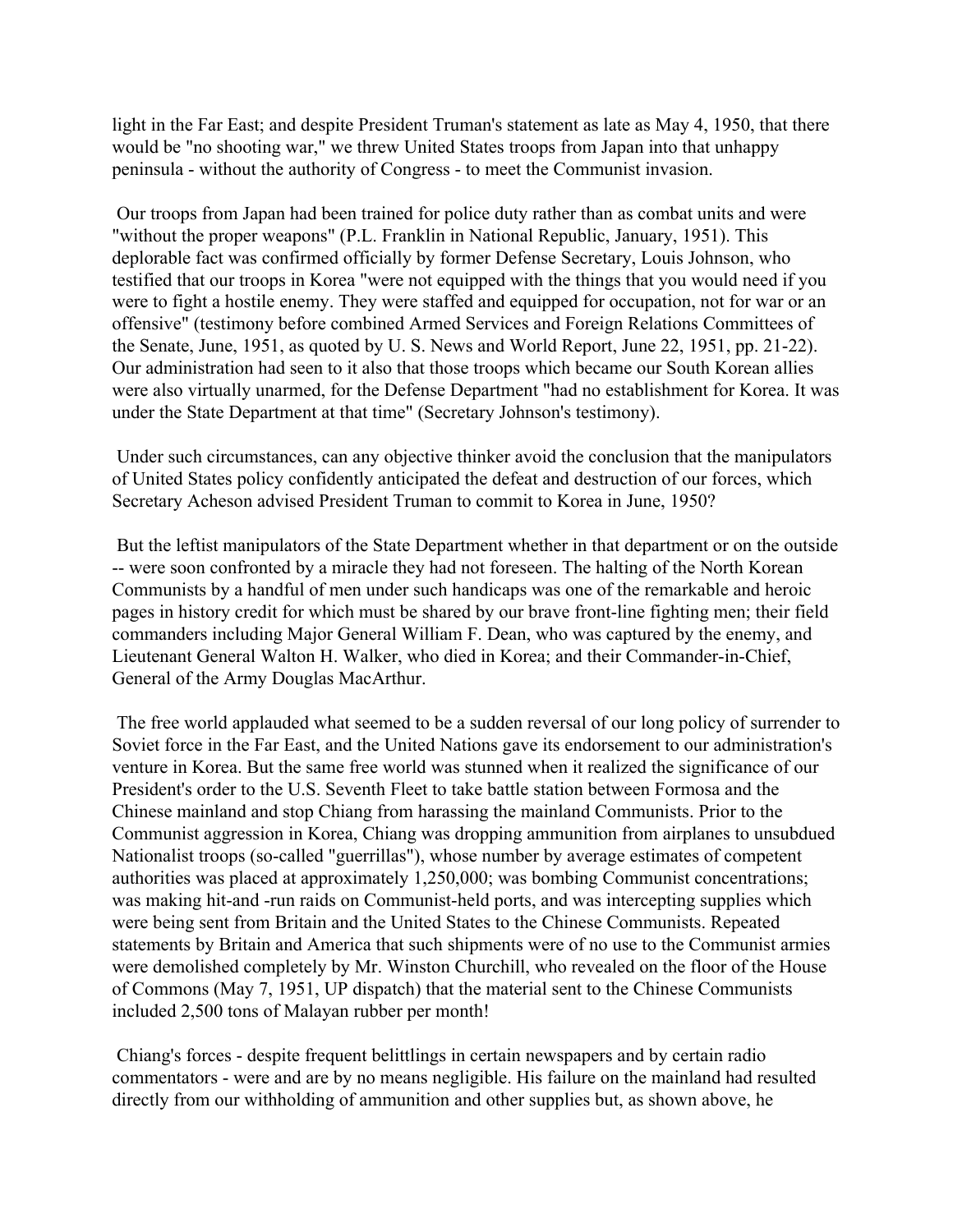light in the Far East; and despite President Truman's statement as late as May 4, 1950, that there would be "no shooting war," we threw United States troops from Japan into that unhappy peninsula - without the authority of Congress - to meet the Communist invasion.

Our troops from Japan had been trained for police duty rather than as combat units and were "without the proper weapons" (P.L. Franklin in National Republic, January, 1951). This deplorable fact was confirmed officially by former Defense Secretary, Louis Johnson, who testified that our troops in Korea "were not equipped with the things that you would need if you were to fight a hostile enemy. They were staffed and equipped for occupation, not for war or an offensive" (testimony before combined Armed Services and Foreign Relations Committees of the Senate, June, 1951, as quoted by U. S. News and World Report, June 22, 1951, pp. 21-22). Our administration had seen to it also that those troops which became our South Korean allies were also virtually unarmed, for the Defense Department "had no establishment for Korea. It was under the State Department at that time" (Secretary Johnson's testimony).

Under such circumstances, can any objective thinker avoid the conclusion that the manipulators of United States policy confidently anticipated the defeat and destruction of our forces, which Secretary Acheson advised President Truman to commit to Korea in June, 1950?

But the leftist manipulators of the State Department whether in that department or on the outside -- were soon confronted by a miracle they had not foreseen. The halting of the North Korean Communists by a handful of men under such handicaps was one of the remarkable and heroic pages in history credit for which must be shared by our brave front-line fighting men; their field commanders including Major General William F. Dean, who was captured by the enemy, and Lieutenant General Walton H. Walker, who died in Korea; and their Commander-in-Chief, General of the Army Douglas MacArthur.

The free world applauded what seemed to be a sudden reversal of our long policy of surrender to Soviet force in the Far East, and the United Nations gave its endorsement to our administration's venture in Korea. But the same free world was stunned when it realized the significance of our President's order to the U.S. Seventh Fleet to take battle station between Formosa and the Chinese mainland and stop Chiang from harassing the mainland Communists. Prior to the Communist aggression in Korea, Chiang was dropping ammunition from airplanes to unsubdued Nationalist troops (so-called "guerrillas"), whose number by average estimates of competent authorities was placed at approximately 1,250,000; was bombing Communist concentrations; was making hit-and -run raids on Communist-held ports, and was intercepting supplies which were being sent from Britain and the United States to the Chinese Communists. Repeated statements by Britain and America that such shipments were of no use to the Communist armies were demolished completely by Mr. Winston Churchill, who revealed on the floor of the House of Commons (May 7, 1951, UP dispatch) that the material sent to the Chinese Communists included 2,500 tons of Malayan rubber per month!

Chiang's forces - despite frequent belittlings in certain newspapers and by certain radio commentators - were and are by no means negligible. His failure on the mainland had resulted directly from our withholding of ammunition and other supplies but, as shown above, he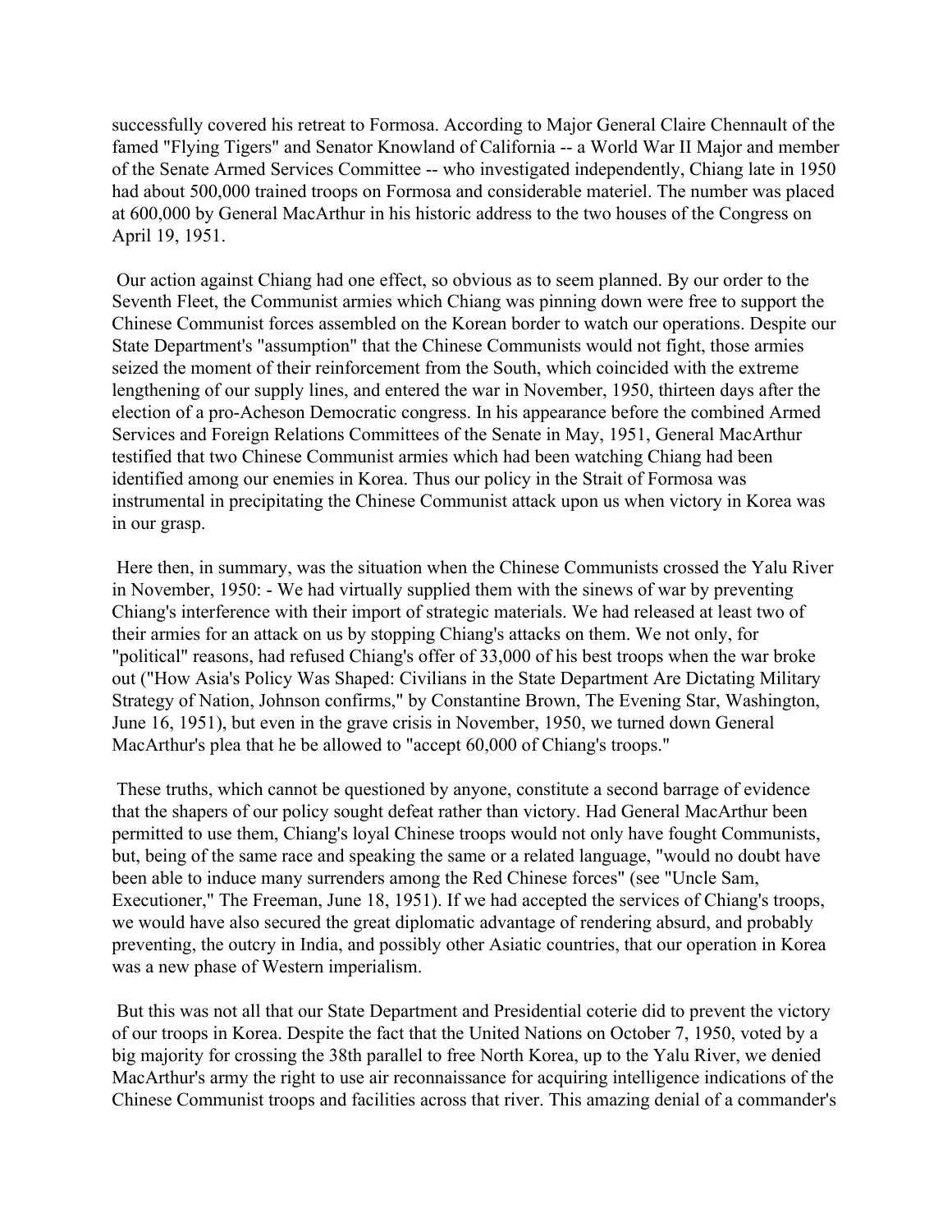successfully covered his retreat to Formosa. According to Major General Claire Chennault of the famed "Flying Tigers" and Senator Knowland of California -- a World War II Major and member of the Senate Armed Services Committee -- who investigated independently, Chiang late in 1950 had about 500,000 trained troops on Formosa and considerable materiel. The number was placed at 600,000 by General MacArthur in his historic address to the two houses of the Congress on April 19, 1951.

Our action against Chiang had one effect, so obvious as to seem planned. By our order to the Seventh Fleet, the Communist armies which Chiang was pinning down were free to support the Chinese Communist forces assembled on the Korean border to watch our operations. Despite our State Department's "assumption" that the Chinese Communists would not fight, those armies seized the moment of their reinforcement from the South, which coincided with the extreme lengthening of our supply lines, and entered the war in November, 1950, thirteen days after the election of a pro-Acheson Democratic congress. In his appearance before the combined Armed Services and Foreign Relations Committees of the Senate in May, 1951, General MacArthur testified that two Chinese Communist armies which had been watching Chiang had been identified among our enemies in Korea. Thus our policy in the Strait of Formosa was instrumental in precipitating the Chinese Communist attack upon us when victory in Korea was in our grasp.

Here then, in summary, was the situation when the Chinese Communists crossed the Yalu River in November, 1950: - We had virtually supplied them with the sinews of war by preventing Chiang's interference with their import of strategic materials. We had released at least two of their armies for an attack on us by stopping Chiang's attacks on them. We not only, for "political" reasons, had refused Chiang's offer of 33,000 of his best troops when the war broke out ("How Asia's Policy Was Shaped: Civilians in the State Department Are Dictating Military Strategy of Nation, Johnson confirms," by Constantine Brown, The Evening Star, Washington, June 16, 1951), but even in the grave crisis in November, 1950, we turned down General MacArthur's plea that he be allowed to "accept 60,000 of Chiang's troops."

These truths, which cannot be questioned by anyone, constitute a second barrage of evidence that the shapers of our policy sought defeat rather than victory. Had General MacArthur been permitted to use them, Chiang's loyal Chinese troops would not only have fought Communists, but, being of the same race and speaking the same or a related language, "would no doubt have been able to induce many surrenders among the Red Chinese forces" (see "Uncle Sam, Executioner," The Freeman, June 18, 1951). If we had accepted the services of Chiang's troops, we would have also secured the great diplomatic advantage of rendering absurd, and probably preventing, the outcry in India, and possibly other Asiatic countries, that our operation in Korea was a new phase of Western imperialism.

But this was not all that our State Department and Presidential coterie did to prevent the victory of our troops in Korea. Despite the fact that the United Nations on October 7, 1950, voted by a big majority for crossing the 38th parallel to free North Korea, up to the Yalu River, we denied MacArthur's army the right to use air reconnaissance for acquiring intelligence indications of the Chinese Communist troops and facilities across that river. This amazing denial of a commander's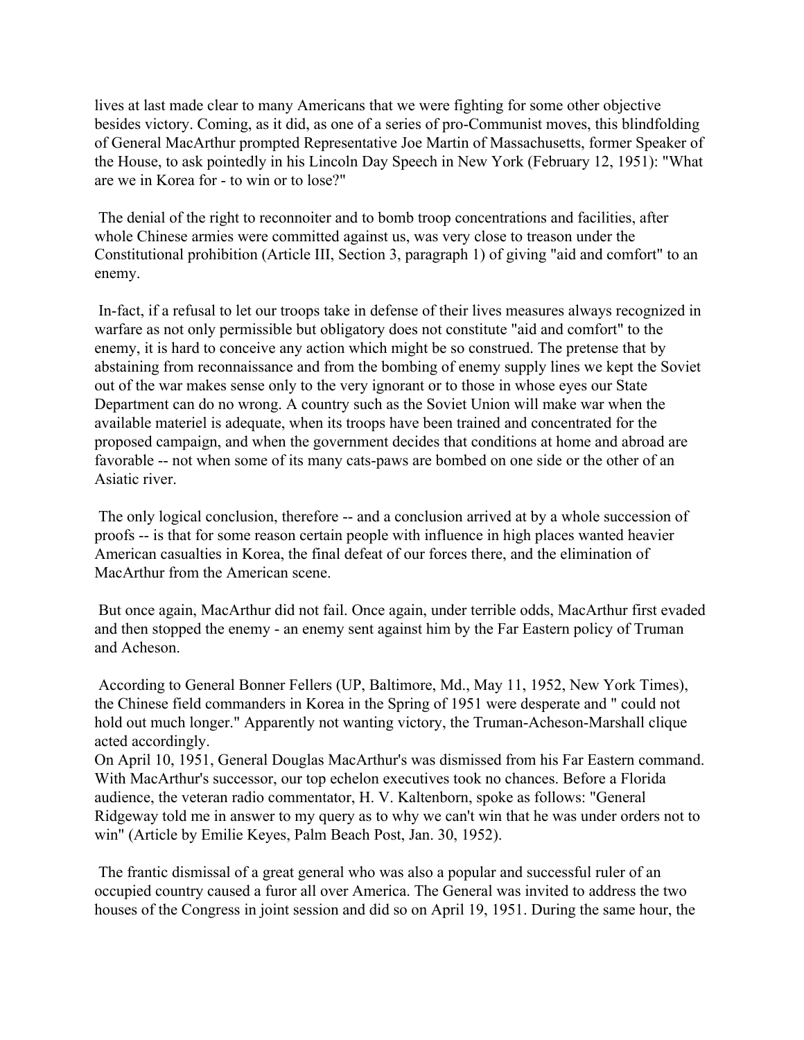lives at last made clear to many Americans that we were fighting for some other objective besides victory. Coming, as it did, as one of a series of pro-Communist moves, this blindfolding of General MacArthur prompted Representative Joe Martin of Massachusetts, former Speaker of the House, to ask pointedly in his Lincoln Day Speech in New York (February 12, 1951): "What are we in Korea for - to win or to lose?"

The denial of the right to reconnoiter and to bomb troop concentrations and facilities, after whole Chinese armies were committed against us, was very close to treason under the Constitutional prohibition (Article III, Section 3, paragraph 1) of giving "aid and comfort" to an enemy.

In-fact, if a refusal to let our troops take in defense of their lives measures always recognized in warfare as not only permissible but obligatory does not constitute "aid and comfort" to the enemy, it is hard to conceive any action which might be so construed. The pretense that by abstaining from reconnaissance and from the bombing of enemy supply lines we kept the Soviet out of the war makes sense only to the very ignorant or to those in whose eyes our State Department can do no wrong. A country such as the Soviet Union will make war when the available materiel is adequate, when its troops have been trained and concentrated for the proposed campaign, and when the government decides that conditions at home and abroad are favorable -- not when some of its many cats-paws are bombed on one side or the other of an Asiatic river.

The only logical conclusion, therefore -- and a conclusion arrived at by a whole succession of proofs -- is that for some reason certain people with influence in high places wanted heavier American casualties in Korea, the final defeat of our forces there, and the elimination of MacArthur from the American scene.

But once again, MacArthur did not fail. Once again, under terrible odds, MacArthur first evaded and then stopped the enemy - an enemy sent against him by the Far Eastern policy of Truman and Acheson.

According to General Bonner Fellers (UP, Baltimore, Md., May 11, 1952, New York Times), the Chinese field commanders in Korea in the Spring of 1951 were desperate and " could not hold out much longer." Apparently not wanting victory, the Truman-Acheson-Marshall clique acted accordingly.
On April 10, 1951, General Douglas MacArthur's was dismissed from his Far Eastern command. With MacArthur's successor, our top echelon executives took no chances. Before a Florida audience, the veteran radio commentator, H. V. Kaltenborn, spoke as follows: "General Ridgeway told me in answer to my query as to why we can't win that he was under orders not to win" (Article by Emilie Keyes, Palm Beach Post, Jan. 30, 1952).

The frantic dismissal of a great general who was also a popular and successful ruler of an occupied country caused a furor all over America. The General was invited to address the two houses of the Congress in joint session and did so on April 19, 1951. During the same hour, the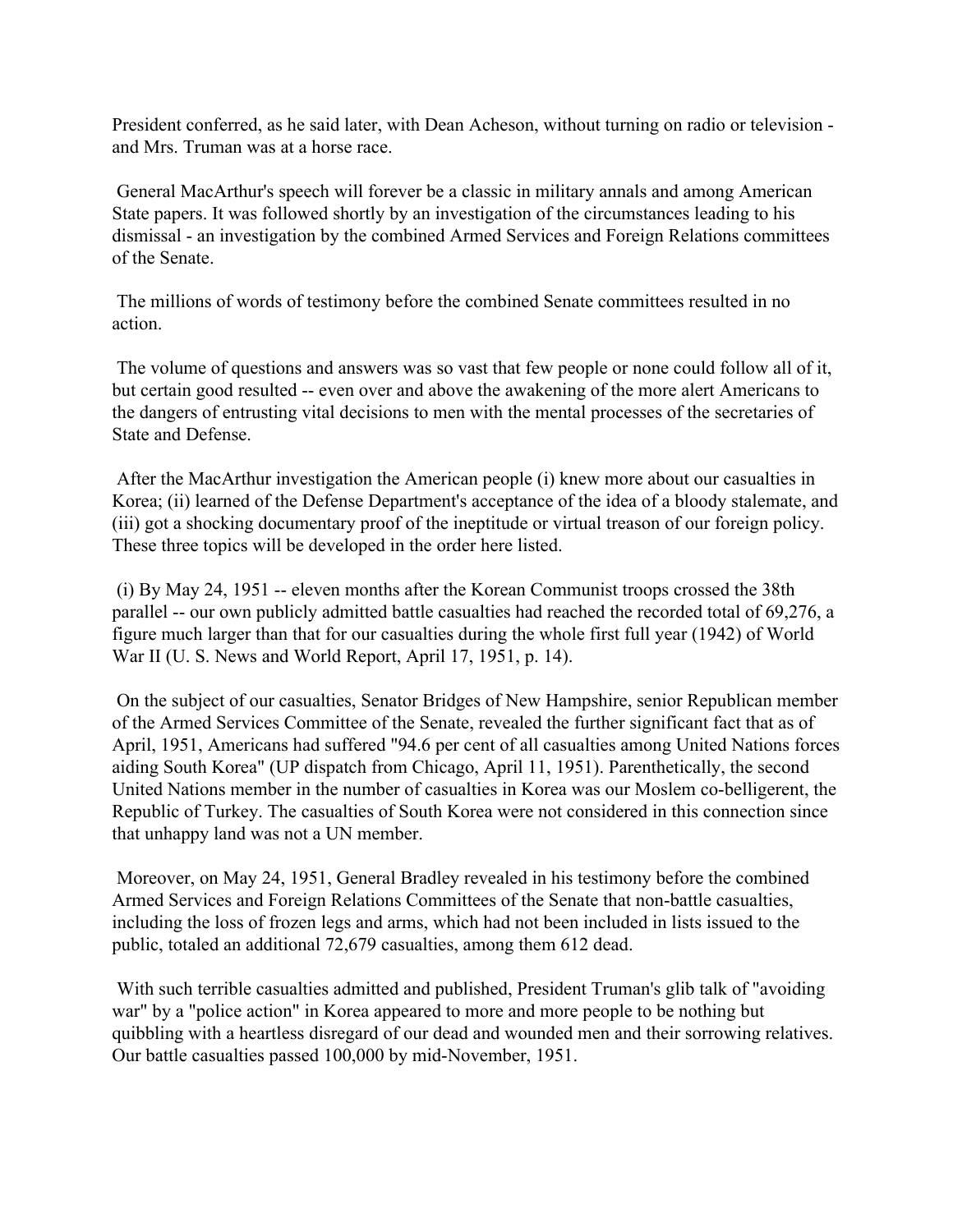President conferred, as he said later, with Dean Acheson, without turning on radio or television - and Mrs. Truman was at a horse race.

General MacArthur's speech will forever be a classic in military annals and among American State papers. It was followed shortly by an investigation of the circumstances leading to his dismissal - an investigation by the combined Armed Services and Foreign Relations committees of the Senate.

The millions of words of testimony before the combined Senate committees resulted in no action.

The volume of questions and answers was so vast that few people or none could follow all of it, but certain good resulted -- even over and above the awakening of the more alert Americans to the dangers of entrusting vital decisions to men with the mental processes of the secretaries of State and Defense.

After the MacArthur investigation the American people (i) knew more about our casualties in Korea; (ii) learned of the Defense Department's acceptance of the idea of a bloody stalemate, and (iii) got a shocking documentary proof of the ineptitude or virtual treason of our foreign policy. These three topics will be developed in the order here listed.

(i) By May 24, 1951 -- eleven months after the Korean Communist troops crossed the 38th parallel -- our own publicly admitted battle casualties had reached the recorded total of 69,276, a figure much larger than that for our casualties during the whole first full year (1942) of World War II (U. S. News and World Report, April 17, 1951, p. 14).

On the subject of our casualties, Senator Bridges of New Hampshire, senior Republican member of the Armed Services Committee of the Senate, revealed the further significant fact that as of April, 1951, Americans had suffered "94.6 per cent of all casualties among United Nations forces aiding South Korea" (UP dispatch from Chicago, April 11, 1951). Parenthetically, the second United Nations member in the number of casualties in Korea was our Moslem co-belligerent, the Republic of Turkey. The casualties of South Korea were not considered in this connection since that unhappy land was not a UN member.

Moreover, on May 24, 1951, General Bradley revealed in his testimony before the combined Armed Services and Foreign Relations Committees of the Senate that non-battle casualties, including the loss of frozen legs and arms, which had not been included in lists issued to the public, totaled an additional 72,679 casualties, among them 612 dead.

With such terrible casualties admitted and published, President Truman's glib talk of "avoiding war" by a "police action" in Korea appeared to more and more people to be nothing but quibbling with a heartless disregard of our dead and wounded men and their sorrowing relatives. Our battle casualties passed 100,000 by mid-November, 1951.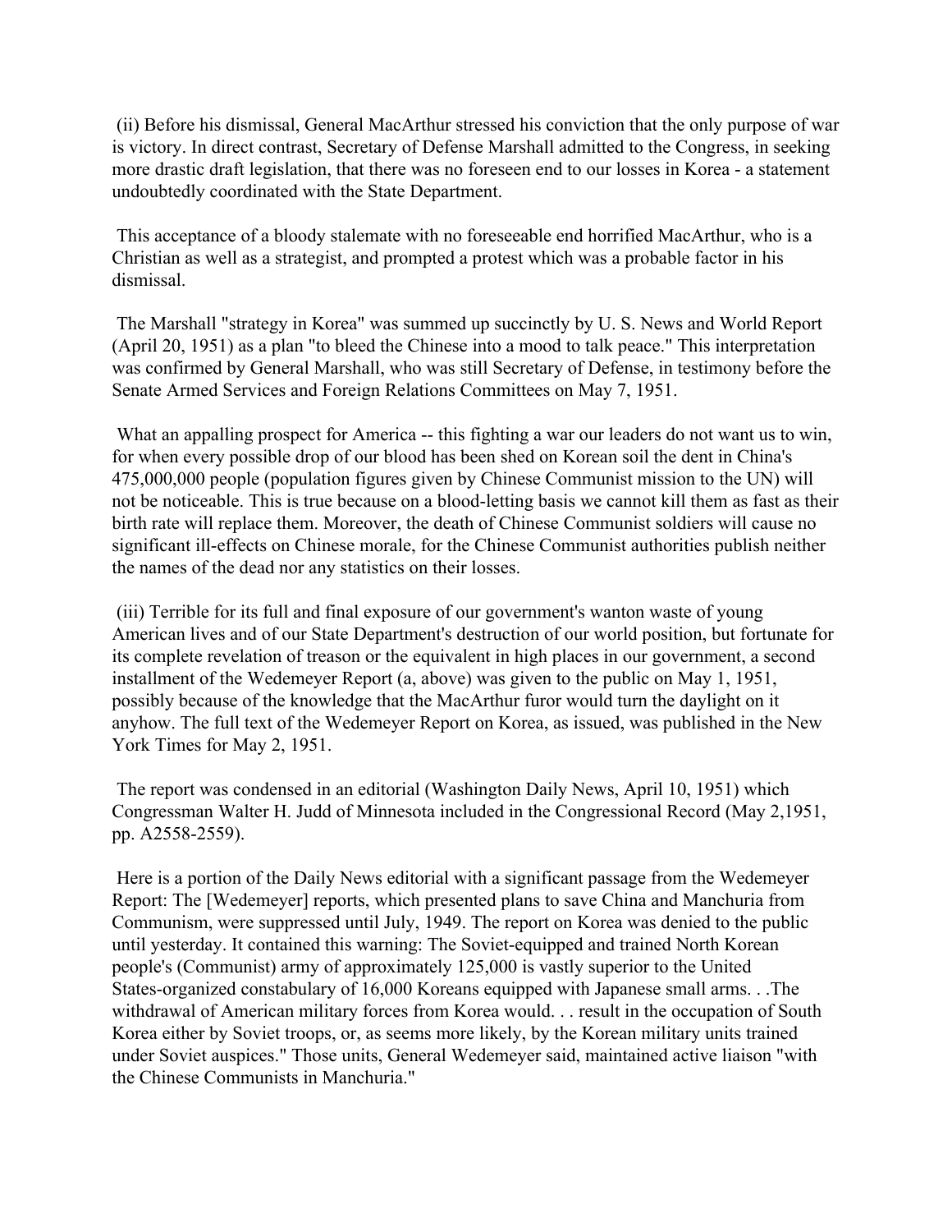(ii) Before his dismissal, General MacArthur stressed his conviction that the only purpose of war is victory. In direct contrast, Secretary of Defense Marshall admitted to the Congress, in seeking more drastic draft legislation, that there was no foreseen end to our losses in Korea - a statement undoubtedly coordinated with the State Department.

This acceptance of a bloody stalemate with no foreseeable end horrified MacArthur, who is a Christian as well as a strategist, and prompted a protest which was a probable factor in his dismissal.

The Marshall "strategy in Korea" was summed up succinctly by U. S. News and World Report (April 20, 1951) as a plan "to bleed the Chinese into a mood to talk peace." This interpretation was confirmed by General Marshall, who was still Secretary of Defense, in testimony before the Senate Armed Services and Foreign Relations Committees on May 7, 1951.

What an appalling prospect for America -- this fighting a war our leaders do not want us to win, for when every possible drop of our blood has been shed on Korean soil the dent in China's 475,000,000 people (population figures given by Chinese Communist mission to the UN) will not be noticeable. This is true because on a blood-letting basis we cannot kill them as fast as their birth rate will replace them. Moreover, the death of Chinese Communist soldiers will cause no significant ill-effects on Chinese morale, for the Chinese Communist authorities publish neither the names of the dead nor any statistics on their losses.

(iii) Terrible for its full and final exposure of our government's wanton waste of young American lives and of our State Department's destruction of our world position, but fortunate for its complete revelation of treason or the equivalent in high places in our government, a second installment of the Wedemeyer Report (a, above) was given to the public on May 1, 1951, possibly because of the knowledge that the MacArthur furor would turn the daylight on it anyhow. The full text of the Wedemeyer Report on Korea, as issued, was published in the New York Times for May 2, 1951.

The report was condensed in an editorial (Washington Daily News, April 10, 1951) which Congressman Walter H. Judd of Minnesota included in the Congressional Record (May 2,1951, pp. A2558-2559).

Here is a portion of the Daily News editorial with a significant passage from the Wedemeyer Report: The [Wedemeyer] reports, which presented plans to save China and Manchuria from Communism, were suppressed until July, 1949. The report on Korea was denied to the public until yesterday. It contained this warning: The Soviet-equipped and trained North Korean people's (Communist) army of approximately 125,000 is vastly superior to the United States-organized constabulary of 16,000 Koreans equipped with Japanese small arms. . .The withdrawal of American military forces from Korea would. . . result in the occupation of South Korea either by Soviet troops, or, as seems more likely, by the Korean military units trained under Soviet auspices." Those units, General Wedemeyer said, maintained active liaison "with the Chinese Communists in Manchuria."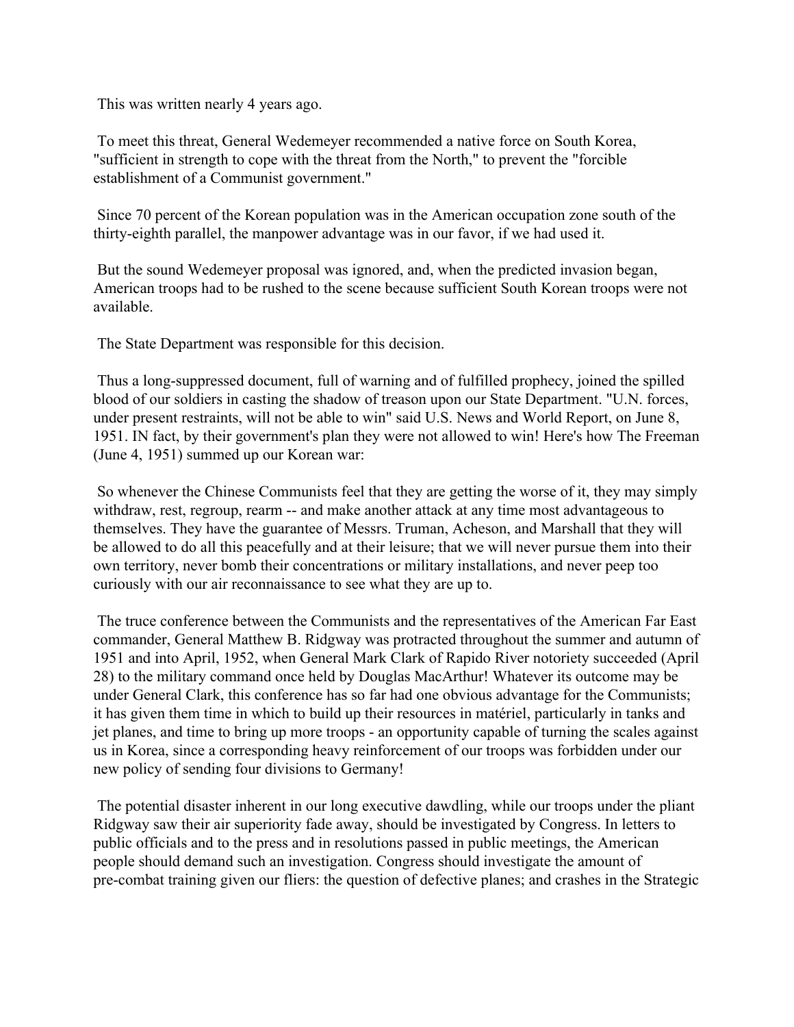This was written nearly 4 years ago.

To meet this threat, General Wedemeyer recommended a native force on South Korea, "sufficient in strength to cope with the threat from the North," to prevent the "forcible establishment of a Communist government."

Since 70 percent of the Korean population was in the American occupation zone south of the thirty-eighth parallel, the manpower advantage was in our favor, if we had used it.

But the sound Wedemeyer proposal was ignored, and, when the predicted invasion began, American troops had to be rushed to the scene because sufficient South Korean troops were not available.

The State Department was responsible for this decision.

Thus a long-suppressed document, full of warning and of fulfilled prophecy, joined the spilled blood of our soldiers in casting the shadow of treason upon our State Department. "U.N. forces, under present restraints, will not be able to win" said U.S. News and World Report, on June 8, 1951. IN fact, by their government's plan they were not allowed to win! Here's how The Freeman (June 4, 1951) summed up our Korean war:

So whenever the Chinese Communists feel that they are getting the worse of it, they may simply withdraw, rest, regroup, rearm -- and make another attack at any time most advantageous to themselves. They have the guarantee of Messrs. Truman, Acheson, and Marshall that they will be allowed to do all this peacefully and at their leisure; that we will never pursue them into their own territory, never bomb their concentrations or military installations, and never peep too curiously with our air reconnaissance to see what they are up to.

The truce conference between the Communists and the representatives of the American Far East commander, General Matthew B. Ridgway was protracted throughout the summer and autumn of 1951 and into April, 1952, when General Mark Clark of Rapido River notoriety succeeded (April 28) to the military command once held by Douglas MacArthur! Whatever its outcome may be under General Clark, this conference has so far had one obvious advantage for the Communists; it has given them time in which to build up their resources in matériel, particularly in tanks and jet planes, and time to bring up more troops - an opportunity capable of turning the scales against us in Korea, since a corresponding heavy reinforcement of our troops was forbidden under our new policy of sending four divisions to Germany!

The potential disaster inherent in our long executive dawdling, while our troops under the pliant Ridgway saw their air superiority fade away, should be investigated by Congress. In letters to public officials and to the press and in resolutions passed in public meetings, the American people should demand such an investigation. Congress should investigate the amount of pre-combat training given our fliers: the question of defective planes; and crashes in the Strategic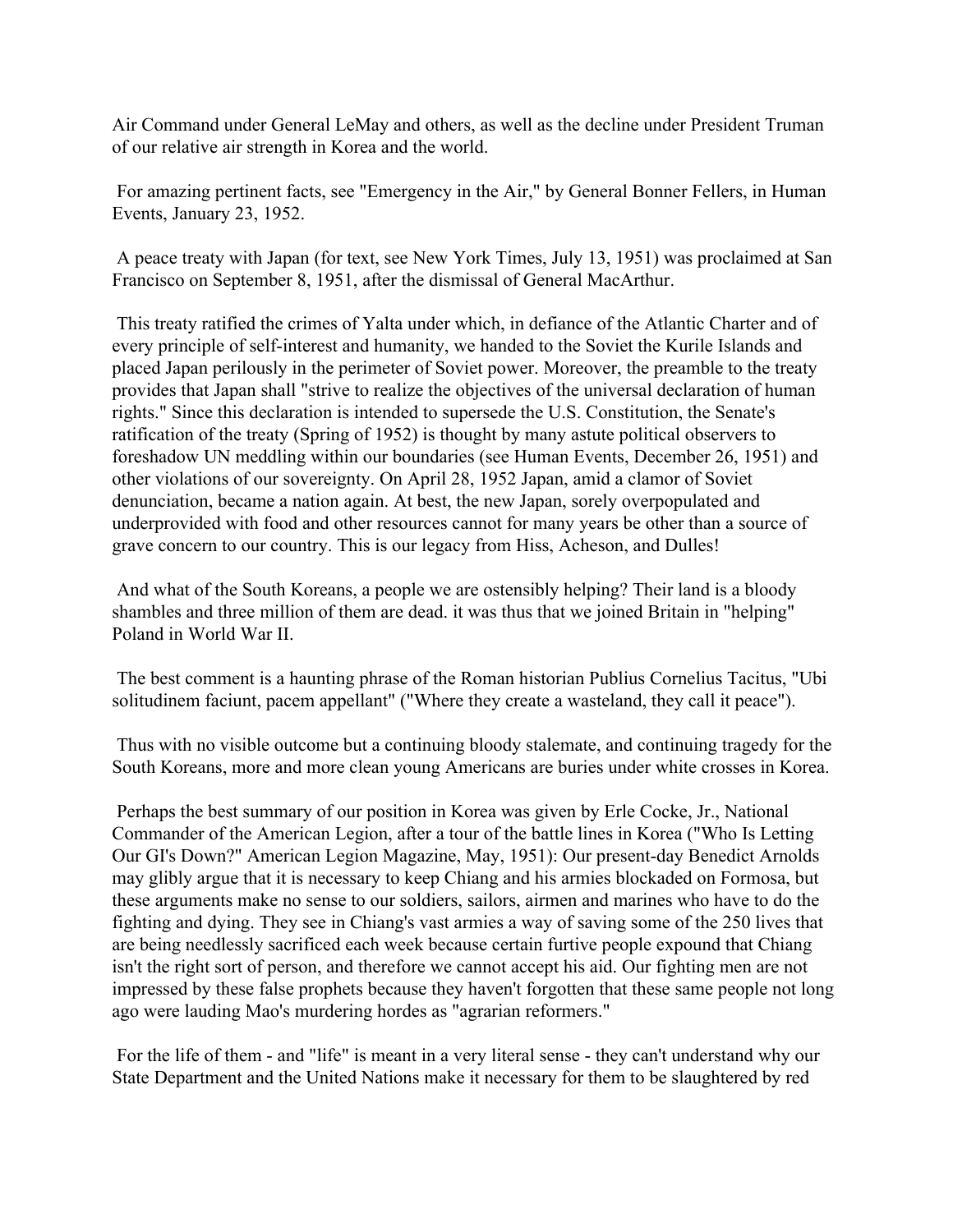Air Command under General LeMay and others, as well as the decline under President Truman of our relative air strength in Korea and the world.

For amazing pertinent facts, see "Emergency in the Air," by General Bonner Fellers, in Human Events, January 23, 1952.

A peace treaty with Japan (for text, see New York Times, July 13, 1951) was proclaimed at San Francisco on September 8, 1951, after the dismissal of General MacArthur.

This treaty ratified the crimes of Yalta under which, in defiance of the Atlantic Charter and of every principle of self-interest and humanity, we handed to the Soviet the Kurile Islands and placed Japan perilously in the perimeter of Soviet power. Moreover, the preamble to the treaty provides that Japan shall "strive to realize the objectives of the universal declaration of human rights." Since this declaration is intended to supersede the U.S. Constitution, the Senate's ratification of the treaty (Spring of 1952) is thought by many astute political observers to foreshadow UN meddling within our boundaries (see Human Events, December 26, 1951) and other violations of our sovereignty. On April 28, 1952 Japan, amid a clamor of Soviet denunciation, became a nation again. At best, the new Japan, sorely overpopulated and underprovided with food and other resources cannot for many years be other than a source of grave concern to our country. This is our legacy from Hiss, Acheson, and Dulles!

And what of the South Koreans, a people we are ostensibly helping? Their land is a bloody shambles and three million of them are dead. it was thus that we joined Britain in "helping" Poland in World War II.

The best comment is a haunting phrase of the Roman historian Publius Cornelius Tacitus, "Ubi solitudinem faciunt, pacem appellant" ("Where they create a wasteland, they call it peace").

Thus with no visible outcome but a continuing bloody stalemate, and continuing tragedy for the South Koreans, more and more clean young Americans are buries under white crosses in Korea.

Perhaps the best summary of our position in Korea was given by Erle Cocke, Jr., National Commander of the American Legion, after a tour of the battle lines in Korea ("Who Is Letting Our GI's Down?" American Legion Magazine, May, 1951): Our present-day Benedict Arnolds may glibly argue that it is necessary to keep Chiang and his armies blockaded on Formosa, but these arguments make no sense to our soldiers, sailors, airmen and marines who have to do the fighting and dying. They see in Chiang's vast armies a way of saving some of the 250 lives that are being needlessly sacrificed each week because certain furtive people expound that Chiang isn't the right sort of person, and therefore we cannot accept his aid. Our fighting men are not impressed by these false prophets because they haven't forgotten that these same people not long ago were lauding Mao's murdering hordes as "agrarian reformers."

For the life of them - and "life" is meant in a very literal sense - they can't understand why our State Department and the United Nations make it necessary for them to be slaughtered by red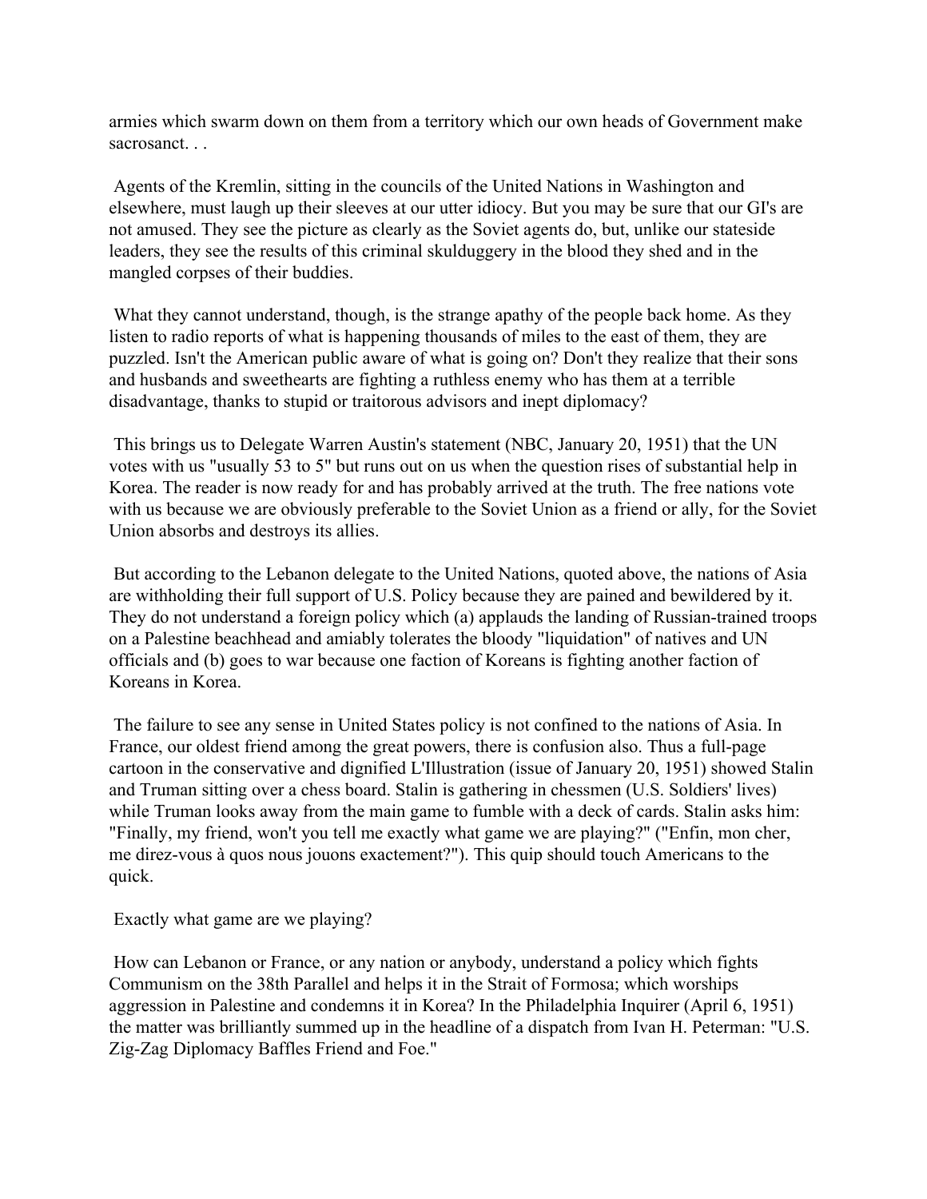armies which swarm down on them from a territory which our own heads of Government make sacrosanct. . .

Agents of the Kremlin, sitting in the councils of the United Nations in Washington and elsewhere, must laugh up their sleeves at our utter idiocy. But you may be sure that our GI's are not amused. They see the picture as clearly as the Soviet agents do, but, unlike our stateside leaders, they see the results of this criminal skulduggery in the blood they shed and in the mangled corpses of their buddies.

What they cannot understand, though, is the strange apathy of the people back home. As they listen to radio reports of what is happening thousands of miles to the east of them, they are puzzled. Isn't the American public aware of what is going on? Don't they realize that their sons and husbands and sweethearts are fighting a ruthless enemy who has them at a terrible disadvantage, thanks to stupid or traitorous advisors and inept diplomacy?

This brings us to Delegate Warren Austin's statement (NBC, January 20, 1951) that the UN votes with us "usually 53 to 5" but runs out on us when the question rises of substantial help in Korea. The reader is now ready for and has probably arrived at the truth. The free nations vote with us because we are obviously preferable to the Soviet Union as a friend or ally, for the Soviet Union absorbs and destroys its allies.

But according to the Lebanon delegate to the United Nations, quoted above, the nations of Asia are withholding their full support of U.S. Policy because they are pained and bewildered by it. They do not understand a foreign policy which (a) applauds the landing of Russian-trained troops on a Palestine beachhead and amiably tolerates the bloody "liquidation" of natives and UN officials and (b) goes to war because one faction of Koreans is fighting another faction of Koreans in Korea.

The failure to see any sense in United States policy is not confined to the nations of Asia. In France, our oldest friend among the great powers, there is confusion also. Thus a full-page cartoon in the conservative and dignified L'Illustration (issue of January 20, 1951) showed Stalin and Truman sitting over a chess board. Stalin is gathering in chessmen (U.S. Soldiers' lives) while Truman looks away from the main game to fumble with a deck of cards. Stalin asks him: "Finally, my friend, won't you tell me exactly what game we are playing?" ("Enfin, mon cher, me direz-vous à quos nous jouons exactement?"). This quip should touch Americans to the quick.

Exactly what game are we playing?

How can Lebanon or France, or any nation or anybody, understand a policy which fights Communism on the 38th Parallel and helps it in the Strait of Formosa; which worships aggression in Palestine and condemns it in Korea? In the Philadelphia Inquirer (April 6, 1951) the matter was brilliantly summed up in the headline of a dispatch from Ivan H. Peterman: "U.S. Zig-Zag Diplomacy Baffles Friend and Foe."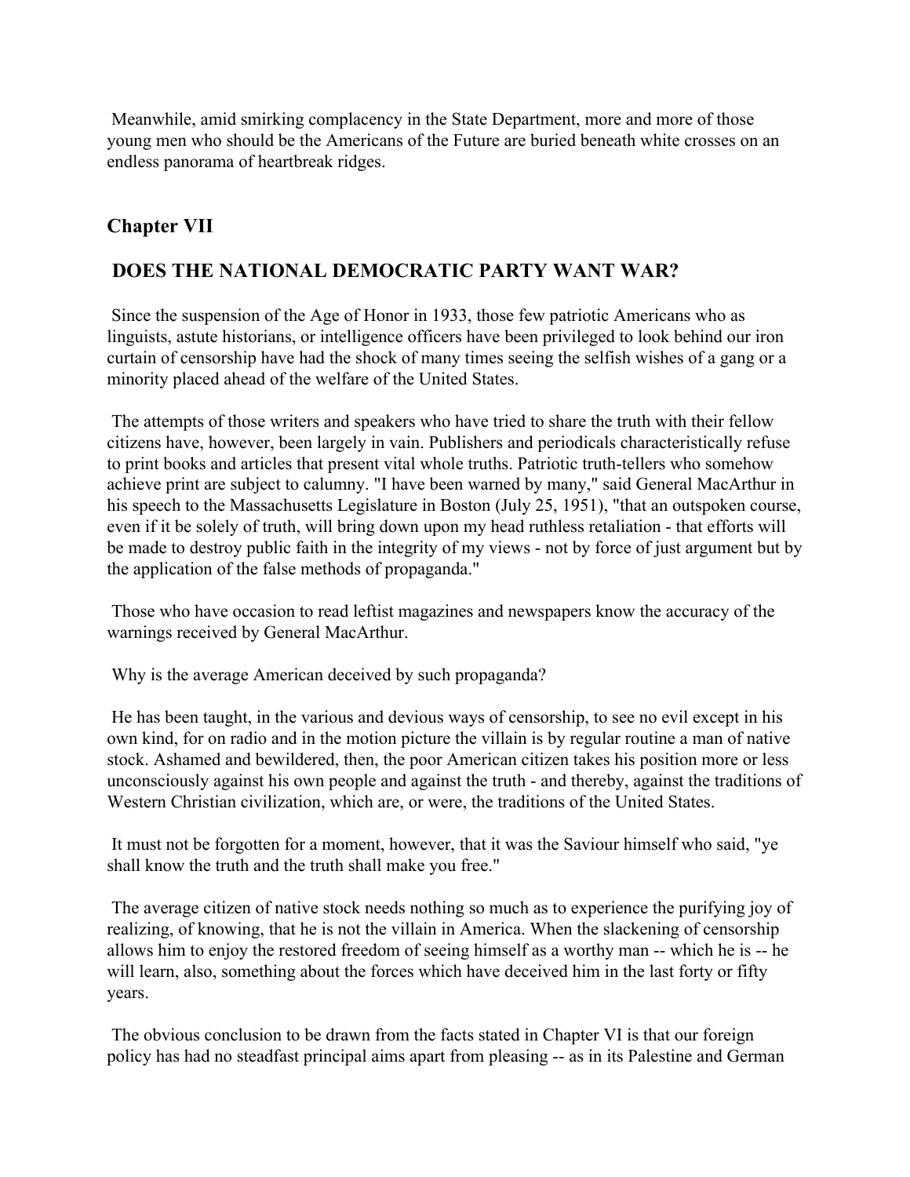Meanwhile, amid smirking complacency in the State Department, more and more of those young men who should be the Americans of the Future are buried beneath white crosses on an endless panorama of heartbreak ridges.

## Chapter VII

## DOES THE NATIONAL DEMOCRATIC PARTY WANT WAR?

Since the suspension of the Age of Honor in 1933, those few patriotic Americans who as linguists, astute historians, or intelligence officers have been privileged to look behind our iron curtain of censorship have had the shock of many times seeing the selfish wishes of a gang or a minority placed ahead of the welfare of the United States.

The attempts of those writers and speakers who have tried to share the truth with their fellow citizens have, however, been largely in vain. Publishers and periodicals characteristically refuse to print books and articles that present vital whole truths. Patriotic truth-tellers who somehow achieve print are subject to calumny. "I have been warned by many," said General MacArthur in his speech to the Massachusetts Legislature in Boston (July 25, 1951), "that an outspoken course, even if it be solely of truth, will bring down upon my head ruthless retaliation - that efforts will be made to destroy public faith in the integrity of my views - not by force of just argument but by the application of the false methods of propaganda."

Those who have occasion to read leftist magazines and newspapers know the accuracy of the warnings received by General MacArthur.

Why is the average American deceived by such propaganda?

He has been taught, in the various and devious ways of censorship, to see no evil except in his own kind, for on radio and in the motion picture the villain is by regular routine a man of native stock. Ashamed and bewildered, then, the poor American citizen takes his position more or less unconsciously against his own people and against the truth - and thereby, against the traditions of Western Christian civilization, which are, or were, the traditions of the United States.

It must not be forgotten for a moment, however, that it was the Saviour himself who said, "ye shall know the truth and the truth shall make you free."

The average citizen of native stock needs nothing so much as to experience the purifying joy of realizing, of knowing, that he is not the villain in America. When the slackening of censorship allows him to enjoy the restored freedom of seeing himself as a worthy man -- which he is -- he will learn, also, something about the forces which have deceived him in the last forty or fifty years.

The obvious conclusion to be drawn from the facts stated in Chapter VI is that our foreign policy has had no steadfast principal aims apart from pleasing -- as in its Palestine and German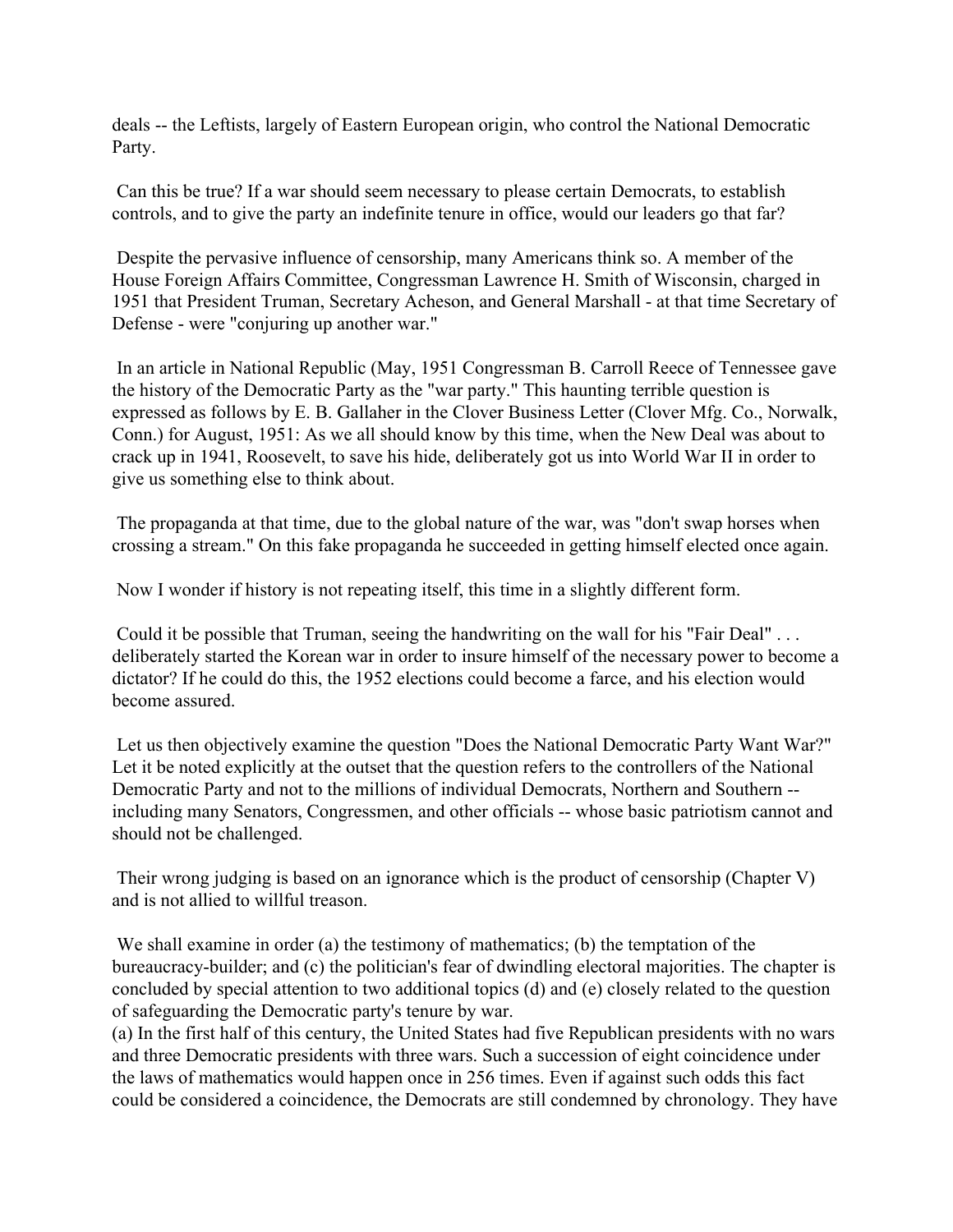deals -- the Leftists, largely of Eastern European origin, who control the National Democratic Party.

Can this be true? If a war should seem necessary to please certain Democrats, to establish controls, and to give the party an indefinite tenure in office, would our leaders go that far?

Despite the pervasive influence of censorship, many Americans think so. A member of the House Foreign Affairs Committee, Congressman Lawrence H. Smith of Wisconsin, charged in 1951 that President Truman, Secretary Acheson, and General Marshall - at that time Secretary of Defense - were "conjuring up another war."

In an article in National Republic (May, 1951 Congressman B. Carroll Reece of Tennessee gave the history of the Democratic Party as the "war party." This haunting terrible question is expressed as follows by E. B. Gallaher in the Clover Business Letter (Clover Mfg. Co., Norwalk, Conn.) for August, 1951: As we all should know by this time, when the New Deal was about to crack up in 1941, Roosevelt, to save his hide, deliberately got us into World War II in order to give us something else to think about.

The propaganda at that time, due to the global nature of the war, was "don't swap horses when crossing a stream." On this fake propaganda he succeeded in getting himself elected once again.

Now I wonder if history is not repeating itself, this time in a slightly different form.

Could it be possible that Truman, seeing the handwriting on the wall for his "Fair Deal" . . . deliberately started the Korean war in order to insure himself of the necessary power to become a dictator? If he could do this, the 1952 elections could become a farce, and his election would become assured.

Let us then objectively examine the question "Does the National Democratic Party Want War?" Let it be noted explicitly at the outset that the question refers to the controllers of the National Democratic Party and not to the millions of individual Democrats, Northern and Southern -- including many Senators, Congressmen, and other officials -- whose basic patriotism cannot and should not be challenged.

Their wrong judging is based on an ignorance which is the product of censorship (Chapter V) and is not allied to willful treason.

We shall examine in order (a) the testimony of mathematics; (b) the temptation of the bureaucracy-builder; and (c) the politician's fear of dwindling electoral majorities. The chapter is concluded by special attention to two additional topics (d) and (e) closely related to the question of safeguarding the Democratic party's tenure by war.

(a) In the first half of this century, the United States had five Republican presidents with no wars and three Democratic presidents with three wars. Such a succession of eight coincidence under the laws of mathematics would happen once in 256 times. Even if against such odds this fact could be considered a coincidence, the Democrats are still condemned by chronology. They have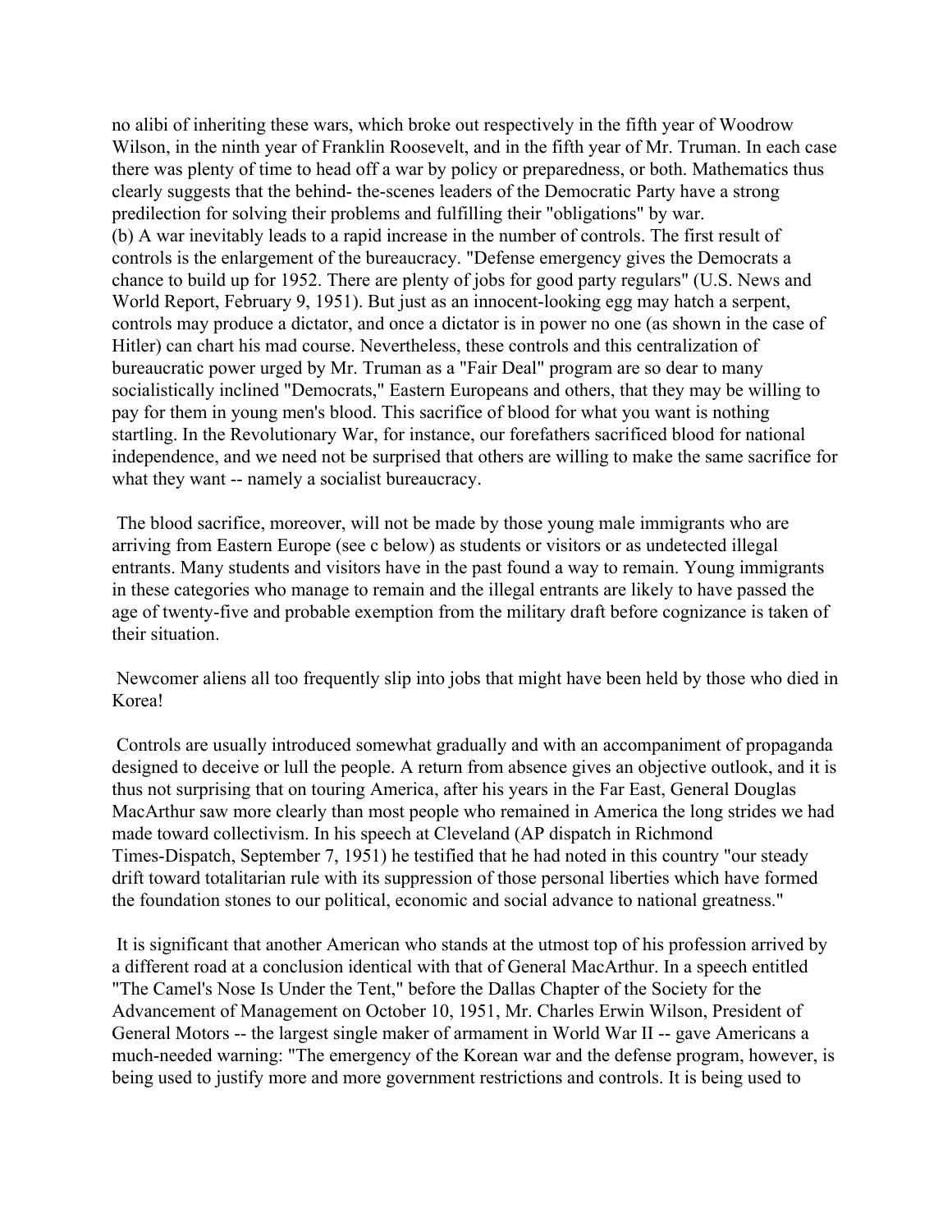no alibi of inheriting these wars, which broke out respectively in the fifth year of Woodrow Wilson, in the ninth year of Franklin Roosevelt, and in the fifth year of Mr. Truman. In each case there was plenty of time to head off a war by policy or preparedness, or both. Mathematics thus clearly suggests that the behind- the-scenes leaders of the Democratic Party have a strong predilection for solving their problems and fulfilling their "obligations" by war.

(b) A war inevitably leads to a rapid increase in the number of controls. The first result of controls is the enlargement of the bureaucracy. "Defense emergency gives the Democrats a chance to build up for 1952. There are plenty of jobs for good party regulars" (U.S. News and World Report, February 9, 1951). But just as an innocent-looking egg may hatch a serpent, controls may produce a dictator, and once a dictator is in power no one (as shown in the case of Hitler) can chart his mad course. Nevertheless, these controls and this centralization of bureaucratic power urged by Mr. Truman as a "Fair Deal" program are so dear to many socialistically inclined "Democrats," Eastern Europeans and others, that they may be willing to pay for them in young men's blood. This sacrifice of blood for what you want is nothing startling. In the Revolutionary War, for instance, our forefathers sacrificed blood for national independence, and we need not be surprised that others are willing to make the same sacrifice for what they want -- namely a socialist bureaucracy.

The blood sacrifice, moreover, will not be made by those young male immigrants who are arriving from Eastern Europe (see c below) as students or visitors or as undetected illegal entrants. Many students and visitors have in the past found a way to remain. Young immigrants in these categories who manage to remain and the illegal entrants are likely to have passed the age of twenty-five and probable exemption from the military draft before cognizance is taken of their situation.

Newcomer aliens all too frequently slip into jobs that might have been held by those who died in Korea!

Controls are usually introduced somewhat gradually and with an accompaniment of propaganda designed to deceive or lull the people. A return from absence gives an objective outlook, and it is thus not surprising that on touring America, after his years in the Far East, General Douglas MacArthur saw more clearly than most people who remained in America the long strides we had made toward collectivism. In his speech at Cleveland (AP dispatch in Richmond Times-Dispatch, September 7, 1951) he testified that he had noted in this country "our steady drift toward totalitarian rule with its suppression of those personal liberties which have formed the foundation stones to our political, economic and social advance to national greatness."

It is significant that another American who stands at the utmost top of his profession arrived by a different road at a conclusion identical with that of General MacArthur. In a speech entitled "The Camel's Nose Is Under the Tent," before the Dallas Chapter of the Society for the Advancement of Management on October 10, 1951, Mr. Charles Erwin Wilson, President of General Motors -- the largest single maker of armament in World War II -- gave Americans a much-needed warning: "The emergency of the Korean war and the defense program, however, is being used to justify more and more government restrictions and controls. It is being used to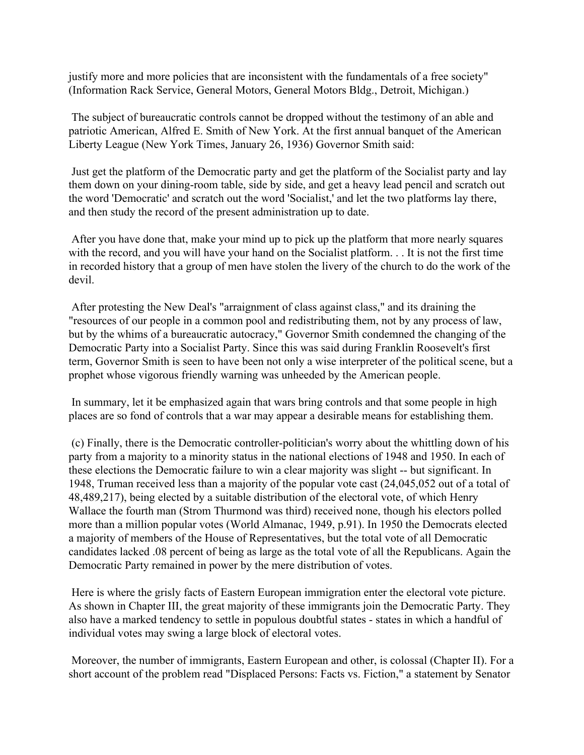justify more and more policies that are inconsistent with the fundamentals of a free society" (Information Rack Service, General Motors, General Motors Bldg., Detroit, Michigan.)

The subject of bureaucratic controls cannot be dropped without the testimony of an able and patriotic American, Alfred E. Smith of New York. At the first annual banquet of the American Liberty League (New York Times, January 26, 1936) Governor Smith said:

Just get the platform of the Democratic party and get the platform of the Socialist party and lay them down on your dining-room table, side by side, and get a heavy lead pencil and scratch out the word 'Democratic' and scratch out the word 'Socialist,' and let the two platforms lay there, and then study the record of the present administration up to date.

After you have done that, make your mind up to pick up the platform that more nearly squares with the record, and you will have your hand on the Socialist platform. . . It is not the first time in recorded history that a group of men have stolen the livery of the church to do the work of the devil.

After protesting the New Deal's "arraignment of class against class," and its draining the "resources of our people in a common pool and redistributing them, not by any process of law, but by the whims of a bureaucratic autocracy," Governor Smith condemned the changing of the Democratic Party into a Socialist Party. Since this was said during Franklin Roosevelt's first term, Governor Smith is seen to have been not only a wise interpreter of the political scene, but a prophet whose vigorous friendly warning was unheeded by the American people.

In summary, let it be emphasized again that wars bring controls and that some people in high places are so fond of controls that a war may appear a desirable means for establishing them.

(c) Finally, there is the Democratic controller-politician's worry about the whittling down of his party from a majority to a minority status in the national elections of 1948 and 1950. In each of these elections the Democratic failure to win a clear majority was slight -- but significant. In 1948, Truman received less than a majority of the popular vote cast (24,045,052 out of a total of 48,489,217), being elected by a suitable distribution of the electoral vote, of which Henry Wallace the fourth man (Strom Thurmond was third) received none, though his electors polled more than a million popular votes (World Almanac, 1949, p.91). In 1950 the Democrats elected a majority of members of the House of Representatives, but the total vote of all Democratic candidates lacked .08 percent of being as large as the total vote of all the Republicans. Again the Democratic Party remained in power by the mere distribution of votes.

Here is where the grisly facts of Eastern European immigration enter the electoral vote picture. As shown in Chapter III, the great majority of these immigrants join the Democratic Party. They also have a marked tendency to settle in populous doubtful states - states in which a handful of individual votes may swing a large block of electoral votes.

Moreover, the number of immigrants, Eastern European and other, is colossal (Chapter II). For a short account of the problem read "Displaced Persons: Facts vs. Fiction," a statement by Senator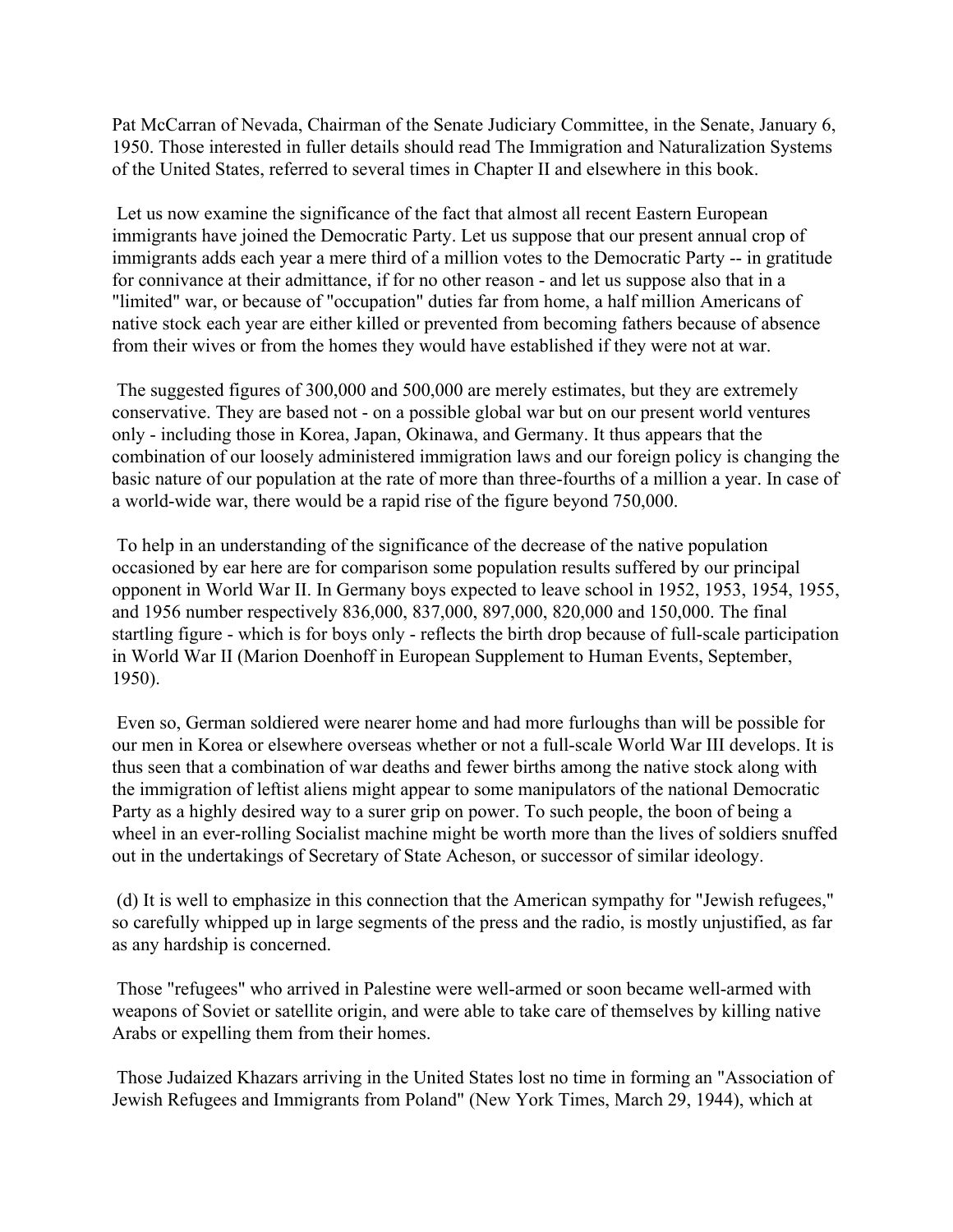Pat McCarran of Nevada, Chairman of the Senate Judiciary Committee, in the Senate, January 6, 1950. Those interested in fuller details should read The Immigration and Naturalization Systems of the United States, referred to several times in Chapter II and elsewhere in this book.

Let us now examine the significance of the fact that almost all recent Eastern European immigrants have joined the Democratic Party. Let us suppose that our present annual crop of immigrants adds each year a mere third of a million votes to the Democratic Party -- in gratitude for connivance at their admittance, if for no other reason - and let us suppose also that in a "limited" war, or because of "occupation" duties far from home, a half million Americans of native stock each year are either killed or prevented from becoming fathers because of absence from their wives or from the homes they would have established if they were not at war.

The suggested figures of 300,000 and 500,000 are merely estimates, but they are extremely conservative. They are based not - on a possible global war but on our present world ventures only - including those in Korea, Japan, Okinawa, and Germany. It thus appears that the combination of our loosely administered immigration laws and our foreign policy is changing the basic nature of our population at the rate of more than three-fourths of a million a year. In case of a world-wide war, there would be a rapid rise of the figure beyond 750,000.

To help in an understanding of the significance of the decrease of the native population occasioned by ear here are for comparison some population results suffered by our principal opponent in World War II. In Germany boys expected to leave school in 1952, 1953, 1954, 1955, and 1956 number respectively 836,000, 837,000, 897,000, 820,000 and 150,000. The final startling figure - which is for boys only - reflects the birth drop because of full-scale participation in World War II (Marion Doenhoff in European Supplement to Human Events, September, 1950).

Even so, German soldiered were nearer home and had more furloughs than will be possible for our men in Korea or elsewhere overseas whether or not a full-scale World War III develops. It is thus seen that a combination of war deaths and fewer births among the native stock along with the immigration of leftist aliens might appear to some manipulators of the national Democratic Party as a highly desired way to a surer grip on power. To such people, the boon of being a wheel in an ever-rolling Socialist machine might be worth more than the lives of soldiers snuffed out in the undertakings of Secretary of State Acheson, or successor of similar ideology.

(d) It is well to emphasize in this connection that the American sympathy for "Jewish refugees," so carefully whipped up in large segments of the press and the radio, is mostly unjustified, as far as any hardship is concerned.

Those "refugees" who arrived in Palestine were well-armed or soon became well-armed with weapons of Soviet or satellite origin, and were able to take care of themselves by killing native Arabs or expelling them from their homes.

Those Judaized Khazars arriving in the United States lost no time in forming an "Association of Jewish Refugees and Immigrants from Poland" (New York Times, March 29, 1944), which at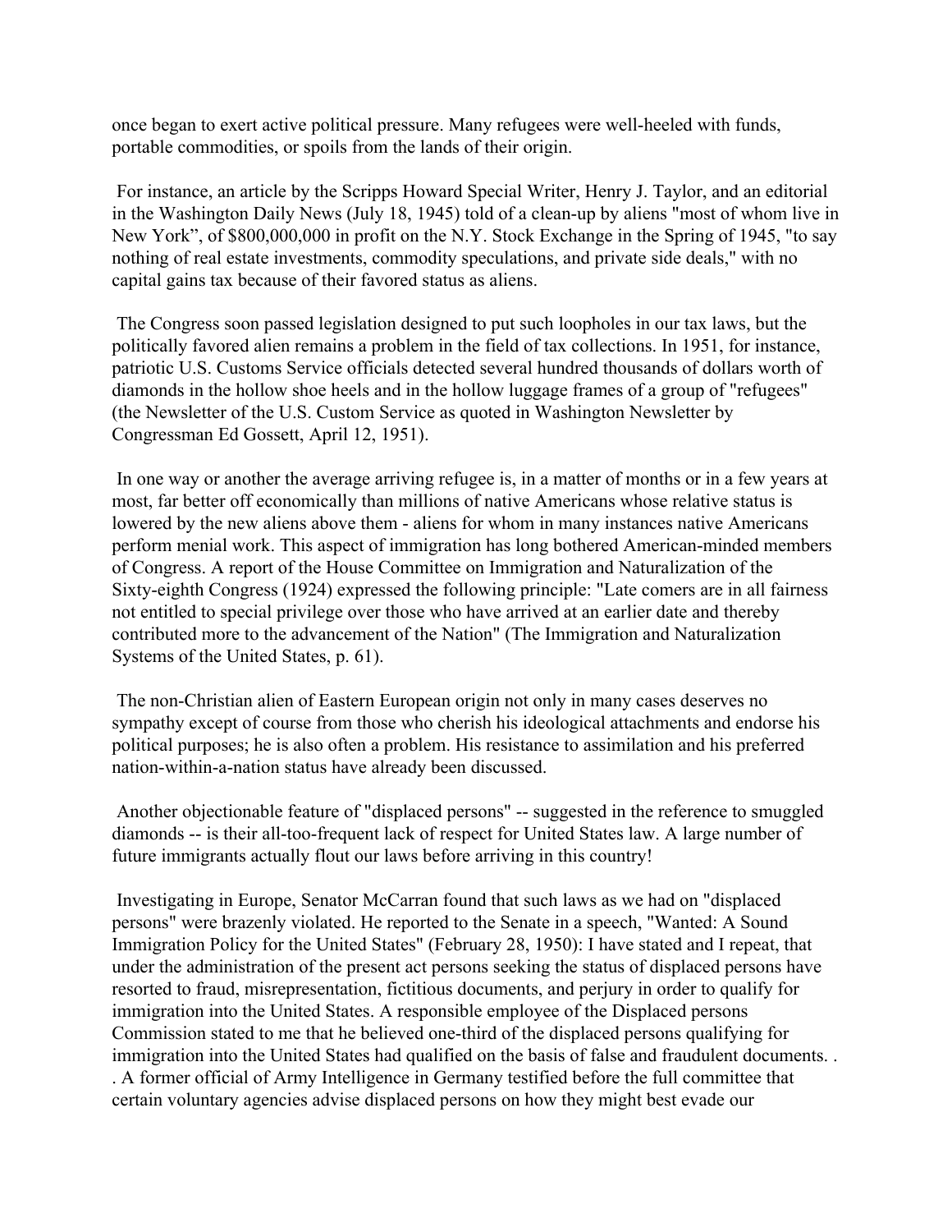once began to exert active political pressure. Many refugees were well-heeled with funds, portable commodities, or spoils from the lands of their origin.

For instance, an article by the Scripps Howard Special Writer, Henry J. Taylor, and an editorial in the Washington Daily News (July 18, 1945) told of a clean-up by aliens "most of whom live in New York", of $800,000,000 in profit on the N.Y. Stock Exchange in the Spring of 1945, "to say nothing of real estate investments, commodity speculations, and private side deals," with no capital gains tax because of their favored status as aliens.

The Congress soon passed legislation designed to put such loopholes in our tax laws, but the politically favored alien remains a problem in the field of tax collections. In 1951, for instance, patriotic U.S. Customs Service officials detected several hundred thousands of dollars worth of diamonds in the hollow shoe heels and in the hollow luggage frames of a group of "refugees" (the Newsletter of the U.S. Custom Service as quoted in Washington Newsletter by Congressman Ed Gossett, April 12, 1951).

In one way or another the average arriving refugee is, in a matter of months or in a few years at most, far better off economically than millions of native Americans whose relative status is lowered by the new aliens above them - aliens for whom in many instances native Americans perform menial work. This aspect of immigration has long bothered American-minded members of Congress. A report of the House Committee on Immigration and Naturalization of the Sixty-eighth Congress (1924) expressed the following principle: "Late comers are in all fairness not entitled to special privilege over those who have arrived at an earlier date and thereby contributed more to the advancement of the Nation" (The Immigration and Naturalization Systems of the United States, p. 61).

The non-Christian alien of Eastern European origin not only in many cases deserves no sympathy except of course from those who cherish his ideological attachments and endorse his political purposes; he is also often a problem. His resistance to assimilation and his preferred nation-within-a-nation status have already been discussed.

Another objectionable feature of "displaced persons" -- suggested in the reference to smuggled diamonds -- is their all-too-frequent lack of respect for United States law. A large number of future immigrants actually flout our laws before arriving in this country!

Investigating in Europe, Senator McCarran found that such laws as we had on "displaced persons" were brazenly violated. He reported to the Senate in a speech, "Wanted: A Sound Immigration Policy for the United States" (February 28, 1950): I have stated and I repeat, that under the administration of the present act persons seeking the status of displaced persons have resorted to fraud, misrepresentation, fictitious documents, and perjury in order to qualify for immigration into the United States. A responsible employee of the Displaced persons Commission stated to me that he believed one-third of the displaced persons qualifying for immigration into the United States had qualified on the basis of false and fraudulent documents. . . A former official of Army Intelligence in Germany testified before the full committee that certain voluntary agencies advise displaced persons on how they might best evade our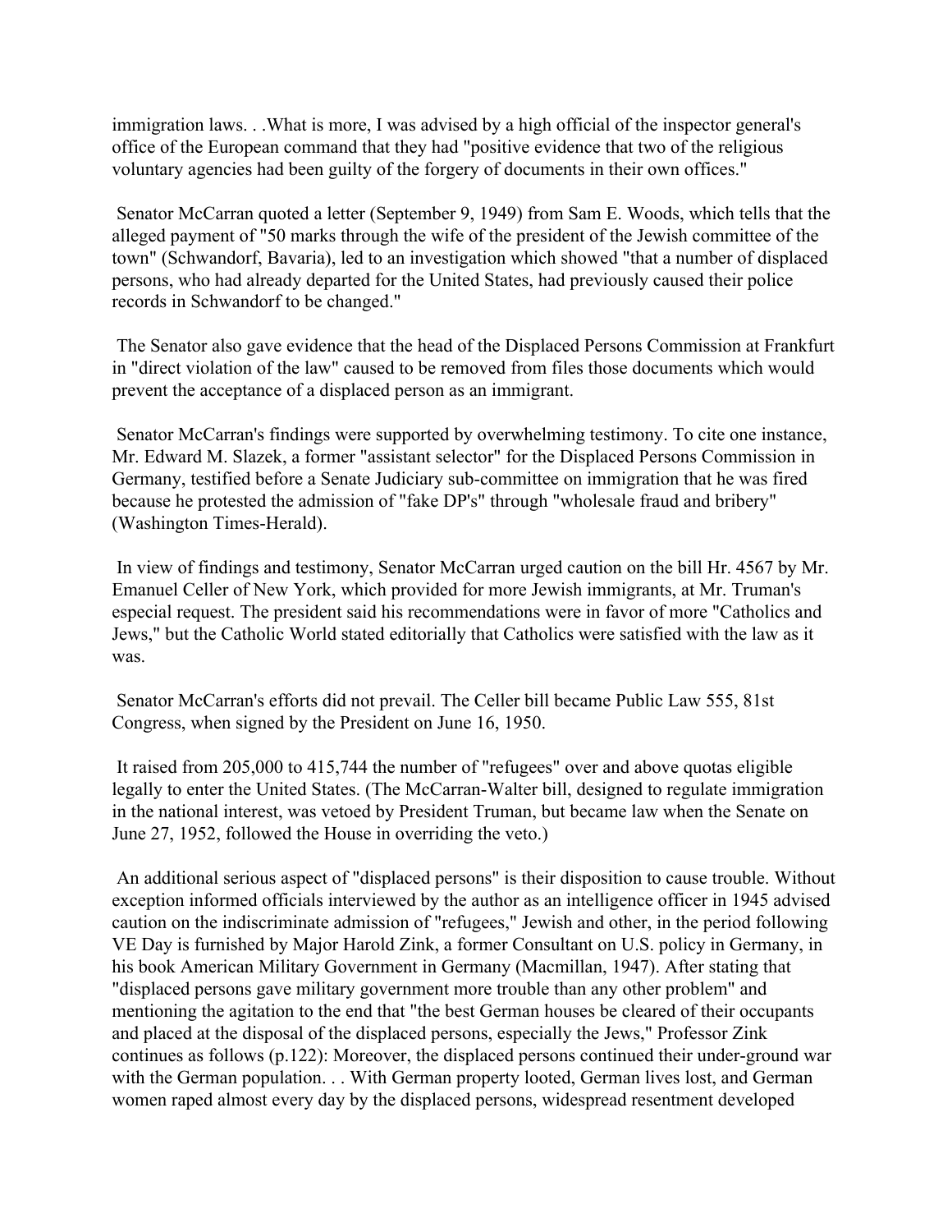immigration laws. . .What is more, I was advised by a high official of the inspector general's office of the European command that they had "positive evidence that two of the religious voluntary agencies had been guilty of the forgery of documents in their own offices."

Senator McCarran quoted a letter (September 9, 1949) from Sam E. Woods, which tells that the alleged payment of "50 marks through the wife of the president of the Jewish committee of the town" (Schwandorf, Bavaria), led to an investigation which showed "that a number of displaced persons, who had already departed for the United States, had previously caused their police records in Schwandorf to be changed."

The Senator also gave evidence that the head of the Displaced Persons Commission at Frankfurt in "direct violation of the law" caused to be removed from files those documents which would prevent the acceptance of a displaced person as an immigrant.

Senator McCarran's findings were supported by overwhelming testimony. To cite one instance, Mr. Edward M. Slazek, a former "assistant selector" for the Displaced Persons Commission in Germany, testified before a Senate Judiciary sub-committee on immigration that he was fired because he protested the admission of "fake DP's" through "wholesale fraud and bribery" (Washington Times-Herald).

In view of findings and testimony, Senator McCarran urged caution on the bill Hr. 4567 by Mr. Emanuel Celler of New York, which provided for more Jewish immigrants, at Mr. Truman's especial request. The president said his recommendations were in favor of more "Catholics and Jews," but the Catholic World stated editorially that Catholics were satisfied with the law as it was.

Senator McCarran's efforts did not prevail. The Celler bill became Public Law 555, 81st Congress, when signed by the President on June 16, 1950.

It raised from 205,000 to 415,744 the number of "refugees" over and above quotas eligible legally to enter the United States. (The McCarran-Walter bill, designed to regulate immigration in the national interest, was vetoed by President Truman, but became law when the Senate on June 27, 1952, followed the House in overriding the veto.)

An additional serious aspect of "displaced persons" is their disposition to cause trouble. Without exception informed officials interviewed by the author as an intelligence officer in 1945 advised caution on the indiscriminate admission of "refugees," Jewish and other, in the period following VE Day is furnished by Major Harold Zink, a former Consultant on U.S. policy in Germany, in his book American Military Government in Germany (Macmillan, 1947). After stating that "displaced persons gave military government more trouble than any other problem" and mentioning the agitation to the end that "the best German houses be cleared of their occupants and placed at the disposal of the displaced persons, especially the Jews," Professor Zink continues as follows (p.122): Moreover, the displaced persons continued their under-ground war with the German population. . . With German property looted, German lives lost, and German women raped almost every day by the displaced persons, widespread resentment developed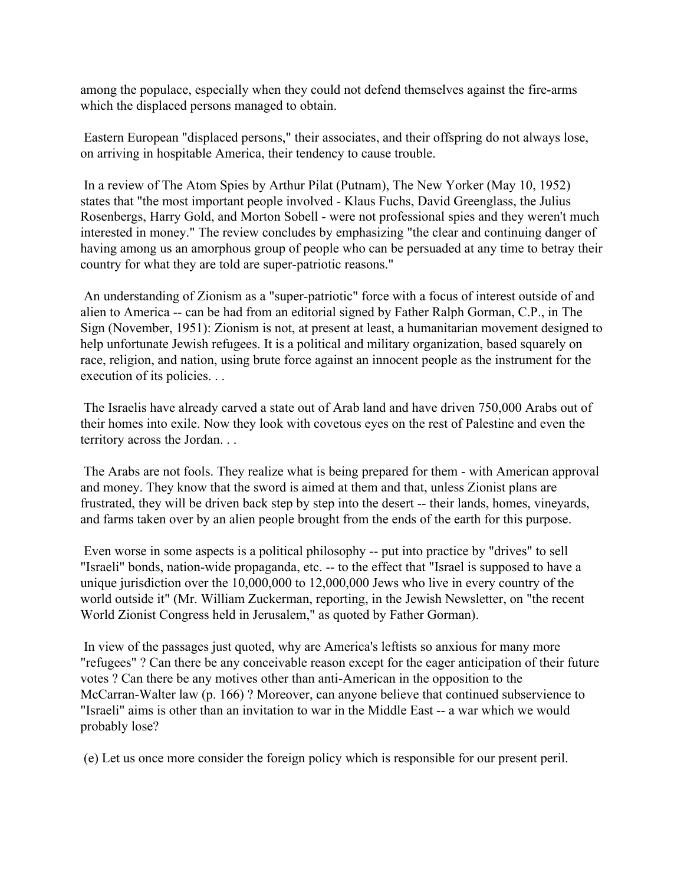among the populace, especially when they could not defend themselves against the fire-arms which the displaced persons managed to obtain.

Eastern European "displaced persons," their associates, and their offspring do not always lose, on arriving in hospitable America, their tendency to cause trouble.

In a review of The Atom Spies by Arthur Pilat (Putnam), The New Yorker (May 10, 1952) states that "the most important people involved - Klaus Fuchs, David Greenglass, the Julius Rosenbergs, Harry Gold, and Morton Sobell - were not professional spies and they weren't much interested in money." The review concludes by emphasizing "the clear and continuing danger of having among us an amorphous group of people who can be persuaded at any time to betray their country for what they are told are super-patriotic reasons."

An understanding of Zionism as a "super-patriotic" force with a focus of interest outside of and alien to America -- can be had from an editorial signed by Father Ralph Gorman, C.P., in The Sign (November, 1951): Zionism is not, at present at least, a humanitarian movement designed to help unfortunate Jewish refugees. It is a political and military organization, based squarely on race, religion, and nation, using brute force against an innocent people as the instrument for the execution of its policies. . .

The Israelis have already carved a state out of Arab land and have driven 750,000 Arabs out of their homes into exile. Now they look with covetous eyes on the rest of Palestine and even the territory across the Jordan. . .

The Arabs are not fools. They realize what is being prepared for them - with American approval and money. They know that the sword is aimed at them and that, unless Zionist plans are frustrated, they will be driven back step by step into the desert -- their lands, homes, vineyards, and farms taken over by an alien people brought from the ends of the earth for this purpose.

Even worse in some aspects is a political philosophy -- put into practice by "drives" to sell "Israeli" bonds, nation-wide propaganda, etc. -- to the effect that "Israel is supposed to have a unique jurisdiction over the 10,000,000 to 12,000,000 Jews who live in every country of the world outside it" (Mr. William Zuckerman, reporting, in the Jewish Newsletter, on "the recent World Zionist Congress held in Jerusalem," as quoted by Father Gorman).

In view of the passages just quoted, why are America's leftists so anxious for many more "refugees" ? Can there be any conceivable reason except for the eager anticipation of their future votes ? Can there be any motives other than anti-American in the opposition to the McCarran-Walter law (p. 166) ? Moreover, can anyone believe that continued subservience to "Israeli" aims is other than an invitation to war in the Middle East -- a war which we would probably lose?

(e) Let us once more consider the foreign policy which is responsible for our present peril.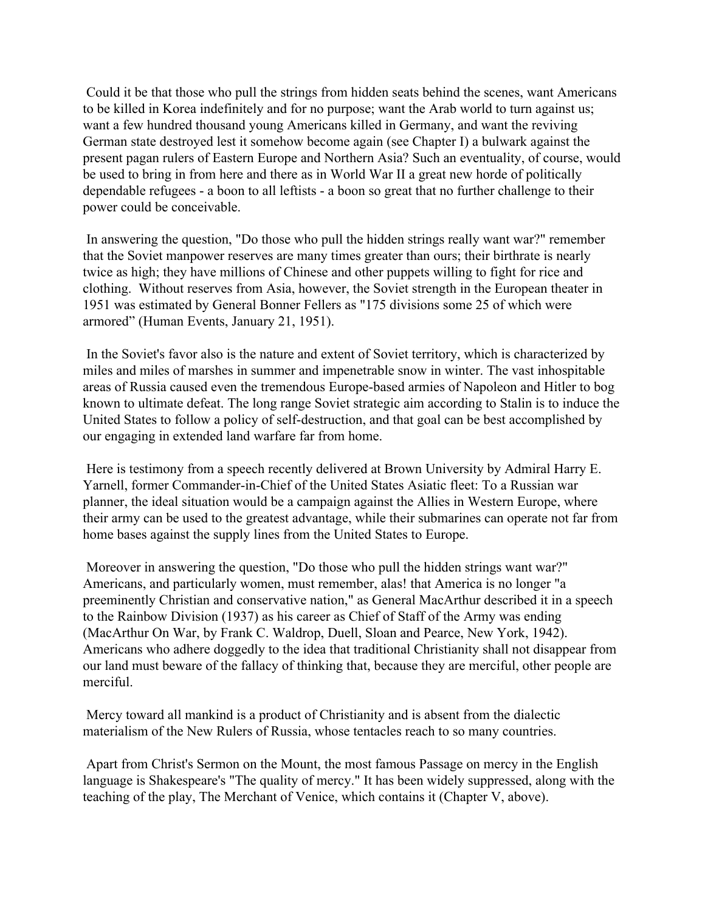Could it be that those who pull the strings from hidden seats behind the scenes, want Americans to be killed in Korea indefinitely and for no purpose; want the Arab world to turn against us; want a few hundred thousand young Americans killed in Germany, and want the reviving German state destroyed lest it somehow become again (see Chapter I) a bulwark against the present pagan rulers of Eastern Europe and Northern Asia? Such an eventuality, of course, would be used to bring in from here and there as in World War II a great new horde of politically dependable refugees - a boon to all leftists - a boon so great that no further challenge to their power could be conceivable.

In answering the question, "Do those who pull the hidden strings really want war?" remember that the Soviet manpower reserves are many times greater than ours; their birthrate is nearly twice as high; they have millions of Chinese and other puppets willing to fight for rice and clothing. Without reserves from Asia, however, the Soviet strength in the European theater in 1951 was estimated by General Bonner Fellers as "175 divisions some 25 of which were armored" (Human Events, January 21, 1951).

In the Soviet's favor also is the nature and extent of Soviet territory, which is characterized by miles and miles of marshes in summer and impenetrable snow in winter. The vast inhospitable areas of Russia caused even the tremendous Europe-based armies of Napoleon and Hitler to bog known to ultimate defeat. The long range Soviet strategic aim according to Stalin is to induce the United States to follow a policy of self-destruction, and that goal can be best accomplished by our engaging in extended land warfare far from home.

Here is testimony from a speech recently delivered at Brown University by Admiral Harry E. Yarnell, former Commander-in-Chief of the United States Asiatic fleet: To a Russian war planner, the ideal situation would be a campaign against the Allies in Western Europe, where their army can be used to the greatest advantage, while their submarines can operate not far from home bases against the supply lines from the United States to Europe.

Moreover in answering the question, "Do those who pull the hidden strings want war?" Americans, and particularly women, must remember, alas! that America is no longer "a preeminently Christian and conservative nation," as General MacArthur described it in a speech to the Rainbow Division (1937) as his career as Chief of Staff of the Army was ending (MacArthur On War, by Frank C. Waldrop, Duell, Sloan and Pearce, New York, 1942). Americans who adhere doggedly to the idea that traditional Christianity shall not disappear from our land must beware of the fallacy of thinking that, because they are merciful, other people are merciful.

Mercy toward all mankind is a product of Christianity and is absent from the dialectic materialism of the New Rulers of Russia, whose tentacles reach to so many countries.

Apart from Christ's Sermon on the Mount, the most famous Passage on mercy in the English language is Shakespeare's "The quality of mercy." It has been widely suppressed, along with the teaching of the play, The Merchant of Venice, which contains it (Chapter V, above).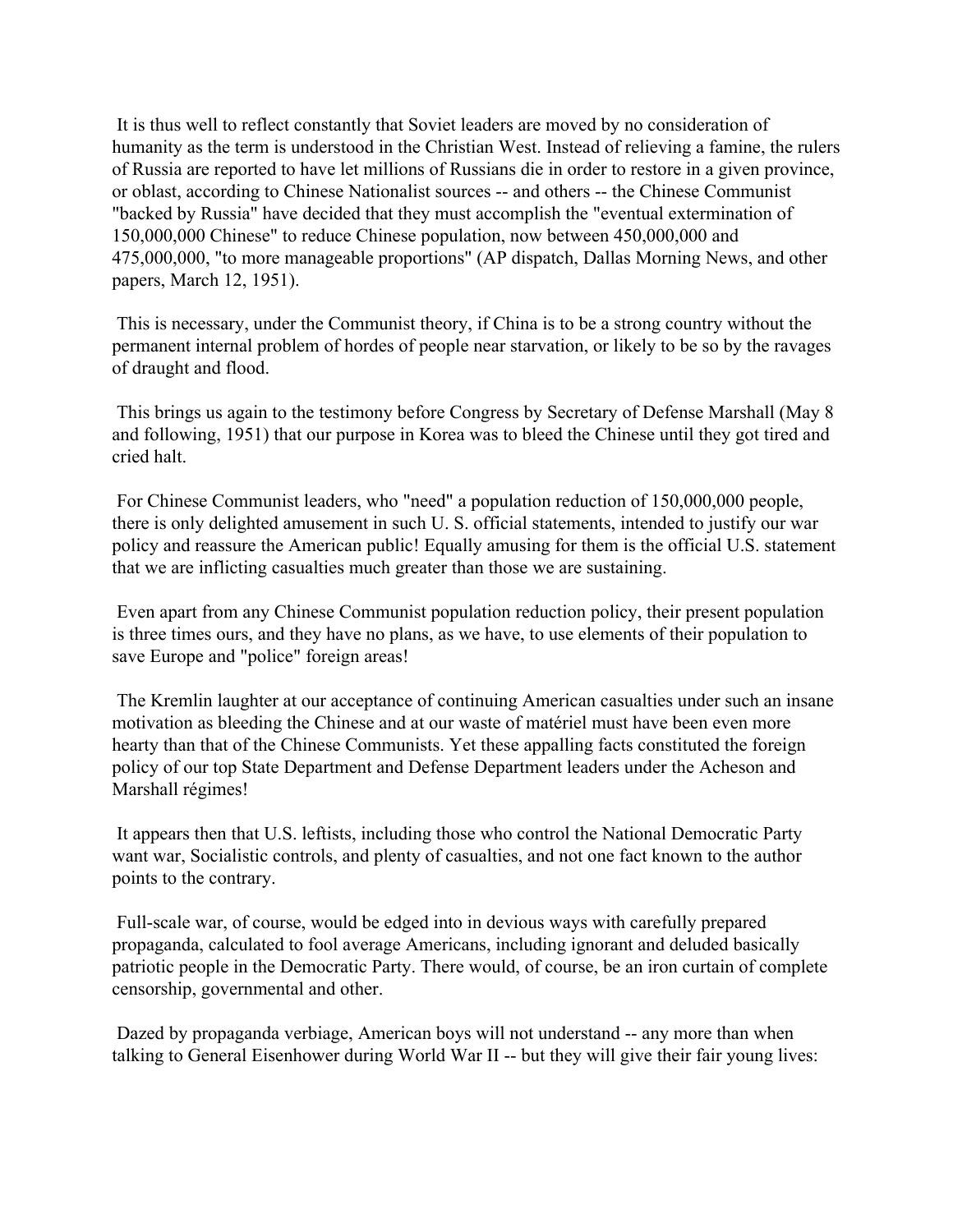It is thus well to reflect constantly that Soviet leaders are moved by no consideration of humanity as the term is understood in the Christian West. Instead of relieving a famine, the rulers of Russia are reported to have let millions of Russians die in order to restore in a given province, or oblast, according to Chinese Nationalist sources -- and others -- the Chinese Communist "backed by Russia" have decided that they must accomplish the "eventual extermination of 150,000,000 Chinese" to reduce Chinese population, now between 450,000,000 and 475,000,000, "to more manageable proportions" (AP dispatch, Dallas Morning News, and other papers, March 12, 1951).

This is necessary, under the Communist theory, if China is to be a strong country without the permanent internal problem of hordes of people near starvation, or likely to be so by the ravages of draught and flood.

This brings us again to the testimony before Congress by Secretary of Defense Marshall (May 8 and following, 1951) that our purpose in Korea was to bleed the Chinese until they got tired and cried halt.

For Chinese Communist leaders, who "need" a population reduction of 150,000,000 people, there is only delighted amusement in such U. S. official statements, intended to justify our war policy and reassure the American public! Equally amusing for them is the official U.S. statement that we are inflicting casualties much greater than those we are sustaining.

Even apart from any Chinese Communist population reduction policy, their present population is three times ours, and they have no plans, as we have, to use elements of their population to save Europe and "police" foreign areas!

The Kremlin laughter at our acceptance of continuing American casualties under such an insane motivation as bleeding the Chinese and at our waste of matériel must have been even more hearty than that of the Chinese Communists. Yet these appalling facts constituted the foreign policy of our top State Department and Defense Department leaders under the Acheson and Marshall régimes!

It appears then that U.S. leftists, including those who control the National Democratic Party want war, Socialistic controls, and plenty of casualties, and not one fact known to the author points to the contrary.

Full-scale war, of course, would be edged into in devious ways with carefully prepared propaganda, calculated to fool average Americans, including ignorant and deluded basically patriotic people in the Democratic Party. There would, of course, be an iron curtain of complete censorship, governmental and other.

Dazed by propaganda verbiage, American boys will not understand -- any more than when talking to General Eisenhower during World War II -- but they will give their fair young lives: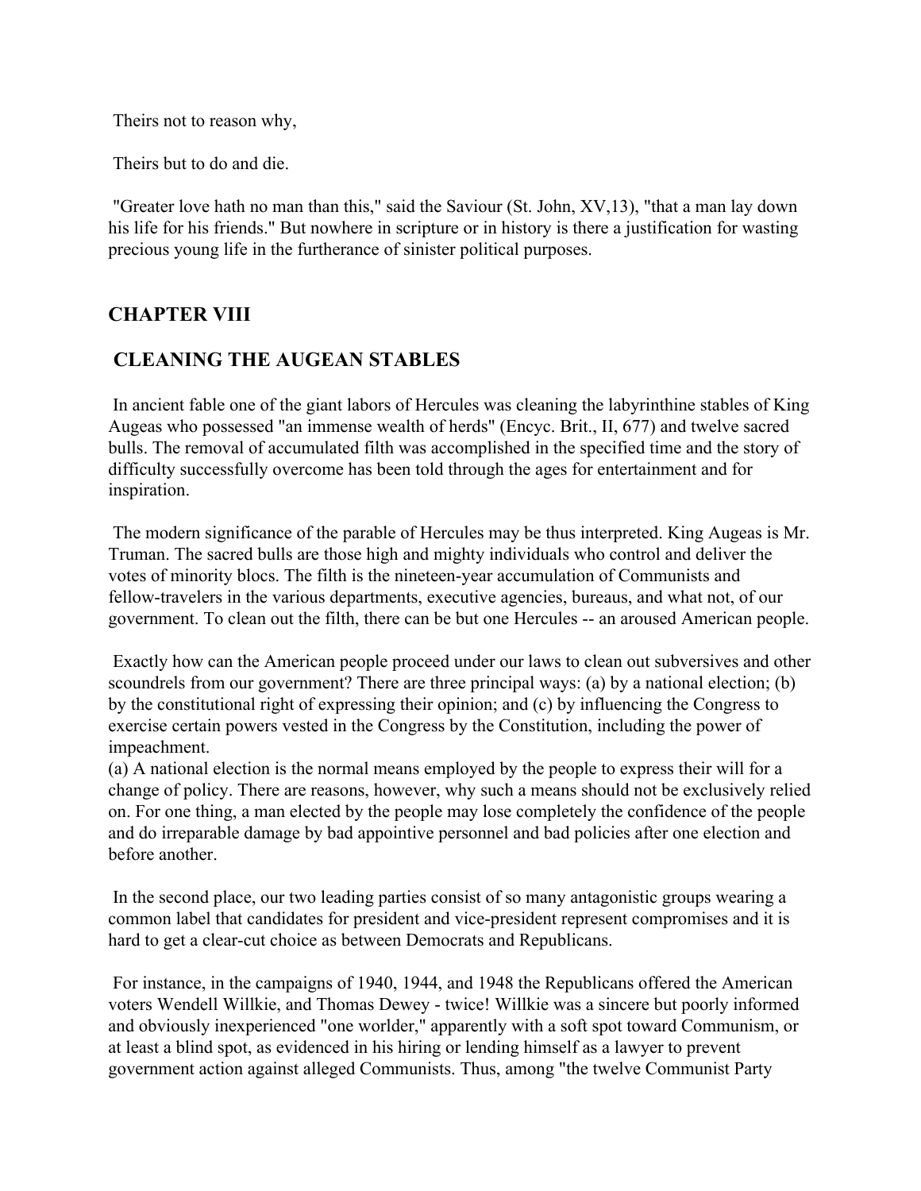Theirs not to reason why,

Theirs but to do and die.

"Greater love hath no man than this," said the Saviour (St. John, XV,13), "that a man lay down his life for his friends." But nowhere in scripture or in history is there a justification for wasting precious young life in the furtherance of sinister political purposes.

## CHAPTER VIII

## CLEANING THE AUGEAN STABLES

In ancient fable one of the giant labors of Hercules was cleaning the labyrinthine stables of King Augeas who possessed "an immense wealth of herds" (Encyc. Brit., II, 677) and twelve sacred bulls. The removal of accumulated filth was accomplished in the specified time and the story of difficulty successfully overcome has been told through the ages for entertainment and for inspiration.

The modern significance of the parable of Hercules may be thus interpreted. King Augeas is Mr. Truman. The sacred bulls are those high and mighty individuals who control and deliver the votes of minority blocs. The filth is the nineteen-year accumulation of Communists and fellow-travelers in the various departments, executive agencies, bureaus, and what not, of our government. To clean out the filth, there can be but one Hercules -- an aroused American people.

Exactly how can the American people proceed under our laws to clean out subversives and other scoundrels from our government? There are three principal ways: (a) by a national election; (b) by the constitutional right of expressing their opinion; and (c) by influencing the Congress to exercise certain powers vested in the Congress by the Constitution, including the power of impeachment.

(a) A national election is the normal means employed by the people to express their will for a change of policy. There are reasons, however, why such a means should not be exclusively relied on. For one thing, a man elected by the people may lose completely the confidence of the people and do irreparable damage by bad appointive personnel and bad policies after one election and before another.

In the second place, our two leading parties consist of so many antagonistic groups wearing a common label that candidates for president and vice-president represent compromises and it is hard to get a clear-cut choice as between Democrats and Republicans.

For instance, in the campaigns of 1940, 1944, and 1948 the Republicans offered the American voters Wendell Willkie, and Thomas Dewey - twice! Willkie was a sincere but poorly informed and obviously inexperienced "one worlder," apparently with a soft spot toward Communism, or at least a blind spot, as evidenced in his hiring or lending himself as a lawyer to prevent government action against alleged Communists. Thus, among "the twelve Communist Party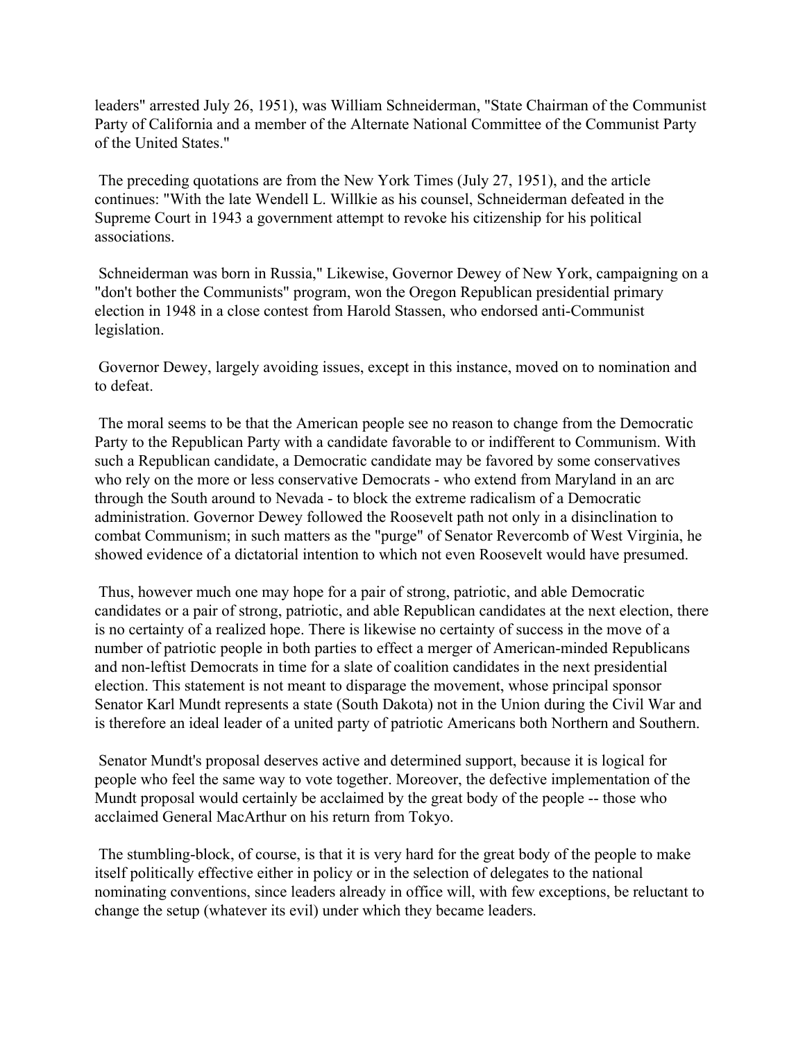leaders" arrested July 26, 1951), was William Schneiderman, "State Chairman of the Communist Party of California and a member of the Alternate National Committee of the Communist Party of the United States."

The preceding quotations are from the New York Times (July 27, 1951), and the article continues: "With the late Wendell L. Willkie as his counsel, Schneiderman defeated in the Supreme Court in 1943 a government attempt to revoke his citizenship for his political associations.

Schneiderman was born in Russia," Likewise, Governor Dewey of New York, campaigning on a "don't bother the Communists" program, won the Oregon Republican presidential primary election in 1948 in a close contest from Harold Stassen, who endorsed anti-Communist legislation.

Governor Dewey, largely avoiding issues, except in this instance, moved on to nomination and to defeat.

The moral seems to be that the American people see no reason to change from the Democratic Party to the Republican Party with a candidate favorable to or indifferent to Communism. With such a Republican candidate, a Democratic candidate may be favored by some conservatives who rely on the more or less conservative Democrats - who extend from Maryland in an arc through the South around to Nevada - to block the extreme radicalism of a Democratic administration. Governor Dewey followed the Roosevelt path not only in a disinclination to combat Communism; in such matters as the "purge" of Senator Revercomb of West Virginia, he showed evidence of a dictatorial intention to which not even Roosevelt would have presumed.

Thus, however much one may hope for a pair of strong, patriotic, and able Democratic candidates or a pair of strong, patriotic, and able Republican candidates at the next election, there is no certainty of a realized hope. There is likewise no certainty of success in the move of a number of patriotic people in both parties to effect a merger of American-minded Republicans and non-leftist Democrats in time for a slate of coalition candidates in the next presidential election. This statement is not meant to disparage the movement, whose principal sponsor Senator Karl Mundt represents a state (South Dakota) not in the Union during the Civil War and is therefore an ideal leader of a united party of patriotic Americans both Northern and Southern.

Senator Mundt's proposal deserves active and determined support, because it is logical for people who feel the same way to vote together. Moreover, the defective implementation of the Mundt proposal would certainly be acclaimed by the great body of the people -- those who acclaimed General MacArthur on his return from Tokyo.

The stumbling-block, of course, is that it is very hard for the great body of the people to make itself politically effective either in policy or in the selection of delegates to the national nominating conventions, since leaders already in office will, with few exceptions, be reluctant to change the setup (whatever its evil) under which they became leaders.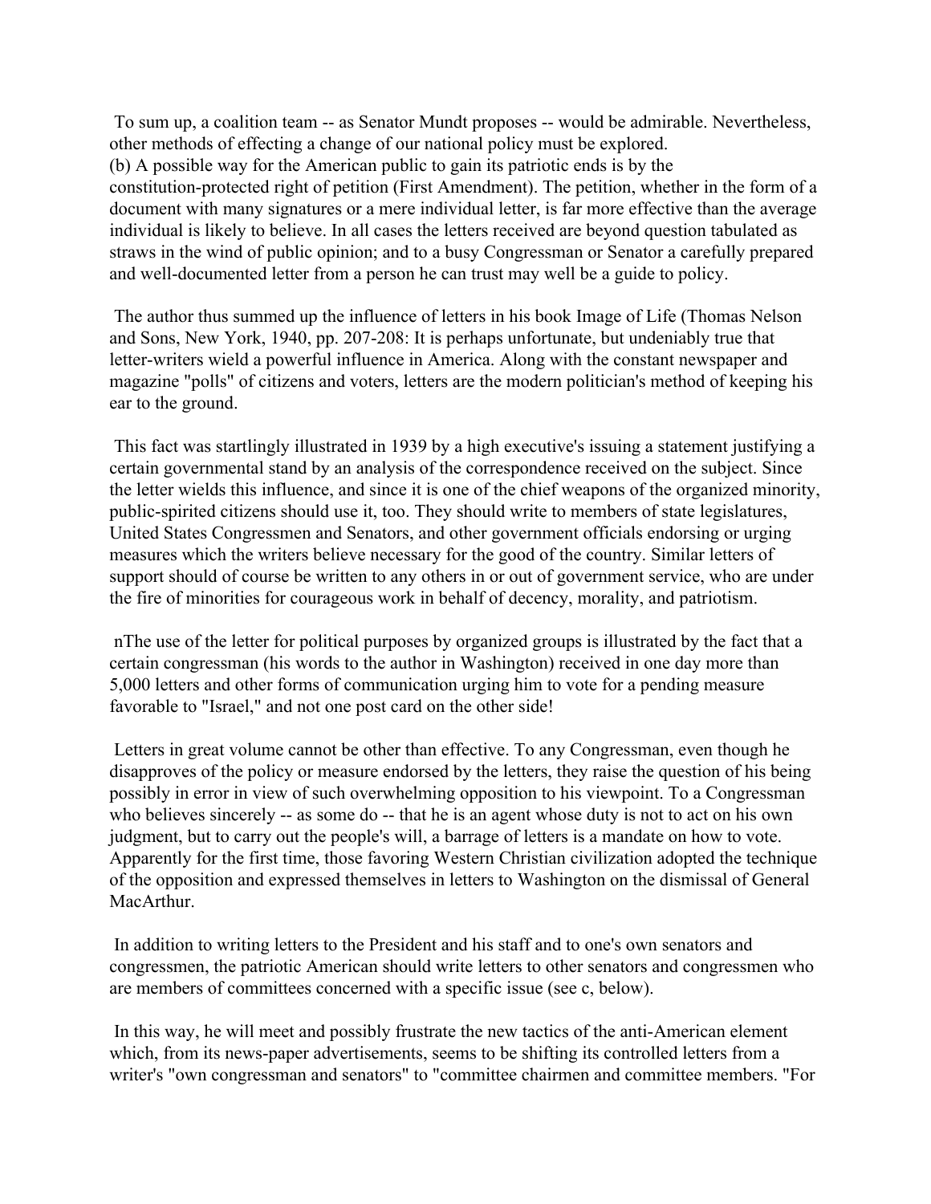To sum up, a coalition team -- as Senator Mundt proposes -- would be admirable. Nevertheless, other methods of effecting a change of our national policy must be explored.

(b) A possible way for the American public to gain its patriotic ends is by the constitution-protected right of petition (First Amendment). The petition, whether in the form of a document with many signatures or a mere individual letter, is far more effective than the average individual is likely to believe. In all cases the letters received are beyond question tabulated as straws in the wind of public opinion; and to a busy Congressman or Senator a carefully prepared and well-documented letter from a person he can trust may well be a guide to policy.

The author thus summed up the influence of letters in his book Image of Life (Thomas Nelson and Sons, New York, 1940, pp. 207-208: It is perhaps unfortunate, but undeniably true that letter-writers wield a powerful influence in America. Along with the constant newspaper and magazine "polls" of citizens and voters, letters are the modern politician's method of keeping his ear to the ground.

This fact was startlingly illustrated in 1939 by a high executive's issuing a statement justifying a certain governmental stand by an analysis of the correspondence received on the subject. Since the letter wields this influence, and since it is one of the chief weapons of the organized minority, public-spirited citizens should use it, too. They should write to members of state legislatures, United States Congressmen and Senators, and other government officials endorsing or urging measures which the writers believe necessary for the good of the country. Similar letters of support should of course be written to any others in or out of government service, who are under the fire of minorities for courageous work in behalf of decency, morality, and patriotism.

nThe use of the letter for political purposes by organized groups is illustrated by the fact that a certain congressman (his words to the author in Washington) received in one day more than 5,000 letters and other forms of communication urging him to vote for a pending measure favorable to "Israel," and not one post card on the other side!

Letters in great volume cannot be other than effective. To any Congressman, even though he disapproves of the policy or measure endorsed by the letters, they raise the question of his being possibly in error in view of such overwhelming opposition to his viewpoint. To a Congressman who believes sincerely -- as some do -- that he is an agent whose duty is not to act on his own judgment, but to carry out the people's will, a barrage of letters is a mandate on how to vote. Apparently for the first time, those favoring Western Christian civilization adopted the technique of the opposition and expressed themselves in letters to Washington on the dismissal of General MacArthur.

In addition to writing letters to the President and his staff and to one's own senators and congressmen, the patriotic American should write letters to other senators and congressmen who are members of committees concerned with a specific issue (see c, below).

In this way, he will meet and possibly frustrate the new tactics of the anti-American element which, from its news-paper advertisements, seems to be shifting its controlled letters from a writer's "own congressman and senators" to "committee chairmen and committee members. "For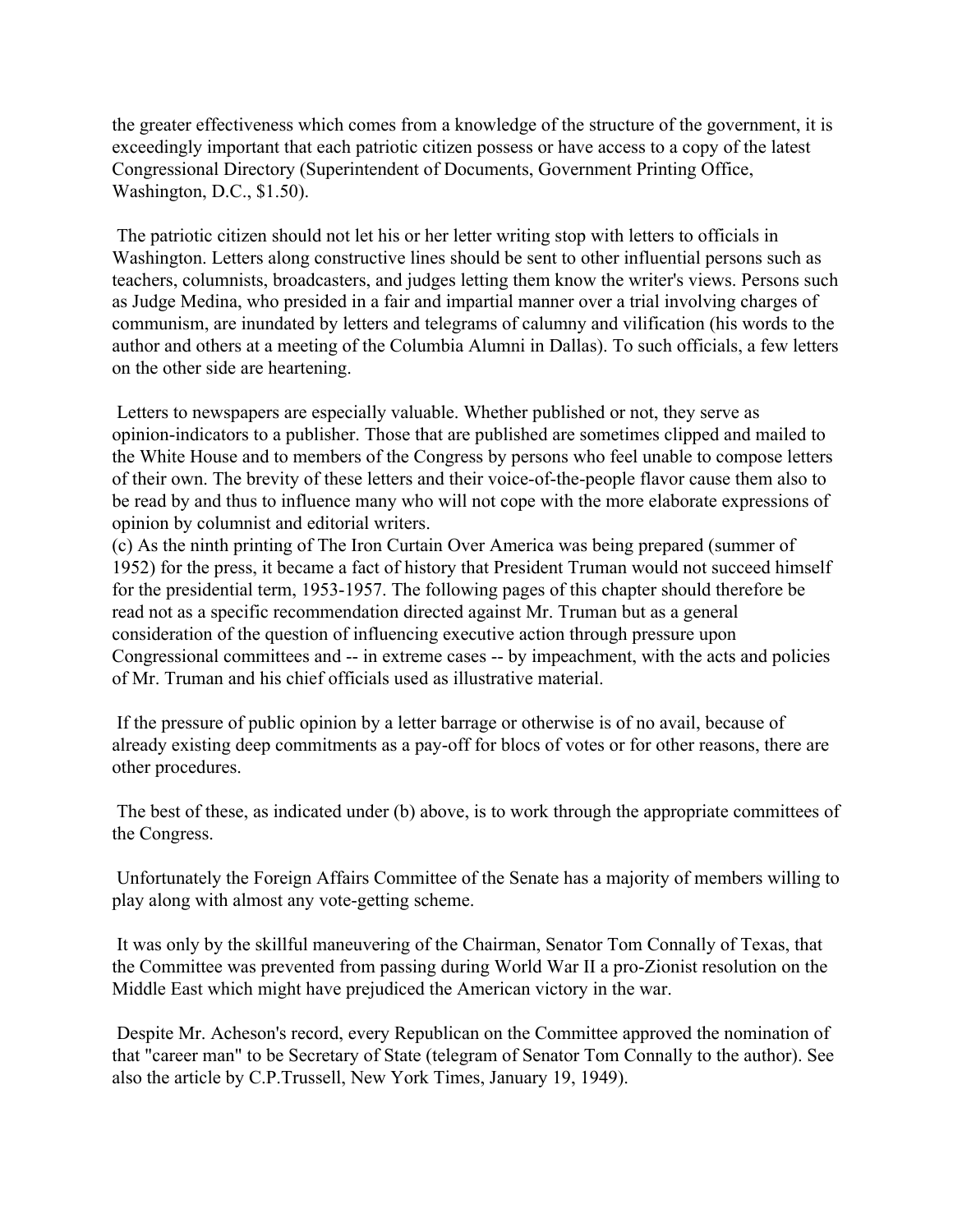the greater effectiveness which comes from a knowledge of the structure of the government, it is exceedingly important that each patriotic citizen possess or have access to a copy of the latest Congressional Directory (Superintendent of Documents, Government Printing Office, Washington, D.C., $1.50).

The patriotic citizen should not let his or her letter writing stop with letters to officials in Washington. Letters along constructive lines should be sent to other influential persons such as teachers, columnists, broadcasters, and judges letting them know the writer's views. Persons such as Judge Medina, who presided in a fair and impartial manner over a trial involving charges of communism, are inundated by letters and telegrams of calumny and vilification (his words to the author and others at a meeting of the Columbia Alumni in Dallas). To such officials, a few letters on the other side are heartening.

Letters to newspapers are especially valuable. Whether published or not, they serve as opinion-indicators to a publisher. Those that are published are sometimes clipped and mailed to the White House and to members of the Congress by persons who feel unable to compose letters of their own. The brevity of these letters and their voice-of-the-people flavor cause them also to be read by and thus to influence many who will not cope with the more elaborate expressions of opinion by columnist and editorial writers.

(c) As the ninth printing of The Iron Curtain Over America was being prepared (summer of 1952) for the press, it became a fact of history that President Truman would not succeed himself for the presidential term, 1953-1957. The following pages of this chapter should therefore be read not as a specific recommendation directed against Mr. Truman but as a general consideration of the question of influencing executive action through pressure upon Congressional committees and -- in extreme cases -- by impeachment, with the acts and policies of Mr. Truman and his chief officials used as illustrative material.

If the pressure of public opinion by a letter barrage or otherwise is of no avail, because of already existing deep commitments as a pay-off for blocs of votes or for other reasons, there are other procedures.

The best of these, as indicated under (b) above, is to work through the appropriate committees of the Congress.

Unfortunately the Foreign Affairs Committee of the Senate has a majority of members willing to play along with almost any vote-getting scheme.

It was only by the skillful maneuvering of the Chairman, Senator Tom Connally of Texas, that the Committee was prevented from passing during World War II a pro-Zionist resolution on the Middle East which might have prejudiced the American victory in the war.

Despite Mr. Acheson's record, every Republican on the Committee approved the nomination of that "career man" to be Secretary of State (telegram of Senator Tom Connally to the author). See also the article by C.P.Trussell, New York Times, January 19, 1949).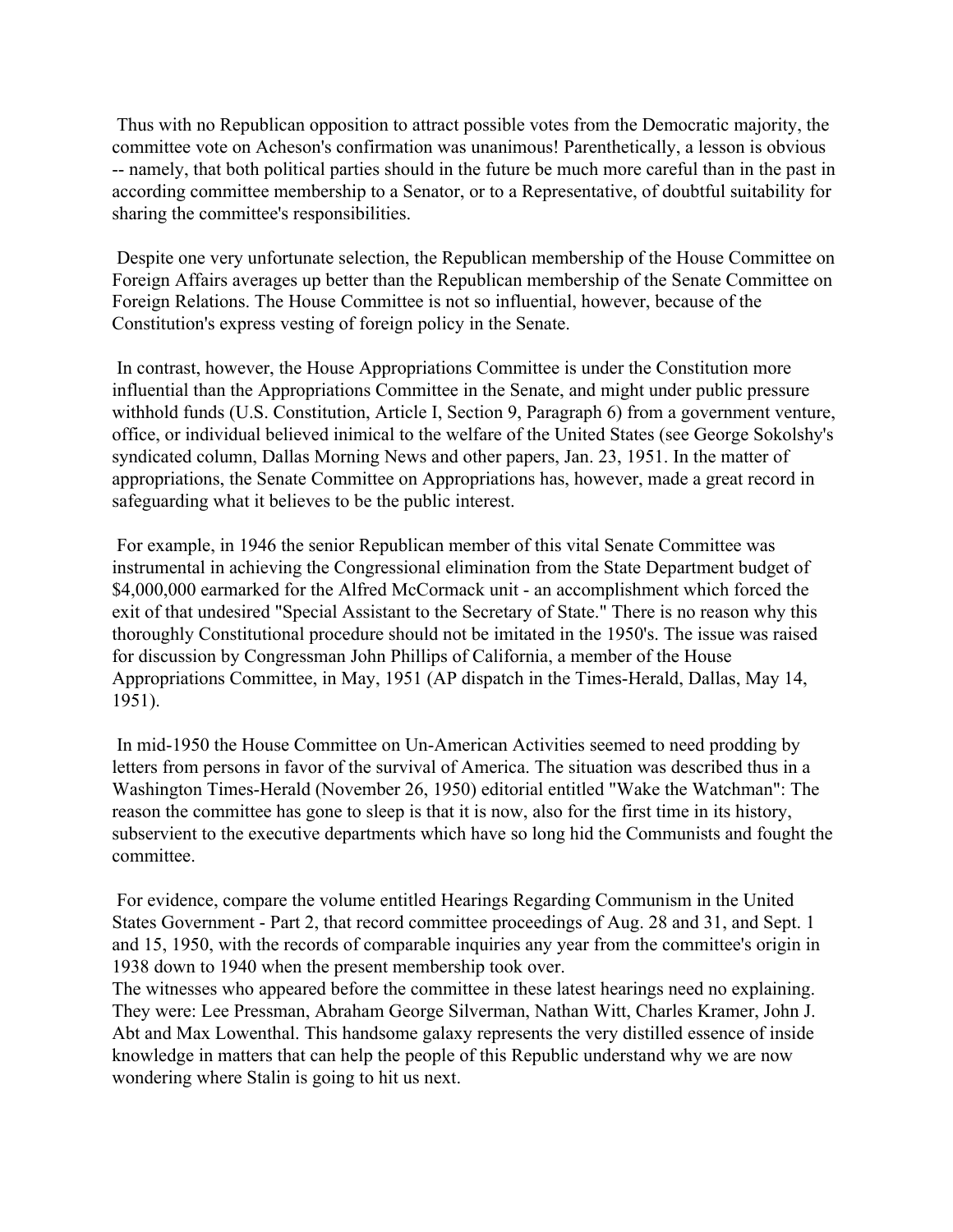Thus with no Republican opposition to attract possible votes from the Democratic majority, the committee vote on Acheson's confirmation was unanimous! Parenthetically, a lesson is obvious -- namely, that both political parties should in the future be much more careful than in the past in according committee membership to a Senator, or to a Representative, of doubtful suitability for sharing the committee's responsibilities.

Despite one very unfortunate selection, the Republican membership of the House Committee on Foreign Affairs averages up better than the Republican membership of the Senate Committee on Foreign Relations. The House Committee is not so influential, however, because of the Constitution's express vesting of foreign policy in the Senate.

In contrast, however, the House Appropriations Committee is under the Constitution more influential than the Appropriations Committee in the Senate, and might under public pressure withhold funds (U.S. Constitution, Article I, Section 9, Paragraph 6) from a government venture, office, or individual believed inimical to the welfare of the United States (see George Sokolshy's syndicated column, Dallas Morning News and other papers, Jan. 23, 1951. In the matter of appropriations, the Senate Committee on Appropriations has, however, made a great record in safeguarding what it believes to be the public interest.

For example, in 1946 the senior Republican member of this vital Senate Committee was instrumental in achieving the Congressional elimination from the State Department budget of $4,000,000 earmarked for the Alfred McCormack unit - an accomplishment which forced the exit of that undesired "Special Assistant to the Secretary of State." There is no reason why this thoroughly Constitutional procedure should not be imitated in the 1950's. The issue was raised for discussion by Congressman John Phillips of California, a member of the House Appropriations Committee, in May, 1951 (AP dispatch in the Times-Herald, Dallas, May 14, 1951).

In mid-1950 the House Committee on Un-American Activities seemed to need prodding by letters from persons in favor of the survival of America. The situation was described thus in a Washington Times-Herald (November 26, 1950) editorial entitled "Wake the Watchman": The reason the committee has gone to sleep is that it is now, also for the first time in its history, subservient to the executive departments which have so long hid the Communists and fought the committee.

For evidence, compare the volume entitled Hearings Regarding Communism in the United States Government - Part 2, that record committee proceedings of Aug. 28 and 31, and Sept. 1 and 15, 1950, with the records of comparable inquiries any year from the committee's origin in 1938 down to 1940 when the present membership took over.

The witnesses who appeared before the committee in these latest hearings need no explaining. They were: Lee Pressman, Abraham George Silverman, Nathan Witt, Charles Kramer, John J. Abt and Max Lowenthal. This handsome galaxy represents the very distilled essence of inside knowledge in matters that can help the people of this Republic understand why we are now wondering where Stalin is going to hit us next.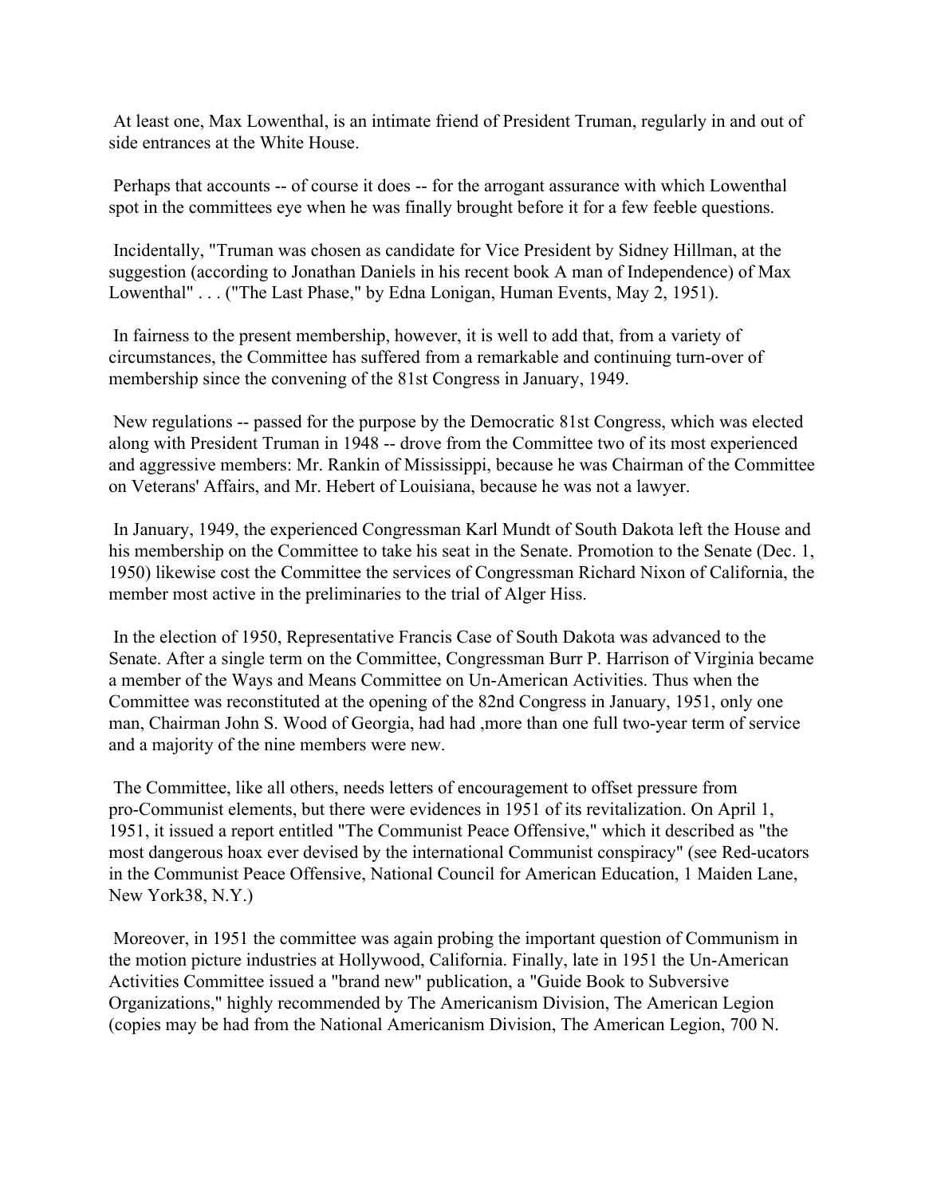At least one, Max Lowenthal, is an intimate friend of President Truman, regularly in and out of side entrances at the White House.

Perhaps that accounts -- of course it does -- for the arrogant assurance with which Lowenthal spot in the committees eye when he was finally brought before it for a few feeble questions.

Incidentally, "Truman was chosen as candidate for Vice President by Sidney Hillman, at the suggestion (according to Jonathan Daniels in his recent book A man of Independence) of Max Lowenthal" . . . ("The Last Phase," by Edna Lonigan, Human Events, May 2, 1951).

In fairness to the present membership, however, it is well to add that, from a variety of circumstances, the Committee has suffered from a remarkable and continuing turn-over of membership since the convening of the 81st Congress in January, 1949.

New regulations -- passed for the purpose by the Democratic 81st Congress, which was elected along with President Truman in 1948 -- drove from the Committee two of its most experienced and aggressive members: Mr. Rankin of Mississippi, because he was Chairman of the Committee on Veterans' Affairs, and Mr. Hebert of Louisiana, because he was not a lawyer.

In January, 1949, the experienced Congressman Karl Mundt of South Dakota left the House and his membership on the Committee to take his seat in the Senate. Promotion to the Senate (Dec. 1, 1950) likewise cost the Committee the services of Congressman Richard Nixon of California, the member most active in the preliminaries to the trial of Alger Hiss.

In the election of 1950, Representative Francis Case of South Dakota was advanced to the Senate. After a single term on the Committee, Congressman Burr P. Harrison of Virginia became a member of the Ways and Means Committee on Un-American Activities. Thus when the Committee was reconstituted at the opening of the 82nd Congress in January, 1951, only one man, Chairman John S. Wood of Georgia, had had ,more than one full two-year term of service and a majority of the nine members were new.

The Committee, like all others, needs letters of encouragement to offset pressure from pro-Communist elements, but there were evidences in 1951 of its revitalization. On April 1, 1951, it issued a report entitled "The Communist Peace Offensive," which it described as "the most dangerous hoax ever devised by the international Communist conspiracy" (see Red-ucators in the Communist Peace Offensive, National Council for American Education, 1 Maiden Lane, New York38, N.Y.)

Moreover, in 1951 the committee was again probing the important question of Communism in the motion picture industries at Hollywood, California. Finally, late in 1951 the Un-American Activities Committee issued a "brand new" publication, a "Guide Book to Subversive Organizations," highly recommended by The Americanism Division, The American Legion (copies may be had from the National Americanism Division, The American Legion, 700 N.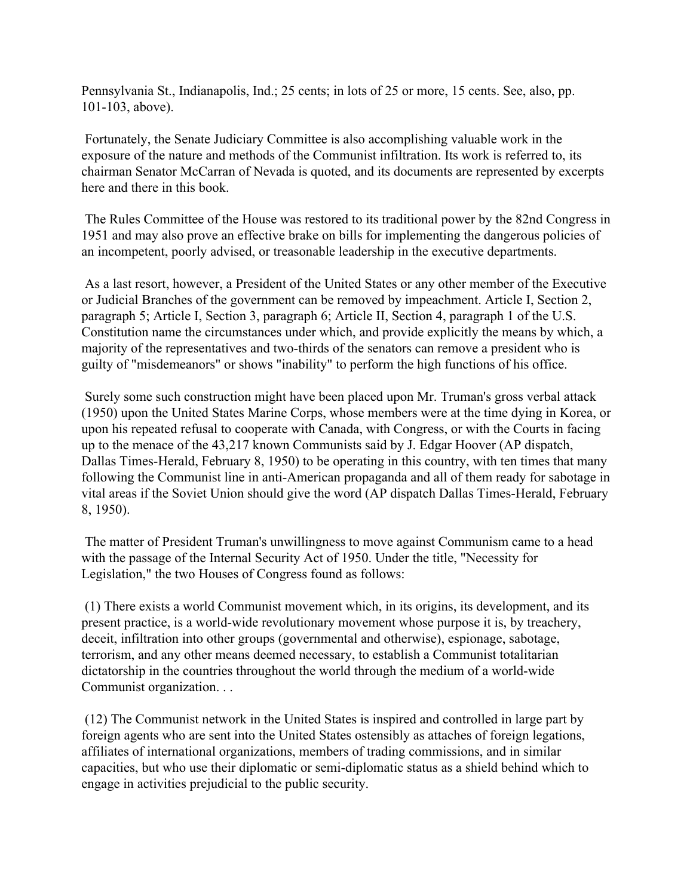Pennsylvania St., Indianapolis, Ind.; 25 cents; in lots of 25 or more, 15 cents. See, also, pp. 101-103, above).

Fortunately, the Senate Judiciary Committee is also accomplishing valuable work in the exposure of the nature and methods of the Communist infiltration. Its work is referred to, its chairman Senator McCarran of Nevada is quoted, and its documents are represented by excerpts here and there in this book.

The Rules Committee of the House was restored to its traditional power by the 82nd Congress in 1951 and may also prove an effective brake on bills for implementing the dangerous policies of an incompetent, poorly advised, or treasonable leadership in the executive departments.

As a last resort, however, a President of the United States or any other member of the Executive or Judicial Branches of the government can be removed by impeachment. Article I, Section 2, paragraph 5; Article I, Section 3, paragraph 6; Article II, Section 4, paragraph 1 of the U.S. Constitution name the circumstances under which, and provide explicitly the means by which, a majority of the representatives and two-thirds of the senators can remove a president who is guilty of "misdemeanors" or shows "inability" to perform the high functions of his office.

Surely some such construction might have been placed upon Mr. Truman's gross verbal attack (1950) upon the United States Marine Corps, whose members were at the time dying in Korea, or upon his repeated refusal to cooperate with Canada, with Congress, or with the Courts in facing up to the menace of the 43,217 known Communists said by J. Edgar Hoover (AP dispatch, Dallas Times-Herald, February 8, 1950) to be operating in this country, with ten times that many following the Communist line in anti-American propaganda and all of them ready for sabotage in vital areas if the Soviet Union should give the word (AP dispatch Dallas Times-Herald, February 8, 1950).

The matter of President Truman's unwillingness to move against Communism came to a head with the passage of the Internal Security Act of 1950. Under the title, "Necessity for Legislation," the two Houses of Congress found as follows:

(1) There exists a world Communist movement which, in its origins, its development, and its present practice, is a world-wide revolutionary movement whose purpose it is, by treachery, deceit, infiltration into other groups (governmental and otherwise), espionage, sabotage, terrorism, and any other means deemed necessary, to establish a Communist totalitarian dictatorship in the countries throughout the world through the medium of a world-wide Communist organization. . .

(12) The Communist network in the United States is inspired and controlled in large part by foreign agents who are sent into the United States ostensibly as attaches of foreign legations, affiliates of international organizations, members of trading commissions, and in similar capacities, but who use their diplomatic or semi-diplomatic status as a shield behind which to engage in activities prejudicial to the public security.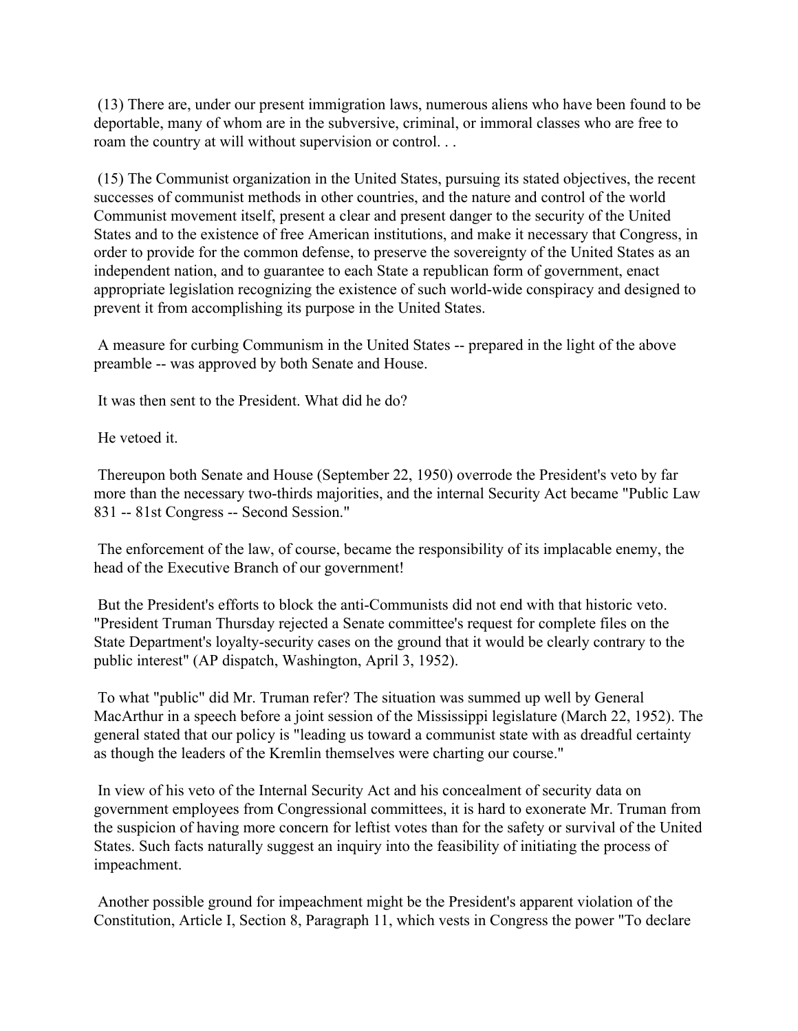(13) There are, under our present immigration laws, numerous aliens who have been found to be deportable, many of whom are in the subversive, criminal, or immoral classes who are free to roam the country at will without supervision or control. . .

(15) The Communist organization in the United States, pursuing its stated objectives, the recent successes of communist methods in other countries, and the nature and control of the world Communist movement itself, present a clear and present danger to the security of the United States and to the existence of free American institutions, and make it necessary that Congress, in order to provide for the common defense, to preserve the sovereignty of the United States as an independent nation, and to guarantee to each State a republican form of government, enact appropriate legislation recognizing the existence of such world-wide conspiracy and designed to prevent it from accomplishing its purpose in the United States.

A measure for curbing Communism in the United States -- prepared in the light of the above preamble -- was approved by both Senate and House.

It was then sent to the President. What did he do?

He vetoed it.

Thereupon both Senate and House (September 22, 1950) overrode the President's veto by far more than the necessary two-thirds majorities, and the internal Security Act became "Public Law 831 -- 81st Congress -- Second Session."

The enforcement of the law, of course, became the responsibility of its implacable enemy, the head of the Executive Branch of our government!

But the President's efforts to block the anti-Communists did not end with that historic veto. "President Truman Thursday rejected a Senate committee's request for complete files on the State Department's loyalty-security cases on the ground that it would be clearly contrary to the public interest" (AP dispatch, Washington, April 3, 1952).

To what "public" did Mr. Truman refer? The situation was summed up well by General MacArthur in a speech before a joint session of the Mississippi legislature (March 22, 1952). The general stated that our policy is "leading us toward a communist state with as dreadful certainty as though the leaders of the Kremlin themselves were charting our course."

In view of his veto of the Internal Security Act and his concealment of security data on government employees from Congressional committees, it is hard to exonerate Mr. Truman from the suspicion of having more concern for leftist votes than for the safety or survival of the United States. Such facts naturally suggest an inquiry into the feasibility of initiating the process of impeachment.

Another possible ground for impeachment might be the President's apparent violation of the Constitution, Article I, Section 8, Paragraph 11, which vests in Congress the power "To declare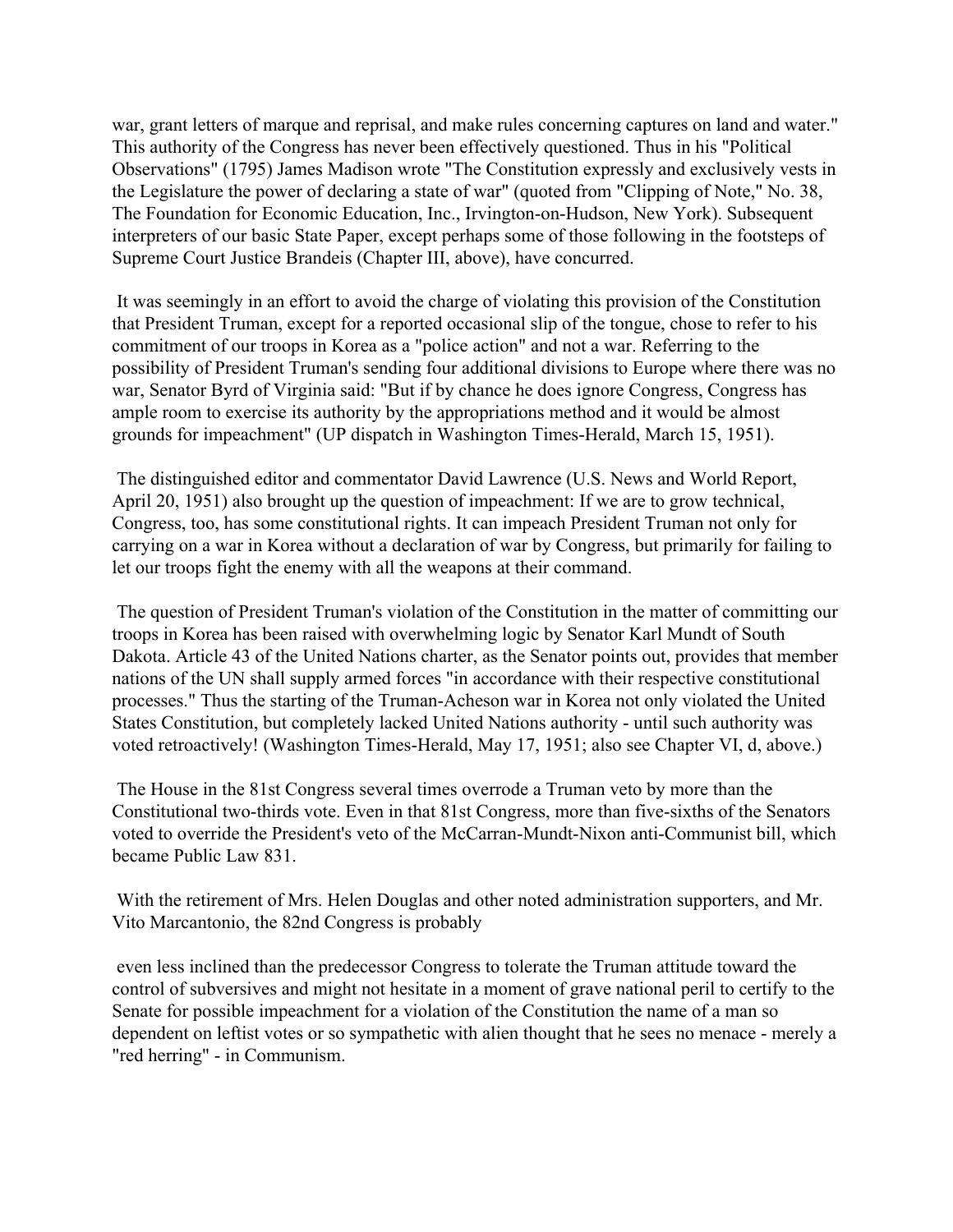war, grant letters of marque and reprisal, and make rules concerning captures on land and water." This authority of the Congress has never been effectively questioned. Thus in his "Political Observations" (1795) James Madison wrote "The Constitution expressly and exclusively vests in the Legislature the power of declaring a state of war" (quoted from "Clipping of Note," No. 38, The Foundation for Economic Education, Inc., Irvington-on-Hudson, New York). Subsequent interpreters of our basic State Paper, except perhaps some of those following in the footsteps of Supreme Court Justice Brandeis (Chapter III, above), have concurred.

It was seemingly in an effort to avoid the charge of violating this provision of the Constitution that President Truman, except for a reported occasional slip of the tongue, chose to refer to his commitment of our troops in Korea as a "police action" and not a war. Referring to the possibility of President Truman's sending four additional divisions to Europe where there was no war, Senator Byrd of Virginia said: "But if by chance he does ignore Congress, Congress has ample room to exercise its authority by the appropriations method and it would be almost grounds for impeachment" (UP dispatch in Washington Times-Herald, March 15, 1951).

The distinguished editor and commentator David Lawrence (U.S. News and World Report, April 20, 1951) also brought up the question of impeachment: If we are to grow technical, Congress, too, has some constitutional rights. It can impeach President Truman not only for carrying on a war in Korea without a declaration of war by Congress, but primarily for failing to let our troops fight the enemy with all the weapons at their command.

The question of President Truman's violation of the Constitution in the matter of committing our troops in Korea has been raised with overwhelming logic by Senator Karl Mundt of South Dakota. Article 43 of the United Nations charter, as the Senator points out, provides that member nations of the UN shall supply armed forces "in accordance with their respective constitutional processes." Thus the starting of the Truman-Acheson war in Korea not only violated the United States Constitution, but completely lacked United Nations authority - until such authority was voted retroactively! (Washington Times-Herald, May 17, 1951; also see Chapter VI, d, above.)

The House in the 81st Congress several times overrode a Truman veto by more than the Constitutional two-thirds vote. Even in that 81st Congress, more than five-sixths of the Senators voted to override the President's veto of the McCarran-Mundt-Nixon anti-Communist bill, which became Public Law 831.

With the retirement of Mrs. Helen Douglas and other noted administration supporters, and Mr. Vito Marcantonio, the 82nd Congress is probably even less inclined than the predecessor Congress to tolerate the Truman attitude toward the control of subversives and might not hesitate in a moment of grave national peril to certify to the Senate for possible impeachment for a violation of the Constitution the name of a man so dependent on leftist votes or so sympathetic with alien thought that he sees no menace - merely a "red herring" - in Communism.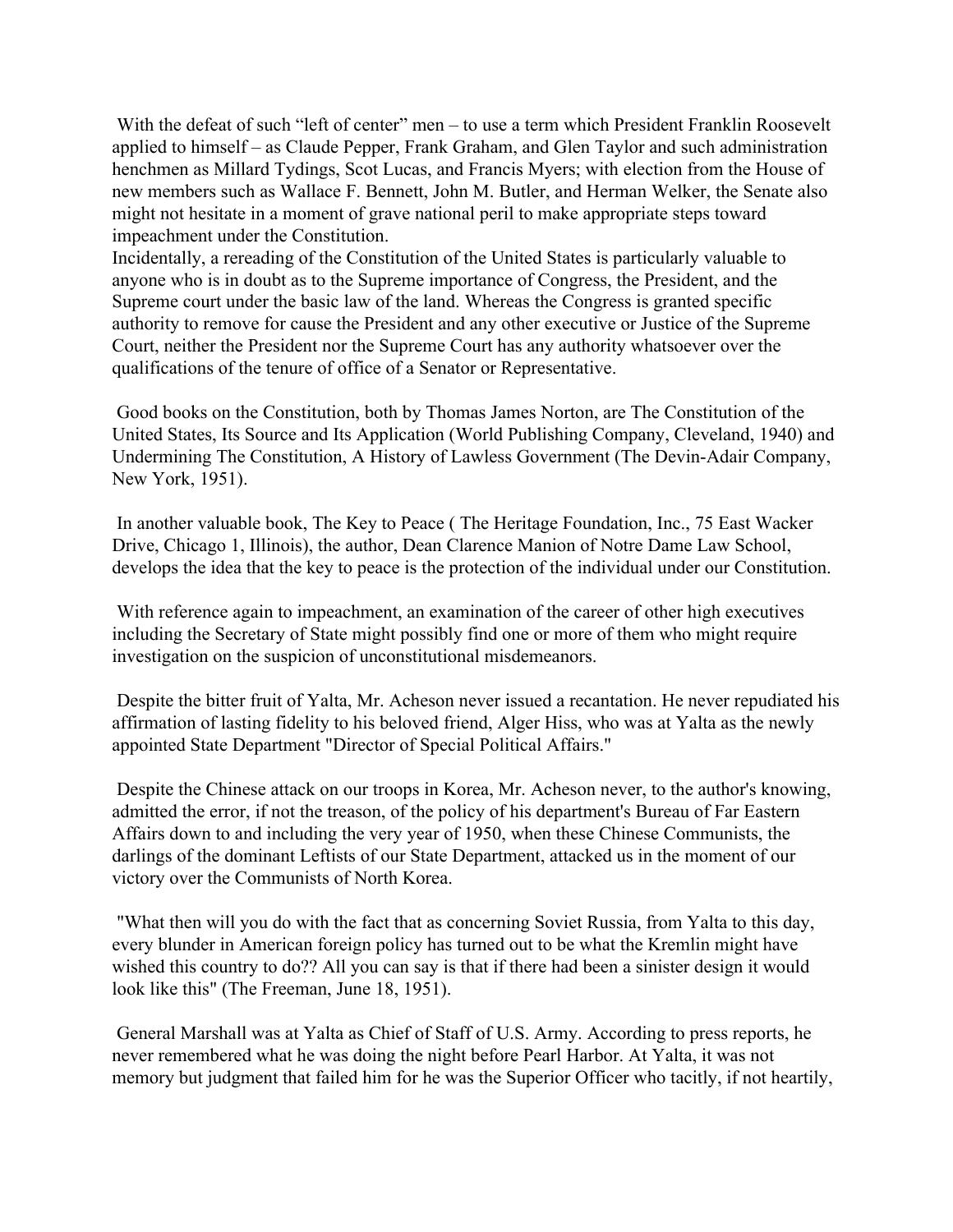With the defeat of such "left of center" men – to use a term which President Franklin Roosevelt applied to himself – as Claude Pepper, Frank Graham, and Glen Taylor and such administration henchmen as Millard Tydings, Scot Lucas, and Francis Myers; with election from the House of new members such as Wallace F. Bennett, John M. Butler, and Herman Welker, the Senate also might not hesitate in a moment of grave national peril to make appropriate steps toward impeachment under the Constitution.
Incidentally, a rereading of the Constitution of the United States is particularly valuable to anyone who is in doubt as to the Supreme importance of Congress, the President, and the Supreme court under the basic law of the land. Whereas the Congress is granted specific authority to remove for cause the President and any other executive or Justice of the Supreme Court, neither the President nor the Supreme Court has any authority whatsoever over the qualifications of the tenure of office of a Senator or Representative.

Good books on the Constitution, both by Thomas James Norton, are The Constitution of the United States, Its Source and Its Application (World Publishing Company, Cleveland, 1940) and Undermining The Constitution, A History of Lawless Government (The Devin-Adair Company, New York, 1951).

In another valuable book, The Key to Peace ( The Heritage Foundation, Inc., 75 East Wacker Drive, Chicago 1, Illinois), the author, Dean Clarence Manion of Notre Dame Law School, develops the idea that the key to peace is the protection of the individual under our Constitution.

With reference again to impeachment, an examination of the career of other high executives including the Secretary of State might possibly find one or more of them who might require investigation on the suspicion of unconstitutional misdemeanors.

Despite the bitter fruit of Yalta, Mr. Acheson never issued a recantation. He never repudiated his affirmation of lasting fidelity to his beloved friend, Alger Hiss, who was at Yalta as the newly appointed State Department "Director of Special Political Affairs."

Despite the Chinese attack on our troops in Korea, Mr. Acheson never, to the author's knowing, admitted the error, if not the treason, of the policy of his department's Bureau of Far Eastern Affairs down to and including the very year of 1950, when these Chinese Communists, the darlings of the dominant Leftists of our State Department, attacked us in the moment of our victory over the Communists of North Korea.

"What then will you do with the fact that as concerning Soviet Russia, from Yalta to this day, every blunder in American foreign policy has turned out to be what the Kremlin might have wished this country to do?? All you can say is that if there had been a sinister design it would look like this" (The Freeman, June 18, 1951).

General Marshall was at Yalta as Chief of Staff of U.S. Army. According to press reports, he never remembered what he was doing the night before Pearl Harbor. At Yalta, it was not memory but judgment that failed him for he was the Superior Officer who tacitly, if not heartily,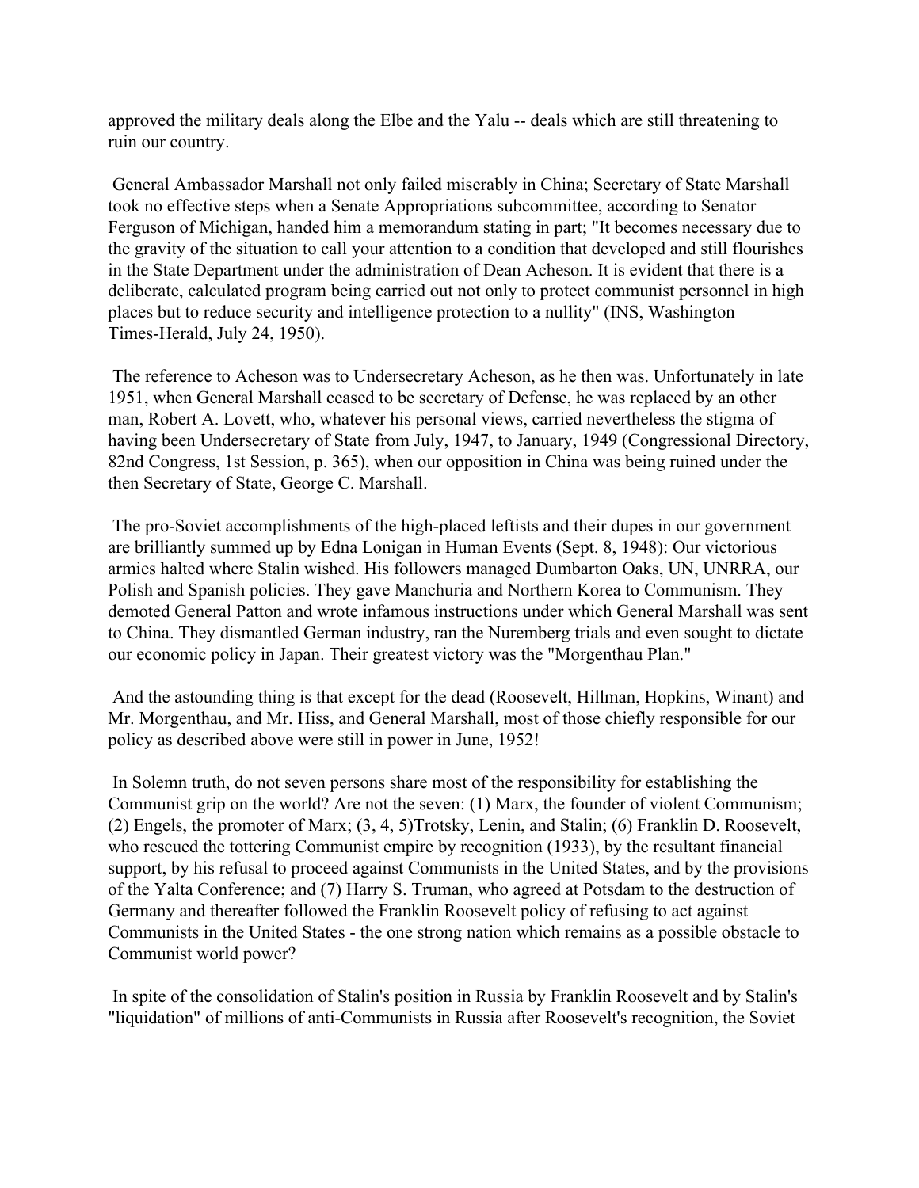approved the military deals along the Elbe and the Yalu -- deals which are still threatening to ruin our country.

General Ambassador Marshall not only failed miserably in China; Secretary of State Marshall took no effective steps when a Senate Appropriations subcommittee, according to Senator Ferguson of Michigan, handed him a memorandum stating in part; "It becomes necessary due to the gravity of the situation to call your attention to a condition that developed and still flourishes in the State Department under the administration of Dean Acheson. It is evident that there is a deliberate, calculated program being carried out not only to protect communist personnel in high places but to reduce security and intelligence protection to a nullity" (INS, Washington Times-Herald, July 24, 1950).

The reference to Acheson was to Undersecretary Acheson, as he then was. Unfortunately in late 1951, when General Marshall ceased to be secretary of Defense, he was replaced by an other man, Robert A. Lovett, who, whatever his personal views, carried nevertheless the stigma of having been Undersecretary of State from July, 1947, to January, 1949 (Congressional Directory, 82nd Congress, 1st Session, p. 365), when our opposition in China was being ruined under the then Secretary of State, George C. Marshall.

The pro-Soviet accomplishments of the high-placed leftists and their dupes in our government are brilliantly summed up by Edna Lonigan in Human Events (Sept. 8, 1948): Our victorious armies halted where Stalin wished. His followers managed Dumbarton Oaks, UN, UNRRA, our Polish and Spanish policies. They gave Manchuria and Northern Korea to Communism. They demoted General Patton and wrote infamous instructions under which General Marshall was sent to China. They dismantled German industry, ran the Nuremberg trials and even sought to dictate our economic policy in Japan. Their greatest victory was the "Morgenthau Plan."

And the astounding thing is that except for the dead (Roosevelt, Hillman, Hopkins, Winant) and Mr. Morgenthau, and Mr. Hiss, and General Marshall, most of those chiefly responsible for our policy as described above were still in power in June, 1952!

In Solemn truth, do not seven persons share most of the responsibility for establishing the Communist grip on the world? Are not the seven: (1) Marx, the founder of violent Communism; (2) Engels, the promoter of Marx; (3, 4, 5)Trotsky, Lenin, and Stalin; (6) Franklin D. Roosevelt, who rescued the tottering Communist empire by recognition (1933), by the resultant financial support, by his refusal to proceed against Communists in the United States, and by the provisions of the Yalta Conference; and (7) Harry S. Truman, who agreed at Potsdam to the destruction of Germany and thereafter followed the Franklin Roosevelt policy of refusing to act against Communists in the United States - the one strong nation which remains as a possible obstacle to Communist world power?

In spite of the consolidation of Stalin's position in Russia by Franklin Roosevelt and by Stalin's "liquidation" of millions of anti-Communists in Russia after Roosevelt's recognition, the Soviet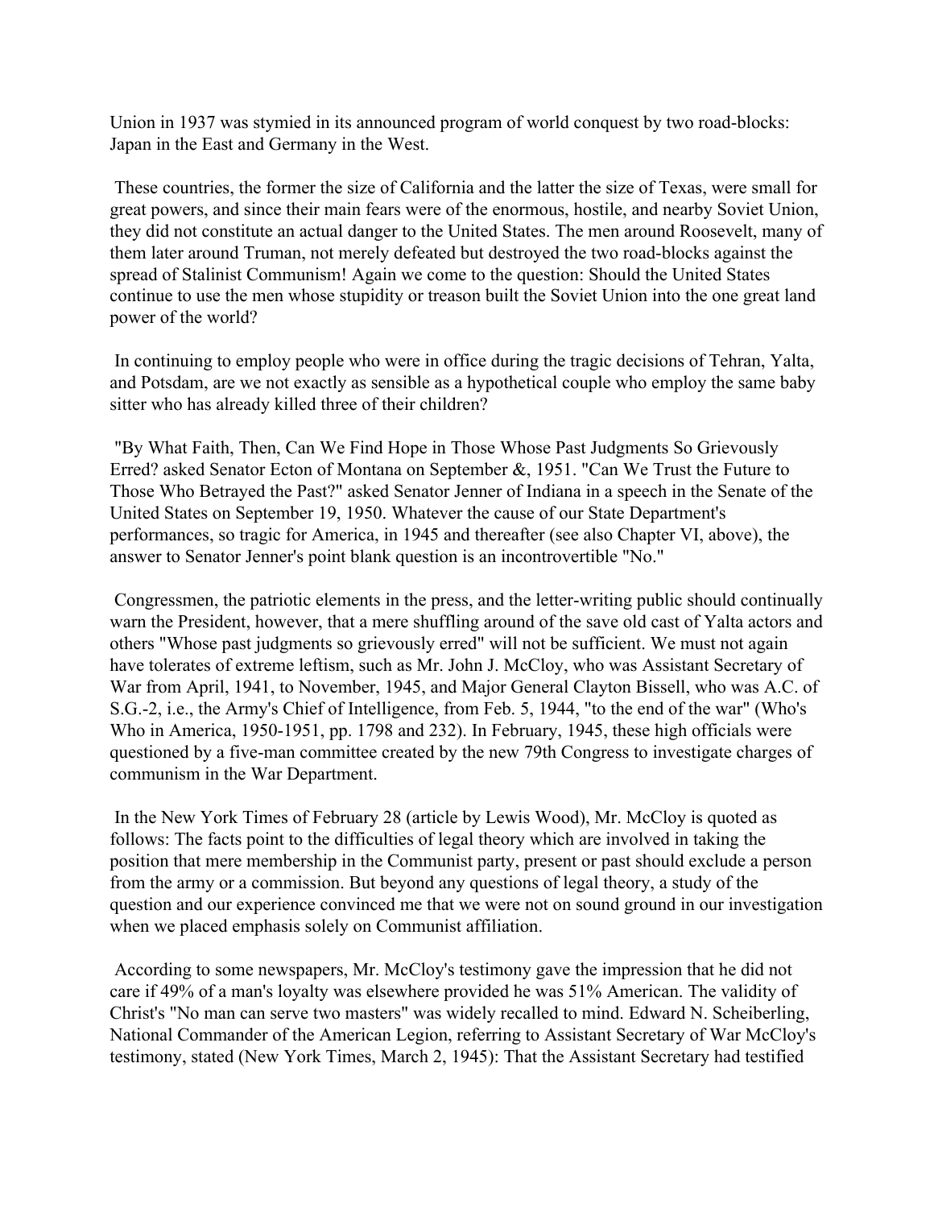Union in 1937 was stymied in its announced program of world conquest by two road-blocks: Japan in the East and Germany in the West.

These countries, the former the size of California and the latter the size of Texas, were small for great powers, and since their main fears were of the enormous, hostile, and nearby Soviet Union, they did not constitute an actual danger to the United States. The men around Roosevelt, many of them later around Truman, not merely defeated but destroyed the two road-blocks against the spread of Stalinist Communism! Again we come to the question: Should the United States continue to use the men whose stupidity or treason built the Soviet Union into the one great land power of the world?

In continuing to employ people who were in office during the tragic decisions of Tehran, Yalta, and Potsdam, are we not exactly as sensible as a hypothetical couple who employ the same baby sitter who has already killed three of their children?

"By What Faith, Then, Can We Find Hope in Those Whose Past Judgments So Grievously Erred? asked Senator Ecton of Montana on September &, 1951. "Can We Trust the Future to Those Who Betrayed the Past?" asked Senator Jenner of Indiana in a speech in the Senate of the United States on September 19, 1950. Whatever the cause of our State Department's performances, so tragic for America, in 1945 and thereafter (see also Chapter VI, above), the answer to Senator Jenner's point blank question is an incontrovertible "No."

Congressmen, the patriotic elements in the press, and the letter-writing public should continually warn the President, however, that a mere shuffling around of the save old cast of Yalta actors and others "Whose past judgments so grievously erred" will not be sufficient. We must not again have tolerates of extreme leftism, such as Mr. John J. McCloy, who was Assistant Secretary of War from April, 1941, to November, 1945, and Major General Clayton Bissell, who was A.C. of S.G.-2, i.e., the Army's Chief of Intelligence, from Feb. 5, 1944, "to the end of the war" (Who's Who in America, 1950-1951, pp. 1798 and 232). In February, 1945, these high officials were questioned by a five-man committee created by the new 79th Congress to investigate charges of communism in the War Department.

In the New York Times of February 28 (article by Lewis Wood), Mr. McCloy is quoted as follows: The facts point to the difficulties of legal theory which are involved in taking the position that mere membership in the Communist party, present or past should exclude a person from the army or a commission. But beyond any questions of legal theory, a study of the question and our experience convinced me that we were not on sound ground in our investigation when we placed emphasis solely on Communist affiliation.

According to some newspapers, Mr. McCloy's testimony gave the impression that he did not care if 49% of a man's loyalty was elsewhere provided he was 51% American. The validity of Christ's "No man can serve two masters" was widely recalled to mind. Edward N. Scheiberling, National Commander of the American Legion, referring to Assistant Secretary of War McCloy's testimony, stated (New York Times, March 2, 1945): That the Assistant Secretary had testified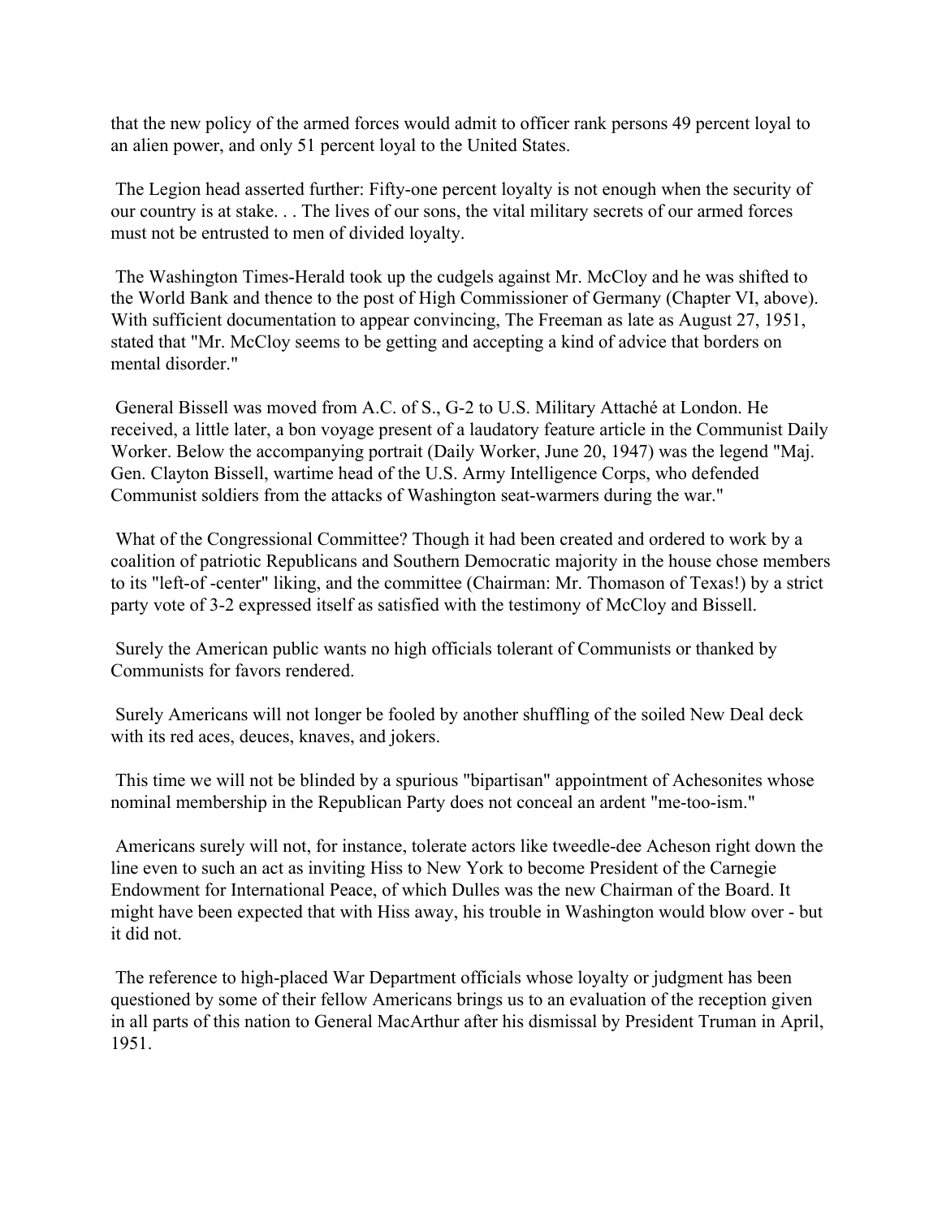that the new policy of the armed forces would admit to officer rank persons 49 percent loyal to an alien power, and only 51 percent loyal to the United States.

The Legion head asserted further: Fifty-one percent loyalty is not enough when the security of our country is at stake. . . The lives of our sons, the vital military secrets of our armed forces must not be entrusted to men of divided loyalty.

The Washington Times-Herald took up the cudgels against Mr. McCloy and he was shifted to the World Bank and thence to the post of High Commissioner of Germany (Chapter VI, above). With sufficient documentation to appear convincing, The Freeman as late as August 27, 1951, stated that "Mr. McCloy seems to be getting and accepting a kind of advice that borders on mental disorder."

General Bissell was moved from A.C. of S., G-2 to U.S. Military Attaché at London. He received, a little later, a bon voyage present of a laudatory feature article in the Communist Daily Worker. Below the accompanying portrait (Daily Worker, June 20, 1947) was the legend "Maj. Gen. Clayton Bissell, wartime head of the U.S. Army Intelligence Corps, who defended Communist soldiers from the attacks of Washington seat-warmers during the war."

What of the Congressional Committee? Though it had been created and ordered to work by a coalition of patriotic Republicans and Southern Democratic majority in the house chose members to its "left-of -center" liking, and the committee (Chairman: Mr. Thomason of Texas!) by a strict party vote of 3-2 expressed itself as satisfied with the testimony of McCloy and Bissell.

Surely the American public wants no high officials tolerant of Communists or thanked by Communists for favors rendered.

Surely Americans will not longer be fooled by another shuffling of the soiled New Deal deck with its red aces, deuces, knaves, and jokers.

This time we will not be blinded by a spurious "bipartisan" appointment of Achesonites whose nominal membership in the Republican Party does not conceal an ardent "me-too-ism."

Americans surely will not, for instance, tolerate actors like tweedle-dee Acheson right down the line even to such an act as inviting Hiss to New York to become President of the Carnegie Endowment for International Peace, of which Dulles was the new Chairman of the Board. It might have been expected that with Hiss away, his trouble in Washington would blow over - but it did not.

The reference to high-placed War Department officials whose loyalty or judgment has been questioned by some of their fellow Americans brings us to an evaluation of the reception given in all parts of this nation to General MacArthur after his dismissal by President Truman in April, 1951.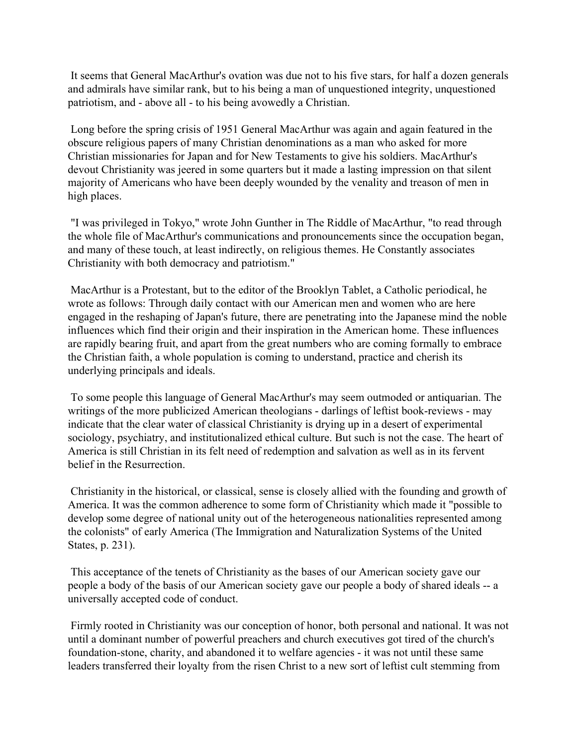It seems that General MacArthur's ovation was due not to his five stars, for half a dozen generals and admirals have similar rank, but to his being a man of unquestioned integrity, unquestioned patriotism, and - above all - to his being avowedly a Christian.

Long before the spring crisis of 1951 General MacArthur was again and again featured in the obscure religious papers of many Christian denominations as a man who asked for more Christian missionaries for Japan and for New Testaments to give his soldiers. MacArthur's devout Christianity was jeered in some quarters but it made a lasting impression on that silent majority of Americans who have been deeply wounded by the venality and treason of men in high places.

"I was privileged in Tokyo," wrote John Gunther in The Riddle of MacArthur, "to read through the whole file of MacArthur's communications and pronouncements since the occupation began, and many of these touch, at least indirectly, on religious themes. He Constantly associates Christianity with both democracy and patriotism."

MacArthur is a Protestant, but to the editor of the Brooklyn Tablet, a Catholic periodical, he wrote as follows: Through daily contact with our American men and women who are here engaged in the reshaping of Japan's future, there are penetrating into the Japanese mind the noble influences which find their origin and their inspiration in the American home. These influences are rapidly bearing fruit, and apart from the great numbers who are coming formally to embrace the Christian faith, a whole population is coming to understand, practice and cherish its underlying principals and ideals.

To some people this language of General MacArthur's may seem outmoded or antiquarian. The writings of the more publicized American theologians - darlings of leftist book-reviews - may indicate that the clear water of classical Christianity is drying up in a desert of experimental sociology, psychiatry, and institutionalized ethical culture. But such is not the case. The heart of America is still Christian in its felt need of redemption and salvation as well as in its fervent belief in the Resurrection.

Christianity in the historical, or classical, sense is closely allied with the founding and growth of America. It was the common adherence to some form of Christianity which made it "possible to develop some degree of national unity out of the heterogeneous nationalities represented among the colonists" of early America (The Immigration and Naturalization Systems of the United States, p. 231).

This acceptance of the tenets of Christianity as the bases of our American society gave our people a body of the basis of our American society gave our people a body of shared ideals -- a universally accepted code of conduct.

Firmly rooted in Christianity was our conception of honor, both personal and national. It was not until a dominant number of powerful preachers and church executives got tired of the church's foundation-stone, charity, and abandoned it to welfare agencies - it was not until these same leaders transferred their loyalty from the risen Christ to a new sort of leftist cult stemming from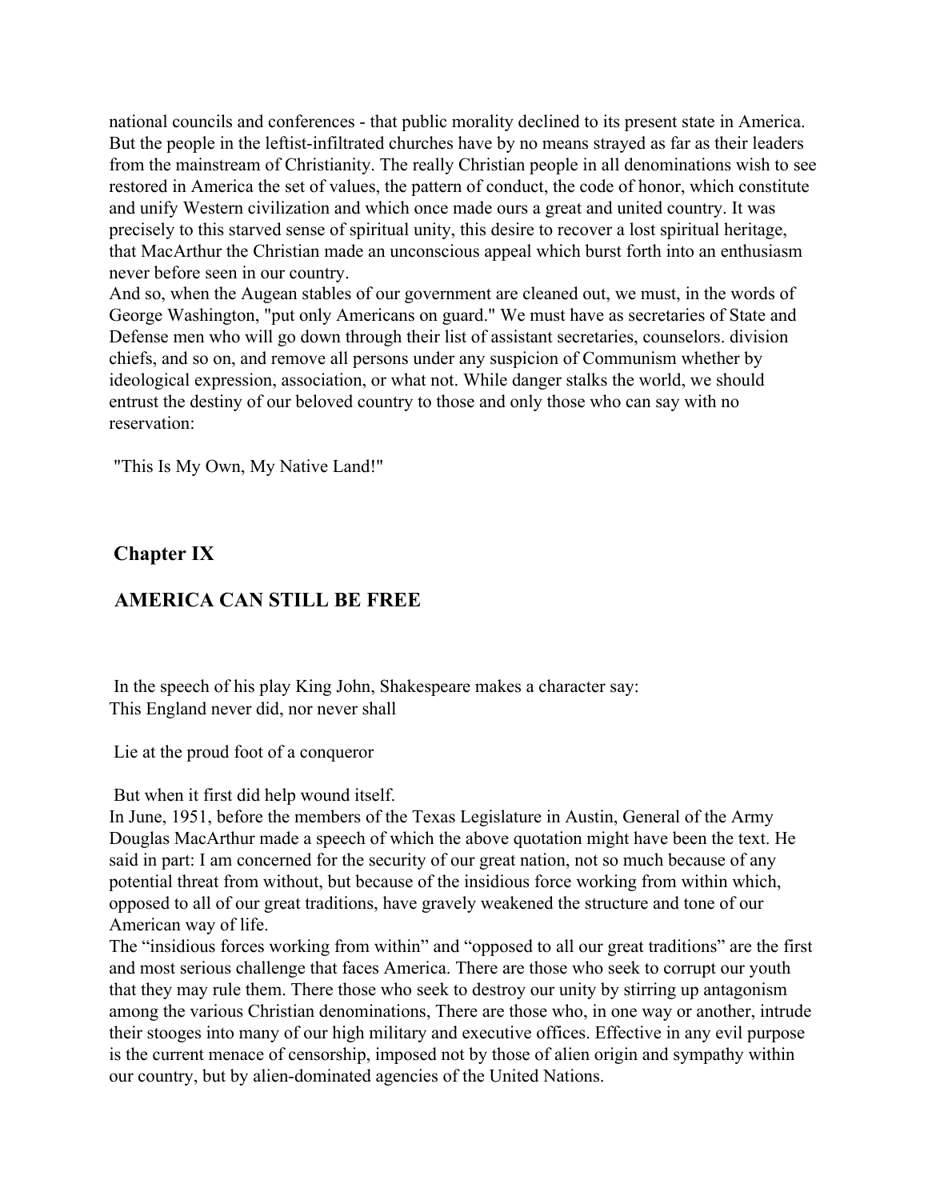national councils and conferences - that public morality declined to its present state in America. But the people in the leftist-infiltrated churches have by no means strayed as far as their leaders from the mainstream of Christianity. The really Christian people in all denominations wish to see restored in America the set of values, the pattern of conduct, the code of honor, which constitute and unify Western civilization and which once made ours a great and united country. It was precisely to this starved sense of spiritual unity, this desire to recover a lost spiritual heritage, that MacArthur the Christian made an unconscious appeal which burst forth into an enthusiasm never before seen in our country.

And so, when the Augean stables of our government are cleaned out, we must, in the words of George Washington, "put only Americans on guard." We must have as secretaries of State and Defense men who will go down through their list of assistant secretaries, counselors. division chiefs, and so on, and remove all persons under any suspicion of Communism whether by ideological expression, association, or what not. While danger stalks the world, we should entrust the destiny of our beloved country to those and only those who can say with no reservation:

"This Is My Own, My Native Land!"

## Chapter IX

## AMERICA CAN STILL BE FREE

In the speech of his play King John, Shakespeare makes a character say:

This England never did, nor never shall

Lie at the proud foot of a conqueror

But when it first did help wound itself.

In June, 1951, before the members of the Texas Legislature in Austin, General of the Army Douglas MacArthur made a speech of which the above quotation might have been the text. He said in part: I am concerned for the security of our great nation, not so much because of any potential threat from without, but because of the insidious force working from within which, opposed to all of our great traditions, have gravely weakened the structure and tone of our American way of life.

The "insidious forces working from within" and "opposed to all our great traditions" are the first and most serious challenge that faces America. There are those who seek to corrupt our youth that they may rule them. There those who seek to destroy our unity by stirring up antagonism among the various Christian denominations, There are those who, in one way or another, intrude their stooges into many of our high military and executive offices. Effective in any evil purpose is the current menace of censorship, imposed not by those of alien origin and sympathy within our country, but by alien-dominated agencies of the United Nations.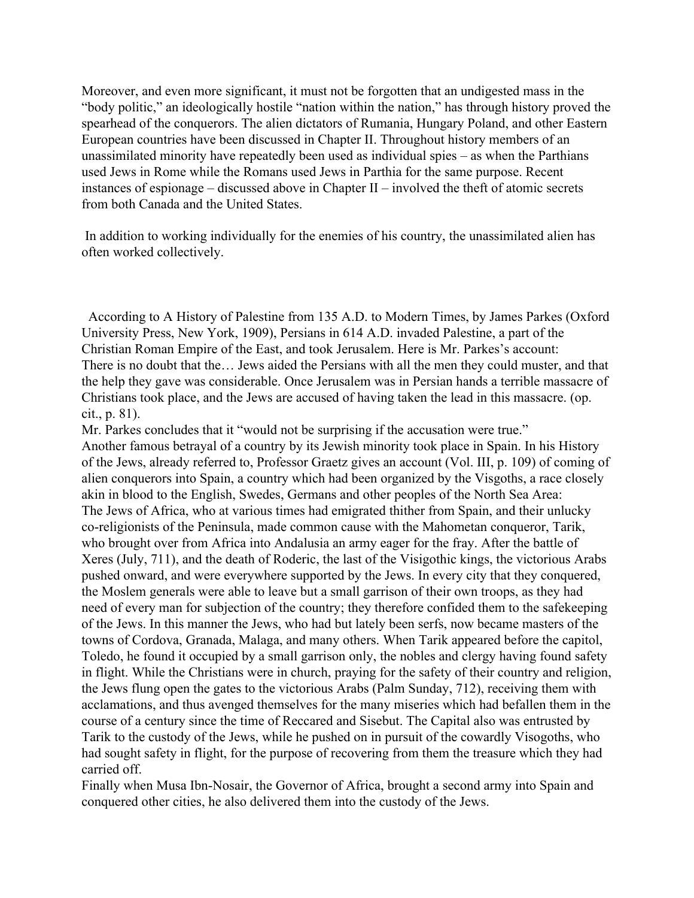Moreover, and even more significant, it must not be forgotten that an undigested mass in the "body politic," an ideologically hostile "nation within the nation," has through history proved the spearhead of the conquerors. The alien dictators of Rumania, Hungary Poland, and other Eastern European countries have been discussed in Chapter II. Throughout history members of an unassimilated minority have repeatedly been used as individual spies – as when the Parthians used Jews in Rome while the Romans used Jews in Parthia for the same purpose. Recent instances of espionage – discussed above in Chapter II – involved the theft of atomic secrets from both Canada and the United States.

In addition to working individually for the enemies of his country, the unassimilated alien has often worked collectively.

According to A History of Palestine from 135 A.D. to Modern Times, by James Parkes (Oxford University Press, New York, 1909), Persians in 614 A.D. invaded Palestine, a part of the Christian Roman Empire of the East, and took Jerusalem. Here is Mr. Parkes's account:

There is no doubt that the… Jews aided the Persians with all the men they could muster, and that the help they gave was considerable. Once Jerusalem was in Persian hands a terrible massacre of Christians took place, and the Jews are accused of having taken the lead in this massacre. (op. cit., p. 81).

Mr. Parkes concludes that it "would not be surprising if the accusation were true."

Another famous betrayal of a country by its Jewish minority took place in Spain. In his History of the Jews, already referred to, Professor Graetz gives an account (Vol. III, p. 109) of coming of alien conquerors into Spain, a country which had been organized by the Visgoths, a race closely akin in blood to the English, Swedes, Germans and other peoples of the North Sea Area:

The Jews of Africa, who at various times had emigrated thither from Spain, and their unlucky co-religionists of the Peninsula, made common cause with the Mahometan conqueror, Tarik, who brought over from Africa into Andalusia an army eager for the fray. After the battle of Xeres (July, 711), and the death of Roderic, the last of the Visigothic kings, the victorious Arabs pushed onward, and were everywhere supported by the Jews. In every city that they conquered, the Moslem generals were able to leave but a small garrison of their own troops, as they had need of every man for subjection of the country; they therefore confided them to the safekeeping of the Jews. In this manner the Jews, who had but lately been serfs, now became masters of the towns of Cordova, Granada, Malaga, and many others. When Tarik appeared before the capitol, Toledo, he found it occupied by a small garrison only, the nobles and clergy having found safety in flight. While the Christians were in church, praying for the safety of their country and religion, the Jews flung open the gates to the victorious Arabs (Palm Sunday, 712), receiving them with acclamations, and thus avenged themselves for the many miseries which had befallen them in the course of a century since the time of Reccared and Sisebut. The Capital also was entrusted by Tarik to the custody of the Jews, while he pushed on in pursuit of the cowardly Visogoths, who had sought safety in flight, for the purpose of recovering from them the treasure which they had carried off.

Finally when Musa Ibn-Nosair, the Governor of Africa, brought a second army into Spain and conquered other cities, he also delivered them into the custody of the Jews.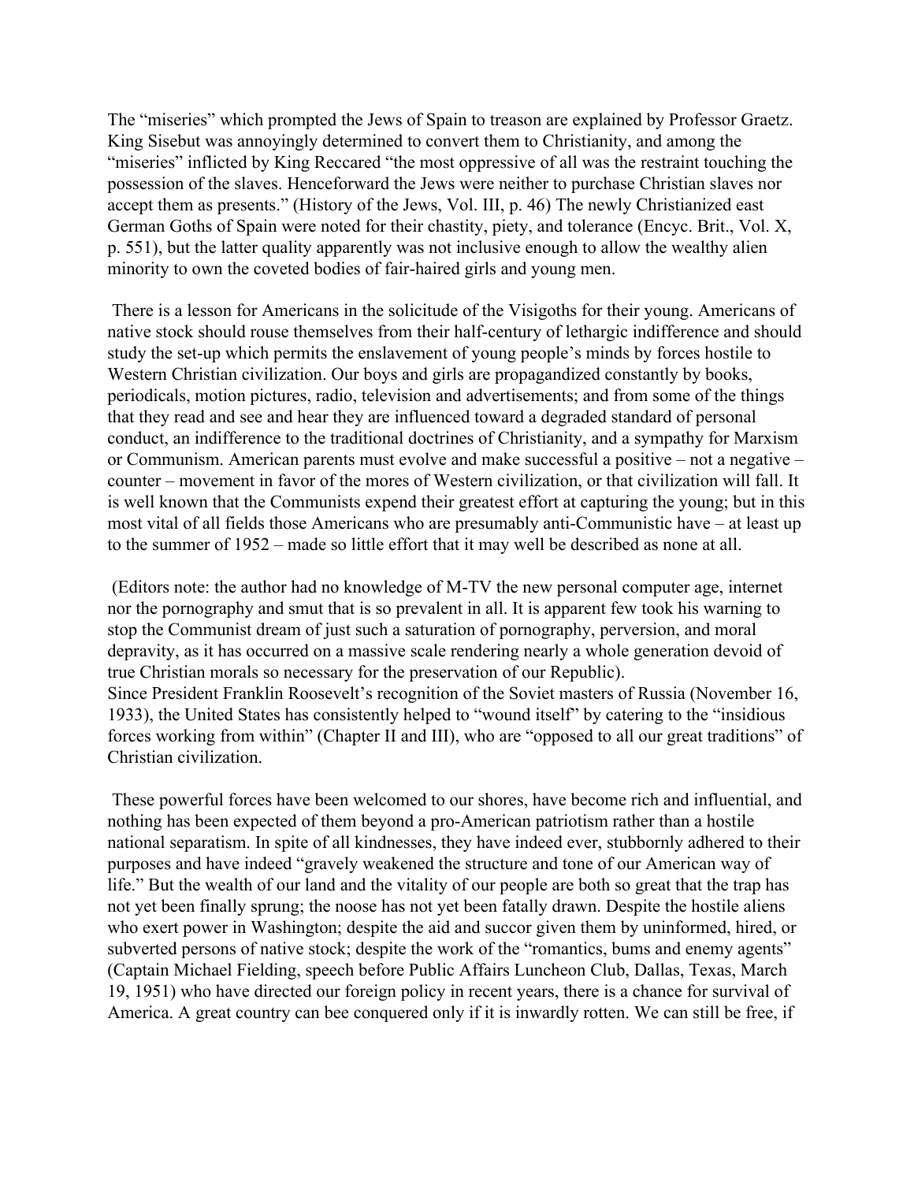The "miseries" which prompted the Jews of Spain to treason are explained by Professor Graetz. King Sisebut was annoyingly determined to convert them to Christianity, and among the "miseries" inflicted by King Reccared "the most oppressive of all was the restraint touching the possession of the slaves. Henceforward the Jews were neither to purchase Christian slaves nor accept them as presents." (History of the Jews, Vol. III, p. 46) The newly Christianized east German Goths of Spain were noted for their chastity, piety, and tolerance (Encyc. Brit., Vol. X, p. 551), but the latter quality apparently was not inclusive enough to allow the wealthy alien minority to own the coveted bodies of fair-haired girls and young men.

There is a lesson for Americans in the solicitude of the Visigoths for their young. Americans of native stock should rouse themselves from their half-century of lethargic indifference and should study the set-up which permits the enslavement of young people's minds by forces hostile to Western Christian civilization. Our boys and girls are propagandized constantly by books, periodicals, motion pictures, radio, television and advertisements; and from some of the things that they read and see and hear they are influenced toward a degraded standard of personal conduct, an indifference to the traditional doctrines of Christianity, and a sympathy for Marxism or Communism. American parents must evolve and make successful a positive – not a negative – counter – movement in favor of the mores of Western civilization, or that civilization will fall. It is well known that the Communists expend their greatest effort at capturing the young; but in this most vital of all fields those Americans who are presumably anti-Communistic have – at least up to the summer of 1952 – made so little effort that it may well be described as none at all.

(Editors note: the author had no knowledge of M-TV the new personal computer age, internet nor the pornography and smut that is so prevalent in all. It is apparent few took his warning to stop the Communist dream of just such a saturation of pornography, perversion, and moral depravity, as it has occurred on a massive scale rendering nearly a whole generation devoid of true Christian morals so necessary for the preservation of our Republic).

Since President Franklin Roosevelt's recognition of the Soviet masters of Russia (November 16, 1933), the United States has consistently helped to "wound itself" by catering to the "insidious forces working from within" (Chapter II and III), who are "opposed to all our great traditions" of Christian civilization.

These powerful forces have been welcomed to our shores, have become rich and influential, and nothing has been expected of them beyond a pro-American patriotism rather than a hostile national separatism. In spite of all kindnesses, they have indeed ever, stubbornly adhered to their purposes and have indeed "gravely weakened the structure and tone of our American way of life." But the wealth of our land and the vitality of our people are both so great that the trap has not yet been finally sprung; the noose has not yet been fatally drawn. Despite the hostile aliens who exert power in Washington; despite the aid and succor given them by uninformed, hired, or subverted persons of native stock; despite the work of the "romantics, bums and enemy agents" (Captain Michael Fielding, speech before Public Affairs Luncheon Club, Dallas, Texas, March 19, 1951) who have directed our foreign policy in recent years, there is a chance for survival of America. A great country can bee conquered only if it is inwardly rotten. We can still be free, if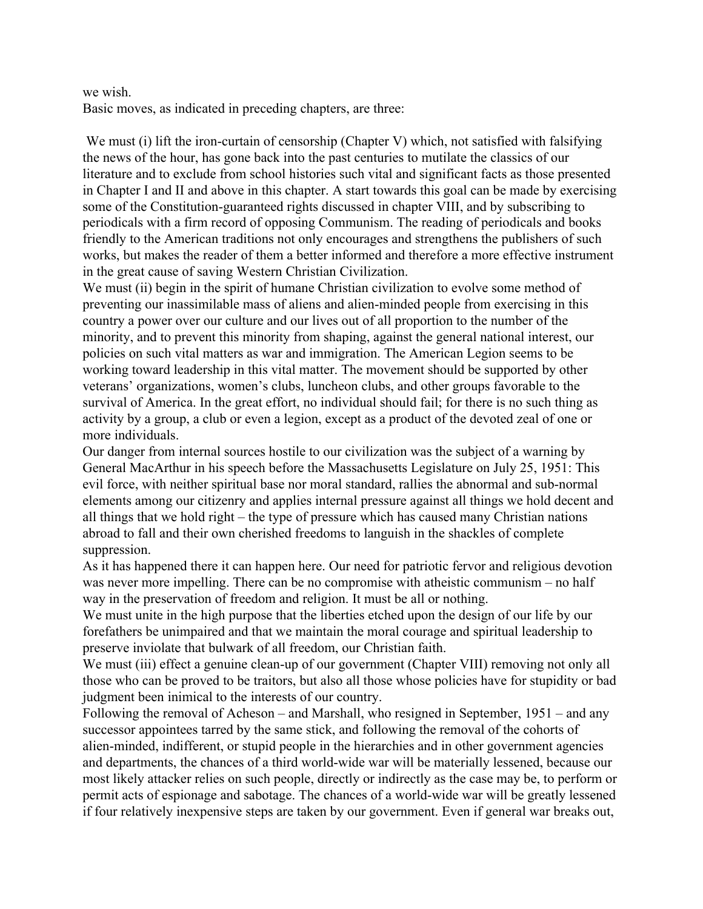we wish.

Basic moves, as indicated in preceding chapters, are three:

We must (i) lift the iron-curtain of censorship (Chapter V) which, not satisfied with falsifying the news of the hour, has gone back into the past centuries to mutilate the classics of our literature and to exclude from school histories such vital and significant facts as those presented in Chapter I and II and above in this chapter. A start towards this goal can be made by exercising some of the Constitution-guaranteed rights discussed in chapter VIII, and by subscribing to periodicals with a firm record of opposing Communism. The reading of periodicals and books friendly to the American traditions not only encourages and strengthens the publishers of such works, but makes the reader of them a better informed and therefore a more effective instrument in the great cause of saving Western Christian Civilization.

We must (ii) begin in the spirit of humane Christian civilization to evolve some method of preventing our inassimilable mass of aliens and alien-minded people from exercising in this country a power over our culture and our lives out of all proportion to the number of the minority, and to prevent this minority from shaping, against the general national interest, our policies on such vital matters as war and immigration. The American Legion seems to be working toward leadership in this vital matter. The movement should be supported by other veterans' organizations, women's clubs, luncheon clubs, and other groups favorable to the survival of America. In the great effort, no individual should fail; for there is no such thing as activity by a group, a club or even a legion, except as a product of the devoted zeal of one or more individuals.

Our danger from internal sources hostile to our civilization was the subject of a warning by General MacArthur in his speech before the Massachusetts Legislature on July 25, 1951: This evil force, with neither spiritual base nor moral standard, rallies the abnormal and sub-normal elements among our citizenry and applies internal pressure against all things we hold decent and all things that we hold right – the type of pressure which has caused many Christian nations abroad to fall and their own cherished freedoms to languish in the shackles of complete suppression.

As it has happened there it can happen here. Our need for patriotic fervor and religious devotion was never more impelling. There can be no compromise with atheistic communism – no half way in the preservation of freedom and religion. It must be all or nothing.

We must unite in the high purpose that the liberties etched upon the design of our life by our forefathers be unimpaired and that we maintain the moral courage and spiritual leadership to preserve inviolate that bulwark of all freedom, our Christian faith.

We must (iii) effect a genuine clean-up of our government (Chapter VIII) removing not only all those who can be proved to be traitors, but also all those whose policies have for stupidity or bad judgment been inimical to the interests of our country.

Following the removal of Acheson – and Marshall, who resigned in September, 1951 – and any successor appointees tarred by the same stick, and following the removal of the cohorts of alien-minded, indifferent, or stupid people in the hierarchies and in other government agencies and departments, the chances of a third world-wide war will be materially lessened, because our most likely attacker relies on such people, directly or indirectly as the case may be, to perform or permit acts of espionage and sabotage. The chances of a world-wide war will be greatly lessened if four relatively inexpensive steps are taken by our government. Even if general war breaks out,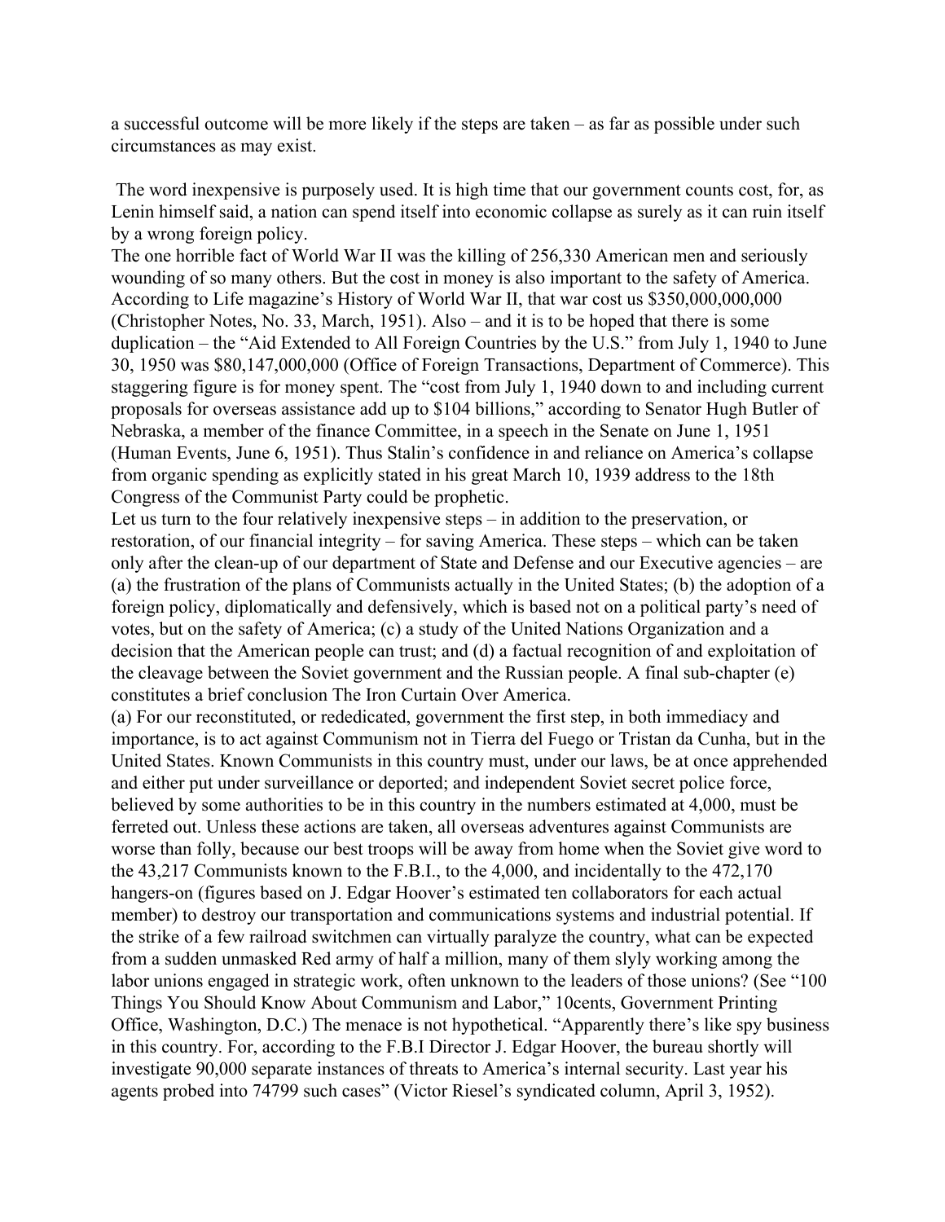a successful outcome will be more likely if the steps are taken – as far as possible under such circumstances as may exist.

The word inexpensive is purposely used. It is high time that our government counts cost, for, as Lenin himself said, a nation can spend itself into economic collapse as surely as it can ruin itself by a wrong foreign policy.

The one horrible fact of World War II was the killing of 256,330 American men and seriously wounding of so many others. But the cost in money is also important to the safety of America. According to Life magazine's History of World War II, that war cost us $350,000,000,000 (Christopher Notes, No. 33, March, 1951). Also – and it is to be hoped that there is some duplication – the "Aid Extended to All Foreign Countries by the U.S." from July 1, 1940 to June 30, 1950 was $80,147,000,000 (Office of Foreign Transactions, Department of Commerce). This staggering figure is for money spent. The "cost from July 1, 1940 down to and including current proposals for overseas assistance add up to $104 billions," according to Senator Hugh Butler of Nebraska, a member of the finance Committee, in a speech in the Senate on June 1, 1951 (Human Events, June 6, 1951). Thus Stalin's confidence in and reliance on America's collapse from organic spending as explicitly stated in his great March 10, 1939 address to the 18th Congress of the Communist Party could be prophetic.

Let us turn to the four relatively inexpensive steps – in addition to the preservation, or restoration, of our financial integrity – for saving America. These steps – which can be taken only after the clean-up of our department of State and Defense and our Executive agencies – are (a) the frustration of the plans of Communists actually in the United States; (b) the adoption of a foreign policy, diplomatically and defensively, which is based not on a political party's need of votes, but on the safety of America; (c) a study of the United Nations Organization and a decision that the American people can trust; and (d) a factual recognition of and exploitation of the cleavage between the Soviet government and the Russian people. A final sub-chapter (e) constitutes a brief conclusion The Iron Curtain Over America.

(a) For our reconstituted, or rededicated, government the first step, in both immediacy and importance, is to act against Communism not in Tierra del Fuego or Tristan da Cunha, but in the United States. Known Communists in this country must, under our laws, be at once apprehended and either put under surveillance or deported; and independent Soviet secret police force, believed by some authorities to be in this country in the numbers estimated at 4,000, must be ferreted out. Unless these actions are taken, all overseas adventures against Communists are worse than folly, because our best troops will be away from home when the Soviet give word to the 43,217 Communists known to the F.B.I., to the 4,000, and incidentally to the 472,170 hangers-on (figures based on J. Edgar Hoover's estimated ten collaborators for each actual member) to destroy our transportation and communications systems and industrial potential. If the strike of a few railroad switchmen can virtually paralyze the country, what can be expected from a sudden unmasked Red army of half a million, many of them slyly working among the labor unions engaged in strategic work, often unknown to the leaders of those unions? (See "100 Things You Should Know About Communism and Labor," 10cents, Government Printing Office, Washington, D.C.) The menace is not hypothetical. "Apparently there's like spy business in this country. For, according to the F.B.I Director J. Edgar Hoover, the bureau shortly will investigate 90,000 separate instances of threats to America's internal security. Last year his agents probed into 74799 such cases" (Victor Riesel's syndicated column, April 3, 1952).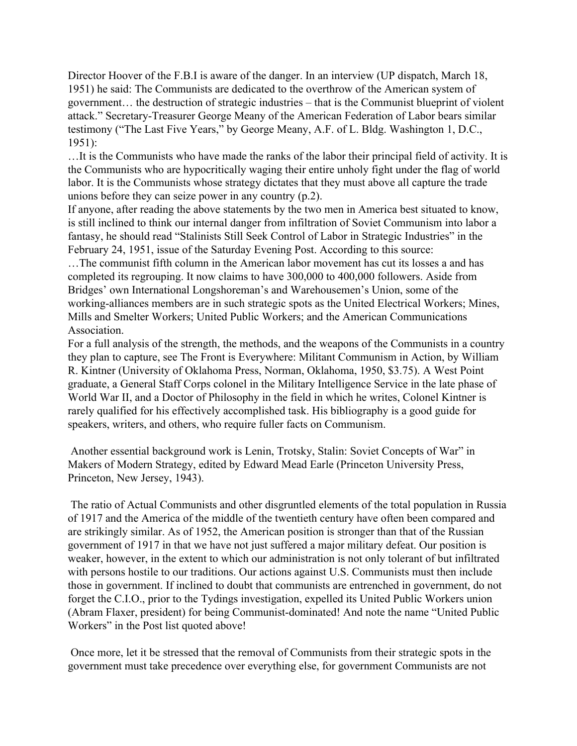Director Hoover of the F.B.I is aware of the danger. In an interview (UP dispatch, March 18, 1951) he said: The Communists are dedicated to the overthrow of the American system of government… the destruction of strategic industries – that is the Communist blueprint of violent attack." Secretary-Treasurer George Meany of the American Federation of Labor bears similar testimony ("The Last Five Years," by George Meany, A.F. of L. Bldg. Washington 1, D.C., 1951):

…It is the Communists who have made the ranks of the labor their principal field of activity. It is the Communists who are hypocritically waging their entire unholy fight under the flag of world labor. It is the Communists whose strategy dictates that they must above all capture the trade unions before they can seize power in any country (p.2).

If anyone, after reading the above statements by the two men in America best situated to know, is still inclined to think our internal danger from infiltration of Soviet Communism into labor a fantasy, he should read "Stalinists Still Seek Control of Labor in Strategic Industries" in the February 24, 1951, issue of the Saturday Evening Post. According to this source:

…The communist fifth column in the American labor movement has cut its losses a and has completed its regrouping. It now claims to have 300,000 to 400,000 followers. Aside from Bridges' own International Longshoreman's and Warehousemen's Union, some of the working-alliances members are in such strategic spots as the United Electrical Workers; Mines, Mills and Smelter Workers; United Public Workers; and the American Communications Association.

For a full analysis of the strength, the methods, and the weapons of the Communists in a country they plan to capture, see The Front is Everywhere: Militant Communism in Action, by William R. Kintner (University of Oklahoma Press, Norman, Oklahoma, 1950, $3.75). A West Point graduate, a General Staff Corps colonel in the Military Intelligence Service in the late phase of World War II, and a Doctor of Philosophy in the field in which he writes, Colonel Kintner is rarely qualified for his effectively accomplished task. His bibliography is a good guide for speakers, writers, and others, who require fuller facts on Communism.

Another essential background work is Lenin, Trotsky, Stalin: Soviet Concepts of War" in Makers of Modern Strategy, edited by Edward Mead Earle (Princeton University Press, Princeton, New Jersey, 1943).

The ratio of Actual Communists and other disgruntled elements of the total population in Russia of 1917 and the America of the middle of the twentieth century have often been compared and are strikingly similar. As of 1952, the American position is stronger than that of the Russian government of 1917 in that we have not just suffered a major military defeat. Our position is weaker, however, in the extent to which our administration is not only tolerant of but infiltrated with persons hostile to our traditions. Our actions against U.S. Communists must then include those in government. If inclined to doubt that communists are entrenched in government, do not forget the C.I.O., prior to the Tydings investigation, expelled its United Public Workers union (Abram Flaxer, president) for being Communist-dominated! And note the name "United Public Workers" in the Post list quoted above!

Once more, let it be stressed that the removal of Communists from their strategic spots in the government must take precedence over everything else, for government Communists are not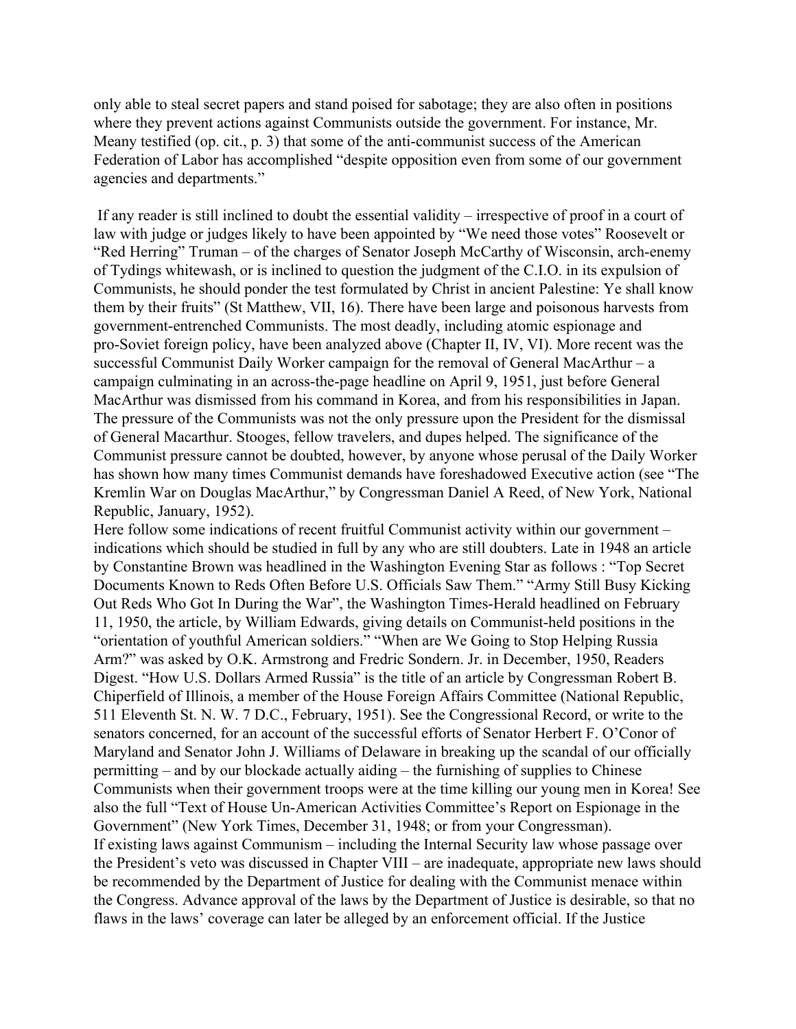only able to steal secret papers and stand poised for sabotage; they are also often in positions where they prevent actions against Communists outside the government. For instance, Mr. Meany testified (op. cit., p. 3) that some of the anti-communist success of the American Federation of Labor has accomplished "despite opposition even from some of our government agencies and departments."

If any reader is still inclined to doubt the essential validity – irrespective of proof in a court of law with judge or judges likely to have been appointed by "We need those votes" Roosevelt or "Red Herring" Truman – of the charges of Senator Joseph McCarthy of Wisconsin, arch-enemy of Tydings whitewash, or is inclined to question the judgment of the C.I.O. in its expulsion of Communists, he should ponder the test formulated by Christ in ancient Palestine: Ye shall know them by their fruits" (St Matthew, VII, 16). There have been large and poisonous harvests from government-entrenched Communists. The most deadly, including atomic espionage and pro-Soviet foreign policy, have been analyzed above (Chapter II, IV, VI). More recent was the successful Communist Daily Worker campaign for the removal of General MacArthur – a campaign culminating in an across-the-page headline on April 9, 1951, just before General MacArthur was dismissed from his command in Korea, and from his responsibilities in Japan. The pressure of the Communists was not the only pressure upon the President for the dismissal of General Macarthur. Stooges, fellow travelers, and dupes helped. The significance of the Communist pressure cannot be doubted, however, by anyone whose perusal of the Daily Worker has shown how many times Communist demands have foreshadowed Executive action (see "The Kremlin War on Douglas MacArthur," by Congressman Daniel A Reed, of New York, National Republic, January, 1952).

Here follow some indications of recent fruitful Communist activity within our government – indications which should be studied in full by any who are still doubters. Late in 1948 an article by Constantine Brown was headlined in the Washington Evening Star as follows : "Top Secret Documents Known to Reds Often Before U.S. Officials Saw Them." "Army Still Busy Kicking Out Reds Who Got In During the War", the Washington Times-Herald headlined on February 11, 1950, the article, by William Edwards, giving details on Communist-held positions in the "orientation of youthful American soldiers." "When are We Going to Stop Helping Russia Arm?" was asked by O.K. Armstrong and Fredric Sondern. Jr. in December, 1950, Readers Digest. "How U.S. Dollars Armed Russia" is the title of an article by Congressman Robert B. Chiperfield of Illinois, a member of the House Foreign Affairs Committee (National Republic, 511 Eleventh St. N. W. 7 D.C., February, 1951). See the Congressional Record, or write to the senators concerned, for an account of the successful efforts of Senator Herbert F. O'Conor of Maryland and Senator John J. Williams of Delaware in breaking up the scandal of our officially permitting – and by our blockade actually aiding – the furnishing of supplies to Chinese Communists when their government troops were at the time killing our young men in Korea! See also the full "Text of House Un-American Activities Committee's Report on Espionage in the Government" (New York Times, December 31, 1948; or from your Congressman).

If existing laws against Communism – including the Internal Security law whose passage over the President's veto was discussed in Chapter VIII – are inadequate, appropriate new laws should be recommended by the Department of Justice for dealing with the Communist menace within the Congress. Advance approval of the laws by the Department of Justice is desirable, so that no flaws in the laws' coverage can later be alleged by an enforcement official. If the Justice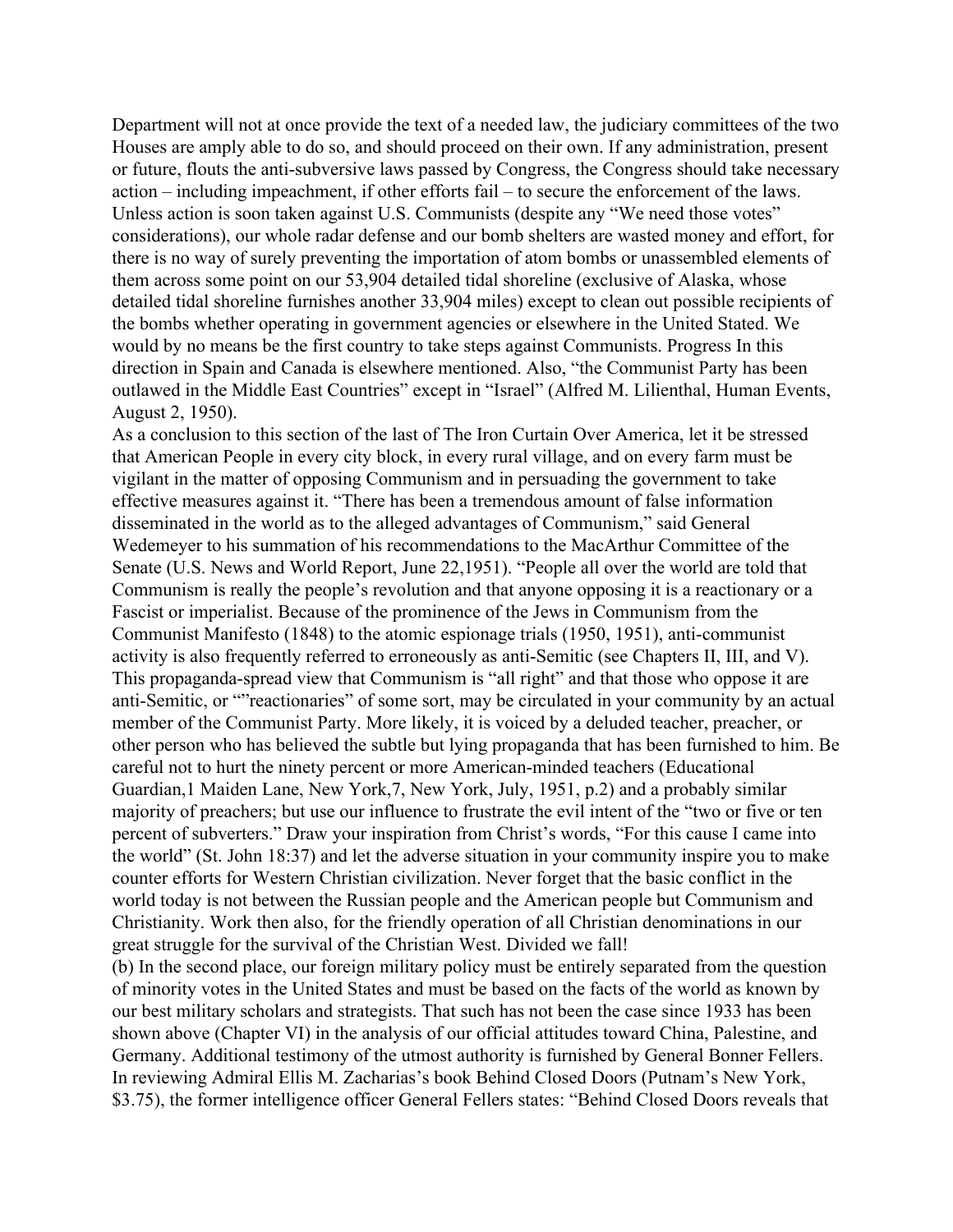Department will not at once provide the text of a needed law, the judiciary committees of the two Houses are amply able to do so, and should proceed on their own. If any administration, present or future, flouts the anti-subversive laws passed by Congress, the Congress should take necessary action – including impeachment, if other efforts fail – to secure the enforcement of the laws. Unless action is soon taken against U.S. Communists (despite any "We need those votes" considerations), our whole radar defense and our bomb shelters are wasted money and effort, for there is no way of surely preventing the importation of atom bombs or unassembled elements of them across some point on our 53,904 detailed tidal shoreline (exclusive of Alaska, whose detailed tidal shoreline furnishes another 33,904 miles) except to clean out possible recipients of the bombs whether operating in government agencies or elsewhere in the United Stated. We would by no means be the first country to take steps against Communists. Progress In this direction in Spain and Canada is elsewhere mentioned. Also, "the Communist Party has been outlawed in the Middle East Countries" except in "Israel" (Alfred M. Lilienthal, Human Events, August 2, 1950).

As a conclusion to this section of the last of The Iron Curtain Over America, let it be stressed that American People in every city block, in every rural village, and on every farm must be vigilant in the matter of opposing Communism and in persuading the government to take effective measures against it. "There has been a tremendous amount of false information disseminated in the world as to the alleged advantages of Communism," said General Wedemeyer to his summation of his recommendations to the MacArthur Committee of the Senate (U.S. News and World Report, June 22,1951). "People all over the world are told that Communism is really the people's revolution and that anyone opposing it is a reactionary or a Fascist or imperialist. Because of the prominence of the Jews in Communism from the Communist Manifesto (1848) to the atomic espionage trials (1950, 1951), anti-communist activity is also frequently referred to erroneously as anti-Semitic (see Chapters II, III, and V). This propaganda-spread view that Communism is "all right" and that those who oppose it are anti-Semitic, or ""reactionaries" of some sort, may be circulated in your community by an actual member of the Communist Party. More likely, it is voiced by a deluded teacher, preacher, or other person who has believed the subtle but lying propaganda that has been furnished to him. Be careful not to hurt the ninety percent or more American-minded teachers (Educational Guardian,1 Maiden Lane, New York,7, New York, July, 1951, p.2) and a probably similar majority of preachers; but use our influence to frustrate the evil intent of the "two or five or ten percent of subverters." Draw your inspiration from Christ's words, "For this cause I came into the world" (St. John 18:37) and let the adverse situation in your community inspire you to make counter efforts for Western Christian civilization. Never forget that the basic conflict in the world today is not between the Russian people and the American people but Communism and Christianity. Work then also, for the friendly operation of all Christian denominations in our great struggle for the survival of the Christian West. Divided we fall!

(b) In the second place, our foreign military policy must be entirely separated from the question of minority votes in the United States and must be based on the facts of the world as known by our best military scholars and strategists. That such has not been the case since 1933 has been shown above (Chapter VI) in the analysis of our official attitudes toward China, Palestine, and Germany. Additional testimony of the utmost authority is furnished by General Bonner Fellers. In reviewing Admiral Ellis M. Zacharias's book Behind Closed Doors (Putnam's New York, \$3.75), the former intelligence officer General Fellers states: "Behind Closed Doors reveals that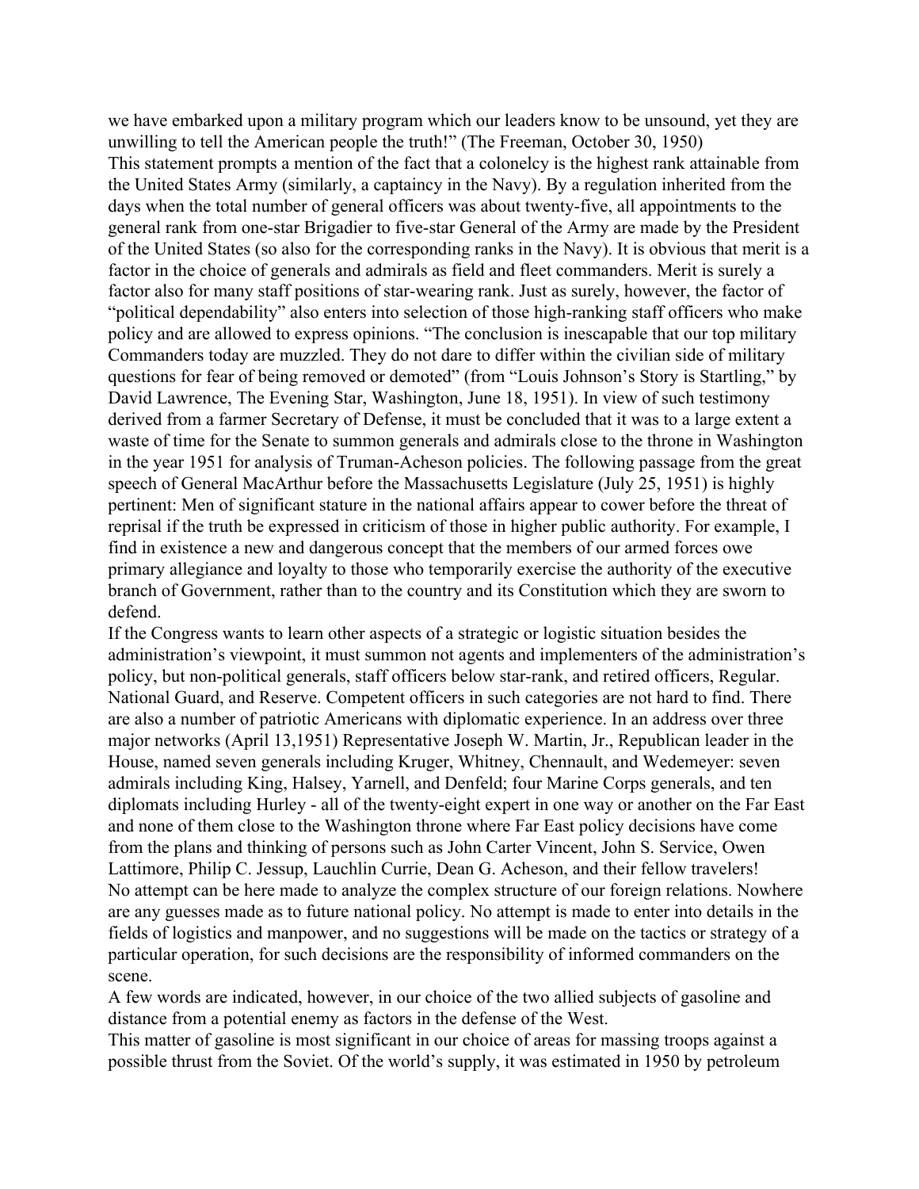we have embarked upon a military program which our leaders know to be unsound, yet they are unwilling to tell the American people the truth!" (The Freeman, October 30, 1950)

This statement prompts a mention of the fact that a colonelcy is the highest rank attainable from the United States Army (similarly, a captaincy in the Navy). By a regulation inherited from the days when the total number of general officers was about twenty-five, all appointments to the general rank from one-star Brigadier to five-star General of the Army are made by the President of the United States (so also for the corresponding ranks in the Navy). It is obvious that merit is a factor in the choice of generals and admirals as field and fleet commanders. Merit is surely a factor also for many staff positions of star-wearing rank. Just as surely, however, the factor of "political dependability" also enters into selection of those high-ranking staff officers who make policy and are allowed to express opinions. "The conclusion is inescapable that our top military Commanders today are muzzled. They do not dare to differ within the civilian side of military questions for fear of being removed or demoted" (from "Louis Johnson's Story is Startling," by David Lawrence, The Evening Star, Washington, June 18, 1951). In view of such testimony derived from a farmer Secretary of Defense, it must be concluded that it was to a large extent a waste of time for the Senate to summon generals and admirals close to the throne in Washington in the year 1951 for analysis of Truman-Acheson policies. The following passage from the great speech of General MacArthur before the Massachusetts Legislature (July 25, 1951) is highly pertinent: Men of significant stature in the national affairs appear to cower before the threat of reprisal if the truth be expressed in criticism of those in higher public authority. For example, I find in existence a new and dangerous concept that the members of our armed forces owe primary allegiance and loyalty to those who temporarily exercise the authority of the executive branch of Government, rather than to the country and its Constitution which they are sworn to defend.

If the Congress wants to learn other aspects of a strategic or logistic situation besides the administration's viewpoint, it must summon not agents and implementers of the administration's policy, but non-political generals, staff officers below star-rank, and retired officers, Regular. National Guard, and Reserve. Competent officers in such categories are not hard to find. There are also a number of patriotic Americans with diplomatic experience. In an address over three major networks (April 13,1951) Representative Joseph W. Martin, Jr., Republican leader in the House, named seven generals including Kruger, Whitney, Chennault, and Wedemeyer: seven admirals including King, Halsey, Yarnell, and Denfeld; four Marine Corps generals, and ten diplomats including Hurley - all of the twenty-eight expert in one way or another on the Far East and none of them close to the Washington throne where Far East policy decisions have come from the plans and thinking of persons such as John Carter Vincent, John S. Service, Owen Lattimore, Philip C. Jessup, Lauchlin Currie, Dean G. Acheson, and their fellow travelers!

No attempt can be here made to analyze the complex structure of our foreign relations. Nowhere are any guesses made as to future national policy. No attempt is made to enter into details in the fields of logistics and manpower, and no suggestions will be made on the tactics or strategy of a particular operation, for such decisions are the responsibility of informed commanders on the scene.

A few words are indicated, however, in our choice of the two allied subjects of gasoline and distance from a potential enemy as factors in the defense of the West.

This matter of gasoline is most significant in our choice of areas for massing troops against a possible thrust from the Soviet. Of the world's supply, it was estimated in 1950 by petroleum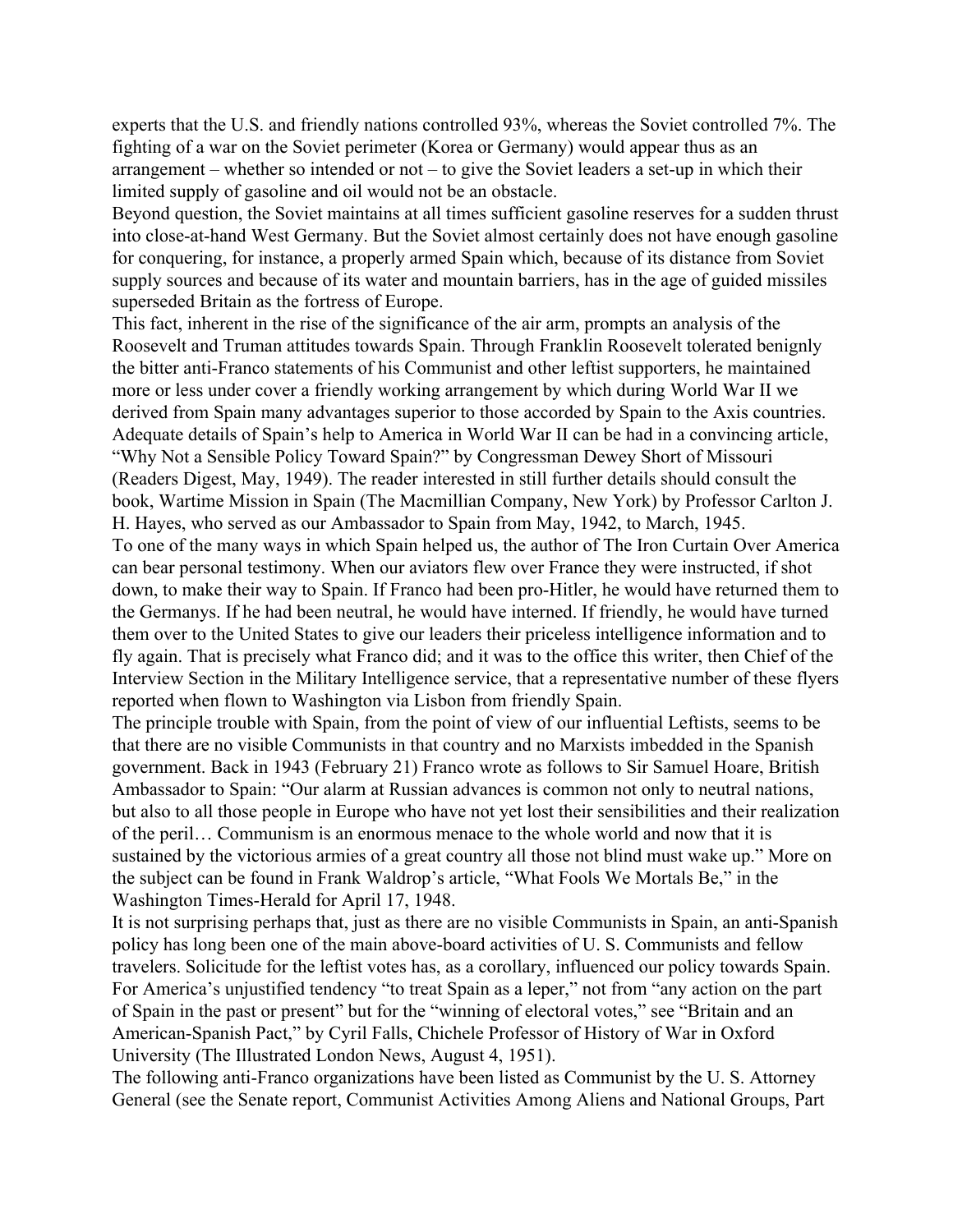experts that the U.S. and friendly nations controlled 93%, whereas the Soviet controlled 7%. The fighting of a war on the Soviet perimeter (Korea or Germany) would appear thus as an arrangement – whether so intended or not – to give the Soviet leaders a set-up in which their limited supply of gasoline and oil would not be an obstacle.

Beyond question, the Soviet maintains at all times sufficient gasoline reserves for a sudden thrust into close-at-hand West Germany. But the Soviet almost certainly does not have enough gasoline for conquering, for instance, a properly armed Spain which, because of its distance from Soviet supply sources and because of its water and mountain barriers, has in the age of guided missiles superseded Britain as the fortress of Europe.

This fact, inherent in the rise of the significance of the air arm, prompts an analysis of the Roosevelt and Truman attitudes towards Spain. Through Franklin Roosevelt tolerated benignly the bitter anti-Franco statements of his Communist and other leftist supporters, he maintained more or less under cover a friendly working arrangement by which during World War II we derived from Spain many advantages superior to those accorded by Spain to the Axis countries. Adequate details of Spain's help to America in World War II can be had in a convincing article, "Why Not a Sensible Policy Toward Spain?" by Congressman Dewey Short of Missouri (Readers Digest, May, 1949). The reader interested in still further details should consult the book, Wartime Mission in Spain (The Macmillian Company, New York) by Professor Carlton J. H. Hayes, who served as our Ambassador to Spain from May, 1942, to March, 1945.

To one of the many ways in which Spain helped us, the author of The Iron Curtain Over America can bear personal testimony. When our aviators flew over France they were instructed, if shot down, to make their way to Spain. If Franco had been pro-Hitler, he would have returned them to the Germanys. If he had been neutral, he would have interned. If friendly, he would have turned them over to the United States to give our leaders their priceless intelligence information and to fly again. That is precisely what Franco did; and it was to the office this writer, then Chief of the Interview Section in the Military Intelligence service, that a representative number of these flyers reported when flown to Washington via Lisbon from friendly Spain.

The principle trouble with Spain, from the point of view of our influential Leftists, seems to be that there are no visible Communists in that country and no Marxists imbedded in the Spanish government. Back in 1943 (February 21) Franco wrote as follows to Sir Samuel Hoare, British Ambassador to Spain: "Our alarm at Russian advances is common not only to neutral nations, but also to all those people in Europe who have not yet lost their sensibilities and their realization of the peril… Communism is an enormous menace to the whole world and now that it is sustained by the victorious armies of a great country all those not blind must wake up." More on the subject can be found in Frank Waldrop's article, "What Fools We Mortals Be," in the Washington Times-Herald for April 17, 1948.

It is not surprising perhaps that, just as there are no visible Communists in Spain, an anti-Spanish policy has long been one of the main above-board activities of U. S. Communists and fellow travelers. Solicitude for the leftist votes has, as a corollary, influenced our policy towards Spain. For America's unjustified tendency "to treat Spain as a leper," not from "any action on the part of Spain in the past or present" but for the "winning of electoral votes," see "Britain and an American-Spanish Pact," by Cyril Falls, Chichele Professor of History of War in Oxford University (The Illustrated London News, August 4, 1951).

The following anti-Franco organizations have been listed as Communist by the U. S. Attorney General (see the Senate report, Communist Activities Among Aliens and National Groups, Part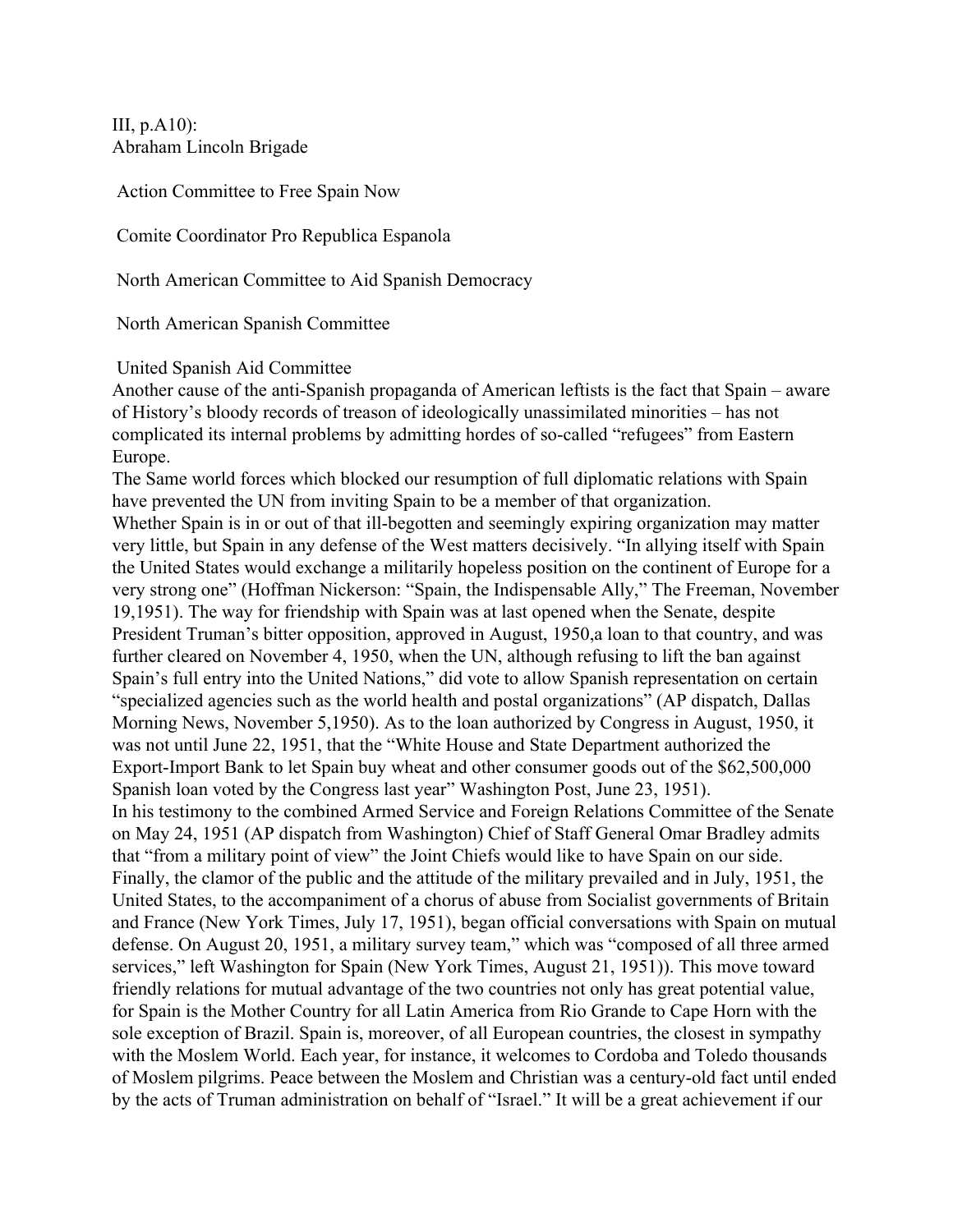III, p.A10):
Abraham Lincoln Brigade

Action Committee to Free Spain Now

Comite Coordinator Pro Republica Espanola

North American Committee to Aid Spanish Democracy

North American Spanish Committee

United Spanish Aid Committee

Another cause of the anti-Spanish propaganda of American leftists is the fact that Spain – aware of History's bloody records of treason of ideologically unassimilated minorities – has not complicated its internal problems by admitting hordes of so-called "refugees" from Eastern Europe.

The Same world forces which blocked our resumption of full diplomatic relations with Spain have prevented the UN from inviting Spain to be a member of that organization.

Whether Spain is in or out of that ill-begotten and seemingly expiring organization may matter very little, but Spain in any defense of the West matters decisively. "In allying itself with Spain the United States would exchange a militarily hopeless position on the continent of Europe for a very strong one" (Hoffman Nickerson: "Spain, the Indispensable Ally," The Freeman, November 19,1951). The way for friendship with Spain was at last opened when the Senate, despite President Truman's bitter opposition, approved in August, 1950,a loan to that country, and was further cleared on November 4, 1950, when the UN, although refusing to lift the ban against Spain's full entry into the United Nations," did vote to allow Spanish representation on certain "specialized agencies such as the world health and postal organizations" (AP dispatch, Dallas Morning News, November 5,1950). As to the loan authorized by Congress in August, 1950, it was not until June 22, 1951, that the "White House and State Department authorized the Export-Import Bank to let Spain buy wheat and other consumer goods out of the $62,500,000 Spanish loan voted by the Congress last year" Washington Post, June 23, 1951).

In his testimony to the combined Armed Service and Foreign Relations Committee of the Senate on May 24, 1951 (AP dispatch from Washington) Chief of Staff General Omar Bradley admits that "from a military point of view" the Joint Chiefs would like to have Spain on our side. Finally, the clamor of the public and the attitude of the military prevailed and in July, 1951, the United States, to the accompaniment of a chorus of abuse from Socialist governments of Britain and France (New York Times, July 17, 1951), began official conversations with Spain on mutual defense. On August 20, 1951, a military survey team," which was "composed of all three armed services," left Washington for Spain (New York Times, August 21, 1951)). This move toward friendly relations for mutual advantage of the two countries not only has great potential value, for Spain is the Mother Country for all Latin America from Rio Grande to Cape Horn with the sole exception of Brazil. Spain is, moreover, of all European countries, the closest in sympathy with the Moslem World. Each year, for instance, it welcomes to Cordoba and Toledo thousands of Moslem pilgrims. Peace between the Moslem and Christian was a century-old fact until ended by the acts of Truman administration on behalf of "Israel." It will be a great achievement if our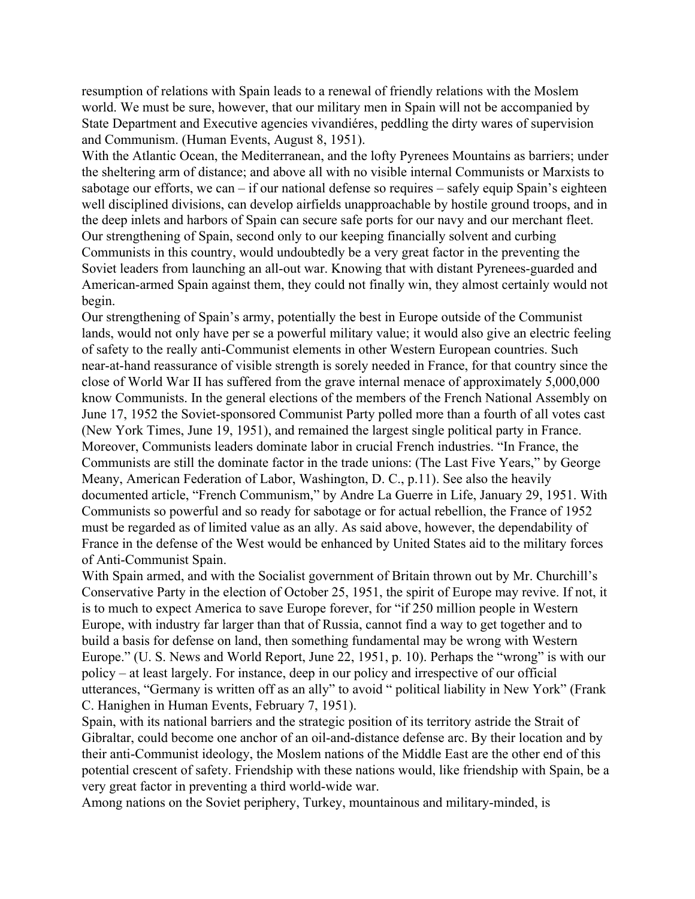resumption of relations with Spain leads to a renewal of friendly relations with the Moslem world. We must be sure, however, that our military men in Spain will not be accompanied by State Department and Executive agencies vivandiéres, peddling the dirty wares of supervision and Communism. (Human Events, August 8, 1951).

With the Atlantic Ocean, the Mediterranean, and the lofty Pyrenees Mountains as barriers; under the sheltering arm of distance; and above all with no visible internal Communists or Marxists to sabotage our efforts, we can – if our national defense so requires – safely equip Spain's eighteen well disciplined divisions, can develop airfields unapproachable by hostile ground troops, and in the deep inlets and harbors of Spain can secure safe ports for our navy and our merchant fleet. Our strengthening of Spain, second only to our keeping financially solvent and curbing Communists in this country, would undoubtedly be a very great factor in the preventing the Soviet leaders from launching an all-out war. Knowing that with distant Pyrenees-guarded and American-armed Spain against them, they could not finally win, they almost certainly would not begin.

Our strengthening of Spain's army, potentially the best in Europe outside of the Communist lands, would not only have per se a powerful military value; it would also give an electric feeling of safety to the really anti-Communist elements in other Western European countries. Such near-at-hand reassurance of visible strength is sorely needed in France, for that country since the close of World War II has suffered from the grave internal menace of approximately 5,000,000 know Communists. In the general elections of the members of the French National Assembly on June 17, 1952 the Soviet-sponsored Communist Party polled more than a fourth of all votes cast (New York Times, June 19, 1951), and remained the largest single political party in France. Moreover, Communists leaders dominate labor in crucial French industries. "In France, the Communists are still the dominate factor in the trade unions: (The Last Five Years," by George Meany, American Federation of Labor, Washington, D. C., p.11). See also the heavily documented article, "French Communism," by Andre La Guerre in Life, January 29, 1951. With Communists so powerful and so ready for sabotage or for actual rebellion, the France of 1952 must be regarded as of limited value as an ally. As said above, however, the dependability of France in the defense of the West would be enhanced by United States aid to the military forces of Anti-Communist Spain.

With Spain armed, and with the Socialist government of Britain thrown out by Mr. Churchill's Conservative Party in the election of October 25, 1951, the spirit of Europe may revive. If not, it is to much to expect America to save Europe forever, for "if 250 million people in Western Europe, with industry far larger than that of Russia, cannot find a way to get together and to build a basis for defense on land, then something fundamental may be wrong with Western Europe." (U. S. News and World Report, June 22, 1951, p. 10). Perhaps the "wrong" is with our policy – at least largely. For instance, deep in our policy and irrespective of our official utterances, "Germany is written off as an ally" to avoid " political liability in New York" (Frank C. Hanighen in Human Events, February 7, 1951).

Spain, with its national barriers and the strategic position of its territory astride the Strait of Gibraltar, could become one anchor of an oil-and-distance defense arc. By their location and by their anti-Communist ideology, the Moslem nations of the Middle East are the other end of this potential crescent of safety. Friendship with these nations would, like friendship with Spain, be a very great factor in preventing a third world-wide war.

Among nations on the Soviet periphery, Turkey, mountainous and military-minded, is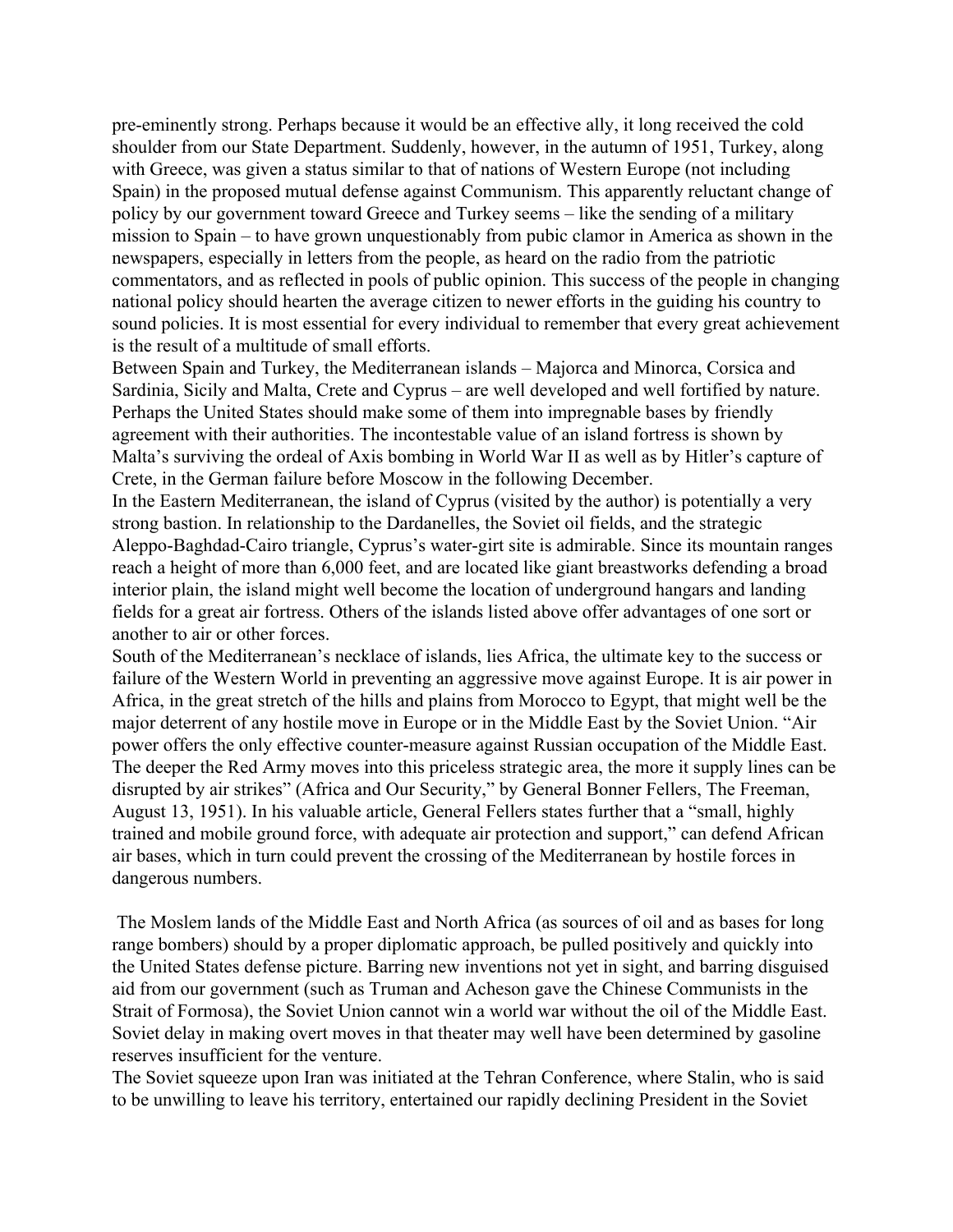pre-eminently strong. Perhaps because it would be an effective ally, it long received the cold shoulder from our State Department. Suddenly, however, in the autumn of 1951, Turkey, along with Greece, was given a status similar to that of nations of Western Europe (not including Spain) in the proposed mutual defense against Communism. This apparently reluctant change of policy by our government toward Greece and Turkey seems – like the sending of a military mission to Spain – to have grown unquestionably from pubic clamor in America as shown in the newspapers, especially in letters from the people, as heard on the radio from the patriotic commentators, and as reflected in pools of public opinion. This success of the people in changing national policy should hearten the average citizen to newer efforts in the guiding his country to sound policies. It is most essential for every individual to remember that every great achievement is the result of a multitude of small efforts.

Between Spain and Turkey, the Mediterranean islands – Majorca and Minorca, Corsica and Sardinia, Sicily and Malta, Crete and Cyprus – are well developed and well fortified by nature. Perhaps the United States should make some of them into impregnable bases by friendly agreement with their authorities. The incontestable value of an island fortress is shown by Malta's surviving the ordeal of Axis bombing in World War II as well as by Hitler's capture of Crete, in the German failure before Moscow in the following December.

In the Eastern Mediterranean, the island of Cyprus (visited by the author) is potentially a very strong bastion. In relationship to the Dardanelles, the Soviet oil fields, and the strategic Aleppo-Baghdad-Cairo triangle, Cyprus's water-girt site is admirable. Since its mountain ranges reach a height of more than 6,000 feet, and are located like giant breastworks defending a broad interior plain, the island might well become the location of underground hangars and landing fields for a great air fortress. Others of the islands listed above offer advantages of one sort or another to air or other forces.

South of the Mediterranean's necklace of islands, lies Africa, the ultimate key to the success or failure of the Western World in preventing an aggressive move against Europe. It is air power in Africa, in the great stretch of the hills and plains from Morocco to Egypt, that might well be the major deterrent of any hostile move in Europe or in the Middle East by the Soviet Union. "Air power offers the only effective counter-measure against Russian occupation of the Middle East. The deeper the Red Army moves into this priceless strategic area, the more it supply lines can be disrupted by air strikes" (Africa and Our Security," by General Bonner Fellers, The Freeman, August 13, 1951). In his valuable article, General Fellers states further that a "small, highly trained and mobile ground force, with adequate air protection and support," can defend African air bases, which in turn could prevent the crossing of the Mediterranean by hostile forces in dangerous numbers.

The Moslem lands of the Middle East and North Africa (as sources of oil and as bases for long range bombers) should by a proper diplomatic approach, be pulled positively and quickly into the United States defense picture. Barring new inventions not yet in sight, and barring disguised aid from our government (such as Truman and Acheson gave the Chinese Communists in the Strait of Formosa), the Soviet Union cannot win a world war without the oil of the Middle East. Soviet delay in making overt moves in that theater may well have been determined by gasoline reserves insufficient for the venture.

The Soviet squeeze upon Iran was initiated at the Tehran Conference, where Stalin, who is said to be unwilling to leave his territory, entertained our rapidly declining President in the Soviet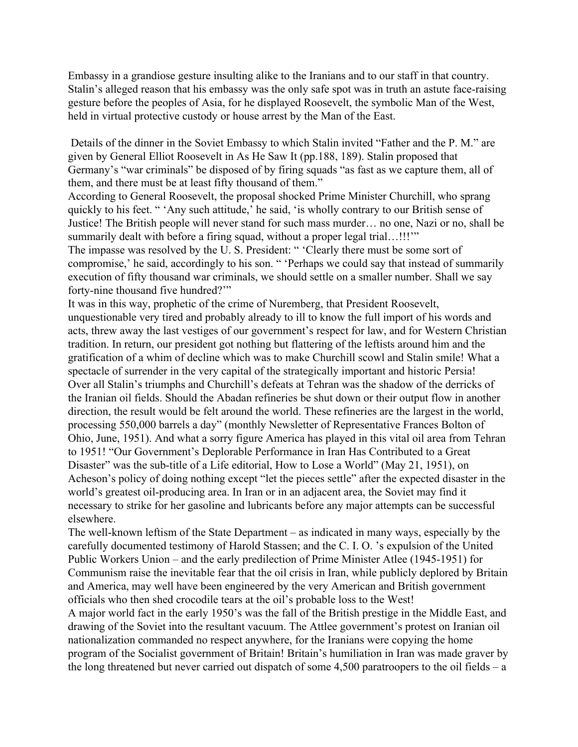Embassy in a grandiose gesture insulting alike to the Iranians and to our staff in that country. Stalin's alleged reason that his embassy was the only safe spot was in truth an astute face-raising gesture before the peoples of Asia, for he displayed Roosevelt, the symbolic Man of the West, held in virtual protective custody or house arrest by the Man of the East.

Details of the dinner in the Soviet Embassy to which Stalin invited "Father and the P. M." are given by General Elliot Roosevelt in As He Saw It (pp.188, 189). Stalin proposed that Germany's "war criminals" be disposed of by firing squads "as fast as we capture them, all of them, and there must be at least fifty thousand of them."

According to General Roosevelt, the proposal shocked Prime Minister Churchill, who sprang quickly to his feet. " 'Any such attitude,' he said, 'is wholly contrary to our British sense of Justice! The British people will never stand for such mass murder… no one, Nazi or no, shall be summarily dealt with before a firing squad, without a proper legal trial…!!!'"

The impasse was resolved by the U. S. President: " 'Clearly there must be some sort of compromise,' he said, accordingly to his son. " 'Perhaps we could say that instead of summarily execution of fifty thousand war criminals, we should settle on a smaller number. Shall we say forty-nine thousand five hundred?'"

It was in this way, prophetic of the crime of Nuremberg, that President Roosevelt, unquestionable very tired and probably already to ill to know the full import of his words and acts, threw away the last vestiges of our government's respect for law, and for Western Christian tradition. In return, our president got nothing but flattering of the leftists around him and the gratification of a whim of decline which was to make Churchill scowl and Stalin smile! What a spectacle of surrender in the very capital of the strategically important and historic Persia!

Over all Stalin's triumphs and Churchill's defeats at Tehran was the shadow of the derricks of the Iranian oil fields. Should the Abadan refineries be shut down or their output flow in another direction, the result would be felt around the world. These refineries are the largest in the world, processing 550,000 barrels a day" (monthly Newsletter of Representative Frances Bolton of Ohio, June, 1951). And what a sorry figure America has played in this vital oil area from Tehran to 1951! "Our Government's Deplorable Performance in Iran Has Contributed to a Great Disaster" was the sub-title of a Life editorial, How to Lose a World" (May 21, 1951), on Acheson's policy of doing nothing except "let the pieces settle" after the expected disaster in the world's greatest oil-producing area. In Iran or in an adjacent area, the Soviet may find it necessary to strike for her gasoline and lubricants before any major attempts can be successful elsewhere.

The well-known leftism of the State Department – as indicated in many ways, especially by the carefully documented testimony of Harold Stassen; and the C. I. O. 's expulsion of the United Public Workers Union – and the early predilection of Prime Minister Atlee (1945-1951) for Communism raise the inevitable fear that the oil crisis in Iran, while publicly deplored by Britain and America, may well have been engineered by the very American and British government officials who then shed crocodile tears at the oil's probable loss to the West!

A major world fact in the early 1950's was the fall of the British prestige in the Middle East, and drawing of the Soviet into the resultant vacuum. The Attlee government's protest on Iranian oil nationalization commanded no respect anywhere, for the Iranians were copying the home program of the Socialist government of Britain! Britain's humiliation in Iran was made graver by the long threatened but never carried out dispatch of some 4,500 paratroopers to the oil fields – a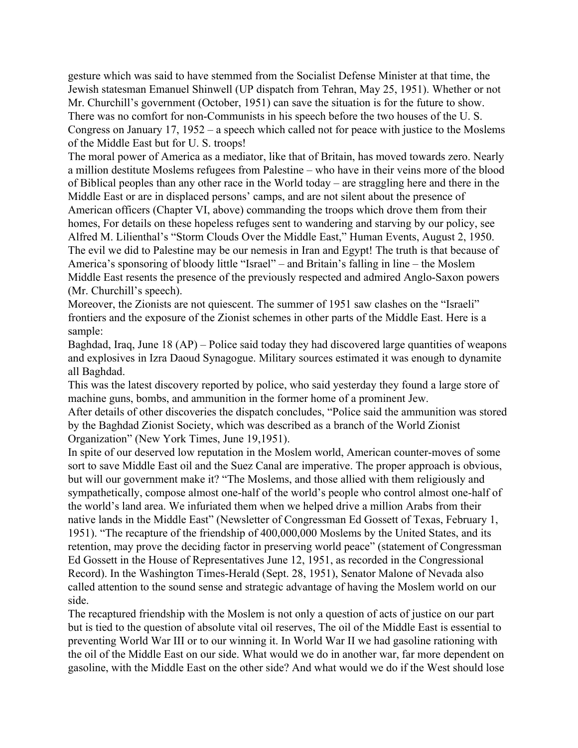gesture which was said to have stemmed from the Socialist Defense Minister at that time, the Jewish statesman Emanuel Shinwell (UP dispatch from Tehran, May 25, 1951). Whether or not Mr. Churchill's government (October, 1951) can save the situation is for the future to show. There was no comfort for non-Communists in his speech before the two houses of the U. S. Congress on January 17, 1952 – a speech which called not for peace with justice to the Moslems of the Middle East but for U. S. troops!

The moral power of America as a mediator, like that of Britain, has moved towards zero. Nearly a million destitute Moslems refugees from Palestine – who have in their veins more of the blood of Biblical peoples than any other race in the World today – are straggling here and there in the Middle East or are in displaced persons' camps, and are not silent about the presence of American officers (Chapter VI, above) commanding the troops which drove them from their homes, For details on these hopeless refuges sent to wandering and starving by our policy, see Alfred M. Lilienthal's "Storm Clouds Over the Middle East," Human Events, August 2, 1950. The evil we did to Palestine may be our nemesis in Iran and Egypt! The truth is that because of America's sponsoring of bloody little "Israel" – and Britain's falling in line – the Moslem Middle East resents the presence of the previously respected and admired Anglo-Saxon powers (Mr. Churchill's speech).

Moreover, the Zionists are not quiescent. The summer of 1951 saw clashes on the "Israeli" frontiers and the exposure of the Zionist schemes in other parts of the Middle East. Here is a sample:

Baghdad, Iraq, June 18 (AP) – Police said today they had discovered large quantities of weapons and explosives in Izra Daoud Synagogue. Military sources estimated it was enough to dynamite all Baghdad.

This was the latest discovery reported by police, who said yesterday they found a large store of machine guns, bombs, and ammunition in the former home of a prominent Jew.

After details of other discoveries the dispatch concludes, "Police said the ammunition was stored by the Baghdad Zionist Society, which was described as a branch of the World Zionist Organization" (New York Times, June 19,1951).

In spite of our deserved low reputation in the Moslem world, American counter-moves of some sort to save Middle East oil and the Suez Canal are imperative. The proper approach is obvious, but will our government make it? "The Moslems, and those allied with them religiously and sympathetically, compose almost one-half of the world's people who control almost one-half of the world's land area. We infuriated them when we helped drive a million Arabs from their native lands in the Middle East" (Newsletter of Congressman Ed Gossett of Texas, February 1, 1951). "The recapture of the friendship of 400,000,000 Moslems by the United States, and its retention, may prove the deciding factor in preserving world peace" (statement of Congressman Ed Gossett in the House of Representatives June 12, 1951, as recorded in the Congressional Record). In the Washington Times-Herald (Sept. 28, 1951), Senator Malone of Nevada also called attention to the sound sense and strategic advantage of having the Moslem world on our side.

The recaptured friendship with the Moslem is not only a question of acts of justice on our part but is tied to the question of absolute vital oil reserves, The oil of the Middle East is essential to preventing World War III or to our winning it. In World War II we had gasoline rationing with the oil of the Middle East on our side. What would we do in another war, far more dependent on gasoline, with the Middle East on the other side? And what would we do if the West should lose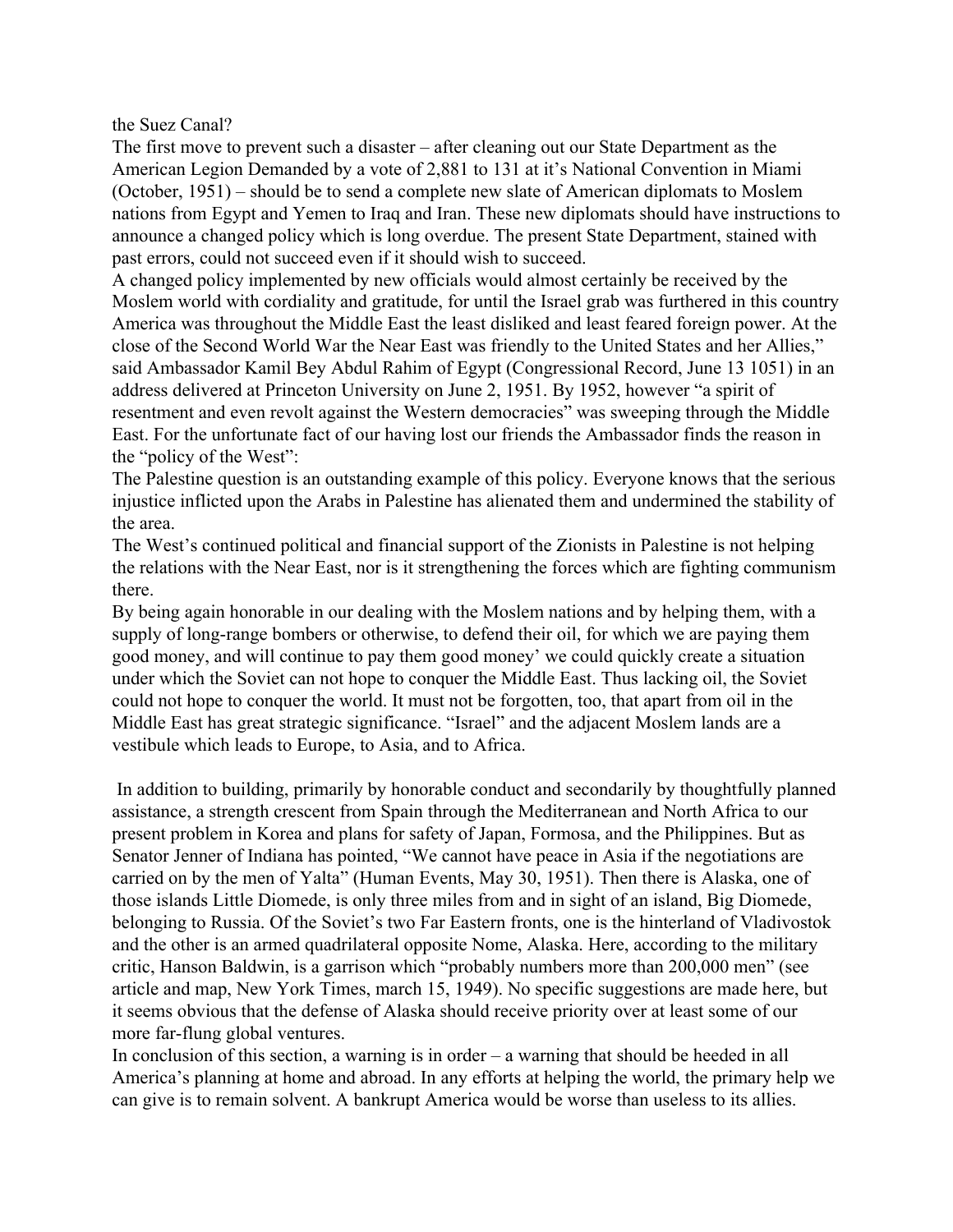the Suez Canal?

The first move to prevent such a disaster – after cleaning out our State Department as the American Legion Demanded by a vote of 2,881 to 131 at it's National Convention in Miami (October, 1951) – should be to send a complete new slate of American diplomats to Moslem nations from Egypt and Yemen to Iraq and Iran. These new diplomats should have instructions to announce a changed policy which is long overdue. The present State Department, stained with past errors, could not succeed even if it should wish to succeed.

A changed policy implemented by new officials would almost certainly be received by the Moslem world with cordiality and gratitude, for until the Israel grab was furthered in this country America was throughout the Middle East the least disliked and least feared foreign power. At the close of the Second World War the Near East was friendly to the United States and her Allies," said Ambassador Kamil Bey Abdul Rahim of Egypt (Congressional Record, June 13 1051) in an address delivered at Princeton University on June 2, 1951. By 1952, however "a spirit of resentment and even revolt against the Western democracies" was sweeping through the Middle East. For the unfortunate fact of our having lost our friends the Ambassador finds the reason in the "policy of the West":

The Palestine question is an outstanding example of this policy. Everyone knows that the serious injustice inflicted upon the Arabs in Palestine has alienated them and undermined the stability of the area.

The West's continued political and financial support of the Zionists in Palestine is not helping the relations with the Near East, nor is it strengthening the forces which are fighting communism there.

By being again honorable in our dealing with the Moslem nations and by helping them, with a supply of long-range bombers or otherwise, to defend their oil, for which we are paying them good money, and will continue to pay them good money' we could quickly create a situation under which the Soviet can not hope to conquer the Middle East. Thus lacking oil, the Soviet could not hope to conquer the world. It must not be forgotten, too, that apart from oil in the Middle East has great strategic significance. "Israel" and the adjacent Moslem lands are a vestibule which leads to Europe, to Asia, and to Africa.

In addition to building, primarily by honorable conduct and secondarily by thoughtfully planned assistance, a strength crescent from Spain through the Mediterranean and North Africa to our present problem in Korea and plans for safety of Japan, Formosa, and the Philippines. But as Senator Jenner of Indiana has pointed, "We cannot have peace in Asia if the negotiations are carried on by the men of Yalta" (Human Events, May 30, 1951). Then there is Alaska, one of those islands Little Diomede, is only three miles from and in sight of an island, Big Diomede, belonging to Russia. Of the Soviet's two Far Eastern fronts, one is the hinterland of Vladivostok and the other is an armed quadrilateral opposite Nome, Alaska. Here, according to the military critic, Hanson Baldwin, is a garrison which "probably numbers more than 200,000 men" (see article and map, New York Times, march 15, 1949). No specific suggestions are made here, but it seems obvious that the defense of Alaska should receive priority over at least some of our more far-flung global ventures.

In conclusion of this section, a warning is in order – a warning that should be heeded in all America's planning at home and abroad. In any efforts at helping the world, the primary help we can give is to remain solvent. A bankrupt America would be worse than useless to its allies.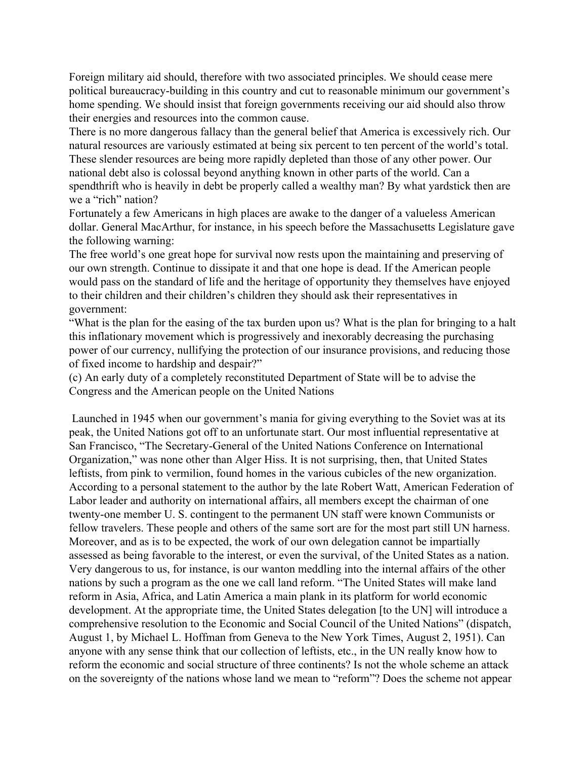Foreign military aid should, therefore with two associated principles. We should cease mere political bureaucracy-building in this country and cut to reasonable minimum our government's home spending. We should insist that foreign governments receiving our aid should also throw their energies and resources into the common cause.

There is no more dangerous fallacy than the general belief that America is excessively rich. Our natural resources are variously estimated at being six percent to ten percent of the world's total. These slender resources are being more rapidly depleted than those of any other power. Our national debt also is colossal beyond anything known in other parts of the world. Can a spendthrift who is heavily in debt be properly called a wealthy man? By what yardstick then are we a "rich" nation?

Fortunately a few Americans in high places are awake to the danger of a valueless American dollar. General MacArthur, for instance, in his speech before the Massachusetts Legislature gave the following warning:

The free world's one great hope for survival now rests upon the maintaining and preserving of our own strength. Continue to dissipate it and that one hope is dead. If the American people would pass on the standard of life and the heritage of opportunity they themselves have enjoyed to their children and their children's children they should ask their representatives in government:

"What is the plan for the easing of the tax burden upon us? What is the plan for bringing to a halt this inflationary movement which is progressively and inexorably decreasing the purchasing power of our currency, nullifying the protection of our insurance provisions, and reducing those of fixed income to hardship and despair?"

(c) An early duty of a completely reconstituted Department of State will be to advise the Congress and the American people on the United Nations

Launched in 1945 when our government's mania for giving everything to the Soviet was at its peak, the United Nations got off to an unfortunate start. Our most influential representative at San Francisco, "The Secretary-General of the United Nations Conference on International Organization," was none other than Alger Hiss. It is not surprising, then, that United States leftists, from pink to vermilion, found homes in the various cubicles of the new organization. According to a personal statement to the author by the late Robert Watt, American Federation of Labor leader and authority on international affairs, all members except the chairman of one twenty-one member U. S. contingent to the permanent UN staff were known Communists or fellow travelers. These people and others of the same sort are for the most part still UN harness. Moreover, and as is to be expected, the work of our own delegation cannot be impartially assessed as being favorable to the interest, or even the survival, of the United States as a nation. Very dangerous to us, for instance, is our wanton meddling into the internal affairs of the other nations by such a program as the one we call land reform. "The United States will make land reform in Asia, Africa, and Latin America a main plank in its platform for world economic development. At the appropriate time, the United States delegation [to the UN] will introduce a comprehensive resolution to the Economic and Social Council of the United Nations" (dispatch, August 1, by Michael L. Hoffman from Geneva to the New York Times, August 2, 1951). Can anyone with any sense think that our collection of leftists, etc., in the UN really know how to reform the economic and social structure of three continents? Is not the whole scheme an attack on the sovereignty of the nations whose land we mean to "reform"? Does the scheme not appear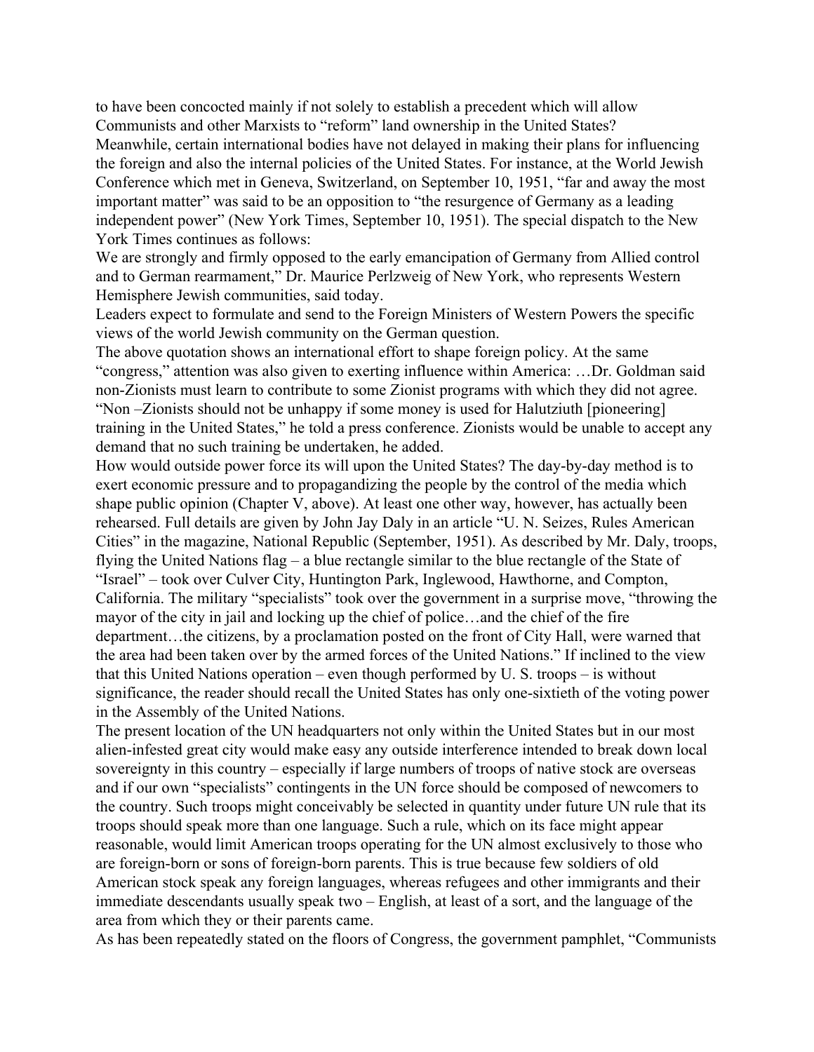to have been concocted mainly if not solely to establish a precedent which will allow Communists and other Marxists to "reform" land ownership in the United States?

Meanwhile, certain international bodies have not delayed in making their plans for influencing the foreign and also the internal policies of the United States. For instance, at the World Jewish Conference which met in Geneva, Switzerland, on September 10, 1951, "far and away the most important matter" was said to be an opposition to "the resurgence of Germany as a leading independent power" (New York Times, September 10, 1951). The special dispatch to the New York Times continues as follows:

We are strongly and firmly opposed to the early emancipation of Germany from Allied control and to German rearmament," Dr. Maurice Perlzweig of New York, who represents Western Hemisphere Jewish communities, said today.

Leaders expect to formulate and send to the Foreign Ministers of Western Powers the specific views of the world Jewish community on the German question.

The above quotation shows an international effort to shape foreign policy. At the same "congress," attention was also given to exerting influence within America: …Dr. Goldman said non-Zionists must learn to contribute to some Zionist programs with which they did not agree. "Non –Zionists should not be unhappy if some money is used for Halutziuth [pioneering] training in the United States," he told a press conference. Zionists would be unable to accept any demand that no such training be undertaken, he added.

How would outside power force its will upon the United States? The day-by-day method is to exert economic pressure and to propagandizing the people by the control of the media which shape public opinion (Chapter V, above). At least one other way, however, has actually been rehearsed. Full details are given by John Jay Daly in an article "U. N. Seizes, Rules American Cities" in the magazine, National Republic (September, 1951). As described by Mr. Daly, troops, flying the United Nations flag – a blue rectangle similar to the blue rectangle of the State of "Israel" – took over Culver City, Huntington Park, Inglewood, Hawthorne, and Compton, California. The military "specialists" took over the government in a surprise move, "throwing the mayor of the city in jail and locking up the chief of police…and the chief of the fire department…the citizens, by a proclamation posted on the front of City Hall, were warned that the area had been taken over by the armed forces of the United Nations." If inclined to the view that this United Nations operation – even though performed by U. S. troops – is without significance, the reader should recall the United States has only one-sixtieth of the voting power in the Assembly of the United Nations.

The present location of the UN headquarters not only within the United States but in our most alien-infested great city would make easy any outside interference intended to break down local sovereignty in this country – especially if large numbers of troops of native stock are overseas and if our own "specialists" contingents in the UN force should be composed of newcomers to the country. Such troops might conceivably be selected in quantity under future UN rule that its troops should speak more than one language. Such a rule, which on its face might appear reasonable, would limit American troops operating for the UN almost exclusively to those who are foreign-born or sons of foreign-born parents. This is true because few soldiers of old American stock speak any foreign languages, whereas refugees and other immigrants and their immediate descendants usually speak two – English, at least of a sort, and the language of the area from which they or their parents came.

As has been repeatedly stated on the floors of Congress, the government pamphlet, "Communists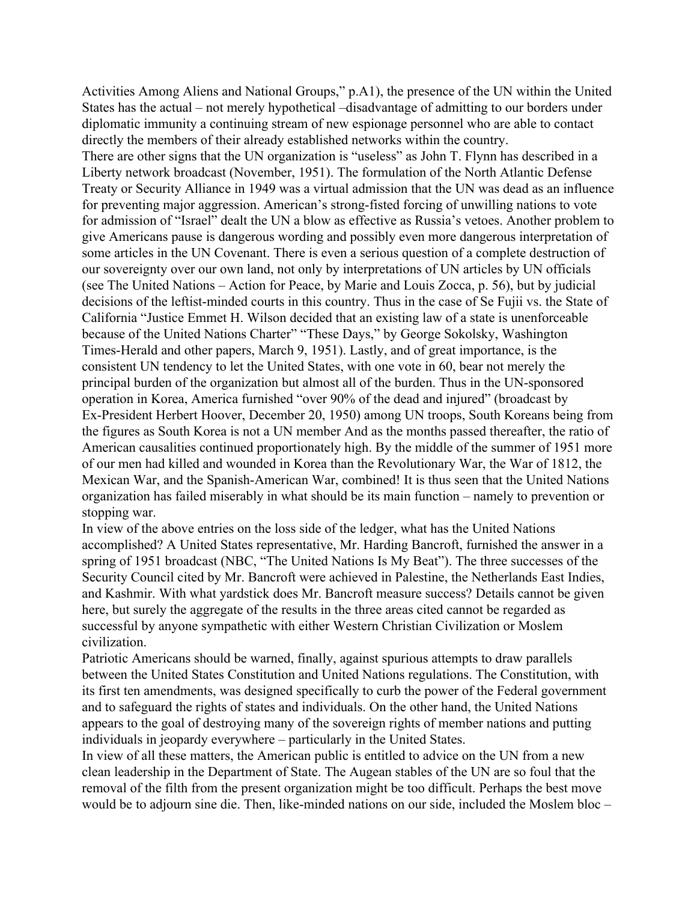Activities Among Aliens and National Groups," p.A1), the presence of the UN within the United States has the actual – not merely hypothetical –disadvantage of admitting to our borders under diplomatic immunity a continuing stream of new espionage personnel who are able to contact directly the members of their already established networks within the country.

There are other signs that the UN organization is "useless" as John T. Flynn has described in a Liberty network broadcast (November, 1951). The formulation of the North Atlantic Defense Treaty or Security Alliance in 1949 was a virtual admission that the UN was dead as an influence for preventing major aggression. American's strong-fisted forcing of unwilling nations to vote for admission of "Israel" dealt the UN a blow as effective as Russia's vetoes. Another problem to give Americans pause is dangerous wording and possibly even more dangerous interpretation of some articles in the UN Covenant. There is even a serious question of a complete destruction of our sovereignty over our own land, not only by interpretations of UN articles by UN officials (see The United Nations – Action for Peace, by Marie and Louis Zocca, p. 56), but by judicial decisions of the leftist-minded courts in this country. Thus in the case of Se Fujii vs. the State of California "Justice Emmet H. Wilson decided that an existing law of a state is unenforceable because of the United Nations Charter" "These Days," by George Sokolsky, Washington Times-Herald and other papers, March 9, 1951). Lastly, and of great importance, is the consistent UN tendency to let the United States, with one vote in 60, bear not merely the principal burden of the organization but almost all of the burden. Thus in the UN-sponsored operation in Korea, America furnished "over 90% of the dead and injured" (broadcast by Ex-President Herbert Hoover, December 20, 1950) among UN troops, South Koreans being from the figures as South Korea is not a UN member And as the months passed thereafter, the ratio of American causalities continued proportionately high. By the middle of the summer of 1951 more of our men had killed and wounded in Korea than the Revolutionary War, the War of 1812, the Mexican War, and the Spanish-American War, combined! It is thus seen that the United Nations organization has failed miserably in what should be its main function – namely to prevention or stopping war.

In view of the above entries on the loss side of the ledger, what has the United Nations accomplished? A United States representative, Mr. Harding Bancroft, furnished the answer in a spring of 1951 broadcast (NBC, "The United Nations Is My Beat"). The three successes of the Security Council cited by Mr. Bancroft were achieved in Palestine, the Netherlands East Indies, and Kashmir. With what yardstick does Mr. Bancroft measure success? Details cannot be given here, but surely the aggregate of the results in the three areas cited cannot be regarded as successful by anyone sympathetic with either Western Christian Civilization or Moslem civilization.

Patriotic Americans should be warned, finally, against spurious attempts to draw parallels between the United States Constitution and United Nations regulations. The Constitution, with its first ten amendments, was designed specifically to curb the power of the Federal government and to safeguard the rights of states and individuals. On the other hand, the United Nations appears to the goal of destroying many of the sovereign rights of member nations and putting individuals in jeopardy everywhere – particularly in the United States.

In view of all these matters, the American public is entitled to advice on the UN from a new clean leadership in the Department of State. The Augean stables of the UN are so foul that the removal of the filth from the present organization might be too difficult. Perhaps the best move would be to adjourn sine die. Then, like-minded nations on our side, included the Moslem bloc –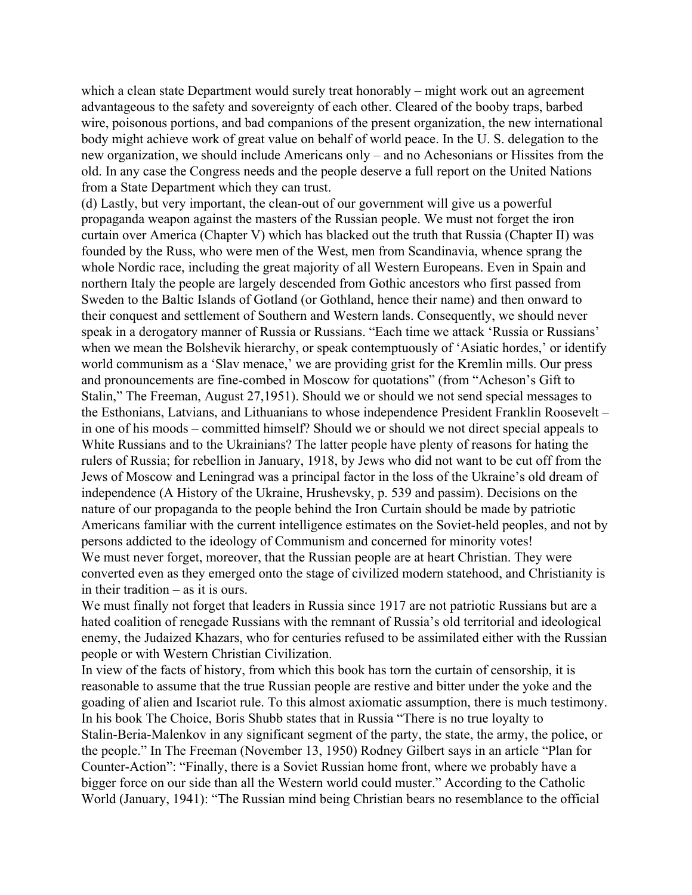which a clean state Department would surely treat honorably – might work out an agreement advantageous to the safety and sovereignty of each other. Cleared of the booby traps, barbed wire, poisonous portions, and bad companions of the present organization, the new international body might achieve work of great value on behalf of world peace. In the U. S. delegation to the new organization, we should include Americans only – and no Achesonians or Hissites from the old. In any case the Congress needs and the people deserve a full report on the United Nations from a State Department which they can trust.

(d) Lastly, but very important, the clean-out of our government will give us a powerful propaganda weapon against the masters of the Russian people. We must not forget the iron curtain over America (Chapter V) which has blacked out the truth that Russia (Chapter II) was founded by the Russ, who were men of the West, men from Scandinavia, whence sprang the whole Nordic race, including the great majority of all Western Europeans. Even in Spain and northern Italy the people are largely descended from Gothic ancestors who first passed from Sweden to the Baltic Islands of Gotland (or Gothland, hence their name) and then onward to their conquest and settlement of Southern and Western lands. Consequently, we should never speak in a derogatory manner of Russia or Russians. "Each time we attack 'Russia or Russians' when we mean the Bolshevik hierarchy, or speak contemptuously of 'Asiatic hordes,' or identify world communism as a 'Slav menace,' we are providing grist for the Kremlin mills. Our press and pronouncements are fine-combed in Moscow for quotations" (from "Acheson's Gift to Stalin," The Freeman, August 27,1951). Should we or should we not send special messages to the Esthonians, Latvians, and Lithuanians to whose independence President Franklin Roosevelt – in one of his moods – committed himself? Should we or should we not direct special appeals to White Russians and to the Ukrainians? The latter people have plenty of reasons for hating the rulers of Russia; for rebellion in January, 1918, by Jews who did not want to be cut off from the Jews of Moscow and Leningrad was a principal factor in the loss of the Ukraine's old dream of independence (A History of the Ukraine, Hrushevsky, p. 539 and passim). Decisions on the nature of our propaganda to the people behind the Iron Curtain should be made by patriotic Americans familiar with the current intelligence estimates on the Soviet-held peoples, and not by persons addicted to the ideology of Communism and concerned for minority votes!

We must never forget, moreover, that the Russian people are at heart Christian. They were converted even as they emerged onto the stage of civilized modern statehood, and Christianity is in their tradition – as it is ours.

We must finally not forget that leaders in Russia since 1917 are not patriotic Russians but are a hated coalition of renegade Russians with the remnant of Russia's old territorial and ideological enemy, the Judaized Khazars, who for centuries refused to be assimilated either with the Russian people or with Western Christian Civilization.

In view of the facts of history, from which this book has torn the curtain of censorship, it is reasonable to assume that the true Russian people are restive and bitter under the yoke and the goading of alien and Iscariot rule. To this almost axiomatic assumption, there is much testimony. In his book The Choice, Boris Shubb states that in Russia "There is no true loyalty to Stalin-Beria-Malenkov in any significant segment of the party, the state, the army, the police, or the people." In The Freeman (November 13, 1950) Rodney Gilbert says in an article "Plan for Counter-Action": "Finally, there is a Soviet Russian home front, where we probably have a bigger force on our side than all the Western world could muster." According to the Catholic World (January, 1941): "The Russian mind being Christian bears no resemblance to the official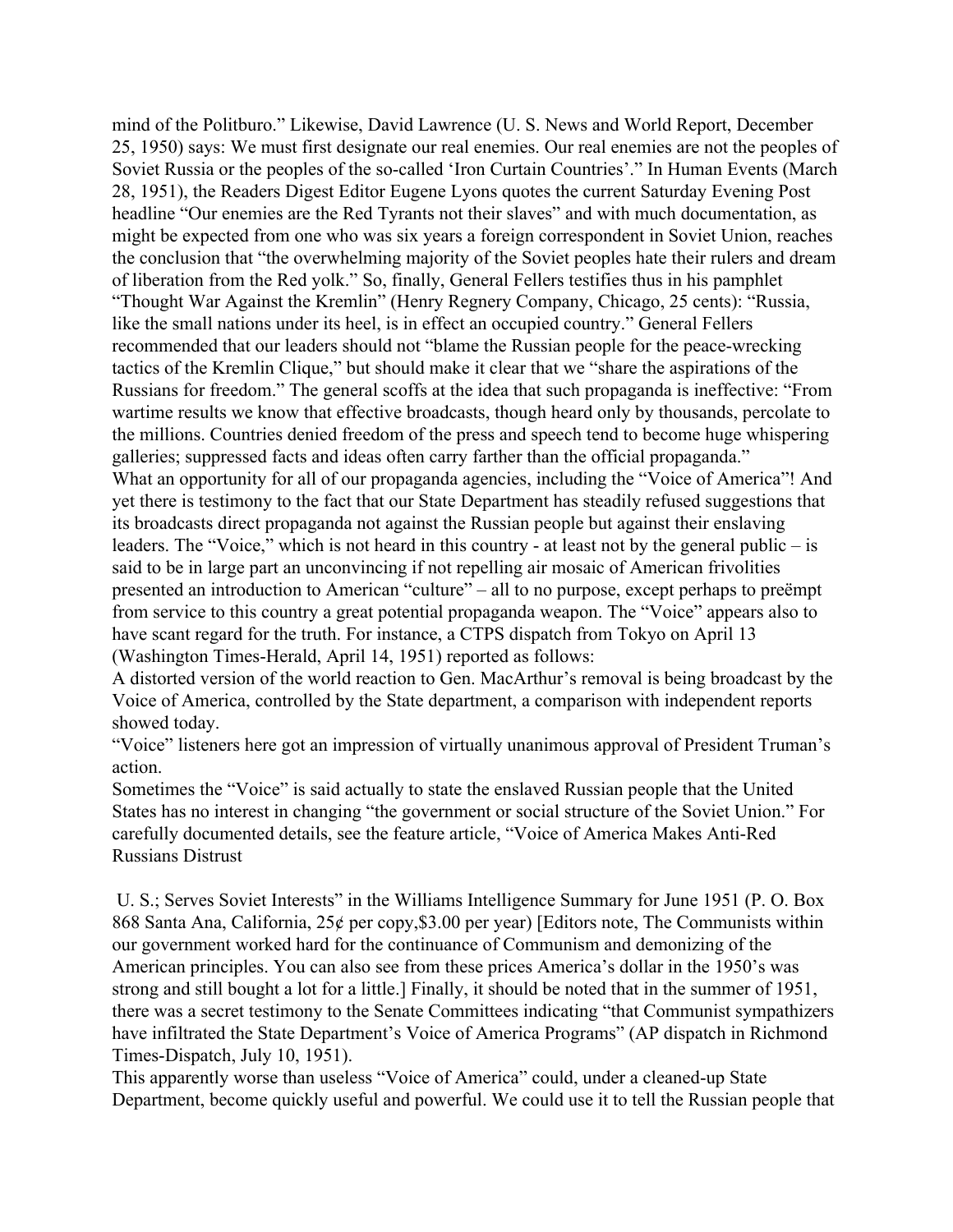mind of the Politburo." Likewise, David Lawrence (U. S. News and World Report, December 25, 1950) says: We must first designate our real enemies. Our real enemies are not the peoples of Soviet Russia or the peoples of the so-called 'Iron Curtain Countries'." In Human Events (March 28, 1951), the Readers Digest Editor Eugene Lyons quotes the current Saturday Evening Post headline "Our enemies are the Red Tyrants not their slaves" and with much documentation, as might be expected from one who was six years a foreign correspondent in Soviet Union, reaches the conclusion that "the overwhelming majority of the Soviet peoples hate their rulers and dream of liberation from the Red yolk." So, finally, General Fellers testifies thus in his pamphlet "Thought War Against the Kremlin" (Henry Regnery Company, Chicago, 25 cents): "Russia, like the small nations under its heel, is in effect an occupied country." General Fellers recommended that our leaders should not "blame the Russian people for the peace-wrecking tactics of the Kremlin Clique," but should make it clear that we "share the aspirations of the Russians for freedom." The general scoffs at the idea that such propaganda is ineffective: "From wartime results we know that effective broadcasts, though heard only by thousands, percolate to the millions. Countries denied freedom of the press and speech tend to become huge whispering galleries; suppressed facts and ideas often carry farther than the official propaganda."

What an opportunity for all of our propaganda agencies, including the "Voice of America"! And yet there is testimony to the fact that our State Department has steadily refused suggestions that its broadcasts direct propaganda not against the Russian people but against their enslaving leaders. The "Voice," which is not heard in this country - at least not by the general public – is said to be in large part an unconvincing if not repelling air mosaic of American frivolities presented an introduction to American "culture" – all to no purpose, except perhaps to preëmpt from service to this country a great potential propaganda weapon. The "Voice" appears also to have scant regard for the truth. For instance, a CTPS dispatch from Tokyo on April 13 (Washington Times-Herald, April 14, 1951) reported as follows:

A distorted version of the world reaction to Gen. MacArthur's removal is being broadcast by the Voice of America, controlled by the State department, a comparison with independent reports showed today.

"Voice" listeners here got an impression of virtually unanimous approval of President Truman's action.

Sometimes the "Voice" is said actually to state the enslaved Russian people that the United States has no interest in changing "the government or social structure of the Soviet Union." For carefully documented details, see the feature article, "Voice of America Makes Anti-Red Russians Distrust U. S.; Serves Soviet Interests" in the Williams Intelligence Summary for June 1951 (P. O. Box 868 Santa Ana, California, 25¢ per copy,$3.00 per year) [Editors note, The Communists within our government worked hard for the continuance of Communism and demonizing of the American principles. You can also see from these prices America's dollar in the 1950's was strong and still bought a lot for a little.] Finally, it should be noted that in the summer of 1951, there was a secret testimony to the Senate Committees indicating "that Communist sympathizers have infiltrated the State Department's Voice of America Programs" (AP dispatch in Richmond Times-Dispatch, July 10, 1951).

This apparently worse than useless "Voice of America" could, under a cleaned-up State Department, become quickly useful and powerful. We could use it to tell the Russian people that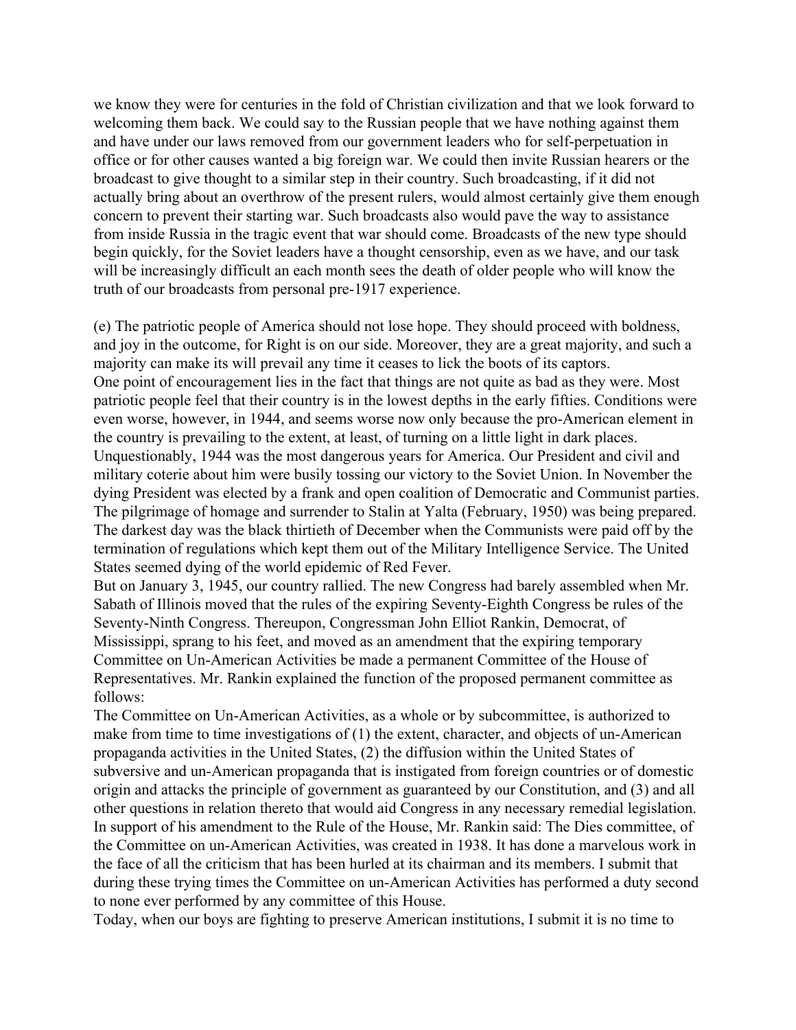we know they were for centuries in the fold of Christian civilization and that we look forward to welcoming them back. We could say to the Russian people that we have nothing against them and have under our laws removed from our government leaders who for self-perpetuation in office or for other causes wanted a big foreign war. We could then invite Russian hearers or the broadcast to give thought to a similar step in their country. Such broadcasting, if it did not actually bring about an overthrow of the present rulers, would almost certainly give them enough concern to prevent their starting war. Such broadcasts also would pave the way to assistance from inside Russia in the tragic event that war should come. Broadcasts of the new type should begin quickly, for the Soviet leaders have a thought censorship, even as we have, and our task will be increasingly difficult an each month sees the death of older people who will know the truth of our broadcasts from personal pre-1917 experience.

(e) The patriotic people of America should not lose hope. They should proceed with boldness, and joy in the outcome, for Right is on our side. Moreover, they are a great majority, and such a majority can make its will prevail any time it ceases to lick the boots of its captors.
One point of encouragement lies in the fact that things are not quite as bad as they were. Most patriotic people feel that their country is in the lowest depths in the early fifties. Conditions were even worse, however, in 1944, and seems worse now only because the pro-American element in the country is prevailing to the extent, at least, of turning on a little light in dark places. Unquestionably, 1944 was the most dangerous years for America. Our President and civil and military coterie about him were busily tossing our victory to the Soviet Union. In November the dying President was elected by a frank and open coalition of Democratic and Communist parties. The pilgrimage of homage and surrender to Stalin at Yalta (February, 1950) was being prepared. The darkest day was the black thirtieth of December when the Communists were paid off by the termination of regulations which kept them out of the Military Intelligence Service. The United States seemed dying of the world epidemic of Red Fever.
But on January 3, 1945, our country rallied. The new Congress had barely assembled when Mr. Sabath of Illinois moved that the rules of the expiring Seventy-Eighth Congress be rules of the Seventy-Ninth Congress. Thereupon, Congressman John Elliot Rankin, Democrat, of Mississippi, sprang to his feet, and moved as an amendment that the expiring temporary Committee on Un-American Activities be made a permanent Committee of the House of Representatives. Mr. Rankin explained the function of the proposed permanent committee as follows:
The Committee on Un-American Activities, as a whole or by subcommittee, is authorized to make from time to time investigations of (1) the extent, character, and objects of un-American propaganda activities in the United States, (2) the diffusion within the United States of subversive and un-American propaganda that is instigated from foreign countries or of domestic origin and attacks the principle of government as guaranteed by our Constitution, and (3) and all other questions in relation thereto that would aid Congress in any necessary remedial legislation.
In support of his amendment to the Rule of the House, Mr. Rankin said: The Dies committee, of the Committee on un-American Activities, was created in 1938. It has done a marvelous work in the face of all the criticism that has been hurled at its chairman and its members. I submit that during these trying times the Committee on un-American Activities has performed a duty second to none ever performed by any committee of this House.
Today, when our boys are fighting to preserve American institutions, I submit it is no time to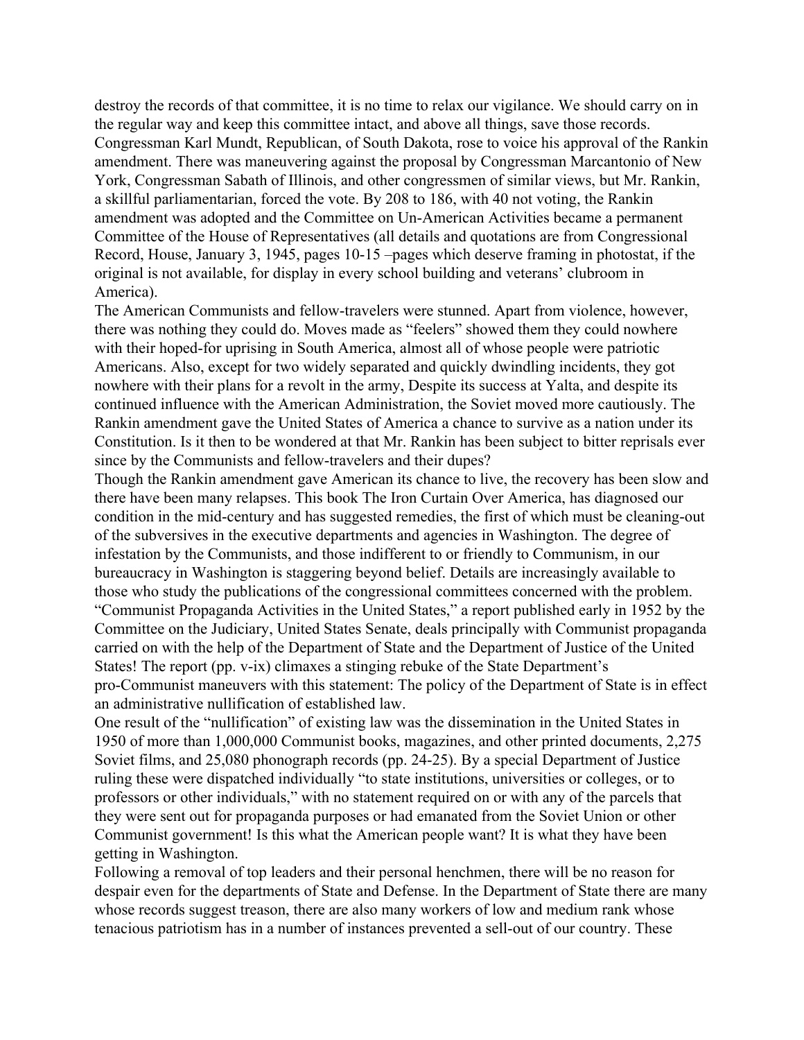destroy the records of that committee, it is no time to relax our vigilance. We should carry on in the regular way and keep this committee intact, and above all things, save those records.

Congressman Karl Mundt, Republican, of South Dakota, rose to voice his approval of the Rankin amendment. There was maneuvering against the proposal by Congressman Marcantonio of New York, Congressman Sabath of Illinois, and other congressmen of similar views, but Mr. Rankin, a skillful parliamentarian, forced the vote. By 208 to 186, with 40 not voting, the Rankin amendment was adopted and the Committee on Un-American Activities became a permanent Committee of the House of Representatives (all details and quotations are from Congressional Record, House, January 3, 1945, pages 10-15 –pages which deserve framing in photostat, if the original is not available, for display in every school building and veterans' clubroom in America).

The American Communists and fellow-travelers were stunned. Apart from violence, however, there was nothing they could do. Moves made as "feelers" showed them they could nowhere with their hoped-for uprising in South America, almost all of whose people were patriotic Americans. Also, except for two widely separated and quickly dwindling incidents, they got nowhere with their plans for a revolt in the army, Despite its success at Yalta, and despite its continued influence with the American Administration, the Soviet moved more cautiously. The Rankin amendment gave the United States of America a chance to survive as a nation under its Constitution. Is it then to be wondered at that Mr. Rankin has been subject to bitter reprisals ever since by the Communists and fellow-travelers and their dupes?

Though the Rankin amendment gave American its chance to live, the recovery has been slow and there have been many relapses. This book The Iron Curtain Over America, has diagnosed our condition in the mid-century and has suggested remedies, the first of which must be cleaning-out of the subversives in the executive departments and agencies in Washington. The degree of infestation by the Communists, and those indifferent to or friendly to Communism, in our bureaucracy in Washington is staggering beyond belief. Details are increasingly available to those who study the publications of the congressional committees concerned with the problem.

"Communist Propaganda Activities in the United States," a report published early in 1952 by the Committee on the Judiciary, United States Senate, deals principally with Communist propaganda carried on with the help of the Department of State and the Department of Justice of the United States! The report (pp. v-ix) climaxes a stinging rebuke of the State Department's pro-Communist maneuvers with this statement: The policy of the Department of State is in effect an administrative nullification of established law.

One result of the "nullification" of existing law was the dissemination in the United States in 1950 of more than 1,000,000 Communist books, magazines, and other printed documents, 2,275 Soviet films, and 25,080 phonograph records (pp. 24-25). By a special Department of Justice ruling these were dispatched individually "to state institutions, universities or colleges, or to professors or other individuals," with no statement required on or with any of the parcels that they were sent out for propaganda purposes or had emanated from the Soviet Union or other Communist government! Is this what the American people want? It is what they have been getting in Washington.

Following a removal of top leaders and their personal henchmen, there will be no reason for despair even for the departments of State and Defense. In the Department of State there are many whose records suggest treason, there are also many workers of low and medium rank whose tenacious patriotism has in a number of instances prevented a sell-out of our country. These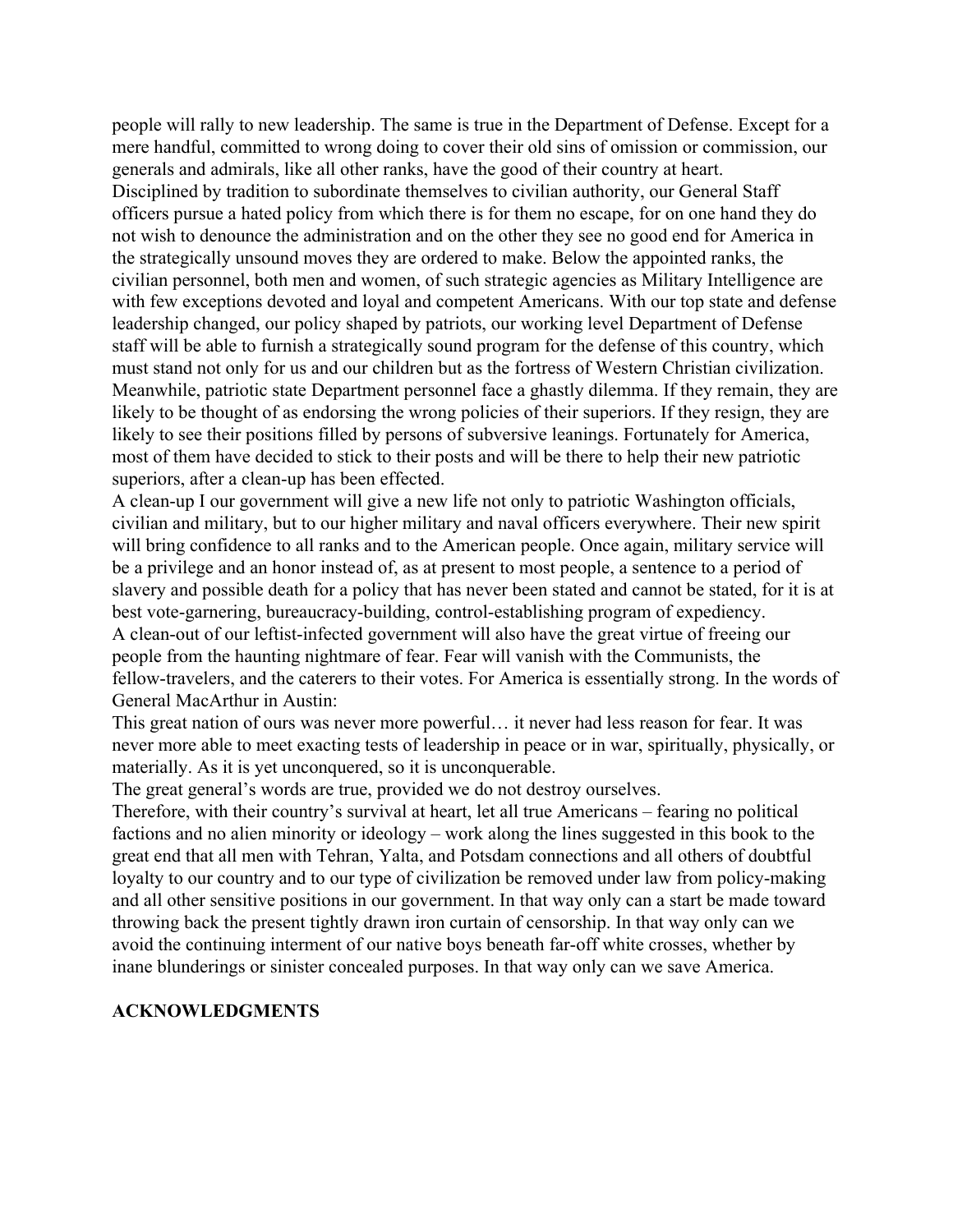people will rally to new leadership. The same is true in the Department of Defense. Except for a mere handful, committed to wrong doing to cover their old sins of omission or commission, our generals and admirals, like all other ranks, have the good of their country at heart.

Disciplined by tradition to subordinate themselves to civilian authority, our General Staff officers pursue a hated policy from which there is for them no escape, for on one hand they do not wish to denounce the administration and on the other they see no good end for America in the strategically unsound moves they are ordered to make. Below the appointed ranks, the civilian personnel, both men and women, of such strategic agencies as Military Intelligence are with few exceptions devoted and loyal and competent Americans. With our top state and defense leadership changed, our policy shaped by patriots, our working level Department of Defense staff will be able to furnish a strategically sound program for the defense of this country, which must stand not only for us and our children but as the fortress of Western Christian civilization.

Meanwhile, patriotic state Department personnel face a ghastly dilemma. If they remain, they are likely to be thought of as endorsing the wrong policies of their superiors. If they resign, they are likely to see their positions filled by persons of subversive leanings. Fortunately for America, most of them have decided to stick to their posts and will be there to help their new patriotic superiors, after a clean-up has been effected.

A clean-up I our government will give a new life not only to patriotic Washington officials, civilian and military, but to our higher military and naval officers everywhere. Their new spirit will bring confidence to all ranks and to the American people. Once again, military service will be a privilege and an honor instead of, as at present to most people, a sentence to a period of slavery and possible death for a policy that has never been stated and cannot be stated, for it is at best vote-garnering, bureaucracy-building, control-establishing program of expediency.

A clean-out of our leftist-infected government will also have the great virtue of freeing our people from the haunting nightmare of fear. Fear will vanish with the Communists, the fellow-travelers, and the caterers to their votes. For America is essentially strong. In the words of General MacArthur in Austin:

This great nation of ours was never more powerful… it never had less reason for fear. It was never more able to meet exacting tests of leadership in peace or in war, spiritually, physically, or materially. As it is yet unconquered, so it is unconquerable.

The great general's words are true, provided we do not destroy ourselves.

Therefore, with their country's survival at heart, let all true Americans – fearing no political factions and no alien minority or ideology – work along the lines suggested in this book to the great end that all men with Tehran, Yalta, and Potsdam connections and all others of doubtful loyalty to our country and to our type of civilization be removed under law from policy-making and all other sensitive positions in our government. In that way only can a start be made toward throwing back the present tightly drawn iron curtain of censorship. In that way only can we avoid the continuing interment of our native boys beneath far-off white crosses, whether by inane blunderings or sinister concealed purposes. In that way only can we save America.

**ACKNOWLEDGMENTS**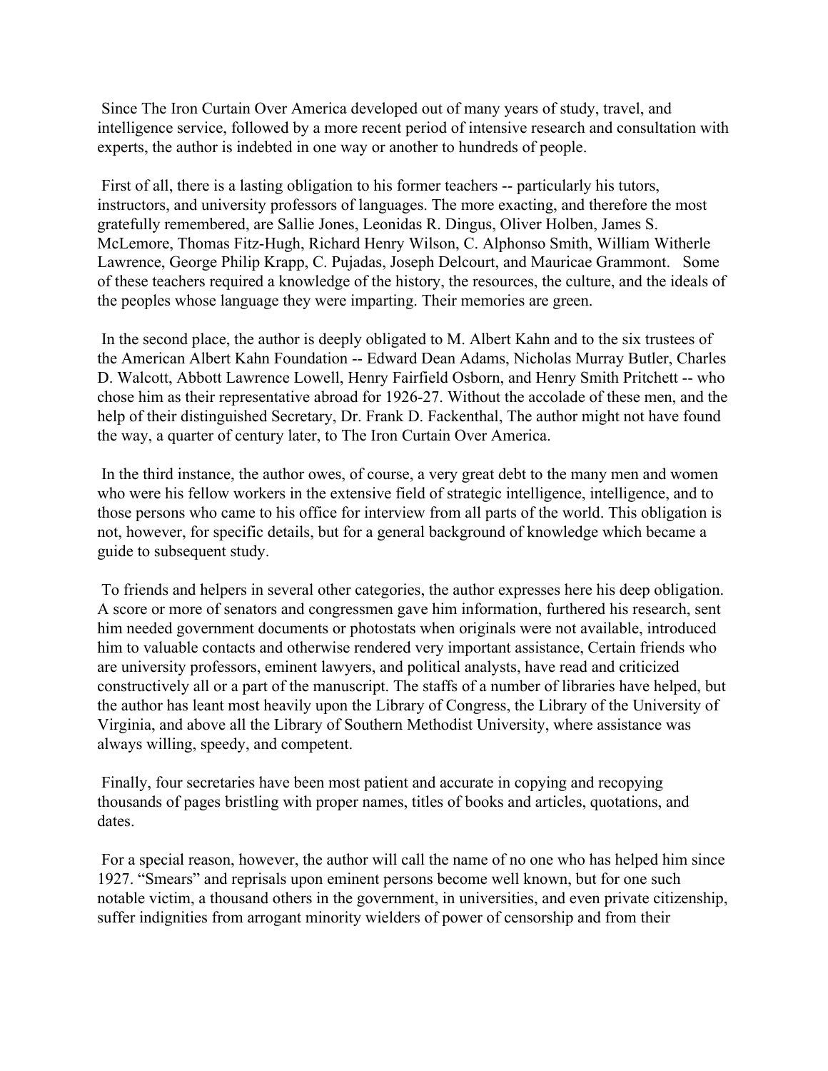Since The Iron Curtain Over America developed out of many years of study, travel, and intelligence service, followed by a more recent period of intensive research and consultation with experts, the author is indebted in one way or another to hundreds of people.

First of all, there is a lasting obligation to his former teachers -- particularly his tutors, instructors, and university professors of languages. The more exacting, and therefore the most gratefully remembered, are Sallie Jones, Leonidas R. Dingus, Oliver Holben, James S. McLemore, Thomas Fitz-Hugh, Richard Henry Wilson, C. Alphonso Smith, William Witherle Lawrence, George Philip Krapp, C. Pujadas, Joseph Delcourt, and Mauricae Grammont. Some of these teachers required a knowledge of the history, the resources, the culture, and the ideals of the peoples whose language they were imparting. Their memories are green.

In the second place, the author is deeply obligated to M. Albert Kahn and to the six trustees of the American Albert Kahn Foundation -- Edward Dean Adams, Nicholas Murray Butler, Charles D. Walcott, Abbott Lawrence Lowell, Henry Fairfield Osborn, and Henry Smith Pritchett -- who chose him as their representative abroad for 1926-27. Without the accolade of these men, and the help of their distinguished Secretary, Dr. Frank D. Fackenthal, The author might not have found the way, a quarter of century later, to The Iron Curtain Over America.

In the third instance, the author owes, of course, a very great debt to the many men and women who were his fellow workers in the extensive field of strategic intelligence, intelligence, and to those persons who came to his office for interview from all parts of the world. This obligation is not, however, for specific details, but for a general background of knowledge which became a guide to subsequent study.

To friends and helpers in several other categories, the author expresses here his deep obligation. A score or more of senators and congressmen gave him information, furthered his research, sent him needed government documents or photostats when originals were not available, introduced him to valuable contacts and otherwise rendered very important assistance, Certain friends who are university professors, eminent lawyers, and political analysts, have read and criticized constructively all or a part of the manuscript. The staffs of a number of libraries have helped, but the author has leant most heavily upon the Library of Congress, the Library of the University of Virginia, and above all the Library of Southern Methodist University, where assistance was always willing, speedy, and competent.

Finally, four secretaries have been most patient and accurate in copying and recopying thousands of pages bristling with proper names, titles of books and articles, quotations, and dates.

For a special reason, however, the author will call the name of no one who has helped him since 1927. "Smears" and reprisals upon eminent persons become well known, but for one such notable victim, a thousand others in the government, in universities, and even private citizenship, suffer indignities from arrogant minority wielders of power of censorship and from their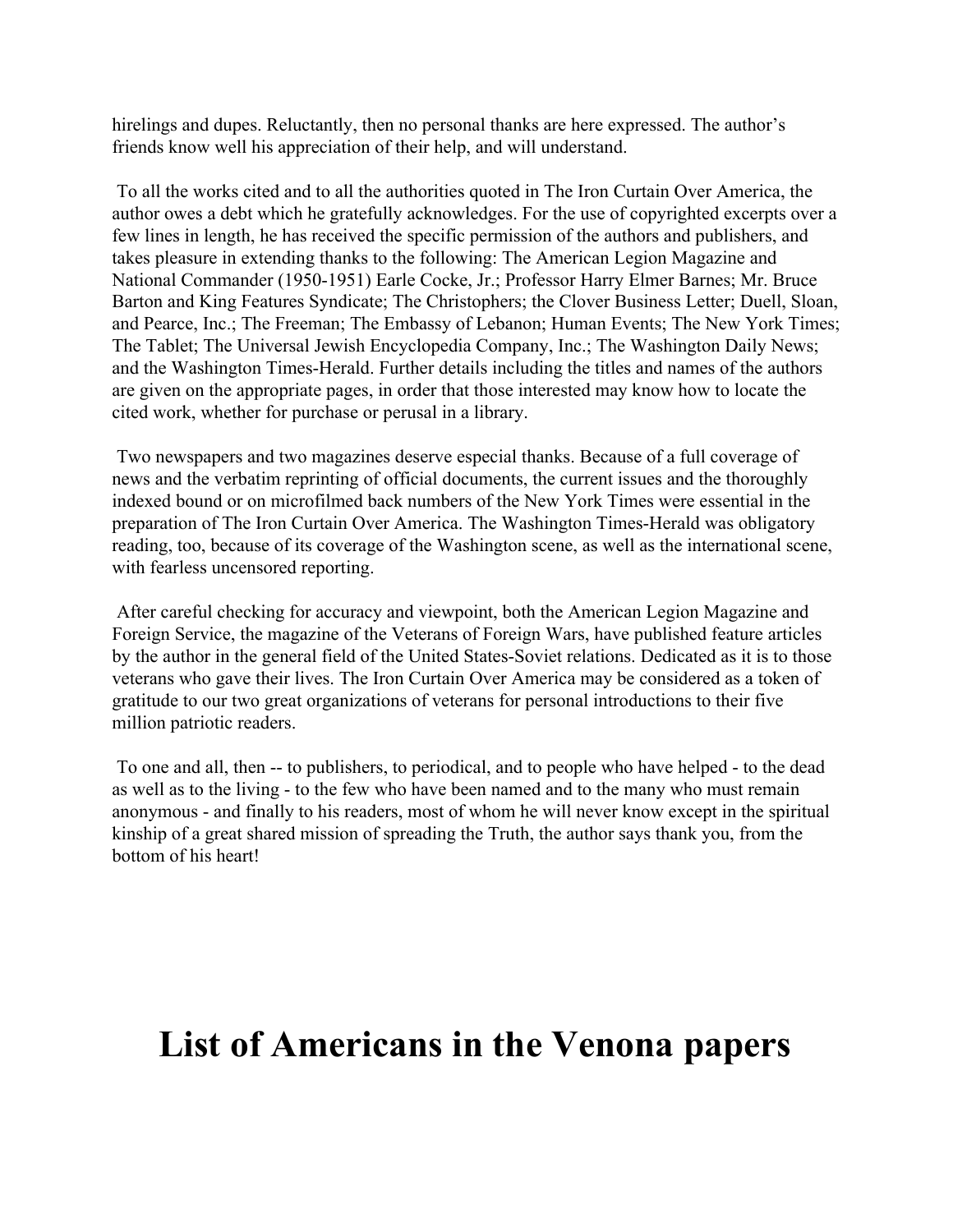hirelings and dupes. Reluctantly, then no personal thanks are here expressed. The author's friends know well his appreciation of their help, and will understand.

To all the works cited and to all the authorities quoted in The Iron Curtain Over America, the author owes a debt which he gratefully acknowledges. For the use of copyrighted excerpts over a few lines in length, he has received the specific permission of the authors and publishers, and takes pleasure in extending thanks to the following: The American Legion Magazine and National Commander (1950-1951) Earle Cocke, Jr.; Professor Harry Elmer Barnes; Mr. Bruce Barton and King Features Syndicate; The Christophers; the Clover Business Letter; Duell, Sloan, and Pearce, Inc.; The Freeman; The Embassy of Lebanon; Human Events; The New York Times; The Tablet; The Universal Jewish Encyclopedia Company, Inc.; The Washington Daily News; and the Washington Times-Herald. Further details including the titles and names of the authors are given on the appropriate pages, in order that those interested may know how to locate the cited work, whether for purchase or perusal in a library.

Two newspapers and two magazines deserve especial thanks. Because of a full coverage of news and the verbatim reprinting of official documents, the current issues and the thoroughly indexed bound or on microfilmed back numbers of the New York Times were essential in the preparation of The Iron Curtain Over America. The Washington Times-Herald was obligatory reading, too, because of its coverage of the Washington scene, as well as the international scene, with fearless uncensored reporting.

After careful checking for accuracy and viewpoint, both the American Legion Magazine and Foreign Service, the magazine of the Veterans of Foreign Wars, have published feature articles by the author in the general field of the United States-Soviet relations. Dedicated as it is to those veterans who gave their lives. The Iron Curtain Over America may be considered as a token of gratitude to our two great organizations of veterans for personal introductions to their five million patriotic readers.

To one and all, then -- to publishers, to periodical, and to people who have helped - to the dead as well as to the living - to the few who have been named and to the many who must remain anonymous - and finally to his readers, most of whom he will never know except in the spiritual kinship of a great shared mission of spreading the Truth, the author says thank you, from the bottom of his heart!

# List of Americans in the Venona papers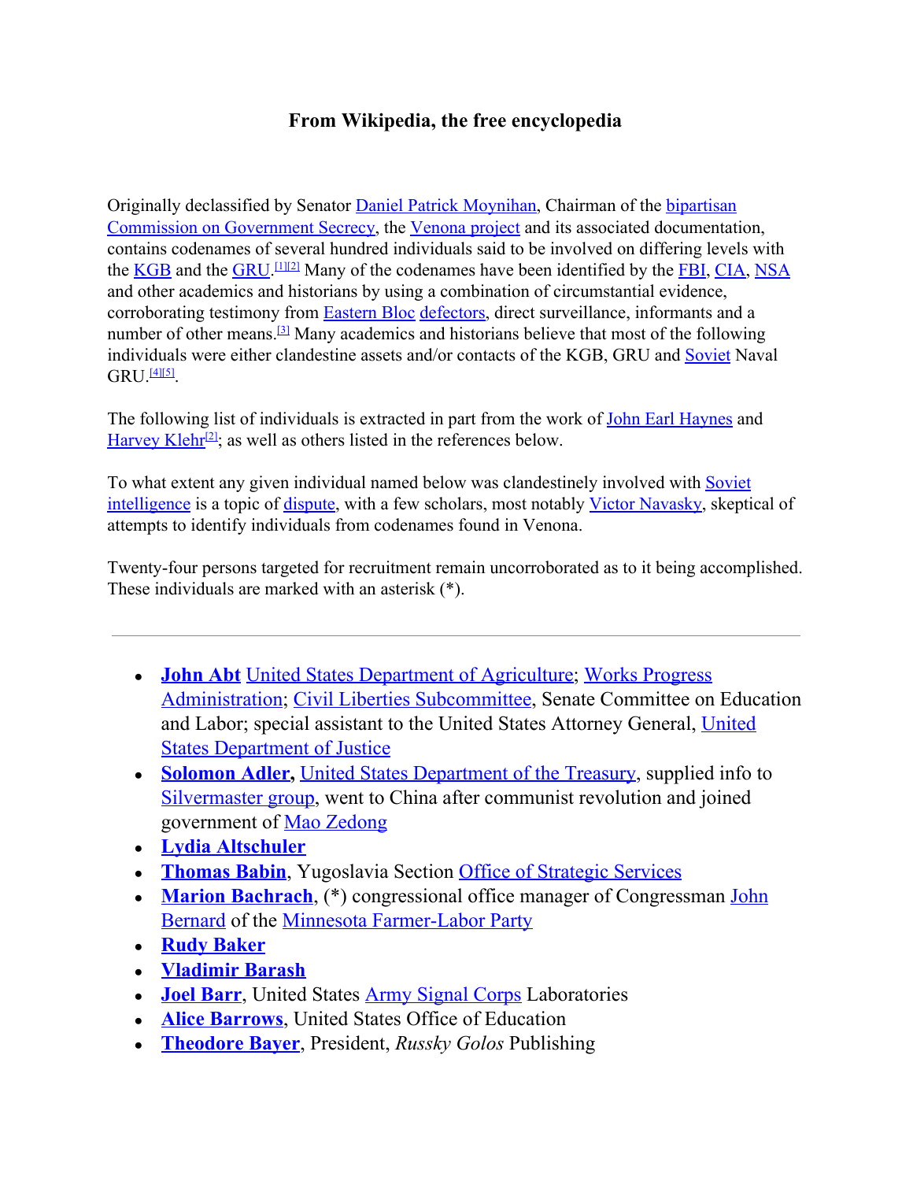**From Wikipedia, the free encyclopedia**

Originally declassified by Senator Daniel Patrick Moynihan, Chairman of the bipartisan Commission on Government Secrecy, the Venona project and its associated documentation, contains codenames of several hundred individuals said to be involved on differing levels with the KGB and the GRU.[1][2] Many of the codenames have been identified by the FBI, CIA, NSA and other academics and historians by using a combination of circumstantial evidence, corroborating testimony from Eastern Bloc defectors, direct surveillance, informants and a number of other means.[3] Many academics and historians believe that most of the following individuals were either clandestine assets and/or contacts of the KGB, GRU and Soviet Naval GRU.[4][5].

The following list of individuals is extracted in part from the work of John Earl Haynes and Harvey Klehr[2]; as well as others listed in the references below.

To what extent any given individual named below was clandestinely involved with Soviet intelligence is a topic of dispute, with a few scholars, most notably Victor Navasky, skeptical of attempts to identify individuals from codenames found in Venona.

Twenty-four persons targeted for recruitment remain uncorroborated as to it being accomplished. These individuals are marked with an asterisk (*).

---

- **John Abt** United States Department of Agriculture; Works Progress Administration; Civil Liberties Subcommittee, Senate Committee on Education and Labor; special assistant to the United States Attorney General, United States Department of Justice
- **Solomon Adler,** United States Department of the Treasury, supplied info to Silvermaster group, went to China after communist revolution and joined government of Mao Zedong
- **Lydia Altschuler**
- **Thomas Babin**, Yugoslavia Section Office of Strategic Services
- **Marion Bachrach**, (*) congressional office manager of Congressman John Bernard of the Minnesota Farmer-Labor Party
- **Rudy Baker**
- **Vladimir Barash**
- **Joel Barr**, United States Army Signal Corps Laboratories
- **Alice Barrows**, United States Office of Education
- **Theodore Bayer**, President, *Russky Golos* Publishing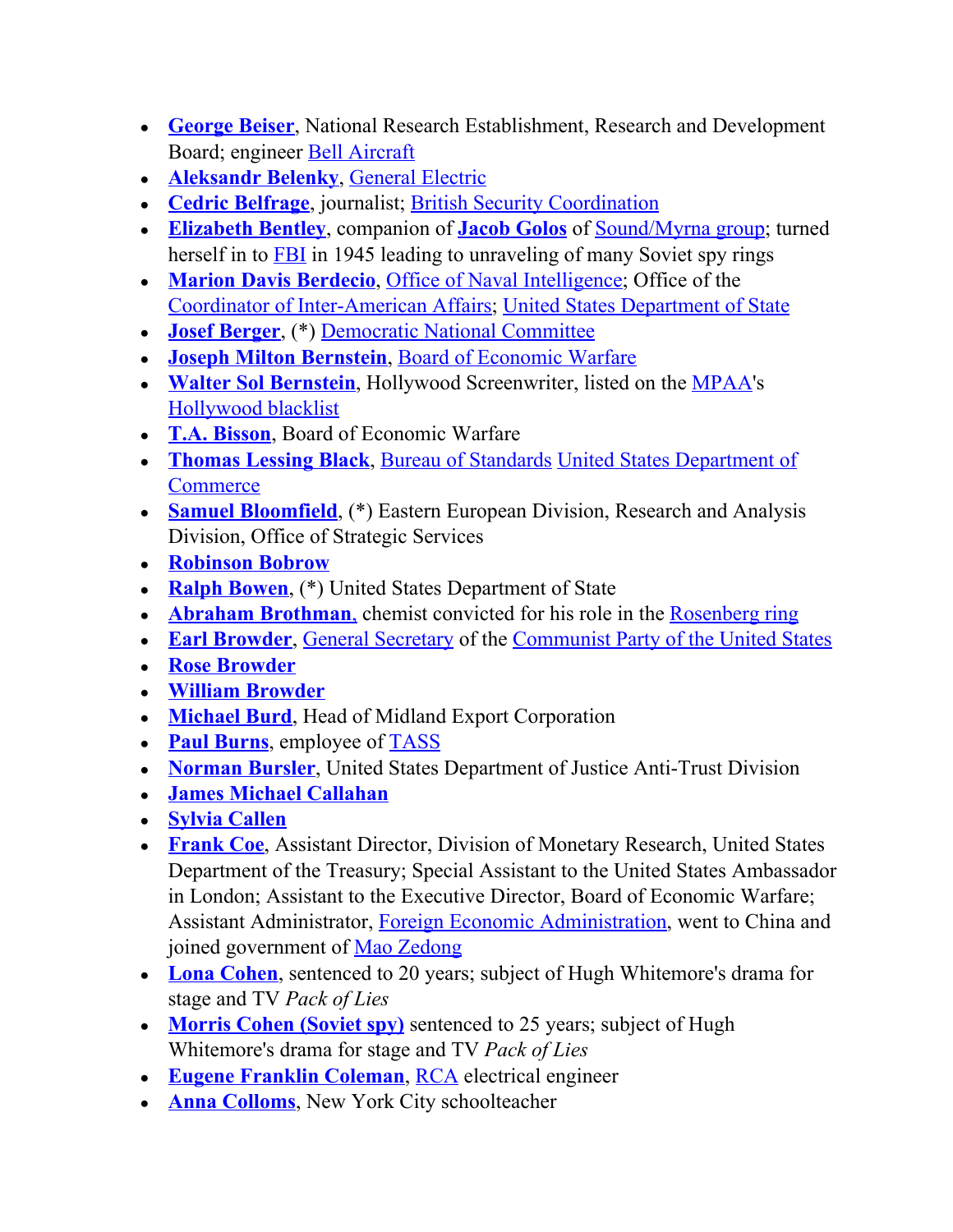- **George Beiser**, National Research Establishment, Research and Development Board; engineer Bell Aircraft
- **Aleksandr Belenky**, General Electric
- **Cedric Belfrage**, journalist; British Security Coordination
- **Elizabeth Bentley**, companion of **Jacob Golos** of Sound/Myrna group; turned herself in to FBI in 1945 leading to unraveling of many Soviet spy rings
- **Marion Davis Berdecio**, Office of Naval Intelligence; Office of the Coordinator of Inter-American Affairs; United States Department of State
- **Josef Berger**, (*) Democratic National Committee
- **Joseph Milton Bernstein**, Board of Economic Warfare
- **Walter Sol Bernstein**, Hollywood Screenwriter, listed on the MPAA's Hollywood blacklist
- **T.A. Bisson**, Board of Economic Warfare
- **Thomas Lessing Black**, Bureau of Standards United States Department of Commerce
- **Samuel Bloomfield**, (*) Eastern European Division, Research and Analysis Division, Office of Strategic Services
- **Robinson Bobrow**
- **Ralph Bowen**, (*) United States Department of State
- **Abraham Brothman**, chemist convicted for his role in the Rosenberg ring
- **Earl Browder**, General Secretary of the Communist Party of the United States
- **Rose Browder**
- **William Browder**
- **Michael Burd**, Head of Midland Export Corporation
- **Paul Burns**, employee of TASS
- **Norman Bursler**, United States Department of Justice Anti-Trust Division
- **James Michael Callahan**
- **Sylvia Callen**
- **Frank Coe**, Assistant Director, Division of Monetary Research, United States Department of the Treasury; Special Assistant to the United States Ambassador in London; Assistant to the Executive Director, Board of Economic Warfare; Assistant Administrator, Foreign Economic Administration, went to China and joined government of Mao Zedong
- **Lona Cohen**, sentenced to 20 years; subject of Hugh Whitemore's drama for stage and TV *Pack of Lies*
- **Morris Cohen (Soviet spy)** sentenced to 25 years; subject of Hugh Whitemore's drama for stage and TV *Pack of Lies*
- **Eugene Franklin Coleman**, RCA electrical engineer
- **Anna Colloms**, New York City schoolteacher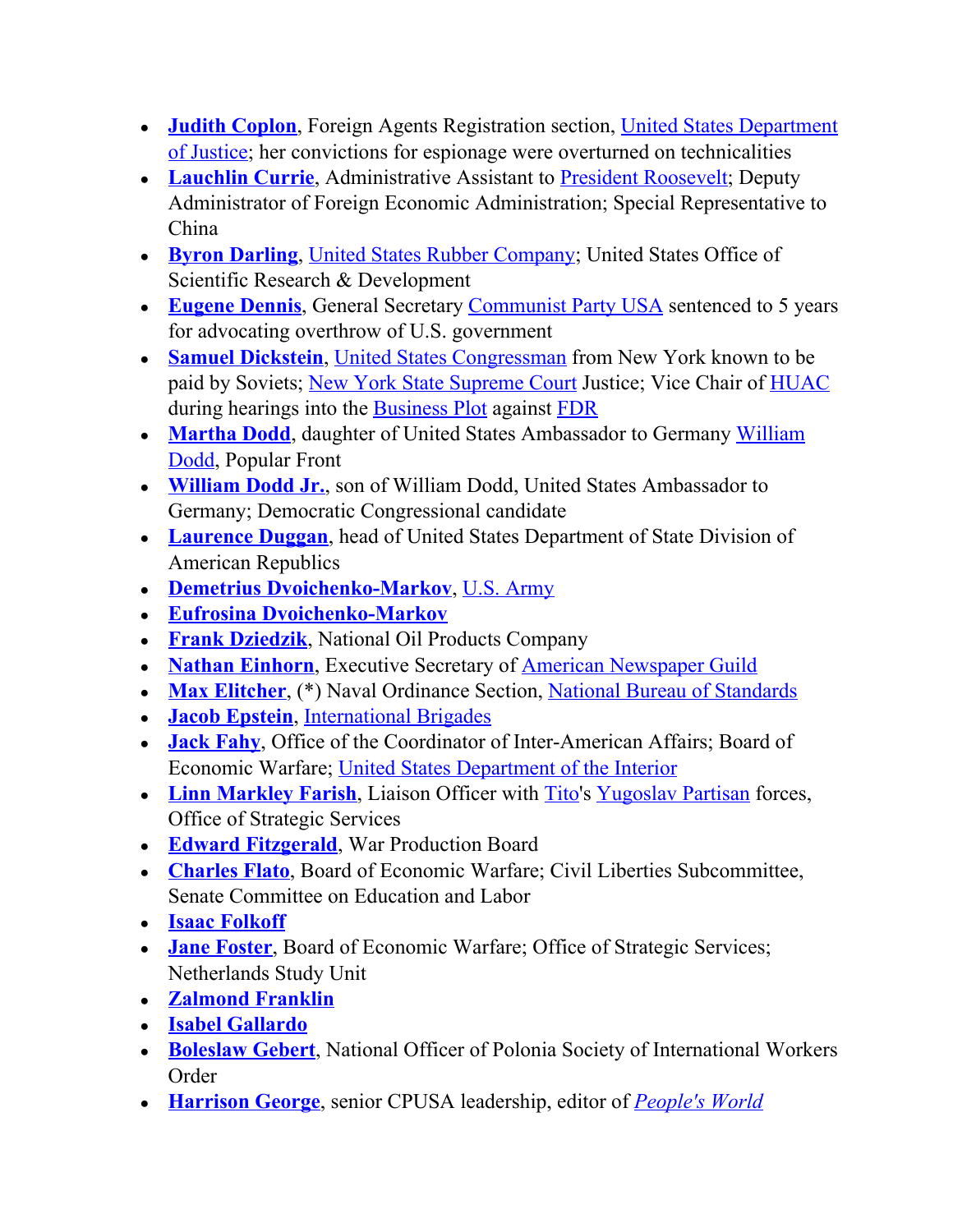- **Judith Coplon**, Foreign Agents Registration section, United States Department of Justice; her convictions for espionage were overturned on technicalities
- **Lauchlin Currie**, Administrative Assistant to President Roosevelt; Deputy Administrator of Foreign Economic Administration; Special Representative to China
- **Byron Darling**, United States Rubber Company; United States Office of Scientific Research & Development
- **Eugene Dennis**, General Secretary Communist Party USA sentenced to 5 years for advocating overthrow of U.S. government
- **Samuel Dickstein**, United States Congressman from New York known to be paid by Soviets; New York State Supreme Court Justice; Vice Chair of HUAC during hearings into the Business Plot against FDR
- **Martha Dodd**, daughter of United States Ambassador to Germany William Dodd, Popular Front
- **William Dodd Jr.**, son of William Dodd, United States Ambassador to Germany; Democratic Congressional candidate
- **Laurence Duggan**, head of United States Department of State Division of American Republics
- **Demetrius Dvoichenko-Markov**, U.S. Army
- **Eufrosina Dvoichenko-Markov**
- **Frank Dziedzik**, National Oil Products Company
- **Nathan Einhorn**, Executive Secretary of American Newspaper Guild
- **Max Elitcher**, (*) Naval Ordinance Section, National Bureau of Standards
- **Jacob Epstein**, International Brigades
- **Jack Fahy**, Office of the Coordinator of Inter-American Affairs; Board of Economic Warfare; United States Department of the Interior
- **Linn Markley Farish**, Liaison Officer with Tito's Yugoslav Partisan forces, Office of Strategic Services
- **Edward Fitzgerald**, War Production Board
- **Charles Flato**, Board of Economic Warfare; Civil Liberties Subcommittee, Senate Committee on Education and Labor
- **Isaac Folkoff**
- **Jane Foster**, Board of Economic Warfare; Office of Strategic Services; Netherlands Study Unit
- **Zalmond Franklin**
- **Isabel Gallardo**
- **Boleslaw Gebert**, National Officer of Polonia Society of International Workers Order
- **Harrison George**, senior CPUSA leadership, editor of *People's World*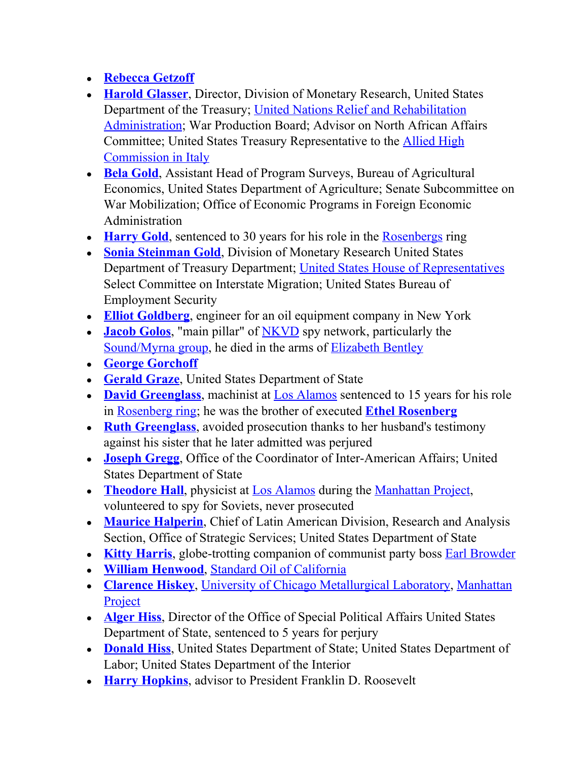- **Rebecca Getzoff**
- **Harold Glasser**, Director, Division of Monetary Research, United States Department of the Treasury; United Nations Relief and Rehabilitation Administration; War Production Board; Advisor on North African Affairs Committee; United States Treasury Representative to the Allied High Commission in Italy
- **Bela Gold**, Assistant Head of Program Surveys, Bureau of Agricultural Economics, United States Department of Agriculture; Senate Subcommittee on War Mobilization; Office of Economic Programs in Foreign Economic Administration
- **Harry Gold**, sentenced to 30 years for his role in the Rosenbergs ring
- **Sonia Steinman Gold**, Division of Monetary Research United States Department of Treasury Department; United States House of Representatives Select Committee on Interstate Migration; United States Bureau of Employment Security
- **Elliot Goldberg**, engineer for an oil equipment company in New York
- **Jacob Golos**, "main pillar" of NKVD spy network, particularly the Sound/Myrna group, he died in the arms of Elizabeth Bentley
- **George Gorchoff**
- **Gerald Graze**, United States Department of State
- **David Greenglass**, machinist at Los Alamos sentenced to 15 years for his role in Rosenberg ring; he was the brother of executed **Ethel Rosenberg**
- **Ruth Greenglass**, avoided prosecution thanks to her husband's testimony against his sister that he later admitted was perjured
- **Joseph Gregg**, Office of the Coordinator of Inter-American Affairs; United States Department of State
- **Theodore Hall**, physicist at Los Alamos during the Manhattan Project, volunteered to spy for Soviets, never prosecuted
- **Maurice Halperin**, Chief of Latin American Division, Research and Analysis Section, Office of Strategic Services; United States Department of State
- **Kitty Harris**, globe-trotting companion of communist party boss Earl Browder
- **William Henwood**, Standard Oil of California
- **Clarence Hiskey**, University of Chicago Metallurgical Laboratory, Manhattan Project
- **Alger Hiss**, Director of the Office of Special Political Affairs United States Department of State, sentenced to 5 years for perjury
- **Donald Hiss**, United States Department of State; United States Department of Labor; United States Department of the Interior
- **Harry Hopkins**, advisor to President Franklin D. Roosevelt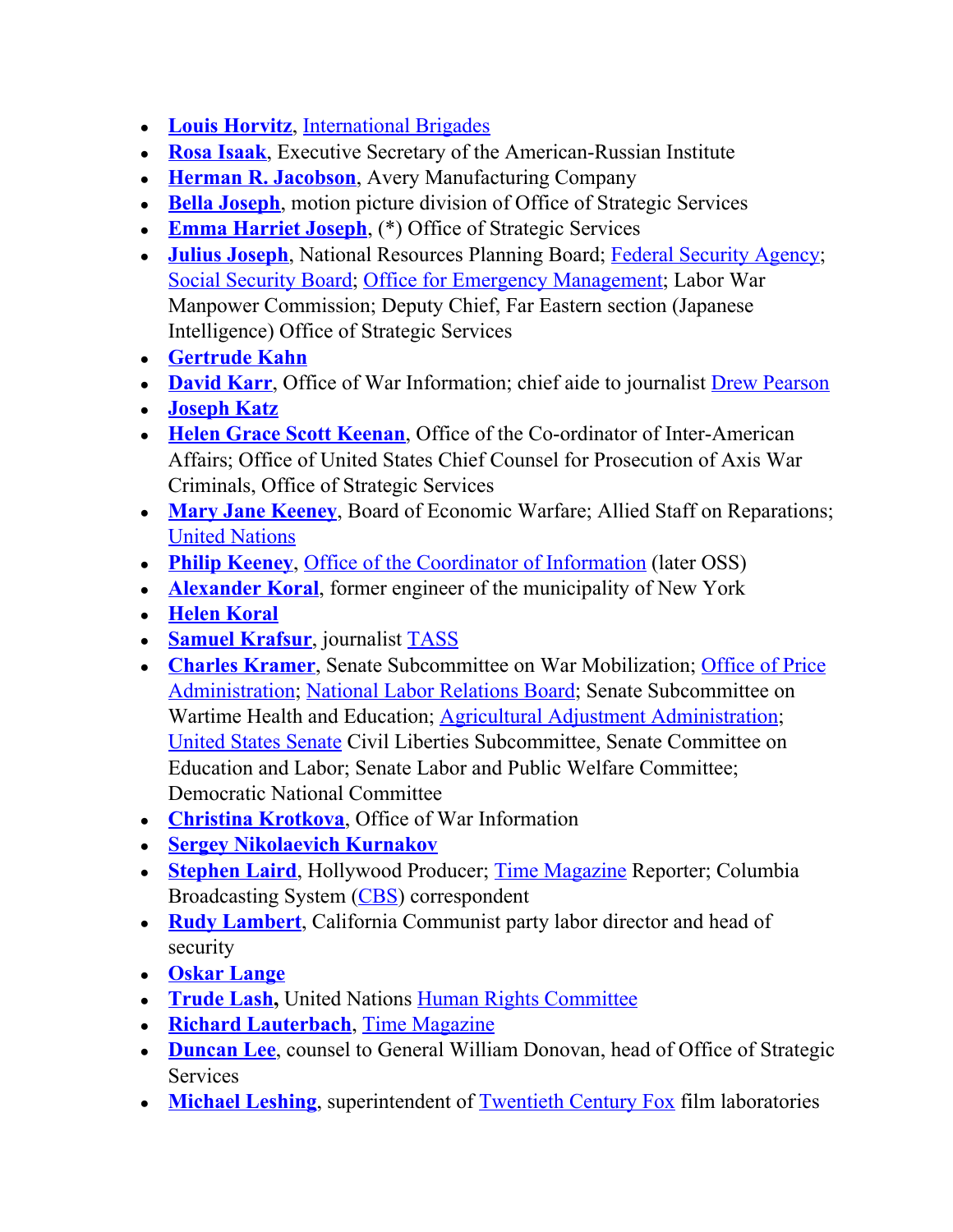- **Louis Horvitz**, International Brigades
- **Rosa Isaak**, Executive Secretary of the American-Russian Institute
- **Herman R. Jacobson**, Avery Manufacturing Company
- **Bella Joseph**, motion picture division of Office of Strategic Services
- **Emma Harriet Joseph**, (*) Office of Strategic Services
- **Julius Joseph**, National Resources Planning Board; Federal Security Agency; Social Security Board; Office for Emergency Management; Labor War Manpower Commission; Deputy Chief, Far Eastern section (Japanese Intelligence) Office of Strategic Services
- **Gertrude Kahn**
- **David Karr**, Office of War Information; chief aide to journalist Drew Pearson
- **Joseph Katz**
- **Helen Grace Scott Keenan**, Office of the Co-ordinator of Inter-American Affairs; Office of United States Chief Counsel for Prosecution of Axis War Criminals, Office of Strategic Services
- **Mary Jane Keeney**, Board of Economic Warfare; Allied Staff on Reparations; United Nations
- **Philip Keeney**, Office of the Coordinator of Information (later OSS)
- **Alexander Koral**, former engineer of the municipality of New York
- **Helen Koral**
- **Samuel Krafsur**, journalist TASS
- **Charles Kramer**, Senate Subcommittee on War Mobilization; Office of Price Administration; National Labor Relations Board; Senate Subcommittee on Wartime Health and Education; Agricultural Adjustment Administration; United States Senate Civil Liberties Subcommittee, Senate Committee on Education and Labor; Senate Labor and Public Welfare Committee; Democratic National Committee
- **Christina Krotkova**, Office of War Information
- **Sergey Nikolaevich Kurnakov**
- **Stephen Laird**, Hollywood Producer; Time Magazine Reporter; Columbia Broadcasting System (CBS) correspondent
- **Rudy Lambert**, California Communist party labor director and head of security
- **Oskar Lange**
- **Trude Lash,** United Nations Human Rights Committee
- **Richard Lauterbach**, Time Magazine
- **Duncan Lee**, counsel to General William Donovan, head of Office of Strategic Services
- **Michael Leshing**, superintendent of Twentieth Century Fox film laboratories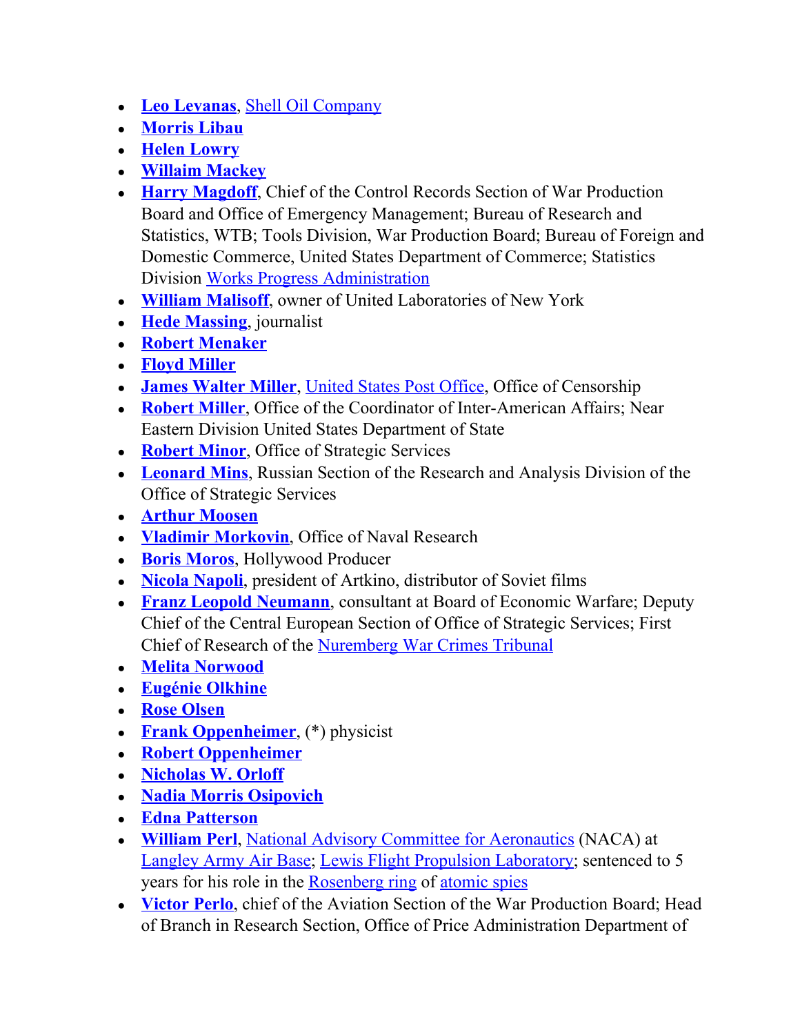- **Leo Levanas**, Shell Oil Company
- **Morris Libau**
- **Helen Lowry**
- **Willaim Mackey**
- **Harry Magdoff**, Chief of the Control Records Section of War Production Board and Office of Emergency Management; Bureau of Research and Statistics, WTB; Tools Division, War Production Board; Bureau of Foreign and Domestic Commerce, United States Department of Commerce; Statistics Division Works Progress Administration
- **William Malisoff**, owner of United Laboratories of New York
- **Hede Massing**, journalist
- **Robert Menaker**
- **Floyd Miller**
- **James Walter Miller**, United States Post Office, Office of Censorship
- **Robert Miller**, Office of the Coordinator of Inter-American Affairs; Near Eastern Division United States Department of State
- **Robert Minor**, Office of Strategic Services
- **Leonard Mins**, Russian Section of the Research and Analysis Division of the Office of Strategic Services
- **Arthur Moosen**
- **Vladimir Morkovin**, Office of Naval Research
- **Boris Moros**, Hollywood Producer
- **Nicola Napoli**, president of Artkino, distributor of Soviet films
- **Franz Leopold Neumann**, consultant at Board of Economic Warfare; Deputy Chief of the Central European Section of Office of Strategic Services; First Chief of Research of the Nuremberg War Crimes Tribunal
- **Melita Norwood**
- **Eugénie Olkhine**
- **Rose Olsen**
- **Frank Oppenheimer**, (*) physicist
- **Robert Oppenheimer**
- **Nicholas W. Orloff**
- **Nadia Morris Osipovich**
- **Edna Patterson**
- **William Perl**, National Advisory Committee for Aeronautics (NACA) at Langley Army Air Base; Lewis Flight Propulsion Laboratory; sentenced to 5 years for his role in the Rosenberg ring of atomic spies
- **Victor Perlo**, chief of the Aviation Section of the War Production Board; Head of Branch in Research Section, Office of Price Administration Department of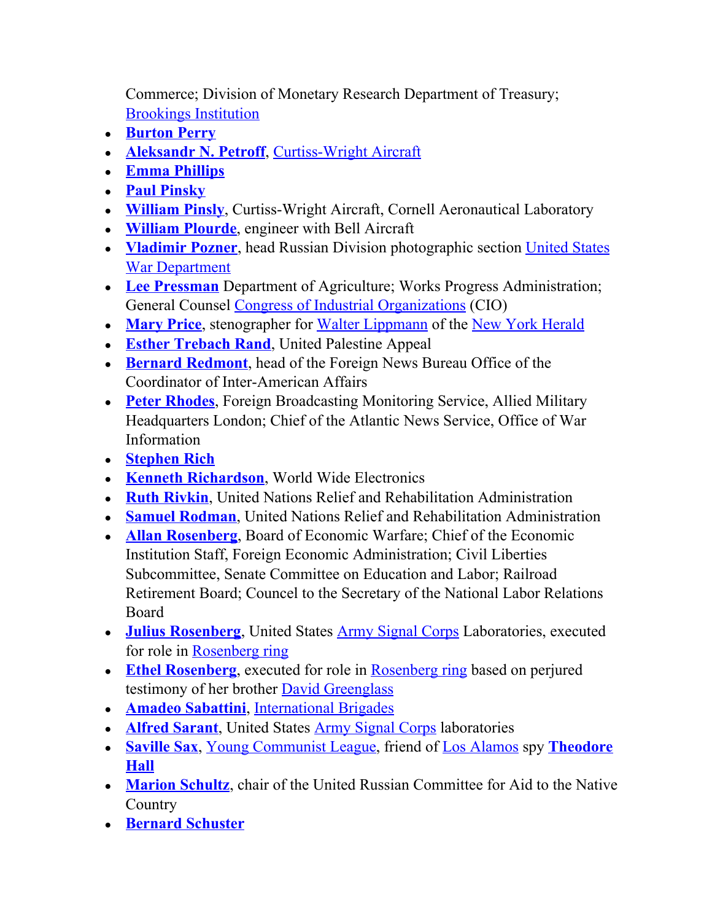Commerce; Division of Monetary Research Department of Treasury; Brookings Institution

- **Burton Perry**
- **Aleksandr N. Petroff**, Curtiss-Wright Aircraft
- **Emma Phillips**
- **Paul Pinsky**
- **William Pinsly**, Curtiss-Wright Aircraft, Cornell Aeronautical Laboratory
- **William Plourde**, engineer with Bell Aircraft
- **Vladimir Pozner**, head Russian Division photographic section United States War Department
- **Lee Pressman** Department of Agriculture; Works Progress Administration; General Counsel Congress of Industrial Organizations (CIO)
- **Mary Price**, stenographer for Walter Lippmann of the New York Herald
- **Esther Trebach Rand**, United Palestine Appeal
- **Bernard Redmont**, head of the Foreign News Bureau Office of the Coordinator of Inter-American Affairs
- **Peter Rhodes**, Foreign Broadcasting Monitoring Service, Allied Military Headquarters London; Chief of the Atlantic News Service, Office of War Information
- **Stephen Rich**
- **Kenneth Richardson**, World Wide Electronics
- **Ruth Rivkin**, United Nations Relief and Rehabilitation Administration
- **Samuel Rodman**, United Nations Relief and Rehabilitation Administration
- **Allan Rosenberg**, Board of Economic Warfare; Chief of the Economic Institution Staff, Foreign Economic Administration; Civil Liberties Subcommittee, Senate Committee on Education and Labor; Railroad Retirement Board; Councel to the Secretary of the National Labor Relations Board
- **Julius Rosenberg**, United States Army Signal Corps Laboratories, executed for role in Rosenberg ring
- **Ethel Rosenberg**, executed for role in Rosenberg ring based on perjured testimony of her brother David Greenglass
- **Amadeo Sabattini**, International Brigades
- **Alfred Sarant**, United States Army Signal Corps laboratories
- **Saville Sax**, Young Communist League, friend of Los Alamos spy **Theodore Hall**
- **Marion Schultz**, chair of the United Russian Committee for Aid to the Native Country
- **Bernard Schuster**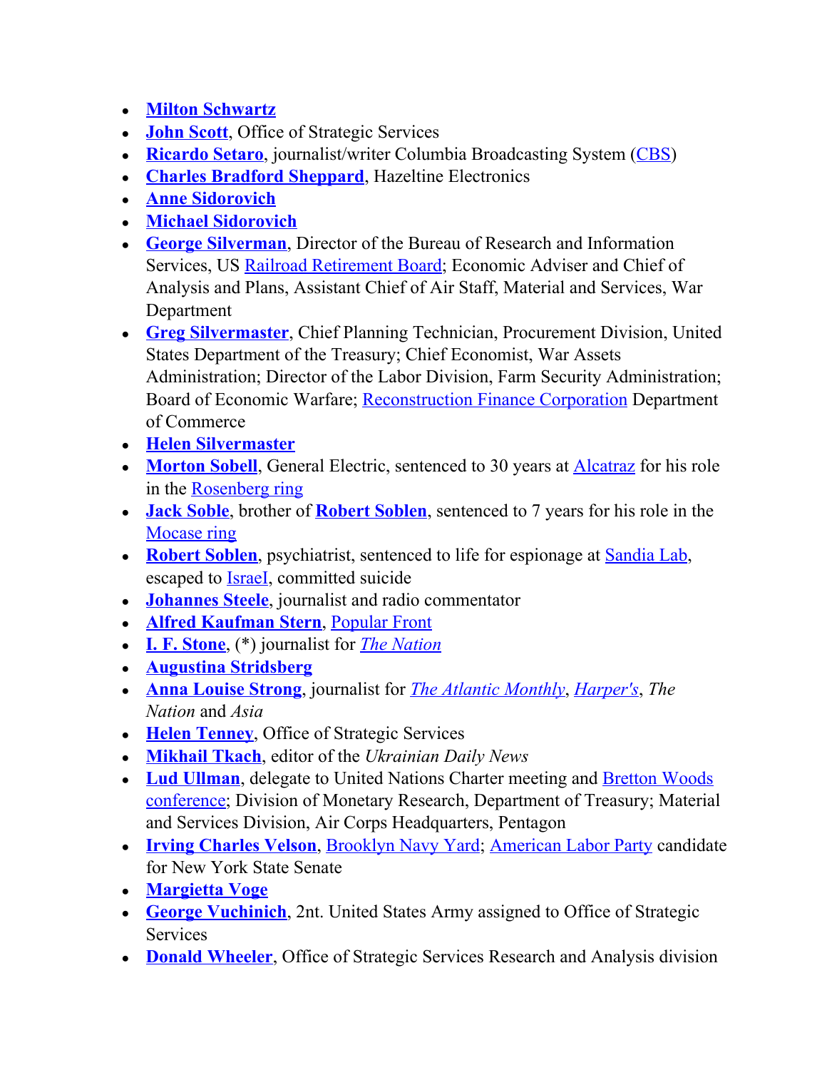- **Milton Schwartz**
- **John Scott**, Office of Strategic Services
- **Ricardo Setaro**, journalist/writer Columbia Broadcasting System (CBS)
- **Charles Bradford Sheppard**, Hazeltine Electronics
- **Anne Sidorovich**
- **Michael Sidorovich**
- **George Silverman**, Director of the Bureau of Research and Information Services, US Railroad Retirement Board; Economic Adviser and Chief of Analysis and Plans, Assistant Chief of Air Staff, Material and Services, War Department
- **Greg Silvermaster**, Chief Planning Technician, Procurement Division, United States Department of the Treasury; Chief Economist, War Assets Administration; Director of the Labor Division, Farm Security Administration; Board of Economic Warfare; Reconstruction Finance Corporation Department of Commerce
- **Helen Silvermaster**
- **Morton Sobell**, General Electric, sentenced to 30 years at Alcatraz for his role in the Rosenberg ring
- **Jack Soble**, brother of **Robert Soblen**, sentenced to 7 years for his role in the Mocase ring
- **Robert Soblen**, psychiatrist, sentenced to life for espionage at Sandia Lab, escaped to IsraeI, committed suicide
- **Johannes Steele**, journalist and radio commentator
- **Alfred Kaufman Stern**, Popular Front
- **I. F. Stone**, (*) journalist for *The Nation*
- **Augustina Stridsberg**
- **Anna Louise Strong**, journalist for *The Atlantic Monthly*, *Harper's*, *The Nation* and *Asia*
- **Helen Tenney**, Office of Strategic Services
- **Mikhail Tkach**, editor of the *Ukrainian Daily News*
- **Lud Ullman**, delegate to United Nations Charter meeting and Bretton Woods conference; Division of Monetary Research, Department of Treasury; Material and Services Division, Air Corps Headquarters, Pentagon
- **Irving Charles Velson**, Brooklyn Navy Yard; American Labor Party candidate for New York State Senate
- **Margietta Voge**
- **George Vuchinich**, 2nt. United States Army assigned to Office of Strategic Services
- **Donald Wheeler**, Office of Strategic Services Research and Analysis division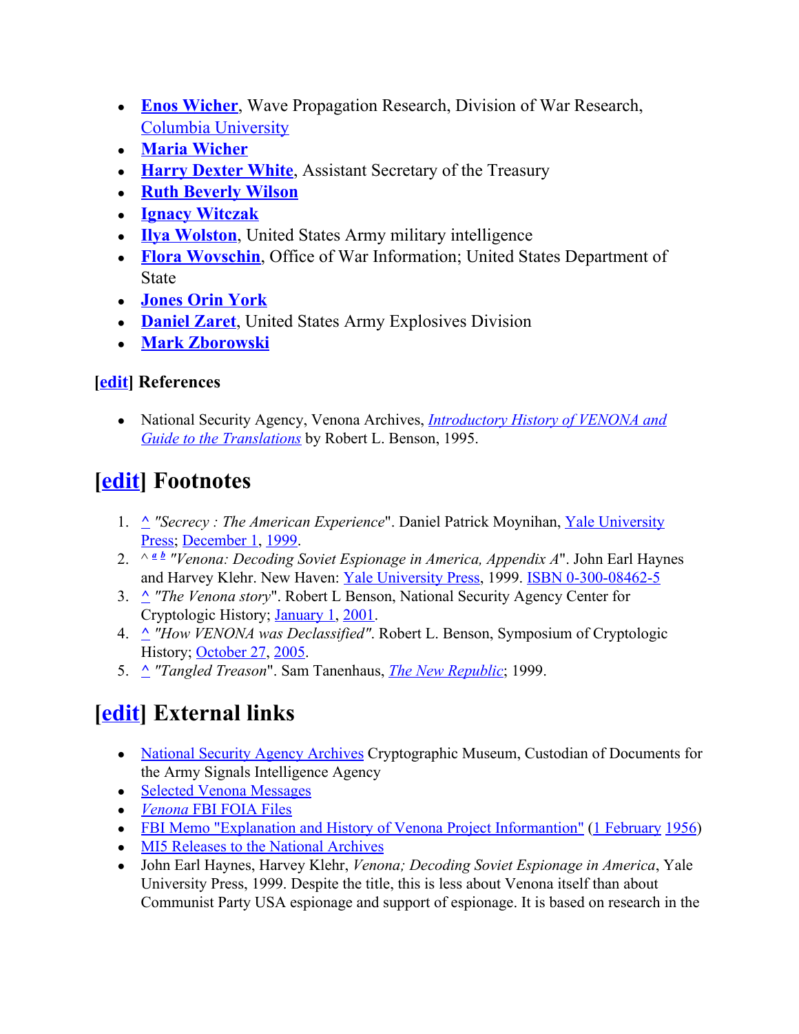- **Enos Wicher**, Wave Propagation Research, Division of War Research, Columbia University
- **Maria Wicher**
- **Harry Dexter White**, Assistant Secretary of the Treasury
- **Ruth Beverly Wilson**
- **Ignacy Witczak**
- **Ilya Wolston**, United States Army military intelligence
- **Flora Wovschin**, Office of War Information; United States Department of State
- **Jones Orin York**
- **Daniel Zaret**, United States Army Explosives Division
- **Mark Zborowski**

### [edit] References

- National Security Agency, Venona Archives, *Introductory History of VENONA and Guide to the Translations* by Robert L. Benson, 1995.

## [edit] Footnotes

1. ^ *"Secrecy : The American Experience*". Daniel Patrick Moynihan, Yale University Press; December 1, 1999.
2. ^ *a b* *"Venona: Decoding Soviet Espionage in America, Appendix A*". John Earl Haynes and Harvey Klehr. New Haven: Yale University Press, 1999. ISBN 0-300-08462-5
3. ^ *"The Venona story*". Robert L Benson, National Security Agency Center for Cryptologic History; January 1, 2001.
4. ^ *"How VENONA was Declassified"*. Robert L. Benson, Symposium of Cryptologic History; October 27, 2005.
5. ^ *"Tangled Treason*". Sam Tanenhaus, *The New Republic*; 1999.

## [edit] External links

- National Security Agency Archives Cryptographic Museum, Custodian of Documents for the Army Signals Intelligence Agency
- Selected Venona Messages
- *Venona* FBI FOIA Files
- FBI Memo "Explanation and History of Venona Project Informantion" (1 February 1956)
- MI5 Releases to the National Archives
- John Earl Haynes, Harvey Klehr, *Venona; Decoding Soviet Espionage in America*, Yale University Press, 1999. Despite the title, this is less about Venona itself than about Communist Party USA espionage and support of espionage. It is based on research in the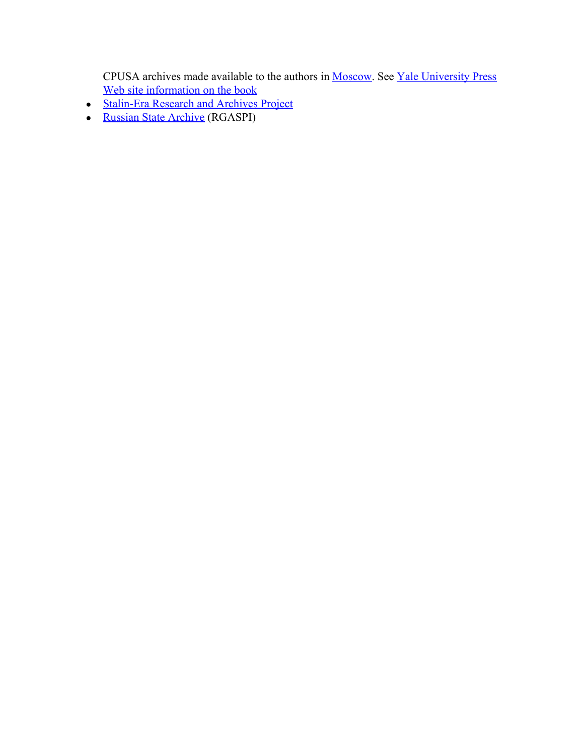CPUSA archives made available to the authors in Moscow. See Yale University Press Web site information on the book

- Stalin-Era Research and Archives Project
- Russian State Archive (RGASPI)